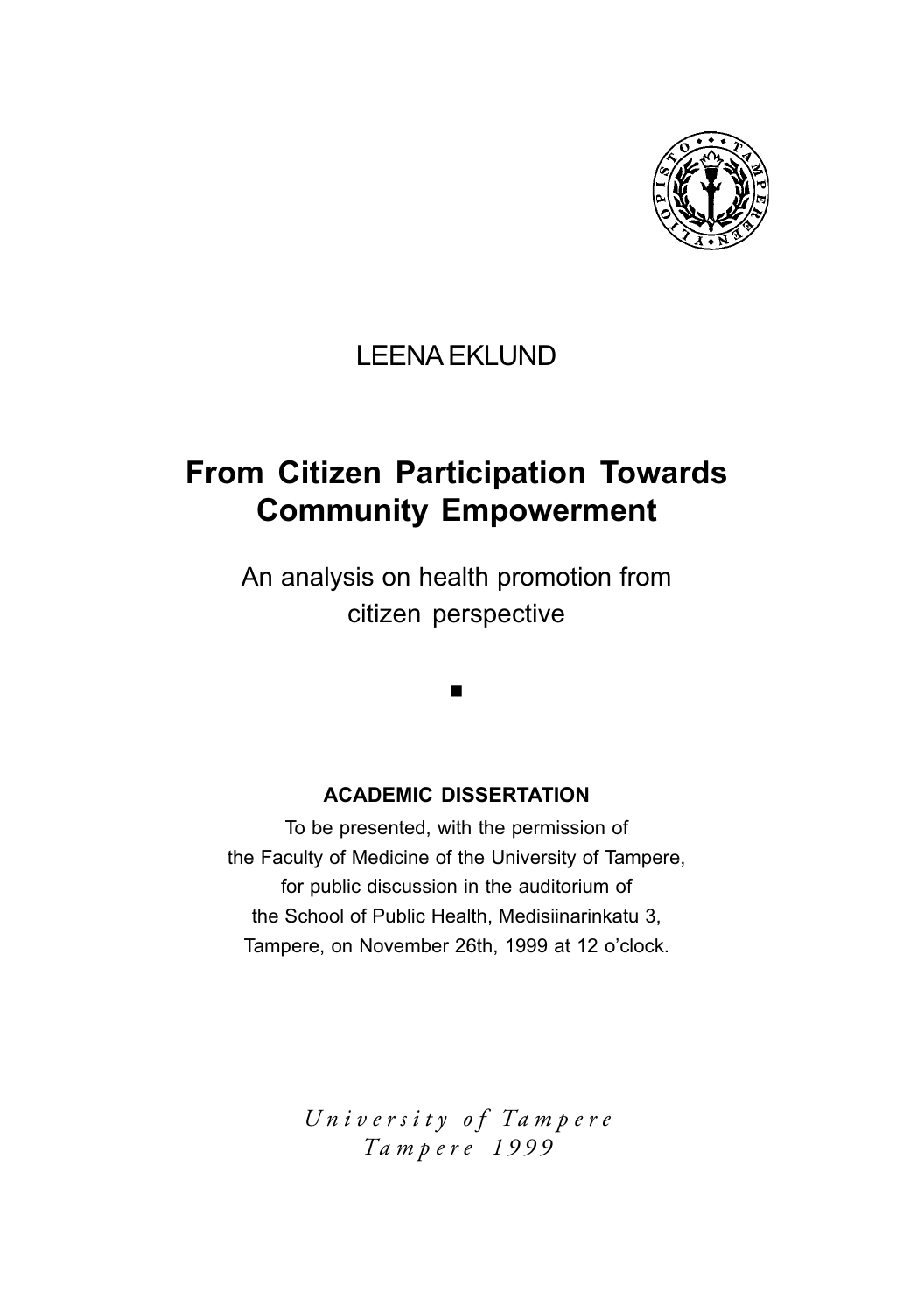LEENA EKLUND

# From Citizen Participation Towards Community Empowerment

## An analysis on health promotion from citizen perspective

■

**ACADEMIC DISSERTATION**

To be presented, with the permission of
the Faculty of Medicine of the University of Tampere,
for public discussion in the auditorium of
the School of Public Health, Medisiinarinkatu 3,
Tampere, on November 26th, 1999 at 12 o'clock.

*University of Tampere*
*Tampere 1999*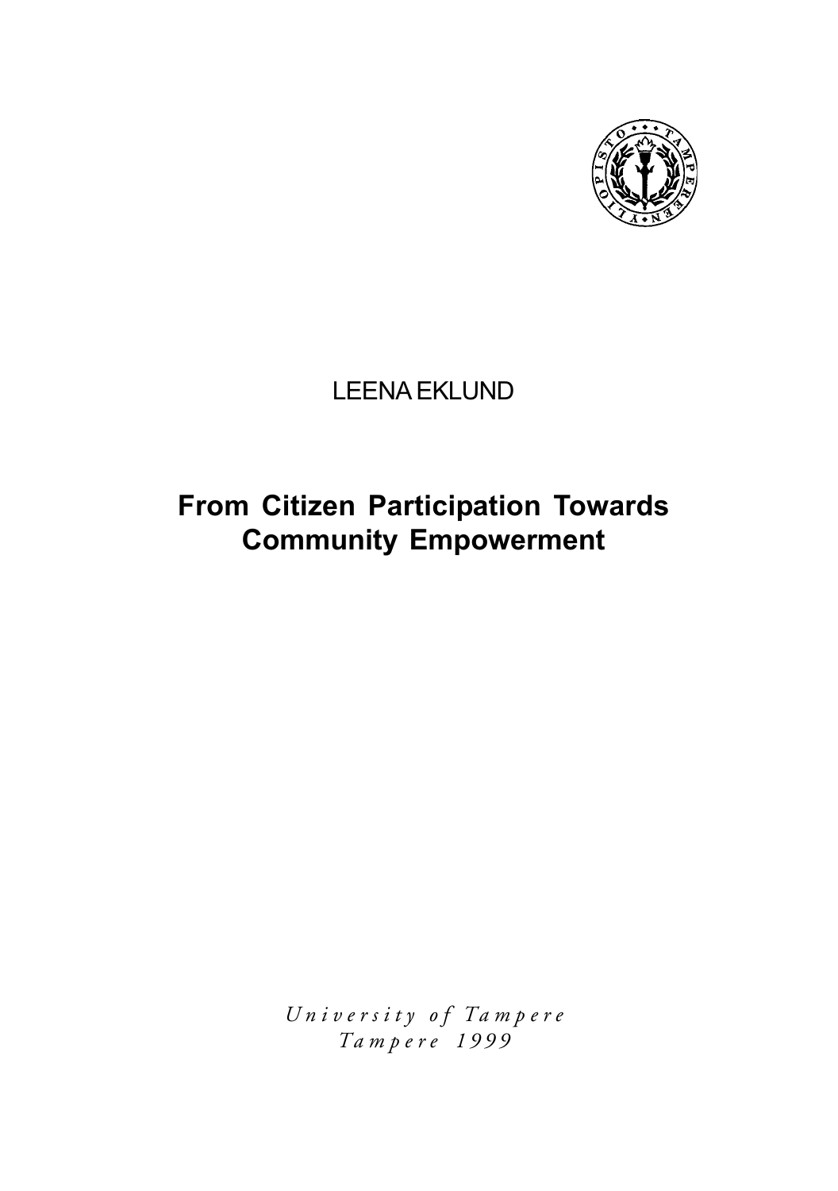LEENA EKLUND

# From Citizen Participation Towards Community Empowerment

*University of Tampere*
*Tampere 1999*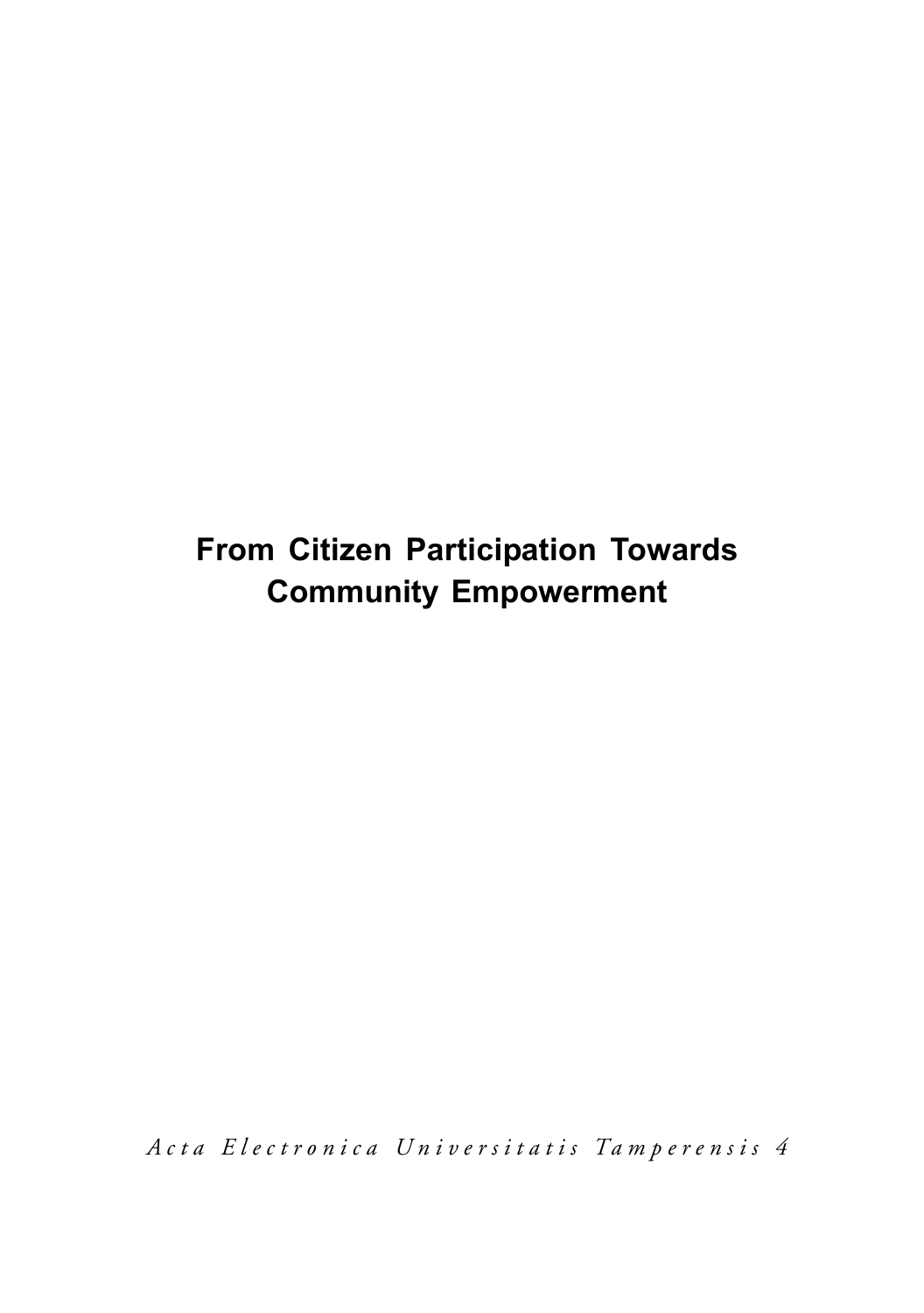# From Citizen Participation Towards Community Empowerment

*Acta Electronica Universitatis Tamperensis 4*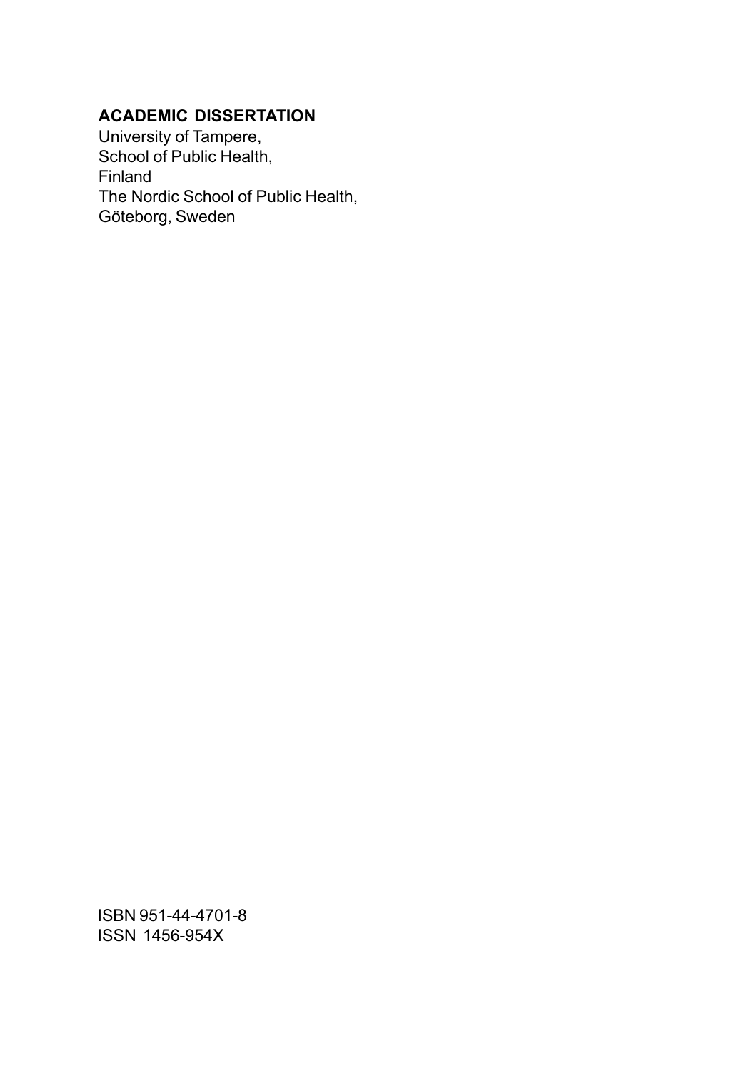**ACADEMIC DISSERTATION**
University of Tampere,
School of Public Health,
Finland
The Nordic School of Public Health,
Göteborg, Sweden

ISBN 951-44-4701-8
ISSN 1456-954X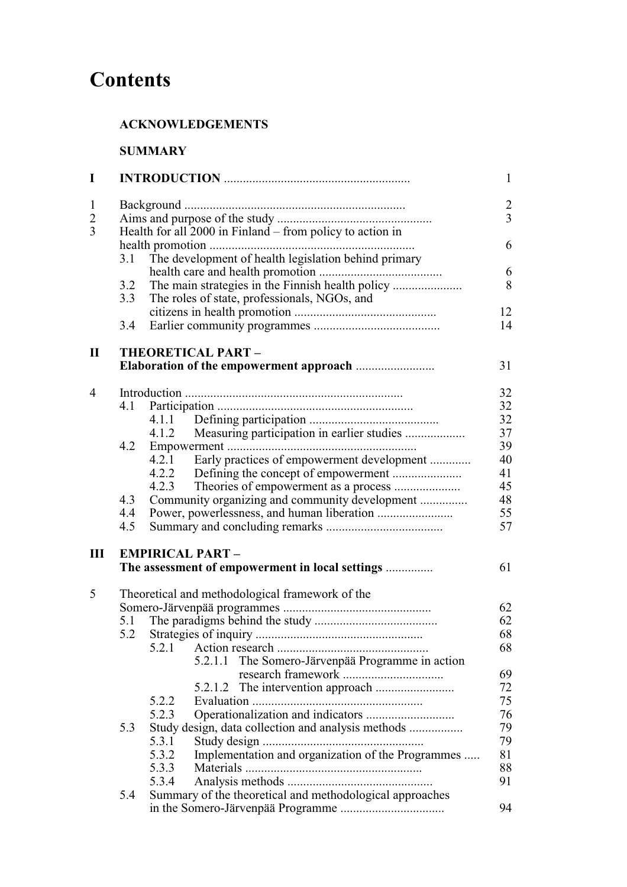# Contents

**ACKNOWLEDGEMENTS**

**SUMMARY**

**I INTRODUCTION** .......................................................... 1

1 Background ...................................................................... 2
2 Aims and purpose of the study ................................................ 3
3 Health for all 2000 in Finland – from policy to action in health promotion ................................................................ 6
- 3.1 The development of health legislation behind primary health care and health promotion ...................................... 6
- 3.2 The main strategies in the Finnish health policy ...................... 8
- 3.3 The roles of state, professionals, NGOs, and citizens in health promotion ............................................ 12
- 3.4 Earlier community programmes ........................................ 14

**II THEORETICAL PART – Elaboration of the empowerment approach** ......................... 31

4 Introduction ..................................................................... 32
- 4.1 Participation ............................................................. 32
  - 4.1.1 Defining participation ......................................... 32
  - 4.1.2 Measuring participation in earlier studies ................... 37
- 4.2 Empowerment ........................................................... 39
  - 4.2.1 Early practices of empowerment development ............ 40
  - 4.2.2 Defining the concept of empowerment ...................... 41
  - 4.2.3 Theories of empowerment as a process ..................... 45
- 4.3 Community organizing and community development ............... 48
- 4.4 Power, powerlessness, and human liberation ........................ 55
- 4.5 Summary and concluding remarks ..................................... 57

**III EMPIRICAL PART – The assessment of empowerment in local settings** .............. 61

5 Theoretical and methodological framework of the Somero-Järvenpää programmes .............................................. 62
- 5.1 The paradigms behind the study ...................................... 62
- 5.2 Strategies of inquiry .................................................... 68
  - 5.2.1 Action research ................................................ 68
    - 5.2.1.1 The Somero-Järvenpää Programme in action research framework ................................ 69
    - 5.2.1.2 The intervention approach ......................... 72
  - 5.2.2 Evaluation ...................................................... 75
  - 5.2.3 Operationalization and indicators ............................ 76
- 5.3 Study design, data collection and analysis methods ................. 79
  - 5.3.1 Study design .................................................. 79
  - 5.3.2 Implementation and organization of the Programmes ..... 81
  - 5.3.3 Materials ....................................................... 88
  - 5.3.4 Analysis methods ............................................. 91
- 5.4 Summary of the theoretical and methodological approaches in the Somero-Järvenpää Programme ................................. 94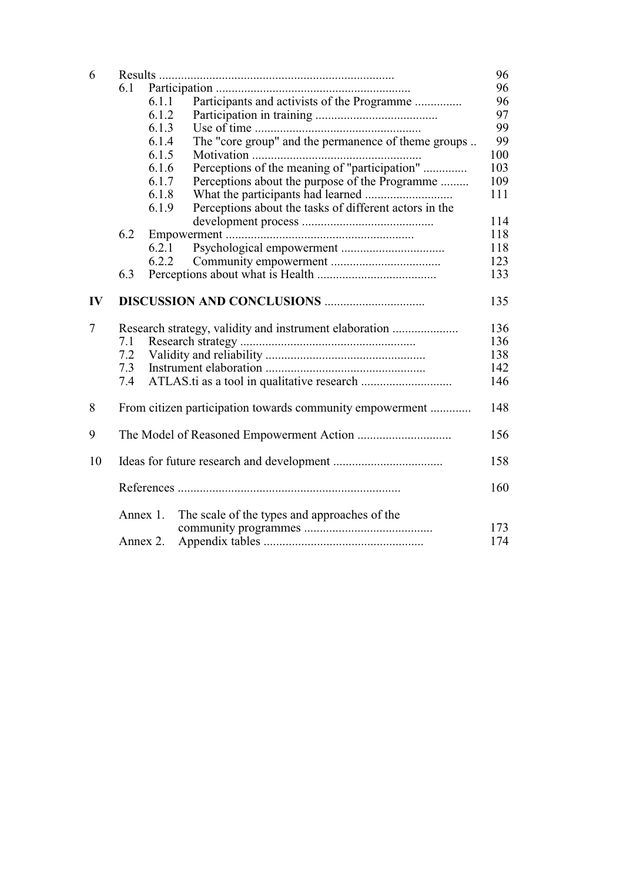| | | |
|---|---|---|
| 6 | Results | 96 |
| | 6.1 Participation | 96 |
| | 6.1.1 Participants and activists of the Programme | 96 |
| | 6.1.2 Participation in training | 97 |
| | 6.1.3 Use of time | 99 |
| | 6.1.4 The "core group" and the permanence of theme groups | 99 |
| | 6.1.5 Motivation | 100 |
| | 6.1.6 Perceptions of the meaning of "participation" | 103 |
| | 6.1.7 Perceptions about the purpose of the Programme | 109 |
| | 6.1.8 What the participants had learned | 111 |
| | 6.1.9 Perceptions about the tasks of different actors in the development process | 114 |
| | 6.2 Empowerment | 118 |
| | 6.2.1 Psychological empowerment | 118 |
| | 6.2.2 Community empowerment | 123 |
| | 6.3 Perceptions about what is Health | 133 |
| **IV** | **DISCUSSION AND CONCLUSIONS** | 135 |
| 7 | Research strategy, validity and instrument elaboration | 136 |
| | 7.1 Research strategy | 136 |
| | 7.2 Validity and reliability | 138 |
| | 7.3 Instrument elaboration | 142 |
| | 7.4 ATLAS.ti as a tool in qualitative research | 146 |
| 8 | From citizen participation towards community empowerment | 148 |
| 9 | The Model of Reasoned Empowerment Action | 156 |
| 10 | Ideas for future research and development | 158 |
| | References | 160 |
| | Annex 1. The scale of the types and approaches of the community programmes | 173 |
| | Annex 2. Appendix tables | 174 |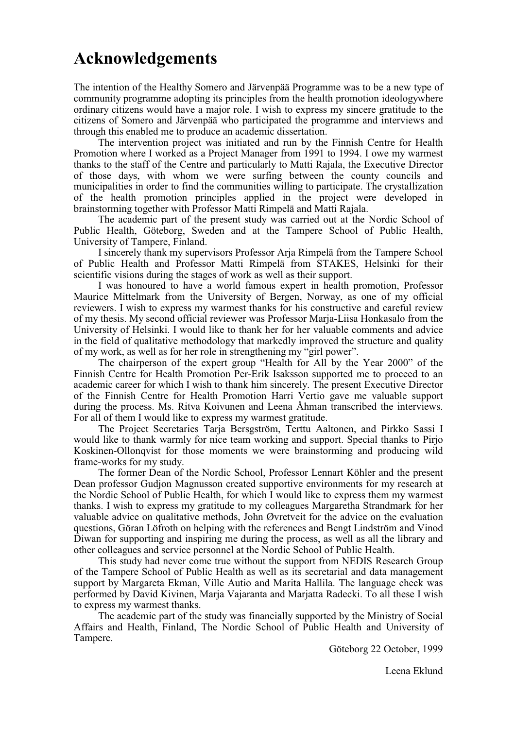# Acknowledgements

The intention of the Healthy Somero and Järvenpää Programme was to be a new type of community programme adopting its principles from the health promotion ideologywhere ordinary citizens would have a major role. I wish to express my sincere gratitude to the citizens of Somero and Järvenpää who participated the programme and interviews and through this enabled me to produce an academic dissertation.

The intervention project was initiated and run by the Finnish Centre for Health Promotion where I worked as a Project Manager from 1991 to 1994. I owe my warmest thanks to the staff of the Centre and particularly to Matti Rajala, the Executive Director of those days, with whom we were surfing between the county councils and municipalities in order to find the communities willing to participate. The crystallization of the health promotion principles applied in the project were developed in brainstorming together with Professor Matti Rimpelä and Matti Rajala.

The academic part of the present study was carried out at the Nordic School of Public Health, Göteborg, Sweden and at the Tampere School of Public Health, University of Tampere, Finland.

I sincerely thank my supervisors Professor Arja Rimpelä from the Tampere School of Public Health and Professor Matti Rimpelä from STAKES, Helsinki for their scientific visions during the stages of work as well as their support.

I was honoured to have a world famous expert in health promotion, Professor Maurice Mittelmark from the University of Bergen, Norway, as one of my official reviewers. I wish to express my warmest thanks for his constructive and careful review of my thesis. My second official reviewer was Professor Marja-Liisa Honkasalo from the University of Helsinki. I would like to thank her for her valuable comments and advice in the field of qualitative methodology that markedly improved the structure and quality of my work, as well as for her role in strengthening my "girl power".

The chairperson of the expert group "Health for All by the Year 2000" of the Finnish Centre for Health Promotion Per-Erik Isaksson supported me to proceed to an academic career for which I wish to thank him sincerely. The present Executive Director of the Finnish Centre for Health Promotion Harri Vertio gave me valuable support during the process. Ms. Ritva Koivunen and Leena Åhman transcribed the interviews. For all of them I would like to express my warmest gratitude.

The Project Secretaries Tarja Bersgström, Terttu Aaltonen, and Pirkko Sassi I would like to thank warmly for nice team working and support. Special thanks to Pirjo Koskinen-Ollonqvist for those moments we were brainstorming and producing wild frame-works for my study.

The former Dean of the Nordic School, Professor Lennart Köhler and the present Dean professor Gudjon Magnusson created supportive environments for my research at the Nordic School of Public Health, for which I would like to express them my warmest thanks. I wish to express my gratitude to my colleagues Margaretha Strandmark for her valuable advice on qualitative methods, John Øvretveit for the advice on the evaluation questions, Göran Löfroth on helping with the references and Bengt Lindström and Vinod Diwan for supporting and inspiring me during the process, as well as all the library and other colleagues and service personnel at the Nordic School of Public Health.

This study had never come true without the support from NEDIS Research Group of the Tampere School of Public Health as well as its secretarial and data management support by Margareta Ekman, Ville Autio and Marita Hallila. The language check was performed by David Kivinen, Marja Vajaranta and Marjatta Radecki. To all these I wish to express my warmest thanks.

The academic part of the study was financially supported by the Ministry of Social Affairs and Health, Finland, The Nordic School of Public Health and University of Tampere.

Göteborg 22 October, 1999

Leena Eklund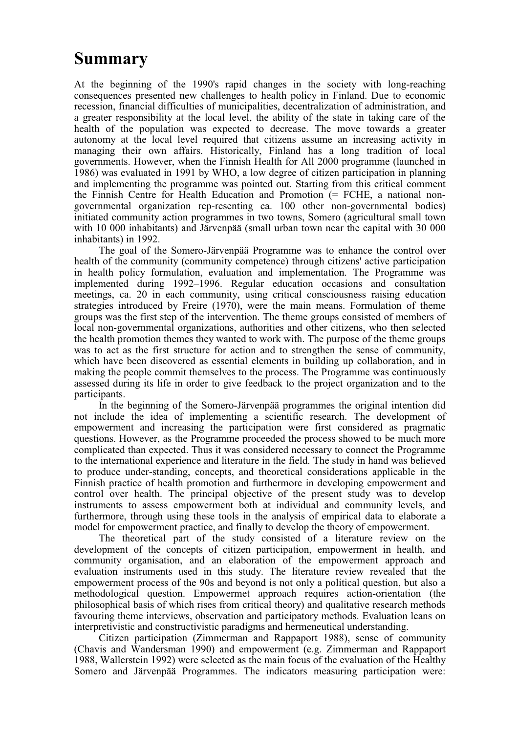# Summary

At the beginning of the 1990's rapid changes in the society with long-reaching consequences presented new challenges to health policy in Finland. Due to economic recession, financial difficulties of municipalities, decentralization of administration, and a greater responsibility at the local level, the ability of the state in taking care of the health of the population was expected to decrease. The move towards a greater autonomy at the local level required that citizens assume an increasing activity in managing their own affairs. Historically, Finland has a long tradition of local governments. However, when the Finnish Health for All 2000 programme (launched in 1986) was evaluated in 1991 by WHO, a low degree of citizen participation in planning and implementing the programme was pointed out. Starting from this critical comment the Finnish Centre for Health Education and Promotion (= FCHE, a national non-governmental organization rep-resenting ca. 100 other non-governmental bodies) initiated community action programmes in two towns, Somero (agricultural small town with 10 000 inhabitants) and Järvenpää (small urban town near the capital with 30 000 inhabitants) in 1992.

The goal of the Somero-Järvenpää Programme was to enhance the control over health of the community (community competence) through citizens' active participation in health policy formulation, evaluation and implementation. The Programme was implemented during 1992–1996. Regular education occasions and consultation meetings, ca. 20 in each community, using critical consciousness raising education strategies introduced by Freire (1970), were the main means. Formulation of theme groups was the first step of the intervention. The theme groups consisted of members of local non-governmental organizations, authorities and other citizens, who then selected the health promotion themes they wanted to work with. The purpose of the theme groups was to act as the first structure for action and to strengthen the sense of community, which have been discovered as essential elements in building up collaboration, and in making the people commit themselves to the process. The Programme was continuously assessed during its life in order to give feedback to the project organization and to the participants.

In the beginning of the Somero-Järvenpää programmes the original intention did not include the idea of implementing a scientific research. The development of empowerment and increasing the participation were first considered as pragmatic questions. However, as the Programme proceeded the process showed to be much more complicated than expected. Thus it was considered necessary to connect the Programme to the international experience and literature in the field. The study in hand was believed to produce under-standing, concepts, and theoretical considerations applicable in the Finnish practice of health promotion and furthermore in developing empowerment and control over health. The principal objective of the present study was to develop instruments to assess empowerment both at individual and community levels, and furthermore, through using these tools in the analysis of empirical data to elaborate a model for empowerment practice, and finally to develop the theory of empowerment.

The theoretical part of the study consisted of a literature review on the development of the concepts of citizen participation, empowerment in health, and community organisation, and an elaboration of the empowerment approach and evaluation instruments used in this study. The literature review revealed that the empowerment process of the 90s and beyond is not only a political question, but also a methodological question. Empowermet approach requires action-orientation (the philosophical basis of which rises from critical theory) and qualitative research methods favouring theme interviews, observation and participatory methods. Evaluation leans on interpretivistic and constructivistic paradigms and hermeneutical understanding.

Citizen participation (Zimmerman and Rappaport 1988), sense of community (Chavis and Wandersman 1990) and empowerment (e.g. Zimmerman and Rappaport 1988, Wallerstein 1992) were selected as the main focus of the evaluation of the Healthy Somero and Järvenpää Programmes. The indicators measuring participation were: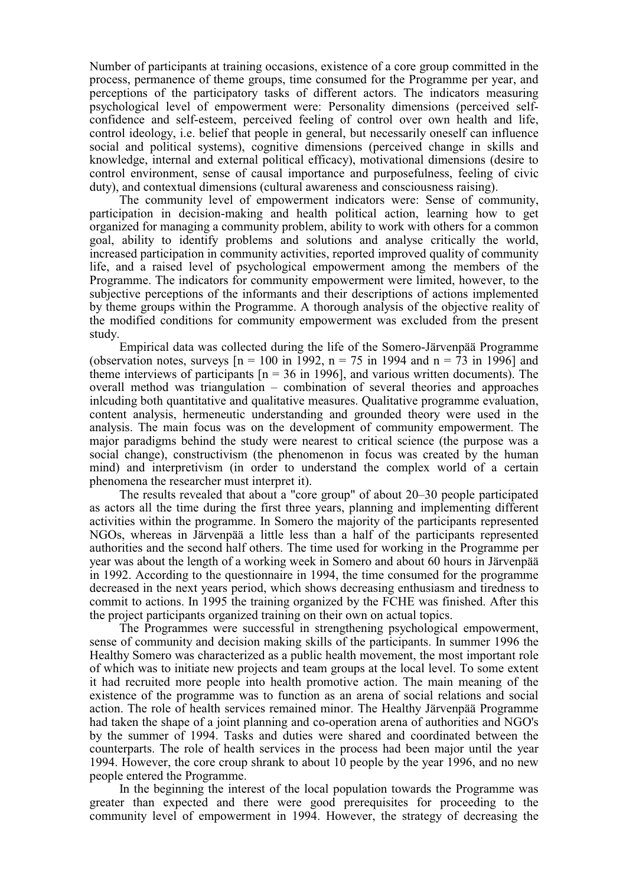Number of participants at training occasions, existence of a core group committed in the process, permanence of theme groups, time consumed for the Programme per year, and perceptions of the participatory tasks of different actors. The indicators measuring psychological level of empowerment were: Personality dimensions (perceived self-confidence and self-esteem, perceived feeling of control over own health and life, control ideology, i.e. belief that people in general, but necessarily oneself can influence social and political systems), cognitive dimensions (perceived change in skills and knowledge, internal and external political efficacy), motivational dimensions (desire to control environment, sense of causal importance and purposefulness, feeling of civic duty), and contextual dimensions (cultural awareness and consciousness raising).

The community level of empowerment indicators were: Sense of community, participation in decision-making and health political action, learning how to get organized for managing a community problem, ability to work with others for a common goal, ability to identify problems and solutions and analyse critically the world, increased participation in community activities, reported improved quality of community life, and a raised level of psychological empowerment among the members of the Programme. The indicators for community empowerment were limited, however, to the subjective perceptions of the informants and their descriptions of actions implemented by theme groups within the Programme. A thorough analysis of the objective reality of the modified conditions for community empowerment was excluded from the present study.

Empirical data was collected during the life of the Somero-Järvenpää Programme (observation notes, surveys [n = 100 in 1992, n = 75 in 1994 and n = 73 in 1996] and theme interviews of participants [n = 36 in 1996], and various written documents). The overall method was triangulation – combination of several theories and approaches inlcuding both quantitative and qualitative measures. Qualitative programme evaluation, content analysis, hermeneutic understanding and grounded theory were used in the analysis. The main focus was on the development of community empowerment. The major paradigms behind the study were nearest to critical science (the purpose was a social change), constructivism (the phenomenon in focus was created by the human mind) and interpretivism (in order to understand the complex world of a certain phenomena the researcher must interpret it).

The results revealed that about a "core group" of about 20–30 people participated as actors all the time during the first three years, planning and implementing different activities within the programme. In Somero the majority of the participants represented NGOs, whereas in Järvenpää a little less than a half of the participants represented authorities and the second half others. The time used for working in the Programme per year was about the length of a working week in Somero and about 60 hours in Järvenpää in 1992. According to the questionnaire in 1994, the time consumed for the programme decreased in the next years period, which shows decreasing enthusiasm and tiredness to commit to actions. In 1995 the training organized by the FCHE was finished. After this the project participants organized training on their own on actual topics.

The Programmes were successful in strengthening psychological empowerment, sense of community and decision making skills of the participants. In summer 1996 the Healthy Somero was characterized as a public health movement, the most important role of which was to initiate new projects and team groups at the local level. To some extent it had recruited more people into health promotive action. The main meaning of the existence of the programme was to function as an arena of social relations and social action. The role of health services remained minor. The Healthy Järvenpää Programme had taken the shape of a joint planning and co-operation arena of authorities and NGO's by the summer of 1994. Tasks and duties were shared and coordinated between the counterparts. The role of health services in the process had been major until the year 1994. However, the core croup shrank to about 10 people by the year 1996, and no new people entered the Programme.

In the beginning the interest of the local population towards the Programme was greater than expected and there were good prerequisites for proceeding to the community level of empowerment in 1994. However, the strategy of decreasing the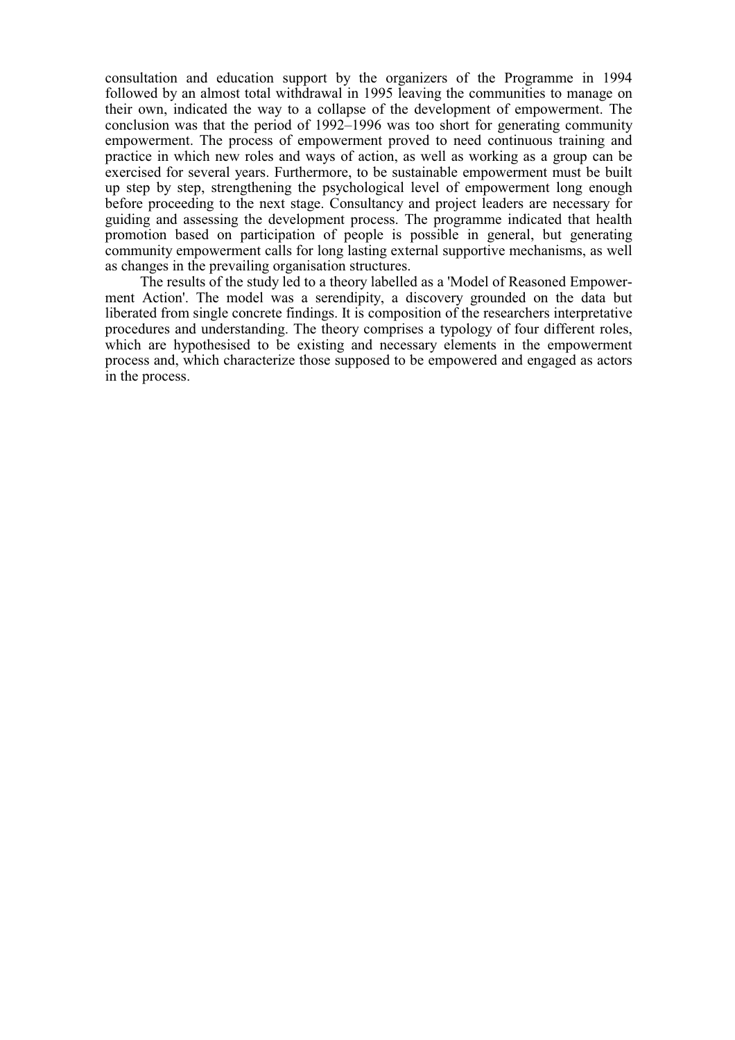consultation and education support by the organizers of the Programme in 1994 followed by an almost total withdrawal in 1995 leaving the communities to manage on their own, indicated the way to a collapse of the development of empowerment. The conclusion was that the period of 1992–1996 was too short for generating community empowerment. The process of empowerment proved to need continuous training and practice in which new roles and ways of action, as well as working as a group can be exercised for several years. Furthermore, to be sustainable empowerment must be built up step by step, strengthening the psychological level of empowerment long enough before proceeding to the next stage. Consultancy and project leaders are necessary for guiding and assessing the development process. The programme indicated that health promotion based on participation of people is possible in general, but generating community empowerment calls for long lasting external supportive mechanisms, as well as changes in the prevailing organisation structures.

The results of the study led to a theory labelled as a 'Model of Reasoned Empowerment Action'. The model was a serendipity, a discovery grounded on the data but liberated from single concrete findings. It is composition of the researchers interpretative procedures and understanding. The theory comprises a typology of four different roles, which are hypothesised to be existing and necessary elements in the empowerment process and, which characterize those supposed to be empowered and engaged as actors in the process.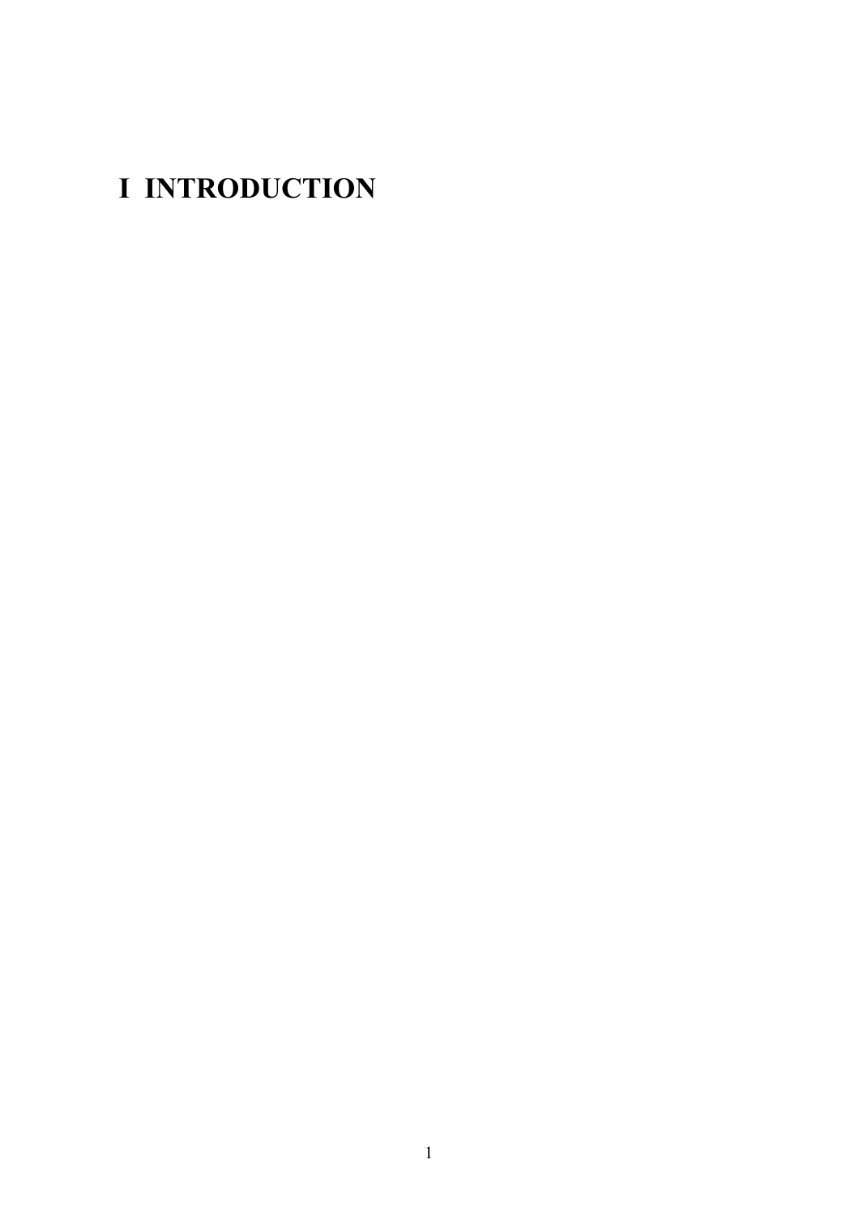# I INTRODUCTION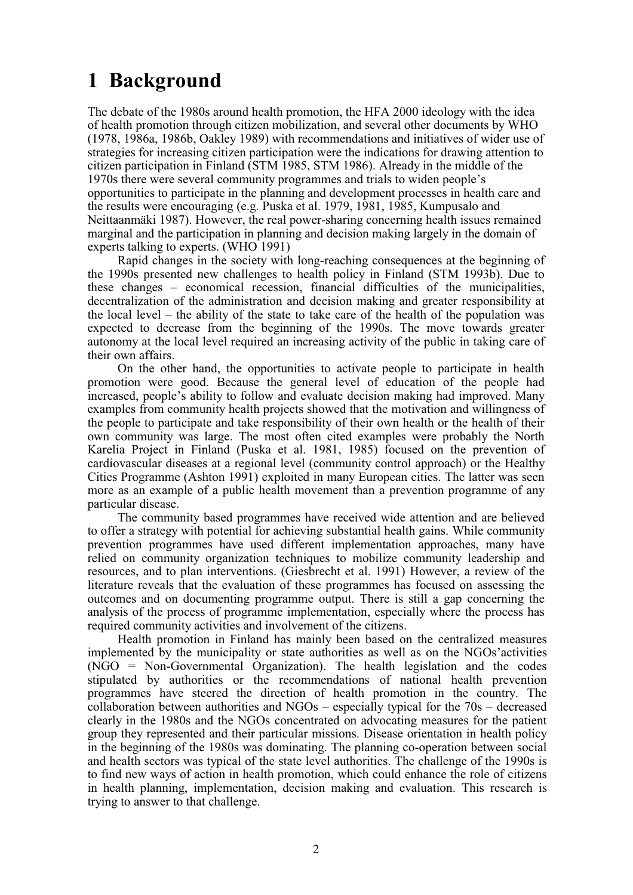# 1 Background

The debate of the 1980s around health promotion, the HFA 2000 ideology with the idea of health promotion through citizen mobilization, and several other documents by WHO (1978, 1986a, 1986b, Oakley 1989) with recommendations and initiatives of wider use of strategies for increasing citizen participation were the indications for drawing attention to citizen participation in Finland (STM 1985, STM 1986). Already in the middle of the 1970s there were several community programmes and trials to widen people's opportunities to participate in the planning and development processes in health care and the results were encouraging (e.g. Puska et al. 1979, 1981, 1985, Kumpusalo and Neittaanmäki 1987). However, the real power-sharing concerning health issues remained marginal and the participation in planning and decision making largely in the domain of experts talking to experts. (WHO 1991)

Rapid changes in the society with long-reaching consequences at the beginning of the 1990s presented new challenges to health policy in Finland (STM 1993b). Due to these changes – economical recession, financial difficulties of the municipalities, decentralization of the administration and decision making and greater responsibility at the local level – the ability of the state to take care of the health of the population was expected to decrease from the beginning of the 1990s. The move towards greater autonomy at the local level required an increasing activity of the public in taking care of their own affairs.

On the other hand, the opportunities to activate people to participate in health promotion were good. Because the general level of education of the people had increased, people's ability to follow and evaluate decision making had improved. Many examples from community health projects showed that the motivation and willingness of the people to participate and take responsibility of their own health or the health of their own community was large. The most often cited examples were probably the North Karelia Project in Finland (Puska et al. 1981, 1985) focused on the prevention of cardiovascular diseases at a regional level (community control approach) or the Healthy Cities Programme (Ashton 1991) exploited in many European cities. The latter was seen more as an example of a public health movement than a prevention programme of any particular disease.

The community based programmes have received wide attention and are believed to offer a strategy with potential for achieving substantial health gains. While community prevention programmes have used different implementation approaches, many have relied on community organization techniques to mobilize community leadership and resources, and to plan interventions. (Giesbrecht et al. 1991) However, a review of the literature reveals that the evaluation of these programmes has focused on assessing the outcomes and on documenting programme output. There is still a gap concerning the analysis of the process of programme implementation, especially where the process has required community activities and involvement of the citizens.

Health promotion in Finland has mainly been based on the centralized measures implemented by the municipality or state authorities as well as on the NGOs'activities (NGO = Non-Governmental Organization). The health legislation and the codes stipulated by authorities or the recommendations of national health prevention programmes have steered the direction of health promotion in the country. The collaboration between authorities and NGOs – especially typical for the 70s – decreased clearly in the 1980s and the NGOs concentrated on advocating measures for the patient group they represented and their particular missions. Disease orientation in health policy in the beginning of the 1980s was dominating. The planning co-operation between social and health sectors was typical of the state level authorities. The challenge of the 1990s is to find new ways of action in health promotion, which could enhance the role of citizens in health planning, implementation, decision making and evaluation. This research is trying to answer to that challenge.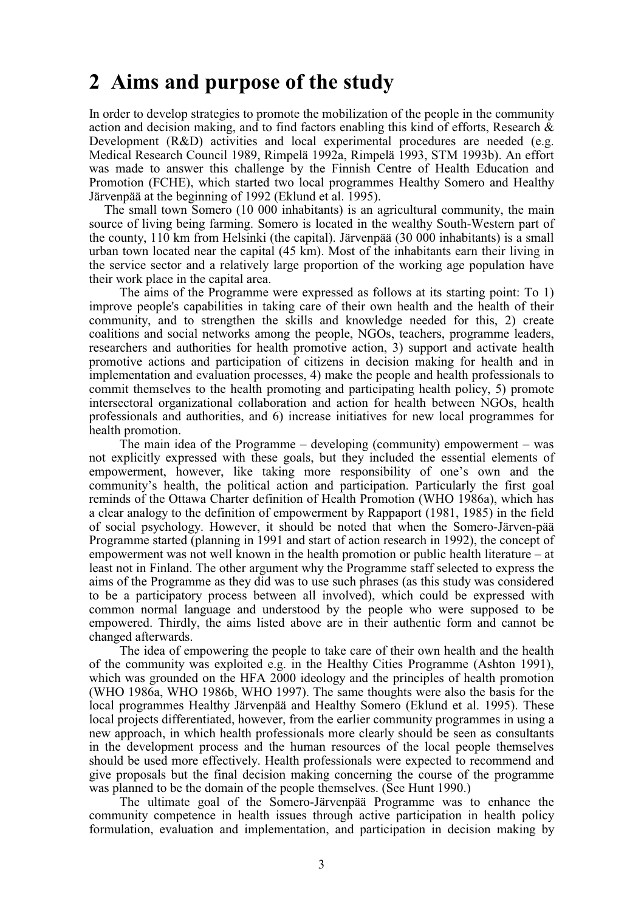# 2 Aims and purpose of the study

In order to develop strategies to promote the mobilization of the people in the community action and decision making, and to find factors enabling this kind of efforts, Research & Development (R&D) activities and local experimental procedures are needed (e.g. Medical Research Council 1989, Rimpelä 1992a, Rimpelä 1993, STM 1993b). An effort was made to answer this challenge by the Finnish Centre of Health Education and Promotion (FCHE), which started two local programmes Healthy Somero and Healthy Järvenpää at the beginning of 1992 (Eklund et al. 1995).

The small town Somero (10 000 inhabitants) is an agricultural community, the main source of living being farming. Somero is located in the wealthy South-Western part of the county, 110 km from Helsinki (the capital). Järvenpää (30 000 inhabitants) is a small urban town located near the capital (45 km). Most of the inhabitants earn their living in the service sector and a relatively large proportion of the working age population have their work place in the capital area.

The aims of the Programme were expressed as follows at its starting point: To 1) improve people's capabilities in taking care of their own health and the health of their community, and to strengthen the skills and knowledge needed for this, 2) create coalitions and social networks among the people, NGOs, teachers, programme leaders, researchers and authorities for health promotive action, 3) support and activate health promotive actions and participation of citizens in decision making for health and in implementation and evaluation processes, 4) make the people and health professionals to commit themselves to the health promoting and participating health policy, 5) promote intersectoral organizational collaboration and action for health between NGOs, health professionals and authorities, and 6) increase initiatives for new local programmes for health promotion.

The main idea of the Programme – developing (community) empowerment – was not explicitly expressed with these goals, but they included the essential elements of empowerment, however, like taking more responsibility of one's own and the community's health, the political action and participation. Particularly the first goal reminds of the Ottawa Charter definition of Health Promotion (WHO 1986a), which has a clear analogy to the definition of empowerment by Rappaport (1981, 1985) in the field of social psychology. However, it should be noted that when the Somero-Järven-pää Programme started (planning in 1991 and start of action research in 1992), the concept of empowerment was not well known in the health promotion or public health literature – at least not in Finland. The other argument why the Programme staff selected to express the aims of the Programme as they did was to use such phrases (as this study was considered to be a participatory process between all involved), which could be expressed with common normal language and understood by the people who were supposed to be empowered. Thirdly, the aims listed above are in their authentic form and cannot be changed afterwards.

The idea of empowering the people to take care of their own health and the health of the community was exploited e.g. in the Healthy Cities Programme (Ashton 1991), which was grounded on the HFA 2000 ideology and the principles of health promotion (WHO 1986a, WHO 1986b, WHO 1997). The same thoughts were also the basis for the local programmes Healthy Järvenpää and Healthy Somero (Eklund et al. 1995). These local projects differentiated, however, from the earlier community programmes in using a new approach, in which health professionals more clearly should be seen as consultants in the development process and the human resources of the local people themselves should be used more effectively. Health professionals were expected to recommend and give proposals but the final decision making concerning the course of the programme was planned to be the domain of the people themselves. (See Hunt 1990.)

The ultimate goal of the Somero-Järvenpää Programme was to enhance the community competence in health issues through active participation in health policy formulation, evaluation and implementation, and participation in decision making by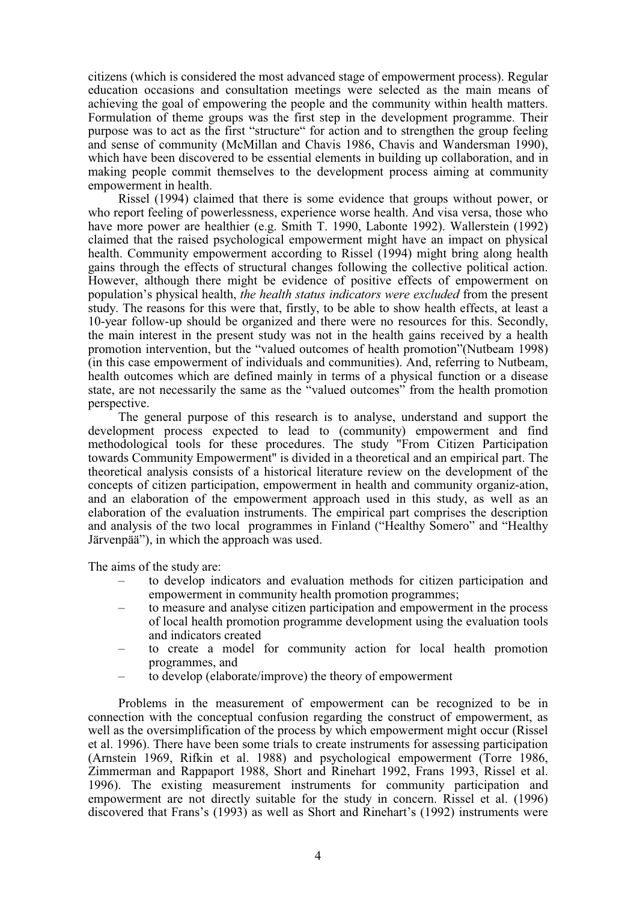citizens (which is considered the most advanced stage of empowerment process). Regular education occasions and consultation meetings were selected as the main means of achieving the goal of empowering the people and the community within health matters. Formulation of theme groups was the first step in the development programme. Their purpose was to act as the first "structure" for action and to strengthen the group feeling and sense of community (McMillan and Chavis 1986, Chavis and Wandersman 1990), which have been discovered to be essential elements in building up collaboration, and in making people commit themselves to the development process aiming at community empowerment in health.

Rissel (1994) claimed that there is some evidence that groups without power, or who report feeling of powerlessness, experience worse health. And visa versa, those who have more power are healthier (e.g. Smith T. 1990, Labonte 1992). Wallerstein (1992) claimed that the raised psychological empowerment might have an impact on physical health. Community empowerment according to Rissel (1994) might bring along health gains through the effects of structural changes following the collective political action. However, although there might be evidence of positive effects of empowerment on population's physical health, *the health status indicators were excluded* from the present study. The reasons for this were that, firstly, to be able to show health effects, at least a 10-year follow-up should be organized and there were no resources for this. Secondly, the main interest in the present study was not in the health gains received by a health promotion intervention, but the "valued outcomes of health promotion"(Nutbeam 1998) (in this case empowerment of individuals and communities). And, referring to Nutbeam, health outcomes which are defined mainly in terms of a physical function or a disease state, are not necessarily the same as the "valued outcomes" from the health promotion perspective.

The general purpose of this research is to analyse, understand and support the development process expected to lead to (community) empowerment and find methodological tools for these procedures. The study "From Citizen Participation towards Community Empowerment" is divided in a theoretical and an empirical part. The theoretical analysis consists of a historical literature review on the development of the concepts of citizen participation, empowerment in health and community organiz-ation, and an elaboration of the empowerment approach used in this study, as well as an elaboration of the evaluation instruments. The empirical part comprises the description and analysis of the two local programmes in Finland ("Healthy Somero" and "Healthy Järvenpää"), in which the approach was used.

The aims of the study are:

- to develop indicators and evaluation methods for citizen participation and empowerment in community health promotion programmes;
- to measure and analyse citizen participation and empowerment in the process of local health promotion programme development using the evaluation tools and indicators created
- to create a model for community action for local health promotion programmes, and
- to develop (elaborate/improve) the theory of empowerment

Problems in the measurement of empowerment can be recognized to be in connection with the conceptual confusion regarding the construct of empowerment, as well as the oversimplification of the process by which empowerment might occur (Rissel et al. 1996). There have been some trials to create instruments for assessing participation (Arnstein 1969, Rifkin et al. 1988) and psychological empowerment (Torre 1986, Zimmerman and Rappaport 1988, Short and Rinehart 1992, Frans 1993, Rissel et al. 1996). The existing measurement instruments for community participation and empowerment are not directly suitable for the study in concern. Rissel et al. (1996) discovered that Frans's (1993) as well as Short and Rinehart's (1992) instruments were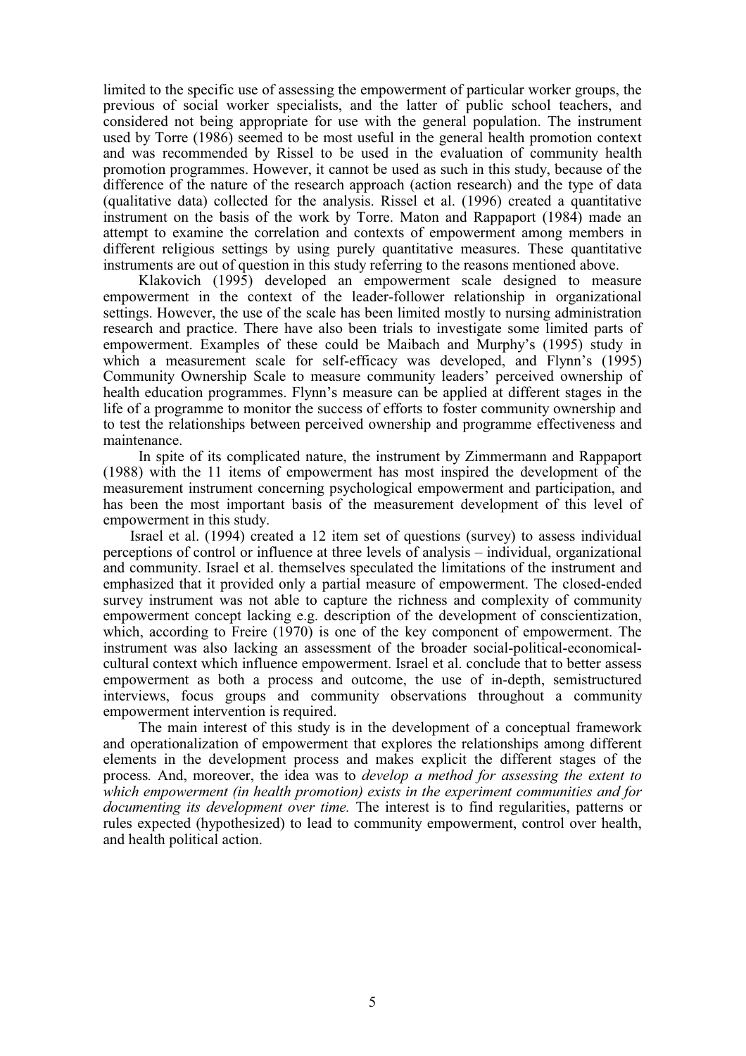limited to the specific use of assessing the empowerment of particular worker groups, the previous of social worker specialists, and the latter of public school teachers, and considered not being appropriate for use with the general population. The instrument used by Torre (1986) seemed to be most useful in the general health promotion context and was recommended by Rissel to be used in the evaluation of community health promotion programmes. However, it cannot be used as such in this study, because of the difference of the nature of the research approach (action research) and the type of data (qualitative data) collected for the analysis. Rissel et al. (1996) created a quantitative instrument on the basis of the work by Torre. Maton and Rappaport (1984) made an attempt to examine the correlation and contexts of empowerment among members in different religious settings by using purely quantitative measures. These quantitative instruments are out of question in this study referring to the reasons mentioned above.

Klakovich (1995) developed an empowerment scale designed to measure empowerment in the context of the leader-follower relationship in organizational settings. However, the use of the scale has been limited mostly to nursing administration research and practice. There have also been trials to investigate some limited parts of empowerment. Examples of these could be Maibach and Murphy's (1995) study in which a measurement scale for self-efficacy was developed, and Flynn's (1995) Community Ownership Scale to measure community leaders' perceived ownership of health education programmes. Flynn's measure can be applied at different stages in the life of a programme to monitor the success of efforts to foster community ownership and to test the relationships between perceived ownership and programme effectiveness and maintenance.

In spite of its complicated nature, the instrument by Zimmermann and Rappaport (1988) with the 11 items of empowerment has most inspired the development of the measurement instrument concerning psychological empowerment and participation, and has been the most important basis of the measurement development of this level of empowerment in this study.

Israel et al. (1994) created a 12 item set of questions (survey) to assess individual perceptions of control or influence at three levels of analysis – individual, organizational and community. Israel et al. themselves speculated the limitations of the instrument and emphasized that it provided only a partial measure of empowerment. The closed-ended survey instrument was not able to capture the richness and complexity of community empowerment concept lacking e.g. description of the development of conscientization, which, according to Freire (1970) is one of the key component of empowerment. The instrument was also lacking an assessment of the broader social-political-economical-cultural context which influence empowerment. Israel et al. conclude that to better assess empowerment as both a process and outcome, the use of in-depth, semistructured interviews, focus groups and community observations throughout a community empowerment intervention is required.

The main interest of this study is in the development of a conceptual framework and operationalization of empowerment that explores the relationships among different elements in the development process and makes explicit the different stages of the process. And, moreover, the idea was to *develop a method for assessing the extent to which empowerment (in health promotion) exists in the experiment communities and for documenting its development over time.* The interest is to find regularities, patterns or rules expected (hypothesized) to lead to community empowerment, control over health, and health political action.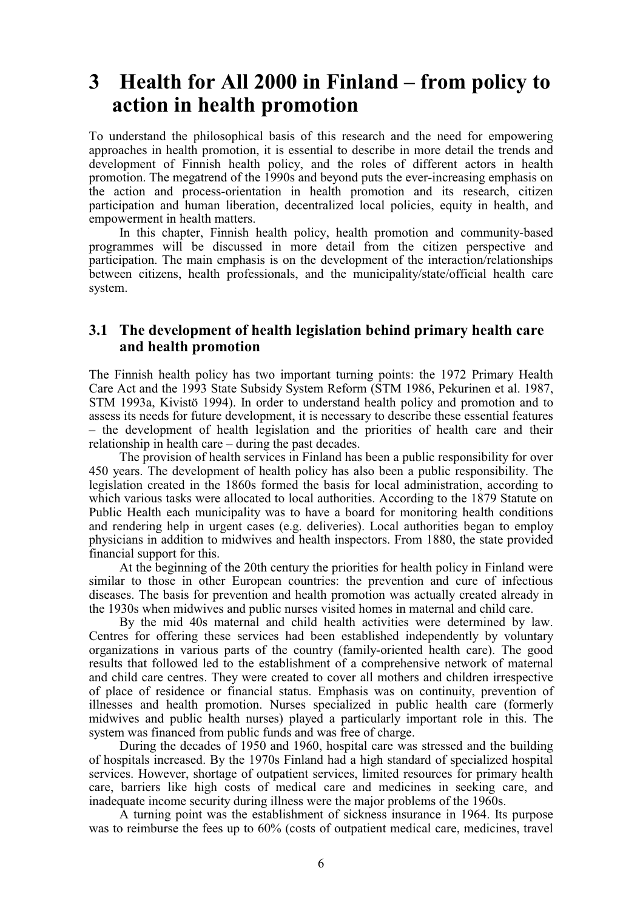# 3 Health for All 2000 in Finland – from policy to action in health promotion

To understand the philosophical basis of this research and the need for empowering approaches in health promotion, it is essential to describe in more detail the trends and development of Finnish health policy, and the roles of different actors in health promotion. The megatrend of the 1990s and beyond puts the ever-increasing emphasis on the action and process-orientation in health promotion and its research, citizen participation and human liberation, decentralized local policies, equity in health, and empowerment in health matters.

In this chapter, Finnish health policy, health promotion and community-based programmes will be discussed in more detail from the citizen perspective and participation. The main emphasis is on the development of the interaction/relationships between citizens, health professionals, and the municipality/state/official health care system.

## 3.1 The development of health legislation behind primary health care and health promotion

The Finnish health policy has two important turning points: the 1972 Primary Health Care Act and the 1993 State Subsidy System Reform (STM 1986, Pekurinen et al. 1987, STM 1993a, Kivistö 1994). In order to understand health policy and promotion and to assess its needs for future development, it is necessary to describe these essential features – the development of health legislation and the priorities of health care and their relationship in health care – during the past decades.

The provision of health services in Finland has been a public responsibility for over 450 years. The development of health policy has also been a public responsibility. The legislation created in the 1860s formed the basis for local administration, according to which various tasks were allocated to local authorities. According to the 1879 Statute on Public Health each municipality was to have a board for monitoring health conditions and rendering help in urgent cases (e.g. deliveries). Local authorities began to employ physicians in addition to midwives and health inspectors. From 1880, the state provided financial support for this.

At the beginning of the 20th century the priorities for health policy in Finland were similar to those in other European countries: the prevention and cure of infectious diseases. The basis for prevention and health promotion was actually created already in the 1930s when midwives and public nurses visited homes in maternal and child care.

By the mid 40s maternal and child health activities were determined by law. Centres for offering these services had been established independently by voluntary organizations in various parts of the country (family-oriented health care). The good results that followed led to the establishment of a comprehensive network of maternal and child care centres. They were created to cover all mothers and children irrespective of place of residence or financial status. Emphasis was on continuity, prevention of illnesses and health promotion. Nurses specialized in public health care (formerly midwives and public health nurses) played a particularly important role in this. The system was financed from public funds and was free of charge.

During the decades of 1950 and 1960, hospital care was stressed and the building of hospitals increased. By the 1970s Finland had a high standard of specialized hospital services. However, shortage of outpatient services, limited resources for primary health care, barriers like high costs of medical care and medicines in seeking care, and inadequate income security during illness were the major problems of the 1960s.

A turning point was the establishment of sickness insurance in 1964. Its purpose was to reimburse the fees up to 60% (costs of outpatient medical care, medicines, travel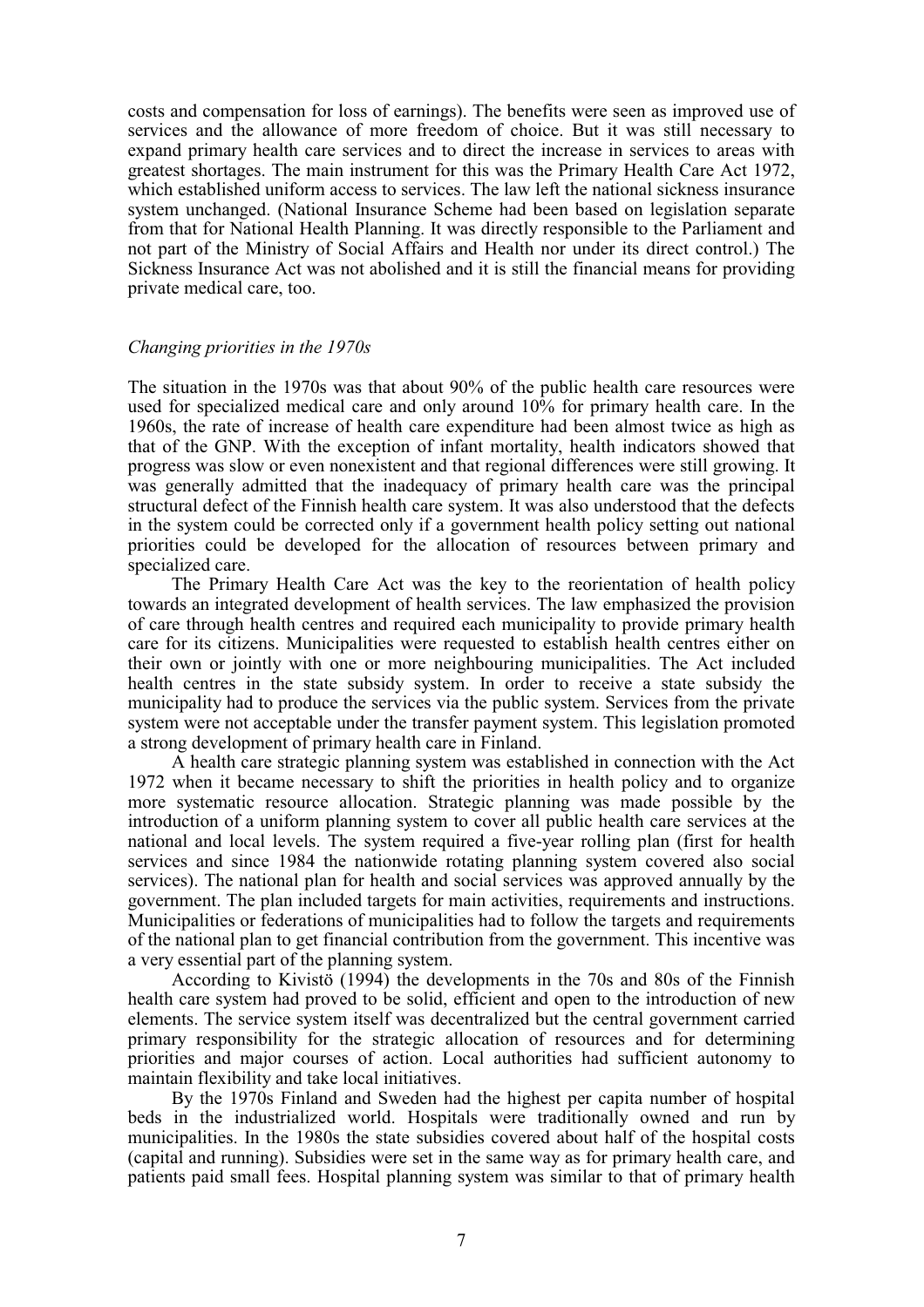costs and compensation for loss of earnings). The benefits were seen as improved use of services and the allowance of more freedom of choice. But it was still necessary to expand primary health care services and to direct the increase in services to areas with greatest shortages. The main instrument for this was the Primary Health Care Act 1972, which established uniform access to services. The law left the national sickness insurance system unchanged. (National Insurance Scheme had been based on legislation separate from that for National Health Planning. It was directly responsible to the Parliament and not part of the Ministry of Social Affairs and Health nor under its direct control.) The Sickness Insurance Act was not abolished and it is still the financial means for providing private medical care, too.

### *Changing priorities in the 1970s*

The situation in the 1970s was that about 90% of the public health care resources were used for specialized medical care and only around 10% for primary health care. In the 1960s, the rate of increase of health care expenditure had been almost twice as high as that of the GNP. With the exception of infant mortality, health indicators showed that progress was slow or even nonexistent and that regional differences were still growing. It was generally admitted that the inadequacy of primary health care was the principal structural defect of the Finnish health care system. It was also understood that the defects in the system could be corrected only if a government health policy setting out national priorities could be developed for the allocation of resources between primary and specialized care.

The Primary Health Care Act was the key to the reorientation of health policy towards an integrated development of health services. The law emphasized the provision of care through health centres and required each municipality to provide primary health care for its citizens. Municipalities were requested to establish health centres either on their own or jointly with one or more neighbouring municipalities. The Act included health centres in the state subsidy system. In order to receive a state subsidy the municipality had to produce the services via the public system. Services from the private system were not acceptable under the transfer payment system. This legislation promoted a strong development of primary health care in Finland.

A health care strategic planning system was established in connection with the Act 1972 when it became necessary to shift the priorities in health policy and to organize more systematic resource allocation. Strategic planning was made possible by the introduction of a uniform planning system to cover all public health care services at the national and local levels. The system required a five-year rolling plan (first for health services and since 1984 the nationwide rotating planning system covered also social services). The national plan for health and social services was approved annually by the government. The plan included targets for main activities, requirements and instructions. Municipalities or federations of municipalities had to follow the targets and requirements of the national plan to get financial contribution from the government. This incentive was a very essential part of the planning system.

According to Kivistö (1994) the developments in the 70s and 80s of the Finnish health care system had proved to be solid, efficient and open to the introduction of new elements. The service system itself was decentralized but the central government carried primary responsibility for the strategic allocation of resources and for determining priorities and major courses of action. Local authorities had sufficient autonomy to maintain flexibility and take local initiatives.

By the 1970s Finland and Sweden had the highest per capita number of hospital beds in the industrialized world. Hospitals were traditionally owned and run by municipalities. In the 1980s the state subsidies covered about half of the hospital costs (capital and running). Subsidies were set in the same way as for primary health care, and patients paid small fees. Hospital planning system was similar to that of primary health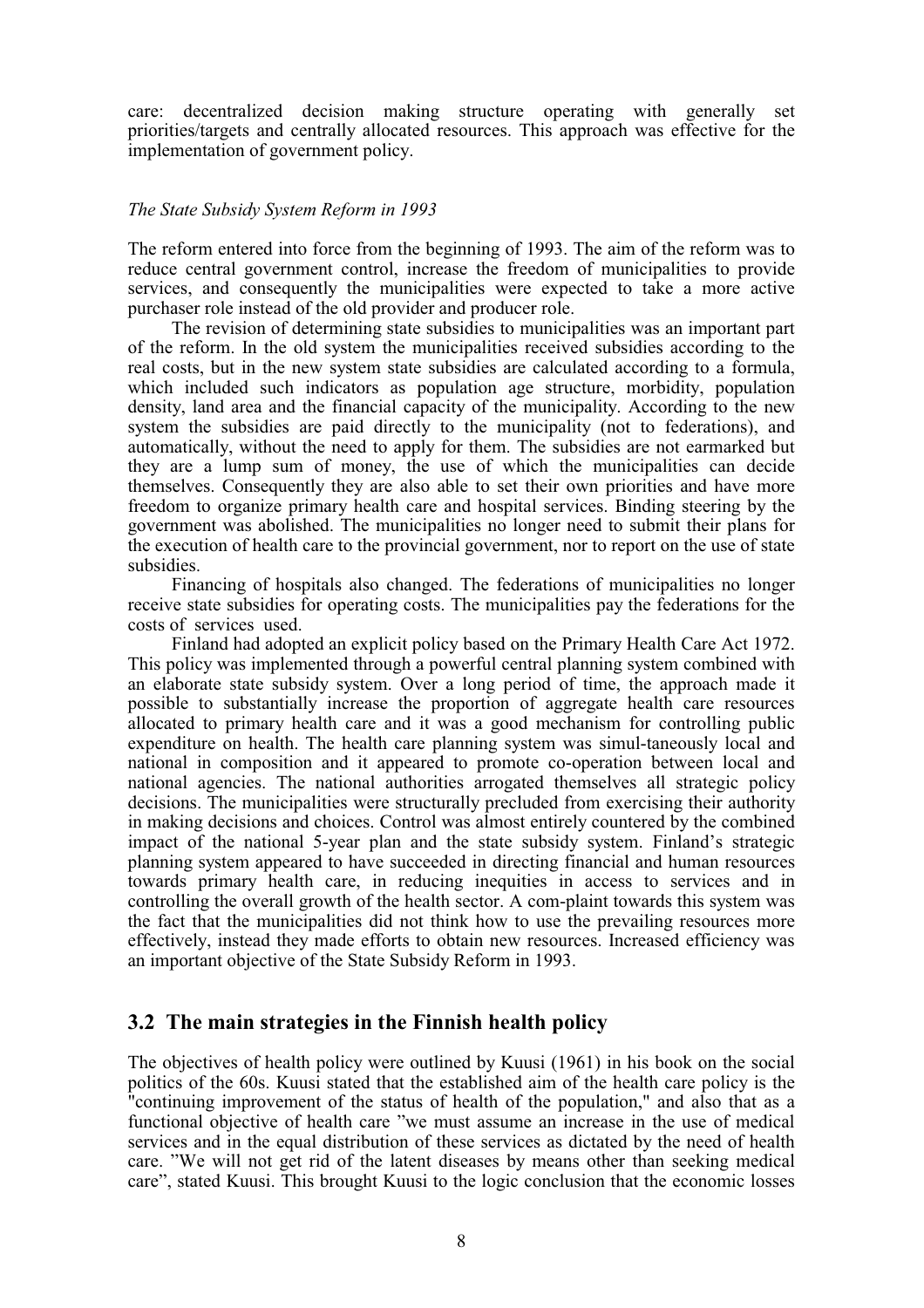care: decentralized decision making structure operating with generally set priorities/targets and centrally allocated resources. This approach was effective for the implementation of government policy.

*The State Subsidy System Reform in 1993*

The reform entered into force from the beginning of 1993. The aim of the reform was to reduce central government control, increase the freedom of municipalities to provide services, and consequently the municipalities were expected to take a more active purchaser role instead of the old provider and producer role.

The revision of determining state subsidies to municipalities was an important part of the reform. In the old system the municipalities received subsidies according to the real costs, but in the new system state subsidies are calculated according to a formula, which included such indicators as population age structure, morbidity, population density, land area and the financial capacity of the municipality. According to the new system the subsidies are paid directly to the municipality (not to federations), and automatically, without the need to apply for them. The subsidies are not earmarked but they are a lump sum of money, the use of which the municipalities can decide themselves. Consequently they are also able to set their own priorities and have more freedom to organize primary health care and hospital services. Binding steering by the government was abolished. The municipalities no longer need to submit their plans for the execution of health care to the provincial government, nor to report on the use of state subsidies.

Financing of hospitals also changed. The federations of municipalities no longer receive state subsidies for operating costs. The municipalities pay the federations for the costs of services used.

Finland had adopted an explicit policy based on the Primary Health Care Act 1972. This policy was implemented through a powerful central planning system combined with an elaborate state subsidy system. Over a long period of time, the approach made it possible to substantially increase the proportion of aggregate health care resources allocated to primary health care and it was a good mechanism for controlling public expenditure on health. The health care planning system was simul-taneously local and national in composition and it appeared to promote co-operation between local and national agencies. The national authorities arrogated themselves all strategic policy decisions. The municipalities were structurally precluded from exercising their authority in making decisions and choices. Control was almost entirely countered by the combined impact of the national 5-year plan and the state subsidy system. Finland's strategic planning system appeared to have succeeded in directing financial and human resources towards primary health care, in reducing inequities in access to services and in controlling the overall growth of the health sector. A com-plaint towards this system was the fact that the municipalities did not think how to use the prevailing resources more effectively, instead they made efforts to obtain new resources. Increased efficiency was an important objective of the State Subsidy Reform in 1993.

## 3.2 The main strategies in the Finnish health policy

The objectives of health policy were outlined by Kuusi (1961) in his book on the social politics of the 60s. Kuusi stated that the established aim of the health care policy is the "continuing improvement of the status of health of the population," and also that as a functional objective of health care "we must assume an increase in the use of medical services and in the equal distribution of these services as dictated by the need of health care. "We will not get rid of the latent diseases by means other than seeking medical care", stated Kuusi. This brought Kuusi to the logic conclusion that the economic losses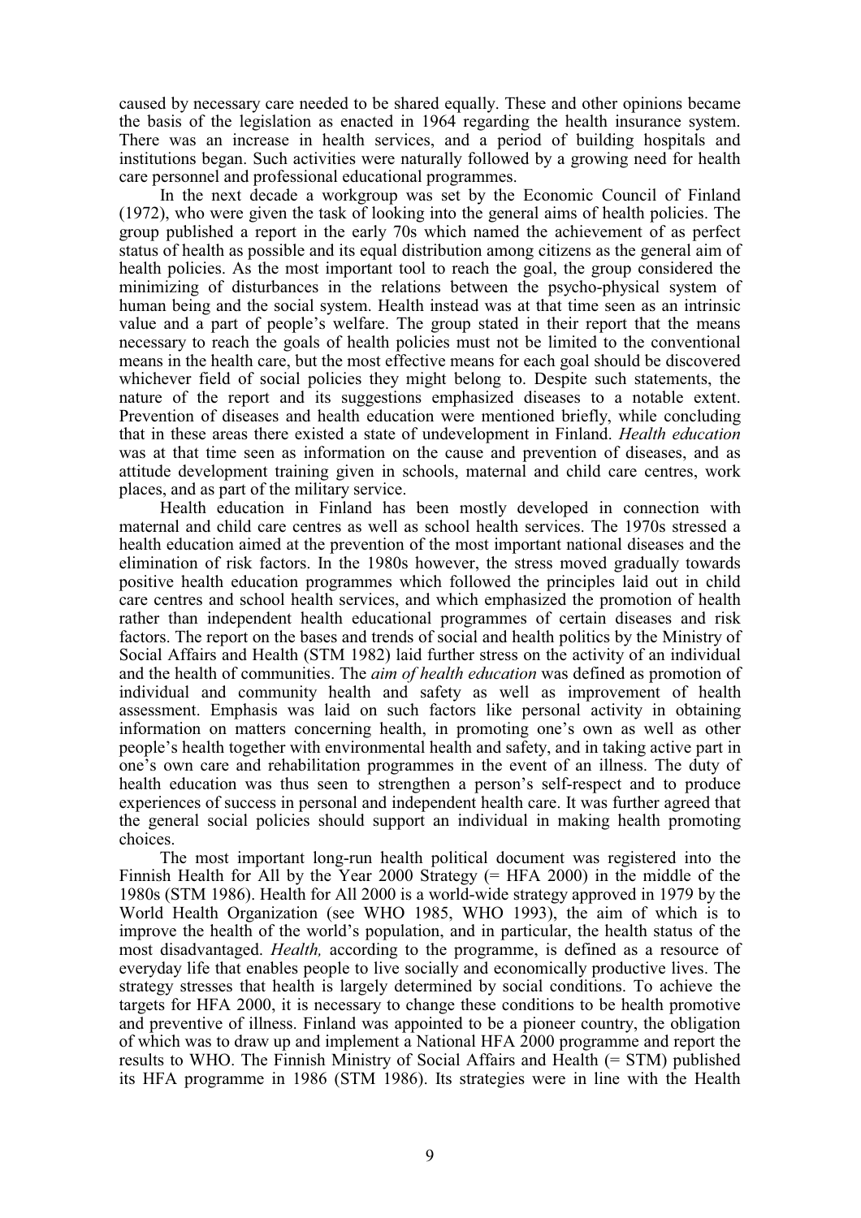caused by necessary care needed to be shared equally. These and other opinions became the basis of the legislation as enacted in 1964 regarding the health insurance system. There was an increase in health services, and a period of building hospitals and institutions began. Such activities were naturally followed by a growing need for health care personnel and professional educational programmes.

In the next decade a workgroup was set by the Economic Council of Finland (1972), who were given the task of looking into the general aims of health policies. The group published a report in the early 70s which named the achievement of as perfect status of health as possible and its equal distribution among citizens as the general aim of health policies. As the most important tool to reach the goal, the group considered the minimizing of disturbances in the relations between the psycho-physical system of human being and the social system. Health instead was at that time seen as an intrinsic value and a part of people's welfare. The group stated in their report that the means necessary to reach the goals of health policies must not be limited to the conventional means in the health care, but the most effective means for each goal should be discovered whichever field of social policies they might belong to. Despite such statements, the nature of the report and its suggestions emphasized diseases to a notable extent. Prevention of diseases and health education were mentioned briefly, while concluding that in these areas there existed a state of undevelopment in Finland. *Health education* was at that time seen as information on the cause and prevention of diseases, and as attitude development training given in schools, maternal and child care centres, work places, and as part of the military service.

Health education in Finland has been mostly developed in connection with maternal and child care centres as well as school health services. The 1970s stressed a health education aimed at the prevention of the most important national diseases and the elimination of risk factors. In the 1980s however, the stress moved gradually towards positive health education programmes which followed the principles laid out in child care centres and school health services, and which emphasized the promotion of health rather than independent health educational programmes of certain diseases and risk factors. The report on the bases and trends of social and health politics by the Ministry of Social Affairs and Health (STM 1982) laid further stress on the activity of an individual and the health of communities. The *aim of health education* was defined as promotion of individual and community health and safety as well as improvement of health assessment. Emphasis was laid on such factors like personal activity in obtaining information on matters concerning health, in promoting one's own as well as other people's health together with environmental health and safety, and in taking active part in one's own care and rehabilitation programmes in the event of an illness. The duty of health education was thus seen to strengthen a person's self-respect and to produce experiences of success in personal and independent health care. It was further agreed that the general social policies should support an individual in making health promoting choices.

The most important long-run health political document was registered into the Finnish Health for All by the Year 2000 Strategy (= HFA 2000) in the middle of the 1980s (STM 1986). Health for All 2000 is a world-wide strategy approved in 1979 by the World Health Organization (see WHO 1985, WHO 1993), the aim of which is to improve the health of the world's population, and in particular, the health status of the most disadvantaged. *Health,* according to the programme, is defined as a resource of everyday life that enables people to live socially and economically productive lives. The strategy stresses that health is largely determined by social conditions. To achieve the targets for HFA 2000, it is necessary to change these conditions to be health promotive and preventive of illness. Finland was appointed to be a pioneer country, the obligation of which was to draw up and implement a National HFA 2000 programme and report the results to WHO. The Finnish Ministry of Social Affairs and Health (= STM) published its HFA programme in 1986 (STM 1986). Its strategies were in line with the Health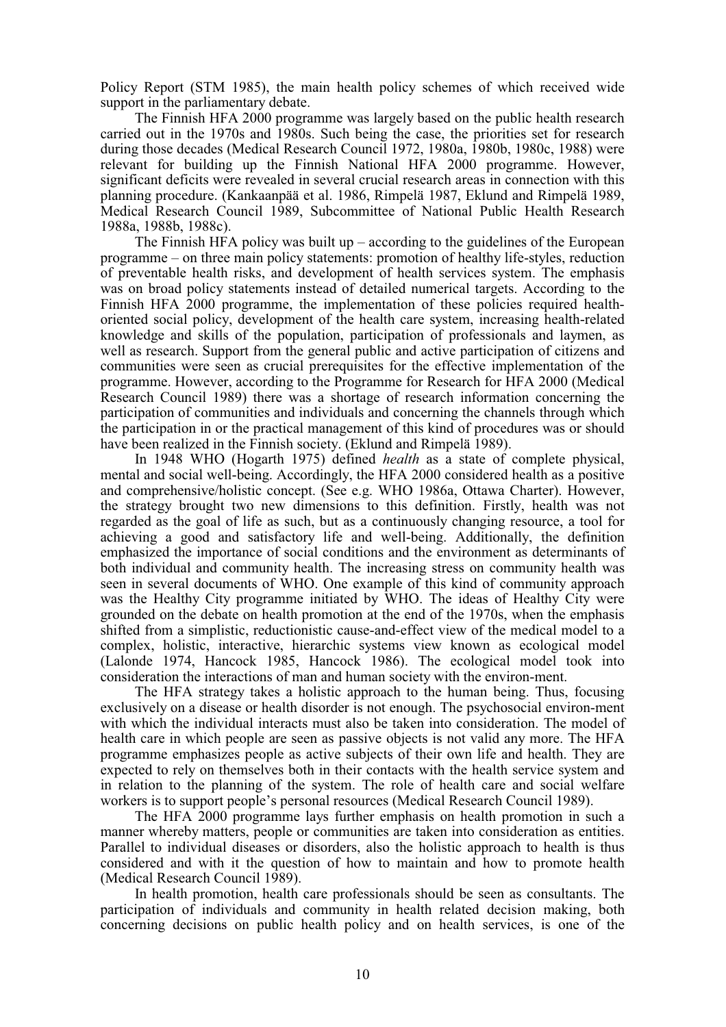Policy Report (STM 1985), the main health policy schemes of which received wide support in the parliamentary debate.

The Finnish HFA 2000 programme was largely based on the public health research carried out in the 1970s and 1980s. Such being the case, the priorities set for research during those decades (Medical Research Council 1972, 1980a, 1980b, 1980c, 1988) were relevant for building up the Finnish National HFA 2000 programme. However, significant deficits were revealed in several crucial research areas in connection with this planning procedure. (Kankaanpää et al. 1986, Rimpelä 1987, Eklund and Rimpelä 1989, Medical Research Council 1989, Subcommittee of National Public Health Research 1988a, 1988b, 1988c).

The Finnish HFA policy was built up – according to the guidelines of the European programme – on three main policy statements: promotion of healthy life-styles, reduction of preventable health risks, and development of health services system. The emphasis was on broad policy statements instead of detailed numerical targets. According to the Finnish HFA 2000 programme, the implementation of these policies required health-oriented social policy, development of the health care system, increasing health-related knowledge and skills of the population, participation of professionals and laymen, as well as research. Support from the general public and active participation of citizens and communities were seen as crucial prerequisites for the effective implementation of the programme. However, according to the Programme for Research for HFA 2000 (Medical Research Council 1989) there was a shortage of research information concerning the participation of communities and individuals and concerning the channels through which the participation in or the practical management of this kind of procedures was or should have been realized in the Finnish society. (Eklund and Rimpelä 1989).

In 1948 WHO (Hogarth 1975) defined *health* as a state of complete physical, mental and social well-being. Accordingly, the HFA 2000 considered health as a positive and comprehensive/holistic concept. (See e.g. WHO 1986a, Ottawa Charter). However, the strategy brought two new dimensions to this definition. Firstly, health was not regarded as the goal of life as such, but as a continuously changing resource, a tool for achieving a good and satisfactory life and well-being. Additionally, the definition emphasized the importance of social conditions and the environment as determinants of both individual and community health. The increasing stress on community health was seen in several documents of WHO. One example of this kind of community approach was the Healthy City programme initiated by WHO. The ideas of Healthy City were grounded on the debate on health promotion at the end of the 1970s, when the emphasis shifted from a simplistic, reductionistic cause-and-effect view of the medical model to a complex, holistic, interactive, hierarchic systems view known as ecological model (Lalonde 1974, Hancock 1985, Hancock 1986). The ecological model took into consideration the interactions of man and human society with the environ-ment.

The HFA strategy takes a holistic approach to the human being. Thus, focusing exclusively on a disease or health disorder is not enough. The psychosocial environ-ment with which the individual interacts must also be taken into consideration. The model of health care in which people are seen as passive objects is not valid any more. The HFA programme emphasizes people as active subjects of their own life and health. They are expected to rely on themselves both in their contacts with the health service system and in relation to the planning of the system. The role of health care and social welfare workers is to support people's personal resources (Medical Research Council 1989).

The HFA 2000 programme lays further emphasis on health promotion in such a manner whereby matters, people or communities are taken into consideration as entities. Parallel to individual diseases or disorders, also the holistic approach to health is thus considered and with it the question of how to maintain and how to promote health (Medical Research Council 1989).

In health promotion, health care professionals should be seen as consultants. The participation of individuals and community in health related decision making, both concerning decisions on public health policy and on health services, is one of the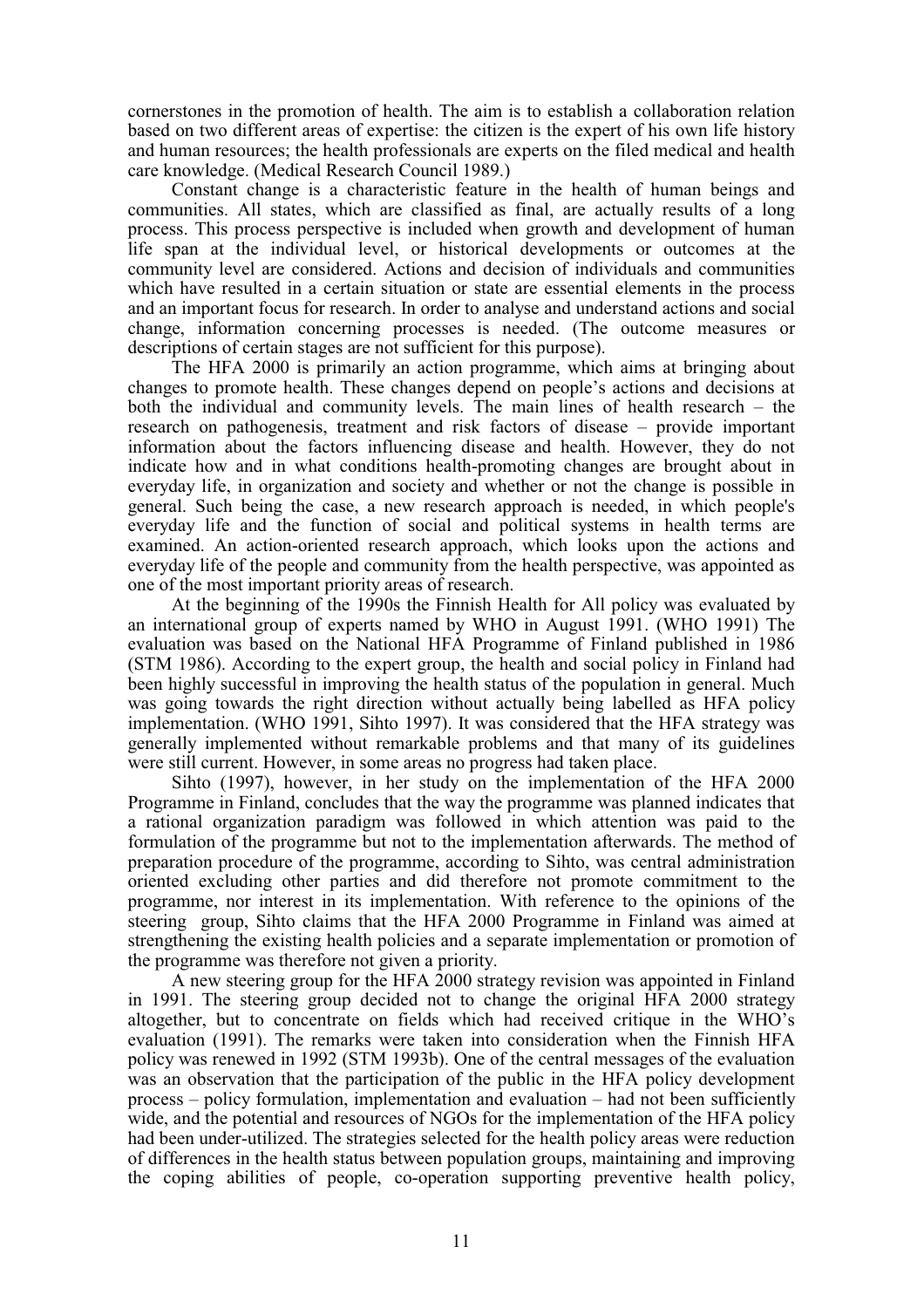cornerstones in the promotion of health. The aim is to establish a collaboration relation based on two different areas of expertise: the citizen is the expert of his own life history and human resources; the health professionals are experts on the filed medical and health care knowledge. (Medical Research Council 1989.)

Constant change is a characteristic feature in the health of human beings and communities. All states, which are classified as final, are actually results of a long process. This process perspective is included when growth and development of human life span at the individual level, or historical developments or outcomes at the community level are considered. Actions and decision of individuals and communities which have resulted in a certain situation or state are essential elements in the process and an important focus for research. In order to analyse and understand actions and social change, information concerning processes is needed. (The outcome measures or descriptions of certain stages are not sufficient for this purpose).

The HFA 2000 is primarily an action programme, which aims at bringing about changes to promote health. These changes depend on people's actions and decisions at both the individual and community levels. The main lines of health research – the research on pathogenesis, treatment and risk factors of disease – provide important information about the factors influencing disease and health. However, they do not indicate how and in what conditions health-promoting changes are brought about in everyday life, in organization and society and whether or not the change is possible in general. Such being the case, a new research approach is needed, in which people's everyday life and the function of social and political systems in health terms are examined. An action-oriented research approach, which looks upon the actions and everyday life of the people and community from the health perspective, was appointed as one of the most important priority areas of research.

At the beginning of the 1990s the Finnish Health for All policy was evaluated by an international group of experts named by WHO in August 1991. (WHO 1991) The evaluation was based on the National HFA Programme of Finland published in 1986 (STM 1986). According to the expert group, the health and social policy in Finland had been highly successful in improving the health status of the population in general. Much was going towards the right direction without actually being labelled as HFA policy implementation. (WHO 1991, Sihto 1997). It was considered that the HFA strategy was generally implemented without remarkable problems and that many of its guidelines were still current. However, in some areas no progress had taken place.

Sihto (1997), however, in her study on the implementation of the HFA 2000 Programme in Finland, concludes that the way the programme was planned indicates that a rational organization paradigm was followed in which attention was paid to the formulation of the programme but not to the implementation afterwards. The method of preparation procedure of the programme, according to Sihto, was central administration oriented excluding other parties and did therefore not promote commitment to the programme, nor interest in its implementation. With reference to the opinions of the steering group, Sihto claims that the HFA 2000 Programme in Finland was aimed at strengthening the existing health policies and a separate implementation or promotion of the programme was therefore not given a priority.

A new steering group for the HFA 2000 strategy revision was appointed in Finland in 1991. The steering group decided not to change the original HFA 2000 strategy altogether, but to concentrate on fields which had received critique in the WHO's evaluation (1991). The remarks were taken into consideration when the Finnish HFA policy was renewed in 1992 (STM 1993b). One of the central messages of the evaluation was an observation that the participation of the public in the HFA policy development process – policy formulation, implementation and evaluation – had not been sufficiently wide, and the potential and resources of NGOs for the implementation of the HFA policy had been under-utilized. The strategies selected for the health policy areas were reduction of differences in the health status between population groups, maintaining and improving the coping abilities of people, co-operation supporting preventive health policy,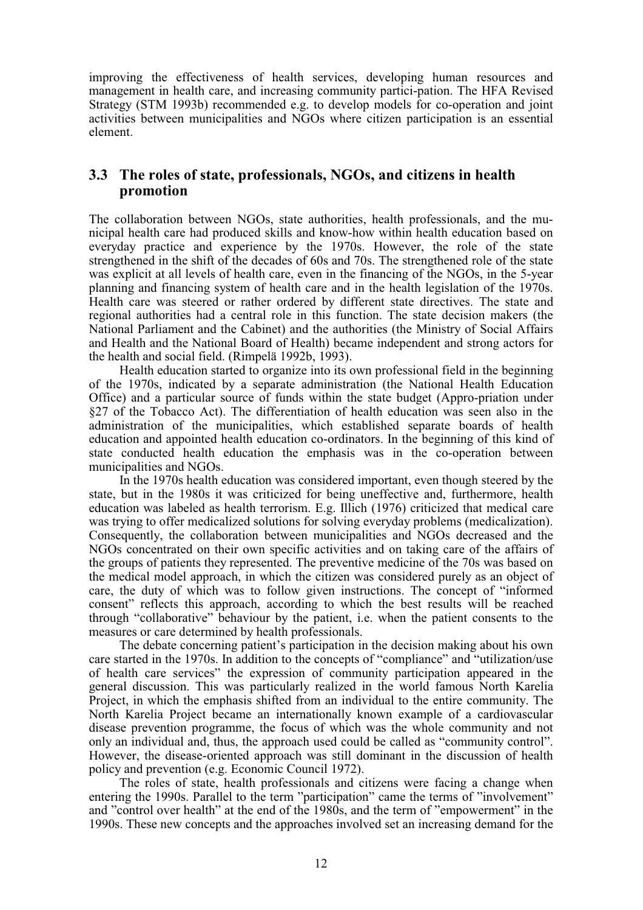improving the effectiveness of health services, developing human resources and management in health care, and increasing community partici-pation. The HFA Revised Strategy (STM 1993b) recommended e.g. to develop models for co-operation and joint activities between municipalities and NGOs where citizen participation is an essential element.

## 3.3 The roles of state, professionals, NGOs, and citizens in health promotion

The collaboration between NGOs, state authorities, health professionals, and the municipal health care had produced skills and know-how within health education based on everyday practice and experience by the 1970s. However, the role of the state strengthened in the shift of the decades of 60s and 70s. The strengthened role of the state was explicit at all levels of health care, even in the financing of the NGOs, in the 5-year planning and financing system of health care and in the health legislation of the 1970s. Health care was steered or rather ordered by different state directives. The state and regional authorities had a central role in this function. The state decision makers (the National Parliament and the Cabinet) and the authorities (the Ministry of Social Affairs and Health and the National Board of Health) became independent and strong actors for the health and social field. (Rimpelä 1992b, 1993).

Health education started to organize into its own professional field in the beginning of the 1970s, indicated by a separate administration (the National Health Education Office) and a particular source of funds within the state budget (Appro-priation under §27 of the Tobacco Act). The differentiation of health education was seen also in the administration of the municipalities, which established separate boards of health education and appointed health education co-ordinators. In the beginning of this kind of state conducted health education the emphasis was in the co-operation between municipalities and NGOs.

In the 1970s health education was considered important, even though steered by the state, but in the 1980s it was criticized for being uneffective and, furthermore, health education was labeled as health terrorism. E.g. Illich (1976) criticized that medical care was trying to offer medicalized solutions for solving everyday problems (medicalization). Consequently, the collaboration between municipalities and NGOs decreased and the NGOs concentrated on their own specific activities and on taking care of the affairs of the groups of patients they represented. The preventive medicine of the 70s was based on the medical model approach, in which the citizen was considered purely as an object of care, the duty of which was to follow given instructions. The concept of "informed consent" reflects this approach, according to which the best results will be reached through "collaborative" behaviour by the patient, i.e. when the patient consents to the measures or care determined by health professionals.

The debate concerning patient's participation in the decision making about his own care started in the 1970s. In addition to the concepts of "compliance" and "utilization/use of health care services" the expression of community participation appeared in the general discussion. This was particularly realized in the world famous North Karelia Project, in which the emphasis shifted from an individual to the entire community. The North Karelia Project became an internationally known example of a cardiovascular disease prevention programme, the focus of which was the whole community and not only an individual and, thus, the approach used could be called as "community control". However, the disease-oriented approach was still dominant in the discussion of health policy and prevention (e.g. Economic Council 1972).

The roles of state, health professionals and citizens were facing a change when entering the 1990s. Parallel to the term "participation" came the terms of "involvement" and "control over health" at the end of the 1980s, and the term of "empowerment" in the 1990s. These new concepts and the approaches involved set an increasing demand for the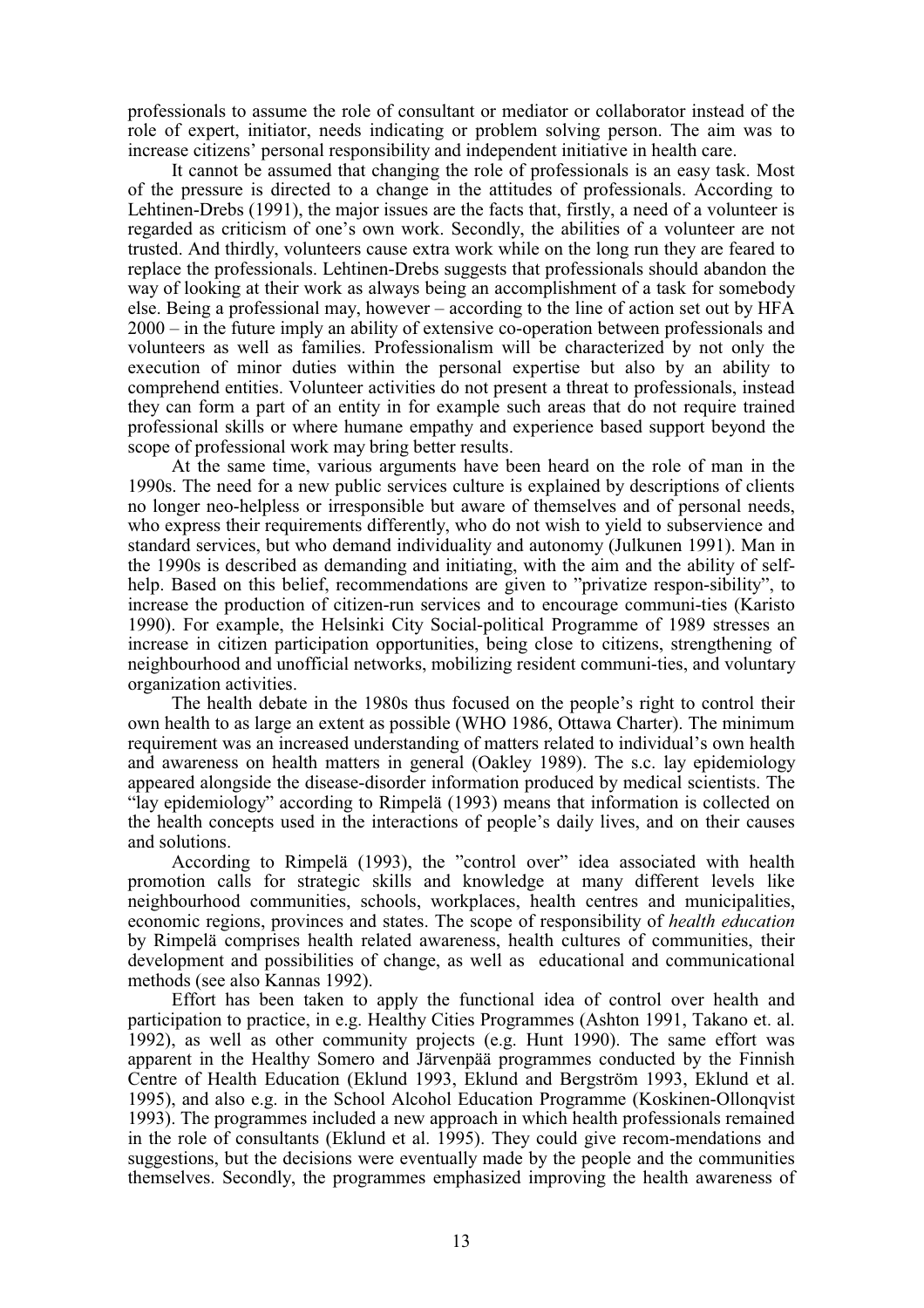professionals to assume the role of consultant or mediator or collaborator instead of the role of expert, initiator, needs indicating or problem solving person. The aim was to increase citizens' personal responsibility and independent initiative in health care.

It cannot be assumed that changing the role of professionals is an easy task. Most of the pressure is directed to a change in the attitudes of professionals. According to Lehtinen-Drebs (1991), the major issues are the facts that, firstly, a need of a volunteer is regarded as criticism of one's own work. Secondly, the abilities of a volunteer are not trusted. And thirdly, volunteers cause extra work while on the long run they are feared to replace the professionals. Lehtinen-Drebs suggests that professionals should abandon the way of looking at their work as always being an accomplishment of a task for somebody else. Being a professional may, however – according to the line of action set out by HFA 2000 – in the future imply an ability of extensive co-operation between professionals and volunteers as well as families. Professionalism will be characterized by not only the execution of minor duties within the personal expertise but also by an ability to comprehend entities. Volunteer activities do not present a threat to professionals, instead they can form a part of an entity in for example such areas that do not require trained professional skills or where humane empathy and experience based support beyond the scope of professional work may bring better results.

At the same time, various arguments have been heard on the role of man in the 1990s. The need for a new public services culture is explained by descriptions of clients no longer neo-helpless or irresponsible but aware of themselves and of personal needs, who express their requirements differently, who do not wish to yield to subservience and standard services, but who demand individuality and autonomy (Julkunen 1991). Man in the 1990s is described as demanding and initiating, with the aim and the ability of self-help. Based on this belief, recommendations are given to "privatize respon-sibility", to increase the production of citizen-run services and to encourage communi-ties (Karisto 1990). For example, the Helsinki City Social-political Programme of 1989 stresses an increase in citizen participation opportunities, being close to citizens, strengthening of neighbourhood and unofficial networks, mobilizing resident communi-ties, and voluntary organization activities.

The health debate in the 1980s thus focused on the people's right to control their own health to as large an extent as possible (WHO 1986, Ottawa Charter). The minimum requirement was an increased understanding of matters related to individual's own health and awareness on health matters in general (Oakley 1989). The s.c. lay epidemiology appeared alongside the disease-disorder information produced by medical scientists. The "lay epidemiology" according to Rimpelä (1993) means that information is collected on the health concepts used in the interactions of people's daily lives, and on their causes and solutions.

According to Rimpelä (1993), the "control over" idea associated with health promotion calls for strategic skills and knowledge at many different levels like neighbourhood communities, schools, workplaces, health centres and municipalities, economic regions, provinces and states. The scope of responsibility of *health education* by Rimpelä comprises health related awareness, health cultures of communities, their development and possibilities of change, as well as educational and communicational methods (see also Kannas 1992).

Effort has been taken to apply the functional idea of control over health and participation to practice, in e.g. Healthy Cities Programmes (Ashton 1991, Takano et. al. 1992), as well as other community projects (e.g. Hunt 1990). The same effort was apparent in the Healthy Somero and Järvenpää programmes conducted by the Finnish Centre of Health Education (Eklund 1993, Eklund and Bergström 1993, Eklund et al. 1995), and also e.g. in the School Alcohol Education Programme (Koskinen-Ollonqvist 1993). The programmes included a new approach in which health professionals remained in the role of consultants (Eklund et al. 1995). They could give recom-mendations and suggestions, but the decisions were eventually made by the people and the communities themselves. Secondly, the programmes emphasized improving the health awareness of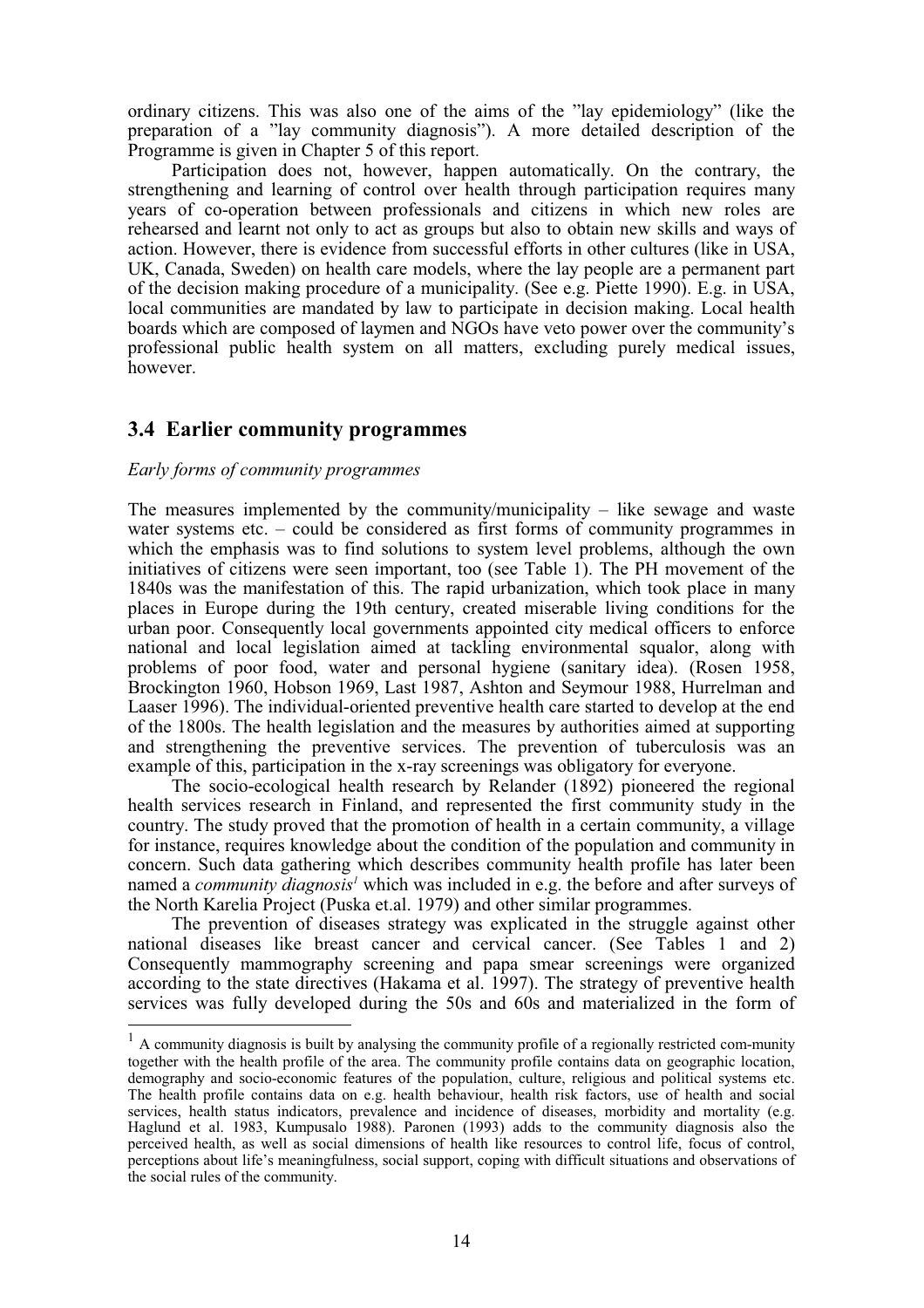ordinary citizens. This was also one of the aims of the "lay epidemiology" (like the preparation of a "lay community diagnosis"). A more detailed description of the Programme is given in Chapter 5 of this report.

Participation does not, however, happen automatically. On the contrary, the strengthening and learning of control over health through participation requires many years of co-operation between professionals and citizens in which new roles are rehearsed and learnt not only to act as groups but also to obtain new skills and ways of action. However, there is evidence from successful efforts in other cultures (like in USA, UK, Canada, Sweden) on health care models, where the lay people are a permanent part of the decision making procedure of a municipality. (See e.g. Piette 1990). E.g. in USA, local communities are mandated by law to participate in decision making. Local health boards which are composed of laymen and NGOs have veto power over the community's professional public health system on all matters, excluding purely medical issues, however.

## 3.4 Earlier community programmes

*Early forms of community programmes*

The measures implemented by the community/municipality – like sewage and waste water systems etc. – could be considered as first forms of community programmes in which the emphasis was to find solutions to system level problems, although the own initiatives of citizens were seen important, too (see Table 1). The PH movement of the 1840s was the manifestation of this. The rapid urbanization, which took place in many places in Europe during the 19th century, created miserable living conditions for the urban poor. Consequently local governments appointed city medical officers to enforce national and local legislation aimed at tackling environmental squalor, along with problems of poor food, water and personal hygiene (sanitary idea). (Rosen 1958, Brockington 1960, Hobson 1969, Last 1987, Ashton and Seymour 1988, Hurrelman and Laaser 1996). The individual-oriented preventive health care started to develop at the end of the 1800s. The health legislation and the measures by authorities aimed at supporting and strengthening the preventive services. The prevention of tuberculosis was an example of this, participation in the x-ray screenings was obligatory for everyone.

The socio-ecological health research by Relander (1892) pioneered the regional health services research in Finland, and represented the first community study in the country. The study proved that the promotion of health in a certain community, a village for instance, requires knowledge about the condition of the population and community in concern. Such data gathering which describes community health profile has later been named a *community diagnosis*[1] which was included in e.g. the before and after surveys of the North Karelia Project (Puska et.al. 1979) and other similar programmes.

The prevention of diseases strategy was explicated in the struggle against other national diseases like breast cancer and cervical cancer. (See Tables 1 and 2) Consequently mammography screening and papa smear screenings were organized according to the state directives (Hakama et al. 1997). The strategy of preventive health services was fully developed during the 50s and 60s and materialized in the form of

---

[1] A community diagnosis is built by analysing the community profile of a regionally restricted com-munity together with the health profile of the area. The community profile contains data on geographic location, demography and socio-economic features of the population, culture, religious and political systems etc. The health profile contains data on e.g. health behaviour, health risk factors, use of health and social services, health status indicators, prevalence and incidence of diseases, morbidity and mortality (e.g. Haglund et al. 1983, Kumpusalo 1988). Paronen (1993) adds to the community diagnosis also the perceived health, as well as social dimensions of health like resources to control life, focus of control, perceptions about life's meaningfulness, social support, coping with difficult situations and observations of the social rules of the community.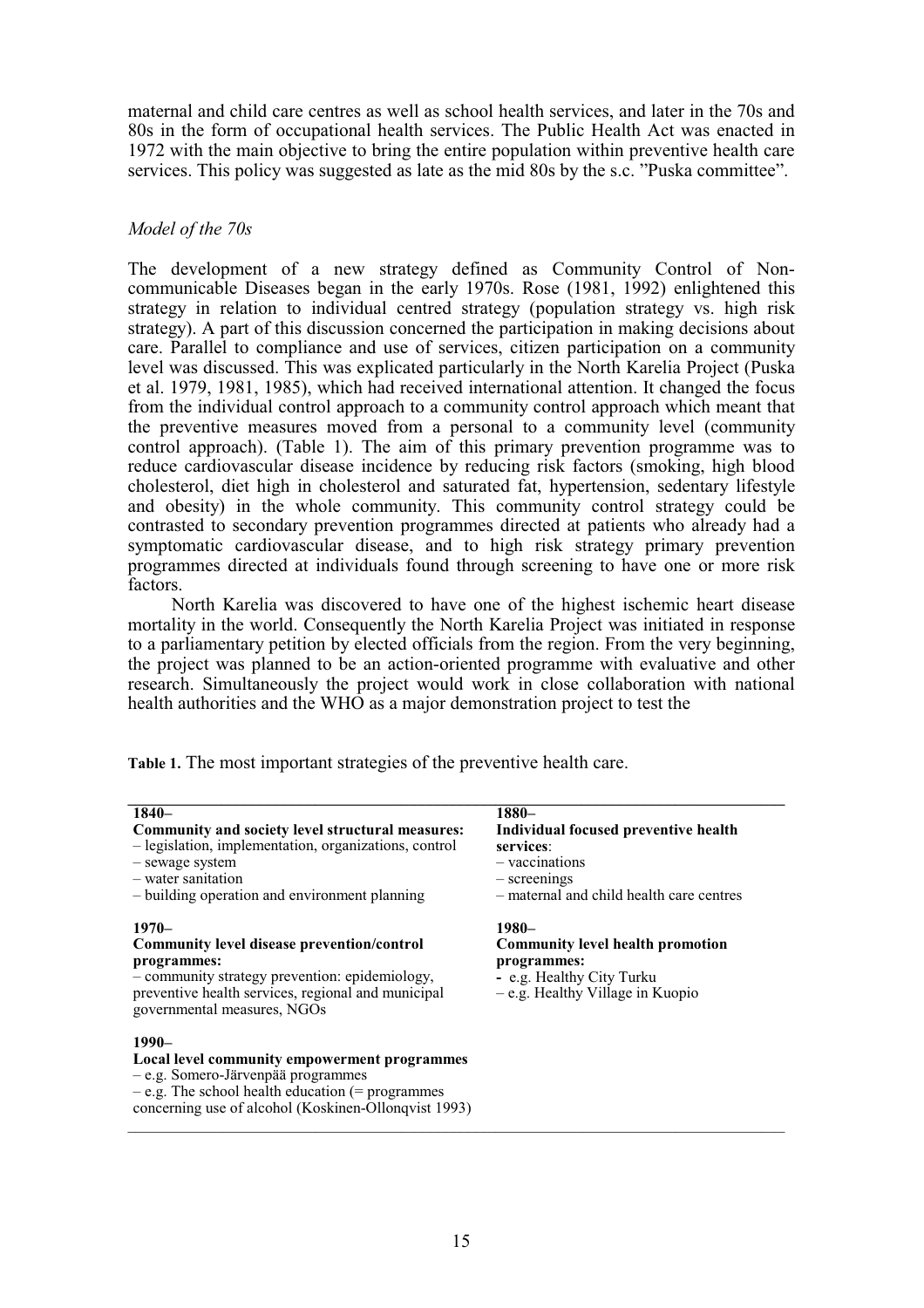maternal and child care centres as well as school health services, and later in the 70s and 80s in the form of occupational health services. The Public Health Act was enacted in 1972 with the main objective to bring the entire population within preventive health care services. This policy was suggested as late as the mid 80s by the s.c. "Puska committee".

### *Model of the 70s*

The development of a new strategy defined as Community Control of Non-communicable Diseases began in the early 1970s. Rose (1981, 1992) enlightened this strategy in relation to individual centred strategy (population strategy vs. high risk strategy). A part of this discussion concerned the participation in making decisions about care. Parallel to compliance and use of services, citizen participation on a community level was discussed. This was explicated particularly in the North Karelia Project (Puska et al. 1979, 1981, 1985), which had received international attention. It changed the focus from the individual control approach to a community control approach which meant that the preventive measures moved from a personal to a community level (community control approach). (Table 1). The aim of this primary prevention programme was to reduce cardiovascular disease incidence by reducing risk factors (smoking, high blood cholesterol, diet high in cholesterol and saturated fat, hypertension, sedentary lifestyle and obesity) in the whole community. This community control strategy could be contrasted to secondary prevention programmes directed at patients who already had a symptomatic cardiovascular disease, and to high risk strategy primary prevention programmes directed at individuals found through screening to have one or more risk factors.

North Karelia was discovered to have one of the highest ischemic heart disease mortality in the world. Consequently the North Karelia Project was initiated in response to a parliamentary petition by elected officials from the region. From the very beginning, the project was planned to be an action-oriented programme with evaluative and other research. Simultaneously the project would work in close collaboration with national health authorities and the WHO as a major demonstration project to test the

**Table 1.** The most important strategies of the preventive health care.

| | |
|---|---|
| **1840–**<br>**Community and society level structural measures:**<br>– legislation, implementation, organizations, control<br>– sewage system<br>– water sanitation<br>– building operation and environment planning | **1880–**<br>**Individual focused preventive health services**:<br>– vaccinations<br>– screenings<br>– maternal and child health care centres |
| **1970–**<br>**Community level disease prevention/control programmes:**<br>– community strategy prevention: epidemiology, preventive health services, regional and municipal governmental measures, NGOs | **1980–**<br>**Community level health promotion programmes:**<br>- e.g. Healthy City Turku<br>– e.g. Healthy Village in Kuopio |
| **1990–**<br>**Local level community empowerment programmes**<br>– e.g. Somero-Järvenpää programmes<br>– e.g. The school health education (= programmes concerning use of alcohol (Koskinen-Ollonqvist 1993) | |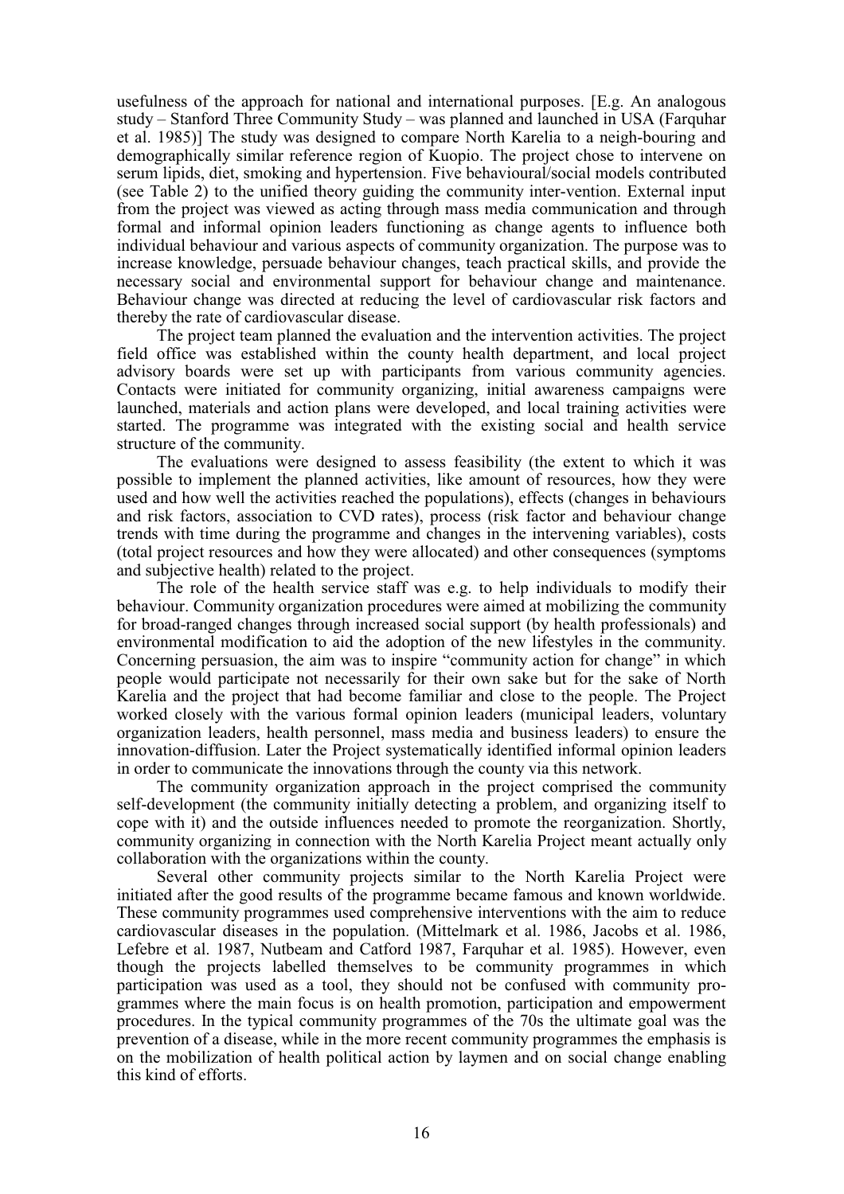usefulness of the approach for national and international purposes. [E.g. An analogous study – Stanford Three Community Study – was planned and launched in USA (Farquhar et al. 1985)] The study was designed to compare North Karelia to a neigh-bouring and demographically similar reference region of Kuopio. The project chose to intervene on serum lipids, diet, smoking and hypertension. Five behavioural/social models contributed (see Table 2) to the unified theory guiding the community inter-vention. External input from the project was viewed as acting through mass media communication and through formal and informal opinion leaders functioning as change agents to influence both individual behaviour and various aspects of community organization. The purpose was to increase knowledge, persuade behaviour changes, teach practical skills, and provide the necessary social and environmental support for behaviour change and maintenance. Behaviour change was directed at reducing the level of cardiovascular risk factors and thereby the rate of cardiovascular disease.

The project team planned the evaluation and the intervention activities. The project field office was established within the county health department, and local project advisory boards were set up with participants from various community agencies. Contacts were initiated for community organizing, initial awareness campaigns were launched, materials and action plans were developed, and local training activities were started. The programme was integrated with the existing social and health service structure of the community.

The evaluations were designed to assess feasibility (the extent to which it was possible to implement the planned activities, like amount of resources, how they were used and how well the activities reached the populations), effects (changes in behaviours and risk factors, association to CVD rates), process (risk factor and behaviour change trends with time during the programme and changes in the intervening variables), costs (total project resources and how they were allocated) and other consequences (symptoms and subjective health) related to the project.

The role of the health service staff was e.g. to help individuals to modify their behaviour. Community organization procedures were aimed at mobilizing the community for broad-ranged changes through increased social support (by health professionals) and environmental modification to aid the adoption of the new lifestyles in the community. Concerning persuasion, the aim was to inspire "community action for change" in which people would participate not necessarily for their own sake but for the sake of North Karelia and the project that had become familiar and close to the people. The Project worked closely with the various formal opinion leaders (municipal leaders, voluntary organization leaders, health personnel, mass media and business leaders) to ensure the innovation-diffusion. Later the Project systematically identified informal opinion leaders in order to communicate the innovations through the county via this network.

The community organization approach in the project comprised the community self-development (the community initially detecting a problem, and organizing itself to cope with it) and the outside influences needed to promote the reorganization. Shortly, community organizing in connection with the North Karelia Project meant actually only collaboration with the organizations within the county.

Several other community projects similar to the North Karelia Project were initiated after the good results of the programme became famous and known worldwide. These community programmes used comprehensive interventions with the aim to reduce cardiovascular diseases in the population. (Mittelmark et al. 1986, Jacobs et al. 1986, Lefebre et al. 1987, Nutbeam and Catford 1987, Farquhar et al. 1985). However, even though the projects labelled themselves to be community programmes in which participation was used as a tool, they should not be confused with community programmes where the main focus is on health promotion, participation and empowerment procedures. In the typical community programmes of the 70s the ultimate goal was the prevention of a disease, while in the more recent community programmes the emphasis is on the mobilization of health political action by laymen and on social change enabling this kind of efforts.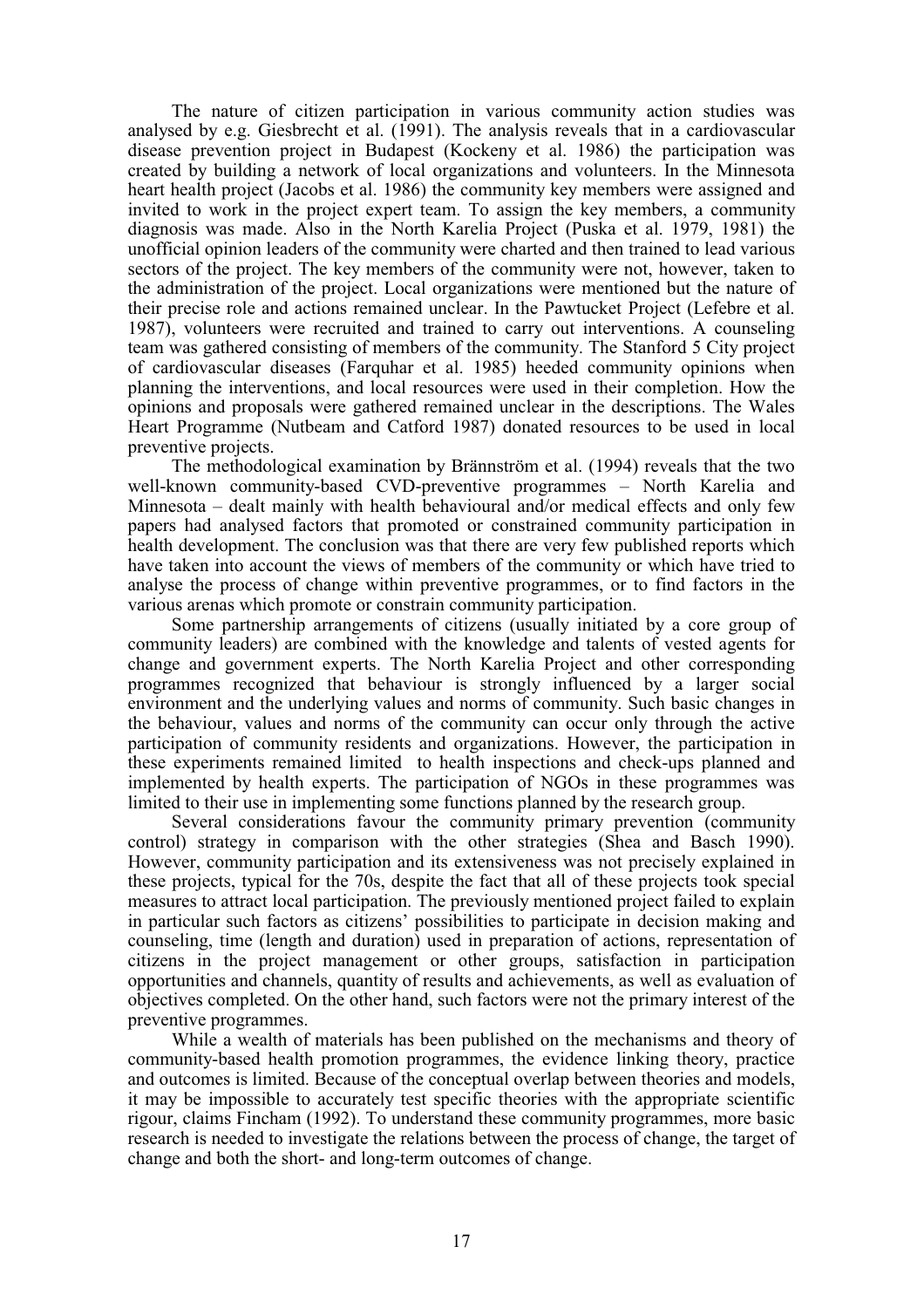The nature of citizen participation in various community action studies was analysed by e.g. Giesbrecht et al. (1991). The analysis reveals that in a cardiovascular disease prevention project in Budapest (Kockeny et al. 1986) the participation was created by building a network of local organizations and volunteers. In the Minnesota heart health project (Jacobs et al. 1986) the community key members were assigned and invited to work in the project expert team. To assign the key members, a community diagnosis was made. Also in the North Karelia Project (Puska et al. 1979, 1981) the unofficial opinion leaders of the community were charted and then trained to lead various sectors of the project. The key members of the community were not, however, taken to the administration of the project. Local organizations were mentioned but the nature of their precise role and actions remained unclear. In the Pawtucket Project (Lefebre et al. 1987), volunteers were recruited and trained to carry out interventions. A counseling team was gathered consisting of members of the community. The Stanford 5 City project of cardiovascular diseases (Farquhar et al. 1985) heeded community opinions when planning the interventions, and local resources were used in their completion. How the opinions and proposals were gathered remained unclear in the descriptions. The Wales Heart Programme (Nutbeam and Catford 1987) donated resources to be used in local preventive projects.

The methodological examination by Brännström et al. (1994) reveals that the two well-known community-based CVD-preventive programmes – North Karelia and Minnesota – dealt mainly with health behavioural and/or medical effects and only few papers had analysed factors that promoted or constrained community participation in health development. The conclusion was that there are very few published reports which have taken into account the views of members of the community or which have tried to analyse the process of change within preventive programmes, or to find factors in the various arenas which promote or constrain community participation.

Some partnership arrangements of citizens (usually initiated by a core group of community leaders) are combined with the knowledge and talents of vested agents for change and government experts. The North Karelia Project and other corresponding programmes recognized that behaviour is strongly influenced by a larger social environment and the underlying values and norms of community. Such basic changes in the behaviour, values and norms of the community can occur only through the active participation of community residents and organizations. However, the participation in these experiments remained limited to health inspections and check-ups planned and implemented by health experts. The participation of NGOs in these programmes was limited to their use in implementing some functions planned by the research group.

Several considerations favour the community primary prevention (community control) strategy in comparison with the other strategies (Shea and Basch 1990). However, community participation and its extensiveness was not precisely explained in these projects, typical for the 70s, despite the fact that all of these projects took special measures to attract local participation. The previously mentioned project failed to explain in particular such factors as citizens' possibilities to participate in decision making and counseling, time (length and duration) used in preparation of actions, representation of citizens in the project management or other groups, satisfaction in participation opportunities and channels, quantity of results and achievements, as well as evaluation of objectives completed. On the other hand, such factors were not the primary interest of the preventive programmes.

While a wealth of materials has been published on the mechanisms and theory of community-based health promotion programmes, the evidence linking theory, practice and outcomes is limited. Because of the conceptual overlap between theories and models, it may be impossible to accurately test specific theories with the appropriate scientific rigour, claims Fincham (1992). To understand these community programmes, more basic research is needed to investigate the relations between the process of change, the target of change and both the short- and long-term outcomes of change.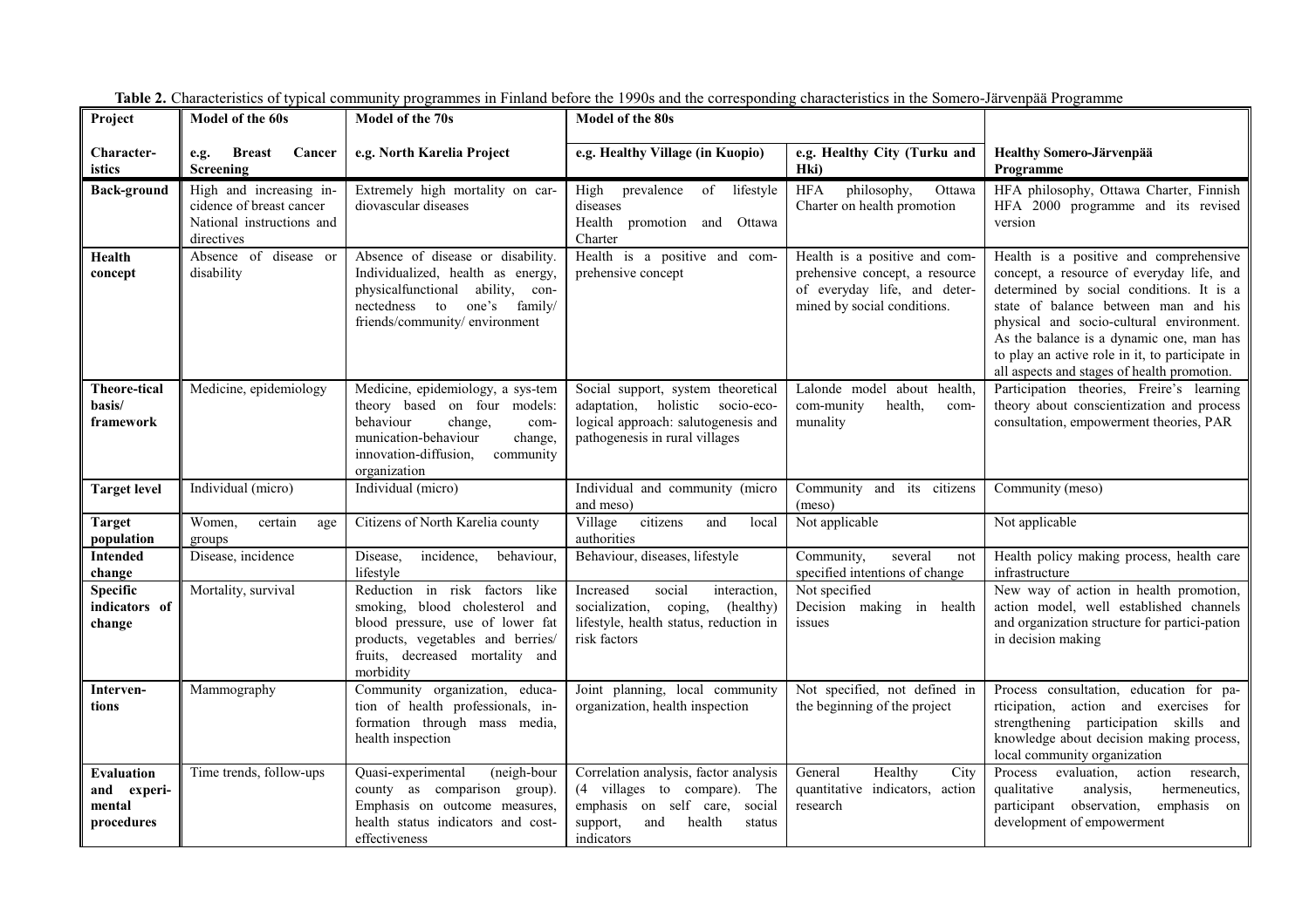**Table 2.** Characteristics of typical community programmes in Finland before the 1990s and the corresponding characteristics in the Somero-Järvenpää Programme

| Project | Model of the 60s | Model of the 70s | Model of the 80s | | |
|---|---|---|---|---|---|
| **Character-istics** | **e.g. Breast Cancer Screening** | **e.g. North Karelia Project** | **e.g. Healthy Village (in Kuopio)** | **e.g. Healthy City (Turku and Hki)** | **Healthy Somero-Järvenpää Programme** |
| **Back-ground** | High and increasing incidence of breast cancer National instructions and directives | Extremely high mortality on cardiovascular diseases | High prevalence of lifestyle diseases Health promotion and Ottawa Charter | HFA philosophy, Ottawa Charter on health promotion | HFA philosophy, Ottawa Charter, Finnish HFA 2000 programme and its revised version |
| **Health concept** | Absence of disease or disability | Absence of disease or disability. Individualized, health as energy, physicalfunctional ability, connectedness to one's family/ friends/community/ environment | Health is a positive and comprehensive concept | Health is a positive and comprehensive concept, a resource of everyday life, and determined by social conditions. | Health is a positive and comprehensive concept, a resource of everyday life, and determined by social conditions. It is a state of balance between man and his physical and socio-cultural environment. As the balance is a dynamic one, man has to play an active role in it, to participate in all aspects and stages of health promotion. |
| **Theore-tical basis/ framework** | Medicine, epidemiology | Medicine, epidemiology, a system theory based on four models: behaviour change, communication-behaviour change, innovation-diffusion, community organization | Social support, system theoretical adaptation, holistic socio-ecological approach: salutogenesis and pathogenesis in rural villages | Lalonde model about health, community health, communality | Participation theories, Freire's learning theory about conscientization and process consultation, empowerment theories, PAR |
| **Target level** | Individual (micro) | Individual (micro) | Individual and community (micro and meso) | Community and its citizens (meso) | Community (meso) |
| **Target population** | Women, certain age groups | Citizens of North Karelia county | Village citizens and local authorities | Not applicable | Not applicable |
| **Intended change** | Disease, incidence | Disease, incidence, behaviour, lifestyle | Behaviour, diseases, lifestyle | Community, several not specified intentions of change | Health policy making process, health care infrastructure |
| **Specific indicators of change** | Mortality, survival | Reduction in risk factors like smoking, blood cholesterol and blood pressure, use of lower fat products, vegetables and berries/ fruits, decreased mortality and morbidity | Increased social interaction, socialization, coping, (healthy) lifestyle, health status, reduction in risk factors | Not specified Decision making in health issues | New way of action in health promotion, action model, well established channels and organization structure for partici-pation in decision making |
| **Interven-tions** | Mammography | Community organization, education of health professionals, information through mass media, health inspection | Joint planning, local community organization, health inspection | Not specified, not defined in the beginning of the project | Process consultation, education for participation, action and exercises for strengthening participation skills and knowledge about decision making process, local community organization |
| **Evaluation and experi-mental procedures** | Time trends, follow-ups | Quasi-experimental (neigh-bour county as comparison group). Emphasis on outcome measures, health status indicators and cost-effectiveness | Correlation analysis, factor analysis (4 villages to compare). The emphasis on self care, social support, and health status indicators | General Healthy City quantitative indicators, action research | Process evaluation, action research, qualitative analysis, hermeneutics, participant observation, emphasis on development of empowerment |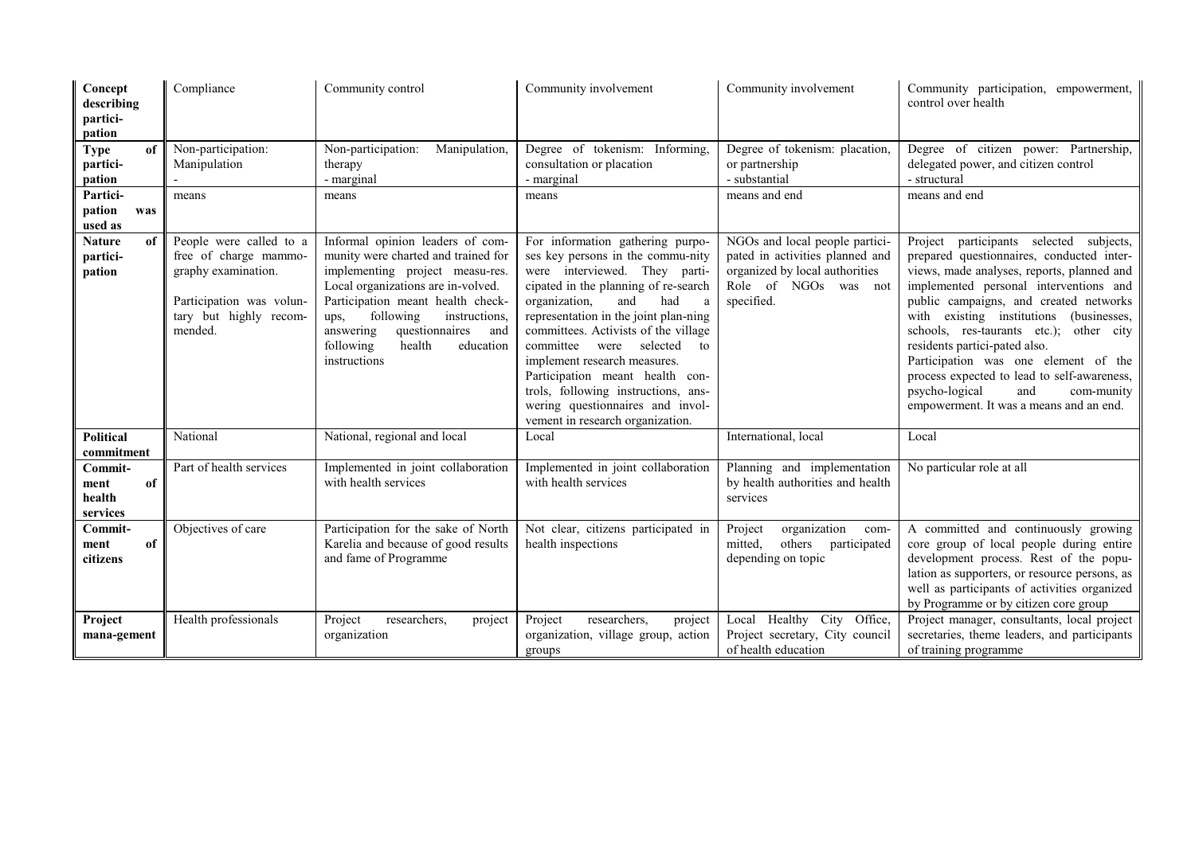| Concept describing partici-pation | Compliance | Community control | Community involvement | Community involvement | Community participation, empowerment, control over health |
|---|---|---|---|---|---|
| Type of partici-pation | Non-participation: Manipulation<br>- | Non-participation: Manipulation, therapy<br>- marginal | Degree of tokenism: Informing, consultation or placation<br>- marginal | Degree of tokenism: placation, or partnership<br>- substantial | Degree of citizen power: Partnership, delegated power, and citizen control<br>- structural |
| Partici-pation was used as | means | means | means | means and end | means and end |
| Nature of partici-pation | People were called to a free of charge mammo-graphy examination.<br><br>Participation was volun-tary but highly recom-mended. | Informal opinion leaders of com-munity were charted and trained for implementing project measu-res. Local organizations are in-volved. Participation meant health check-ups, following instructions, answering questionnaires and following health education instructions | For information gathering purpo-ses key persons in the commu-nity were interviewed. They parti-cipated in the planning of re-search organization, and had a representation in the joint plan-ning committees. Activists of the village committee were selected to implement research measures. Participation meant health con-trols, following instructions, ans-wering questionnaires and invol-vement in research organization. | NGOs and local people partici-pated in activities planned and organized by local authorities Role of NGOs was not specified. | Project participants selected subjects, prepared questionnaires, conducted inter-views, made analyses, reports, planned and implemented personal interventions and public campaigns, and created networks with existing institutions (businesses, schools, res-taurants etc.); other city residents partici-pated also.<br>Participation was one element of the process expected to lead to self-awareness, psycho-logical and com-munity empowerment. It was a means and an end. |
| Political commitment | National | National, regional and local | Local | International, local | Local |
| Commit-ment of health services | Part of health services | Implemented in joint collaboration with health services | Implemented in joint collaboration with health services | Planning and implementation by health authorities and health services | No particular role at all |
| Commit-ment of citizens | Objectives of care | Participation for the sake of North Karelia and because of good results and fame of Programme | Not clear, citizens participated in health inspections | Project organization com-mitted, others participated depending on topic | A committed and continuously growing core group of local people during entire development process. Rest of the popu-lation as supporters, or resource persons, as well as participants of activities organized by Programme or by citizen core group |
| Project mana-gement | Health professionals | Project researchers, project organization | Project researchers, project organization, village group, action groups | Local Healthy City Office, Project secretary, City council of health education | Project manager, consultants, local project secretaries, theme leaders, and participants of training programme |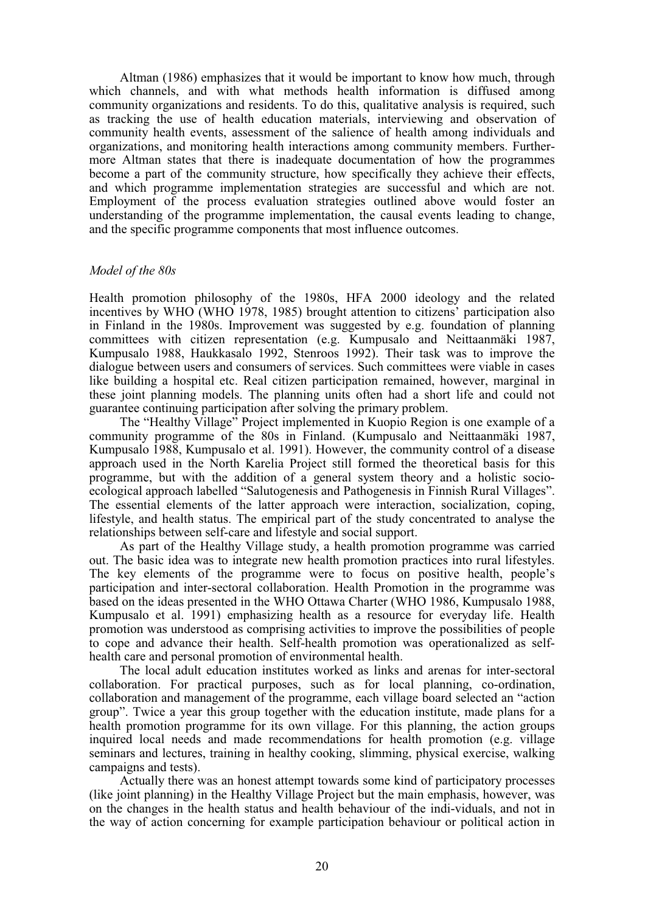Altman (1986) emphasizes that it would be important to know how much, through which channels, and with what methods health information is diffused among community organizations and residents. To do this, qualitative analysis is required, such as tracking the use of health education materials, interviewing and observation of community health events, assessment of the salience of health among individuals and organizations, and monitoring health interactions among community members. Furthermore Altman states that there is inadequate documentation of how the programmes become a part of the community structure, how specifically they achieve their effects, and which programme implementation strategies are successful and which are not. Employment of the process evaluation strategies outlined above would foster an understanding of the programme implementation, the causal events leading to change, and the specific programme components that most influence outcomes.

### *Model of the 80s*

Health promotion philosophy of the 1980s, HFA 2000 ideology and the related incentives by WHO (WHO 1978, 1985) brought attention to citizens' participation also in Finland in the 1980s. Improvement was suggested by e.g. foundation of planning committees with citizen representation (e.g. Kumpusalo and Neittaanmäki 1987, Kumpusalo 1988, Haukkasalo 1992, Stenroos 1992). Their task was to improve the dialogue between users and consumers of services. Such committees were viable in cases like building a hospital etc. Real citizen participation remained, however, marginal in these joint planning models. The planning units often had a short life and could not guarantee continuing participation after solving the primary problem.

The "Healthy Village" Project implemented in Kuopio Region is one example of a community programme of the 80s in Finland. (Kumpusalo and Neittaanmäki 1987, Kumpusalo 1988, Kumpusalo et al. 1991). However, the community control of a disease approach used in the North Karelia Project still formed the theoretical basis for this programme, but with the addition of a general system theory and a holistic socio-ecological approach labelled "Salutogenesis and Pathogenesis in Finnish Rural Villages". The essential elements of the latter approach were interaction, socialization, coping, lifestyle, and health status. The empirical part of the study concentrated to analyse the relationships between self-care and lifestyle and social support.

As part of the Healthy Village study, a health promotion programme was carried out. The basic idea was to integrate new health promotion practices into rural lifestyles. The key elements of the programme were to focus on positive health, people's participation and inter-sectoral collaboration. Health Promotion in the programme was based on the ideas presented in the WHO Ottawa Charter (WHO 1986, Kumpusalo 1988, Kumpusalo et al. 1991) emphasizing health as a resource for everyday life. Health promotion was understood as comprising activities to improve the possibilities of people to cope and advance their health. Self-health promotion was operationalized as self-health care and personal promotion of environmental health.

The local adult education institutes worked as links and arenas for inter-sectoral collaboration. For practical purposes, such as for local planning, co-ordination, collaboration and management of the programme, each village board selected an "action group". Twice a year this group together with the education institute, made plans for a health promotion programme for its own village. For this planning, the action groups inquired local needs and made recommendations for health promotion (e.g. village seminars and lectures, training in healthy cooking, slimming, physical exercise, walking campaigns and tests).

Actually there was an honest attempt towards some kind of participatory processes (like joint planning) in the Healthy Village Project but the main emphasis, however, was on the changes in the health status and health behaviour of the indi-viduals, and not in the way of action concerning for example participation behaviour or political action in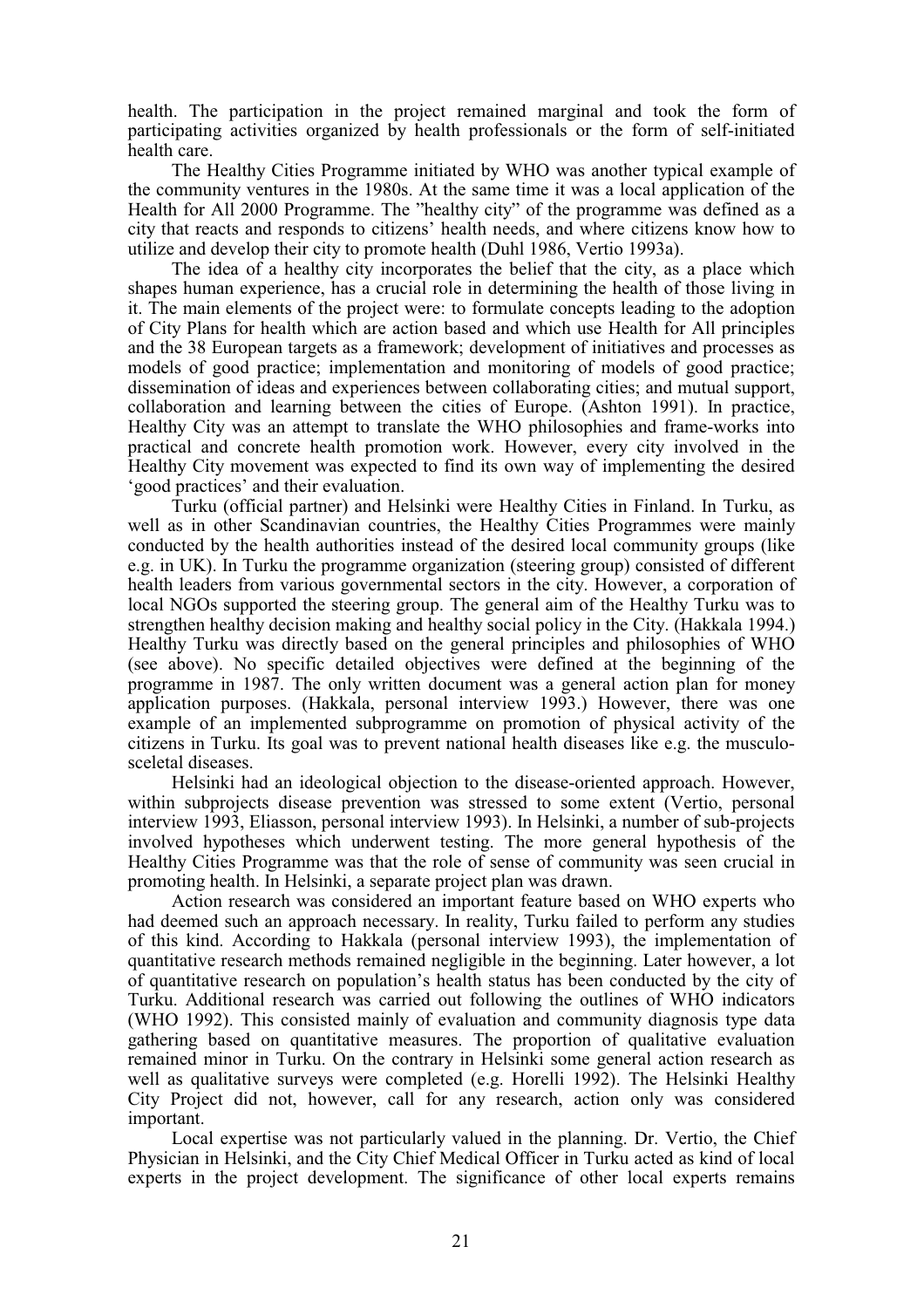health. The participation in the project remained marginal and took the form of participating activities organized by health professionals or the form of self-initiated health care.

The Healthy Cities Programme initiated by WHO was another typical example of the community ventures in the 1980s. At the same time it was a local application of the Health for All 2000 Programme. The "healthy city" of the programme was defined as a city that reacts and responds to citizens' health needs, and where citizens know how to utilize and develop their city to promote health (Duhl 1986, Vertio 1993a).

The idea of a healthy city incorporates the belief that the city, as a place which shapes human experience, has a crucial role in determining the health of those living in it. The main elements of the project were: to formulate concepts leading to the adoption of City Plans for health which are action based and which use Health for All principles and the 38 European targets as a framework; development of initiatives and processes as models of good practice; implementation and monitoring of models of good practice; dissemination of ideas and experiences between collaborating cities; and mutual support, collaboration and learning between the cities of Europe. (Ashton 1991). In practice, Healthy City was an attempt to translate the WHO philosophies and frame-works into practical and concrete health promotion work. However, every city involved in the Healthy City movement was expected to find its own way of implementing the desired 'good practices' and their evaluation.

Turku (official partner) and Helsinki were Healthy Cities in Finland. In Turku, as well as in other Scandinavian countries, the Healthy Cities Programmes were mainly conducted by the health authorities instead of the desired local community groups (like e.g. in UK). In Turku the programme organization (steering group) consisted of different health leaders from various governmental sectors in the city. However, a corporation of local NGOs supported the steering group. The general aim of the Healthy Turku was to strengthen healthy decision making and healthy social policy in the City. (Hakkala 1994.) Healthy Turku was directly based on the general principles and philosophies of WHO (see above). No specific detailed objectives were defined at the beginning of the programme in 1987. The only written document was a general action plan for money application purposes. (Hakkala, personal interview 1993.) However, there was one example of an implemented subprogramme on promotion of physical activity of the citizens in Turku. Its goal was to prevent national health diseases like e.g. the musculo-sceletal diseases.

Helsinki had an ideological objection to the disease-oriented approach. However, within subprojects disease prevention was stressed to some extent (Vertio, personal interview 1993, Eliasson, personal interview 1993). In Helsinki, a number of sub-projects involved hypotheses which underwent testing. The more general hypothesis of the Healthy Cities Programme was that the role of sense of community was seen crucial in promoting health. In Helsinki, a separate project plan was drawn.

Action research was considered an important feature based on WHO experts who had deemed such an approach necessary. In reality, Turku failed to perform any studies of this kind. According to Hakkala (personal interview 1993), the implementation of quantitative research methods remained negligible in the beginning. Later however, a lot of quantitative research on population's health status has been conducted by the city of Turku. Additional research was carried out following the outlines of WHO indicators (WHO 1992). This consisted mainly of evaluation and community diagnosis type data gathering based on quantitative measures. The proportion of qualitative evaluation remained minor in Turku. On the contrary in Helsinki some general action research as well as qualitative surveys were completed (e.g. Horelli 1992). The Helsinki Healthy City Project did not, however, call for any research, action only was considered important.

Local expertise was not particularly valued in the planning. Dr. Vertio, the Chief Physician in Helsinki, and the City Chief Medical Officer in Turku acted as kind of local experts in the project development. The significance of other local experts remains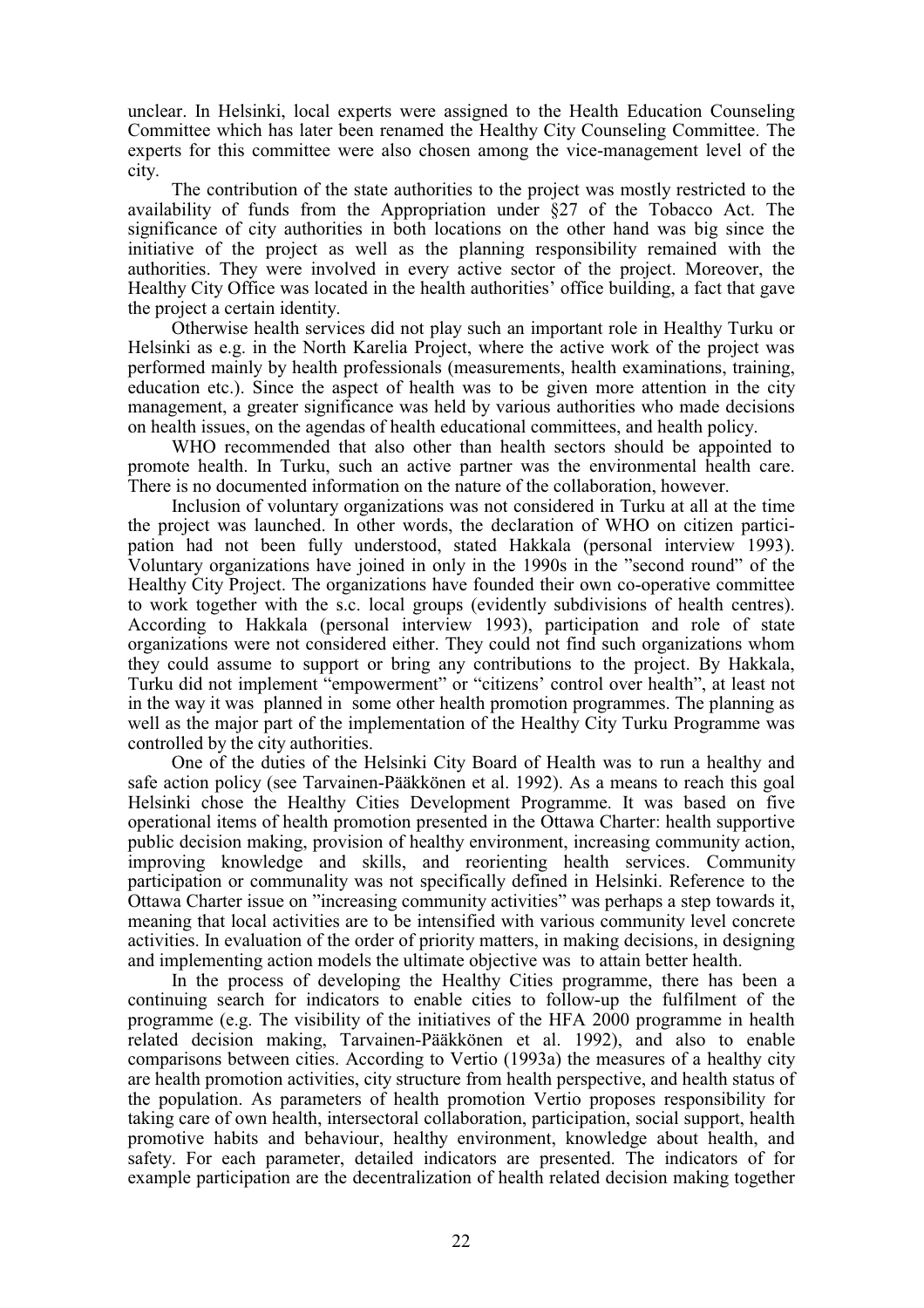unclear. In Helsinki, local experts were assigned to the Health Education Counseling Committee which has later been renamed the Healthy City Counseling Committee. The experts for this committee were also chosen among the vice-management level of the city.

The contribution of the state authorities to the project was mostly restricted to the availability of funds from the Appropriation under §27 of the Tobacco Act. The significance of city authorities in both locations on the other hand was big since the initiative of the project as well as the planning responsibility remained with the authorities. They were involved in every active sector of the project. Moreover, the Healthy City Office was located in the health authorities' office building, a fact that gave the project a certain identity.

Otherwise health services did not play such an important role in Healthy Turku or Helsinki as e.g. in the North Karelia Project, where the active work of the project was performed mainly by health professionals (measurements, health examinations, training, education etc.). Since the aspect of health was to be given more attention in the city management, a greater significance was held by various authorities who made decisions on health issues, on the agendas of health educational committees, and health policy.

WHO recommended that also other than health sectors should be appointed to promote health. In Turku, such an active partner was the environmental health care. There is no documented information on the nature of the collaboration, however.

Inclusion of voluntary organizations was not considered in Turku at all at the time the project was launched. In other words, the declaration of WHO on citizen participation had not been fully understood, stated Hakkala (personal interview 1993). Voluntary organizations have joined in only in the 1990s in the "second round" of the Healthy City Project. The organizations have founded their own co-operative committee to work together with the s.c. local groups (evidently subdivisions of health centres). According to Hakkala (personal interview 1993), participation and role of state organizations were not considered either. They could not find such organizations whom they could assume to support or bring any contributions to the project. By Hakkala, Turku did not implement "empowerment" or "citizens' control over health", at least not in the way it was planned in some other health promotion programmes. The planning as well as the major part of the implementation of the Healthy City Turku Programme was controlled by the city authorities.

One of the duties of the Helsinki City Board of Health was to run a healthy and safe action policy (see Tarvainen-Pääkkönen et al. 1992). As a means to reach this goal Helsinki chose the Healthy Cities Development Programme. It was based on five operational items of health promotion presented in the Ottawa Charter: health supportive public decision making, provision of healthy environment, increasing community action, improving knowledge and skills, and reorienting health services. Community participation or communality was not specifically defined in Helsinki. Reference to the Ottawa Charter issue on "increasing community activities" was perhaps a step towards it, meaning that local activities are to be intensified with various community level concrete activities. In evaluation of the order of priority matters, in making decisions, in designing and implementing action models the ultimate objective was to attain better health.

In the process of developing the Healthy Cities programme, there has been a continuing search for indicators to enable cities to follow-up the fulfilment of the programme (e.g. The visibility of the initiatives of the HFA 2000 programme in health related decision making, Tarvainen-Pääkkönen et al. 1992), and also to enable comparisons between cities. According to Vertio (1993a) the measures of a healthy city are health promotion activities, city structure from health perspective, and health status of the population. As parameters of health promotion Vertio proposes responsibility for taking care of own health, intersectoral collaboration, participation, social support, health promotive habits and behaviour, healthy environment, knowledge about health, and safety. For each parameter, detailed indicators are presented. The indicators of for example participation are the decentralization of health related decision making together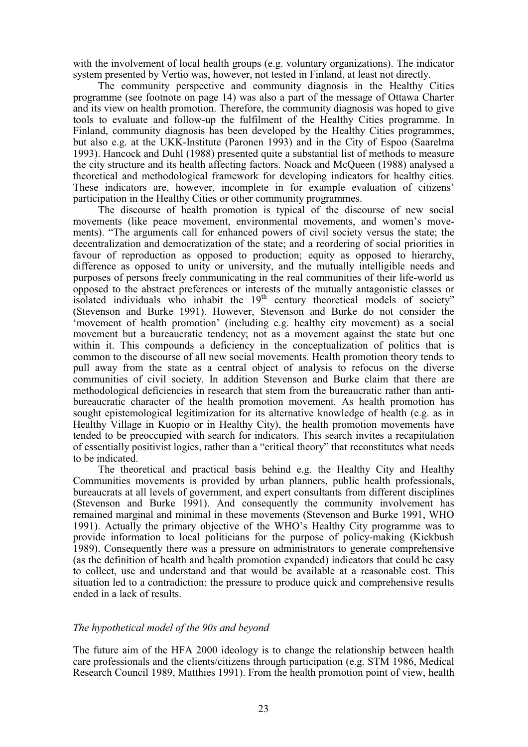with the involvement of local health groups (e.g. voluntary organizations). The indicator system presented by Vertio was, however, not tested in Finland, at least not directly.

The community perspective and community diagnosis in the Healthy Cities programme (see footnote on page 14) was also a part of the message of Ottawa Charter and its view on health promotion. Therefore, the community diagnosis was hoped to give tools to evaluate and follow-up the fulfilment of the Healthy Cities programme. In Finland, community diagnosis has been developed by the Healthy Cities programmes, but also e.g. at the UKK-Institute (Paronen 1993) and in the City of Espoo (Saarelma 1993). Hancock and Duhl (1988) presented quite a substantial list of methods to measure the city structure and its health affecting factors. Noack and McQueen (1988) analysed a theoretical and methodological framework for developing indicators for healthy cities. These indicators are, however, incomplete in for example evaluation of citizens' participation in the Healthy Cities or other community programmes.

The discourse of health promotion is typical of the discourse of new social movements (like peace movement, environmental movements, and women's movements). "The arguments call for enhanced powers of civil society versus the state; the decentralization and democratization of the state; and a reordering of social priorities in favour of reproduction as opposed to production; equity as opposed to hierarchy, difference as opposed to unity or university, and the mutually intelligible needs and purposes of persons freely communicating in the real communities of their life-world as opposed to the abstract preferences or interests of the mutually antagonistic classes or isolated individuals who inhabit the 19th century theoretical models of society" (Stevenson and Burke 1991). However, Stevenson and Burke do not consider the 'movement of health promotion' (including e.g. healthy city movement) as a social movement but a bureaucratic tendency; not as a movement against the state but one within it. This compounds a deficiency in the conceptualization of politics that is common to the discourse of all new social movements. Health promotion theory tends to pull away from the state as a central object of analysis to refocus on the diverse communities of civil society. In addition Stevenson and Burke claim that there are methodological deficiencies in research that stem from the bureaucratic rather than anti-bureaucratic character of the health promotion movement. As health promotion has sought epistemological legitimization for its alternative knowledge of health (e.g. as in Healthy Village in Kuopio or in Healthy City), the health promotion movements have tended to be preoccupied with search for indicators. This search invites a recapitulation of essentially positivist logics, rather than a "critical theory" that reconstitutes what needs to be indicated.

The theoretical and practical basis behind e.g. the Healthy City and Healthy Communities movements is provided by urban planners, public health professionals, bureaucrats at all levels of government, and expert consultants from different disciplines (Stevenson and Burke 1991). And consequently the community involvement has remained marginal and minimal in these movements (Stevenson and Burke 1991, WHO 1991). Actually the primary objective of the WHO's Healthy City programme was to provide information to local politicians for the purpose of policy-making (Kickbush 1989). Consequently there was a pressure on administrators to generate comprehensive (as the definition of health and health promotion expanded) indicators that could be easy to collect, use and understand and that would be available at a reasonable cost. This situation led to a contradiction: the pressure to produce quick and comprehensive results ended in a lack of results.

*The hypothetical model of the 90s and beyond*

The future aim of the HFA 2000 ideology is to change the relationship between health care professionals and the clients/citizens through participation (e.g. STM 1986, Medical Research Council 1989, Matthies 1991). From the health promotion point of view, health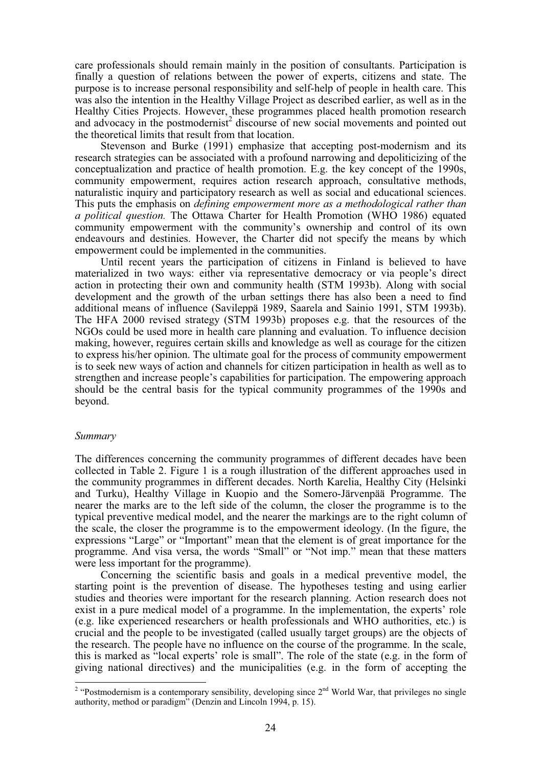care professionals should remain mainly in the position of consultants. Participation is finally a question of relations between the power of experts, citizens and state. The purpose is to increase personal responsibility and self-help of people in health care. This was also the intention in the Healthy Village Project as described earlier, as well as in the Healthy Cities Projects. However, these programmes placed health promotion research and advocacy in the postmodernist[2] discourse of new social movements and pointed out the theoretical limits that result from that location.

Stevenson and Burke (1991) emphasize that accepting post-modernism and its research strategies can be associated with a profound narrowing and depoliticizing of the conceptualization and practice of health promotion. E.g. the key concept of the 1990s, community empowerment, requires action research approach, consultative methods, naturalistic inquiry and participatory research as well as social and educational sciences. This puts the emphasis on *defining empowerment more as a methodological rather than a political question.* The Ottawa Charter for Health Promotion (WHO 1986) equated community empowerment with the community's ownership and control of its own endeavours and destinies. However, the Charter did not specify the means by which empowerment could be implemented in the communities.

Until recent years the participation of citizens in Finland is believed to have materialized in two ways: either via representative democracy or via people's direct action in protecting their own and community health (STM 1993b). Along with social development and the growth of the urban settings there has also been a need to find additional means of influence (Savileppä 1989, Saarela and Sainio 1991, STM 1993b). The HFA 2000 revised strategy (STM 1993b) proposes e.g. that the resources of the NGOs could be used more in health care planning and evaluation. To influence decision making, however, reguires certain skills and knowledge as well as courage for the citizen to express his/her opinion. The ultimate goal for the process of community empowerment is to seek new ways of action and channels for citizen participation in health as well as to strengthen and increase people's capabilities for participation. The empowering approach should be the central basis for the typical community programmes of the 1990s and beyond.

*Summary*

The differences concerning the community programmes of different decades have been collected in Table 2. Figure 1 is a rough illustration of the different approaches used in the community programmes in different decades. North Karelia, Healthy City (Helsinki and Turku), Healthy Village in Kuopio and the Somero-Järvenpää Programme. The nearer the marks are to the left side of the column, the closer the programme is to the typical preventive medical model, and the nearer the markings are to the right column of the scale, the closer the programme is to the empowerment ideology. (In the figure, the expressions "Large" or "Important" mean that the element is of great importance for the programme. And visa versa, the words "Small" or "Not imp." mean that these matters were less important for the programme).

Concerning the scientific basis and goals in a medical preventive model, the starting point is the prevention of disease. The hypotheses testing and using earlier studies and theories were important for the research planning. Action research does not exist in a pure medical model of a programme. In the implementation, the experts' role (e.g. like experienced researchers or health professionals and WHO authorities, etc.) is crucial and the people to be investigated (called usually target groups) are the objects of the research. The people have no influence on the course of the programme. In the scale, this is marked as "local experts' role is small". The role of the state (e.g. in the form of giving national directives) and the municipalities (e.g. in the form of accepting the

[2] "Postmodernism is a contemporary sensibility, developing since 2nd World War, that privileges no single authority, method or paradigm" (Denzin and Lincoln 1994, p. 15).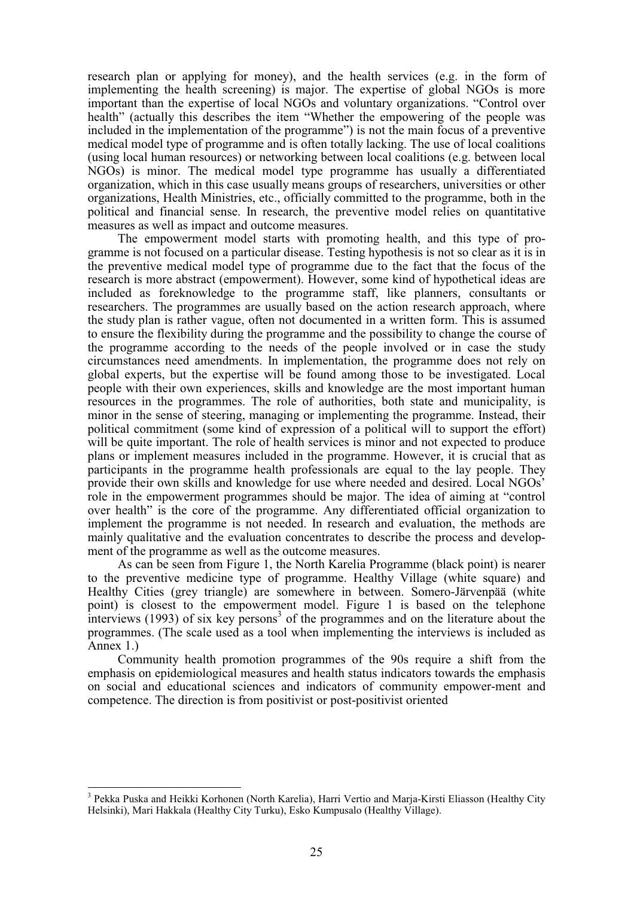research plan or applying for money), and the health services (e.g. in the form of implementing the health screening) is major. The expertise of global NGOs is more important than the expertise of local NGOs and voluntary organizations. "Control over health" (actually this describes the item "Whether the empowering of the people was included in the implementation of the programme") is not the main focus of a preventive medical model type of programme and is often totally lacking. The use of local coalitions (using local human resources) or networking between local coalitions (e.g. between local NGOs) is minor. The medical model type programme has usually a differentiated organization, which in this case usually means groups of researchers, universities or other organizations, Health Ministries, etc., officially committed to the programme, both in the political and financial sense. In research, the preventive model relies on quantitative measures as well as impact and outcome measures.

The empowerment model starts with promoting health, and this type of programme is not focused on a particular disease. Testing hypothesis is not so clear as it is in the preventive medical model type of programme due to the fact that the focus of the research is more abstract (empowerment). However, some kind of hypothetical ideas are included as foreknowledge to the programme staff, like planners, consultants or researchers. The programmes are usually based on the action research approach, where the study plan is rather vague, often not documented in a written form. This is assumed to ensure the flexibility during the programme and the possibility to change the course of the programme according to the needs of the people involved or in case the study circumstances need amendments. In implementation, the programme does not rely on global experts, but the expertise will be found among those to be investigated. Local people with their own experiences, skills and knowledge are the most important human resources in the programmes. The role of authorities, both state and municipality, is minor in the sense of steering, managing or implementing the programme. Instead, their political commitment (some kind of expression of a political will to support the effort) will be quite important. The role of health services is minor and not expected to produce plans or implement measures included in the programme. However, it is crucial that as participants in the programme health professionals are equal to the lay people. They provide their own skills and knowledge for use where needed and desired. Local NGOs' role in the empowerment programmes should be major. The idea of aiming at "control over health" is the core of the programme. Any differentiated official organization to implement the programme is not needed. In research and evaluation, the methods are mainly qualitative and the evaluation concentrates to describe the process and development of the programme as well as the outcome measures.

As can be seen from Figure 1, the North Karelia Programme (black point) is nearer to the preventive medicine type of programme. Healthy Village (white square) and Healthy Cities (grey triangle) are somewhere in between. Somero-Järvenpää (white point) is closest to the empowerment model. Figure 1 is based on the telephone interviews (1993) of six key persons[3] of the programmes and on the literature about the programmes. (The scale used as a tool when implementing the interviews is included as Annex 1.)

Community health promotion programmes of the 90s require a shift from the emphasis on epidemiological measures and health status indicators towards the emphasis on social and educational sciences and indicators of community empower-ment and competence. The direction is from positivist or post-positivist oriented

[3] Pekka Puska and Heikki Korhonen (North Karelia), Harri Vertio and Marja-Kirsti Eliasson (Healthy City Helsinki), Mari Hakkala (Healthy City Turku), Esko Kumpusalo (Healthy Village).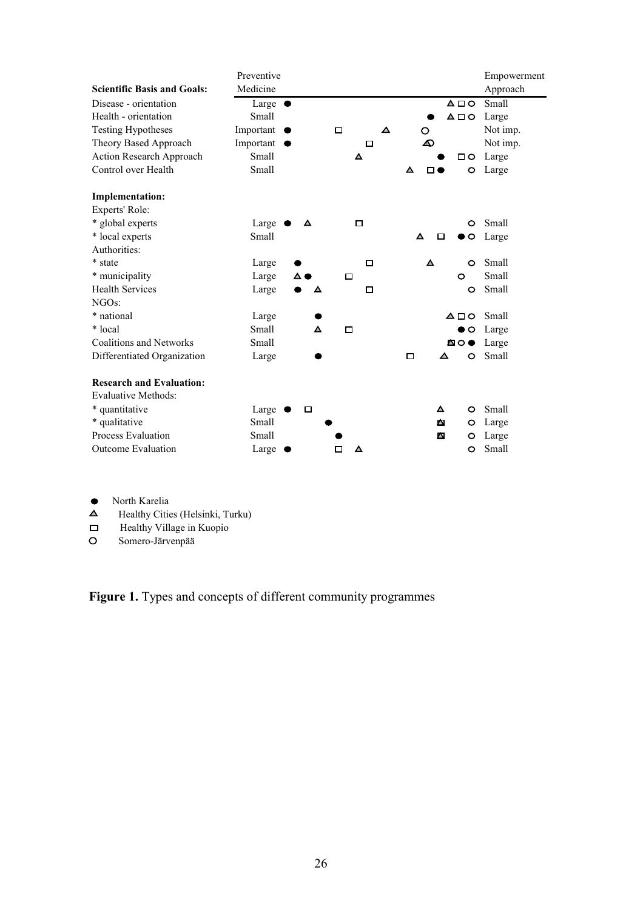| Scientific Basis and Goals: | Preventive Medicine | Empowerment Approach |
| --- | --- | --- |
| Disease - orientation | Large | Small |
| Health - orientation | Small | Large |
| Testing Hypotheses | Important | Not imp. |
| Theory Based Approach | Important | Not imp. |
| Action Research Approach | Small | Large |
| Control over Health | Small | Large |
| **Implementation:** | | |
| Experts' Role: | | |
| * global experts | Large | Small |
| * local experts | Small | Large |
| Authorities: | | |
| * state | Large | Small |
| * municipality | Large | Small |
| Health Services | Large | Small |
| NGOs: | | |
| * national | Large | Small |
| * local | Small | Large |
| Coalitions and Networks | Small | Large |
| Differentiated Organization | Large | Small |
| **Research and Evaluation:** | | |
| Evaluative Methods: | | |
| * quantitative | Large | Small |
| * qualitative | Small | Large |
| Process Evaluation | Small | Large |
| Outcome Evaluation | Large | Small |

● North Karelia
△ Healthy Cities (Helsinki, Turku)
□ Healthy Village in Kuopio
○ Somero-Järvenpää

**Figure 1.** Types and concepts of different community programmes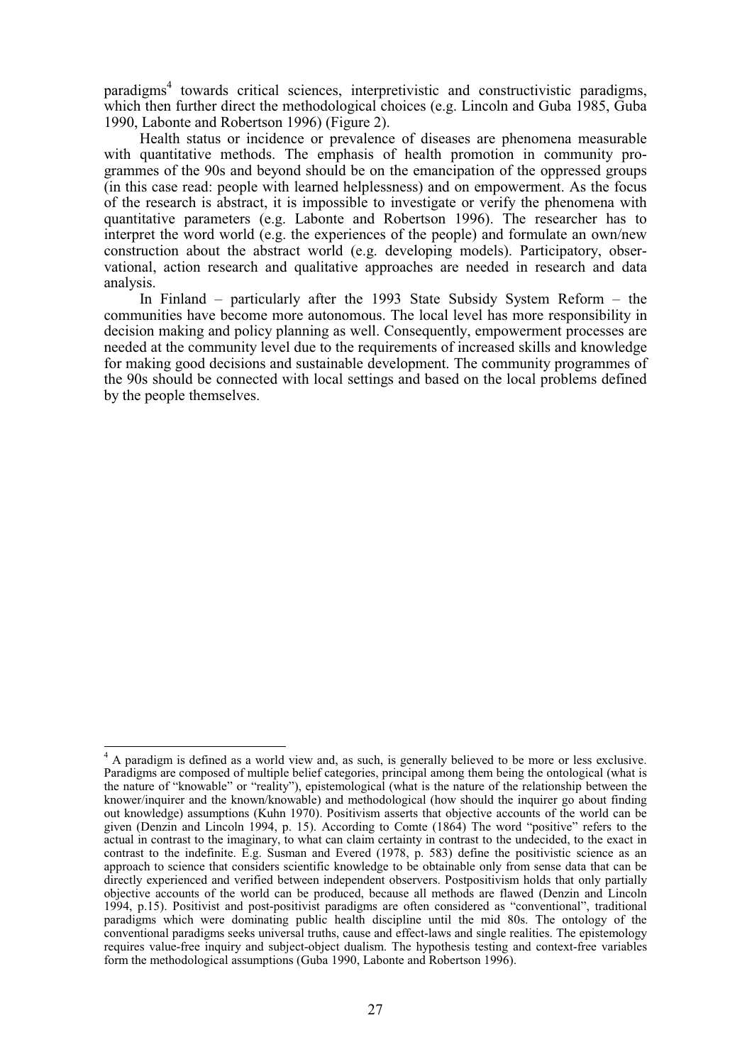paradigms[4] towards critical sciences, interpretivistic and constructivistic paradigms, which then further direct the methodological choices (e.g. Lincoln and Guba 1985, Guba 1990, Labonte and Robertson 1996) (Figure 2).

Health status or incidence or prevalence of diseases are phenomena measurable with quantitative methods. The emphasis of health promotion in community programmes of the 90s and beyond should be on the emancipation of the oppressed groups (in this case read: people with learned helplessness) and on empowerment. As the focus of the research is abstract, it is impossible to investigate or verify the phenomena with quantitative parameters (e.g. Labonte and Robertson 1996). The researcher has to interpret the word world (e.g. the experiences of the people) and formulate an own/new construction about the abstract world (e.g. developing models). Participatory, observational, action research and qualitative approaches are needed in research and data analysis.

In Finland – particularly after the 1993 State Subsidy System Reform – the communities have become more autonomous. The local level has more responsibility in decision making and policy planning as well. Consequently, empowerment processes are needed at the community level due to the requirements of increased skills and knowledge for making good decisions and sustainable development. The community programmes of the 90s should be connected with local settings and based on the local problems defined by the people themselves.

---

[4] A paradigm is defined as a world view and, as such, is generally believed to be more or less exclusive. Paradigms are composed of multiple belief categories, principal among them being the ontological (what is the nature of "knowable" or "reality"), epistemological (what is the nature of the relationship between the knower/inquirer and the known/knowable) and methodological (how should the inquirer go about finding out knowledge) assumptions (Kuhn 1970). Positivism asserts that objective accounts of the world can be given (Denzin and Lincoln 1994, p. 15). According to Comte (1864) The word "positive" refers to the actual in contrast to the imaginary, to what can claim certainty in contrast to the undecided, to the exact in contrast to the indefinite. E.g. Susman and Evered (1978, p. 583) define the positivistic science as an approach to science that considers scientific knowledge to be obtainable only from sense data that can be directly experienced and verified between independent observers. Postpositivism holds that only partially objective accounts of the world can be produced, because all methods are flawed (Denzin and Lincoln 1994, p.15). Positivist and post-positivist paradigms are often considered as "conventional", traditional paradigms which were dominating public health discipline until the mid 80s. The ontology of the conventional paradigms seeks universal truths, cause and effect-laws and single realities. The epistemology requires value-free inquiry and subject-object dualism. The hypothesis testing and context-free variables form the methodological assumptions (Guba 1990, Labonte and Robertson 1996).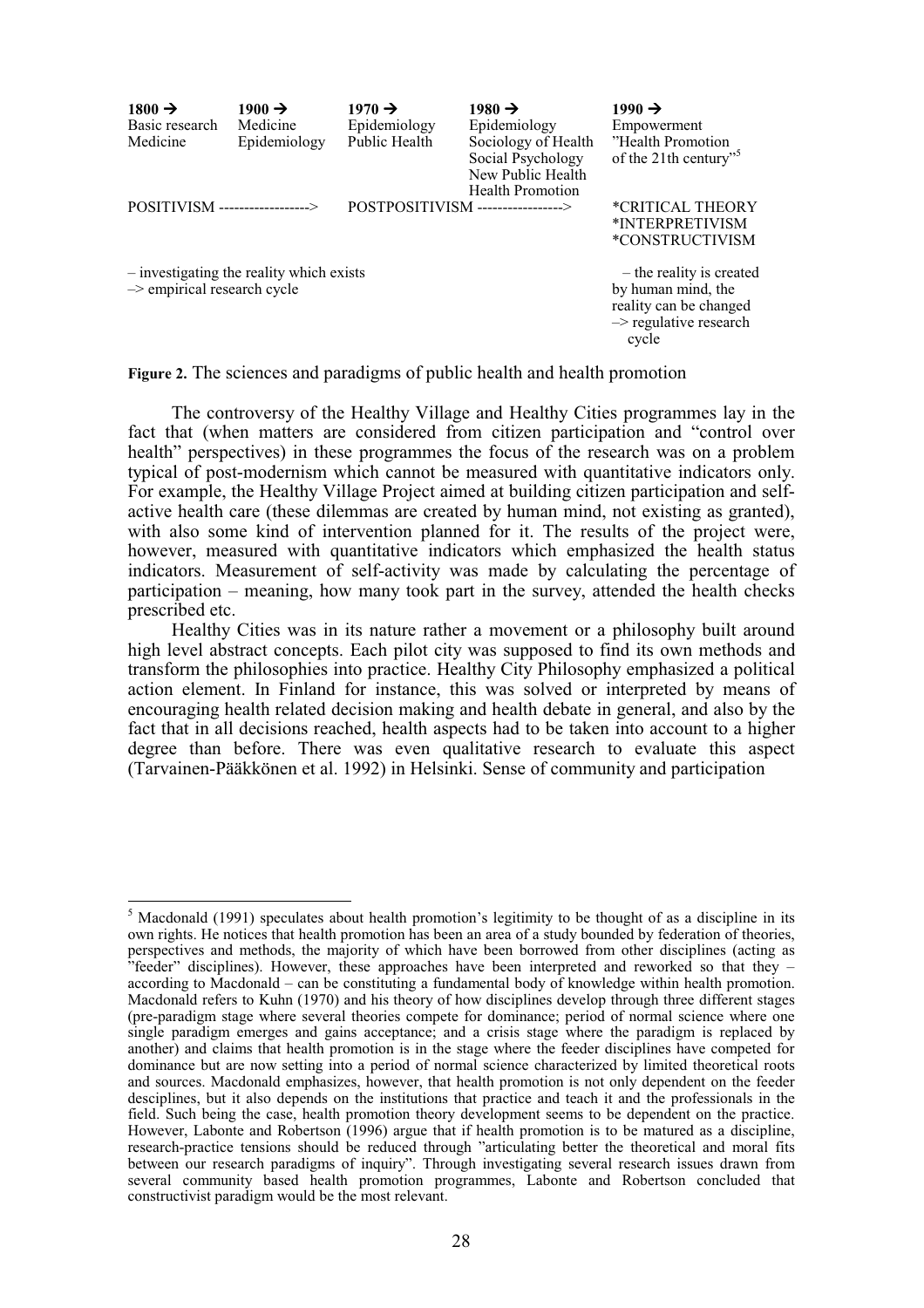| **1800 →** | **1900 →** | **1970 →** | **1980 →** | **1990 →** |
|---|---|---|---|---|
| Basic research | Medicine | Epidemiology | Epidemiology | Empowerment |
| Medicine | Epidemiology | Public Health | Sociology of Health | ”Health Promotion of the 21th century”[5] |
| | | | Social Psychology | |
| | | | New Public Health | |
| | | | Health Promotion | |
| POSITIVISM ------------------> | | POSTPOSITIVISM -----------------> | | *CRITICAL THEORY *INTERPRETIVISM *CONSTRUCTIVISM |
| – investigating the reality which exists –> empirical research cycle | | | | – the reality is created by human mind, the reality can be changed –> regulative research cycle |

**Figure 2.** The sciences and paradigms of public health and health promotion

The controversy of the Healthy Village and Healthy Cities programmes lay in the fact that (when matters are considered from citizen participation and “control over health” perspectives) in these programmes the focus of the research was on a problem typical of post-modernism which cannot be measured with quantitative indicators only. For example, the Healthy Village Project aimed at building citizen participation and self-active health care (these dilemmas are created by human mind, not existing as granted), with also some kind of intervention planned for it. The results of the project were, however, measured with quantitative indicators which emphasized the health status indicators. Measurement of self-activity was made by calculating the percentage of participation – meaning, how many took part in the survey, attended the health checks prescribed etc.

Healthy Cities was in its nature rather a movement or a philosophy built around high level abstract concepts. Each pilot city was supposed to find its own methods and transform the philosophies into practice. Healthy City Philosophy emphasized a political action element. In Finland for instance, this was solved or interpreted by means of encouraging health related decision making and health debate in general, and also by the fact that in all decisions reached, health aspects had to be taken into account to a higher degree than before. There was even qualitative research to evaluate this aspect (Tarvainen-Pääkkönen et al. 1992) in Helsinki. Sense of community and participation

---

[5] Macdonald (1991) speculates about health promotion’s legitimity to be thought of as a discipline in its own rights. He notices that health promotion has been an area of a study bounded by federation of theories, perspectives and methods, the majority of which have been borrowed from other disciplines (acting as ”feeder” disciplines). However, these approaches have been interpreted and reworked so that they – according to Macdonald – can be constituting a fundamental body of knowledge within health promotion. Macdonald refers to Kuhn (1970) and his theory of how disciplines develop through three different stages (pre-paradigm stage where several theories compete for dominance; period of normal science where one single paradigm emerges and gains acceptance; and a crisis stage where the paradigm is replaced by another) and claims that health promotion is in the stage where the feeder disciplines have competed for dominance but are now setting into a period of normal science characterized by limited theoretical roots and sources. Macdonald emphasizes, however, that health promotion is not only dependent on the feeder desciplines, but it also depends on the institutions that practice and teach it and the professionals in the field. Such being the case, health promotion theory development seems to be dependent on the practice. However, Labonte and Robertson (1996) argue that if health promotion is to be matured as a discipline, research-practice tensions should be reduced through ”articulating better the theoretical and moral fits between our research paradigms of inquiry”. Through investigating several research issues drawn from several community based health promotion programmes, Labonte and Robertson concluded that constructivist paradigm would be the most relevant.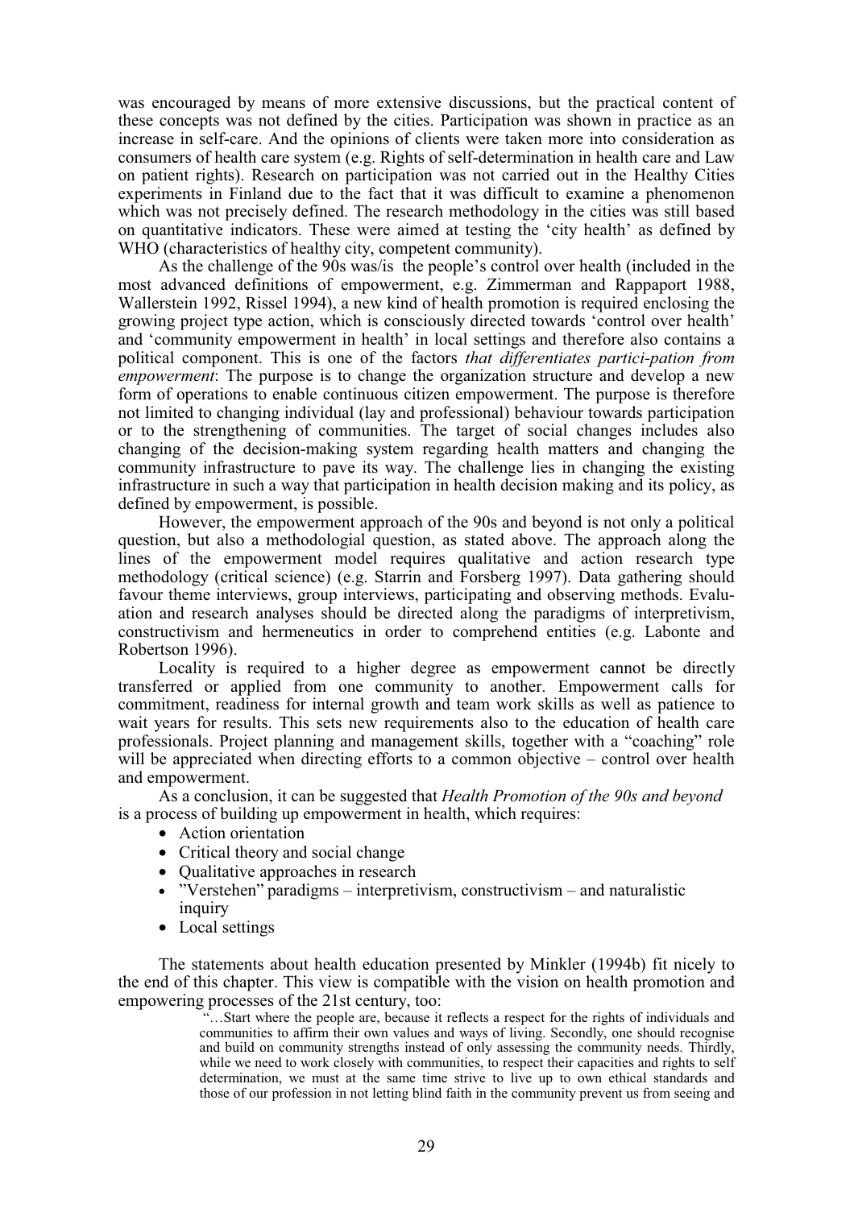was encouraged by means of more extensive discussions, but the practical content of these concepts was not defined by the cities. Participation was shown in practice as an increase in self-care. And the opinions of clients were taken more into consideration as consumers of health care system (e.g. Rights of self-determination in health care and Law on patient rights). Research on participation was not carried out in the Healthy Cities experiments in Finland due to the fact that it was difficult to examine a phenomenon which was not precisely defined. The research methodology in the cities was still based on quantitative indicators. These were aimed at testing the 'city health' as defined by WHO (characteristics of healthy city, competent community).

As the challenge of the 90s was/is the people's control over health (included in the most advanced definitions of empowerment, e.g. Zimmerman and Rappaport 1988, Wallerstein 1992, Rissel 1994), a new kind of health promotion is required enclosing the growing project type action, which is consciously directed towards 'control over health' and 'community empowerment in health' in local settings and therefore also contains a political component. This is one of the factors *that differentiates partici-pation from empowerment*: The purpose is to change the organization structure and develop a new form of operations to enable continuous citizen empowerment. The purpose is therefore not limited to changing individual (lay and professional) behaviour towards participation or to the strengthening of communities. The target of social changes includes also changing of the decision-making system regarding health matters and changing the community infrastructure to pave its way. The challenge lies in changing the existing infrastructure in such a way that participation in health decision making and its policy, as defined by empowerment, is possible.

However, the empowerment approach of the 90s and beyond is not only a political question, but also a methodologial question, as stated above. The approach along the lines of the empowerment model requires qualitative and action research type methodology (critical science) (e.g. Starrin and Forsberg 1997). Data gathering should favour theme interviews, group interviews, participating and observing methods. Evalu-ation and research analyses should be directed along the paradigms of interpretivism, constructivism and hermeneutics in order to comprehend entities (e.g. Labonte and Robertson 1996).

Locality is required to a higher degree as empowerment cannot be directly transferred or applied from one community to another. Empowerment calls for commitment, readiness for internal growth and team work skills as well as patience to wait years for results. This sets new requirements also to the education of health care professionals. Project planning and management skills, together with a "coaching" role will be appreciated when directing efforts to a common objective – control over health and empowerment.

As a conclusion, it can be suggested that *Health Promotion of the 90s and beyond* is a process of building up empowerment in health, which requires:

- Action orientation
- Critical theory and social change
- Qualitative approaches in research
- "Verstehen" paradigms – interpretivism, constructivism – and naturalistic inquiry
- Local settings

The statements about health education presented by Minkler (1994b) fit nicely to the end of this chapter. This view is compatible with the vision on health promotion and empowering processes of the 21st century, too:

> "…Start where the people are, because it reflects a respect for the rights of individuals and communities to affirm their own values and ways of living. Secondly, one should recognise and build on community strengths instead of only assessing the community needs. Thirdly, while we need to work closely with communities, to respect their capacities and rights to self determination, we must at the same time strive to live up to own ethical standards and those of our profession in not letting blind faith in the community prevent us from seeing and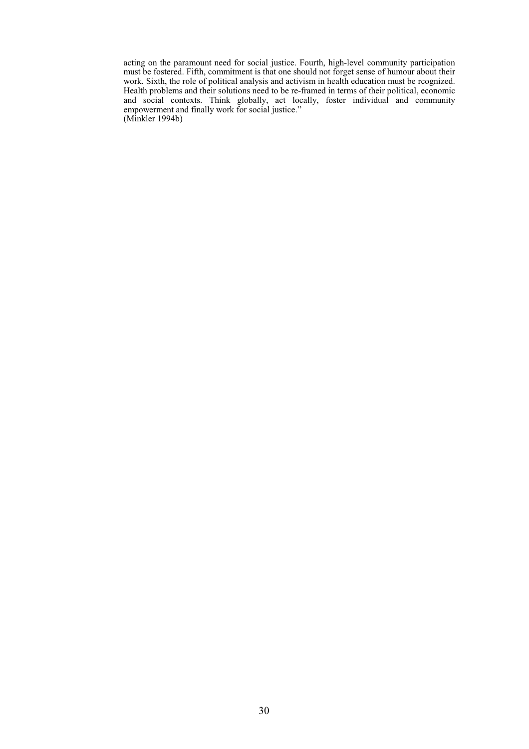acting on the paramount need for social justice. Fourth, high-level community participation must be fostered. Fifth, commitment is that one should not forget sense of humour about their work. Sixth, the role of political analysis and activism in health education must be rcognized. Health problems and their solutions need to be re-framed in terms of their political, economic and social contexts. Think globally, act locally, foster individual and community empowerment and finally work for social justice."
(Minkler 1994b)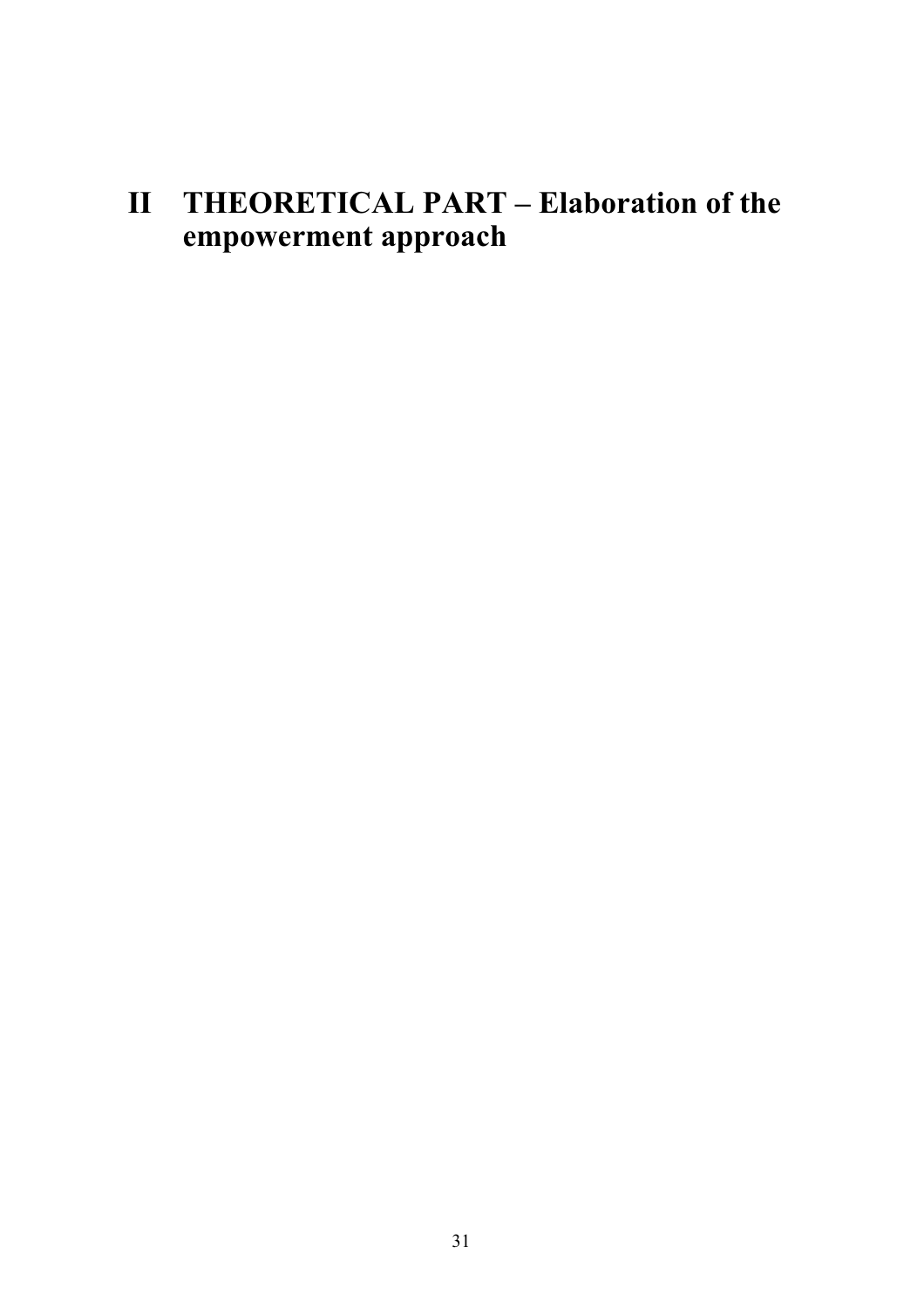# II THEORETICAL PART – Elaboration of the empowerment approach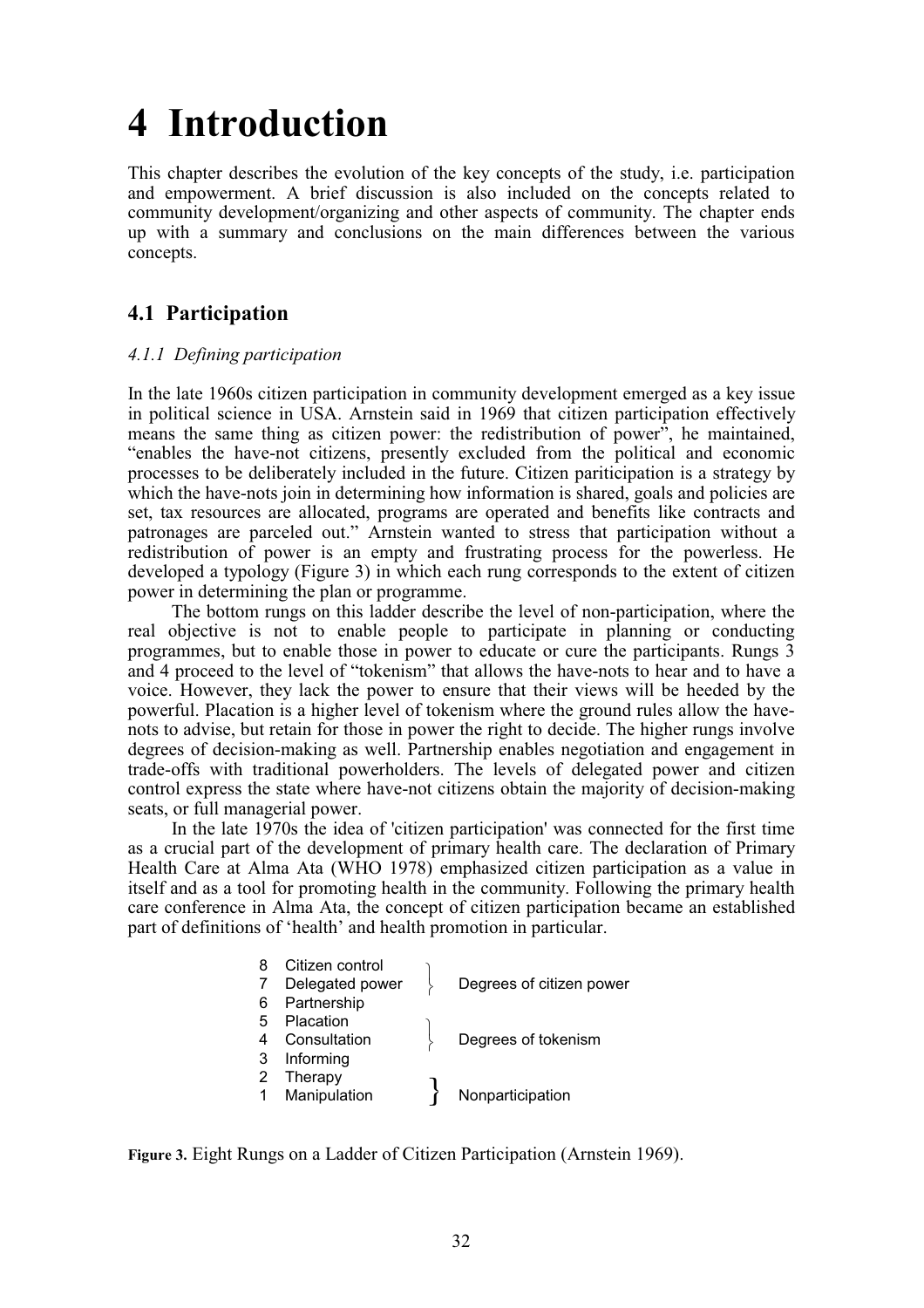# 4 Introduction

This chapter describes the evolution of the key concepts of the study, i.e. participation and empowerment. A brief discussion is also included on the concepts related to community development/organizing and other aspects of community. The chapter ends up with a summary and conclusions on the main differences between the various concepts.

## 4.1 Participation

### *4.1.1 Defining participation*

In the late 1960s citizen participation in community development emerged as a key issue in political science in USA. Arnstein said in 1969 that citizen participation effectively means the same thing as citizen power: the redistribution of power", he maintained, "enables the have-not citizens, presently excluded from the political and economic processes to be deliberately included in the future. Citizen pariticipation is a strategy by which the have-nots join in determining how information is shared, goals and policies are set, tax resources are allocated, programs are operated and benefits like contracts and patronages are parceled out." Arnstein wanted to stress that participation without a redistribution of power is an empty and frustrating process for the powerless. He developed a typology (Figure 3) in which each rung corresponds to the extent of citizen power in determining the plan or programme.

The bottom rungs on this ladder describe the level of non-participation, where the real objective is not to enable people to participate in planning or conducting programmes, but to enable those in power to educate or cure the participants. Rungs 3 and 4 proceed to the level of "tokenism" that allows the have-nots to hear and to have a voice. However, they lack the power to ensure that their views will be heeded by the powerful. Placation is a higher level of tokenism where the ground rules allow the have-nots to advise, but retain for those in power the right to decide. The higher rungs involve degrees of decision-making as well. Partnership enables negotiation and engagement in trade-offs with traditional powerholders. The levels of delegated power and citizen control express the state where have-not citizens obtain the majority of decision-making seats, or full managerial power.

In the late 1970s the idea of 'citizen participation' was connected for the first time as a crucial part of the development of primary health care. The declaration of Primary Health Care at Alma Ata (WHO 1978) emphasized citizen participation as a value in itself and as a tool for promoting health in the community. Following the primary health care conference in Alma Ata, the concept of citizen participation became an established part of definitions of 'health' and health promotion in particular.

| Rung | Level | Category |
|---|---|---|
| 8 | Citizen control | Degrees of citizen power |
| 7 | Delegated power | |
| 6 | Partnership | |
| 5 | Placation | Degrees of tokenism |
| 4 | Consultation | |
| 3 | Informing | |
| 2 | Therapy | Nonparticipation |
| 1 | Manipulation | |

**Figure 3.** Eight Rungs on a Ladder of Citizen Participation (Arnstein 1969).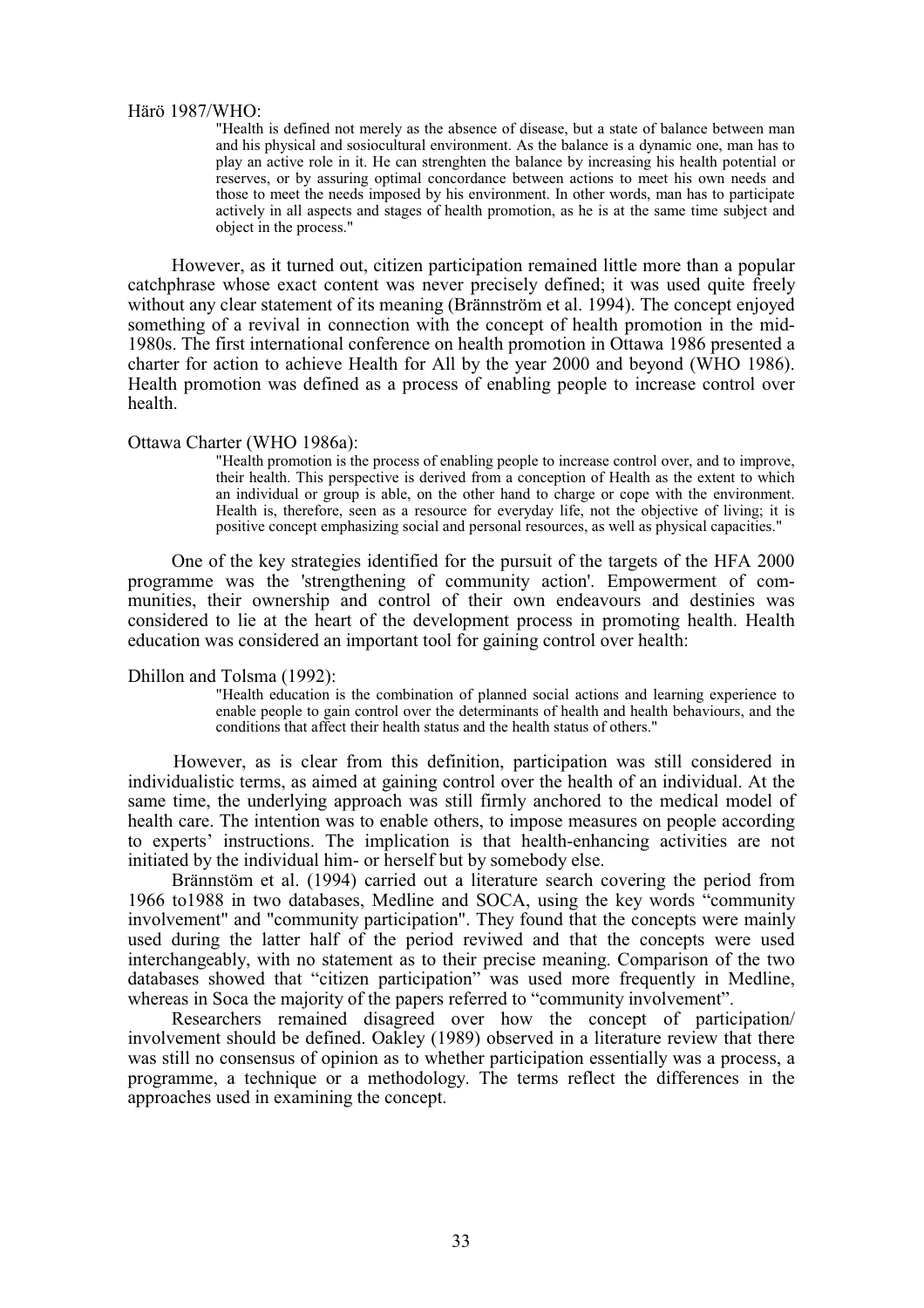Härö 1987/WHO:

> "Health is defined not merely as the absence of disease, but a state of balance between man and his physical and sosiocultural environment. As the balance is a dynamic one, man has to play an active role in it. He can strenghten the balance by increasing his health potential or reserves, or by assuring optimal concordance between actions to meet his own needs and those to meet the needs imposed by his environment. In other words, man has to participate actively in all aspects and stages of health promotion, as he is at the same time subject and object in the process."

However, as it turned out, citizen participation remained little more than a popular catchphrase whose exact content was never precisely defined; it was used quite freely without any clear statement of its meaning (Brännström et al. 1994). The concept enjoyed something of a revival in connection with the concept of health promotion in the mid-1980s. The first international conference on health promotion in Ottawa 1986 presented a charter for action to achieve Health for All by the year 2000 and beyond (WHO 1986). Health promotion was defined as a process of enabling people to increase control over health.

Ottawa Charter (WHO 1986a):

> "Health promotion is the process of enabling people to increase control over, and to improve, their health. This perspective is derived from a conception of Health as the extent to which an individual or group is able, on the other hand to charge or cope with the environment. Health is, therefore, seen as a resource for everyday life, not the objective of living; it is positive concept emphasizing social and personal resources, as well as physical capacities."

One of the key strategies identified for the pursuit of the targets of the HFA 2000 programme was the 'strengthening of community action'. Empowerment of communities, their ownership and control of their own endeavours and destinies was considered to lie at the heart of the development process in promoting health. Health education was considered an important tool for gaining control over health:

Dhillon and Tolsma (1992):

> "Health education is the combination of planned social actions and learning experience to enable people to gain control over the determinants of health and health behaviours, and the conditions that affect their health status and the health status of others."

However, as is clear from this definition, participation was still considered in individualistic terms, as aimed at gaining control over the health of an individual. At the same time, the underlying approach was still firmly anchored to the medical model of health care. The intention was to enable others, to impose measures on people according to experts' instructions. The implication is that health-enhancing activities are not initiated by the individual him- or herself but by somebody else.

Brännstöm et al. (1994) carried out a literature search covering the period from 1966 to1988 in two databases, Medline and SOCA, using the key words "community involvement" and "community participation". They found that the concepts were mainly used during the latter half of the period reviwed and that the concepts were used interchangeably, with no statement as to their precise meaning. Comparison of the two databases showed that "citizen participation" was used more frequently in Medline, whereas in Soca the majority of the papers referred to "community involvement".

Researchers remained disagreed over how the concept of participation/involvement should be defined. Oakley (1989) observed in a literature review that there was still no consensus of opinion as to whether participation essentially was a process, a programme, a technique or a methodology. The terms reflect the differences in the approaches used in examining the concept.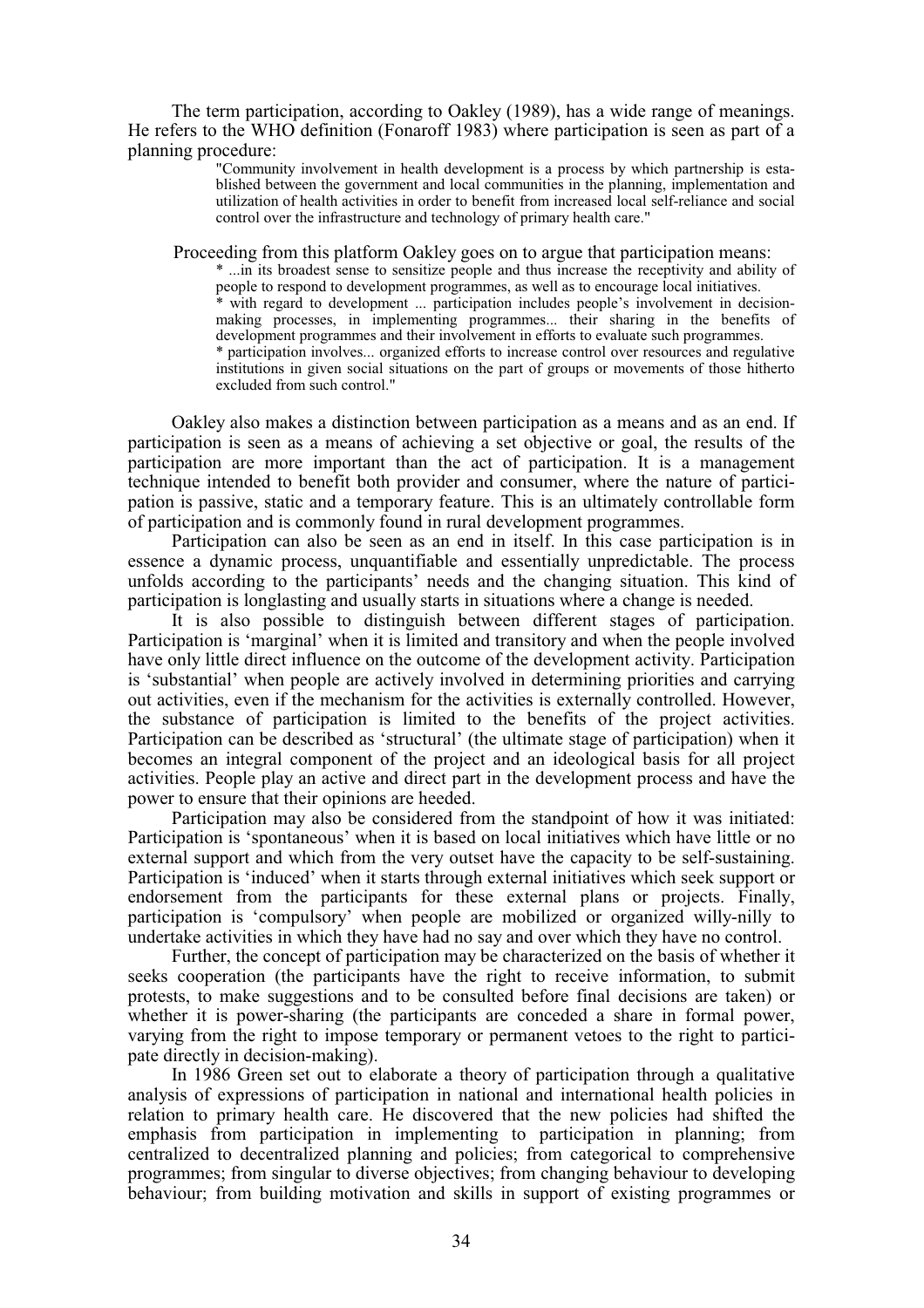The term participation, according to Oakley (1989), has a wide range of meanings. He refers to the WHO definition (Fonaroff 1983) where participation is seen as part of a planning procedure:

> "Community involvement in health development is a process by which partnership is established between the government and local communities in the planning, implementation and utilization of health activities in order to benefit from increased local self-reliance and social control over the infrastructure and technology of primary health care."

Proceeding from this platform Oakley goes on to argue that participation means:

> * ...in its broadest sense to sensitize people and thus increase the receptivity and ability of people to respond to development programmes, as well as to encourage local initiatives.
> * with regard to development ... participation includes people's involvement in decision-making processes, in implementing programmes... their sharing in the benefits of development programmes and their involvement in efforts to evaluate such programmes.
> * participation involves... organized efforts to increase control over resources and regulative institutions in given social situations on the part of groups or movements of those hitherto excluded from such control."

Oakley also makes a distinction between participation as a means and as an end. If participation is seen as a means of achieving a set objective or goal, the results of the participation are more important than the act of participation. It is a management technique intended to benefit both provider and consumer, where the nature of participation is passive, static and a temporary feature. This is an ultimately controllable form of participation and is commonly found in rural development programmes.

Participation can also be seen as an end in itself. In this case participation is in essence a dynamic process, unquantifiable and essentially unpredictable. The process unfolds according to the participants' needs and the changing situation. This kind of participation is longlasting and usually starts in situations where a change is needed.

It is also possible to distinguish between different stages of participation. Participation is 'marginal' when it is limited and transitory and when the people involved have only little direct influence on the outcome of the development activity. Participation is 'substantial' when people are actively involved in determining priorities and carrying out activities, even if the mechanism for the activities is externally controlled. However, the substance of participation is limited to the benefits of the project activities. Participation can be described as 'structural' (the ultimate stage of participation) when it becomes an integral component of the project and an ideological basis for all project activities. People play an active and direct part in the development process and have the power to ensure that their opinions are heeded.

Participation may also be considered from the standpoint of how it was initiated: Participation is 'spontaneous' when it is based on local initiatives which have little or no external support and which from the very outset have the capacity to be self-sustaining. Participation is 'induced' when it starts through external initiatives which seek support or endorsement from the participants for these external plans or projects. Finally, participation is 'compulsory' when people are mobilized or organized willy-nilly to undertake activities in which they have had no say and over which they have no control.

Further, the concept of participation may be characterized on the basis of whether it seeks cooperation (the participants have the right to receive information, to submit protests, to make suggestions and to be consulted before final decisions are taken) or whether it is power-sharing (the participants are conceded a share in formal power, varying from the right to impose temporary or permanent vetoes to the right to participate directly in decision-making).

In 1986 Green set out to elaborate a theory of participation through a qualitative analysis of expressions of participation in national and international health policies in relation to primary health care. He discovered that the new policies had shifted the emphasis from participation in implementing to participation in planning; from centralized to decentralized planning and policies; from categorical to comprehensive programmes; from singular to diverse objectives; from changing behaviour to developing behaviour; from building motivation and skills in support of existing programmes or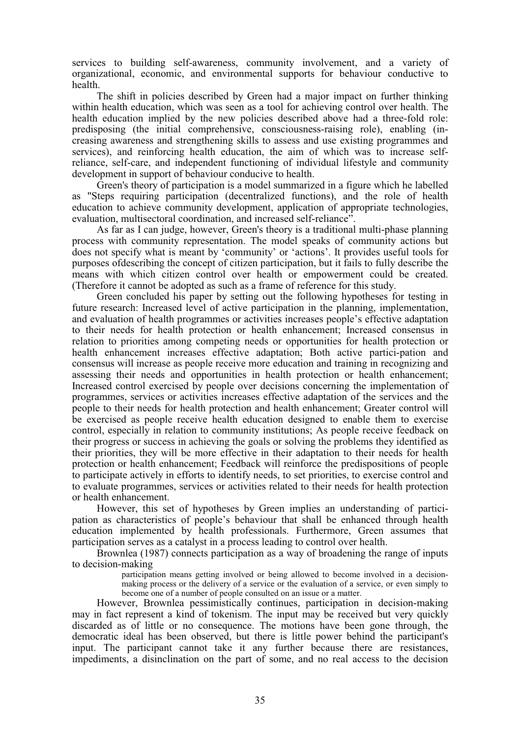services to building self-awareness, community involvement, and a variety of organizational, economic, and environmental supports for behaviour conductive to health.

The shift in policies described by Green had a major impact on further thinking within health education, which was seen as a tool for achieving control over health. The health education implied by the new policies described above had a three-fold role: predisposing (the initial comprehensive, consciousness-raising role), enabling (increasing awareness and strengthening skills to assess and use existing programmes and services), and reinforcing health education, the aim of which was to increase self-reliance, self-care, and independent functioning of individual lifestyle and community development in support of behaviour conducive to health.

Green's theory of participation is a model summarized in a figure which he labelled as "Steps requiring participation (decentralized functions), and the role of health education to achieve community development, application of appropriate technologies, evaluation, multisectoral coordination, and increased self-reliance".

As far as I can judge, however, Green's theory is a traditional multi-phase planning process with community representation. The model speaks of community actions but does not specify what is meant by 'community' or 'actions'. It provides useful tools for purposes ofdescribing the concept of citizen participation, but it fails to fully describe the means with which citizen control over health or empowerment could be created. (Therefore it cannot be adopted as such as a frame of reference for this study.

Green concluded his paper by setting out the following hypotheses for testing in future research: Increased level of active participation in the planning, implementation, and evaluation of health programmes or activities increases people's effective adaptation to their needs for health protection or health enhancement; Increased consensus in relation to priorities among competing needs or opportunities for health protection or health enhancement increases effective adaptation; Both active partici-pation and consensus will increase as people receive more education and training in recognizing and assessing their needs and opportunities in health protection or health enhancement; Increased control exercised by people over decisions concerning the implementation of programmes, services or activities increases effective adaptation of the services and the people to their needs for health protection and health enhancement; Greater control will be exercised as people receive health education designed to enable them to exercise control, especially in relation to community institutions; As people receive feedback on their progress or success in achieving the goals or solving the problems they identified as their priorities, they will be more effective in their adaptation to their needs for health protection or health enhancement; Feedback will reinforce the predispositions of people to participate actively in efforts to identify needs, to set priorities, to exercise control and to evaluate programmes, services or activities related to their needs for health protection or health enhancement.

However, this set of hypotheses by Green implies an understanding of participation as characteristics of people's behaviour that shall be enhanced through health education implemented by health professionals. Furthermore, Green assumes that participation serves as a catalyst in a process leading to control over health.

Brownlea (1987) connects participation as a way of broadening the range of inputs to decision-making

> participation means getting involved or being allowed to become involved in a decision-making process or the delivery of a service or the evaluation of a service, or even simply to become one of a number of people consulted on an issue or a matter.

However, Brownlea pessimistically continues, participation in decision-making may in fact represent a kind of tokenism. The input may be received but very quickly discarded as of little or no consequence. The motions have been gone through, the democratic ideal has been observed, but there is little power behind the participant's input. The participant cannot take it any further because there are resistances, impediments, a disinclination on the part of some, and no real access to the decision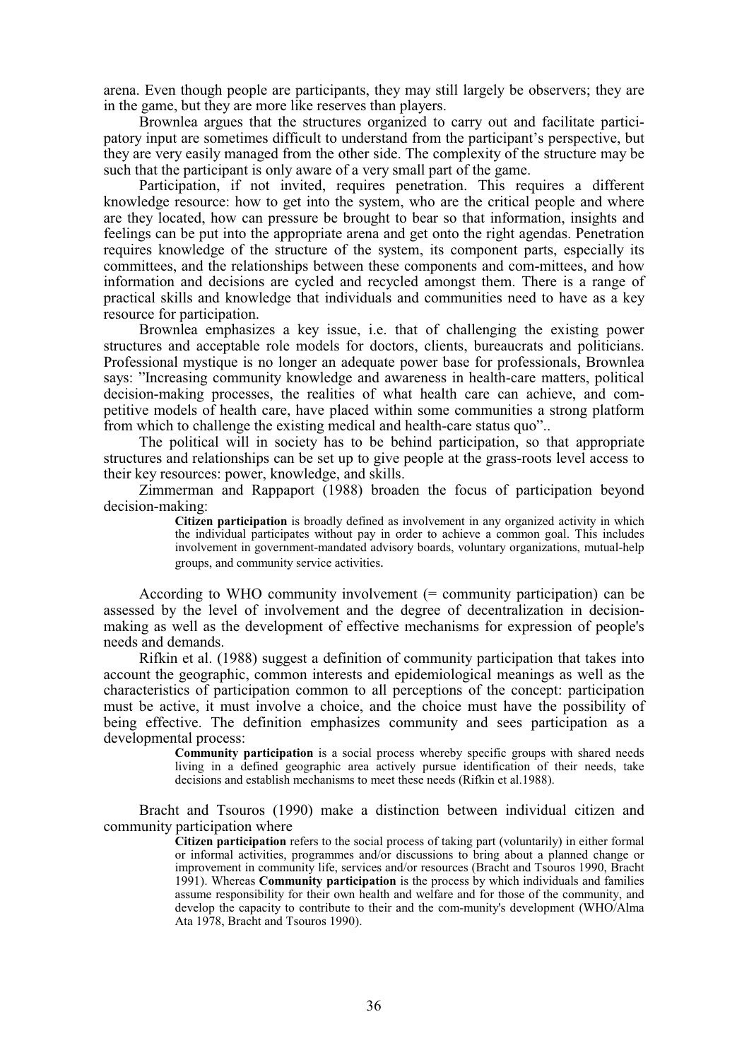arena. Even though people are participants, they may still largely be observers; they are in the game, but they are more like reserves than players.

Brownlea argues that the structures organized to carry out and facilitate participatory input are sometimes difficult to understand from the participant's perspective, but they are very easily managed from the other side. The complexity of the structure may be such that the participant is only aware of a very small part of the game.

Participation, if not invited, requires penetration. This requires a different knowledge resource: how to get into the system, who are the critical people and where are they located, how can pressure be brought to bear so that information, insights and feelings can be put into the appropriate arena and get onto the right agendas. Penetration requires knowledge of the structure of the system, its component parts, especially its committees, and the relationships between these components and com-mittees, and how information and decisions are cycled and recycled amongst them. There is a range of practical skills and knowledge that individuals and communities need to have as a key resource for participation.

Brownlea emphasizes a key issue, i.e. that of challenging the existing power structures and acceptable role models for doctors, clients, bureaucrats and politicians. Professional mystique is no longer an adequate power base for professionals, Brownlea says: "Increasing community knowledge and awareness in health-care matters, political decision-making processes, the realities of what health care can achieve, and competitive models of health care, have placed within some communities a strong platform from which to challenge the existing medical and health-care status quo"..

The political will in society has to be behind participation, so that appropriate structures and relationships can be set up to give people at the grass-roots level access to their key resources: power, knowledge, and skills.

Zimmerman and Rappaport (1988) broaden the focus of participation beyond decision-making:

> **Citizen participation** is broadly defined as involvement in any organized activity in which the individual participates without pay in order to achieve a common goal. This includes involvement in government-mandated advisory boards, voluntary organizations, mutual-help groups, and community service activities.

According to WHO community involvement (= community participation) can be assessed by the level of involvement and the degree of decentralization in decision-making as well as the development of effective mechanisms for expression of people's needs and demands.

Rifkin et al. (1988) suggest a definition of community participation that takes into account the geographic, common interests and epidemiological meanings as well as the characteristics of participation common to all perceptions of the concept: participation must be active, it must involve a choice, and the choice must have the possibility of being effective. The definition emphasizes community and sees participation as a developmental process:

> **Community participation** is a social process whereby specific groups with shared needs living in a defined geographic area actively pursue identification of their needs, take decisions and establish mechanisms to meet these needs (Rifkin et al.1988).

Bracht and Tsouros (1990) make a distinction between individual citizen and community participation where

> **Citizen participation** refers to the social process of taking part (voluntarily) in either formal or informal activities, programmes and/or discussions to bring about a planned change or improvement in community life, services and/or resources (Bracht and Tsouros 1990, Bracht 1991). Whereas **Community participation** is the process by which individuals and families assume responsibility for their own health and welfare and for those of the community, and develop the capacity to contribute to their and the com-munity's development (WHO/Alma Ata 1978, Bracht and Tsouros 1990).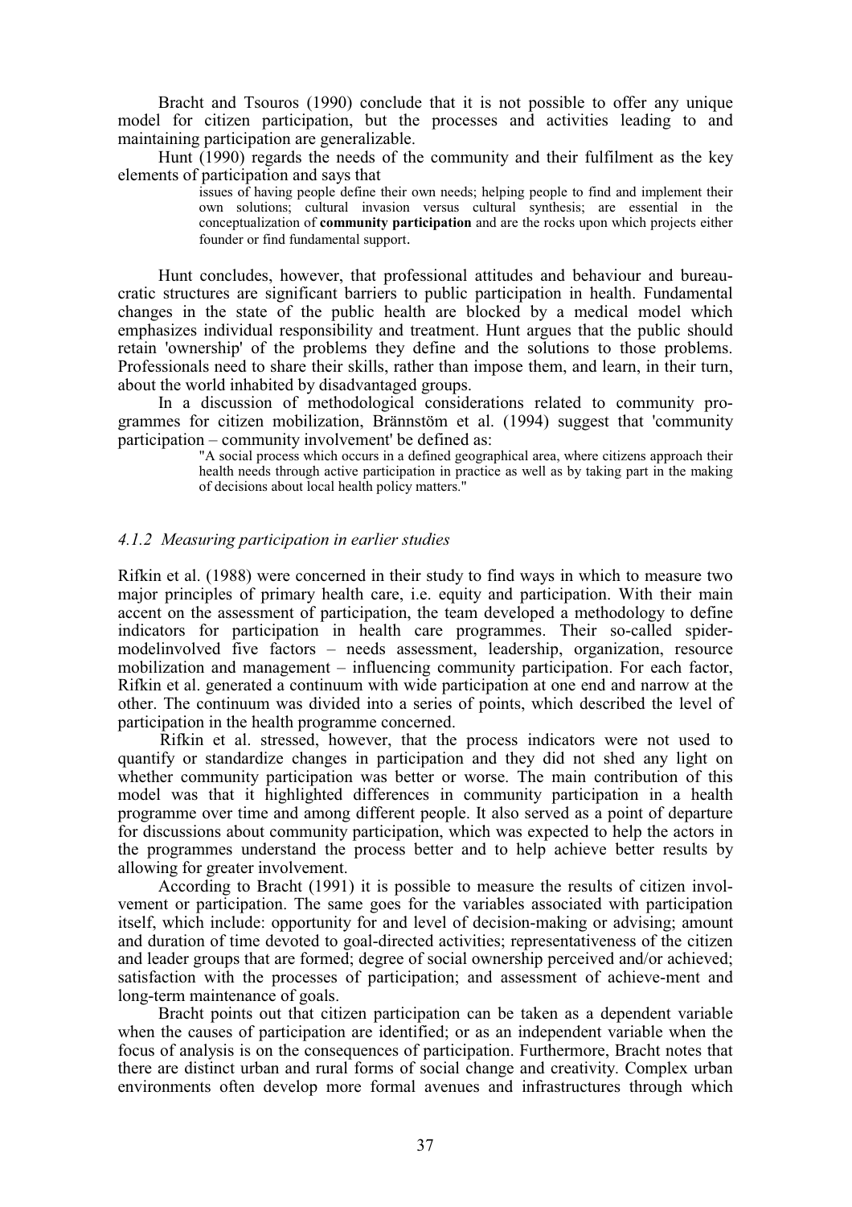Bracht and Tsouros (1990) conclude that it is not possible to offer any unique model for citizen participation, but the processes and activities leading to and maintaining participation are generalizable.

Hunt (1990) regards the needs of the community and their fulfilment as the key elements of participation and says that

> issues of having people define their own needs; helping people to find and implement their own solutions; cultural invasion versus cultural synthesis; are essential in the conceptualization of **community participation** and are the rocks upon which projects either founder or find fundamental support.

Hunt concludes, however, that professional attitudes and behaviour and bureaucratic structures are significant barriers to public participation in health. Fundamental changes in the state of the public health are blocked by a medical model which emphasizes individual responsibility and treatment. Hunt argues that the public should retain 'ownership' of the problems they define and the solutions to those problems. Professionals need to share their skills, rather than impose them, and learn, in their turn, about the world inhabited by disadvantaged groups.

In a discussion of methodological considerations related to community programmes for citizen mobilization, Brännstöm et al. (1994) suggest that 'community participation – community involvement' be defined as:

> "A social process which occurs in a defined geographical area, where citizens approach their health needs through active participation in practice as well as by taking part in the making of decisions about local health policy matters."

### *4.1.2 Measuring participation in earlier studies*

Rifkin et al. (1988) were concerned in their study to find ways in which to measure two major principles of primary health care, i.e. equity and participation. With their main accent on the assessment of participation, the team developed a methodology to define indicators for participation in health care programmes. Their so-called spider-modelinvolved five factors – needs assessment, leadership, organization, resource mobilization and management – influencing community participation. For each factor, Rifkin et al. generated a continuum with wide participation at one end and narrow at the other. The continuum was divided into a series of points, which described the level of participation in the health programme concerned.

Rifkin et al. stressed, however, that the process indicators were not used to quantify or standardize changes in participation and they did not shed any light on whether community participation was better or worse. The main contribution of this model was that it highlighted differences in community participation in a health programme over time and among different people. It also served as a point of departure for discussions about community participation, which was expected to help the actors in the programmes understand the process better and to help achieve better results by allowing for greater involvement.

According to Bracht (1991) it is possible to measure the results of citizen involvement or participation. The same goes for the variables associated with participation itself, which include: opportunity for and level of decision-making or advising; amount and duration of time devoted to goal-directed activities; representativeness of the citizen and leader groups that are formed; degree of social ownership perceived and/or achieved; satisfaction with the processes of participation; and assessment of achieve-ment and long-term maintenance of goals.

Bracht points out that citizen participation can be taken as a dependent variable when the causes of participation are identified; or as an independent variable when the focus of analysis is on the consequences of participation. Furthermore, Bracht notes that there are distinct urban and rural forms of social change and creativity. Complex urban environments often develop more formal avenues and infrastructures through which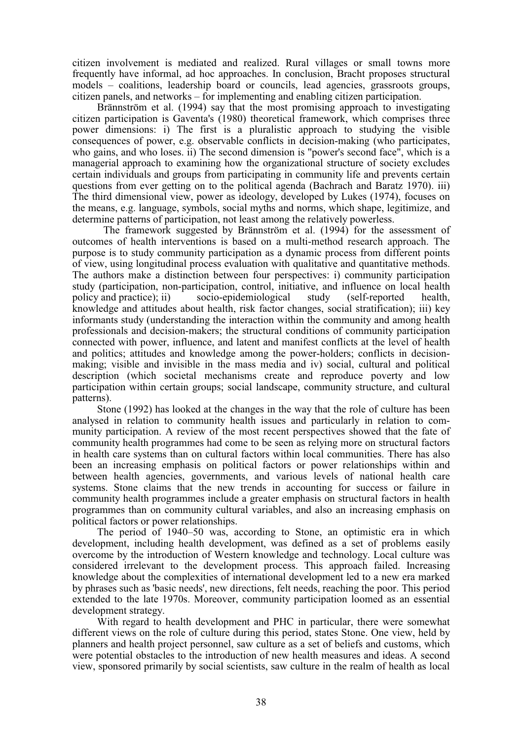citizen involvement is mediated and realized. Rural villages or small towns more frequently have informal, ad hoc approaches. In conclusion, Bracht proposes structural models – coalitions, leadership board or councils, lead agencies, grassroots groups, citizen panels, and networks – for implementing and enabling citizen participation.

Brännström et al. (1994) say that the most promising approach to investigating citizen participation is Gaventa's (1980) theoretical framework, which comprises three power dimensions: i) The first is a pluralistic approach to studying the visible consequences of power, e.g. observable conflicts in decision-making (who participates, who gains, and who loses. ii) The second dimension is "power's second face", which is a managerial approach to examining how the organizational structure of society excludes certain individuals and groups from participating in community life and prevents certain questions from ever getting on to the political agenda (Bachrach and Baratz 1970). iii) The third dimensional view, power as ideology, developed by Lukes (1974), focuses on the means, e.g. language, symbols, social myths and norms, which shape, legitimize, and determine patterns of participation, not least among the relatively powerless.

The framework suggested by Brännström et al. (1994) for the assessment of outcomes of health interventions is based on a multi-method research approach. The purpose is to study community participation as a dynamic process from different points of view, using longitudinal process evaluation with qualitative and quantitative methods. The authors make a distinction between four perspectives: i) community participation study (participation, non-participation, control, initiative, and influence on local health policy and practice); ii) socio-epidemiological study (self-reported health, knowledge and attitudes about health, risk factor changes, social stratification); iii) key informants study (understanding the interaction within the community and among health professionals and decision-makers; the structural conditions of community participation connected with power, influence, and latent and manifest conflicts at the level of health and politics; attitudes and knowledge among the power-holders; conflicts in decision-making; visible and invisible in the mass media and iv) social, cultural and political description (which societal mechanisms create and reproduce poverty and low participation within certain groups; social landscape, community structure, and cultural patterns).

Stone (1992) has looked at the changes in the way that the role of culture has been analysed in relation to community health issues and particularly in relation to community participation. A review of the most recent perspectives showed that the fate of community health programmes had come to be seen as relying more on structural factors in health care systems than on cultural factors within local communities. There has also been an increasing emphasis on political factors or power relationships within and between health agencies, governments, and various levels of national health care systems. Stone claims that the new trends in accounting for success or failure in community health programmes include a greater emphasis on structural factors in health programmes than on community cultural variables, and also an increasing emphasis on political factors or power relationships.

The period of 1940–50 was, according to Stone, an optimistic era in which development, including health development, was defined as a set of problems easily overcome by the introduction of Western knowledge and technology. Local culture was considered irrelevant to the development process. This approach failed. Increasing knowledge about the complexities of international development led to a new era marked by phrases such as 'basic needs', new directions, felt needs, reaching the poor. This period extended to the late 1970s. Moreover, community participation loomed as an essential development strategy.

With regard to health development and PHC in particular, there were somewhat different views on the role of culture during this period, states Stone. One view, held by planners and health project personnel, saw culture as a set of beliefs and customs, which were potential obstacles to the introduction of new health measures and ideas. A second view, sponsored primarily by social scientists, saw culture in the realm of health as local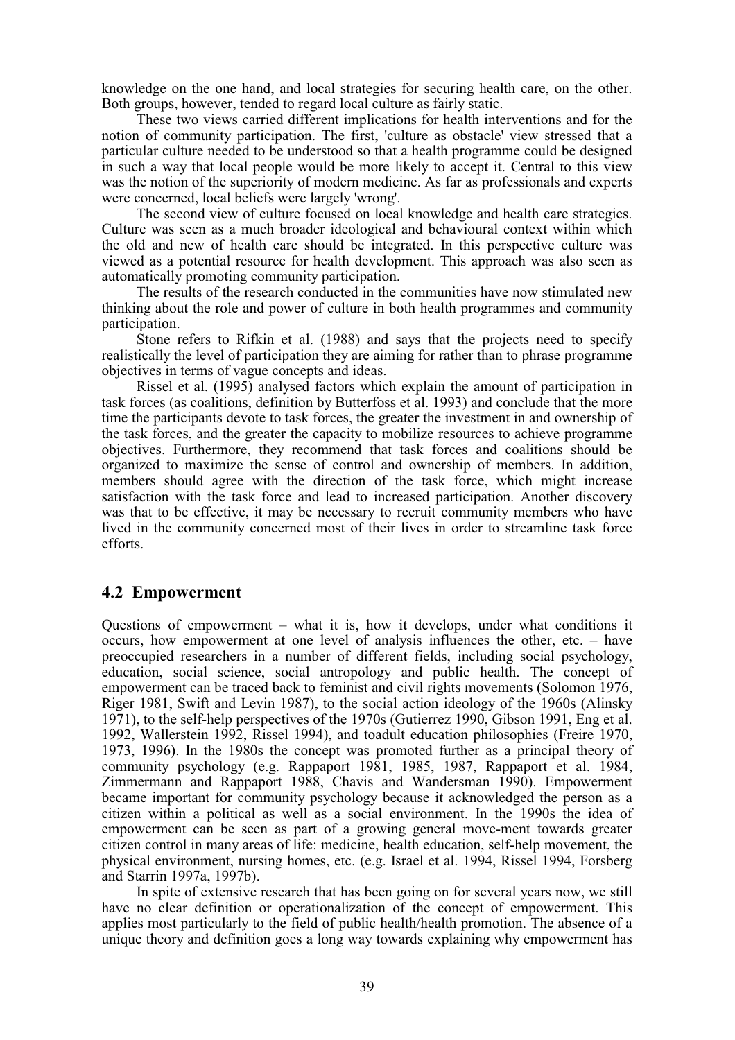knowledge on the one hand, and local strategies for securing health care, on the other. Both groups, however, tended to regard local culture as fairly static.

These two views carried different implications for health interventions and for the notion of community participation. The first, 'culture as obstacle' view stressed that a particular culture needed to be understood so that a health programme could be designed in such a way that local people would be more likely to accept it. Central to this view was the notion of the superiority of modern medicine. As far as professionals and experts were concerned, local beliefs were largely 'wrong'.

The second view of culture focused on local knowledge and health care strategies. Culture was seen as a much broader ideological and behavioural context within which the old and new of health care should be integrated. In this perspective culture was viewed as a potential resource for health development. This approach was also seen as automatically promoting community participation.

The results of the research conducted in the communities have now stimulated new thinking about the role and power of culture in both health programmes and community participation.

Stone refers to Rifkin et al. (1988) and says that the projects need to specify realistically the level of participation they are aiming for rather than to phrase programme objectives in terms of vague concepts and ideas.

Rissel et al. (1995) analysed factors which explain the amount of participation in task forces (as coalitions, definition by Butterfoss et al. 1993) and conclude that the more time the participants devote to task forces, the greater the investment in and ownership of the task forces, and the greater the capacity to mobilize resources to achieve programme objectives. Furthermore, they recommend that task forces and coalitions should be organized to maximize the sense of control and ownership of members. In addition, members should agree with the direction of the task force, which might increase satisfaction with the task force and lead to increased participation. Another discovery was that to be effective, it may be necessary to recruit community members who have lived in the community concerned most of their lives in order to streamline task force efforts.

## 4.2 Empowerment

Questions of empowerment – what it is, how it develops, under what conditions it occurs, how empowerment at one level of analysis influences the other, etc. – have preoccupied researchers in a number of different fields, including social psychology, education, social science, social antropology and public health. The concept of empowerment can be traced back to feminist and civil rights movements (Solomon 1976, Riger 1981, Swift and Levin 1987), to the social action ideology of the 1960s (Alinsky 1971), to the self-help perspectives of the 1970s (Gutierrez 1990, Gibson 1991, Eng et al. 1992, Wallerstein 1992, Rissel 1994), and toadult education philosophies (Freire 1970, 1973, 1996). In the 1980s the concept was promoted further as a principal theory of community psychology (e.g. Rappaport 1981, 1985, 1987, Rappaport et al. 1984, Zimmermann and Rappaport 1988, Chavis and Wandersman 1990). Empowerment became important for community psychology because it acknowledged the person as a citizen within a political as well as a social environment. In the 1990s the idea of empowerment can be seen as part of a growing general move-ment towards greater citizen control in many areas of life: medicine, health education, self-help movement, the physical environment, nursing homes, etc. (e.g. Israel et al. 1994, Rissel 1994, Forsberg and Starrin 1997a, 1997b).

In spite of extensive research that has been going on for several years now, we still have no clear definition or operationalization of the concept of empowerment. This applies most particularly to the field of public health/health promotion. The absence of a unique theory and definition goes a long way towards explaining why empowerment has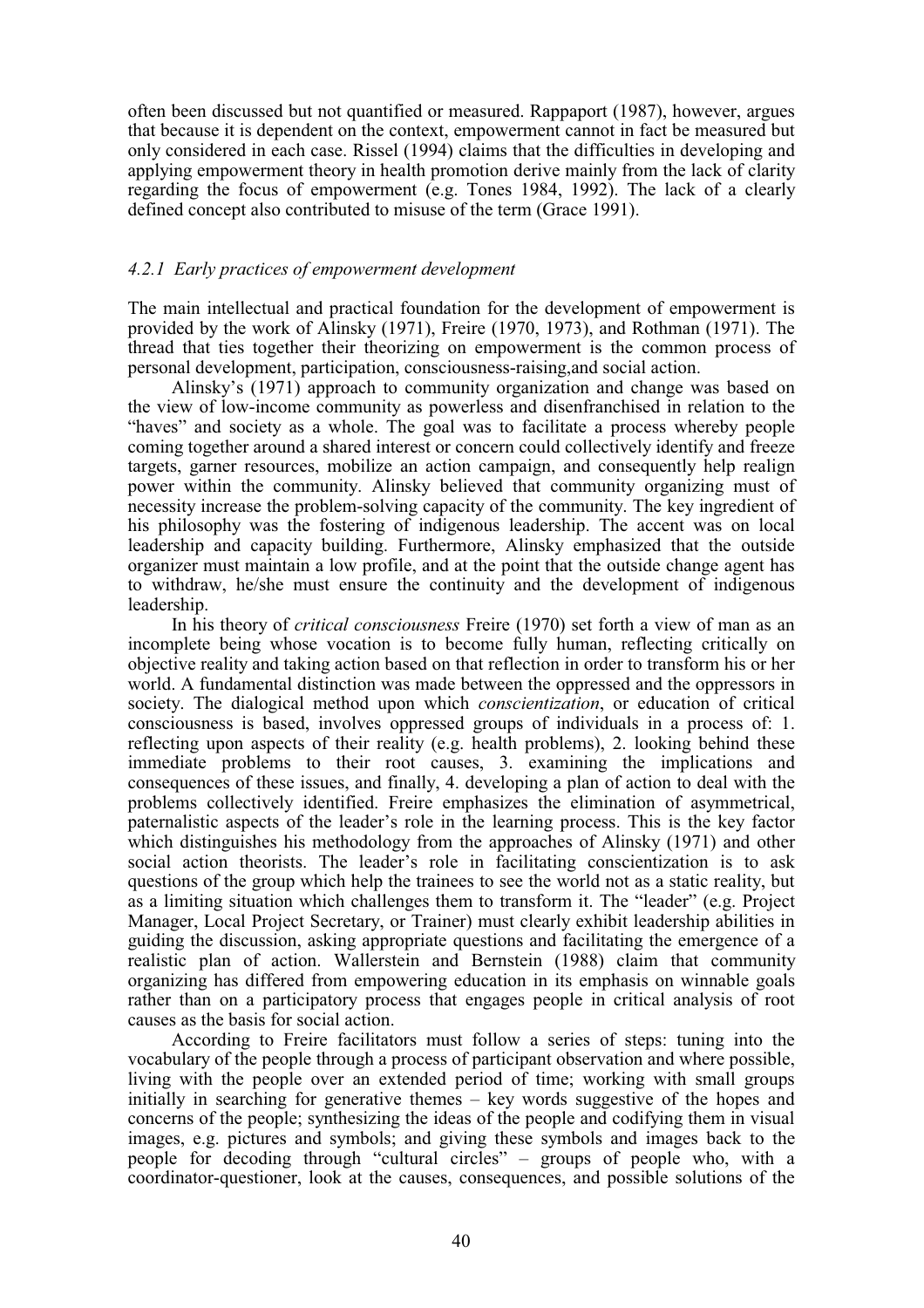often been discussed but not quantified or measured. Rappaport (1987), however, argues that because it is dependent on the context, empowerment cannot in fact be measured but only considered in each case. Rissel (1994) claims that the difficulties in developing and applying empowerment theory in health promotion derive mainly from the lack of clarity regarding the focus of empowerment (e.g. Tones 1984, 1992). The lack of a clearly defined concept also contributed to misuse of the term (Grace 1991).

### *4.2.1 Early practices of empowerment development*

The main intellectual and practical foundation for the development of empowerment is provided by the work of Alinsky (1971), Freire (1970, 1973), and Rothman (1971). The thread that ties together their theorizing on empowerment is the common process of personal development, participation, consciousness-raising,and social action.

Alinsky's (1971) approach to community organization and change was based on the view of low-income community as powerless and disenfranchised in relation to the "haves" and society as a whole. The goal was to facilitate a process whereby people coming together around a shared interest or concern could collectively identify and freeze targets, garner resources, mobilize an action campaign, and consequently help realign power within the community. Alinsky believed that community organizing must of necessity increase the problem-solving capacity of the community. The key ingredient of his philosophy was the fostering of indigenous leadership. The accent was on local leadership and capacity building. Furthermore, Alinsky emphasized that the outside organizer must maintain a low profile, and at the point that the outside change agent has to withdraw, he/she must ensure the continuity and the development of indigenous leadership.

In his theory of *critical consciousness* Freire (1970) set forth a view of man as an incomplete being whose vocation is to become fully human, reflecting critically on objective reality and taking action based on that reflection in order to transform his or her world. A fundamental distinction was made between the oppressed and the oppressors in society. The dialogical method upon which *conscientization*, or education of critical consciousness is based, involves oppressed groups of individuals in a process of: 1. reflecting upon aspects of their reality (e.g. health problems), 2. looking behind these immediate problems to their root causes, 3. examining the implications and consequences of these issues, and finally, 4. developing a plan of action to deal with the problems collectively identified. Freire emphasizes the elimination of asymmetrical, paternalistic aspects of the leader's role in the learning process. This is the key factor which distinguishes his methodology from the approaches of Alinsky (1971) and other social action theorists. The leader's role in facilitating conscientization is to ask questions of the group which help the trainees to see the world not as a static reality, but as a limiting situation which challenges them to transform it. The "leader" (e.g. Project Manager, Local Project Secretary, or Trainer) must clearly exhibit leadership abilities in guiding the discussion, asking appropriate questions and facilitating the emergence of a realistic plan of action. Wallerstein and Bernstein (1988) claim that community organizing has differed from empowering education in its emphasis on winnable goals rather than on a participatory process that engages people in critical analysis of root causes as the basis for social action.

According to Freire facilitators must follow a series of steps: tuning into the vocabulary of the people through a process of participant observation and where possible, living with the people over an extended period of time; working with small groups initially in searching for generative themes – key words suggestive of the hopes and concerns of the people; synthesizing the ideas of the people and codifying them in visual images, e.g. pictures and symbols; and giving these symbols and images back to the people for decoding through "cultural circles" – groups of people who, with a coordinator-questioner, look at the causes, consequences, and possible solutions of the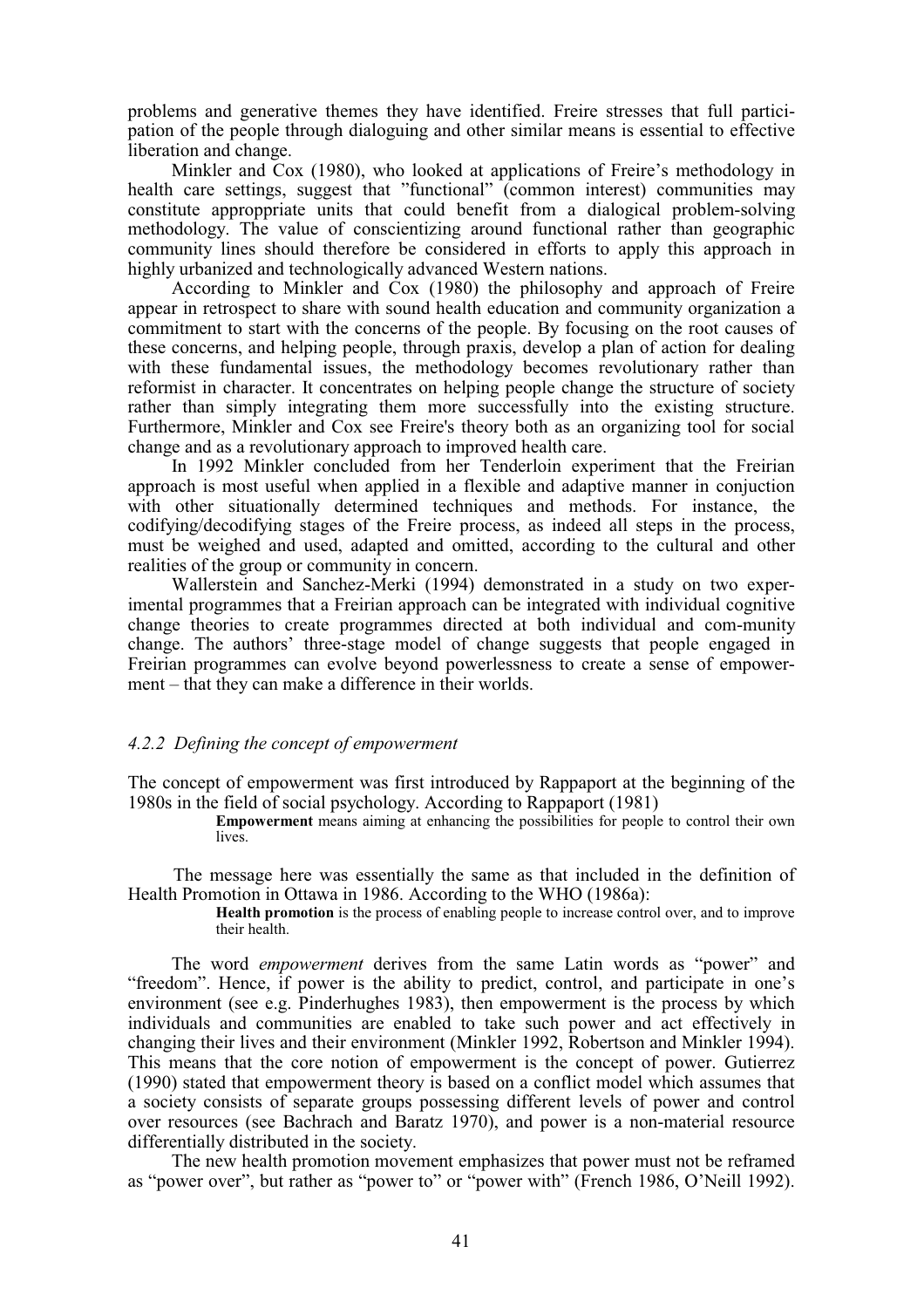problems and generative themes they have identified. Freire stresses that full participation of the people through dialoguing and other similar means is essential to effective liberation and change.

Minkler and Cox (1980), who looked at applications of Freire's methodology in health care settings, suggest that "functional" (common interest) communities may constitute approppriate units that could benefit from a dialogical problem-solving methodology. The value of conscientizing around functional rather than geographic community lines should therefore be considered in efforts to apply this approach in highly urbanized and technologically advanced Western nations.

According to Minkler and Cox (1980) the philosophy and approach of Freire appear in retrospect to share with sound health education and community organization a commitment to start with the concerns of the people. By focusing on the root causes of these concerns, and helping people, through praxis, develop a plan of action for dealing with these fundamental issues, the methodology becomes revolutionary rather than reformist in character. It concentrates on helping people change the structure of society rather than simply integrating them more successfully into the existing structure. Furthermore, Minkler and Cox see Freire's theory both as an organizing tool for social change and as a revolutionary approach to improved health care.

In 1992 Minkler concluded from her Tenderloin experiment that the Freirian approach is most useful when applied in a flexible and adaptive manner in conjuction with other situationally determined techniques and methods. For instance, the codifying/decodifying stages of the Freire process, as indeed all steps in the process, must be weighed and used, adapted and omitted, according to the cultural and other realities of the group or community in concern.

Wallerstein and Sanchez-Merki (1994) demonstrated in a study on two experimental programmes that a Freirian approach can be integrated with individual cognitive change theories to create programmes directed at both individual and com-munity change. The authors' three-stage model of change suggests that people engaged in Freirian programmes can evolve beyond powerlessness to create a sense of empowerment – that they can make a difference in their worlds.

### *4.2.2 Defining the concept of empowerment*

The concept of empowerment was first introduced by Rappaport at the beginning of the 1980s in the field of social psychology. According to Rappaport (1981)

> **Empowerment** means aiming at enhancing the possibilities for people to control their own lives.

The message here was essentially the same as that included in the definition of Health Promotion in Ottawa in 1986. According to the WHO (1986a):

> **Health promotion** is the process of enabling people to increase control over, and to improve their health.

The word *empowerment* derives from the same Latin words as "power" and "freedom". Hence, if power is the ability to predict, control, and participate in one's environment (see e.g. Pinderhughes 1983), then empowerment is the process by which individuals and communities are enabled to take such power and act effectively in changing their lives and their environment (Minkler 1992, Robertson and Minkler 1994). This means that the core notion of empowerment is the concept of power. Gutierrez (1990) stated that empowerment theory is based on a conflict model which assumes that a society consists of separate groups possessing different levels of power and control over resources (see Bachrach and Baratz 1970), and power is a non-material resource differentially distributed in the society.

The new health promotion movement emphasizes that power must not be reframed as "power over", but rather as "power to" or "power with" (French 1986, O'Neill 1992).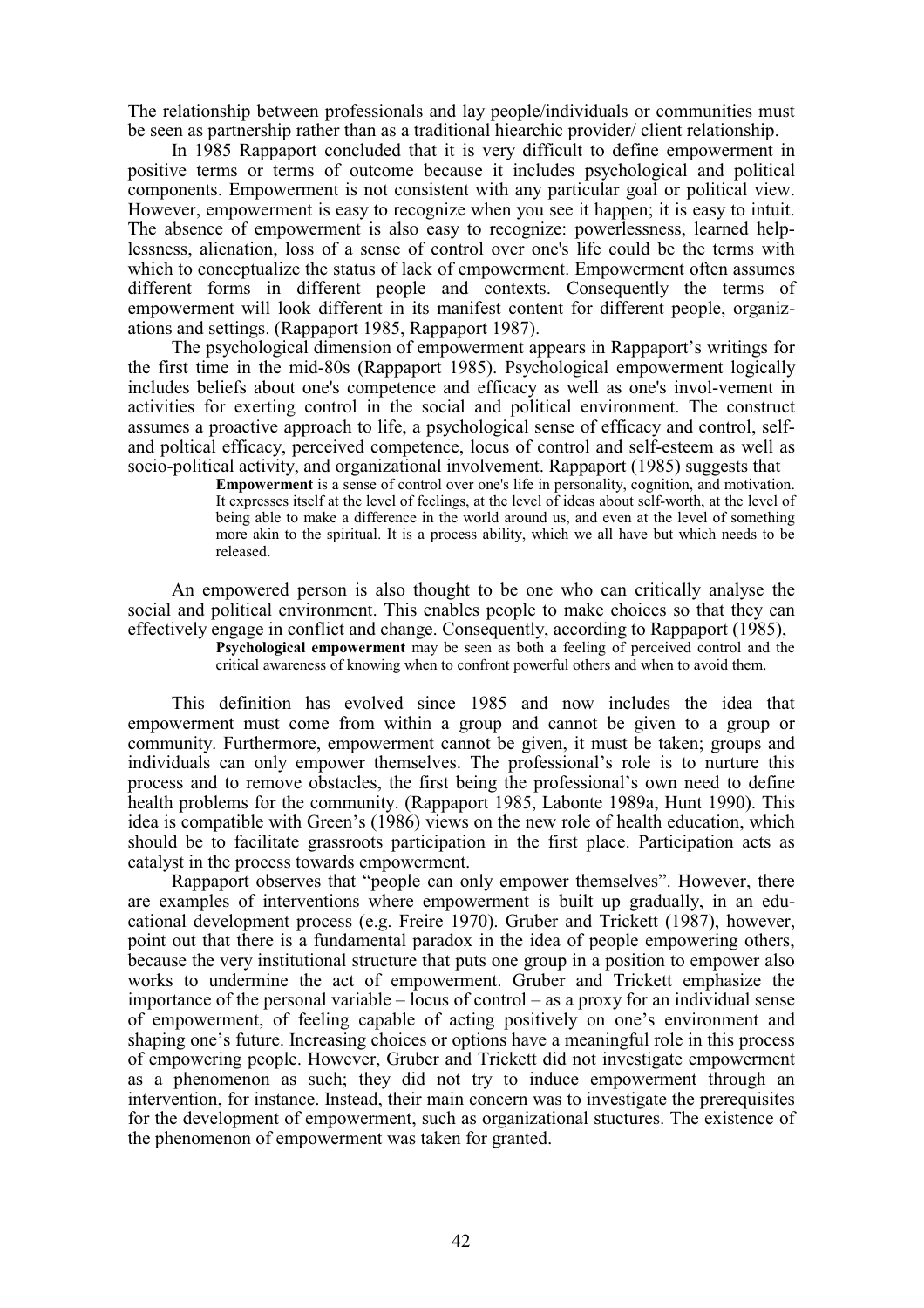The relationship between professionals and lay people/individuals or communities must be seen as partnership rather than as a traditional hiearchic provider/ client relationship.

In 1985 Rappaport concluded that it is very difficult to define empowerment in positive terms or terms of outcome because it includes psychological and political components. Empowerment is not consistent with any particular goal or political view. However, empowerment is easy to recognize when you see it happen; it is easy to intuit. The absence of empowerment is also easy to recognize: powerlessness, learned help-lessness, alienation, loss of a sense of control over one's life could be the terms with which to conceptualize the status of lack of empowerment. Empowerment often assumes different forms in different people and contexts. Consequently the terms of empowerment will look different in its manifest content for different people, organiz-ations and settings. (Rappaport 1985, Rappaport 1987).

The psychological dimension of empowerment appears in Rappaport's writings for the first time in the mid-80s (Rappaport 1985). Psychological empowerment logically includes beliefs about one's competence and efficacy as well as one's invol-vement in activities for exerting control in the social and political environment. The construct assumes a proactive approach to life, a psychological sense of efficacy and control, self- and poltical efficacy, perceived competence, locus of control and self-esteem as well as socio-political activity, and organizational involvement. Rappaport (1985) suggests that

> **Empowerment** is a sense of control over one's life in personality, cognition, and motivation. It expresses itself at the level of feelings, at the level of ideas about self-worth, at the level of being able to make a difference in the world around us, and even at the level of something more akin to the spiritual. It is a process ability, which we all have but which needs to be released.

An empowered person is also thought to be one who can critically analyse the social and political environment. This enables people to make choices so that they can effectively engage in conflict and change. Consequently, according to Rappaport (1985),

> **Psychological empowerment** may be seen as both a feeling of perceived control and the critical awareness of knowing when to confront powerful others and when to avoid them.

This definition has evolved since 1985 and now includes the idea that empowerment must come from within a group and cannot be given to a group or community. Furthermore, empowerment cannot be given, it must be taken; groups and individuals can only empower themselves. The professional's role is to nurture this process and to remove obstacles, the first being the professional's own need to define health problems for the community. (Rappaport 1985, Labonte 1989a, Hunt 1990). This idea is compatible with Green's (1986) views on the new role of health education, which should be to facilitate grassroots participation in the first place. Participation acts as catalyst in the process towards empowerment.

Rappaport observes that "people can only empower themselves". However, there are examples of interventions where empowerment is built up gradually, in an edu-cational development process (e.g. Freire 1970). Gruber and Trickett (1987), however, point out that there is a fundamental paradox in the idea of people empowering others, because the very institutional structure that puts one group in a position to empower also works to undermine the act of empowerment. Gruber and Trickett emphasize the importance of the personal variable – locus of control – as a proxy for an individual sense of empowerment, of feeling capable of acting positively on one's environment and shaping one's future. Increasing choices or options have a meaningful role in this process of empowering people. However, Gruber and Trickett did not investigate empowerment as a phenomenon as such; they did not try to induce empowerment through an intervention, for instance. Instead, their main concern was to investigate the prerequisites for the development of empowerment, such as organizational stuctures. The existence of the phenomenon of empowerment was taken for granted.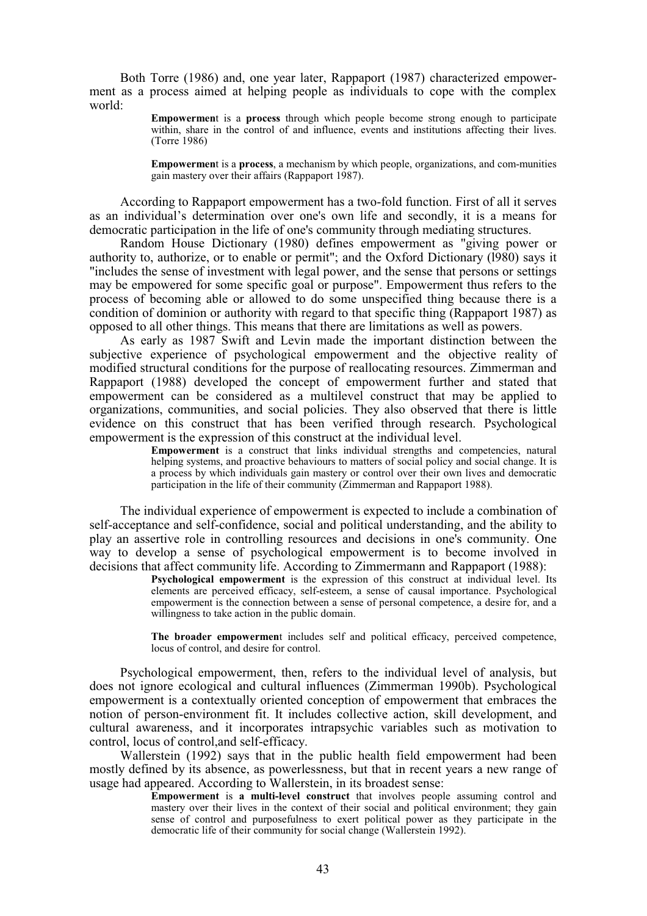Both Torre (1986) and, one year later, Rappaport (1987) characterized empowerment as a process aimed at helping people as individuals to cope with the complex world:

> **Empowermen**t is a **process** through which people become strong enough to participate within, share in the control of and influence, events and institutions affecting their lives. (Torre 1986)
>
> **Empowermen**t is a **process**, a mechanism by which people, organizations, and com-munities gain mastery over their affairs (Rappaport 1987).

According to Rappaport empowerment has a two-fold function. First of all it serves as an individual's determination over one's own life and secondly, it is a means for democratic participation in the life of one's community through mediating structures.

Random House Dictionary (1980) defines empowerment as "giving power or authority to, authorize, or to enable or permit"; and the Oxford Dictionary (l980) says it "includes the sense of investment with legal power, and the sense that persons or settings may be empowered for some specific goal or purpose". Empowerment thus refers to the process of becoming able or allowed to do some unspecified thing because there is a condition of dominion or authority with regard to that specific thing (Rappaport 1987) as opposed to all other things. This means that there are limitations as well as powers.

As early as 1987 Swift and Levin made the important distinction between the subjective experience of psychological empowerment and the objective reality of modified structural conditions for the purpose of reallocating resources. Zimmerman and Rappaport (1988) developed the concept of empowerment further and stated that empowerment can be considered as a multilevel construct that may be applied to organizations, communities, and social policies. They also observed that there is little evidence on this construct that has been verified through research. Psychological empowerment is the expression of this construct at the individual level.

> **Empowerment** is a construct that links individual strengths and competencies, natural helping systems, and proactive behaviours to matters of social policy and social change. It is a process by which individuals gain mastery or control over their own lives and democratic participation in the life of their community (Zimmerman and Rappaport 1988).

The individual experience of empowerment is expected to include a combination of self-acceptance and self-confidence, social and political understanding, and the ability to play an assertive role in controlling resources and decisions in one's community. One way to develop a sense of psychological empowerment is to become involved in decisions that affect community life. According to Zimmermann and Rappaport (1988):

> **Psychological empowerment** is the expression of this construct at individual level. Its elements are perceived efficacy, self-esteem, a sense of causal importance. Psychological empowerment is the connection between a sense of personal competence, a desire for, and a willingness to take action in the public domain.
>
> **The broader empowermen**t includes self and political efficacy, perceived competence, locus of control, and desire for control.

Psychological empowerment, then, refers to the individual level of analysis, but does not ignore ecological and cultural influences (Zimmerman 1990b). Psychological empowerment is a contextually oriented conception of empowerment that embraces the notion of person-environment fit. It includes collective action, skill development, and cultural awareness, and it incorporates intrapsychic variables such as motivation to control, locus of control,and self-efficacy.

Wallerstein (1992) says that in the public health field empowerment had been mostly defined by its absence, as powerlessness, but that in recent years a new range of usage had appeared. According to Wallerstein, in its broadest sense:

> **Empowerment** is **a multi-level construct** that involves people assuming control and mastery over their lives in the context of their social and political environment; they gain sense of control and purposefulness to exert political power as they participate in the democratic life of their community for social change (Wallerstein 1992).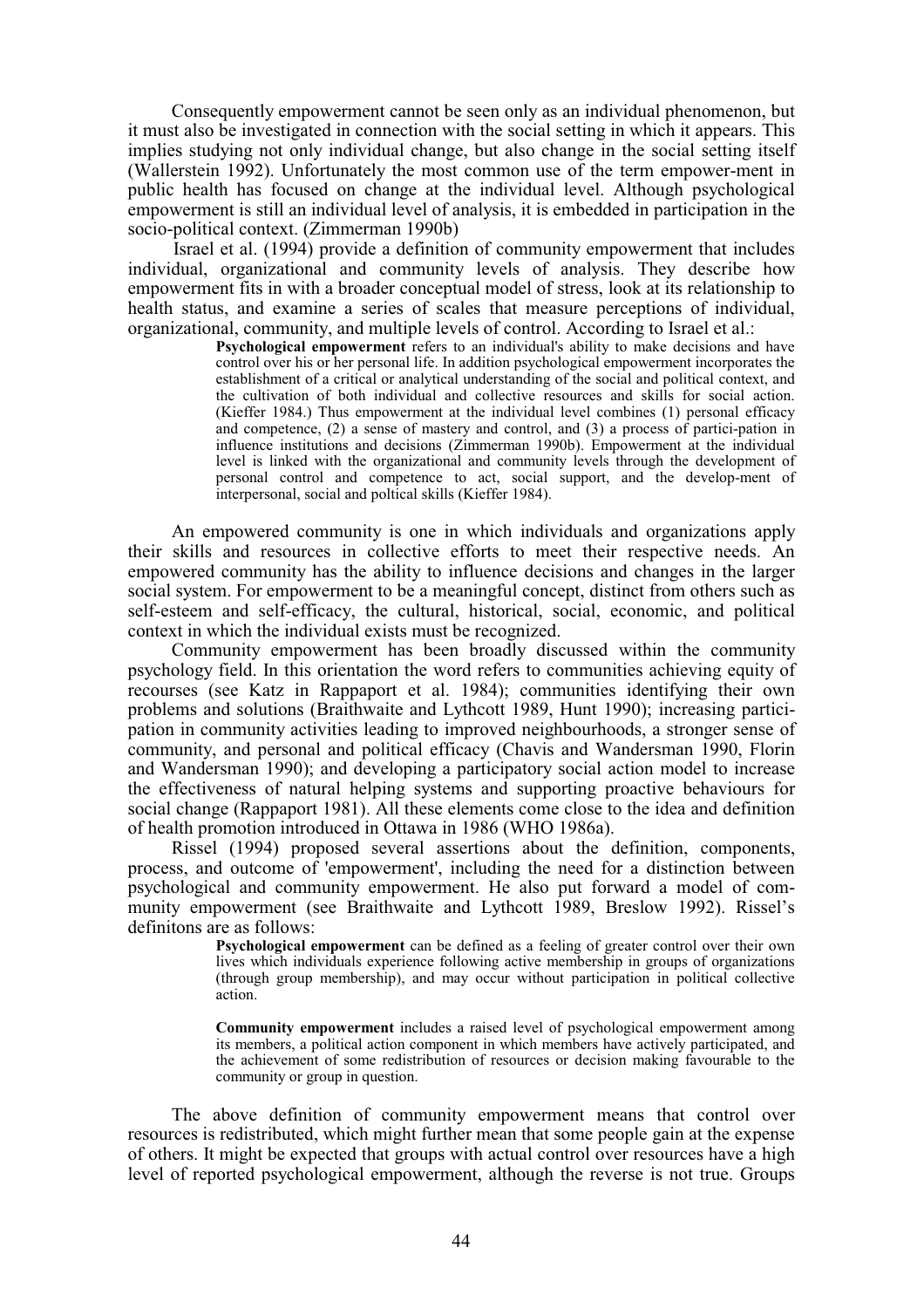Consequently empowerment cannot be seen only as an individual phenomenon, but it must also be investigated in connection with the social setting in which it appears. This implies studying not only individual change, but also change in the social setting itself (Wallerstein 1992). Unfortunately the most common use of the term empower-ment in public health has focused on change at the individual level. Although psychological empowerment is still an individual level of analysis, it is embedded in participation in the socio-political context. (Zimmerman 1990b)

Israel et al. (1994) provide a definition of community empowerment that includes individual, organizational and community levels of analysis. They describe how empowerment fits in with a broader conceptual model of stress, look at its relationship to health status, and examine a series of scales that measure perceptions of individual, organizational, community, and multiple levels of control. According to Israel et al.:

> **Psychological empowerment** refers to an individual's ability to make decisions and have control over his or her personal life. In addition psychological empowerment incorporates the establishment of a critical or analytical understanding of the social and political context, and the cultivation of both individual and collective resources and skills for social action. (Kieffer 1984.) Thus empowerment at the individual level combines (1) personal efficacy and competence, (2) a sense of mastery and control, and (3) a process of partici-pation in influence institutions and decisions (Zimmerman 1990b). Empowerment at the individual level is linked with the organizational and community levels through the development of personal control and competence to act, social support, and the develop-ment of interpersonal, social and poltical skills (Kieffer 1984).

An empowered community is one in which individuals and organizations apply their skills and resources in collective efforts to meet their respective needs. An empowered community has the ability to influence decisions and changes in the larger social system. For empowerment to be a meaningful concept, distinct from others such as self-esteem and self-efficacy, the cultural, historical, social, economic, and political context in which the individual exists must be recognized.

Community empowerment has been broadly discussed within the community psychology field. In this orientation the word refers to communities achieving equity of recourses (see Katz in Rappaport et al. 1984); communities identifying their own problems and solutions (Braithwaite and Lythcott 1989, Hunt 1990); increasing partici-pation in community activities leading to improved neighbourhoods, a stronger sense of community, and personal and political efficacy (Chavis and Wandersman 1990, Florin and Wandersman 1990); and developing a participatory social action model to increase the effectiveness of natural helping systems and supporting proactive behaviours for social change (Rappaport 1981). All these elements come close to the idea and definition of health promotion introduced in Ottawa in 1986 (WHO 1986a).

Rissel (1994) proposed several assertions about the definition, components, process, and outcome of 'empowerment', including the need for a distinction between psychological and community empowerment. He also put forward a model of com-munity empowerment (see Braithwaite and Lythcott 1989, Breslow 1992). Rissel's definitons are as follows:

> **Psychological empowerment** can be defined as a feeling of greater control over their own lives which individuals experience following active membership in groups of organizations (through group membership), and may occur without participation in political collective action.
>
> **Community empowerment** includes a raised level of psychological empowerment among its members, a political action component in which members have actively participated, and the achievement of some redistribution of resources or decision making favourable to the community or group in question.

The above definition of community empowerment means that control over resources is redistributed, which might further mean that some people gain at the expense of others. It might be expected that groups with actual control over resources have a high level of reported psychological empowerment, although the reverse is not true. Groups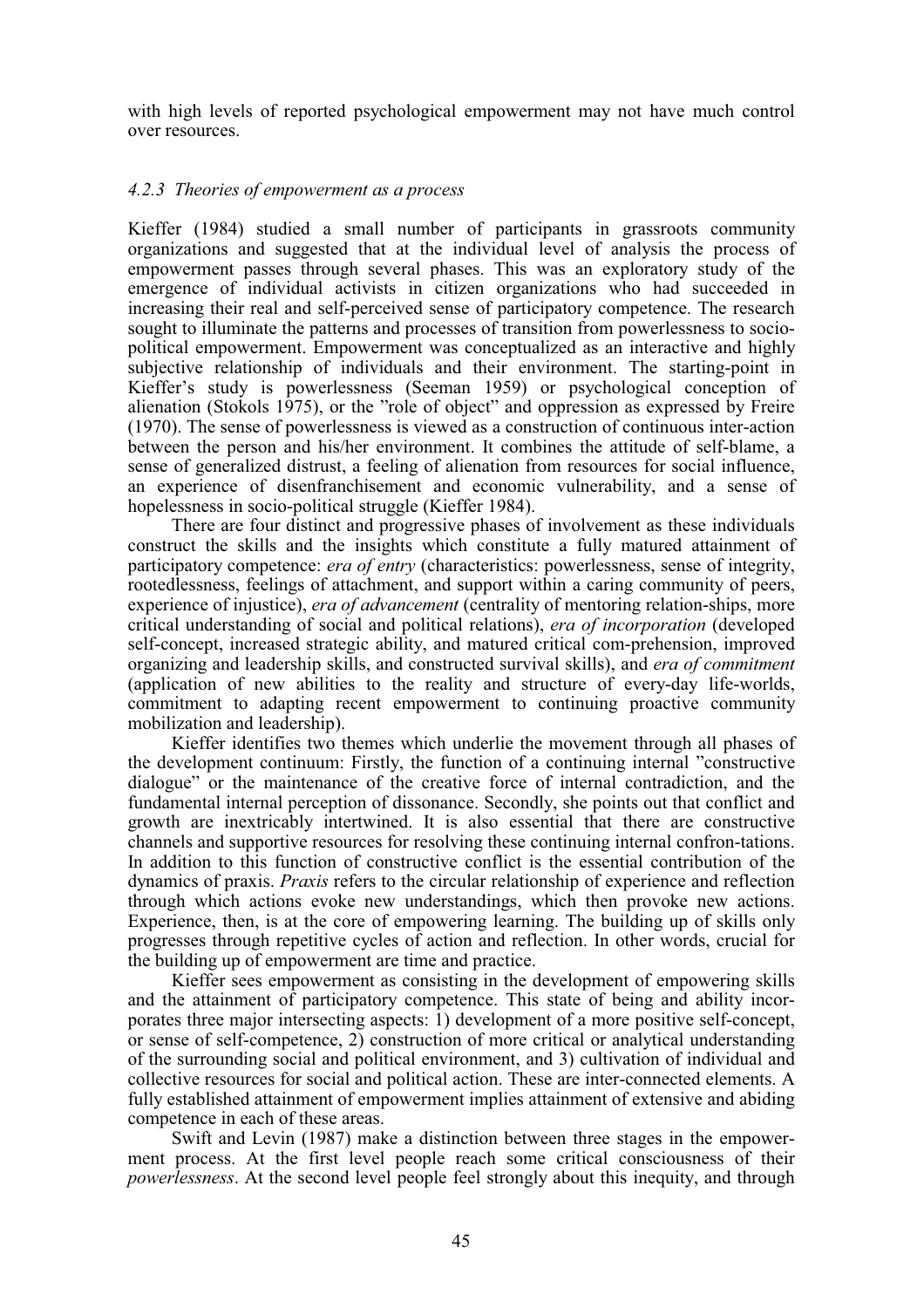with high levels of reported psychological empowerment may not have much control over resources.

### *4.2.3 Theories of empowerment as a process*

Kieffer (1984) studied a small number of participants in grassroots community organizations and suggested that at the individual level of analysis the process of empowerment passes through several phases. This was an exploratory study of the emergence of individual activists in citizen organizations who had succeeded in increasing their real and self-perceived sense of participatory competence. The research sought to illuminate the patterns and processes of transition from powerlessness to socio-political empowerment. Empowerment was conceptualized as an interactive and highly subjective relationship of individuals and their environment. The starting-point in Kieffer's study is powerlessness (Seeman 1959) or psychological conception of alienation (Stokols 1975), or the "role of object" and oppression as expressed by Freire (1970). The sense of powerlessness is viewed as a construction of continuous inter-action between the person and his/her environment. It combines the attitude of self-blame, a sense of generalized distrust, a feeling of alienation from resources for social influence, an experience of disenfranchisement and economic vulnerability, and a sense of hopelessness in socio-political struggle (Kieffer 1984).

There are four distinct and progressive phases of involvement as these individuals construct the skills and the insights which constitute a fully matured attainment of participatory competence: *era of entry* (characteristics: powerlessness, sense of integrity, rootedlessness, feelings of attachment, and support within a caring community of peers, experience of injustice), *era of advancement* (centrality of mentoring relation-ships, more critical understanding of social and political relations), *era of incorporation* (developed self-concept, increased strategic ability, and matured critical com-prehension, improved organizing and leadership skills, and constructed survival skills), and *era of commitment* (application of new abilities to the reality and structure of every-day life-worlds, commitment to adapting recent empowerment to continuing proactive community mobilization and leadership).

Kieffer identifies two themes which underlie the movement through all phases of the development continuum: Firstly, the function of a continuing internal "constructive dialogue" or the maintenance of the creative force of internal contradiction, and the fundamental internal perception of dissonance. Secondly, she points out that conflict and growth are inextricably intertwined. It is also essential that there are constructive channels and supportive resources for resolving these continuing internal confron-tations. In addition to this function of constructive conflict is the essential contribution of the dynamics of praxis. *Praxis* refers to the circular relationship of experience and reflection through which actions evoke new understandings, which then provoke new actions. Experience, then, is at the core of empowering learning. The building up of skills only progresses through repetitive cycles of action and reflection. In other words, crucial for the building up of empowerment are time and practice.

Kieffer sees empowerment as consisting in the development of empowering skills and the attainment of participatory competence. This state of being and ability incor-porates three major intersecting aspects: 1) development of a more positive self-concept, or sense of self-competence, 2) construction of more critical or analytical understanding of the surrounding social and political environment, and 3) cultivation of individual and collective resources for social and political action. These are inter-connected elements. A fully established attainment of empowerment implies attainment of extensive and abiding competence in each of these areas.

Swift and Levin (1987) make a distinction between three stages in the empower-ment process. At the first level people reach some critical consciousness of their *powerlessness*. At the second level people feel strongly about this inequity, and through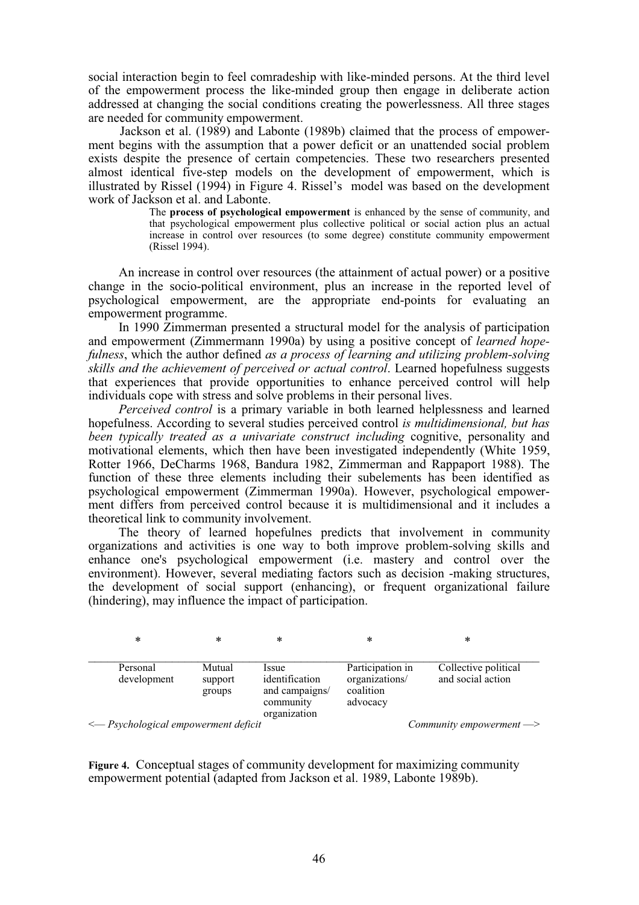social interaction begin to feel comradeship with like-minded persons. At the third level of the empowerment process the like-minded group then engage in deliberate action addressed at changing the social conditions creating the powerlessness. All three stages are needed for community empowerment.

Jackson et al. (1989) and Labonte (1989b) claimed that the process of empowerment begins with the assumption that a power deficit or an unattended social problem exists despite the presence of certain competencies. These two researchers presented almost identical five-step models on the development of empowerment, which is illustrated by Rissel (1994) in Figure 4. Rissel's model was based on the development work of Jackson et al. and Labonte.

> The **process of psychological empowerment** is enhanced by the sense of community, and that psychological empowerment plus collective political or social action plus an actual increase in control over resources (to some degree) constitute community empowerment (Rissel 1994).

An increase in control over resources (the attainment of actual power) or a positive change in the socio-political environment, plus an increase in the reported level of psychological empowerment, are the appropriate end-points for evaluating an empowerment programme.

In 1990 Zimmerman presented a structural model for the analysis of participation and empowerment (Zimmermann 1990a) by using a positive concept of *learned hopefulness*, which the author defined *as a process of learning and utilizing problem-solving skills and the achievement of perceived or actual control*. Learned hopefulness suggests that experiences that provide opportunities to enhance perceived control will help individuals cope with stress and solve problems in their personal lives.

*Perceived control* is a primary variable in both learned helplessness and learned hopefulness. According to several studies perceived control *is multidimensional, but has been typically treated as a univariate construct including* cognitive, personality and motivational elements, which then have been investigated independently (White 1959, Rotter 1966, DeCharms 1968, Bandura 1982, Zimmerman and Rappaport 1988). The function of these three elements including their subelements has been identified as psychological empowerment (Zimmerman 1990a). However, psychological empowerment differs from perceived control because it is multidimensional and it includes a theoretical link to community involvement.

The theory of learned hopefulnes predicts that involvement in community organizations and activities is one way to both improve problem-solving skills and enhance one's psychological empowerment (i.e. mastery and control over the environment). However, several mediating factors such as decision -making structures, the development of social support (enhancing), or frequent organizational failure (hindering), may influence the impact of participation.

| * | * | * | * | * |
|---|---|---|---|---|
| Personal development | Mutual support groups | Issue identification and campaigns/ community organization | Participation in organizations/ coalition advocacy | Collective political and social action |

*<— Psychological empowerment deficit* *Community empowerment —>*

**Figure 4.** Conceptual stages of community development for maximizing community empowerment potential (adapted from Jackson et al. 1989, Labonte 1989b).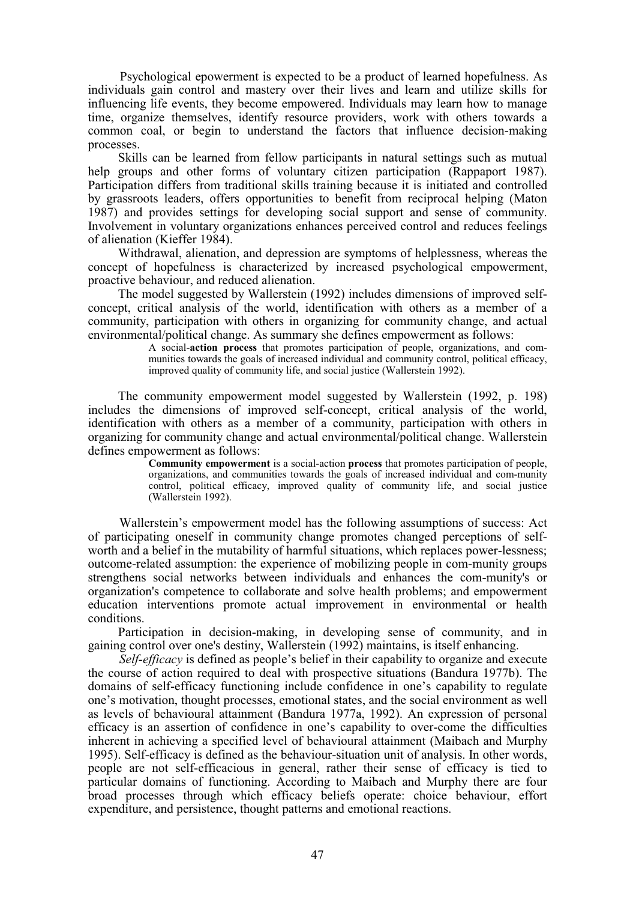Psychological epowerment is expected to be a product of learned hopefulness. As individuals gain control and mastery over their lives and learn and utilize skills for influencing life events, they become empowered. Individuals may learn how to manage time, organize themselves, identify resource providers, work with others towards a common coal, or begin to understand the factors that influence decision-making processes.

Skills can be learned from fellow participants in natural settings such as mutual help groups and other forms of voluntary citizen participation (Rappaport 1987). Participation differs from traditional skills training because it is initiated and controlled by grassroots leaders, offers opportunities to benefit from reciprocal helping (Maton 1987) and provides settings for developing social support and sense of community. Involvement in voluntary organizations enhances perceived control and reduces feelings of alienation (Kieffer 1984).

Withdrawal, alienation, and depression are symptoms of helplessness, whereas the concept of hopefulness is characterized by increased psychological empowerment, proactive behaviour, and reduced alienation.

The model suggested by Wallerstein (1992) includes dimensions of improved self-concept, critical analysis of the world, identification with others as a member of a community, participation with others in organizing for community change, and actual environmental/political change. As summary she defines empowerment as follows:

> A social-**action process** that promotes participation of people, organizations, and communities towards the goals of increased individual and community control, political efficacy, improved quality of community life, and social justice (Wallerstein 1992).

The community empowerment model suggested by Wallerstein (1992, p. 198) includes the dimensions of improved self-concept, critical analysis of the world, identification with others as a member of a community, participation with others in organizing for community change and actual environmental/political change. Wallerstein defines empowerment as follows:

> **Community empowerment** is a social-action **process** that promotes participation of people, organizations, and communities towards the goals of increased individual and community control, political efficacy, improved quality of community life, and social justice (Wallerstein 1992).

Wallerstein's empowerment model has the following assumptions of success: Act of participating oneself in community change promotes changed perceptions of self-worth and a belief in the mutability of harmful situations, which replaces power-lessness; outcome-related assumption: the experience of mobilizing people in com-munity groups strengthens social networks between individuals and enhances the com-munity's or organization's competence to collaborate and solve health problems; and empowerment education interventions promote actual improvement in environmental or health conditions.

Participation in decision-making, in developing sense of community, and in gaining control over one's destiny, Wallerstein (1992) maintains, is itself enhancing.

*Self-efficacy* is defined as people's belief in their capability to organize and execute the course of action required to deal with prospective situations (Bandura 1977b). The domains of self-efficacy functioning include confidence in one's capability to regulate one's motivation, thought processes, emotional states, and the social environment as well as levels of behavioural attainment (Bandura 1977a, 1992). An expression of personal efficacy is an assertion of confidence in one's capability to over-come the difficulties inherent in achieving a specified level of behavioural attainment (Maibach and Murphy 1995). Self-efficacy is defined as the behaviour-situation unit of analysis. In other words, people are not self-efficacious in general, rather their sense of efficacy is tied to particular domains of functioning. According to Maibach and Murphy there are four broad processes through which efficacy beliefs operate: choice behaviour, effort expenditure, and persistence, thought patterns and emotional reactions.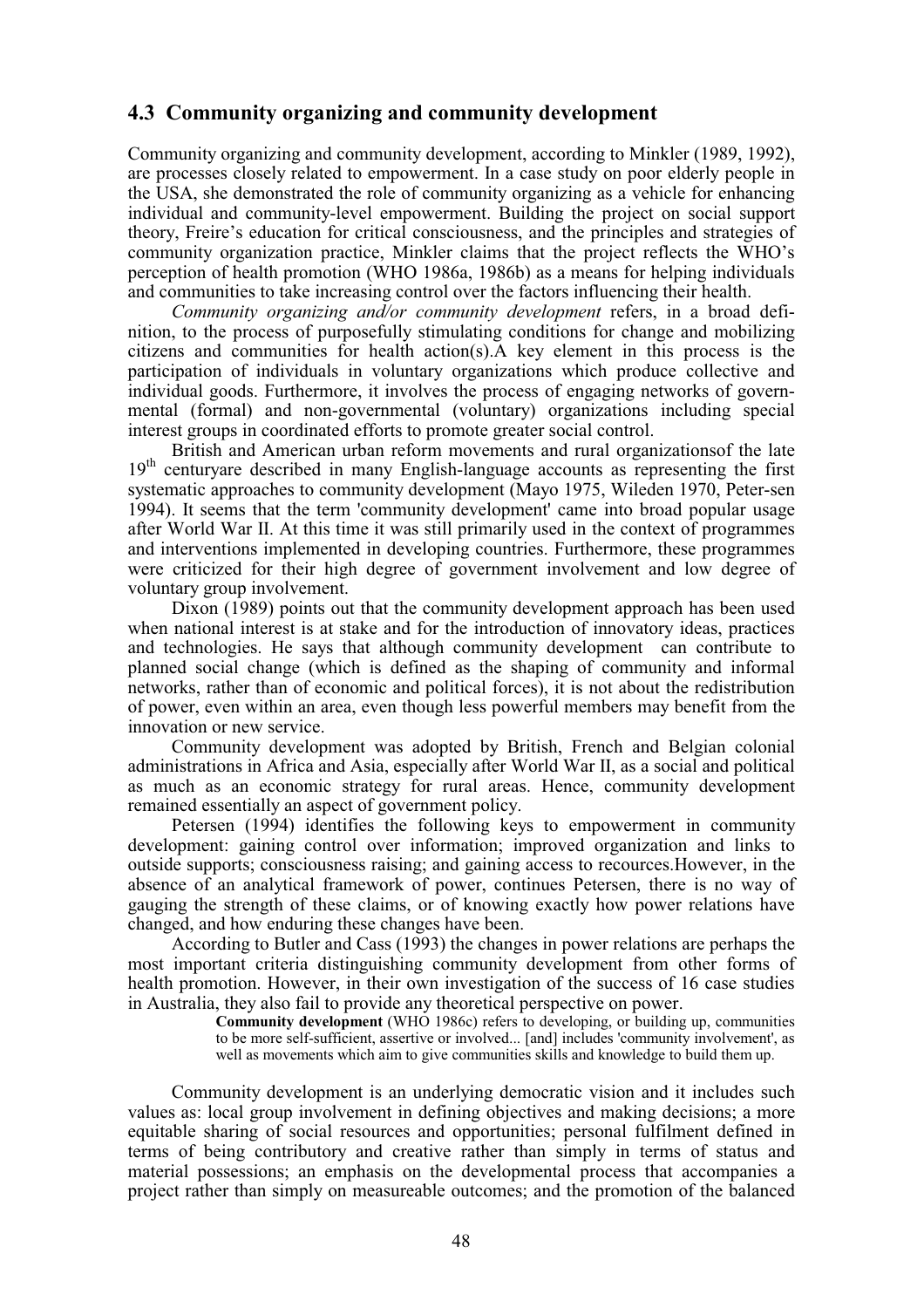## 4.3 Community organizing and community development

Community organizing and community development, according to Minkler (1989, 1992), are processes closely related to empowerment. In a case study on poor elderly people in the USA, she demonstrated the role of community organizing as a vehicle for enhancing individual and community-level empowerment. Building the project on social support theory, Freire's education for critical consciousness, and the principles and strategies of community organization practice, Minkler claims that the project reflects the WHO's perception of health promotion (WHO 1986a, 1986b) as a means for helping individuals and communities to take increasing control over the factors influencing their health.

*Community organizing and/or community development* refers, in a broad definition, to the process of purposefully stimulating conditions for change and mobilizing citizens and communities for health action(s).A key element in this process is the participation of individuals in voluntary organizations which produce collective and individual goods. Furthermore, it involves the process of engaging networks of governmental (formal) and non-governmental (voluntary) organizations including special interest groups in coordinated efforts to promote greater social control.

British and American urban reform movements and rural organizationsof the late 19th centuryare described in many English-language accounts as representing the first systematic approaches to community development (Mayo 1975, Wileden 1970, Peter-sen 1994). It seems that the term 'community development' came into broad popular usage after World War II. At this time it was still primarily used in the context of programmes and interventions implemented in developing countries. Furthermore, these programmes were criticized for their high degree of government involvement and low degree of voluntary group involvement.

Dixon (1989) points out that the community development approach has been used when national interest is at stake and for the introduction of innovatory ideas, practices and technologies. He says that although community development can contribute to planned social change (which is defined as the shaping of community and informal networks, rather than of economic and political forces), it is not about the redistribution of power, even within an area, even though less powerful members may benefit from the innovation or new service.

Community development was adopted by British, French and Belgian colonial administrations in Africa and Asia, especially after World War II, as a social and political as much as an economic strategy for rural areas. Hence, community development remained essentially an aspect of government policy.

Petersen (1994) identifies the following keys to empowerment in community development: gaining control over information; improved organization and links to outside supports; consciousness raising; and gaining access to recources.However, in the absence of an analytical framework of power, continues Petersen, there is no way of gauging the strength of these claims, or of knowing exactly how power relations have changed, and how enduring these changes have been.

According to Butler and Cass (1993) the changes in power relations are perhaps the most important criteria distinguishing community development from other forms of health promotion. However, in their own investigation of the success of 16 case studies in Australia, they also fail to provide any theoretical perspective on power.

> **Community development** (WHO 1986c) refers to developing, or building up, communities to be more self-sufficient, assertive or involved... [and] includes 'community involvement', as well as movements which aim to give communities skills and knowledge to build them up.

Community development is an underlying democratic vision and it includes such values as: local group involvement in defining objectives and making decisions; a more equitable sharing of social resources and opportunities; personal fulfilment defined in terms of being contributory and creative rather than simply in terms of status and material possessions; an emphasis on the developmental process that accompanies a project rather than simply on measureable outcomes; and the promotion of the balanced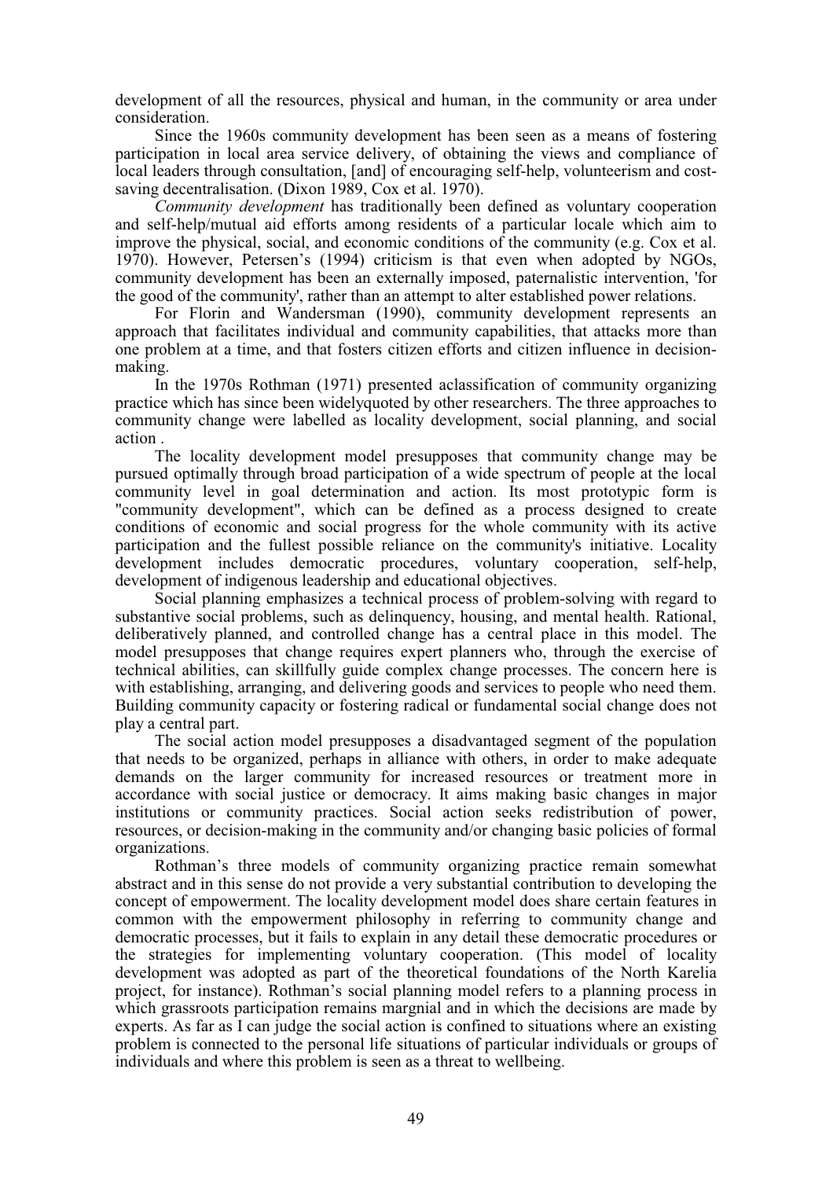development of all the resources, physical and human, in the community or area under consideration.

Since the 1960s community development has been seen as a means of fostering participation in local area service delivery, of obtaining the views and compliance of local leaders through consultation, [and] of encouraging self-help, volunteerism and cost-saving decentralisation. (Dixon 1989, Cox et al. 1970).

*Community development* has traditionally been defined as voluntary cooperation and self-help/mutual aid efforts among residents of a particular locale which aim to improve the physical, social, and economic conditions of the community (e.g. Cox et al. 1970). However, Petersen's (1994) criticism is that even when adopted by NGOs, community development has been an externally imposed, paternalistic intervention, 'for the good of the community', rather than an attempt to alter established power relations.

For Florin and Wandersman (1990), community development represents an approach that facilitates individual and community capabilities, that attacks more than one problem at a time, and that fosters citizen efforts and citizen influence in decision-making.

In the 1970s Rothman (1971) presented aclassification of community organizing practice which has since been widelyquoted by other researchers. The three approaches to community change were labelled as locality development, social planning, and social action .

The locality development model presupposes that community change may be pursued optimally through broad participation of a wide spectrum of people at the local community level in goal determination and action. Its most prototypic form is "community development", which can be defined as a process designed to create conditions of economic and social progress for the whole community with its active participation and the fullest possible reliance on the community's initiative. Locality development includes democratic procedures, voluntary cooperation, self-help, development of indigenous leadership and educational objectives.

Social planning emphasizes a technical process of problem-solving with regard to substantive social problems, such as delinquency, housing, and mental health. Rational, deliberatively planned, and controlled change has a central place in this model. The model presupposes that change requires expert planners who, through the exercise of technical abilities, can skillfully guide complex change processes. The concern here is with establishing, arranging, and delivering goods and services to people who need them. Building community capacity or fostering radical or fundamental social change does not play a central part.

The social action model presupposes a disadvantaged segment of the population that needs to be organized, perhaps in alliance with others, in order to make adequate demands on the larger community for increased resources or treatment more in accordance with social justice or democracy. It aims making basic changes in major institutions or community practices. Social action seeks redistribution of power, resources, or decision-making in the community and/or changing basic policies of formal organizations.

Rothman's three models of community organizing practice remain somewhat abstract and in this sense do not provide a very substantial contribution to developing the concept of empowerment. The locality development model does share certain features in common with the empowerment philosophy in referring to community change and democratic processes, but it fails to explain in any detail these democratic procedures or the strategies for implementing voluntary cooperation. (This model of locality development was adopted as part of the theoretical foundations of the North Karelia project, for instance). Rothman's social planning model refers to a planning process in which grassroots participation remains margnial and in which the decisions are made by experts. As far as I can judge the social action is confined to situations where an existing problem is connected to the personal life situations of particular individuals or groups of individuals and where this problem is seen as a threat to wellbeing.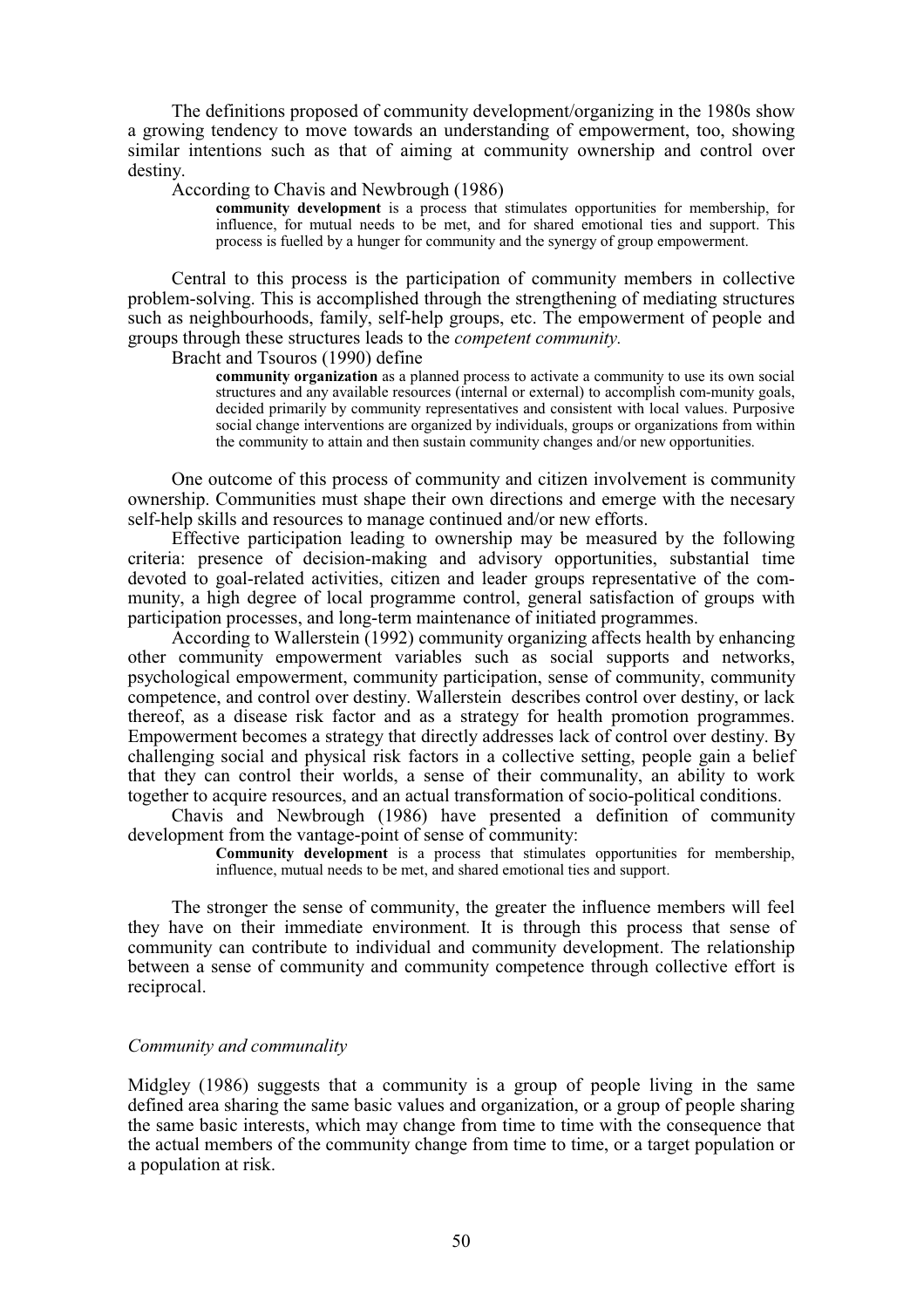The definitions proposed of community development/organizing in the 1980s show a growing tendency to move towards an understanding of empowerment, too, showing similar intentions such as that of aiming at community ownership and control over destiny.

According to Chavis and Newbrough (1986)

> **community development** is a process that stimulates opportunities for membership, for influence, for mutual needs to be met, and for shared emotional ties and support. This process is fuelled by a hunger for community and the synergy of group empowerment.

Central to this process is the participation of community members in collective problem-solving. This is accomplished through the strengthening of mediating structures such as neighbourhoods, family, self-help groups, etc. The empowerment of people and groups through these structures leads to the *competent community*.

Bracht and Tsouros (1990) define

> **community organization** as a planned process to activate a community to use its own social structures and any available resources (internal or external) to accomplish com-munity goals, decided primarily by community representatives and consistent with local values. Purposive social change interventions are organized by individuals, groups or organizations from within the community to attain and then sustain community changes and/or new opportunities.

One outcome of this process of community and citizen involvement is community ownership. Communities must shape their own directions and emerge with the necesary self-help skills and resources to manage continued and/or new efforts.

Effective participation leading to ownership may be measured by the following criteria: presence of decision-making and advisory opportunities, substantial time devoted to goal-related activities, citizen and leader groups representative of the com-munity, a high degree of local programme control, general satisfaction of groups with participation processes, and long-term maintenance of initiated programmes.

According to Wallerstein (1992) community organizing affects health by enhancing other community empowerment variables such as social supports and networks, psychological empowerment, community participation, sense of community, community competence, and control over destiny. Wallerstein describes control over destiny, or lack thereof, as a disease risk factor and as a strategy for health promotion programmes. Empowerment becomes a strategy that directly addresses lack of control over destiny. By challenging social and physical risk factors in a collective setting, people gain a belief that they can control their worlds, a sense of their communality, an ability to work together to acquire resources, and an actual transformation of socio-political conditions.

Chavis and Newbrough (1986) have presented a definition of community development from the vantage-point of sense of community:

> **Community development** is a process that stimulates opportunities for membership, influence, mutual needs to be met, and shared emotional ties and support.

The stronger the sense of community, the greater the influence members will feel they have on their immediate environment. It is through this process that sense of community can contribute to individual and community development. The relationship between a sense of community and community competence through collective effort is reciprocal.

### *Community and communality*

Midgley (1986) suggests that a community is a group of people living in the same defined area sharing the same basic values and organization, or a group of people sharing the same basic interests, which may change from time to time with the consequence that the actual members of the community change from time to time, or a target population or a population at risk.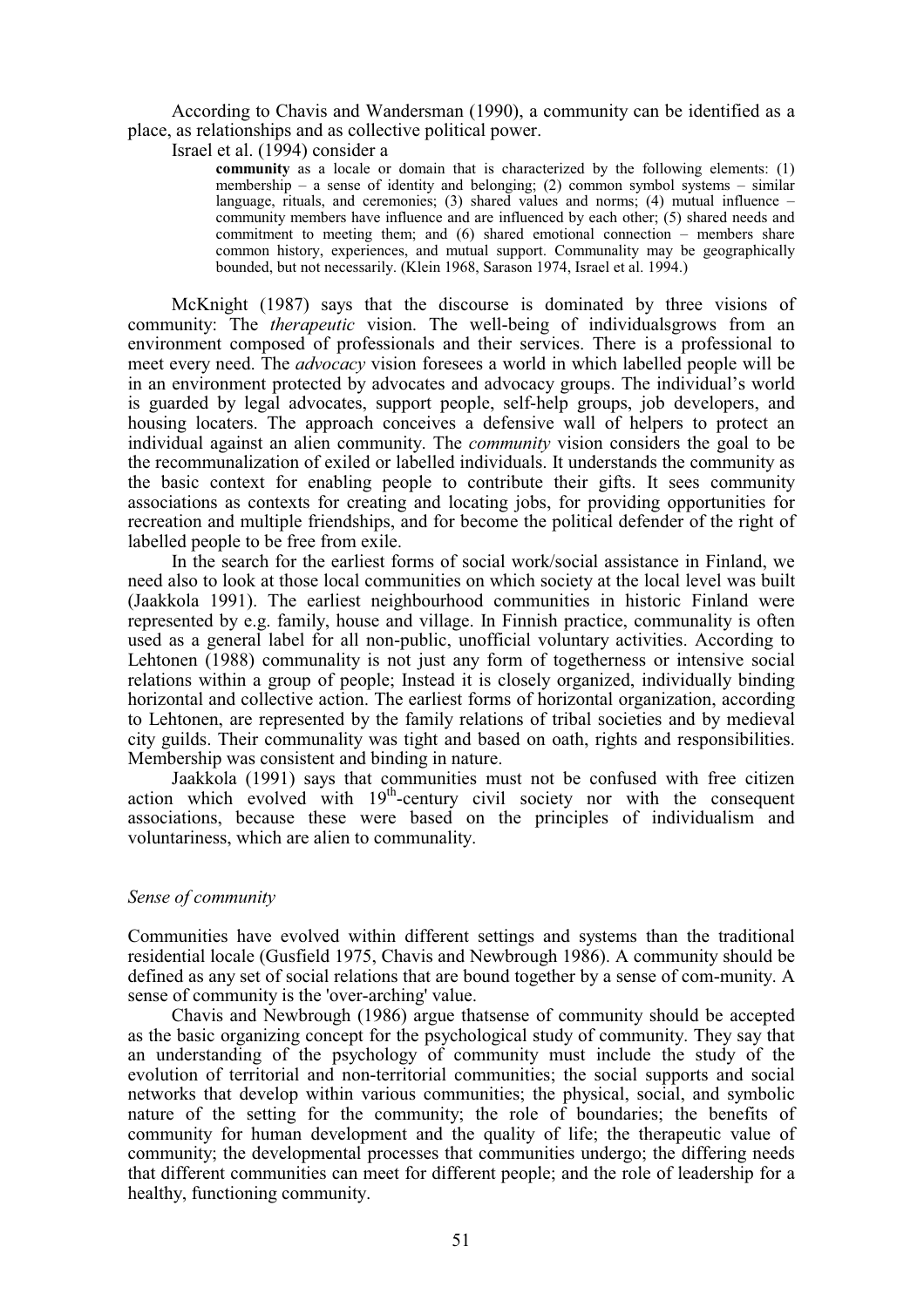According to Chavis and Wandersman (1990), a community can be identified as a place, as relationships and as collective political power.

Israel et al. (1994) consider a

> **community** as a locale or domain that is characterized by the following elements: (1) membership – a sense of identity and belonging; (2) common symbol systems – similar language, rituals, and ceremonies; (3) shared values and norms; (4) mutual influence – community members have influence and are influenced by each other; (5) shared needs and commitment to meeting them; and (6) shared emotional connection – members share common history, experiences, and mutual support. Communality may be geographically bounded, but not necessarily. (Klein 1968, Sarason 1974, Israel et al. 1994.)

McKnight (1987) says that the discourse is dominated by three visions of community: The *therapeutic* vision. The well-being of individualsgrows from an environment composed of professionals and their services. There is a professional to meet every need. The *advocacy* vision foresees a world in which labelled people will be in an environment protected by advocates and advocacy groups. The individual's world is guarded by legal advocates, support people, self-help groups, job developers, and housing locaters. The approach conceives a defensive wall of helpers to protect an individual against an alien community. The *community* vision considers the goal to be the recommunalization of exiled or labelled individuals. It understands the community as the basic context for enabling people to contribute their gifts. It sees community associations as contexts for creating and locating jobs, for providing opportunities for recreation and multiple friendships, and for become the political defender of the right of labelled people to be free from exile.

In the search for the earliest forms of social work/social assistance in Finland, we need also to look at those local communities on which society at the local level was built (Jaakkola 1991). The earliest neighbourhood communities in historic Finland were represented by e.g. family, house and village. In Finnish practice, communality is often used as a general label for all non-public, unofficial voluntary activities. According to Lehtonen (1988) communality is not just any form of togetherness or intensive social relations within a group of people; Instead it is closely organized, individually binding horizontal and collective action. The earliest forms of horizontal organization, according to Lehtonen, are represented by the family relations of tribal societies and by medieval city guilds. Their communality was tight and based on oath, rights and responsibilities. Membership was consistent and binding in nature.

Jaakkola (1991) says that communities must not be confused with free citizen action which evolved with 19th-century civil society nor with the consequent associations, because these were based on the principles of individualism and voluntariness, which are alien to communality.

### *Sense of community*

Communities have evolved within different settings and systems than the traditional residential locale (Gusfield 1975, Chavis and Newbrough 1986). A community should be defined as any set of social relations that are bound together by a sense of com-munity. A sense of community is the 'over-arching' value.

Chavis and Newbrough (1986) argue thatsense of community should be accepted as the basic organizing concept for the psychological study of community. They say that an understanding of the psychology of community must include the study of the evolution of territorial and non-territorial communities; the social supports and social networks that develop within various communities; the physical, social, and symbolic nature of the setting for the community; the role of boundaries; the benefits of community for human development and the quality of life; the therapeutic value of community; the developmental processes that communities undergo; the differing needs that different communities can meet for different people; and the role of leadership for a healthy, functioning community.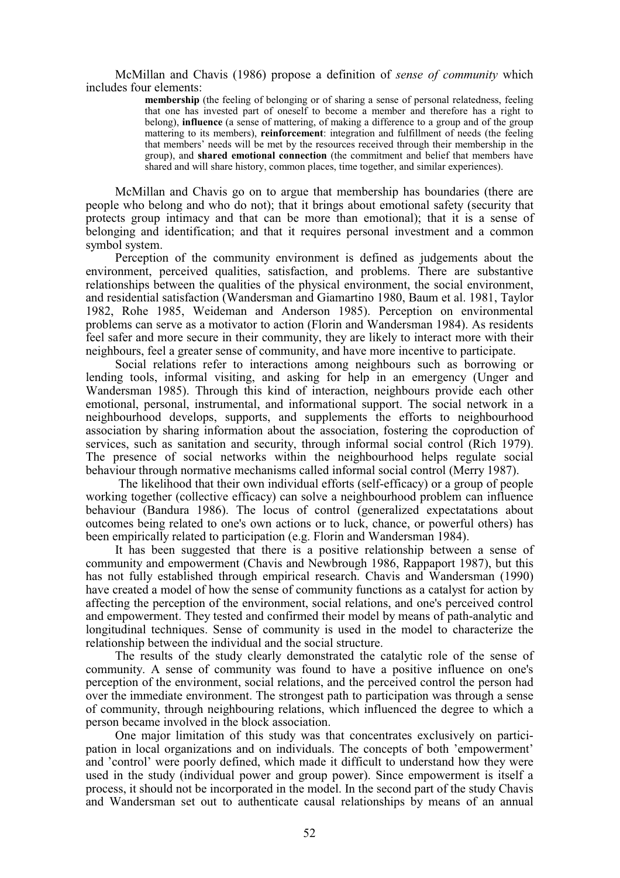McMillan and Chavis (1986) propose a definition of *sense of community* which includes four elements:

> **membership** (the feeling of belonging or of sharing a sense of personal relatedness, feeling that one has invested part of oneself to become a member and therefore has a right to belong), **influence** (a sense of mattering, of making a difference to a group and of the group mattering to its members), **reinforcement**: integration and fulfillment of needs (the feeling that members' needs will be met by the resources received through their membership in the group), and **shared emotional connection** (the commitment and belief that members have shared and will share history, common places, time together, and similar experiences).

McMillan and Chavis go on to argue that membership has boundaries (there are people who belong and who do not); that it brings about emotional safety (security that protects group intimacy and that can be more than emotional); that it is a sense of belonging and identification; and that it requires personal investment and a common symbol system.

Perception of the community environment is defined as judgements about the environment, perceived qualities, satisfaction, and problems. There are substantive relationships between the qualities of the physical environment, the social environment, and residential satisfaction (Wandersman and Giamartino 1980, Baum et al. 1981, Taylor 1982, Rohe 1985, Weideman and Anderson 1985). Perception on environmental problems can serve as a motivator to action (Florin and Wandersman 1984). As residents feel safer and more secure in their community, they are likely to interact more with their neighbours, feel a greater sense of community, and have more incentive to participate.

Social relations refer to interactions among neighbours such as borrowing or lending tools, informal visiting, and asking for help in an emergency (Unger and Wandersman 1985). Through this kind of interaction, neighbours provide each other emotional, personal, instrumental, and informational support. The social network in a neighbourhood develops, supports, and supplements the efforts to neighbourhood association by sharing information about the association, fostering the coproduction of services, such as sanitation and security, through informal social control (Rich 1979). The presence of social networks within the neighbourhood helps regulate social behaviour through normative mechanisms called informal social control (Merry 1987).

The likelihood that their own individual efforts (self-efficacy) or a group of people working together (collective efficacy) can solve a neighbourhood problem can influence behaviour (Bandura 1986). The locus of control (generalized expectatations about outcomes being related to one's own actions or to luck, chance, or powerful others) has been empirically related to participation (e.g. Florin and Wandersman 1984).

It has been suggested that there is a positive relationship between a sense of community and empowerment (Chavis and Newbrough 1986, Rappaport 1987), but this has not fully established through empirical research. Chavis and Wandersman (1990) have created a model of how the sense of community functions as a catalyst for action by affecting the perception of the environment, social relations, and one's perceived control and empowerment. They tested and confirmed their model by means of path-analytic and longitudinal techniques. Sense of community is used in the model to characterize the relationship between the individual and the social structure.

The results of the study clearly demonstrated the catalytic role of the sense of community. A sense of community was found to have a positive influence on one's perception of the environment, social relations, and the perceived control the person had over the immediate environment. The strongest path to participation was through a sense of community, through neighbouring relations, which influenced the degree to which a person became involved in the block association.

One major limitation of this study was that concentrates exclusively on participation in local organizations and on individuals. The concepts of both 'empowerment' and 'control' were poorly defined, which made it difficult to understand how they were used in the study (individual power and group power). Since empowerment is itself a process, it should not be incorporated in the model. In the second part of the study Chavis and Wandersman set out to authenticate causal relationships by means of an annual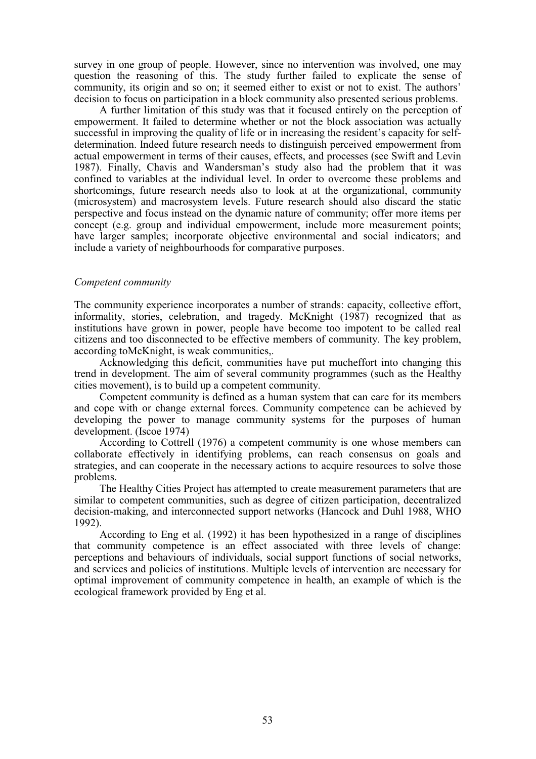survey in one group of people. However, since no intervention was involved, one may question the reasoning of this. The study further failed to explicate the sense of community, its origin and so on; it seemed either to exist or not to exist. The authors' decision to focus on participation in a block community also presented serious problems.

A further limitation of this study was that it focused entirely on the perception of empowerment. It failed to determine whether or not the block association was actually successful in improving the quality of life or in increasing the resident's capacity for self-determination. Indeed future research needs to distinguish perceived empowerment from actual empowerment in terms of their causes, effects, and processes (see Swift and Levin 1987). Finally, Chavis and Wandersman's study also had the problem that it was confined to variables at the individual level. In order to overcome these problems and shortcomings, future research needs also to look at at the organizational, community (microsystem) and macrosystem levels. Future research should also discard the static perspective and focus instead on the dynamic nature of community; offer more items per concept (e.g. group and individual empowerment, include more measurement points; have larger samples; incorporate objective environmental and social indicators; and include a variety of neighbourhoods for comparative purposes.

*Competent community*

The community experience incorporates a number of strands: capacity, collective effort, informality, stories, celebration, and tragedy. McKnight (1987) recognized that as institutions have grown in power, people have become too impotent to be called real citizens and too disconnected to be effective members of community. The key problem, according toMcKnight, is weak communities,.

Acknowledging this deficit, communities have put mucheffort into changing this trend in development. The aim of several community programmes (such as the Healthy cities movement), is to build up a competent community.

Competent community is defined as a human system that can care for its members and cope with or change external forces. Community competence can be achieved by developing the power to manage community systems for the purposes of human development. (Iscoe 1974)

According to Cottrell (1976) a competent community is one whose members can collaborate effectively in identifying problems, can reach consensus on goals and strategies, and can cooperate in the necessary actions to acquire resources to solve those problems.

The Healthy Cities Project has attempted to create measurement parameters that are similar to competent communities, such as degree of citizen participation, decentralized decision-making, and interconnected support networks (Hancock and Duhl 1988, WHO 1992).

According to Eng et al. (1992) it has been hypothesized in a range of disciplines that community competence is an effect associated with three levels of change: perceptions and behaviours of individuals, social support functions of social networks, and services and policies of institutions. Multiple levels of intervention are necessary for optimal improvement of community competence in health, an example of which is the ecological framework provided by Eng et al.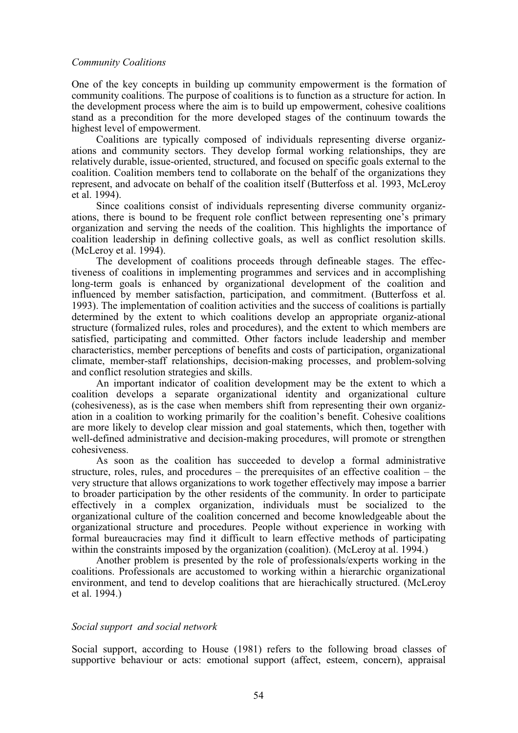*Community Coalitions*

One of the key concepts in building up community empowerment is the formation of community coalitions. The purpose of coalitions is to function as a structure for action. In the development process where the aim is to build up empowerment, cohesive coalitions stand as a precondition for the more developed stages of the continuum towards the highest level of empowerment.

Coalitions are typically composed of individuals representing diverse organizations and community sectors. They develop formal working relationships, they are relatively durable, issue-oriented, structured, and focused on specific goals external to the coalition. Coalition members tend to collaborate on the behalf of the organizations they represent, and advocate on behalf of the coalition itself (Butterfoss et al. 1993, McLeroy et al. 1994).

Since coalitions consist of individuals representing diverse community organizations, there is bound to be frequent role conflict between representing one's primary organization and serving the needs of the coalition. This highlights the importance of coalition leadership in defining collective goals, as well as conflict resolution skills. (McLeroy et al. 1994).

The development of coalitions proceeds through defineable stages. The effectiveness of coalitions in implementing programmes and services and in accomplishing long-term goals is enhanced by organizational development of the coalition and influenced by member satisfaction, participation, and commitment. (Butterfoss et al. 1993). The implementation of coalition activities and the success of coalitions is partially determined by the extent to which coalitions develop an appropriate organiz-ational structure (formalized rules, roles and procedures), and the extent to which members are satisfied, participating and committed. Other factors include leadership and member characteristics, member perceptions of benefits and costs of participation, organizational climate, member-staff relationships, decision-making processes, and problem-solving and conflict resolution strategies and skills.

An important indicator of coalition development may be the extent to which a coalition develops a separate organizational identity and organizational culture (cohesiveness), as is the case when members shift from representing their own organization in a coalition to working primarily for the coalition's benefit. Cohesive coalitions are more likely to develop clear mission and goal statements, which then, together with well-defined administrative and decision-making procedures, will promote or strengthen cohesiveness.

As soon as the coalition has succeeded to develop a formal administrative structure, roles, rules, and procedures – the prerequisites of an effective coalition – the very structure that allows organizations to work together effectively may impose a barrier to broader participation by the other residents of the community. In order to participate effectively in a complex organization, individuals must be socialized to the organizational culture of the coalition concerned and become knowledgeable about the organizational structure and procedures. People without experience in working with formal bureaucracies may find it difficult to learn effective methods of participating within the constraints imposed by the organization (coalition). (McLeroy at al. 1994.)

Another problem is presented by the role of professionals/experts working in the coalitions. Professionals are accustomed to working within a hierarchic organizational environment, and tend to develop coalitions that are hierachically structured. (McLeroy et al. 1994.)

*Social support and social network*

Social support, according to House (1981) refers to the following broad classes of supportive behaviour or acts: emotional support (affect, esteem, concern), appraisal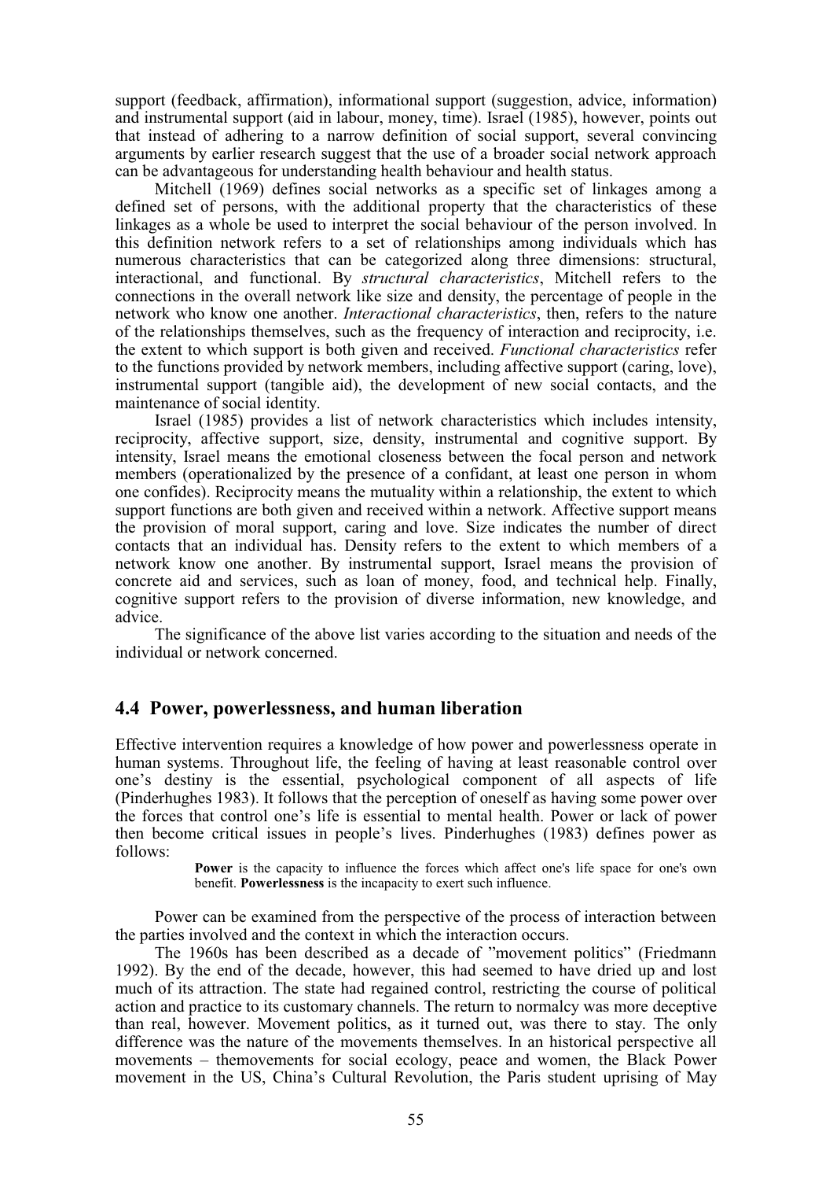support (feedback, affirmation), informational support (suggestion, advice, information) and instrumental support (aid in labour, money, time). Israel (1985), however, points out that instead of adhering to a narrow definition of social support, several convincing arguments by earlier research suggest that the use of a broader social network approach can be advantageous for understanding health behaviour and health status.

Mitchell (1969) defines social networks as a specific set of linkages among a defined set of persons, with the additional property that the characteristics of these linkages as a whole be used to interpret the social behaviour of the person involved. In this definition network refers to a set of relationships among individuals which has numerous characteristics that can be categorized along three dimensions: structural, interactional, and functional. By *structural characteristics*, Mitchell refers to the connections in the overall network like size and density, the percentage of people in the network who know one another. *Interactional characteristics*, then, refers to the nature of the relationships themselves, such as the frequency of interaction and reciprocity, i.e. the extent to which support is both given and received. *Functional characteristics* refer to the functions provided by network members, including affective support (caring, love), instrumental support (tangible aid), the development of new social contacts, and the maintenance of social identity.

Israel (1985) provides a list of network characteristics which includes intensity, reciprocity, affective support, size, density, instrumental and cognitive support. By intensity, Israel means the emotional closeness between the focal person and network members (operationalized by the presence of a confidant, at least one person in whom one confides). Reciprocity means the mutuality within a relationship, the extent to which support functions are both given and received within a network. Affective support means the provision of moral support, caring and love. Size indicates the number of direct contacts that an individual has. Density refers to the extent to which members of a network know one another. By instrumental support, Israel means the provision of concrete aid and services, such as loan of money, food, and technical help. Finally, cognitive support refers to the provision of diverse information, new knowledge, and advice.

The significance of the above list varies according to the situation and needs of the individual or network concerned.

## 4.4 Power, powerlessness, and human liberation

Effective intervention requires a knowledge of how power and powerlessness operate in human systems. Throughout life, the feeling of having at least reasonable control over one's destiny is the essential, psychological component of all aspects of life (Pinderhughes 1983). It follows that the perception of oneself as having some power over the forces that control one's life is essential to mental health. Power or lack of power then become critical issues in people's lives. Pinderhughes (1983) defines power as follows:

> **Power** is the capacity to influence the forces which affect one's life space for one's own benefit. **Powerlessness** is the incapacity to exert such influence.

Power can be examined from the perspective of the process of interaction between the parties involved and the context in which the interaction occurs.

The 1960s has been described as a decade of "movement politics" (Friedmann 1992). By the end of the decade, however, this had seemed to have dried up and lost much of its attraction. The state had regained control, restricting the course of political action and practice to its customary channels. The return to normalcy was more deceptive than real, however. Movement politics, as it turned out, was there to stay. The only difference was the nature of the movements themselves. In an historical perspective all movements – themovements for social ecology, peace and women, the Black Power movement in the US, China's Cultural Revolution, the Paris student uprising of May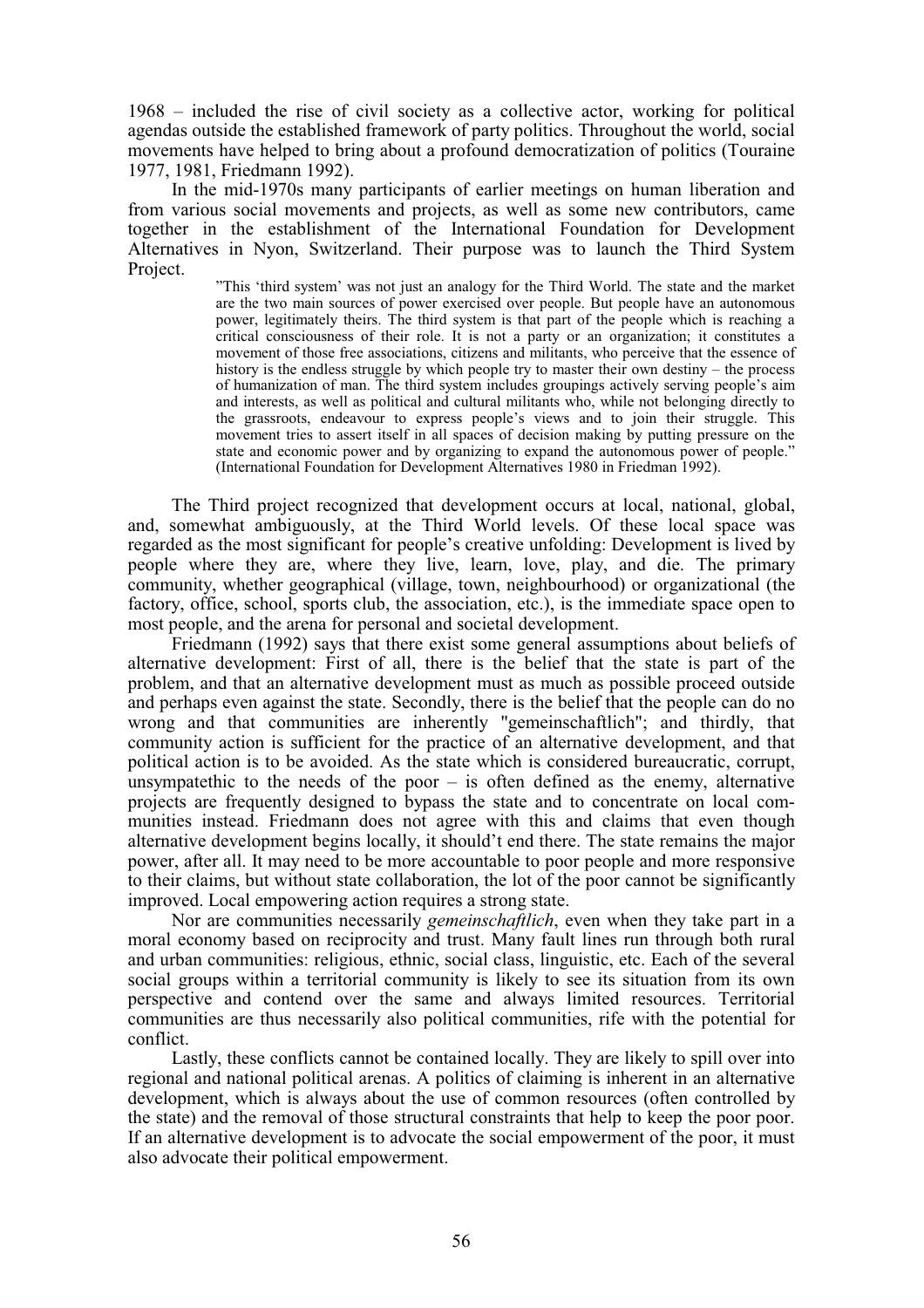1968 – included the rise of civil society as a collective actor, working for political agendas outside the established framework of party politics. Throughout the world, social movements have helped to bring about a profound democratization of politics (Touraine 1977, 1981, Friedmann 1992).

In the mid-1970s many participants of earlier meetings on human liberation and from various social movements and projects, as well as some new contributors, came together in the establishment of the International Foundation for Development Alternatives in Nyon, Switzerland. Their purpose was to launch the Third System Project.

> "This 'third system' was not just an analogy for the Third World. The state and the market are the two main sources of power exercised over people. But people have an autonomous power, legitimately theirs. The third system is that part of the people which is reaching a critical consciousness of their role. It is not a party or an organization; it constitutes a movement of those free associations, citizens and militants, who perceive that the essence of history is the endless struggle by which people try to master their own destiny – the process of humanization of man. The third system includes groupings actively serving people's aim and interests, as well as political and cultural militants who, while not belonging directly to the grassroots, endeavour to express people's views and to join their struggle. This movement tries to assert itself in all spaces of decision making by putting pressure on the state and economic power and by organizing to expand the autonomous power of people." (International Foundation for Development Alternatives 1980 in Friedman 1992).

The Third project recognized that development occurs at local, national, global, and, somewhat ambiguously, at the Third World levels. Of these local space was regarded as the most significant for people's creative unfolding: Development is lived by people where they are, where they live, learn, love, play, and die. The primary community, whether geographical (village, town, neighbourhood) or organizational (the factory, office, school, sports club, the association, etc.), is the immediate space open to most people, and the arena for personal and societal development.

Friedmann (1992) says that there exist some general assumptions about beliefs of alternative development: First of all, there is the belief that the state is part of the problem, and that an alternative development must as much as possible proceed outside and perhaps even against the state. Secondly, there is the belief that the people can do no wrong and that communities are inherently "gemeinschaftlich"; and thirdly, that community action is sufficient for the practice of an alternative development, and that political action is to be avoided. As the state which is considered bureaucratic, corrupt, unsympatethic to the needs of the poor – is often defined as the enemy, alternative projects are frequently designed to bypass the state and to concentrate on local communities instead. Friedmann does not agree with this and claims that even though alternative development begins locally, it should't end there. The state remains the major power, after all. It may need to be more accountable to poor people and more responsive to their claims, but without state collaboration, the lot of the poor cannot be significantly improved. Local empowering action requires a strong state.

Nor are communities necessarily *gemeinschaftlich*, even when they take part in a moral economy based on reciprocity and trust. Many fault lines run through both rural and urban communities: religious, ethnic, social class, linguistic, etc. Each of the several social groups within a territorial community is likely to see its situation from its own perspective and contend over the same and always limited resources. Territorial communities are thus necessarily also political communities, rife with the potential for conflict.

Lastly, these conflicts cannot be contained locally. They are likely to spill over into regional and national political arenas. A politics of claiming is inherent in an alternative development, which is always about the use of common resources (often controlled by the state) and the removal of those structural constraints that help to keep the poor poor. If an alternative development is to advocate the social empowerment of the poor, it must also advocate their political empowerment.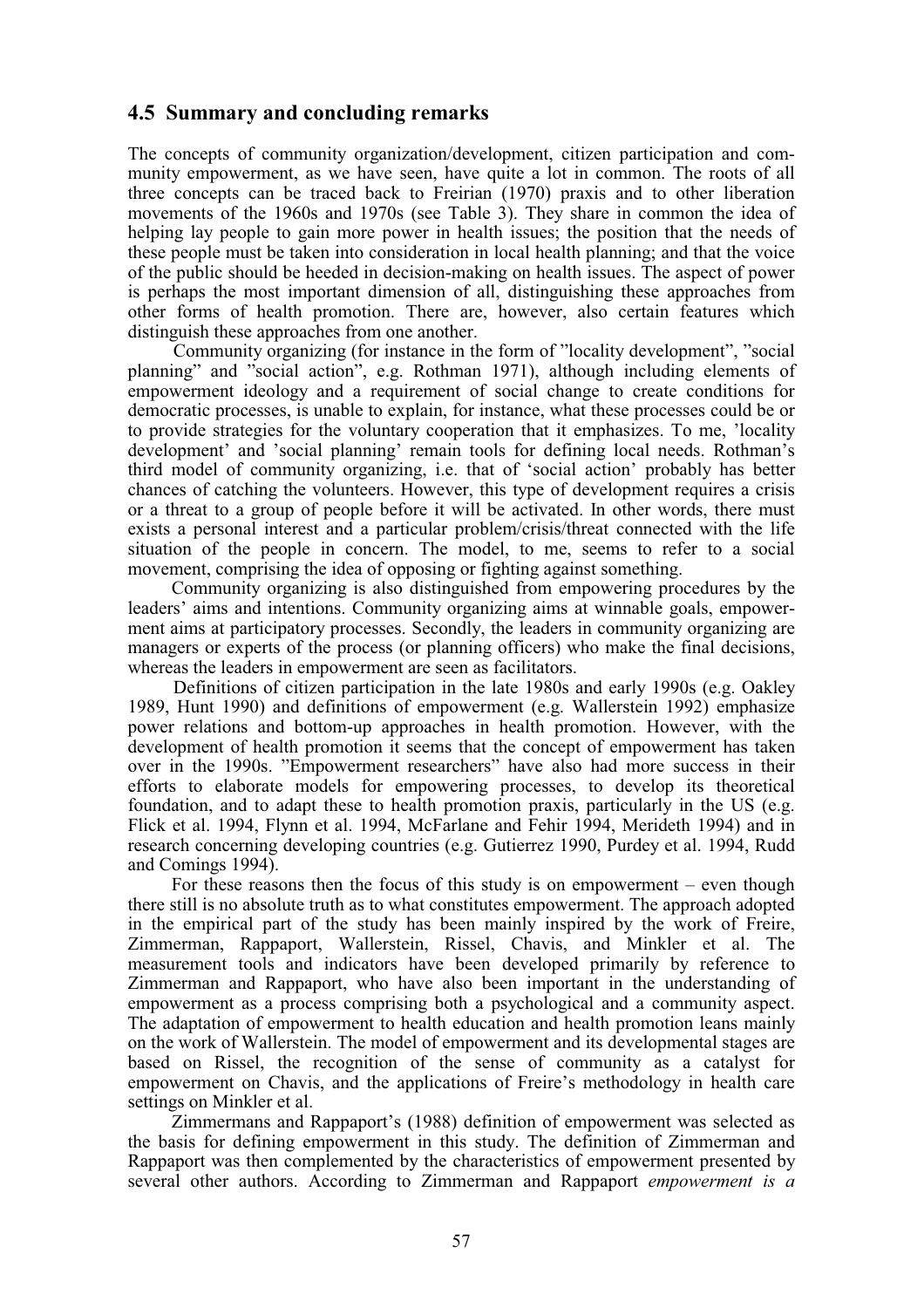## 4.5 Summary and concluding remarks

The concepts of community organization/development, citizen participation and community empowerment, as we have seen, have quite a lot in common. The roots of all three concepts can be traced back to Freirian (1970) praxis and to other liberation movements of the 1960s and 1970s (see Table 3). They share in common the idea of helping lay people to gain more power in health issues; the position that the needs of these people must be taken into consideration in local health planning; and that the voice of the public should be heeded in decision-making on health issues. The aspect of power is perhaps the most important dimension of all, distinguishing these approaches from other forms of health promotion. There are, however, also certain features which distinguish these approaches from one another.

Community organizing (for instance in the form of ”locality development”, ”social planning” and ”social action”, e.g. Rothman 1971), although including elements of empowerment ideology and a requirement of social change to create conditions for democratic processes, is unable to explain, for instance, what these processes could be or to provide strategies for the voluntary cooperation that it emphasizes. To me, ’locality development’ and ’social planning’ remain tools for defining local needs. Rothman’s third model of community organizing, i.e. that of ‘social action’ probably has better chances of catching the volunteers. However, this type of development requires a crisis or a threat to a group of people before it will be activated. In other words, there must exists a personal interest and a particular problem/crisis/threat connected with the life situation of the people in concern. The model, to me, seems to refer to a social movement, comprising the idea of opposing or fighting against something.

Community organizing is also distinguished from empowering procedures by the leaders’ aims and intentions. Community organizing aims at winnable goals, empowerment aims at participatory processes. Secondly, the leaders in community organizing are managers or experts of the process (or planning officers) who make the final decisions, whereas the leaders in empowerment are seen as facilitators.

Definitions of citizen participation in the late 1980s and early 1990s (e.g. Oakley 1989, Hunt 1990) and definitions of empowerment (e.g. Wallerstein 1992) emphasize power relations and bottom-up approaches in health promotion. However, with the development of health promotion it seems that the concept of empowerment has taken over in the 1990s. ”Empowerment researchers” have also had more success in their efforts to elaborate models for empowering processes, to develop its theoretical foundation, and to adapt these to health promotion praxis, particularly in the US (e.g. Flick et al. 1994, Flynn et al. 1994, McFarlane and Fehir 1994, Merideth 1994) and in research concerning developing countries (e.g. Gutierrez 1990, Purdey et al. 1994, Rudd and Comings 1994).

For these reasons then the focus of this study is on empowerment – even though there still is no absolute truth as to what constitutes empowerment. The approach adopted in the empirical part of the study has been mainly inspired by the work of Freire, Zimmerman, Rappaport, Wallerstein, Rissel, Chavis, and Minkler et al. The measurement tools and indicators have been developed primarily by reference to Zimmerman and Rappaport, who have also been important in the understanding of empowerment as a process comprising both a psychological and a community aspect. The adaptation of empowerment to health education and health promotion leans mainly on the work of Wallerstein. The model of empowerment and its developmental stages are based on Rissel, the recognition of the sense of community as a catalyst for empowerment on Chavis, and the applications of Freire’s methodology in health care settings on Minkler et al.

Zimmermans and Rappaport’s (1988) definition of empowerment was selected as the basis for defining empowerment in this study. The definition of Zimmerman and Rappaport was then complemented by the characteristics of empowerment presented by several other authors. According to Zimmerman and Rappaport *empowerment is a*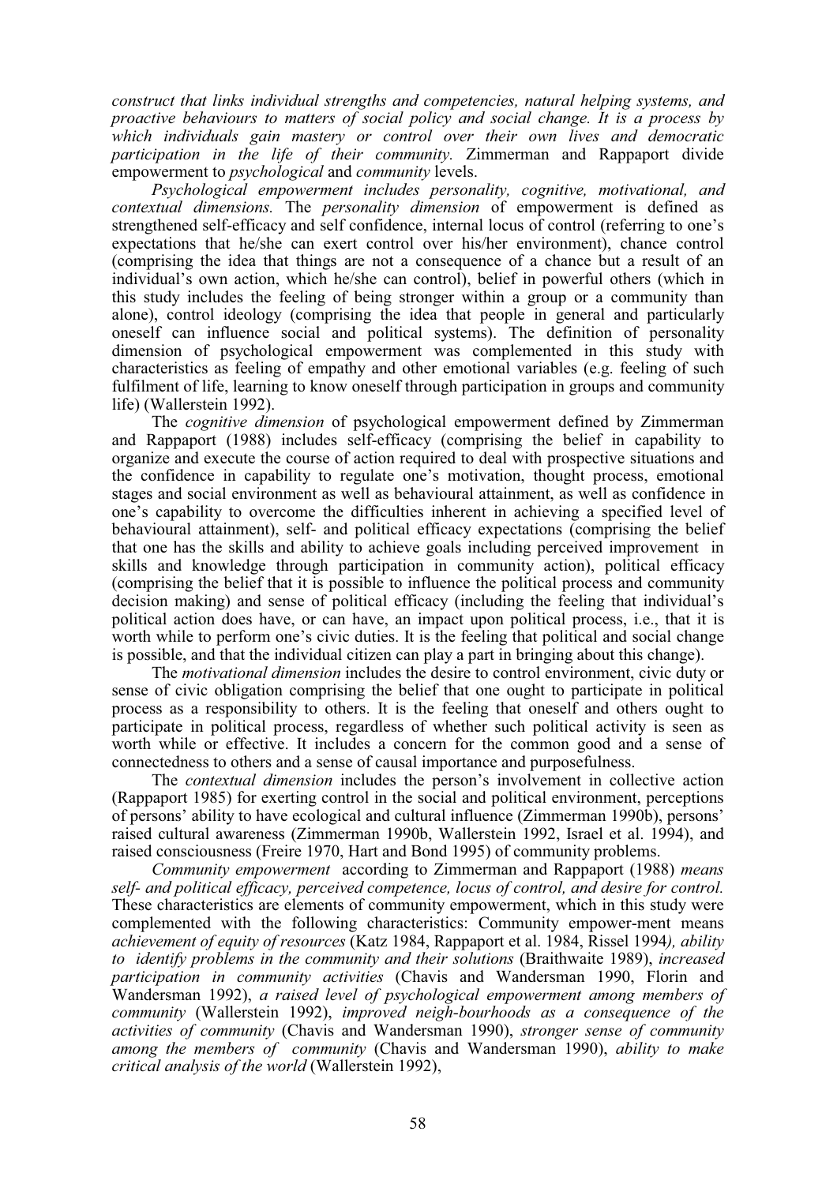*construct that links individual strengths and competencies, natural helping systems, and proactive behaviours to matters of social policy and social change. It is a process by which individuals gain mastery or control over their own lives and democratic participation in the life of their community.* Zimmerman and Rappaport divide empowerment to *psychological* and *community* levels.

*Psychological empowerment includes personality, cognitive, motivational, and contextual dimensions.* The *personality dimension* of empowerment is defined as strengthened self-efficacy and self confidence, internal locus of control (referring to one's expectations that he/she can exert control over his/her environment), chance control (comprising the idea that things are not a consequence of a chance but a result of an individual's own action, which he/she can control), belief in powerful others (which in this study includes the feeling of being stronger within a group or a community than alone), control ideology (comprising the idea that people in general and particularly oneself can influence social and political systems). The definition of personality dimension of psychological empowerment was complemented in this study with characteristics as feeling of empathy and other emotional variables (e.g. feeling of such fulfilment of life, learning to know oneself through participation in groups and community life) (Wallerstein 1992).

The *cognitive dimension* of psychological empowerment defined by Zimmerman and Rappaport (1988) includes self-efficacy (comprising the belief in capability to organize and execute the course of action required to deal with prospective situations and the confidence in capability to regulate one's motivation, thought process, emotional stages and social environment as well as behavioural attainment, as well as confidence in one's capability to overcome the difficulties inherent in achieving a specified level of behavioural attainment), self- and political efficacy expectations (comprising the belief that one has the skills and ability to achieve goals including perceived improvement in skills and knowledge through participation in community action), political efficacy (comprising the belief that it is possible to influence the political process and community decision making) and sense of political efficacy (including the feeling that individual's political action does have, or can have, an impact upon political process, i.e., that it is worth while to perform one's civic duties. It is the feeling that political and social change is possible, and that the individual citizen can play a part in bringing about this change).

The *motivational dimension* includes the desire to control environment, civic duty or sense of civic obligation comprising the belief that one ought to participate in political process as a responsibility to others. It is the feeling that oneself and others ought to participate in political process, regardless of whether such political activity is seen as worth while or effective. It includes a concern for the common good and a sense of connectedness to others and a sense of causal importance and purposefulness.

The *contextual dimension* includes the person's involvement in collective action (Rappaport 1985) for exerting control in the social and political environment, perceptions of persons' ability to have ecological and cultural influence (Zimmerman 1990b), persons' raised cultural awareness (Zimmerman 1990b, Wallerstein 1992, Israel et al. 1994), and raised consciousness (Freire 1970, Hart and Bond 1995) of community problems.

*Community empowerment* according to Zimmerman and Rappaport (1988) *means self- and political efficacy, perceived competence, locus of control, and desire for control.* These characteristics are elements of community empowerment, which in this study were complemented with the following characteristics: Community empower-ment means *achievement of equity of resources* (Katz 1984, Rappaport et al. 1984, Rissel 1994*), ability to identify problems in the community and their solutions* (Braithwaite 1989), *increased participation in community activities* (Chavis and Wandersman 1990, Florin and Wandersman 1992), *a raised level of psychological empowerment among members of community* (Wallerstein 1992), *improved neigh-bourhoods as a consequence of the activities of community* (Chavis and Wandersman 1990), *stronger sense of community among the members of community* (Chavis and Wandersman 1990), *ability to make critical analysis of the world* (Wallerstein 1992),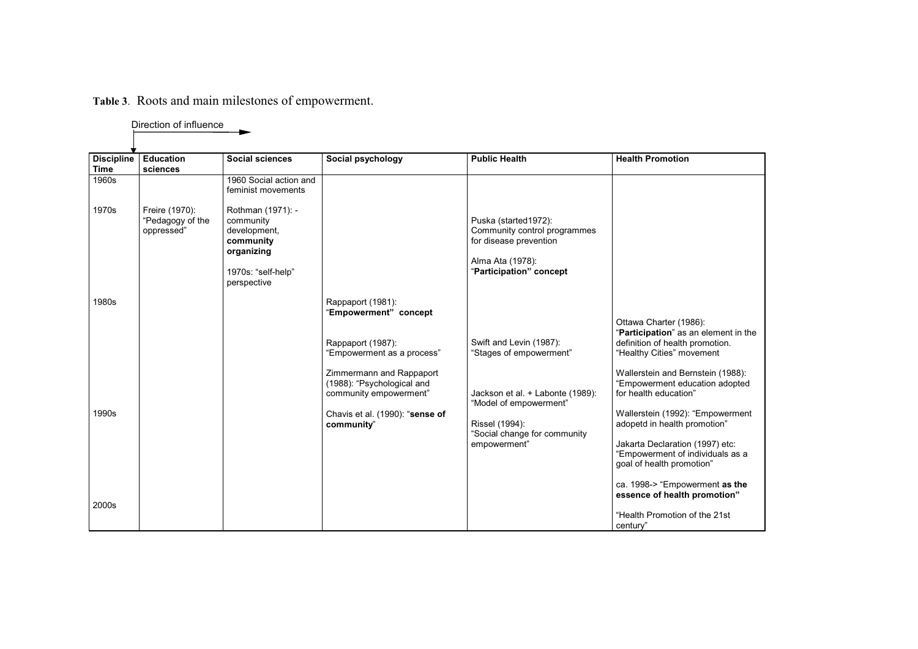**Table 3**. Roots and main milestones of empowerment.

Direction of influence

| Discipline Time | Education sciences | Social sciences | Social psychology | Public Health | Health Promotion |
|---|---|---|---|---|---|
| 1960s | | 1960 Social action and feminist movements | | | |
| 1970s | Freire (1970): "Pedagogy of the oppressed" | Rothman (1971): - community development, **community organizing**<br><br>1970s: "self-help" perspective | | Puska (started1972): Community control programmes for disease prevention<br><br>Alma Ata (1978): "**Participation" concept** | |
| 1980s | | | Rappaport (1981): "**Empowerment" concept**<br><br>Rappaport (1987): "Empowerment as a process"<br><br>Zimmermann and Rappaport (1988): "Psychological and community empowerment" | Swift and Levin (1987): "Stages of empowerment"<br><br>Jackson et al. + Labonte (1989): "Model of empowerment" | Ottawa Charter (1986): "**Participation**" as an element in the definition of health promotion. "Healthy Cities" movement<br><br>Wallerstein and Bernstein (1988): "Empowerment education adopted for health education" |
| 1990s | | | Chavis et al. (1990): "**sense of community**" | Rissel (1994): "Social change for community empowerment" | Wallerstein (1992): "Empowerment adopetd in health promotion"<br><br>Jakarta Declaration (1997) etc: "Empowerment of individuals as a goal of health promotion"<br><br>ca. 1998-> "Empowerment **as the essence of health promotion"** |
| 2000s | | | | | "Health Promotion of the 21st century" |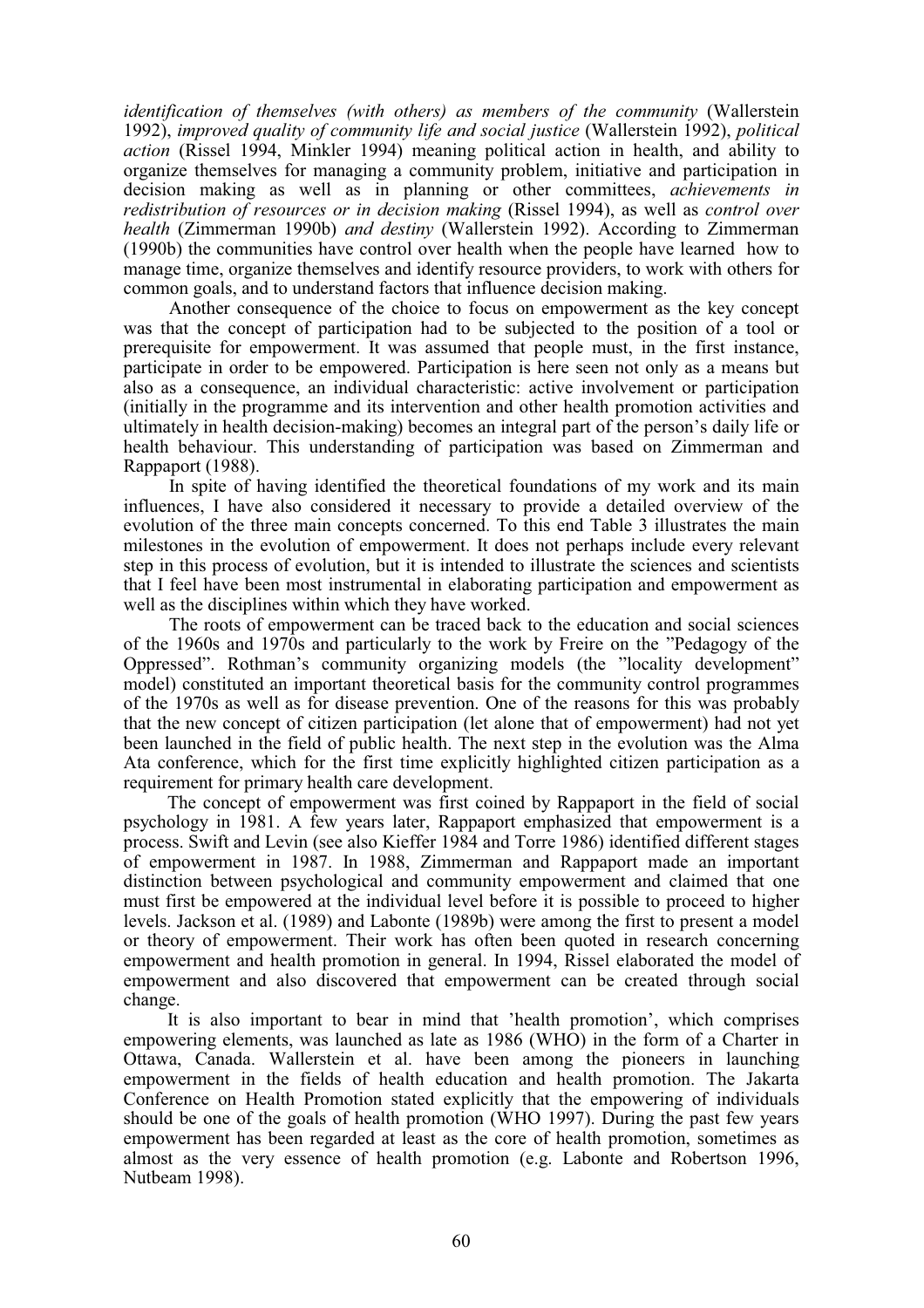*identification of themselves (with others) as members of the community* (Wallerstein 1992), *improved quality of community life and social justice* (Wallerstein 1992), *political action* (Rissel 1994, Minkler 1994) meaning political action in health, and ability to organize themselves for managing a community problem, initiative and participation in decision making as well as in planning or other committees, *achievements in redistribution of resources or in decision making* (Rissel 1994), as well as *control over health* (Zimmerman 1990b) *and destiny* (Wallerstein 1992). According to Zimmerman (1990b) the communities have control over health when the people have learned how to manage time, organize themselves and identify resource providers, to work with others for common goals, and to understand factors that influence decision making.

Another consequence of the choice to focus on empowerment as the key concept was that the concept of participation had to be subjected to the position of a tool or prerequisite for empowerment. It was assumed that people must, in the first instance, participate in order to be empowered. Participation is here seen not only as a means but also as a consequence, an individual characteristic: active involvement or participation (initially in the programme and its intervention and other health promotion activities and ultimately in health decision-making) becomes an integral part of the person's daily life or health behaviour. This understanding of participation was based on Zimmerman and Rappaport (1988).

In spite of having identified the theoretical foundations of my work and its main influences, I have also considered it necessary to provide a detailed overview of the evolution of the three main concepts concerned. To this end Table 3 illustrates the main milestones in the evolution of empowerment. It does not perhaps include every relevant step in this process of evolution, but it is intended to illustrate the sciences and scientists that I feel have been most instrumental in elaborating participation and empowerment as well as the disciplines within which they have worked.

The roots of empowerment can be traced back to the education and social sciences of the 1960s and 1970s and particularly to the work by Freire on the "Pedagogy of the Oppressed". Rothman's community organizing models (the "locality development" model) constituted an important theoretical basis for the community control programmes of the 1970s as well as for disease prevention. One of the reasons for this was probably that the new concept of citizen participation (let alone that of empowerment) had not yet been launched in the field of public health. The next step in the evolution was the Alma Ata conference, which for the first time explicitly highlighted citizen participation as a requirement for primary health care development.

The concept of empowerment was first coined by Rappaport in the field of social psychology in 1981. A few years later, Rappaport emphasized that empowerment is a process. Swift and Levin (see also Kieffer 1984 and Torre 1986) identified different stages of empowerment in 1987. In 1988, Zimmerman and Rappaport made an important distinction between psychological and community empowerment and claimed that one must first be empowered at the individual level before it is possible to proceed to higher levels. Jackson et al. (1989) and Labonte (1989b) were among the first to present a model or theory of empowerment. Their work has often been quoted in research concerning empowerment and health promotion in general. In 1994, Rissel elaborated the model of empowerment and also discovered that empowerment can be created through social change.

It is also important to bear in mind that 'health promotion', which comprises empowering elements, was launched as late as 1986 (WHO) in the form of a Charter in Ottawa, Canada. Wallerstein et al. have been among the pioneers in launching empowerment in the fields of health education and health promotion. The Jakarta Conference on Health Promotion stated explicitly that the empowering of individuals should be one of the goals of health promotion (WHO 1997). During the past few years empowerment has been regarded at least as the core of health promotion, sometimes as almost as the very essence of health promotion (e.g. Labonte and Robertson 1996, Nutbeam 1998).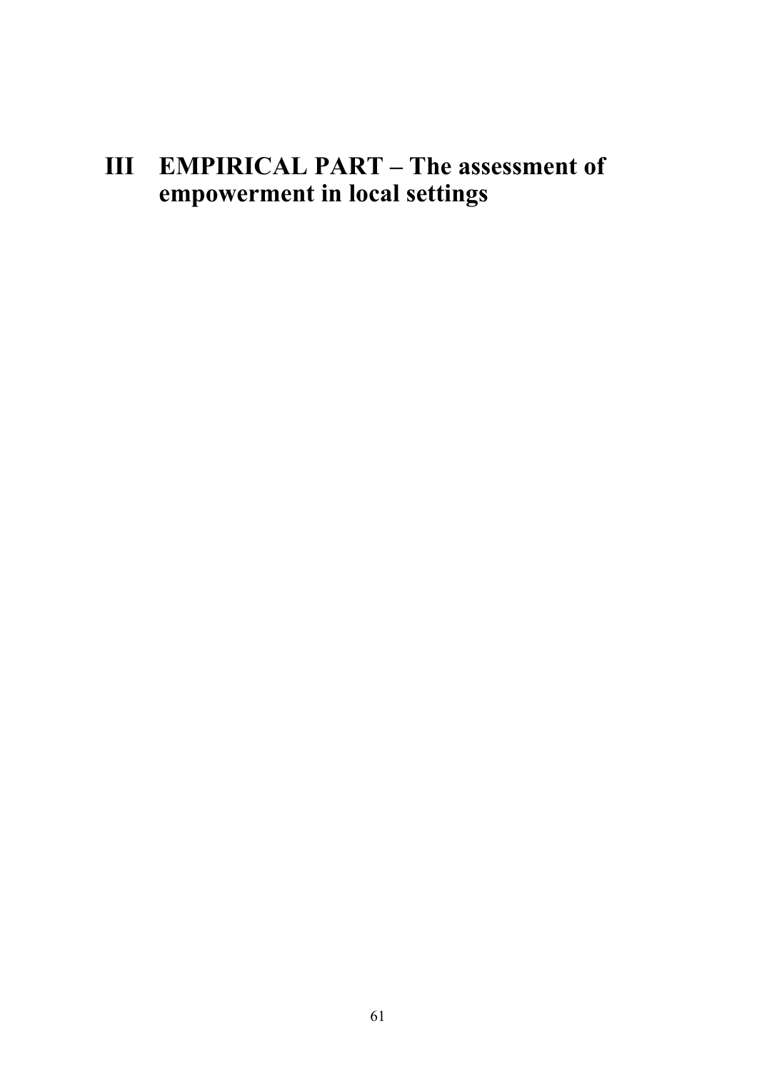# III EMPIRICAL PART – The assessment of empowerment in local settings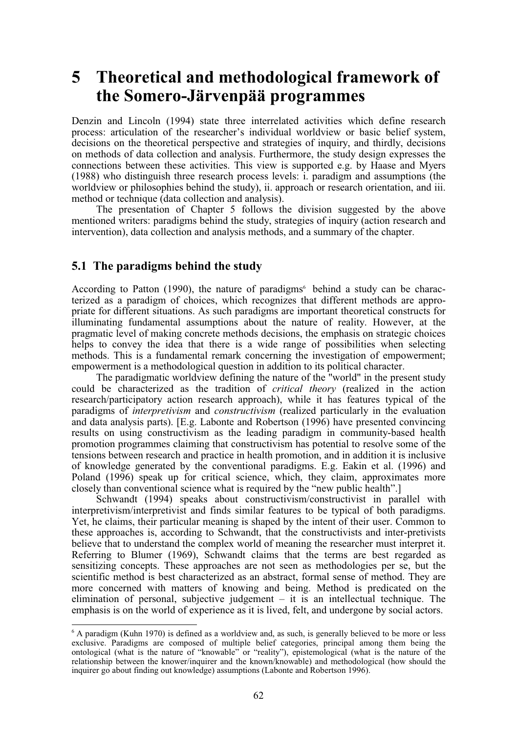# 5 Theoretical and methodological framework of the Somero-Järvenpää programmes

Denzin and Lincoln (1994) state three interrelated activities which define research process: articulation of the researcher's individual worldview or basic belief system, decisions on the theoretical perspective and strategies of inquiry, and thirdly, decisions on methods of data collection and analysis. Furthermore, the study design expresses the connections between these activities. This view is supported e.g. by Haase and Myers (1988) who distinguish three research process levels: i. paradigm and assumptions (the worldview or philosophies behind the study), ii. approach or research orientation, and iii. method or technique (data collection and analysis).

The presentation of Chapter 5 follows the division suggested by the above mentioned writers: paradigms behind the study, strategies of inquiry (action research and intervention), data collection and analysis methods, and a summary of the chapter.

## 5.1 The paradigms behind the study

According to Patton (1990), the nature of paradigms[6] behind a study can be characterized as a paradigm of choices, which recognizes that different methods are appropriate for different situations. As such paradigms are important theoretical constructs for illuminating fundamental assumptions about the nature of reality. However, at the pragmatic level of making concrete methods decisions, the emphasis on strategic choices helps to convey the idea that there is a wide range of possibilities when selecting methods. This is a fundamental remark concerning the investigation of empowerment; empowerment is a methodological question in addition to its political character.

The paradigmatic worldview defining the nature of the "world" in the present study could be characterized as the tradition of *critical theory* (realized in the action research/participatory action research approach), while it has features typical of the paradigms of *interpretivism* and *constructivism* (realized particularly in the evaluation and data analysis parts). [E.g. Labonte and Robertson (1996) have presented convincing results on using constructivism as the leading paradigm in community-based health promotion programmes claiming that constructivism has potential to resolve some of the tensions between research and practice in health promotion, and in addition it is inclusive of knowledge generated by the conventional paradigms. E.g. Eakin et al. (1996) and Poland (1996) speak up for critical science, which, they claim, approximates more closely than conventional science what is required by the "new public health".]

Schwandt (1994) speaks about constructivism/constructivist in parallel with interpretivism/interpretivist and finds similar features to be typical of both paradigms. Yet, he claims, their particular meaning is shaped by the intent of their user. Common to these approaches is, according to Schwandt, that the constructivists and inter-pretivists believe that to understand the complex world of meaning the researcher must interpret it. Referring to Blumer (1969), Schwandt claims that the terms are best regarded as sensitizing concepts. These approaches are not seen as methodologies per se, but the scientific method is best characterized as an abstract, formal sense of method. They are more concerned with matters of knowing and being. Method is predicated on the elimination of personal, subjective judgement – it is an intellectual technique. The emphasis is on the world of experience as it is lived, felt, and undergone by social actors.

---

[6] A paradigm (Kuhn 1970) is defined as a worldview and, as such, is generally believed to be more or less exclusive. Paradigms are composed of multiple belief categories, principal among them being the ontological (what is the nature of "knowable" or "reality"), epistemological (what is the nature of the relationship between the knower/inquirer and the known/knowable) and methodological (how should the inquirer go about finding out knowledge) assumptions (Labonte and Robertson 1996).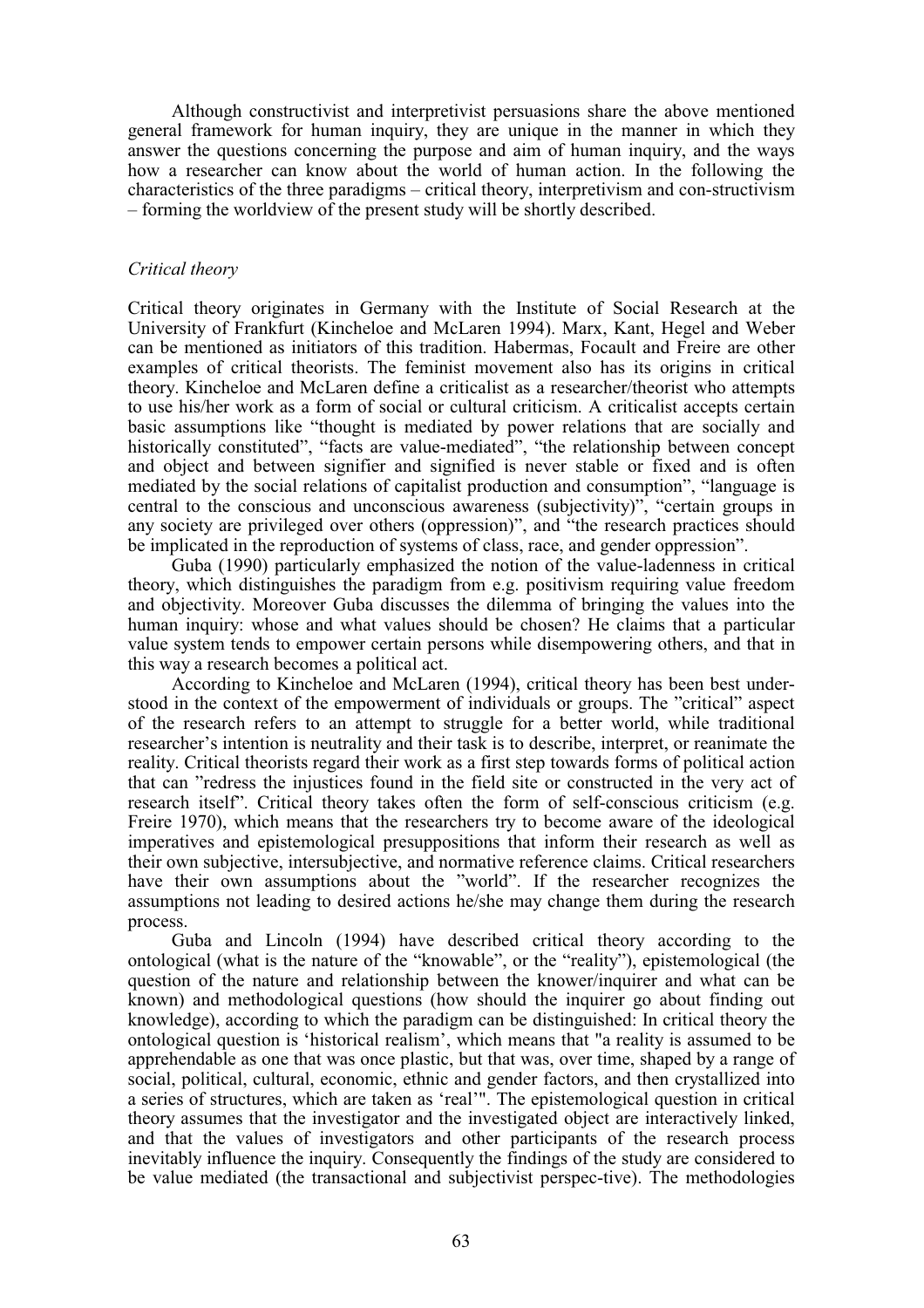Although constructivist and interpretivist persuasions share the above mentioned general framework for human inquiry, they are unique in the manner in which they answer the questions concerning the purpose and aim of human inquiry, and the ways how a researcher can know about the world of human action. In the following the characteristics of the three paradigms – critical theory, interpretivism and con-structivism – forming the worldview of the present study will be shortly described.

### *Critical theory*

Critical theory originates in Germany with the Institute of Social Research at the University of Frankfurt (Kincheloe and McLaren 1994). Marx, Kant, Hegel and Weber can be mentioned as initiators of this tradition. Habermas, Focault and Freire are other examples of critical theorists. The feminist movement also has its origins in critical theory. Kincheloe and McLaren define a criticalist as a researcher/theorist who attempts to use his/her work as a form of social or cultural criticism. A criticalist accepts certain basic assumptions like "thought is mediated by power relations that are socially and historically constituted", "facts are value-mediated", "the relationship between concept and object and between signifier and signified is never stable or fixed and is often mediated by the social relations of capitalist production and consumption", "language is central to the conscious and unconscious awareness (subjectivity)", "certain groups in any society are privileged over others (oppression)", and "the research practices should be implicated in the reproduction of systems of class, race, and gender oppression".

Guba (1990) particularly emphasized the notion of the value-ladenness in critical theory, which distinguishes the paradigm from e.g. positivism requiring value freedom and objectivity. Moreover Guba discusses the dilemma of bringing the values into the human inquiry: whose and what values should be chosen? He claims that a particular value system tends to empower certain persons while disempowering others, and that in this way a research becomes a political act.

According to Kincheloe and McLaren (1994), critical theory has been best understood in the context of the empowerment of individuals or groups. The "critical" aspect of the research refers to an attempt to struggle for a better world, while traditional researcher's intention is neutrality and their task is to describe, interpret, or reanimate the reality. Critical theorists regard their work as a first step towards forms of political action that can "redress the injustices found in the field site or constructed in the very act of research itself". Critical theory takes often the form of self-conscious criticism (e.g. Freire 1970), which means that the researchers try to become aware of the ideological imperatives and epistemological presuppositions that inform their research as well as their own subjective, intersubjective, and normative reference claims. Critical researchers have their own assumptions about the "world". If the researcher recognizes the assumptions not leading to desired actions he/she may change them during the research process.

Guba and Lincoln (1994) have described critical theory according to the ontological (what is the nature of the "knowable", or the "reality"), epistemological (the question of the nature and relationship between the knower/inquirer and what can be known) and methodological questions (how should the inquirer go about finding out knowledge), according to which the paradigm can be distinguished: In critical theory the ontological question is 'historical realism', which means that "a reality is assumed to be apprehendable as one that was once plastic, but that was, over time, shaped by a range of social, political, cultural, economic, ethnic and gender factors, and then crystallized into a series of structures, which are taken as 'real'". The epistemological question in critical theory assumes that the investigator and the investigated object are interactively linked, and that the values of investigators and other participants of the research process inevitably influence the inquiry. Consequently the findings of the study are considered to be value mediated (the transactional and subjectivist perspec-tive). The methodologies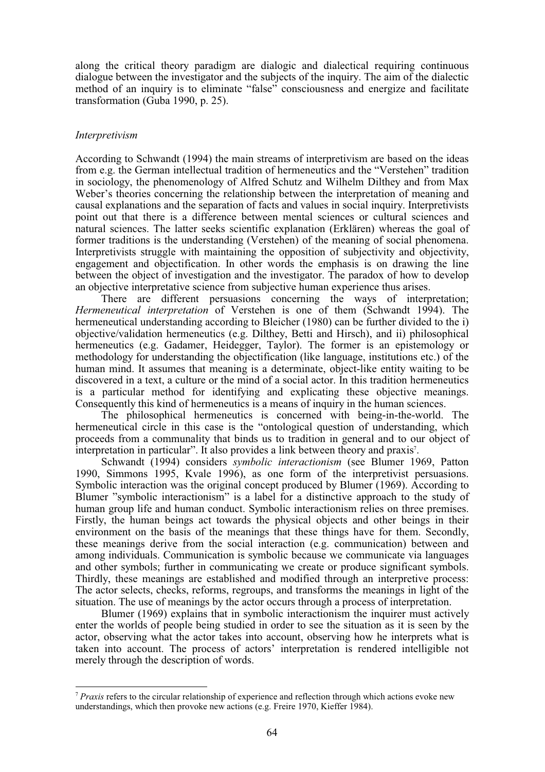along the critical theory paradigm are dialogic and dialectical requiring continuous dialogue between the investigator and the subjects of the inquiry. The aim of the dialectic method of an inquiry is to eliminate "false" consciousness and energize and facilitate transformation (Guba 1990, p. 25).

### *Interpretivism*

According to Schwandt (1994) the main streams of interpretivism are based on the ideas from e.g. the German intellectual tradition of hermeneutics and the "Verstehen" tradition in sociology, the phenomenology of Alfred Schutz and Wilhelm Dilthey and from Max Weber's theories concerning the relationship between the interpretation of meaning and causal explanations and the separation of facts and values in social inquiry. Interpretivists point out that there is a difference between mental sciences or cultural sciences and natural sciences. The latter seeks scientific explanation (Erklären) whereas the goal of former traditions is the understanding (Verstehen) of the meaning of social phenomena. Interpretivists struggle with maintaining the opposition of subjectivity and objectivity, engagement and objectification. In other words the emphasis is on drawing the line between the object of investigation and the investigator. The paradox of how to develop an objective interpretative science from subjective human experience thus arises.

There are different persuasions concerning the ways of interpretation; *Hermeneutical interpretation* of Verstehen is one of them (Schwandt 1994). The hermeneutical understanding according to Bleicher (1980) can be further divided to the i) objective/validation hermeneutics (e.g. Dilthey, Betti and Hirsch), and ii) philosophical hermeneutics (e.g. Gadamer, Heidegger, Taylor). The former is an epistemology or methodology for understanding the objectification (like language, institutions etc.) of the human mind. It assumes that meaning is a determinate, object-like entity waiting to be discovered in a text, a culture or the mind of a social actor. In this tradition hermeneutics is a particular method for identifying and explicating these objective meanings. Consequently this kind of hermeneutics is a means of inquiry in the human sciences.

The philosophical hermeneutics is concerned with being-in-the-world. The hermeneutical circle in this case is the "ontological question of understanding, which proceeds from a communality that binds us to tradition in general and to our object of interpretation in particular". It also provides a link between theory and praxis[7].

Schwandt (1994) considers *symbolic interactionism* (see Blumer 1969, Patton 1990, Simmons 1995, Kvale 1996), as one form of the interpretivist persuasions. Symbolic interaction was the original concept produced by Blumer (1969). According to Blumer "symbolic interactionism" is a label for a distinctive approach to the study of human group life and human conduct. Symbolic interactionism relies on threes premises. Firstly, the human beings act towards the physical objects and other beings in their environment on the basis of the meanings that these things have for them. Secondly, these meanings derive from the social interaction (e.g. communication) between and among individuals. Communication is symbolic because we communicate via languages and other symbols; further in communicating we create or produce significant symbols. Thirdly, these meanings are established and modified through an interpretive process: The actor selects, checks, reforms, regroups, and transforms the meanings in light of the situation. The use of meanings by the actor occurs through a process of interpretation.

Blumer (1969) explains that in symbolic interactionism the inquirer must actively enter the worlds of people being studied in order to see the situation as it is seen by the actor, observing what the actor takes into account, observing how he interprets what is taken into account. The process of actors' interpretation is rendered intelligible not merely through the description of words.

---

[7] *Praxis* refers to the circular relationship of experience and reflection through which actions evoke new understandings, which then provoke new actions (e.g. Freire 1970, Kieffer 1984).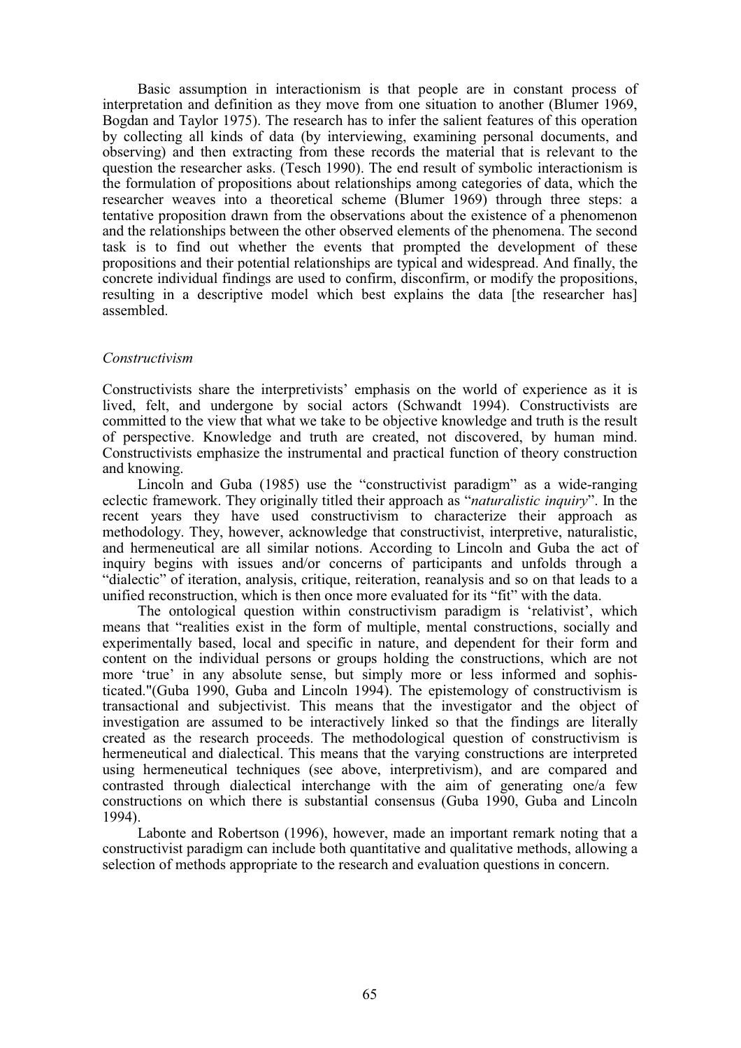Basic assumption in interactionism is that people are in constant process of interpretation and definition as they move from one situation to another (Blumer 1969, Bogdan and Taylor 1975). The research has to infer the salient features of this operation by collecting all kinds of data (by interviewing, examining personal documents, and observing) and then extracting from these records the material that is relevant to the question the researcher asks. (Tesch 1990). The end result of symbolic interactionism is the formulation of propositions about relationships among categories of data, which the researcher weaves into a theoretical scheme (Blumer 1969) through three steps: a tentative proposition drawn from the observations about the existence of a phenomenon and the relationships between the other observed elements of the phenomena. The second task is to find out whether the events that prompted the development of these propositions and their potential relationships are typical and widespread. And finally, the concrete individual findings are used to confirm, disconfirm, or modify the propositions, resulting in a descriptive model which best explains the data [the researcher has] assembled.

*Constructivism*

Constructivists share the interpretivists' emphasis on the world of experience as it is lived, felt, and undergone by social actors (Schwandt 1994). Constructivists are committed to the view that what we take to be objective knowledge and truth is the result of perspective. Knowledge and truth are created, not discovered, by human mind. Constructivists emphasize the instrumental and practical function of theory construction and knowing.

Lincoln and Guba (1985) use the "constructivist paradigm" as a wide-ranging eclectic framework. They originally titled their approach as "*naturalistic inquiry*". In the recent years they have used constructivism to characterize their approach as methodology. They, however, acknowledge that constructivist, interpretive, naturalistic, and hermeneutical are all similar notions. According to Lincoln and Guba the act of inquiry begins with issues and/or concerns of participants and unfolds through a "dialectic" of iteration, analysis, critique, reiteration, reanalysis and so on that leads to a unified reconstruction, which is then once more evaluated for its "fit" with the data.

The ontological question within constructivism paradigm is 'relativist', which means that "realities exist in the form of multiple, mental constructions, socially and experimentally based, local and specific in nature, and dependent for their form and content on the individual persons or groups holding the constructions, which are not more 'true' in any absolute sense, but simply more or less informed and sophisticated."(Guba 1990, Guba and Lincoln 1994). The epistemology of constructivism is transactional and subjectivist. This means that the investigator and the object of investigation are assumed to be interactively linked so that the findings are literally created as the research proceeds. The methodological question of constructivism is hermeneutical and dialectical. This means that the varying constructions are interpreted using hermeneutical techniques (see above, interpretivism), and are compared and contrasted through dialectical interchange with the aim of generating one/a few constructions on which there is substantial consensus (Guba 1990, Guba and Lincoln 1994).

Labonte and Robertson (1996), however, made an important remark noting that a constructivist paradigm can include both quantitative and qualitative methods, allowing a selection of methods appropriate to the research and evaluation questions in concern.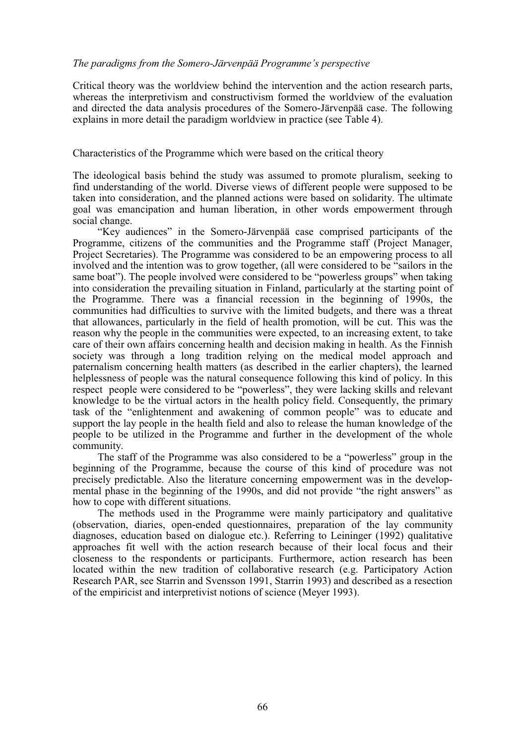*The paradigms from the Somero-Järvenpää Programme's perspective*

Critical theory was the worldview behind the intervention and the action research parts, whereas the interpretivism and constructivism formed the worldview of the evaluation and directed the data analysis procedures of the Somero-Järvenpää case. The following explains in more detail the paradigm worldview in practice (see Table 4).

Characteristics of the Programme which were based on the critical theory

The ideological basis behind the study was assumed to promote pluralism, seeking to find understanding of the world. Diverse views of different people were supposed to be taken into consideration, and the planned actions were based on solidarity. The ultimate goal was emancipation and human liberation, in other words empowerment through social change.

"Key audiences" in the Somero-Järvenpää case comprised participants of the Programme, citizens of the communities and the Programme staff (Project Manager, Project Secretaries). The Programme was considered to be an empowering process to all involved and the intention was to grow together, (all were considered to be "sailors in the same boat"). The people involved were considered to be "powerless groups" when taking into consideration the prevailing situation in Finland, particularly at the starting point of the Programme. There was a financial recession in the beginning of 1990s, the communities had difficulties to survive with the limited budgets, and there was a threat that allowances, particularly in the field of health promotion, will be cut. This was the reason why the people in the communities were expected, to an increasing extent, to take care of their own affairs concerning health and decision making in health. As the Finnish society was through a long tradition relying on the medical model approach and paternalism concerning health matters (as described in the earlier chapters), the learned helplessness of people was the natural consequence following this kind of policy. In this respect people were considered to be "powerless", they were lacking skills and relevant knowledge to be the virtual actors in the health policy field. Consequently, the primary task of the "enlightenment and awakening of common people" was to educate and support the lay people in the health field and also to release the human knowledge of the people to be utilized in the Programme and further in the development of the whole community.

The staff of the Programme was also considered to be a "powerless" group in the beginning of the Programme, because the course of this kind of procedure was not precisely predictable. Also the literature concerning empowerment was in the developmental phase in the beginning of the 1990s, and did not provide "the right answers" as how to cope with different situations.

The methods used in the Programme were mainly participatory and qualitative (observation, diaries, open-ended questionnaires, preparation of the lay community diagnoses, education based on dialogue etc.). Referring to Leininger (1992) qualitative approaches fit well with the action research because of their local focus and their closeness to the respondents or participants. Furthermore, action research has been located within the new tradition of collaborative research (e.g. Participatory Action Research PAR, see Starrin and Svensson 1991, Starrin 1993) and described as a resection of the empiricist and interpretivist notions of science (Meyer 1993).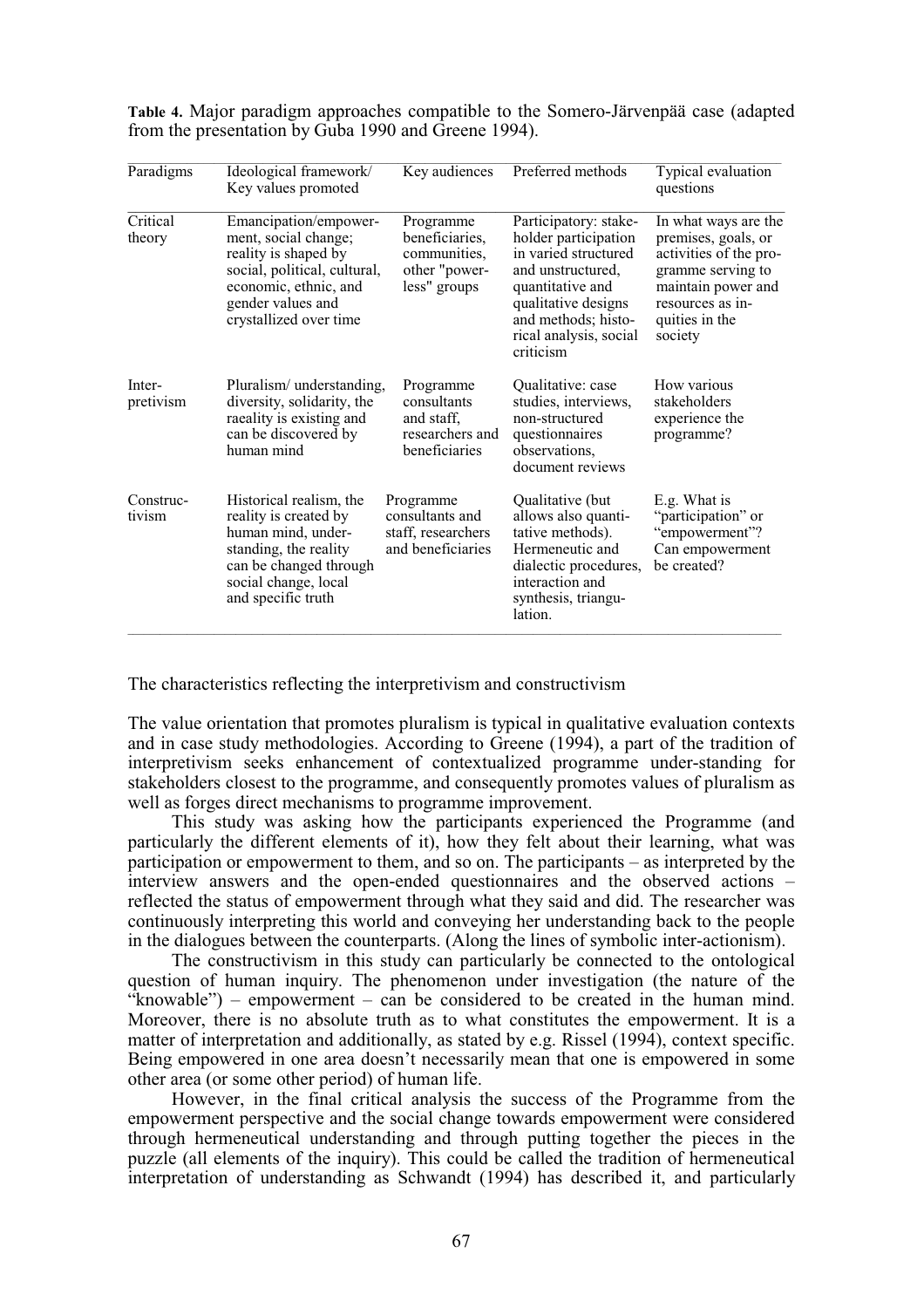**Table 4.** Major paradigm approaches compatible to the Somero-Järvenpää case (adapted from the presentation by Guba 1990 and Greene 1994).

| Paradigms | Ideological framework/ Key values promoted | Key audiences | Preferred methods | Typical evaluation questions |
|---|---|---|---|---|
| Critical theory | Emancipation/empowerment, social change; reality is shaped by social, political, cultural, economic, ethnic, and gender values and crystallized over time | Programme beneficiaries, communities, other "powerless" groups | Participatory: stakeholder participation in varied structured and unstructured, quantitative and qualitative designs and methods; historical analysis, social criticism | In what ways are the premises, goals, or activities of the programme serving to maintain power and resources as inquities in the society |
| Interpretivism | Pluralism/ understanding, diversity, solidarity, the raeality is existing and can be discovered by human mind | Programme consultants and staff, researchers and beneficiaries | Qualitative: case studies, interviews, non-structured questionnaires observations, document reviews | How various stakeholders experience the programme? |
| Constructivism | Historical realism, the reality is created by human mind, understanding, the reality can be changed through social change, local and specific truth | Programme consultants and staff, researchers and beneficiaries | Qualitative (but allows also quantitative methods). Hermeneutic and dialectic procedures, interaction and synthesis, triangulation. | E.g. What is "participation" or "empowerment"? Can empowerment be created? |

The characteristics reflecting the interpretivism and constructivism

The value orientation that promotes pluralism is typical in qualitative evaluation contexts and in case study methodologies. According to Greene (1994), a part of the tradition of interpretivism seeks enhancement of contextualized programme under-standing for stakeholders closest to the programme, and consequently promotes values of pluralism as well as forges direct mechanisms to programme improvement.

This study was asking how the participants experienced the Programme (and particularly the different elements of it), how they felt about their learning, what was participation or empowerment to them, and so on. The participants – as interpreted by the interview answers and the open-ended questionnaires and the observed actions – reflected the status of empowerment through what they said and did. The researcher was continuously interpreting this world and conveying her understanding back to the people in the dialogues between the counterparts. (Along the lines of symbolic inter-actionism).

The constructivism in this study can particularly be connected to the ontological question of human inquiry. The phenomenon under investigation (the nature of the "knowable") – empowerment – can be considered to be created in the human mind. Moreover, there is no absolute truth as to what constitutes the empowerment. It is a matter of interpretation and additionally, as stated by e.g. Rissel (1994), context specific. Being empowered in one area doesn't necessarily mean that one is empowered in some other area (or some other period) of human life.

However, in the final critical analysis the success of the Programme from the empowerment perspective and the social change towards empowerment were considered through hermeneutical understanding and through putting together the pieces in the puzzle (all elements of the inquiry). This could be called the tradition of hermeneutical interpretation of understanding as Schwandt (1994) has described it, and particularly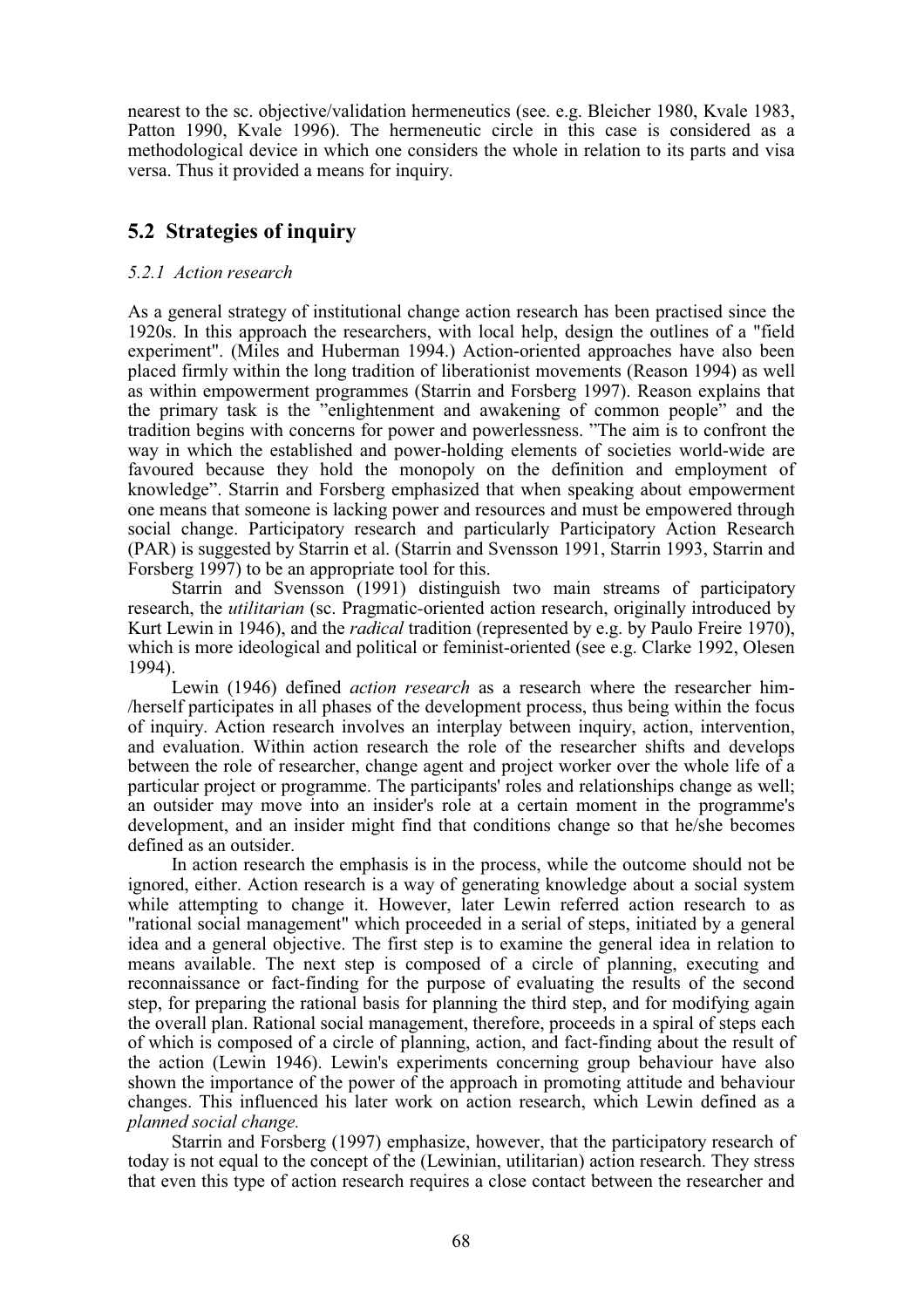nearest to the sc. objective/validation hermeneutics (see. e.g. Bleicher 1980, Kvale 1983, Patton 1990, Kvale 1996). The hermeneutic circle in this case is considered as a methodological device in which one considers the whole in relation to its parts and visa versa. Thus it provided a means for inquiry.

## 5.2 Strategies of inquiry

### *5.2.1 Action research*

As a general strategy of institutional change action research has been practised since the 1920s. In this approach the researchers, with local help, design the outlines of a "field experiment". (Miles and Huberman 1994.) Action-oriented approaches have also been placed firmly within the long tradition of liberationist movements (Reason 1994) as well as within empowerment programmes (Starrin and Forsberg 1997). Reason explains that the primary task is the "enlightenment and awakening of common people" and the tradition begins with concerns for power and powerlessness. "The aim is to confront the way in which the established and power-holding elements of societies world-wide are favoured because they hold the monopoly on the definition and employment of knowledge". Starrin and Forsberg emphasized that when speaking about empowerment one means that someone is lacking power and resources and must be empowered through social change. Participatory research and particularly Participatory Action Research (PAR) is suggested by Starrin et al. (Starrin and Svensson 1991, Starrin 1993, Starrin and Forsberg 1997) to be an appropriate tool for this.

Starrin and Svensson (1991) distinguish two main streams of participatory research, the *utilitarian* (sc. Pragmatic-oriented action research, originally introduced by Kurt Lewin in 1946), and the *radical* tradition (represented by e.g. by Paulo Freire 1970), which is more ideological and political or feminist-oriented (see e.g. Clarke 1992, Olesen 1994).

Lewin (1946) defined *action research* as a research where the researcher him-/herself participates in all phases of the development process, thus being within the focus of inquiry. Action research involves an interplay between inquiry, action, intervention, and evaluation. Within action research the role of the researcher shifts and develops between the role of researcher, change agent and project worker over the whole life of a particular project or programme. The participants' roles and relationships change as well; an outsider may move into an insider's role at a certain moment in the programme's development, and an insider might find that conditions change so that he/she becomes defined as an outsider.

In action research the emphasis is in the process, while the outcome should not be ignored, either. Action research is a way of generating knowledge about a social system while attempting to change it. However, later Lewin referred action research to as "rational social management" which proceeded in a serial of steps, initiated by a general idea and a general objective. The first step is to examine the general idea in relation to means available. The next step is composed of a circle of planning, executing and reconnaissance or fact-finding for the purpose of evaluating the results of the second step, for preparing the rational basis for planning the third step, and for modifying again the overall plan. Rational social management, therefore, proceeds in a spiral of steps each of which is composed of a circle of planning, action, and fact-finding about the result of the action (Lewin 1946). Lewin's experiments concerning group behaviour have also shown the importance of the power of the approach in promoting attitude and behaviour changes. This influenced his later work on action research, which Lewin defined as a *planned social change.*

Starrin and Forsberg (1997) emphasize, however, that the participatory research of today is not equal to the concept of the (Lewinian, utilitarian) action research. They stress that even this type of action research requires a close contact between the researcher and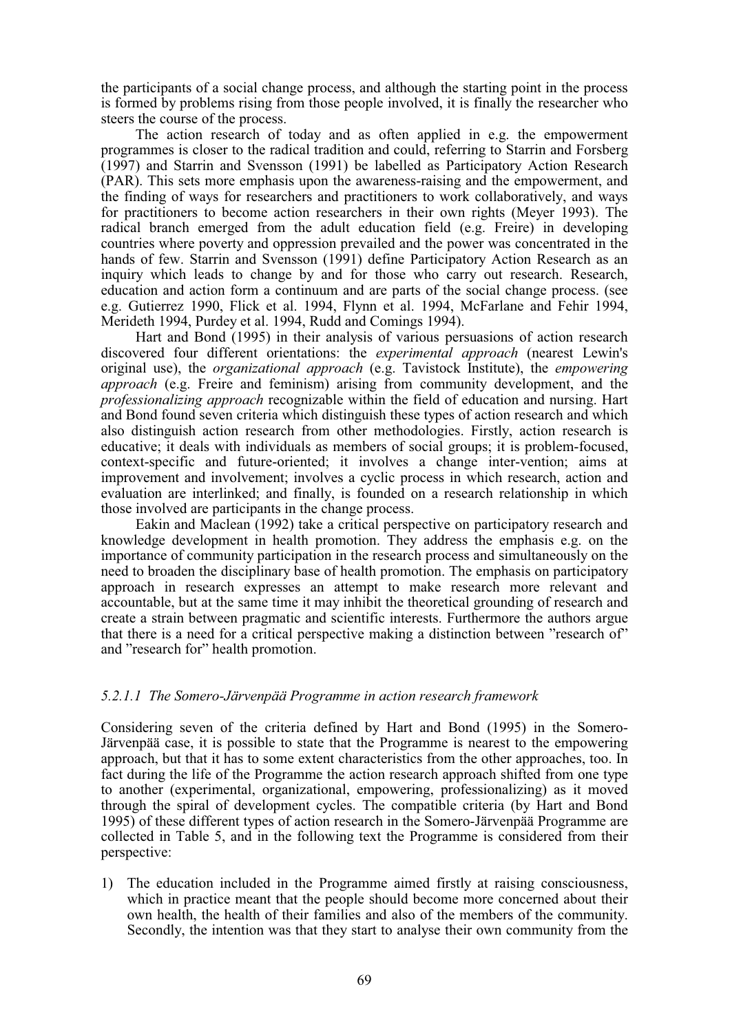the participants of a social change process, and although the starting point in the process is formed by problems rising from those people involved, it is finally the researcher who steers the course of the process.

The action research of today and as often applied in e.g. the empowerment programmes is closer to the radical tradition and could, referring to Starrin and Forsberg (1997) and Starrin and Svensson (1991) be labelled as Participatory Action Research (PAR). This sets more emphasis upon the awareness-raising and the empowerment, and the finding of ways for researchers and practitioners to work collaboratively, and ways for practitioners to become action researchers in their own rights (Meyer 1993). The radical branch emerged from the adult education field (e.g. Freire) in developing countries where poverty and oppression prevailed and the power was concentrated in the hands of few. Starrin and Svensson (1991) define Participatory Action Research as an inquiry which leads to change by and for those who carry out research. Research, education and action form a continuum and are parts of the social change process. (see e.g. Gutierrez 1990, Flick et al. 1994, Flynn et al. 1994, McFarlane and Fehir 1994, Merideth 1994, Purdey et al. 1994, Rudd and Comings 1994).

Hart and Bond (1995) in their analysis of various persuasions of action research discovered four different orientations: the *experimental approach* (nearest Lewin's original use), the *organizational approach* (e.g. Tavistock Institute), the *empowering approach* (e.g. Freire and feminism) arising from community development, and the *professionalizing approach* recognizable within the field of education and nursing. Hart and Bond found seven criteria which distinguish these types of action research and which also distinguish action research from other methodologies. Firstly, action research is educative; it deals with individuals as members of social groups; it is problem-focused, context-specific and future-oriented; it involves a change inter-vention; aims at improvement and involvement; involves a cyclic process in which research, action and evaluation are interlinked; and finally, is founded on a research relationship in which those involved are participants in the change process.

Eakin and Maclean (1992) take a critical perspective on participatory research and knowledge development in health promotion. They address the emphasis e.g. on the importance of community participation in the research process and simultaneously on the need to broaden the disciplinary base of health promotion. The emphasis on participatory approach in research expresses an attempt to make research more relevant and accountable, but at the same time it may inhibit the theoretical grounding of research and create a strain between pragmatic and scientific interests. Furthermore the authors argue that there is a need for a critical perspective making a distinction between "research of" and "research for" health promotion.

#### *5.2.1.1 The Somero-Järvenpää Programme in action research framework*

Considering seven of the criteria defined by Hart and Bond (1995) in the Somero-Järvenpää case, it is possible to state that the Programme is nearest to the empowering approach, but that it has to some extent characteristics from the other approaches, too. In fact during the life of the Programme the action research approach shifted from one type to another (experimental, organizational, empowering, professionalizing) as it moved through the spiral of development cycles. The compatible criteria (by Hart and Bond 1995) of these different types of action research in the Somero-Järvenpää Programme are collected in Table 5, and in the following text the Programme is considered from their perspective:

1) The education included in the Programme aimed firstly at raising consciousness, which in practice meant that the people should become more concerned about their own health, the health of their families and also of the members of the community. Secondly, the intention was that they start to analyse their own community from the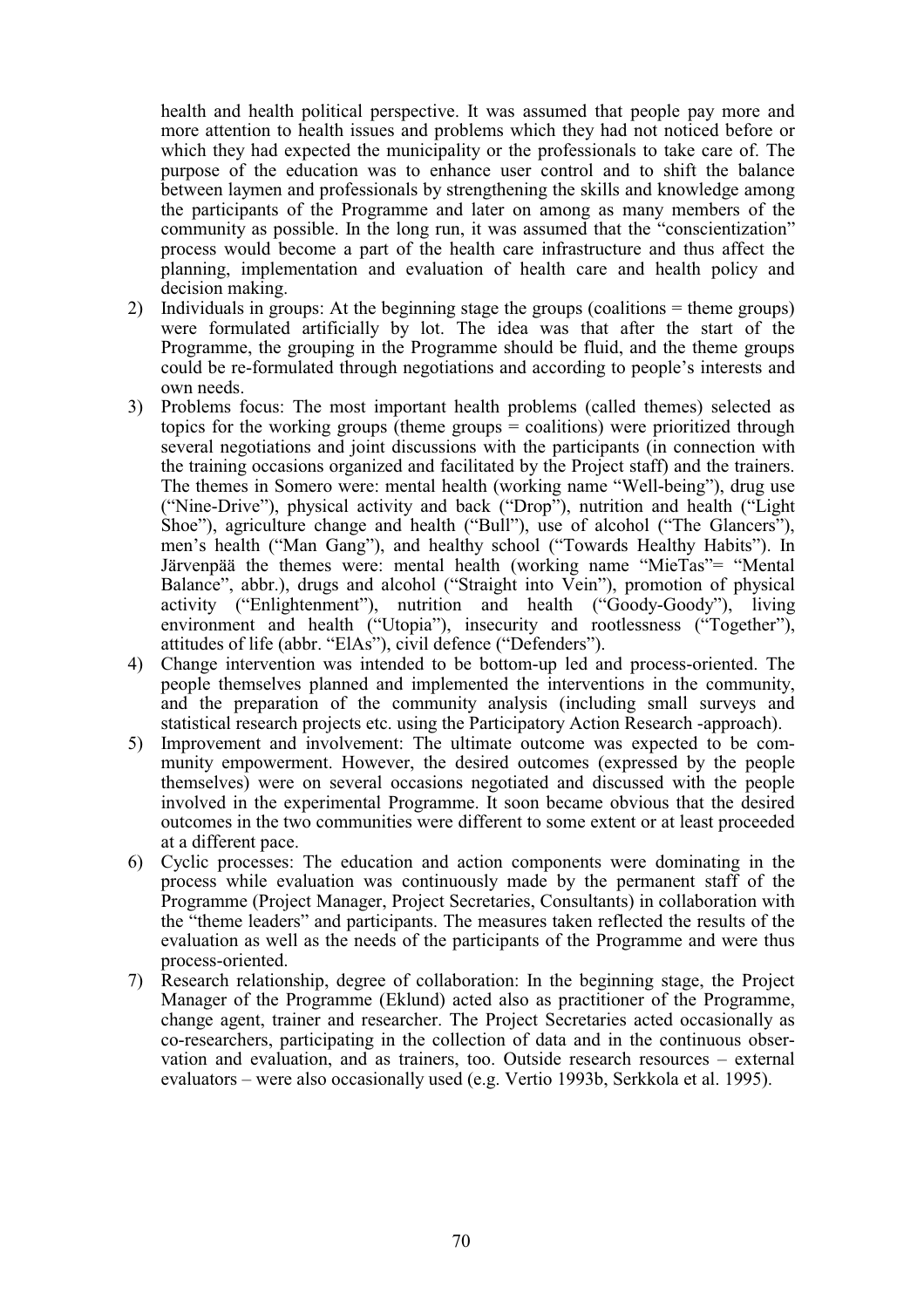health and health political perspective. It was assumed that people pay more and more attention to health issues and problems which they had not noticed before or which they had expected the municipality or the professionals to take care of. The purpose of the education was to enhance user control and to shift the balance between laymen and professionals by strengthening the skills and knowledge among the participants of the Programme and later on among as many members of the community as possible. In the long run, it was assumed that the "conscientization" process would become a part of the health care infrastructure and thus affect the planning, implementation and evaluation of health care and health policy and decision making.

2) Individuals in groups: At the beginning stage the groups (coalitions = theme groups) were formulated artificially by lot. The idea was that after the start of the Programme, the grouping in the Programme should be fluid, and the theme groups could be re-formulated through negotiations and according to people's interests and own needs.
3) Problems focus: The most important health problems (called themes) selected as topics for the working groups (theme groups = coalitions) were prioritized through several negotiations and joint discussions with the participants (in connection with the training occasions organized and facilitated by the Project staff) and the trainers. The themes in Somero were: mental health (working name "Well-being"), drug use ("Nine-Drive"), physical activity and back ("Drop"), nutrition and health ("Light Shoe"), agriculture change and health ("Bull"), use of alcohol ("The Glancers"), men's health ("Man Gang"), and healthy school ("Towards Healthy Habits"). In Järvenpää the themes were: mental health (working name "MieTas"= "Mental Balance", abbr.), drugs and alcohol ("Straight into Vein"), promotion of physical activity ("Enlightenment"), nutrition and health ("Goody-Goody"), living environment and health ("Utopia"), insecurity and rootlessness ("Together"), attitudes of life (abbr. "ElAs"), civil defence ("Defenders").
4) Change intervention was intended to be bottom-up led and process-oriented. The people themselves planned and implemented the interventions in the community, and the preparation of the community analysis (including small surveys and statistical research projects etc. using the Participatory Action Research -approach).
5) Improvement and involvement: The ultimate outcome was expected to be community empowerment. However, the desired outcomes (expressed by the people themselves) were on several occasions negotiated and discussed with the people involved in the experimental Programme. It soon became obvious that the desired outcomes in the two communities were different to some extent or at least proceeded at a different pace.
6) Cyclic processes: The education and action components were dominating in the process while evaluation was continuously made by the permanent staff of the Programme (Project Manager, Project Secretaries, Consultants) in collaboration with the "theme leaders" and participants. The measures taken reflected the results of the evaluation as well as the needs of the participants of the Programme and were thus process-oriented.
7) Research relationship, degree of collaboration: In the beginning stage, the Project Manager of the Programme (Eklund) acted also as practitioner of the Programme, change agent, trainer and researcher. The Project Secretaries acted occasionally as co-researchers, participating in the collection of data and in the continuous observation and evaluation, and as trainers, too. Outside research resources – external evaluators – were also occasionally used (e.g. Vertio 1993b, Serkkola et al. 1995).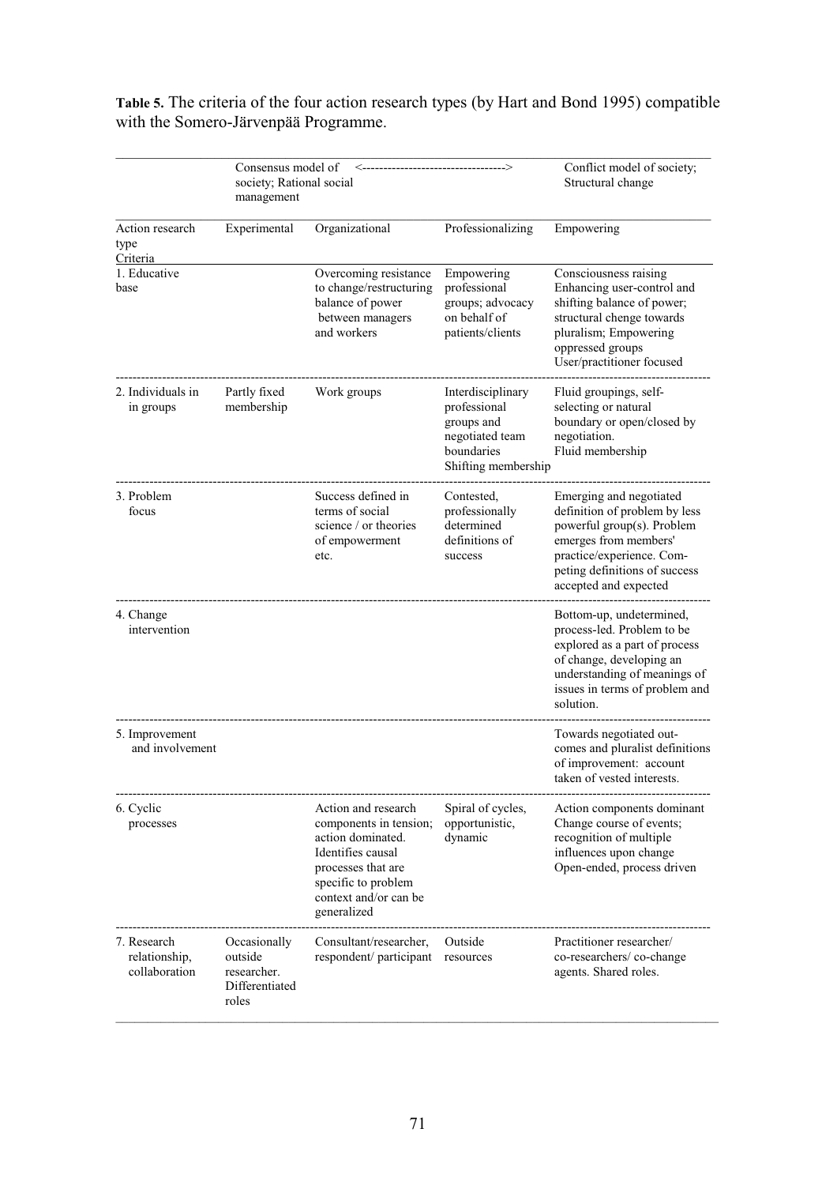**Table 5.** The criteria of the four action research types (by Hart and Bond 1995) compatible with the Somero-Järvenpää Programme.

| | Consensus model of society; Rational social management | <----------------------------------> | | Conflict model of society; Structural change |
|---|---|---|---|---|
| Action research type / Criteria | Experimental | Organizational | Professionalizing | Empowering |
| 1. Educative base | | Overcoming resistance to change/restructuring balance of power between managers and workers | Empowering professional groups; advocacy on behalf of patients/clients | Consciousness raising Enhancing user-control and shifting balance of power; structural chenge towards pluralism; Empowering oppressed groups User/practitioner focused |
| 2. Individuals in in groups | Partly fixed membership | Work groups | Interdisciplinary professional groups and negotiated team boundaries Shifting membership | Fluid groupings, self-selecting or natural boundary or open/closed by negotiation. Fluid membership |
| 3. Problem focus | | Success defined in terms of social science / or theories of empowerment etc. | Contested, professionally determined definitions of success | Emerging and negotiated definition of problem by less powerful group(s). Problem emerges from members' practice/experience. Competing definitions of success accepted and expected |
| 4. Change intervention | | | | Bottom-up, undetermined, process-led. Problem to be explored as a part of process of change, developing an understanding of meanings of issues in terms of problem and solution. |
| 5. Improvement and involvement | | | | Towards negotiated outcomes and pluralist definitions of improvement: account taken of vested interests. |
| 6. Cyclic processes | | Action and research components in tension; action dominated. Identifies causal processes that are specific to problem context and/or can be generalized | Spiral of cycles, opportunistic, dynamic | Action components dominant Change course of events; recognition of multiple influences upon change Open-ended, process driven |
| 7. Research relationship, collaboration | Occasionally outside researcher. Differentiated roles | Consultant/researcher, respondent/ participant | Outside resources | Practitioner researcher/ co-researchers/ co-change agents. Shared roles. |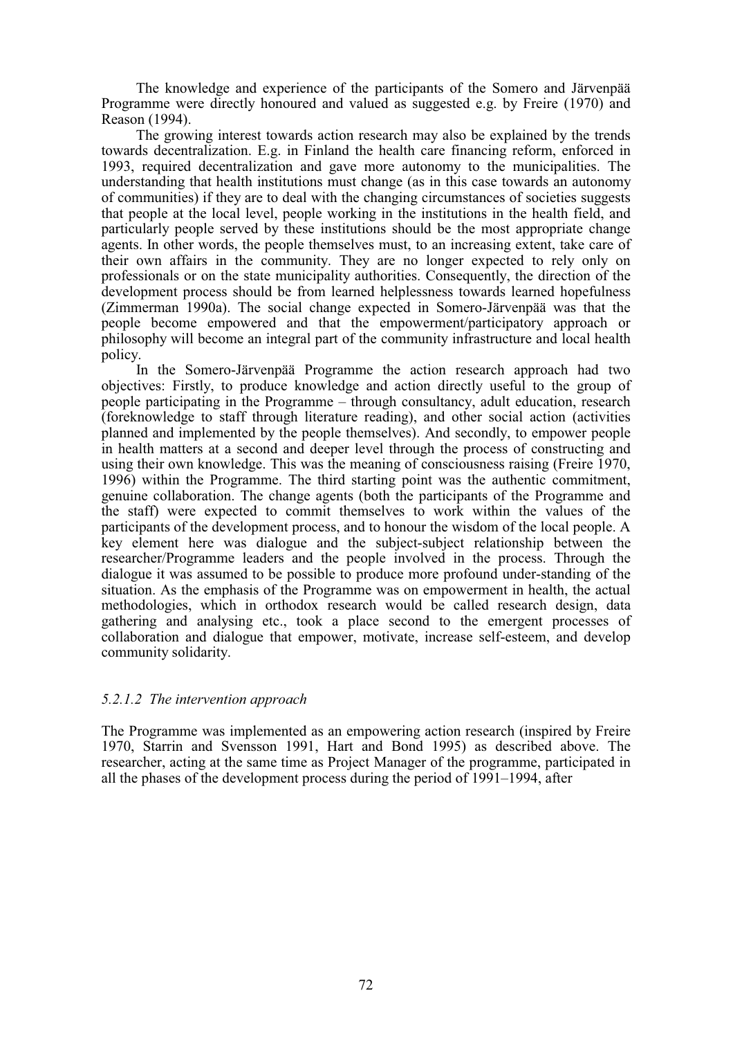The knowledge and experience of the participants of the Somero and Järvenpää Programme were directly honoured and valued as suggested e.g. by Freire (1970) and Reason (1994).

The growing interest towards action research may also be explained by the trends towards decentralization. E.g. in Finland the health care financing reform, enforced in 1993, required decentralization and gave more autonomy to the municipalities. The understanding that health institutions must change (as in this case towards an autonomy of communities) if they are to deal with the changing circumstances of societies suggests that people at the local level, people working in the institutions in the health field, and particularly people served by these institutions should be the most appropriate change agents. In other words, the people themselves must, to an increasing extent, take care of their own affairs in the community. They are no longer expected to rely only on professionals or on the state municipality authorities. Consequently, the direction of the development process should be from learned helplessness towards learned hopefulness (Zimmerman 1990a). The social change expected in Somero-Järvenpää was that the people become empowered and that the empowerment/participatory approach or philosophy will become an integral part of the community infrastructure and local health policy.

In the Somero-Järvenpää Programme the action research approach had two objectives: Firstly, to produce knowledge and action directly useful to the group of people participating in the Programme – through consultancy, adult education, research (foreknowledge to staff through literature reading), and other social action (activities planned and implemented by the people themselves). And secondly, to empower people in health matters at a second and deeper level through the process of constructing and using their own knowledge. This was the meaning of consciousness raising (Freire 1970, 1996) within the Programme. The third starting point was the authentic commitment, genuine collaboration. The change agents (both the participants of the Programme and the staff) were expected to commit themselves to work within the values of the participants of the development process, and to honour the wisdom of the local people. A key element here was dialogue and the subject-subject relationship between the researcher/Programme leaders and the people involved in the process. Through the dialogue it was assumed to be possible to produce more profound under-standing of the situation. As the emphasis of the Programme was on empowerment in health, the actual methodologies, which in orthodox research would be called research design, data gathering and analysing etc., took a place second to the emergent processes of collaboration and dialogue that empower, motivate, increase self-esteem, and develop community solidarity.

#### *5.2.1.2 The intervention approach*

The Programme was implemented as an empowering action research (inspired by Freire 1970, Starrin and Svensson 1991, Hart and Bond 1995) as described above. The researcher, acting at the same time as Project Manager of the programme, participated in all the phases of the development process during the period of 1991–1994, after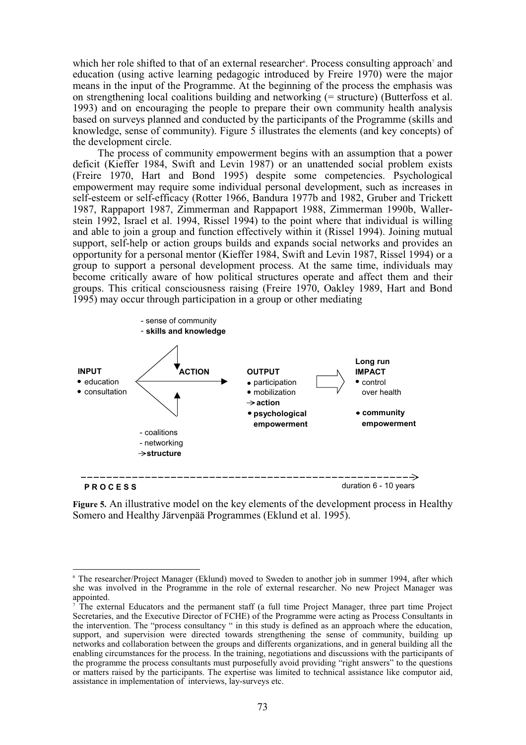which her role shifted to that of an external researcher[6]. Process consulting approach[7] and education (using active learning pedagogic introduced by Freire 1970) were the major means in the input of the Programme. At the beginning of the process the emphasis was on strengthening local coalitions building and networking (= structure) (Butterfoss et al. 1993) and on encouraging the people to prepare their own community health analysis based on surveys planned and conducted by the participants of the Programme (skills and knowledge, sense of community). Figure 5 illustrates the elements (and key concepts) of the development circle.

The process of community empowerment begins with an assumption that a power deficit (Kieffer 1984, Swift and Levin 1987) or an unattended social problem exists (Freire 1970, Hart and Bond 1995) despite some competencies. Psychological empowerment may require some individual personal development, such as increases in self-esteem or self-efficacy (Rotter 1966, Bandura 1977b and 1982, Gruber and Trickett 1987, Rappaport 1987, Zimmerman and Rappaport 1988, Zimmerman 1990b, Wallerstein 1992, Israel et al. 1994, Rissel 1994) to the point where that individual is willing and able to join a group and function effectively within it (Rissel 1994). Joining mutual support, self-help or action groups builds and expands social networks and provides an opportunity for a personal mentor (Kieffer 1984, Swift and Levin 1987, Rissel 1994) or a group to support a personal development process. At the same time, individuals may become critically aware of how political structures operate and affect them and their groups. This critical consciousness raising (Freire 1970, Oakley 1989, Hart and Bond 1995) may occur through participation in a group or other mediating

- sense of community
- **skills and knowledge**

**INPUT**
- education
- consultation

**ACTION**

**OUTPUT**
- participation
- mobilization

→ **action**
- **psychological empowerment**

**Long run IMPACT**
- control over health
- **community empowerment**

- coalitions
- networking

→ **structure**

**PROCESS** — duration 6 - 10 years

**Figure 5.** An illustrative model on the key elements of the development process in Healthy Somero and Healthy Järvenpää Programmes (Eklund et al. 1995).

---

[6] The researcher/Project Manager (Eklund) moved to Sweden to another job in summer 1994, after which she was involved in the Programme in the role of external researcher. No new Project Manager was appointed.

[7] The external Educators and the permanent staff (a full time Project Manager, three part time Project Secretaries, and the Executive Director of FCHE) of the Programme were acting as Process Consultants in the intervention. The "process consultancy " in this study is defined as an approach where the education, support, and supervision were directed towards strengthening the sense of community, building up networks and collaboration between the groups and differents organizations, and in general building all the enabling circumstances for the process. In the training, negotiations and discussions with the participants of the programme the process consultants must purposefully avoid providing "right answers" to the questions or matters raised by the participants. The expertise was limited to technical assistance like computor aid, assistance in implementation of interviews, lay-surveys etc.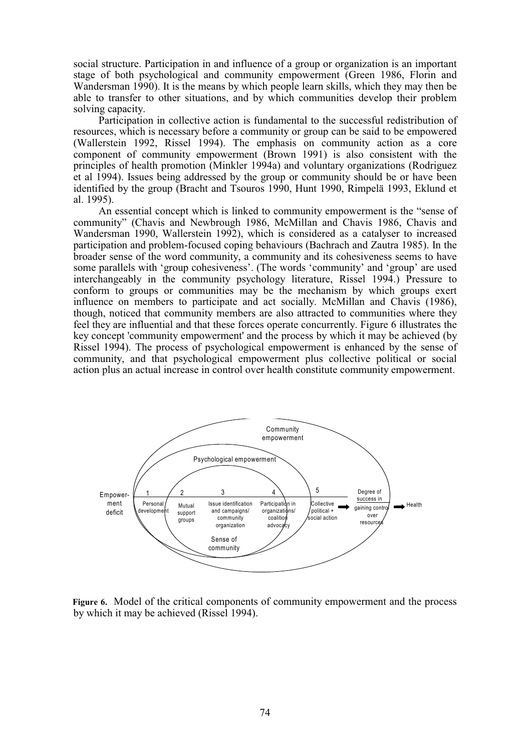social structure. Participation in and influence of a group or organization is an important stage of both psychological and community empowerment (Green 1986, Florin and Wandersman 1990). It is the means by which people learn skills, which they may then be able to transfer to other situations, and by which communities develop their problem solving capacity.

Participation in collective action is fundamental to the successful redistribution of resources, which is necessary before a community or group can be said to be empowered (Wallerstein 1992, Rissel 1994). The emphasis on community action as a core component of community empowerment (Brown 1991) is also consistent with the principles of health promotion (Minkler 1994a) and voluntary organizations (Rodriguez et al 1994). Issues being addressed by the group or community should be or have been identified by the group (Bracht and Tsouros 1990, Hunt 1990, Rimpelä 1993, Eklund et al. 1995).

An essential concept which is linked to community empowerment is the "sense of community" (Chavis and Newbrough 1986, McMillan and Chavis 1986, Chavis and Wandersman 1990, Wallerstein 1992), which is considered as a catalyser to increased participation and problem-focused coping behaviours (Bachrach and Zautra 1985). In the broader sense of the word community, a community and its cohesiveness seems to have some parallels with 'group cohesiveness'. (The words 'community' and 'group' are used interchangeably in the community psychology literature, Rissel 1994.) Pressure to conform to groups or communities may be the mechanism by which groups exert influence on members to participate and act socially. McMillan and Chavis (1986), though, noticed that community members are also attracted to communities where they feel they are influential and that these forces operate concurrently. Figure 6 illustrates the key concept 'community empowerment' and the process by which it may be achieved (by Rissel 1994). The process of psychological empowerment is enhanced by the sense of community, and that psychological empowerment plus collective political or social action plus an actual increase in control over health constitute community empowerment.

Community empowerment

Psychological empowerment

Empowerment deficit — 1 Personal development — 2 Mutual support groups — 3 Issue identification and campaigns/ community organization — 4 Participation in organizations/ coalition advocacy — 5 Collective political + social action → Degree of success in gaining control over resources → Health

Sense of community

**Figure 6.** Model of the critical components of community empowerment and the process by which it may be achieved (Rissel 1994).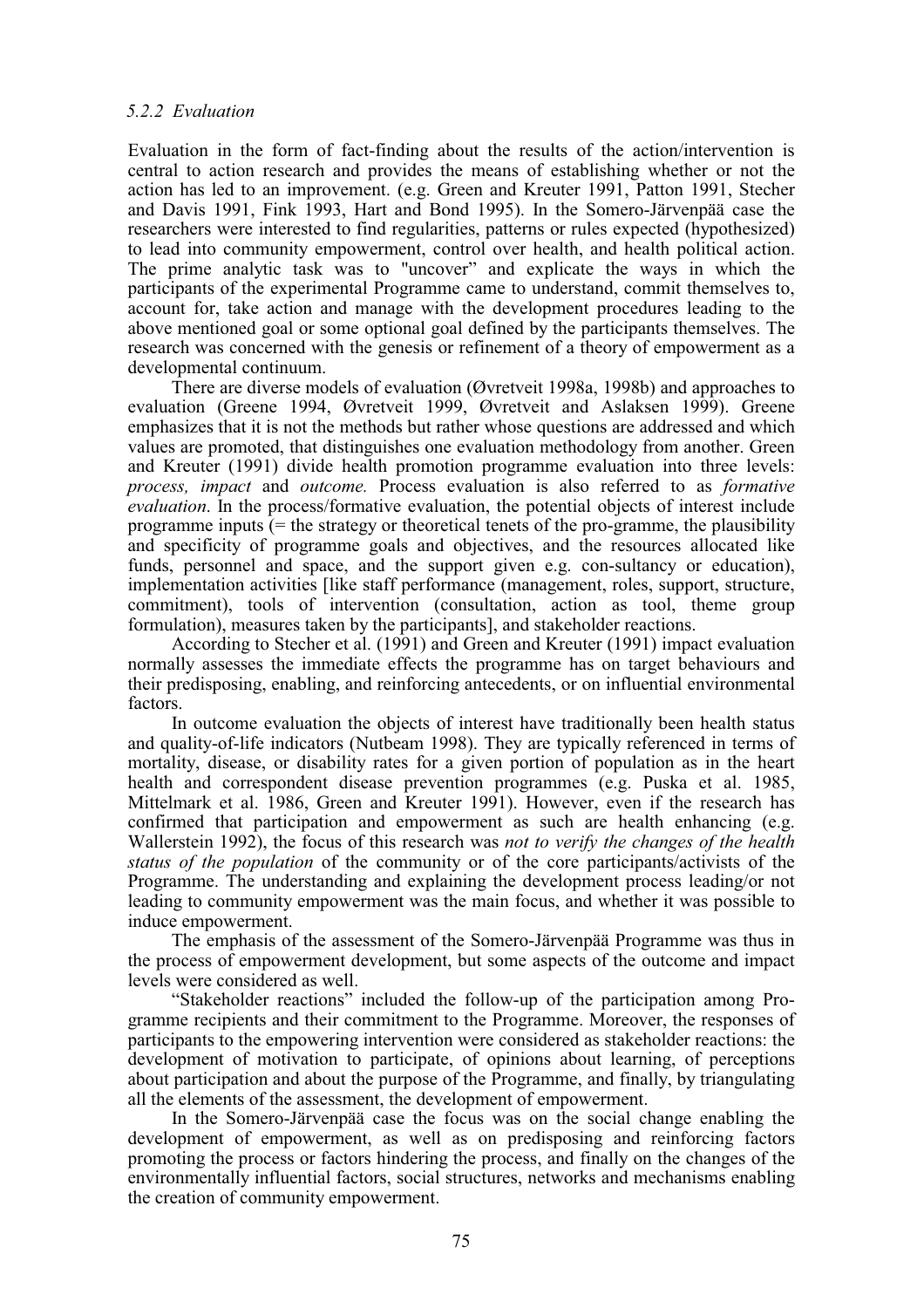### 5.2.2 Evaluation

Evaluation in the form of fact-finding about the results of the action/intervention is central to action research and provides the means of establishing whether or not the action has led to an improvement. (e.g. Green and Kreuter 1991, Patton 1991, Stecher and Davis 1991, Fink 1993, Hart and Bond 1995). In the Somero-Järvenpää case the researchers were interested to find regularities, patterns or rules expected (hypothesized) to lead into community empowerment, control over health, and health political action. The prime analytic task was to "uncover" and explicate the ways in which the participants of the experimental Programme came to understand, commit themselves to, account for, take action and manage with the development procedures leading to the above mentioned goal or some optional goal defined by the participants themselves. The research was concerned with the genesis or refinement of a theory of empowerment as a developmental continuum.

There are diverse models of evaluation (Øvretveit 1998a, 1998b) and approaches to evaluation (Greene 1994, Øvretveit 1999, Øvretveit and Aslaksen 1999). Greene emphasizes that it is not the methods but rather whose questions are addressed and which values are promoted, that distinguishes one evaluation methodology from another. Green and Kreuter (1991) divide health promotion programme evaluation into three levels: *process, impact* and *outcome.* Process evaluation is also referred to as *formative evaluation*. In the process/formative evaluation, the potential objects of interest include programme inputs (= the strategy or theoretical tenets of the pro-gramme, the plausibility and specificity of programme goals and objectives, and the resources allocated like funds, personnel and space, and the support given e.g. con-sultancy or education), implementation activities [like staff performance (management, roles, support, structure, commitment), tools of intervention (consultation, action as tool, theme group formulation), measures taken by the participants], and stakeholder reactions.

According to Stecher et al. (1991) and Green and Kreuter (1991) impact evaluation normally assesses the immediate effects the programme has on target behaviours and their predisposing, enabling, and reinforcing antecedents, or on influential environmental factors.

In outcome evaluation the objects of interest have traditionally been health status and quality-of-life indicators (Nutbeam 1998). They are typically referenced in terms of mortality, disease, or disability rates for a given portion of population as in the heart health and correspondent disease prevention programmes (e.g. Puska et al. 1985, Mittelmark et al. 1986, Green and Kreuter 1991). However, even if the research has confirmed that participation and empowerment as such are health enhancing (e.g. Wallerstein 1992), the focus of this research was *not to verify the changes of the health status of the population* of the community or of the core participants/activists of the Programme. The understanding and explaining the development process leading/or not leading to community empowerment was the main focus, and whether it was possible to induce empowerment.

The emphasis of the assessment of the Somero-Järvenpää Programme was thus in the process of empowerment development, but some aspects of the outcome and impact levels were considered as well.

"Stakeholder reactions" included the follow-up of the participation among Pro-gramme recipients and their commitment to the Programme. Moreover, the responses of participants to the empowering intervention were considered as stakeholder reactions: the development of motivation to participate, of opinions about learning, of perceptions about participation and about the purpose of the Programme, and finally, by triangulating all the elements of the assessment, the development of empowerment.

In the Somero-Järvenpää case the focus was on the social change enabling the development of empowerment, as well as on predisposing and reinforcing factors promoting the process or factors hindering the process, and finally on the changes of the environmentally influential factors, social structures, networks and mechanisms enabling the creation of community empowerment.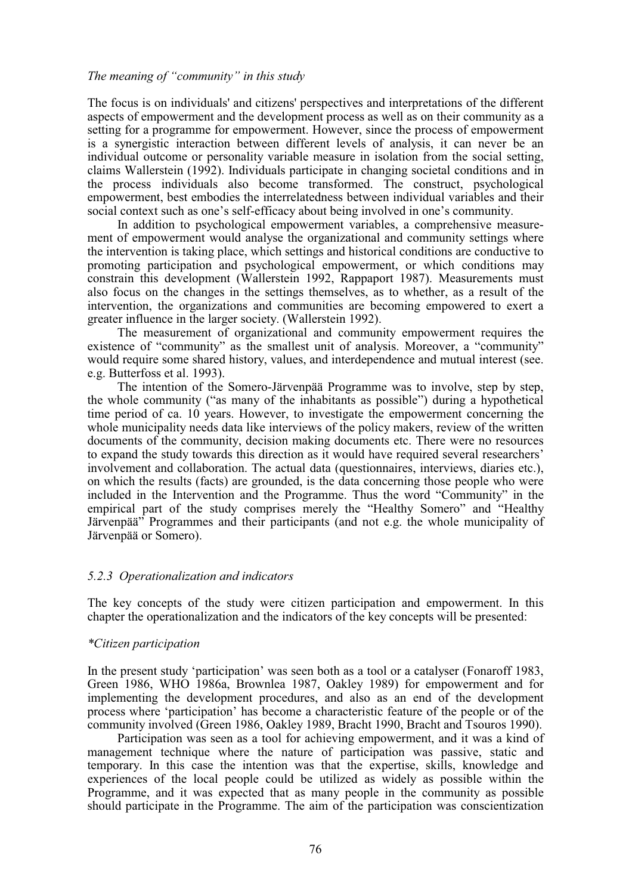*The meaning of "community" in this study*

The focus is on individuals' and citizens' perspectives and interpretations of the different aspects of empowerment and the development process as well as on their community as a setting for a programme for empowerment. However, since the process of empowerment is a synergistic interaction between different levels of analysis, it can never be an individual outcome or personality variable measure in isolation from the social setting, claims Wallerstein (1992). Individuals participate in changing societal conditions and in the process individuals also become transformed. The construct, psychological empowerment, best embodies the interrelatedness between individual variables and their social context such as one's self-efficacy about being involved in one's community.

In addition to psychological empowerment variables, a comprehensive measurement of empowerment would analyse the organizational and community settings where the intervention is taking place, which settings and historical conditions are conductive to promoting participation and psychological empowerment, or which conditions may constrain this development (Wallerstein 1992, Rappaport 1987). Measurements must also focus on the changes in the settings themselves, as to whether, as a result of the intervention, the organizations and communities are becoming empowered to exert a greater influence in the larger society. (Wallerstein 1992).

The measurement of organizational and community empowerment requires the existence of "community" as the smallest unit of analysis. Moreover, a "community" would require some shared history, values, and interdependence and mutual interest (see. e.g. Butterfoss et al. 1993).

The intention of the Somero-Järvenpää Programme was to involve, step by step, the whole community ("as many of the inhabitants as possible") during a hypothetical time period of ca. 10 years. However, to investigate the empowerment concerning the whole municipality needs data like interviews of the policy makers, review of the written documents of the community, decision making documents etc. There were no resources to expand the study towards this direction as it would have required several researchers' involvement and collaboration. The actual data (questionnaires, interviews, diaries etc.), on which the results (facts) are grounded, is the data concerning those people who were included in the Intervention and the Programme. Thus the word "Community" in the empirical part of the study comprises merely the "Healthy Somero" and "Healthy Järvenpää" Programmes and their participants (and not e.g. the whole municipality of Järvenpää or Somero).

### *5.2.3 Operationalization and indicators*

The key concepts of the study were citizen participation and empowerment. In this chapter the operationalization and the indicators of the key concepts will be presented:

*\*Citizen participation*

In the present study 'participation' was seen both as a tool or a catalyser (Fonaroff 1983, Green 1986, WHO 1986a, Brownlea 1987, Oakley 1989) for empowerment and for implementing the development procedures, and also as an end of the development process where 'participation' has become a characteristic feature of the people or of the community involved (Green 1986, Oakley 1989, Bracht 1990, Bracht and Tsouros 1990).

Participation was seen as a tool for achieving empowerment, and it was a kind of management technique where the nature of participation was passive, static and temporary. In this case the intention was that the expertise, skills, knowledge and experiences of the local people could be utilized as widely as possible within the Programme, and it was expected that as many people in the community as possible should participate in the Programme. The aim of the participation was conscientization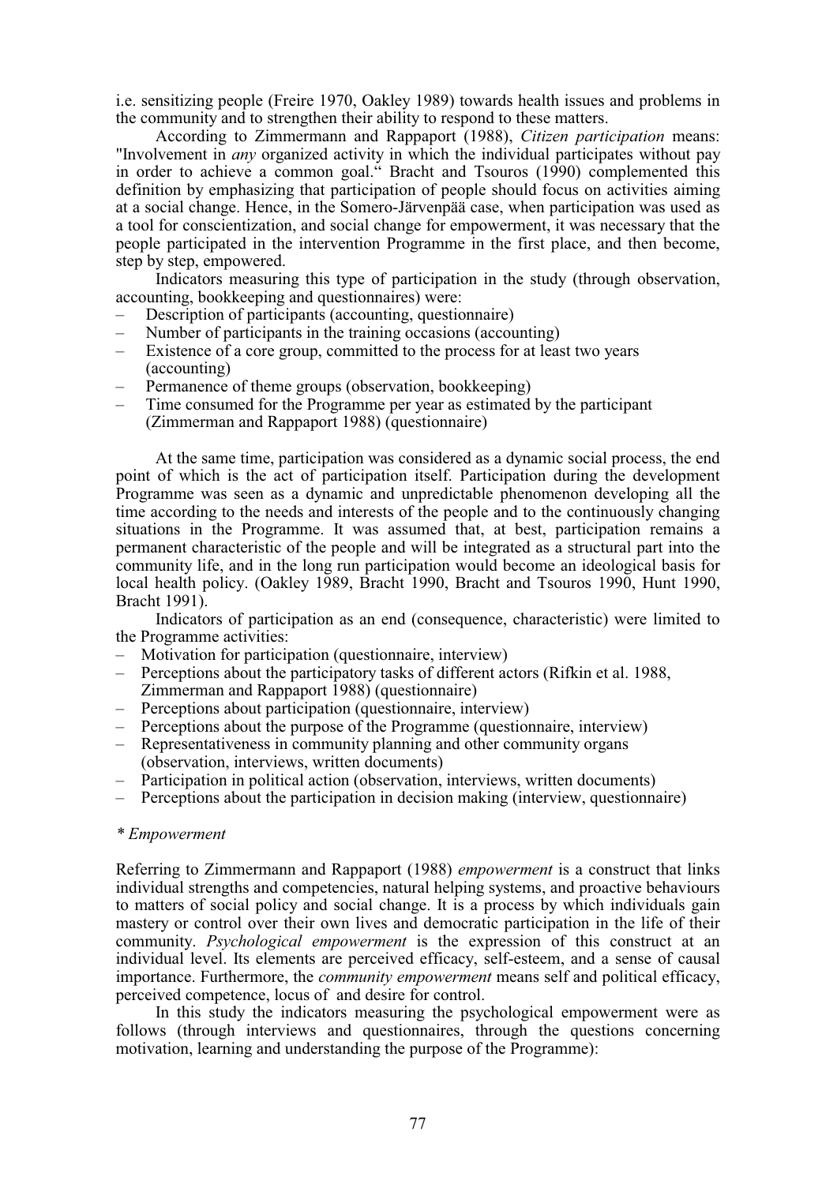i.e. sensitizing people (Freire 1970, Oakley 1989) towards health issues and problems in the community and to strengthen their ability to respond to these matters.

According to Zimmermann and Rappaport (1988), *Citizen participation* means: "Involvement in *any* organized activity in which the individual participates without pay in order to achieve a common goal." Bracht and Tsouros (1990) complemented this definition by emphasizing that participation of people should focus on activities aiming at a social change. Hence, in the Somero-Järvenpää case, when participation was used as a tool for conscientization, and social change for empowerment, it was necessary that the people participated in the intervention Programme in the first place, and then become, step by step, empowered.

Indicators measuring this type of participation in the study (through observation, accounting, bookkeeping and questionnaires) were:

- Description of participants (accounting, questionnaire)
- Number of participants in the training occasions (accounting)
- Existence of a core group, committed to the process for at least two years (accounting)
- Permanence of theme groups (observation, bookkeeping)
- Time consumed for the Programme per year as estimated by the participant (Zimmerman and Rappaport 1988) (questionnaire)

At the same time, participation was considered as a dynamic social process, the end point of which is the act of participation itself. Participation during the development Programme was seen as a dynamic and unpredictable phenomenon developing all the time according to the needs and interests of the people and to the continuously changing situations in the Programme. It was assumed that, at best, participation remains a permanent characteristic of the people and will be integrated as a structural part into the community life, and in the long run participation would become an ideological basis for local health policy. (Oakley 1989, Bracht 1990, Bracht and Tsouros 1990, Hunt 1990, Bracht 1991).

Indicators of participation as an end (consequence, characteristic) were limited to the Programme activities:

- Motivation for participation (questionnaire, interview)
- Perceptions about the participatory tasks of different actors (Rifkin et al. 1988, Zimmerman and Rappaport 1988) (questionnaire)
- Perceptions about participation (questionnaire, interview)
- Perceptions about the purpose of the Programme (questionnaire, interview)
- Representativeness in community planning and other community organs (observation, interviews, written documents)
- Participation in political action (observation, interviews, written documents)
- Perceptions about the participation in decision making (interview, questionnaire)

*\* Empowerment*

Referring to Zimmermann and Rappaport (1988) *empowerment* is a construct that links individual strengths and competencies, natural helping systems, and proactive behaviours to matters of social policy and social change. It is a process by which individuals gain mastery or control over their own lives and democratic participation in the life of their community. *Psychological empowerment* is the expression of this construct at an individual level. Its elements are perceived efficacy, self-esteem, and a sense of causal importance. Furthermore, the *community empowerment* means self and political efficacy, perceived competence, locus of and desire for control.

In this study the indicators measuring the psychological empowerment were as follows (through interviews and questionnaires, through the questions concerning motivation, learning and understanding the purpose of the Programme):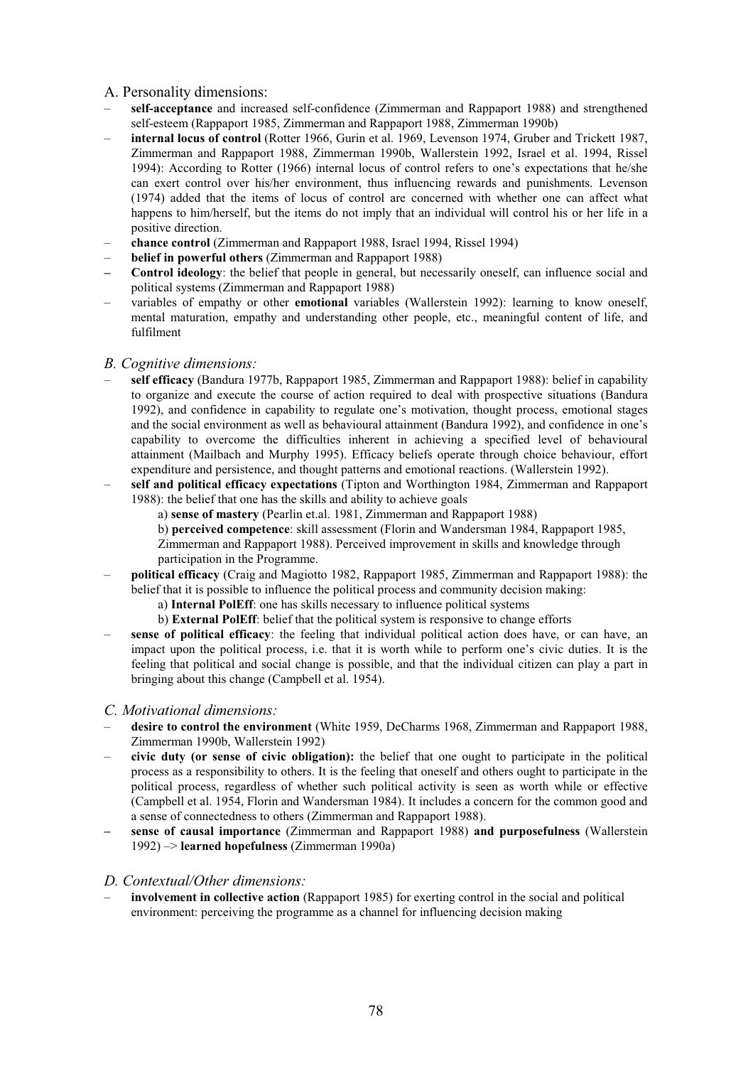A. Personality dimensions:

- **self-acceptance** and increased self-confidence (Zimmerman and Rappaport 1988) and strengthened self-esteem (Rappaport 1985, Zimmerman and Rappaport 1988, Zimmerman 1990b)
- **internal locus of control** (Rotter 1966, Gurin et al. 1969, Levenson 1974, Gruber and Trickett 1987, Zimmerman and Rappaport 1988, Zimmerman 1990b, Wallerstein 1992, Israel et al. 1994, Rissel 1994): According to Rotter (1966) internal locus of control refers to one's expectations that he/she can exert control over his/her environment, thus influencing rewards and punishments. Levenson (1974) added that the items of locus of control are concerned with whether one can affect what happens to him/herself, but the items do not imply that an individual will control his or her life in a positive direction.
- **chance control** (Zimmerman and Rappaport 1988, Israel 1994, Rissel 1994)
- **belief in powerful others** (Zimmerman and Rappaport 1988)
- **Control ideology**: the belief that people in general, but necessarily oneself, can influence social and political systems (Zimmerman and Rappaport 1988)
- variables of empathy or other **emotional** variables (Wallerstein 1992): learning to know oneself, mental maturation, empathy and understanding other people, etc., meaningful content of life, and fulfilment

*B. Cognitive dimensions:*

- **self efficacy** (Bandura 1977b, Rappaport 1985, Zimmerman and Rappaport 1988): belief in capability to organize and execute the course of action required to deal with prospective situations (Bandura 1992), and confidence in capability to regulate one's motivation, thought process, emotional stages and the social environment as well as behavioural attainment (Bandura 1992), and confidence in one's capability to overcome the difficulties inherent in achieving a specified level of behavioural attainment (Mailbach and Murphy 1995). Efficacy beliefs operate through choice behaviour, effort expenditure and persistence, and thought patterns and emotional reactions. (Wallerstein 1992).
- **self and political efficacy expectations** (Tipton and Worthington 1984, Zimmerman and Rappaport 1988): the belief that one has the skills and ability to achieve goals
  - a) **sense of mastery** (Pearlin et.al. 1981, Zimmerman and Rappaport 1988)
  - b) **perceived competence**: skill assessment (Florin and Wandersman 1984, Rappaport 1985, Zimmerman and Rappaport 1988). Perceived improvement in skills and knowledge through participation in the Programme.
- **political efficacy** (Craig and Magiotto 1982, Rappaport 1985, Zimmerman and Rappaport 1988): the belief that it is possible to influence the political process and community decision making:
  - a) **Internal PolEff**: one has skills necessary to influence political systems
  - b) **External PolEff**: belief that the political system is responsive to change efforts
- **sense of political efficacy**: the feeling that individual political action does have, or can have, an impact upon the political process, i.e. that it is worth while to perform one's civic duties. It is the feeling that political and social change is possible, and that the individual citizen can play a part in bringing about this change (Campbell et al. 1954).

*C. Motivational dimensions:*

- **desire to control the environment** (White 1959, DeCharms 1968, Zimmerman and Rappaport 1988, Zimmerman 1990b, Wallerstein 1992)
- **civic duty (or sense of civic obligation):** the belief that one ought to participate in the political process as a responsibility to others. It is the feeling that oneself and others ought to participate in the political process, regardless of whether such political activity is seen as worth while or effective (Campbell et al. 1954, Florin and Wandersman 1984). It includes a concern for the common good and a sense of connectedness to others (Zimmerman and Rappaport 1988).
- **sense of causal importance** (Zimmerman and Rappaport 1988) **and purposefulness** (Wallerstein 1992) –> **learned hopefulness** (Zimmerman 1990a)

*D. Contextual/Other dimensions:*

- **involvement in collective action** (Rappaport 1985) for exerting control in the social and political environment: perceiving the programme as a channel for influencing decision making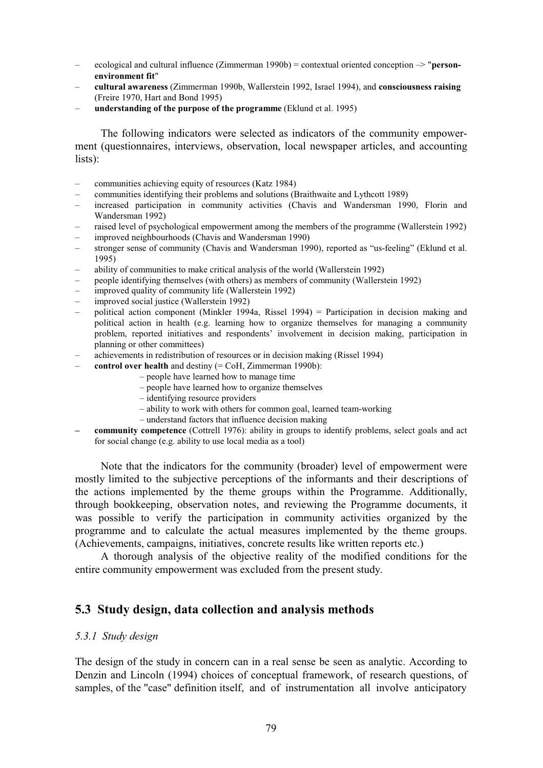- ecological and cultural influence (Zimmerman 1990b) = contextual oriented conception –> "**person-environment fit**"
- **cultural awareness** (Zimmerman 1990b, Wallerstein 1992, Israel 1994), and **consciousness raising** (Freire 1970, Hart and Bond 1995)
- **understanding of the purpose of the programme** (Eklund et al. 1995)

The following indicators were selected as indicators of the community empowerment (questionnaires, interviews, observation, local newspaper articles, and accounting lists):

- communities achieving equity of resources (Katz 1984)
- communities identifying their problems and solutions (Braithwaite and Lythcott 1989)
- increased participation in community activities (Chavis and Wandersman 1990, Florin and Wandersman 1992)
- raised level of psychological empowerment among the members of the programme (Wallerstein 1992)
- improved neighbourhoods (Chavis and Wandersman 1990)
- stronger sense of community (Chavis and Wandersman 1990), reported as "us-feeling" (Eklund et al. 1995)
- ability of communities to make critical analysis of the world (Wallerstein 1992)
- people identifying themselves (with others) as members of community (Wallerstein 1992)
- improved quality of community life (Wallerstein 1992)
- improved social justice (Wallerstein 1992)
- political action component (Minkler 1994a, Rissel 1994) = Participation in decision making and political action in health (e.g. learning how to organize themselves for managing a community problem, reported initiatives and respondents' involvement in decision making, participation in planning or other committees)
- achievements in redistribution of resources or in decision making (Rissel 1994)
- **control over health** and destiny (= CoH, Zimmerman 1990b):
  - people have learned how to manage time
  - people have learned how to organize themselves
  - identifying resource providers
  - ability to work with others for common goal, learned team-working
  - understand factors that influence decision making
- **community competence** (Cottrell 1976): ability in groups to identify problems, select goals and act for social change (e.g. ability to use local media as a tool)

Note that the indicators for the community (broader) level of empowerment were mostly limited to the subjective perceptions of the informants and their descriptions of the actions implemented by the theme groups within the Programme. Additionally, through bookkeeping, observation notes, and reviewing the Programme documents, it was possible to verify the participation in community activities organized by the programme and to calculate the actual measures implemented by the theme groups. (Achievements, campaigns, initiatives, concrete results like written reports etc.)

A thorough analysis of the objective reality of the modified conditions for the entire community empowerment was excluded from the present study.

## 5.3 Study design, data collection and analysis methods

### *5.3.1 Study design*

The design of the study in concern can in a real sense be seen as analytic. According to Denzin and Lincoln (1994) choices of conceptual framework, of research questions, of samples, of the "case" definition itself, and of instrumentation all involve anticipatory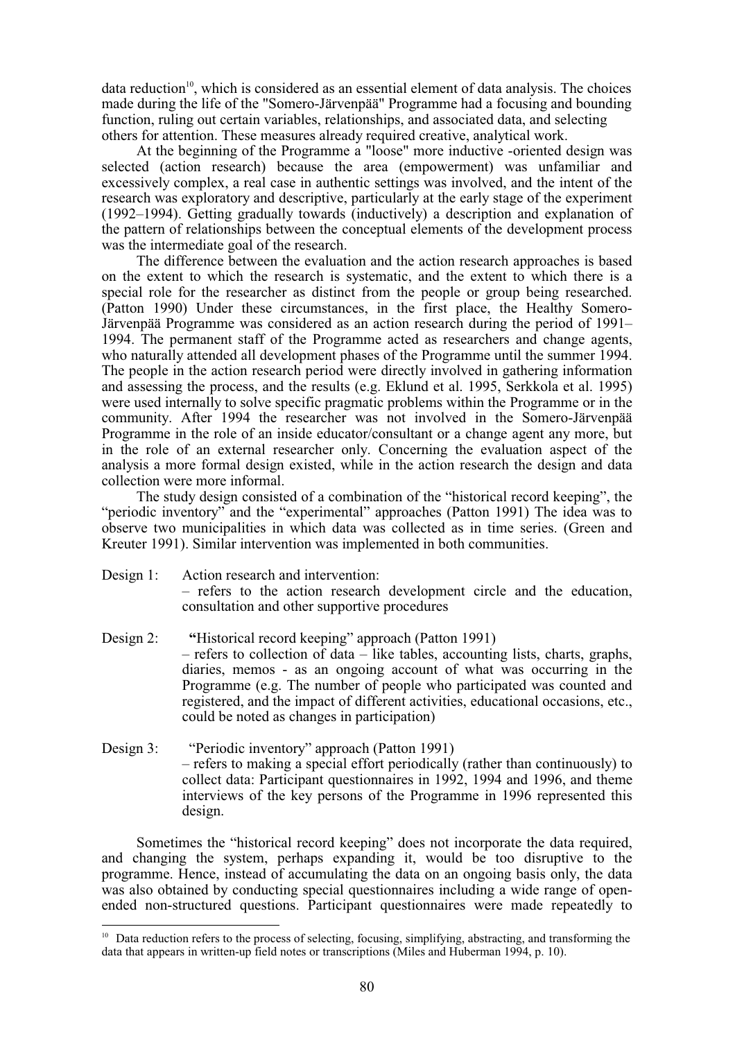data reduction[10], which is considered as an essential element of data analysis. The choices made during the life of the "Somero-Järvenpää" Programme had a focusing and bounding function, ruling out certain variables, relationships, and associated data, and selecting others for attention. These measures already required creative, analytical work.

At the beginning of the Programme a "loose" more inductive -oriented design was selected (action research) because the area (empowerment) was unfamiliar and excessively complex, a real case in authentic settings was involved, and the intent of the research was exploratory and descriptive, particularly at the early stage of the experiment (1992–1994). Getting gradually towards (inductively) a description and explanation of the pattern of relationships between the conceptual elements of the development process was the intermediate goal of the research.

The difference between the evaluation and the action research approaches is based on the extent to which the research is systematic, and the extent to which there is a special role for the researcher as distinct from the people or group being researched. (Patton 1990) Under these circumstances, in the first place, the Healthy Somero-Järvenpää Programme was considered as an action research during the period of 1991–1994. The permanent staff of the Programme acted as researchers and change agents, who naturally attended all development phases of the Programme until the summer 1994. The people in the action research period were directly involved in gathering information and assessing the process, and the results (e.g. Eklund et al. 1995, Serkkola et al. 1995) were used internally to solve specific pragmatic problems within the Programme or in the community. After 1994 the researcher was not involved in the Somero-Järvenpää Programme in the role of an inside educator/consultant or a change agent any more, but in the role of an external researcher only. Concerning the evaluation aspect of the analysis a more formal design existed, while in the action research the design and data collection were more informal.

The study design consisted of a combination of the "historical record keeping", the "periodic inventory" and the "experimental" approaches (Patton 1991) The idea was to observe two municipalities in which data was collected as in time series. (Green and Kreuter 1991). Similar intervention was implemented in both communities.

Design 1: Action research and intervention:
– refers to the action research development circle and the education, consultation and other supportive procedures

Design 2: **"**Historical record keeping" approach (Patton 1991)
– refers to collection of data – like tables, accounting lists, charts, graphs, diaries, memos - as an ongoing account of what was occurring in the Programme (e.g. The number of people who participated was counted and registered, and the impact of different activities, educational occasions, etc., could be noted as changes in participation)

Design 3: "Periodic inventory" approach (Patton 1991)
– refers to making a special effort periodically (rather than continuously) to collect data: Participant questionnaires in 1992, 1994 and 1996, and theme interviews of the key persons of the Programme in 1996 represented this design.

Sometimes the "historical record keeping" does not incorporate the data required, and changing the system, perhaps expanding it, would be too disruptive to the programme. Hence, instead of accumulating the data on an ongoing basis only, the data was also obtained by conducting special questionnaires including a wide range of open-ended non-structured questions. Participant questionnaires were made repeatedly to

[10] Data reduction refers to the process of selecting, focusing, simplifying, abstracting, and transforming the data that appears in written-up field notes or transcriptions (Miles and Huberman 1994, p. 10).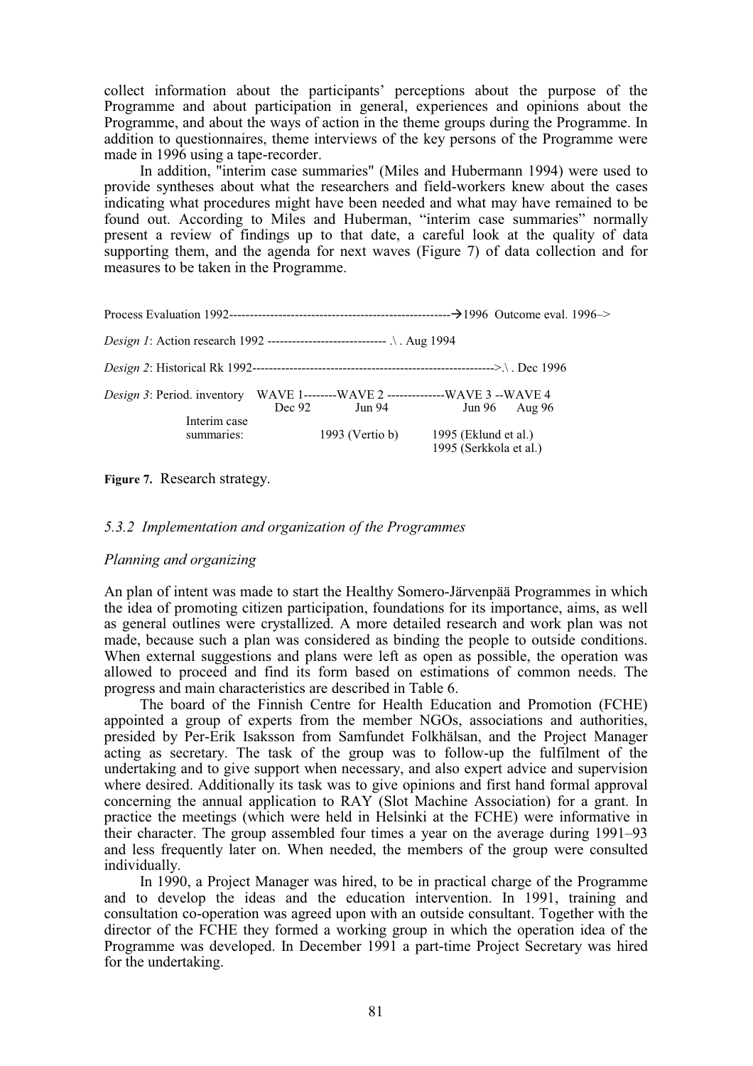collect information about the participants' perceptions about the purpose of the Programme and about participation in general, experiences and opinions about the Programme, and about the ways of action in the theme groups during the Programme. In addition to questionnaires, theme interviews of the key persons of the Programme were made in 1996 using a tape-recorder.

In addition, "interim case summaries" (Miles and Hubermann 1994) were used to provide syntheses about what the researchers and field-workers knew about the cases indicating what procedures might have been needed and what may have remained to be found out. According to Miles and Huberman, "interim case summaries" normally present a review of findings up to that date, a careful look at the quality of data supporting them, and the agenda for next waves (Figure 7) of data collection and for measures to be taken in the Programme.

```
Process Evaluation 1992------------------------------------------------------→1996  Outcome eval. 1996–>

Design 1: Action research 1992 ----------------------------- .\ . Aug 1994

Design 2: Historical Rk 1992------------------------------------------------------------>.\ . Dec 1996

Design 3: Period. inventory    WAVE 1--------WAVE 2 --------------WAVE 3 --WAVE 4
                                 Dec 92        Jun 94               Jun 96    Aug 96
          Interim case
          summaries:                       1993 (Vertio b)      1995 (Eklund et al.)
                                                                1995 (Serkkola et al.)
```

**Figure 7.** Research strategy.

### *5.3.2 Implementation and organization of the Programmes*

*Planning and organizing*

An plan of intent was made to start the Healthy Somero-Järvenpää Programmes in which the idea of promoting citizen participation, foundations for its importance, aims, as well as general outlines were crystallized. A more detailed research and work plan was not made, because such a plan was considered as binding the people to outside conditions. When external suggestions and plans were left as open as possible, the operation was allowed to proceed and find its form based on estimations of common needs. The progress and main characteristics are described in Table 6.

The board of the Finnish Centre for Health Education and Promotion (FCHE) appointed a group of experts from the member NGOs, associations and authorities, presided by Per-Erik Isaksson from Samfundet Folkhälsan, and the Project Manager acting as secretary. The task of the group was to follow-up the fulfilment of the undertaking and to give support when necessary, and also expert advice and supervision where desired. Additionally its task was to give opinions and first hand formal approval concerning the annual application to RAY (Slot Machine Association) for a grant. In practice the meetings (which were held in Helsinki at the FCHE) were informative in their character. The group assembled four times a year on the average during 1991–93 and less frequently later on. When needed, the members of the group were consulted individually.

In 1990, a Project Manager was hired, to be in practical charge of the Programme and to develop the ideas and the education intervention. In 1991, training and consultation co-operation was agreed upon with an outside consultant. Together with the director of the FCHE they formed a working group in which the operation idea of the Programme was developed. In December 1991 a part-time Project Secretary was hired for the undertaking.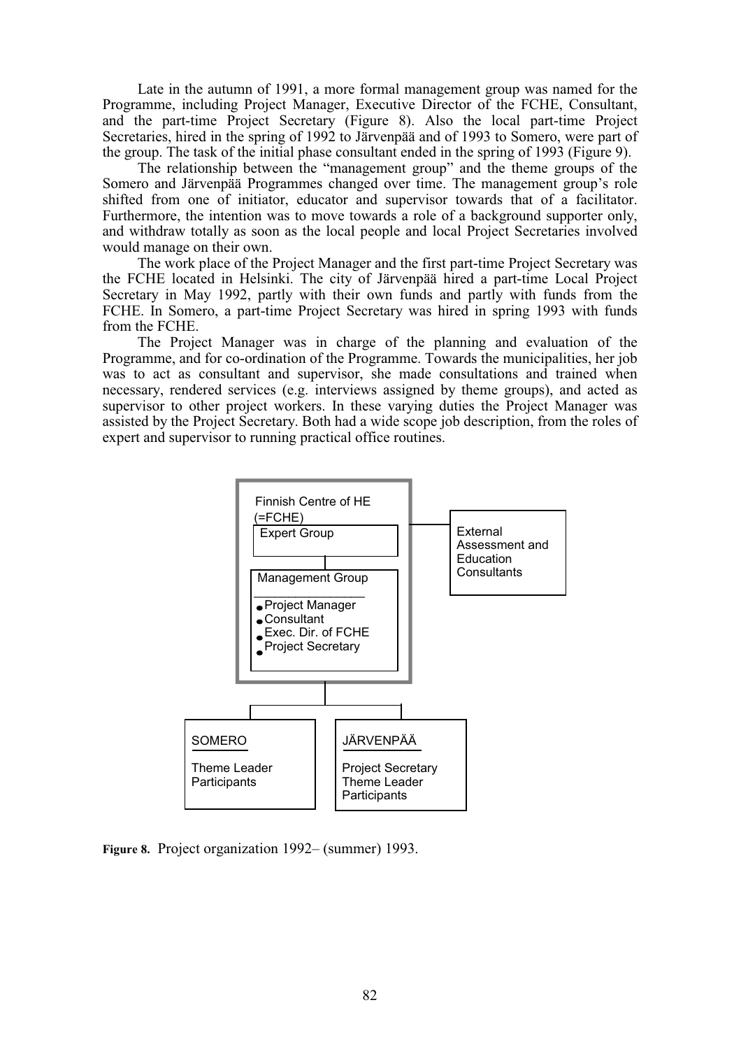Late in the autumn of 1991, a more formal management group was named for the Programme, including Project Manager, Executive Director of the FCHE, Consultant, and the part-time Project Secretary (Figure 8). Also the local part-time Project Secretaries, hired in the spring of 1992 to Järvenpää and of 1993 to Somero, were part of the group. The task of the initial phase consultant ended in the spring of 1993 (Figure 9).

The relationship between the "management group" and the theme groups of the Somero and Järvenpää Programmes changed over time. The management group's role shifted from one of initiator, educator and supervisor towards that of a facilitator. Furthermore, the intention was to move towards a role of a background supporter only, and withdraw totally as soon as the local people and local Project Secretaries involved would manage on their own.

The work place of the Project Manager and the first part-time Project Secretary was the FCHE located in Helsinki. The city of Järvenpää hired a part-time Local Project Secretary in May 1992, partly with their own funds and partly with funds from the FCHE. In Somero, a part-time Project Secretary was hired in spring 1993 with funds from the FCHE.

The Project Manager was in charge of the planning and evaluation of the Programme, and for co-ordination of the Programme. Towards the municipalities, her job was to act as consultant and supervisor, she made consultations and trained when necessary, rendered services (e.g. interviews assigned by theme groups), and acted as supervisor to other project workers. In these varying duties the Project Manager was assisted by the Project Secretary. Both had a wide scope job description, from the roles of expert and supervisor to running practical office routines.

Finnish Centre of HE (=FCHE)

Expert Group

Management Group
- Project Manager
- Consultant
- Exec. Dir. of FCHE
- Project Secretary

External Assessment and Education Consultants

SOMERO
Theme Leader
Participants

JÄRVENPÄÄ
Project Secretary
Theme Leader
Participants

**Figure 8.** Project organization 1992– (summer) 1993.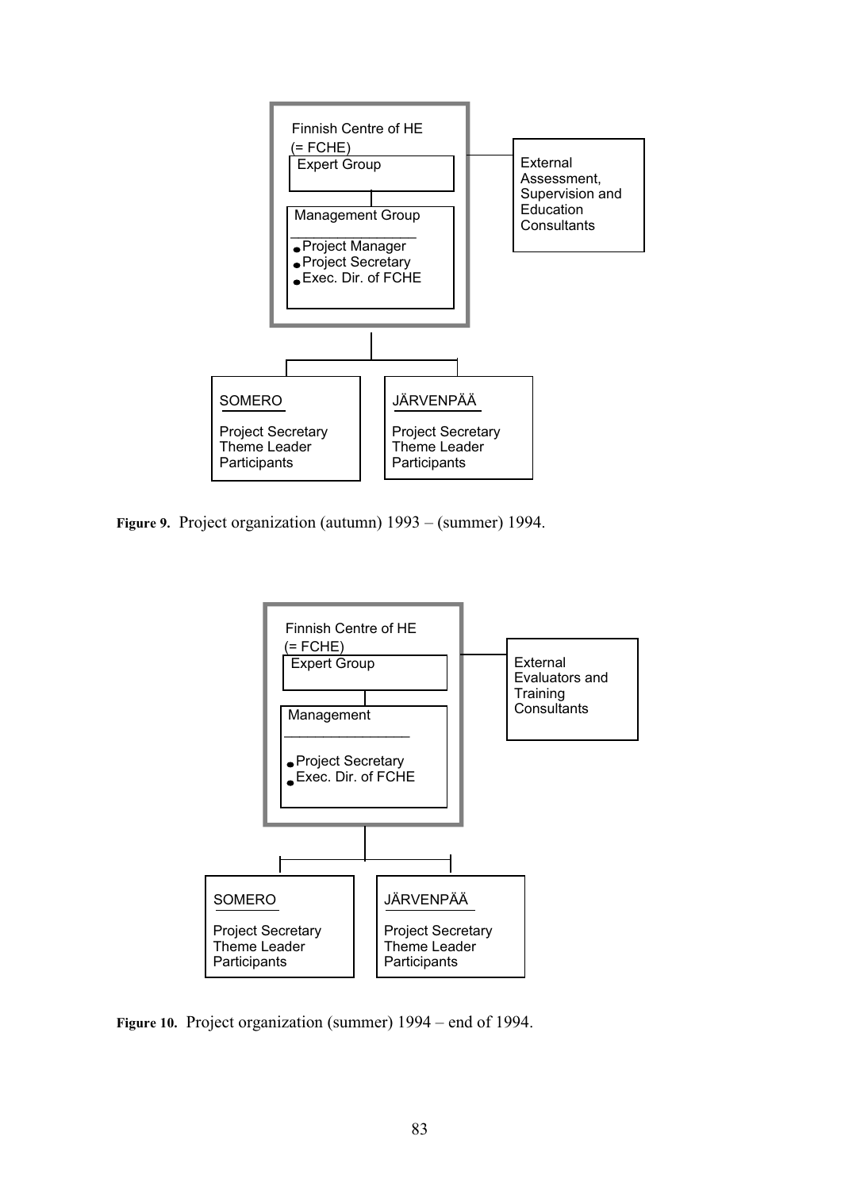Finnish Centre of HE
(= FCHE)

Expert Group

Management Group

- Project Manager
- Project Secretary
- Exec. Dir. of FCHE

External Assessment, Supervision and Education Consultants

SOMERO

Project Secretary
Theme Leader
Participants

JÄRVENPÄÄ

Project Secretary
Theme Leader
Participants

**Figure 9.** Project organization (autumn) 1993 – (summer) 1994.

Finnish Centre of HE
(= FCHE)

Expert Group

Management

- Project Secretary
- Exec. Dir. of FCHE

External Evaluators and Training Consultants

SOMERO

Project Secretary
Theme Leader
Participants

JÄRVENPÄÄ

Project Secretary
Theme Leader
Participants

**Figure 10.** Project organization (summer) 1994 – end of 1994.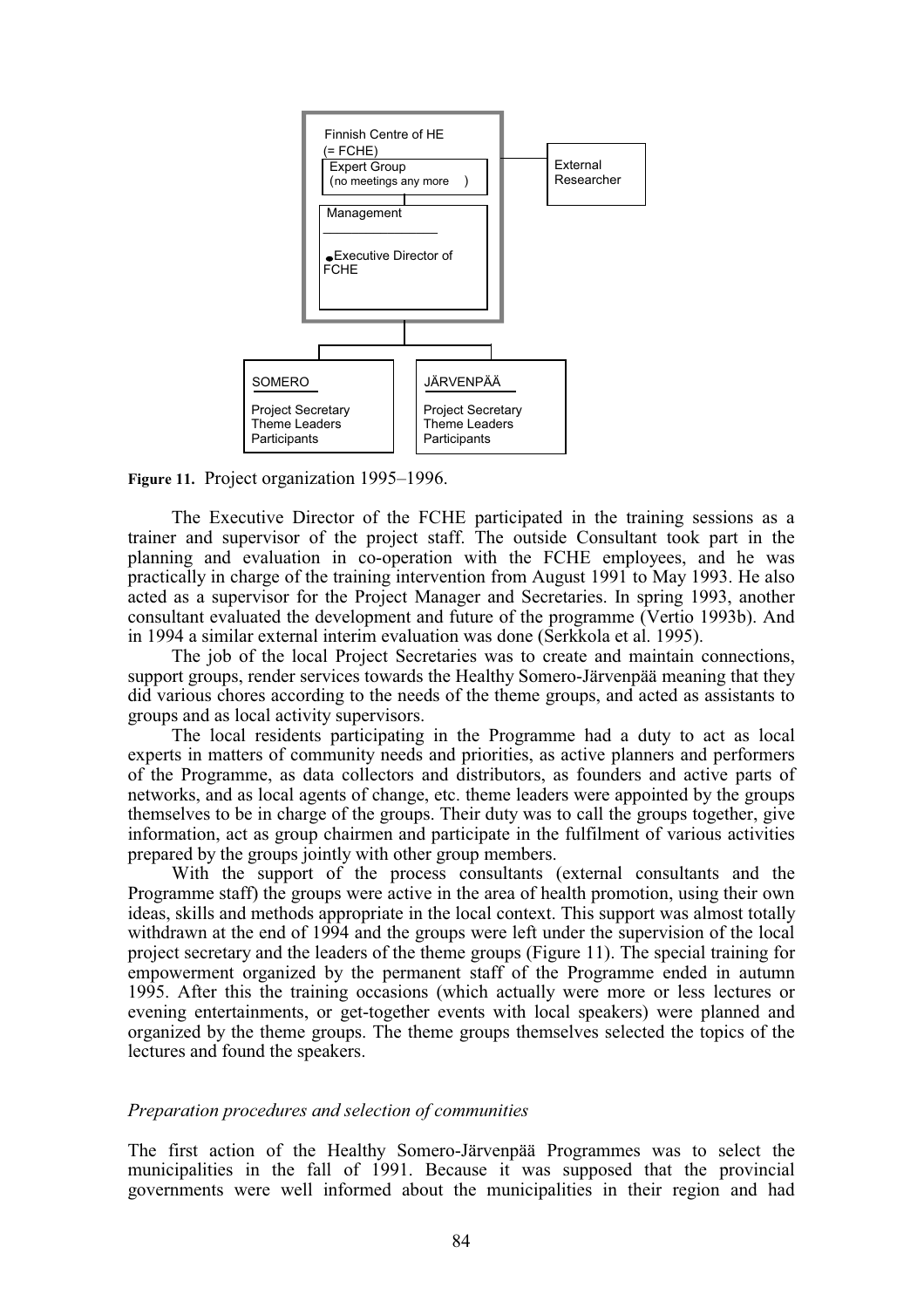Finnish Centre of HE (= FCHE)

Expert Group (no meetings any more )

Management

- Executive Director of FCHE

External Researcher

SOMERO

Project Secretary
Theme Leaders
Participants

JÄRVENPÄÄ

Project Secretary
Theme Leaders
Participants

**Figure 11.** Project organization 1995–1996.

The Executive Director of the FCHE participated in the training sessions as a trainer and supervisor of the project staff. The outside Consultant took part in the planning and evaluation in co-operation with the FCHE employees, and he was practically in charge of the training intervention from August 1991 to May 1993. He also acted as a supervisor for the Project Manager and Secretaries. In spring 1993, another consultant evaluated the development and future of the programme (Vertio 1993b). And in 1994 a similar external interim evaluation was done (Serkkola et al. 1995).

The job of the local Project Secretaries was to create and maintain connections, support groups, render services towards the Healthy Somero-Järvenpää meaning that they did various chores according to the needs of the theme groups, and acted as assistants to groups and as local activity supervisors.

The local residents participating in the Programme had a duty to act as local experts in matters of community needs and priorities, as active planners and performers of the Programme, as data collectors and distributors, as founders and active parts of networks, and as local agents of change, etc. theme leaders were appointed by the groups themselves to be in charge of the groups. Their duty was to call the groups together, give information, act as group chairmen and participate in the fulfilment of various activities prepared by the groups jointly with other group members.

With the support of the process consultants (external consultants and the Programme staff) the groups were active in the area of health promotion, using their own ideas, skills and methods appropriate in the local context. This support was almost totally withdrawn at the end of 1994 and the groups were left under the supervision of the local project secretary and the leaders of the theme groups (Figure 11). The special training for empowerment organized by the permanent staff of the Programme ended in autumn 1995. After this the training occasions (which actually were more or less lectures or evening entertainments, or get-together events with local speakers) were planned and organized by the theme groups. The theme groups themselves selected the topics of the lectures and found the speakers.

*Preparation procedures and selection of communities*

The first action of the Healthy Somero-Järvenpää Programmes was to select the municipalities in the fall of 1991. Because it was supposed that the provincial governments were well informed about the municipalities in their region and had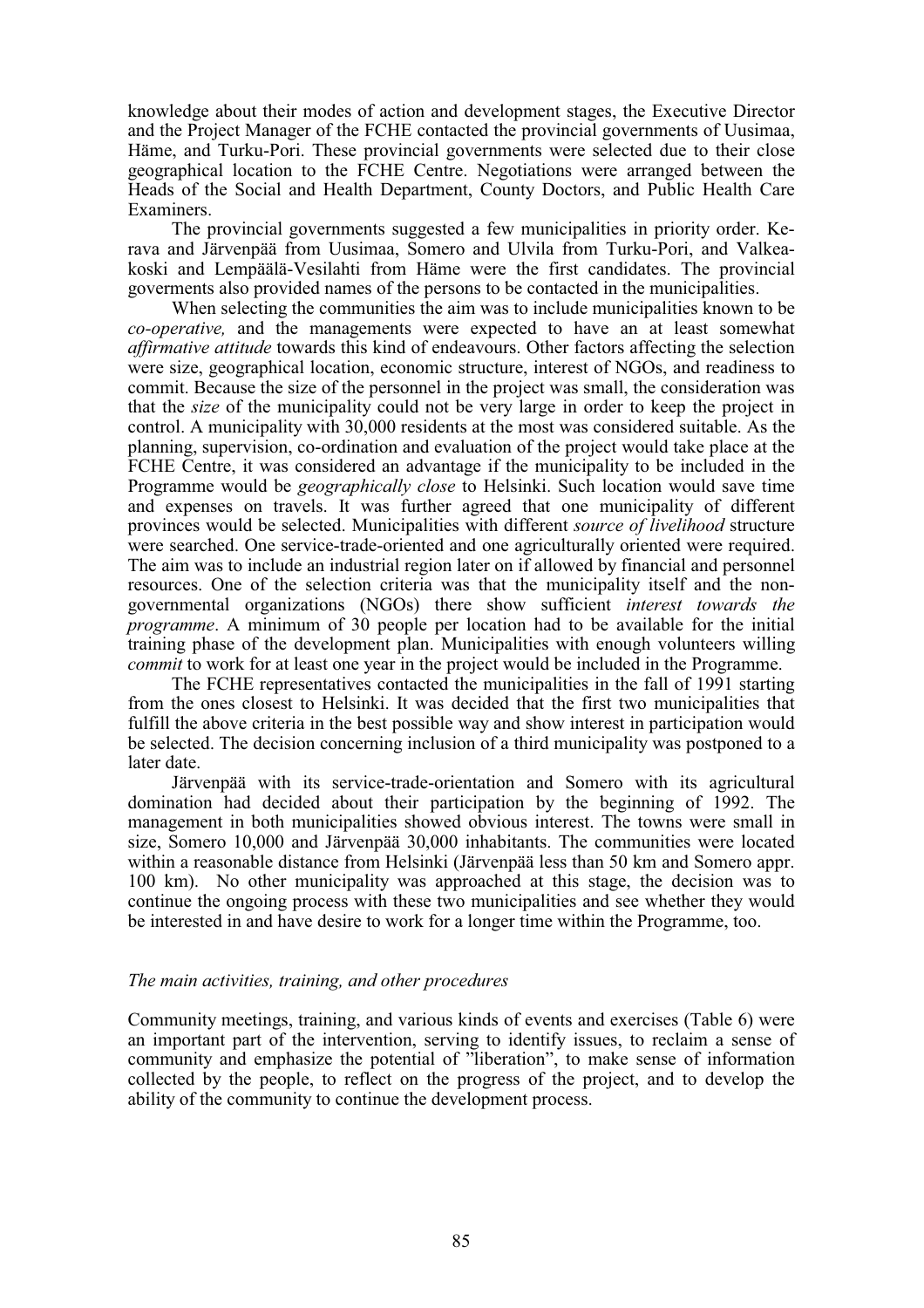knowledge about their modes of action and development stages, the Executive Director and the Project Manager of the FCHE contacted the provincial governments of Uusimaa, Häme, and Turku-Pori. These provincial governments were selected due to their close geographical location to the FCHE Centre. Negotiations were arranged between the Heads of the Social and Health Department, County Doctors, and Public Health Care Examiners.

The provincial governments suggested a few municipalities in priority order. Kerava and Järvenpää from Uusimaa, Somero and Ulvila from Turku-Pori, and Valkeakoski and Lempäälä-Vesilahti from Häme were the first candidates. The provincial goverments also provided names of the persons to be contacted in the municipalities.

When selecting the communities the aim was to include municipalities known to be *co-operative,* and the managements were expected to have an at least somewhat *affirmative attitude* towards this kind of endeavours. Other factors affecting the selection were size, geographical location, economic structure, interest of NGOs, and readiness to commit. Because the size of the personnel in the project was small, the consideration was that the *size* of the municipality could not be very large in order to keep the project in control. A municipality with 30,000 residents at the most was considered suitable. As the planning, supervision, co-ordination and evaluation of the project would take place at the FCHE Centre, it was considered an advantage if the municipality to be included in the Programme would be *geographically close* to Helsinki. Such location would save time and expenses on travels. It was further agreed that one municipality of different provinces would be selected. Municipalities with different *source of livelihood* structure were searched. One service-trade-oriented and one agriculturally oriented were required. The aim was to include an industrial region later on if allowed by financial and personnel resources. One of the selection criteria was that the municipality itself and the non-governmental organizations (NGOs) there show sufficient *interest towards the programme*. A minimum of 30 people per location had to be available for the initial training phase of the development plan. Municipalities with enough volunteers willing *commit* to work for at least one year in the project would be included in the Programme.

The FCHE representatives contacted the municipalities in the fall of 1991 starting from the ones closest to Helsinki. It was decided that the first two municipalities that fulfill the above criteria in the best possible way and show interest in participation would be selected. The decision concerning inclusion of a third municipality was postponed to a later date.

Järvenpää with its service-trade-orientation and Somero with its agricultural domination had decided about their participation by the beginning of 1992. The management in both municipalities showed obvious interest. The towns were small in size, Somero 10,000 and Järvenpää 30,000 inhabitants. The communities were located within a reasonable distance from Helsinki (Järvenpää less than 50 km and Somero appr. 100 km). No other municipality was approached at this stage, the decision was to continue the ongoing process with these two municipalities and see whether they would be interested in and have desire to work for a longer time within the Programme, too.

*The main activities, training, and other procedures*

Community meetings, training, and various kinds of events and exercises (Table 6) were an important part of the intervention, serving to identify issues, to reclaim a sense of community and emphasize the potential of "liberation", to make sense of information collected by the people, to reflect on the progress of the project, and to develop the ability of the community to continue the development process.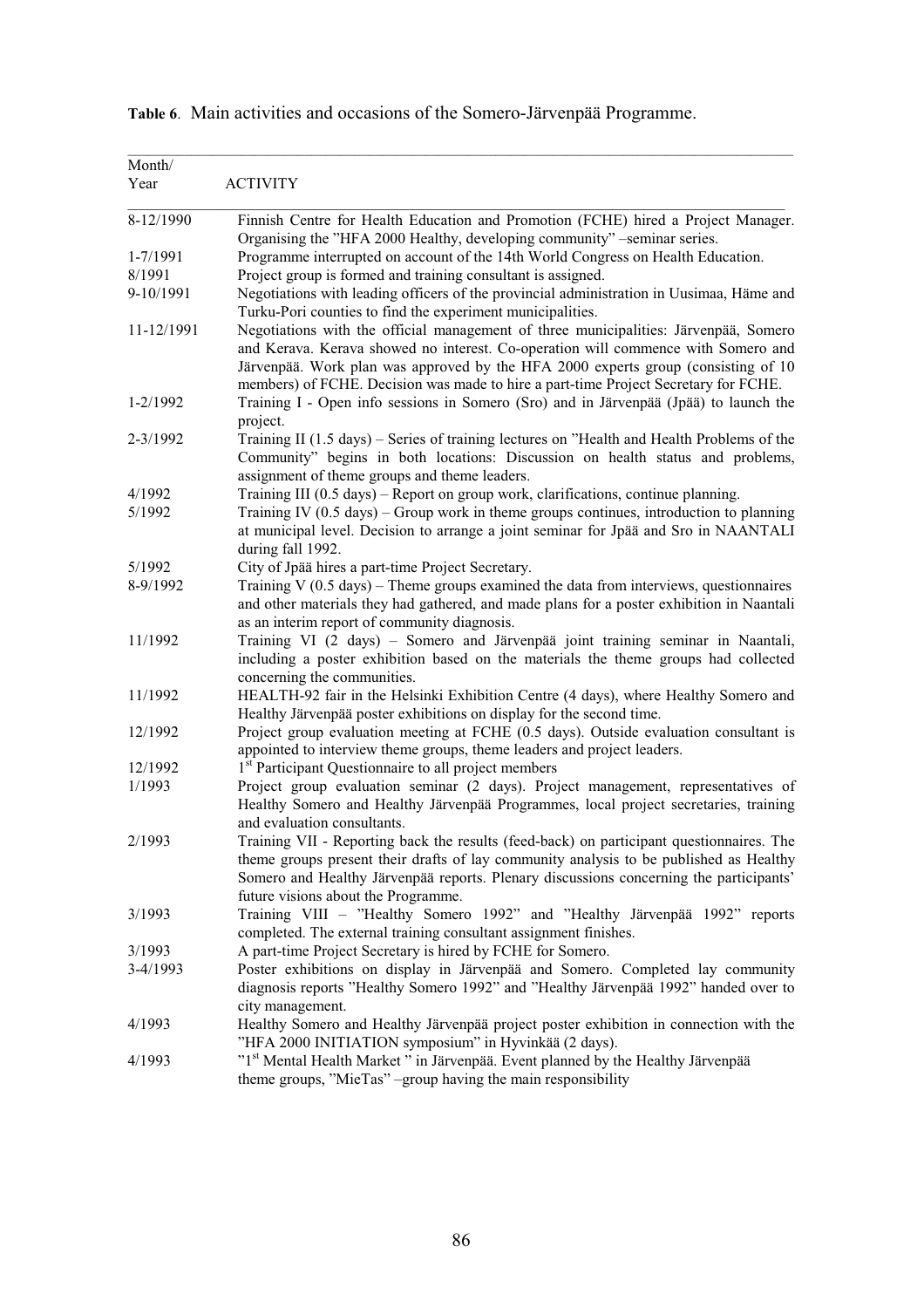**Table 6**. Main activities and occasions of the Somero-Järvenpää Programme.

| Month/ Year | ACTIVITY |
|---|---|
| 8-12/1990 | Finnish Centre for Health Education and Promotion (FCHE) hired a Project Manager. Organising the "HFA 2000 Healthy, developing community" –seminar series. |
| 1-7/1991 | Programme interrupted on account of the 14th World Congress on Health Education. |
| 8/1991 | Project group is formed and training consultant is assigned. |
| 9-10/1991 | Negotiations with leading officers of the provincial administration in Uusimaa, Häme and Turku-Pori counties to find the experiment municipalities. |
| 11-12/1991 | Negotiations with the official management of three municipalities: Järvenpää, Somero and Kerava. Kerava showed no interest. Co-operation will commence with Somero and Järvenpää. Work plan was approved by the HFA 2000 experts group (consisting of 10 members) of FCHE. Decision was made to hire a part-time Project Secretary for FCHE. |
| 1-2/1992 | Training I - Open info sessions in Somero (Sro) and in Järvenpää (Jpää) to launch the project. |
| 2-3/1992 | Training II (1.5 days) – Series of training lectures on "Health and Health Problems of the Community" begins in both locations: Discussion on health status and problems, assignment of theme groups and theme leaders. |
| 4/1992 | Training III (0.5 days) – Report on group work, clarifications, continue planning. |
| 5/1992 | Training IV (0.5 days) – Group work in theme groups continues, introduction to planning at municipal level. Decision to arrange a joint seminar for Jpää and Sro in NAANTALI during fall 1992. |
| 5/1992 | City of Jpää hires a part-time Project Secretary. |
| 8-9/1992 | Training V (0.5 days) – Theme groups examined the data from interviews, questionnaires and other materials they had gathered, and made plans for a poster exhibition in Naantali as an interim report of community diagnosis. |
| 11/1992 | Training VI (2 days) – Somero and Järvenpää joint training seminar in Naantali, including a poster exhibition based on the materials the theme groups had collected concerning the communities. |
| 11/1992 | HEALTH-92 fair in the Helsinki Exhibition Centre (4 days), where Healthy Somero and Healthy Järvenpää poster exhibitions on display for the second time. |
| 12/1992 | Project group evaluation meeting at FCHE (0.5 days). Outside evaluation consultant is appointed to interview theme groups, theme leaders and project leaders. |
| 12/1992 | 1st Participant Questionnaire to all project members |
| 1/1993 | Project group evaluation seminar (2 days). Project management, representatives of Healthy Somero and Healthy Järvenpää Programmes, local project secretaries, training and evaluation consultants. |
| 2/1993 | Training VII - Reporting back the results (feed-back) on participant questionnaires. The theme groups present their drafts of lay community analysis to be published as Healthy Somero and Healthy Järvenpää reports. Plenary discussions concerning the participants' future visions about the Programme. |
| 3/1993 | Training VIII – "Healthy Somero 1992" and "Healthy Järvenpää 1992" reports completed. The external training consultant assignment finishes. |
| 3/1993 | A part-time Project Secretary is hired by FCHE for Somero. |
| 3-4/1993 | Poster exhibitions on display in Järvenpää and Somero. Completed lay community diagnosis reports "Healthy Somero 1992" and "Healthy Järvenpää 1992" handed over to city management. |
| 4/1993 | Healthy Somero and Healthy Järvenpää project poster exhibition in connection with the "HFA 2000 INITIATION symposium" in Hyvinkää (2 days). |
| 4/1993 | "1st Mental Health Market " in Järvenpää. Event planned by the Healthy Järvenpää theme groups, "MieTas" –group having the main responsibility |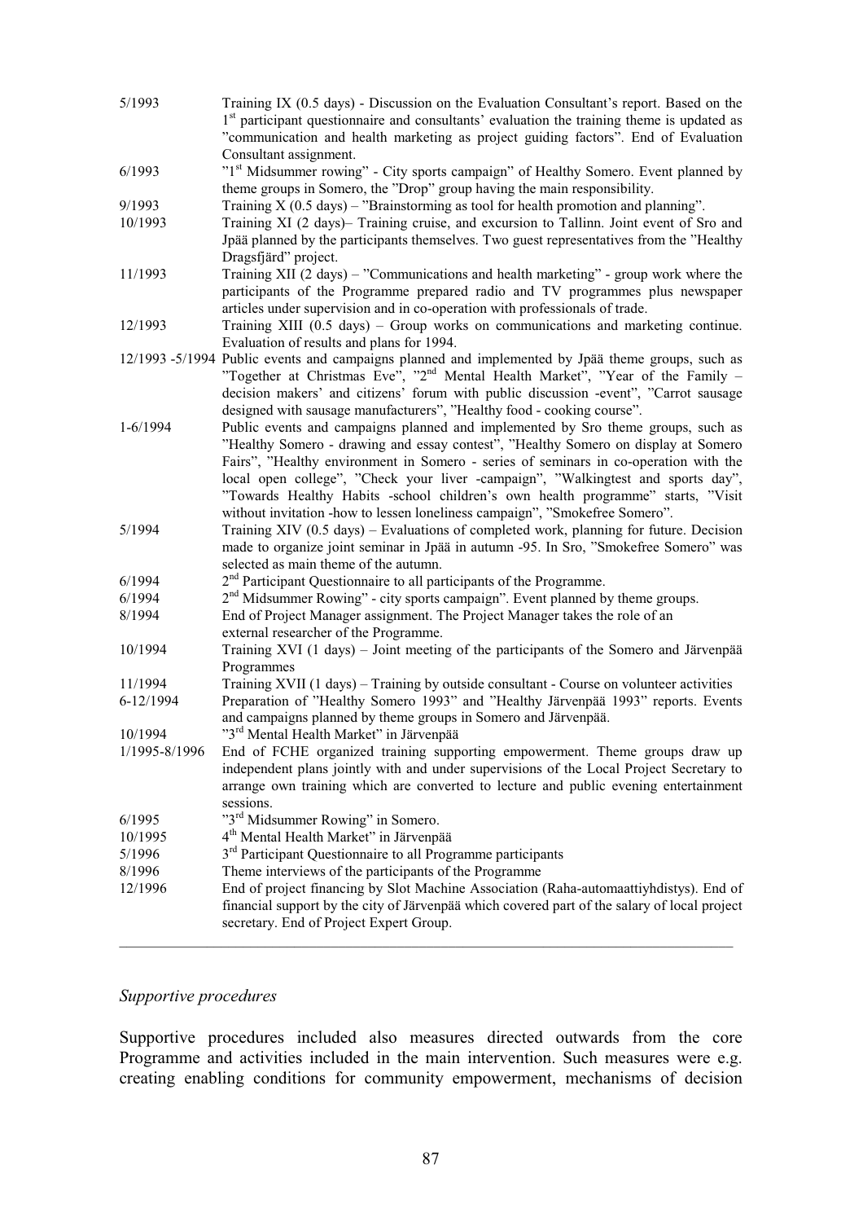| | |
|---|---|
| 5/1993 | Training IX (0.5 days) - Discussion on the Evaluation Consultant's report. Based on the 1st participant questionnaire and consultants' evaluation the training theme is updated as "communication and health marketing as project guiding factors". End of Evaluation Consultant assignment. |
| 6/1993 | "1st Midsummer rowing" - City sports campaign" of Healthy Somero. Event planned by theme groups in Somero, the "Drop" group having the main responsibility. |
| 9/1993 | Training X (0.5 days) – "Brainstorming as tool for health promotion and planning". |
| 10/1993 | Training XI (2 days)– Training cruise, and excursion to Tallinn. Joint event of Sro and Jpää planned by the participants themselves. Two guest representatives from the "Healthy Dragsfjärd" project. |
| 11/1993 | Training XII (2 days) – "Communications and health marketing" - group work where the participants of the Programme prepared radio and TV programmes plus newspaper articles under supervision and in co-operation with professionals of trade. |
| 12/1993 | Training XIII (0.5 days) – Group works on communications and marketing continue. Evaluation of results and plans for 1994. |
| 12/1993 -5/1994 | Public events and campaigns planned and implemented by Jpää theme groups, such as "Together at Christmas Eve", "2nd Mental Health Market", "Year of the Family – decision makers' and citizens' forum with public discussion -event", "Carrot sausage designed with sausage manufacturers", "Healthy food - cooking course". |
| 1-6/1994 | Public events and campaigns planned and implemented by Sro theme groups, such as "Healthy Somero - drawing and essay contest", "Healthy Somero on display at Somero Fairs", "Healthy environment in Somero - series of seminars in co-operation with the local open college", "Check your liver -campaign", "Walkingtest and sports day", "Towards Healthy Habits -school children's own health programme" starts, "Visit without invitation -how to lessen loneliness campaign", "Smokefree Somero". |
| 5/1994 | Training XIV (0.5 days) – Evaluations of completed work, planning for future. Decision made to organize joint seminar in Jpää in autumn -95. In Sro, "Smokefree Somero" was selected as main theme of the autumn. |
| 6/1994 | 2nd Participant Questionnaire to all participants of the Programme. |
| 6/1994 | 2nd Midsummer Rowing" - city sports campaign". Event planned by theme groups. |
| 8/1994 | End of Project Manager assignment. The Project Manager takes the role of an external researcher of the Programme. |
| 10/1994 | Training XVI (1 days) – Joint meeting of the participants of the Somero and Järvenpää Programmes |
| 11/1994 | Training XVII (1 days) – Training by outside consultant - Course on volunteer activities |
| 6-12/1994 | Preparation of "Healthy Somero 1993" and "Healthy Järvenpää 1993" reports. Events and campaigns planned by theme groups in Somero and Järvenpää. |
| 10/1994 | "3rd Mental Health Market" in Järvenpää |
| 1/1995-8/1996 | End of FCHE organized training supporting empowerment. Theme groups draw up independent plans jointly with and under supervisions of the Local Project Secretary to arrange own training which are converted to lecture and public evening entertainment sessions. |
| 6/1995 | "3rd Midsummer Rowing" in Somero. |
| 10/1995 | 4th Mental Health Market" in Järvenpää |
| 5/1996 | 3rd Participant Questionnaire to all Programme participants |
| 8/1996 | Theme interviews of the participants of the Programme |
| 12/1996 | End of project financing by Slot Machine Association (Raha-automaattiyhdistys). End of financial support by the city of Järvenpää which covered part of the salary of local project secretary. End of Project Expert Group. |

*Supportive procedures*

Supportive procedures included also measures directed outwards from the core Programme and activities included in the main intervention. Such measures were e.g. creating enabling conditions for community empowerment, mechanisms of decision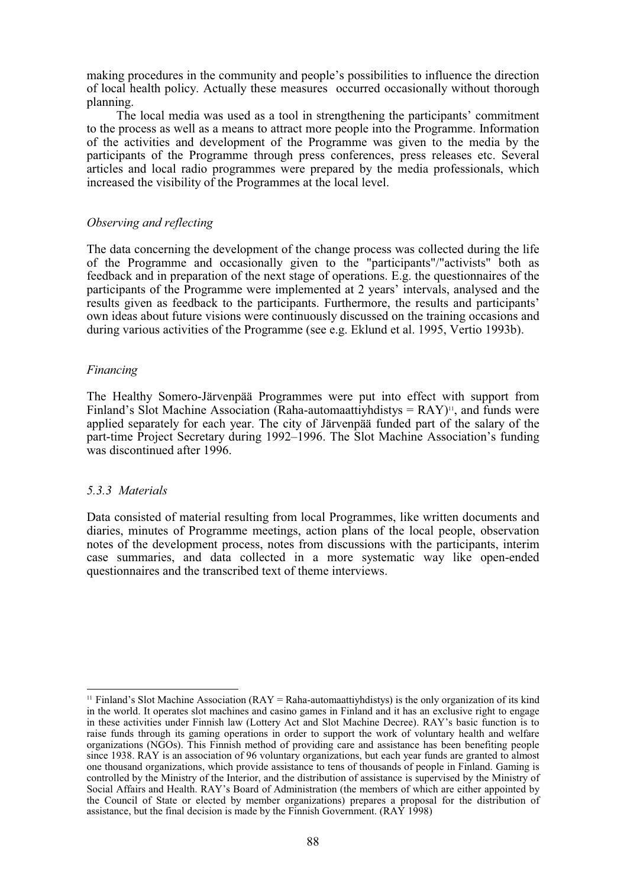making procedures in the community and people's possibilities to influence the direction of local health policy. Actually these measures occurred occasionally without thorough planning.

The local media was used as a tool in strengthening the participants' commitment to the process as well as a means to attract more people into the Programme. Information of the activities and development of the Programme was given to the media by the participants of the Programme through press conferences, press releases etc. Several articles and local radio programmes were prepared by the media professionals, which increased the visibility of the Programmes at the local level.

*Observing and reflecting*

The data concerning the development of the change process was collected during the life of the Programme and occasionally given to the "participants"/"activists" both as feedback and in preparation of the next stage of operations. E.g. the questionnaires of the participants of the Programme were implemented at 2 years' intervals, analysed and the results given as feedback to the participants. Furthermore, the results and participants' own ideas about future visions were continuously discussed on the training occasions and during various activities of the Programme (see e.g. Eklund et al. 1995, Vertio 1993b).

*Financing*

The Healthy Somero-Järvenpää Programmes were put into effect with support from Finland's Slot Machine Association (Raha-automaattiyhdistys = RAY)[11], and funds were applied separately for each year. The city of Järvenpää funded part of the salary of the part-time Project Secretary during 1992–1996. The Slot Machine Association's funding was discontinued after 1996.

### *5.3.3 Materials*

Data consisted of material resulting from local Programmes, like written documents and diaries, minutes of Programme meetings, action plans of the local people, observation notes of the development process, notes from discussions with the participants, interim case summaries, and data collected in a more systematic way like open-ended questionnaires and the transcribed text of theme interviews.

---

[11] Finland's Slot Machine Association (RAY = Raha-automaattiyhdistys) is the only organization of its kind in the world. It operates slot machines and casino games in Finland and it has an exclusive right to engage in these activities under Finnish law (Lottery Act and Slot Machine Decree). RAY's basic function is to raise funds through its gaming operations in order to support the work of voluntary health and welfare organizations (NGOs). This Finnish method of providing care and assistance has been benefiting people since 1938. RAY is an association of 96 voluntary organizations, but each year funds are granted to almost one thousand organizations, which provide assistance to tens of thousands of people in Finland. Gaming is controlled by the Ministry of the Interior, and the distribution of assistance is supervised by the Ministry of Social Affairs and Health. RAY's Board of Administration (the members of which are either appointed by the Council of State or elected by member organizations) prepares a proposal for the distribution of assistance, but the final decision is made by the Finnish Government. (RAY 1998)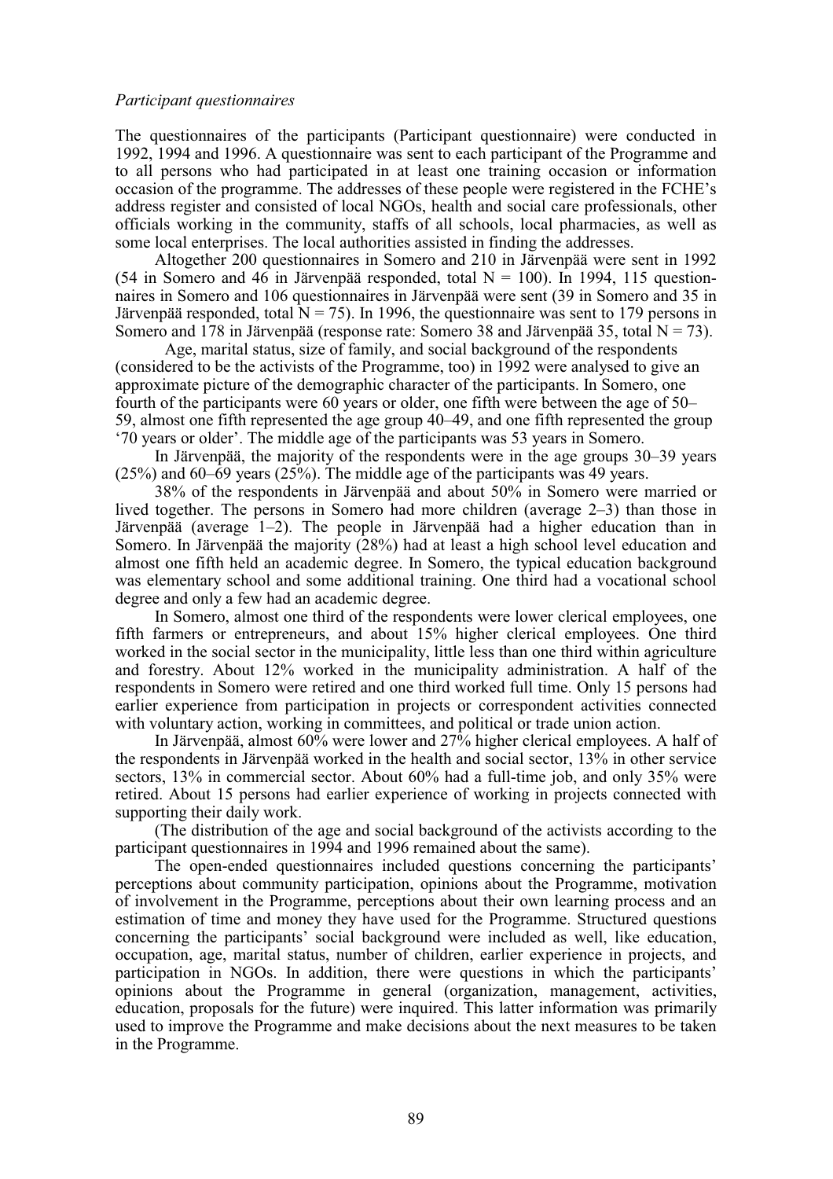*Participant questionnaires*

The questionnaires of the participants (Participant questionnaire) were conducted in 1992, 1994 and 1996. A questionnaire was sent to each participant of the Programme and to all persons who had participated in at least one training occasion or information occasion of the programme. The addresses of these people were registered in the FCHE's address register and consisted of local NGOs, health and social care professionals, other officials working in the community, staffs of all schools, local pharmacies, as well as some local enterprises. The local authorities assisted in finding the addresses.

Altogether 200 questionnaires in Somero and 210 in Järvenpää were sent in 1992 (54 in Somero and 46 in Järvenpää responded, total N = 100). In 1994, 115 questionnaires in Somero and 106 questionnaires in Järvenpää were sent (39 in Somero and 35 in Järvenpää responded, total N = 75). In 1996, the questionnaire was sent to 179 persons in Somero and 178 in Järvenpää (response rate: Somero 38 and Järvenpää 35, total N = 73).

Age, marital status, size of family, and social background of the respondents (considered to be the activists of the Programme, too) in 1992 were analysed to give an approximate picture of the demographic character of the participants. In Somero, one fourth of the participants were 60 years or older, one fifth were between the age of 50–59, almost one fifth represented the age group 40–49, and one fifth represented the group '70 years or older'. The middle age of the participants was 53 years in Somero.

In Järvenpää, the majority of the respondents were in the age groups 30–39 years (25%) and 60–69 years (25%). The middle age of the participants was 49 years.

38% of the respondents in Järvenpää and about 50% in Somero were married or lived together. The persons in Somero had more children (average 2–3) than those in Järvenpää (average 1–2). The people in Järvenpää had a higher education than in Somero. In Järvenpää the majority (28%) had at least a high school level education and almost one fifth held an academic degree. In Somero, the typical education background was elementary school and some additional training. One third had a vocational school degree and only a few had an academic degree.

In Somero, almost one third of the respondents were lower clerical employees, one fifth farmers or entrepreneurs, and about 15% higher clerical employees. One third worked in the social sector in the municipality, little less than one third within agriculture and forestry. About 12% worked in the municipality administration. A half of the respondents in Somero were retired and one third worked full time. Only 15 persons had earlier experience from participation in projects or correspondent activities connected with voluntary action, working in committees, and political or trade union action.

In Järvenpää, almost 60% were lower and 27% higher clerical employees. A half of the respondents in Järvenpää worked in the health and social sector, 13% in other service sectors, 13% in commercial sector. About 60% had a full-time job, and only 35% were retired. About 15 persons had earlier experience of working in projects connected with supporting their daily work.

(The distribution of the age and social background of the activists according to the participant questionnaires in 1994 and 1996 remained about the same).

The open-ended questionnaires included questions concerning the participants' perceptions about community participation, opinions about the Programme, motivation of involvement in the Programme, perceptions about their own learning process and an estimation of time and money they have used for the Programme. Structured questions concerning the participants' social background were included as well, like education, occupation, age, marital status, number of children, earlier experience in projects, and participation in NGOs. In addition, there were questions in which the participants' opinions about the Programme in general (organization, management, activities, education, proposals for the future) were inquired. This latter information was primarily used to improve the Programme and make decisions about the next measures to be taken in the Programme.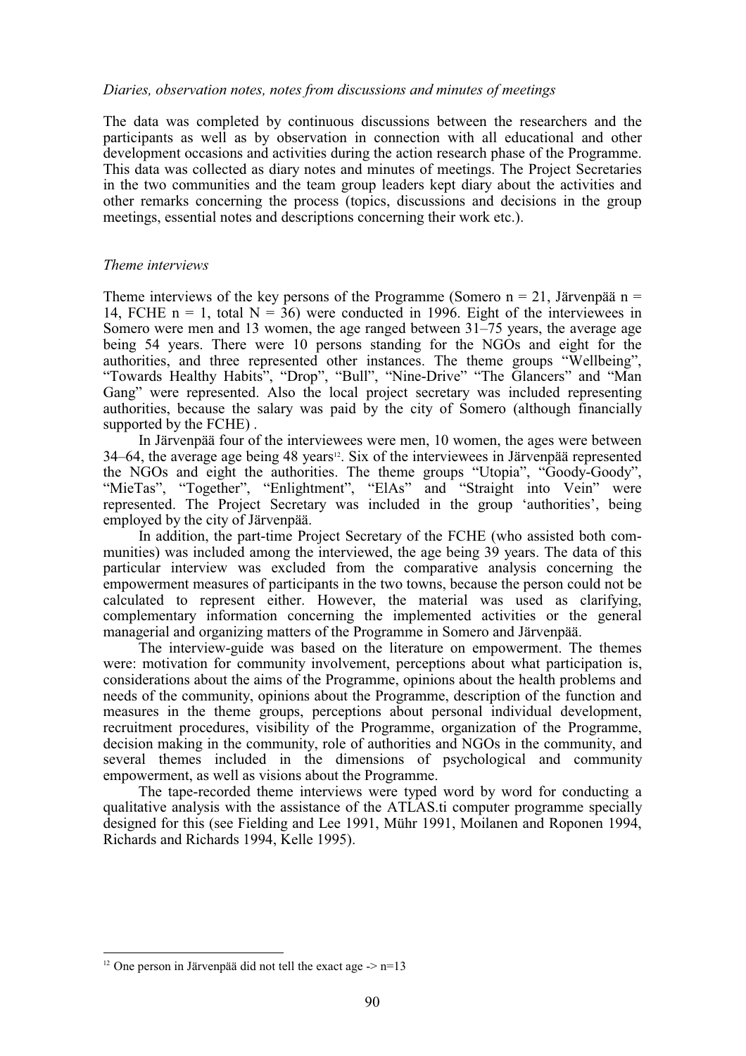*Diaries, observation notes, notes from discussions and minutes of meetings*

The data was completed by continuous discussions between the researchers and the participants as well as by observation in connection with all educational and other development occasions and activities during the action research phase of the Programme. This data was collected as diary notes and minutes of meetings. The Project Secretaries in the two communities and the team group leaders kept diary about the activities and other remarks concerning the process (topics, discussions and decisions in the group meetings, essential notes and descriptions concerning their work etc.).

*Theme interviews*

Theme interviews of the key persons of the Programme (Somero n = 21, Järvenpää n = 14, FCHE n = 1, total N = 36) were conducted in 1996. Eight of the interviewees in Somero were men and 13 women, the age ranged between 31–75 years, the average age being 54 years. There were 10 persons standing for the NGOs and eight for the authorities, and three represented other instances. The theme groups "Wellbeing", "Towards Healthy Habits", "Drop", "Bull", "Nine-Drive" "The Glancers" and "Man Gang" were represented. Also the local project secretary was included representing authorities, because the salary was paid by the city of Somero (although financially supported by the FCHE) .

In Järvenpää four of the interviewees were men, 10 women, the ages were between 34–64, the average age being 48 years[12]. Six of the interviewees in Järvenpää represented the NGOs and eight the authorities. The theme groups "Utopia", "Goody-Goody", "MieTas", "Together", "Enlightment", "ElAs" and "Straight into Vein" were represented. The Project Secretary was included in the group 'authorities', being employed by the city of Järvenpää.

In addition, the part-time Project Secretary of the FCHE (who assisted both communities) was included among the interviewed, the age being 39 years. The data of this particular interview was excluded from the comparative analysis concerning the empowerment measures of participants in the two towns, because the person could not be calculated to represent either. However, the material was used as clarifying, complementary information concerning the implemented activities or the general managerial and organizing matters of the Programme in Somero and Järvenpää.

The interview-guide was based on the literature on empowerment. The themes were: motivation for community involvement, perceptions about what participation is, considerations about the aims of the Programme, opinions about the health problems and needs of the community, opinions about the Programme, description of the function and measures in the theme groups, perceptions about personal individual development, recruitment procedures, visibility of the Programme, organization of the Programme, decision making in the community, role of authorities and NGOs in the community, and several themes included in the dimensions of psychological and community empowerment, as well as visions about the Programme.

The tape-recorded theme interviews were typed word by word for conducting a qualitative analysis with the assistance of the ATLAS.ti computer programme specially designed for this (see Fielding and Lee 1991, Mühr 1991, Moilanen and Roponen 1994, Richards and Richards 1994, Kelle 1995).

---

[12] One person in Järvenpää did not tell the exact age -> n=13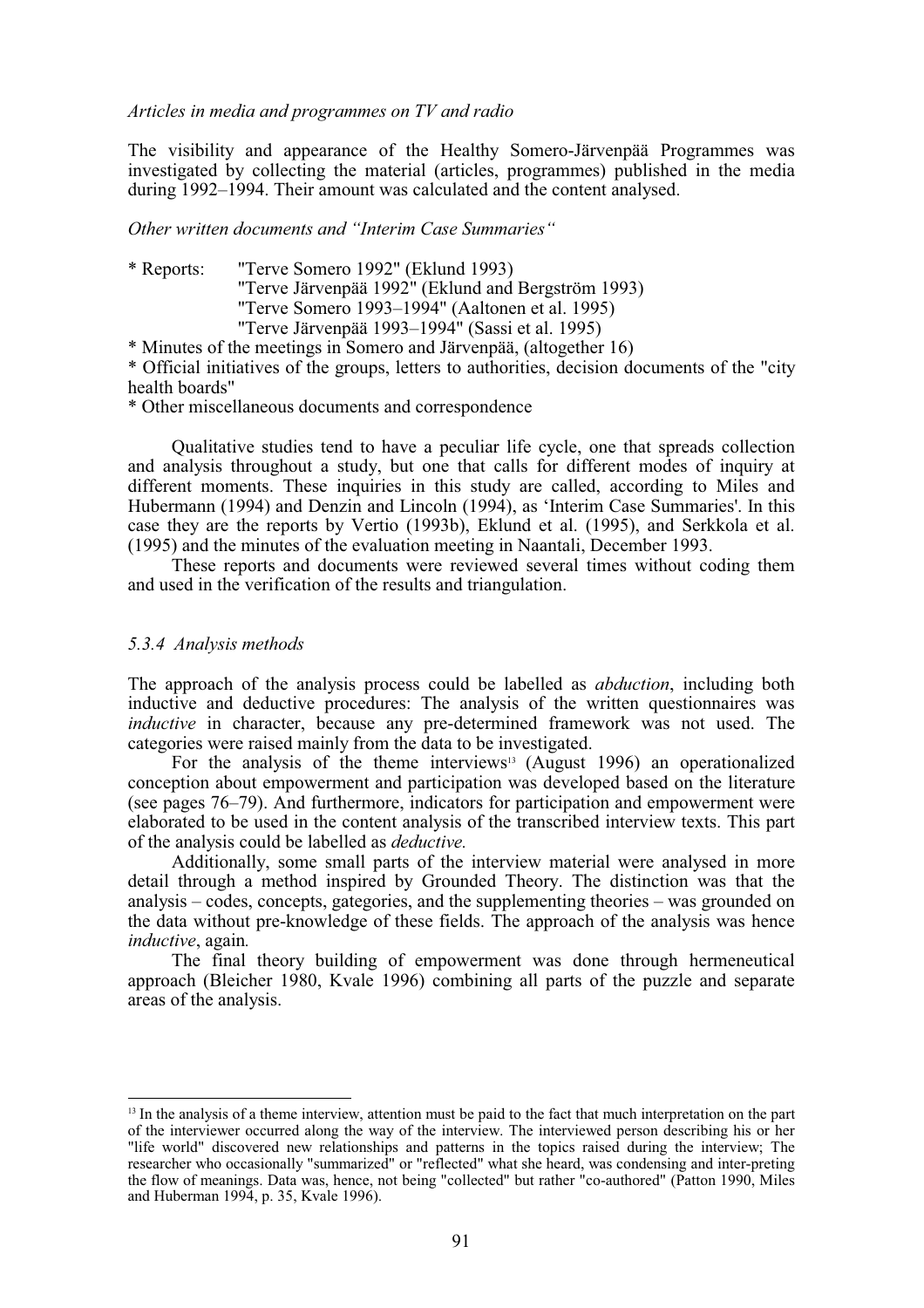*Articles in media and programmes on TV and radio*

The visibility and appearance of the Healthy Somero-Järvenpää Programmes was investigated by collecting the material (articles, programmes) published in the media during 1992–1994. Their amount was calculated and the content analysed.

*Other written documents and "Interim Case Summaries"*

* Reports: "Terve Somero 1992" (Eklund 1993)
  "Terve Järvenpää 1992" (Eklund and Bergström 1993)
  "Terve Somero 1993–1994" (Aaltonen et al. 1995)
  "Terve Järvenpää 1993–1994" (Sassi et al. 1995)
* Minutes of the meetings in Somero and Järvenpää, (altogether 16)
* Official initiatives of the groups, letters to authorities, decision documents of the "city health boards"
* Other miscellaneous documents and correspondence

Qualitative studies tend to have a peculiar life cycle, one that spreads collection and analysis throughout a study, but one that calls for different modes of inquiry at different moments. These inquiries in this study are called, according to Miles and Hubermann (1994) and Denzin and Lincoln (1994), as 'Interim Case Summaries'. In this case they are the reports by Vertio (1993b), Eklund et al. (1995), and Serkkola et al. (1995) and the minutes of the evaluation meeting in Naantali, December 1993.

These reports and documents were reviewed several times without coding them and used in the verification of the results and triangulation.

### *5.3.4 Analysis methods*

The approach of the analysis process could be labelled as *abduction*, including both inductive and deductive procedures: The analysis of the written questionnaires was *inductive* in character, because any pre-determined framework was not used. The categories were raised mainly from the data to be investigated.

For the analysis of the theme interviews[13] (August 1996) an operationalized conception about empowerment and participation was developed based on the literature (see pages 76–79). And furthermore, indicators for participation and empowerment were elaborated to be used in the content analysis of the transcribed interview texts. This part of the analysis could be labelled as *deductive.*

Additionally, some small parts of the interview material were analysed in more detail through a method inspired by Grounded Theory. The distinction was that the analysis – codes, concepts, gategories, and the supplementing theories – was grounded on the data without pre-knowledge of these fields. The approach of the analysis was hence *inductive*, again.

The final theory building of empowerment was done through hermeneutical approach (Bleicher 1980, Kvale 1996) combining all parts of the puzzle and separate areas of the analysis.

---

[13] In the analysis of a theme interview, attention must be paid to the fact that much interpretation on the part of the interviewer occurred along the way of the interview. The interviewed person describing his or her "life world" discovered new relationships and patterns in the topics raised during the interview; The researcher who occasionally "summarized" or "reflected" what she heard, was condensing and inter-preting the flow of meanings. Data was, hence, not being "collected" but rather "co-authored" (Patton 1990, Miles and Huberman 1994, p. 35, Kvale 1996).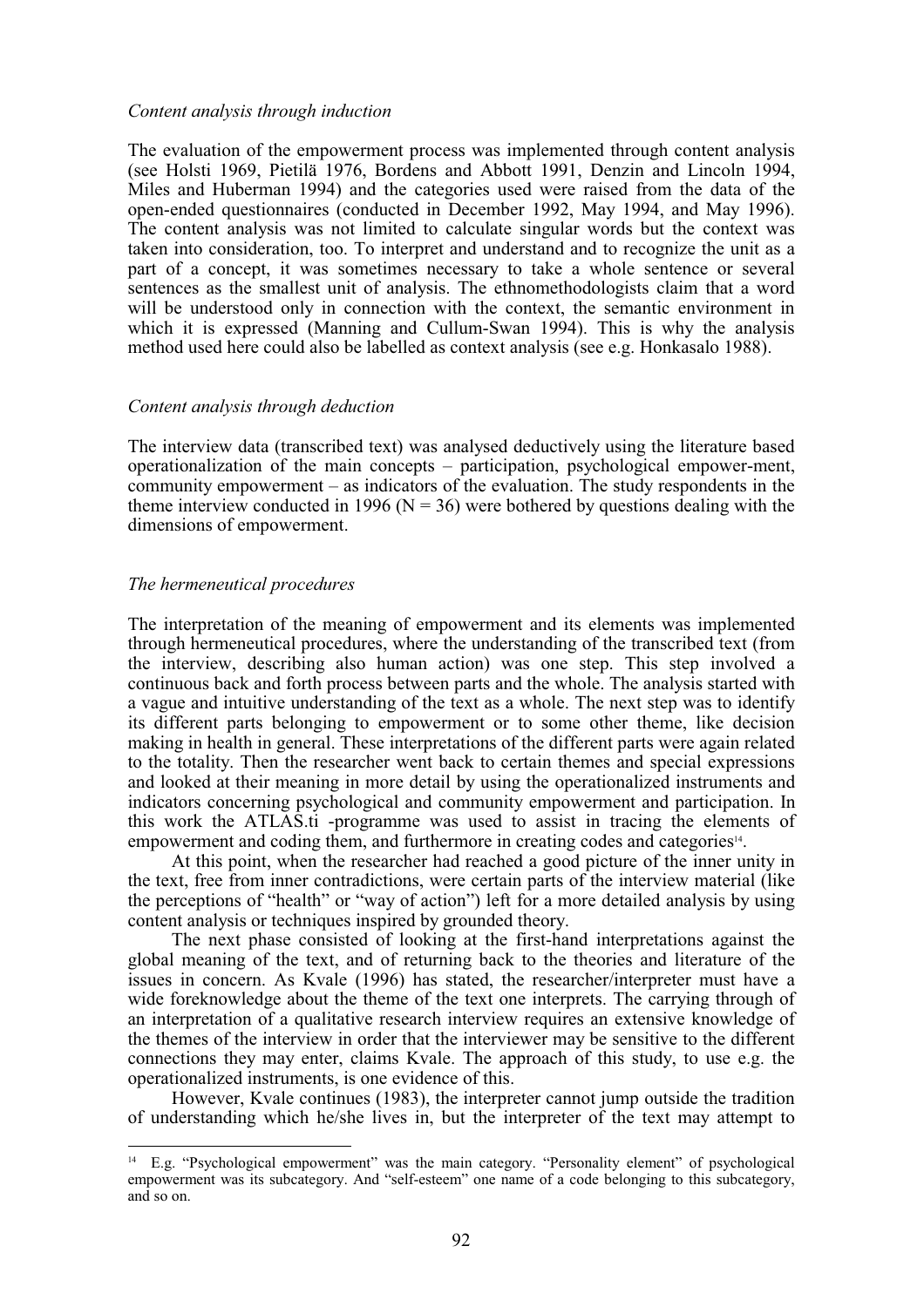*Content analysis through induction*

The evaluation of the empowerment process was implemented through content analysis (see Holsti 1969, Pietilä 1976, Bordens and Abbott 1991, Denzin and Lincoln 1994, Miles and Huberman 1994) and the categories used were raised from the data of the open-ended questionnaires (conducted in December 1992, May 1994, and May 1996). The content analysis was not limited to calculate singular words but the context was taken into consideration, too. To interpret and understand and to recognize the unit as a part of a concept, it was sometimes necessary to take a whole sentence or several sentences as the smallest unit of analysis. The ethnomethodologists claim that a word will be understood only in connection with the context, the semantic environment in which it is expressed (Manning and Cullum-Swan 1994). This is why the analysis method used here could also be labelled as context analysis (see e.g. Honkasalo 1988).

*Content analysis through deduction*

The interview data (transcribed text) was analysed deductively using the literature based operationalization of the main concepts – participation, psychological empower-ment, community empowerment – as indicators of the evaluation. The study respondents in the theme interview conducted in 1996 (N = 36) were bothered by questions dealing with the dimensions of empowerment.

*The hermeneutical procedures*

The interpretation of the meaning of empowerment and its elements was implemented through hermeneutical procedures, where the understanding of the transcribed text (from the interview, describing also human action) was one step. This step involved a continuous back and forth process between parts and the whole. The analysis started with a vague and intuitive understanding of the text as a whole. The next step was to identify its different parts belonging to empowerment or to some other theme, like decision making in health in general. These interpretations of the different parts were again related to the totality. Then the researcher went back to certain themes and special expressions and looked at their meaning in more detail by using the operationalized instruments and indicators concerning psychological and community empowerment and participation. In this work the ATLAS.ti -programme was used to assist in tracing the elements of empowerment and coding them, and furthermore in creating codes and categories[14].

At this point, when the researcher had reached a good picture of the inner unity in the text, free from inner contradictions, were certain parts of the interview material (like the perceptions of "health" or "way of action") left for a more detailed analysis by using content analysis or techniques inspired by grounded theory.

The next phase consisted of looking at the first-hand interpretations against the global meaning of the text, and of returning back to the theories and literature of the issues in concern. As Kvale (1996) has stated, the researcher/interpreter must have a wide foreknowledge about the theme of the text one interprets. The carrying through of an interpretation of a qualitative research interview requires an extensive knowledge of the themes of the interview in order that the interviewer may be sensitive to the different connections they may enter, claims Kvale. The approach of this study, to use e.g. the operationalized instruments, is one evidence of this.

However, Kvale continues (1983), the interpreter cannot jump outside the tradition of understanding which he/she lives in, but the interpreter of the text may attempt to

---

[14] E.g. "Psychological empowerment" was the main category. "Personality element" of psychological empowerment was its subcategory. And "self-esteem" one name of a code belonging to this subcategory, and so on.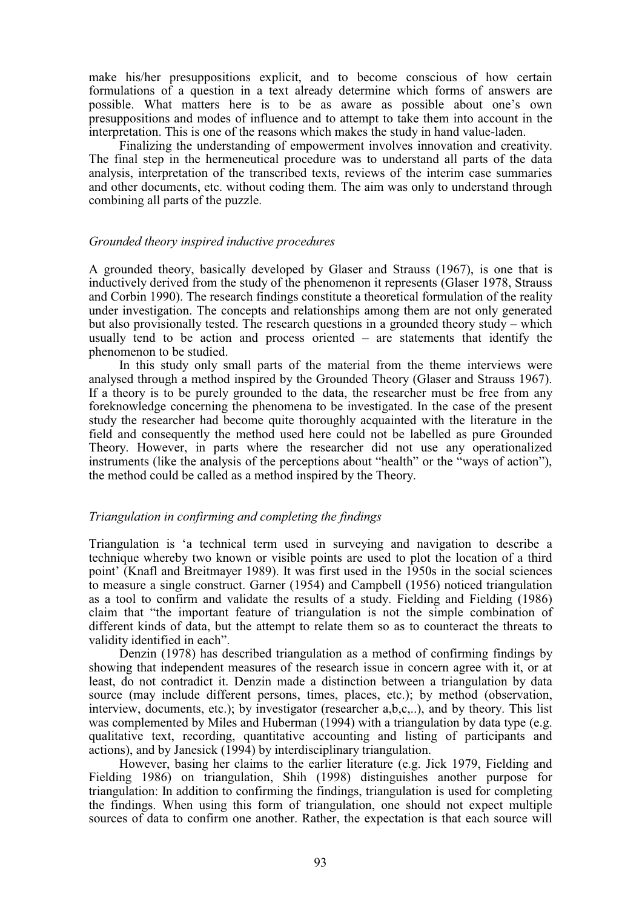make his/her presuppositions explicit, and to become conscious of how certain formulations of a question in a text already determine which forms of answers are possible. What matters here is to be as aware as possible about one's own presuppositions and modes of influence and to attempt to take them into account in the interpretation. This is one of the reasons which makes the study in hand value-laden.

Finalizing the understanding of empowerment involves innovation and creativity. The final step in the hermeneutical procedure was to understand all parts of the data analysis, interpretation of the transcribed texts, reviews of the interim case summaries and other documents, etc. without coding them. The aim was only to understand through combining all parts of the puzzle.

### *Grounded theory inspired inductive procedures*

A grounded theory, basically developed by Glaser and Strauss (1967), is one that is inductively derived from the study of the phenomenon it represents (Glaser 1978, Strauss and Corbin 1990). The research findings constitute a theoretical formulation of the reality under investigation. The concepts and relationships among them are not only generated but also provisionally tested. The research questions in a grounded theory study – which usually tend to be action and process oriented – are statements that identify the phenomenon to be studied.

In this study only small parts of the material from the theme interviews were analysed through a method inspired by the Grounded Theory (Glaser and Strauss 1967). If a theory is to be purely grounded to the data, the researcher must be free from any foreknowledge concerning the phenomena to be investigated. In the case of the present study the researcher had become quite thoroughly acquainted with the literature in the field and consequently the method used here could not be labelled as pure Grounded Theory. However, in parts where the researcher did not use any operationalized instruments (like the analysis of the perceptions about "health" or the "ways of action"), the method could be called as a method inspired by the Theory.

### *Triangulation in confirming and completing the findings*

Triangulation is 'a technical term used in surveying and navigation to describe a technique whereby two known or visible points are used to plot the location of a third point' (Knafl and Breitmayer 1989). It was first used in the 1950s in the social sciences to measure a single construct. Garner (1954) and Campbell (1956) noticed triangulation as a tool to confirm and validate the results of a study. Fielding and Fielding (1986) claim that "the important feature of triangulation is not the simple combination of different kinds of data, but the attempt to relate them so as to counteract the threats to validity identified in each".

Denzin (1978) has described triangulation as a method of confirming findings by showing that independent measures of the research issue in concern agree with it, or at least, do not contradict it. Denzin made a distinction between a triangulation by data source (may include different persons, times, places, etc.); by method (observation, interview, documents, etc.); by investigator (researcher a,b,c,..), and by theory. This list was complemented by Miles and Huberman (1994) with a triangulation by data type (e.g. qualitative text, recording, quantitative accounting and listing of participants and actions), and by Janesick (1994) by interdisciplinary triangulation.

However, basing her claims to the earlier literature (e.g. Jick 1979, Fielding and Fielding 1986) on triangulation, Shih (1998) distinguishes another purpose for triangulation: In addition to confirming the findings, triangulation is used for completing the findings. When using this form of triangulation, one should not expect multiple sources of data to confirm one another. Rather, the expectation is that each source will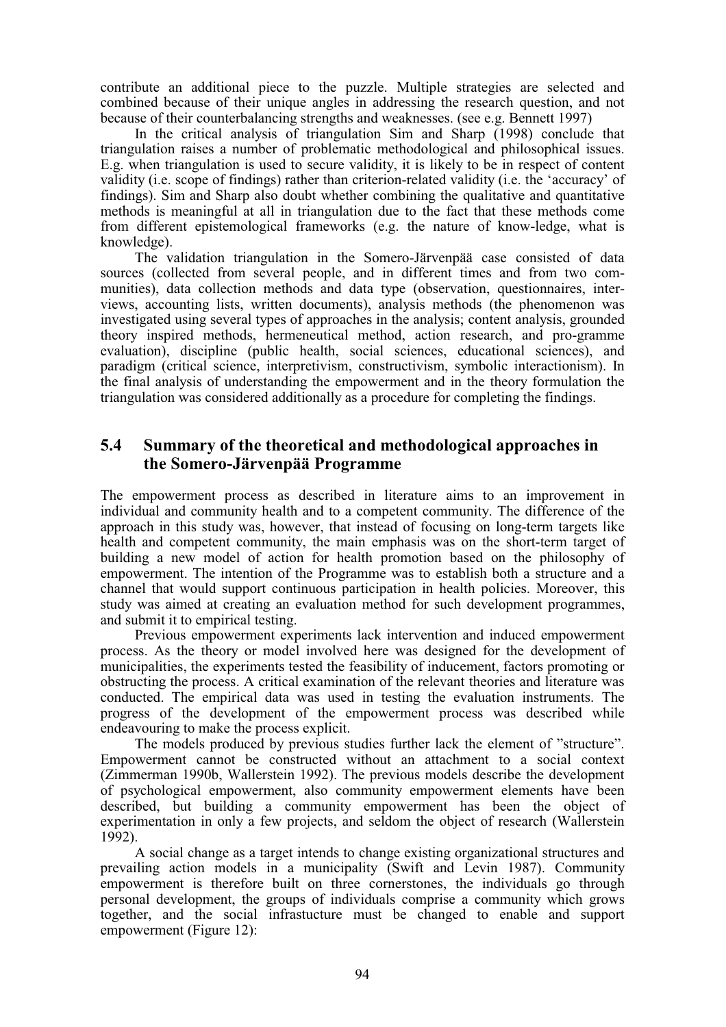contribute an additional piece to the puzzle. Multiple strategies are selected and combined because of their unique angles in addressing the research question, and not because of their counterbalancing strengths and weaknesses. (see e.g. Bennett 1997)

In the critical analysis of triangulation Sim and Sharp (1998) conclude that triangulation raises a number of problematic methodological and philosophical issues. E.g. when triangulation is used to secure validity, it is likely to be in respect of content validity (i.e. scope of findings) rather than criterion-related validity (i.e. the 'accuracy' of findings). Sim and Sharp also doubt whether combining the qualitative and quantitative methods is meaningful at all in triangulation due to the fact that these methods come from different epistemological frameworks (e.g. the nature of know-ledge, what is knowledge).

The validation triangulation in the Somero-Järvenpää case consisted of data sources (collected from several people, and in different times and from two com-munities), data collection methods and data type (observation, questionnaires, inter-views, accounting lists, written documents), analysis methods (the phenomenon was investigated using several types of approaches in the analysis; content analysis, grounded theory inspired methods, hermeneutical method, action research, and pro-gramme evaluation), discipline (public health, social sciences, educational sciences), and paradigm (critical science, interpretivism, constructivism, symbolic interactionism). In the final analysis of understanding the empowerment and in the theory formulation the triangulation was considered additionally as a procedure for completing the findings.

## 5.4 Summary of the theoretical and methodological approaches in the Somero-Järvenpää Programme

The empowerment process as described in literature aims to an improvement in individual and community health and to a competent community. The difference of the approach in this study was, however, that instead of focusing on long-term targets like health and competent community, the main emphasis was on the short-term target of building a new model of action for health promotion based on the philosophy of empowerment. The intention of the Programme was to establish both a structure and a channel that would support continuous participation in health policies. Moreover, this study was aimed at creating an evaluation method for such development programmes, and submit it to empirical testing.

Previous empowerment experiments lack intervention and induced empowerment process. As the theory or model involved here was designed for the development of municipalities, the experiments tested the feasibility of inducement, factors promoting or obstructing the process. A critical examination of the relevant theories and literature was conducted. The empirical data was used in testing the evaluation instruments. The progress of the development of the empowerment process was described while endeavouring to make the process explicit.

The models produced by previous studies further lack the element of "structure". Empowerment cannot be constructed without an attachment to a social context (Zimmerman 1990b, Wallerstein 1992). The previous models describe the development of psychological empowerment, also community empowerment elements have been described, but building a community empowerment has been the object of experimentation in only a few projects, and seldom the object of research (Wallerstein 1992).

A social change as a target intends to change existing organizational structures and prevailing action models in a municipality (Swift and Levin 1987). Community empowerment is therefore built on three cornerstones, the individuals go through personal development, the groups of individuals comprise a community which grows together, and the social infrastucture must be changed to enable and support empowerment (Figure 12):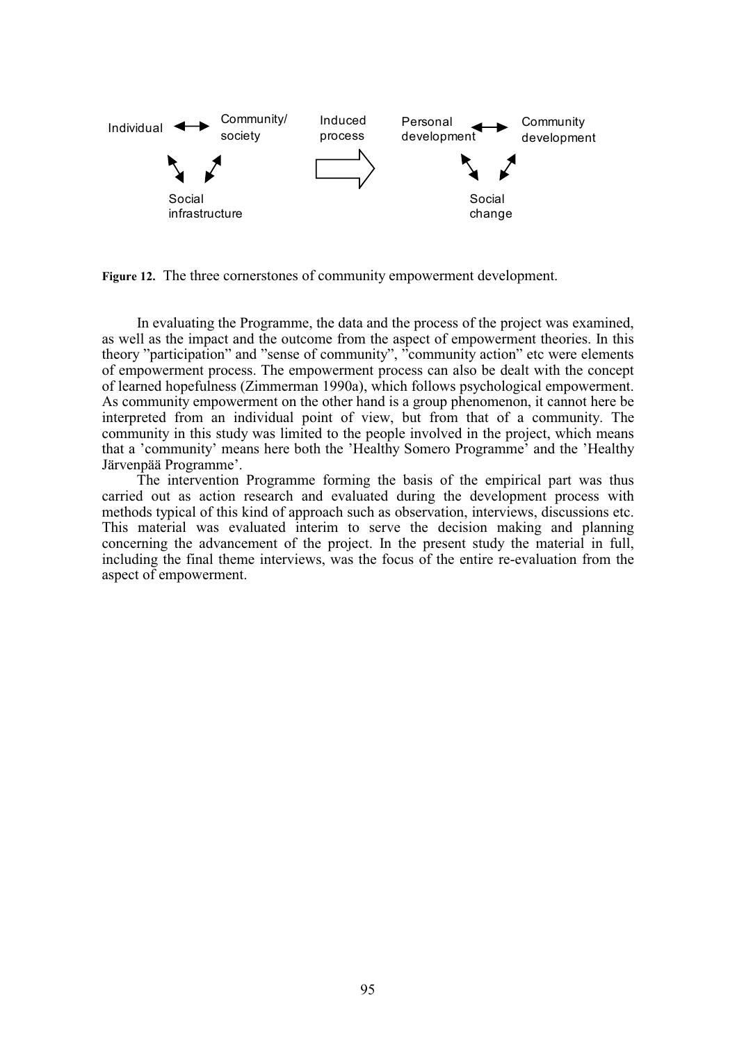**Figure 12.** The three cornerstones of community empowerment development.

In evaluating the Programme, the data and the process of the project was examined, as well as the impact and the outcome from the aspect of empowerment theories. In this theory ”participation” and ”sense of community”, ”community action” etc were elements of empowerment process. The empowerment process can also be dealt with the concept of learned hopefulness (Zimmerman 1990a), which follows psychological empowerment. As community empowerment on the other hand is a group phenomenon, it cannot here be interpreted from an individual point of view, but from that of a community. The community in this study was limited to the people involved in the project, which means that a ’community’ means here both the ’Healthy Somero Programme’ and the ’Healthy Järvenpää Programme’.

The intervention Programme forming the basis of the empirical part was thus carried out as action research and evaluated during the development process with methods typical of this kind of approach such as observation, interviews, discussions etc. This material was evaluated interim to serve the decision making and planning concerning the advancement of the project. In the present study the material in full, including the final theme interviews, was the focus of the entire re-evaluation from the aspect of empowerment.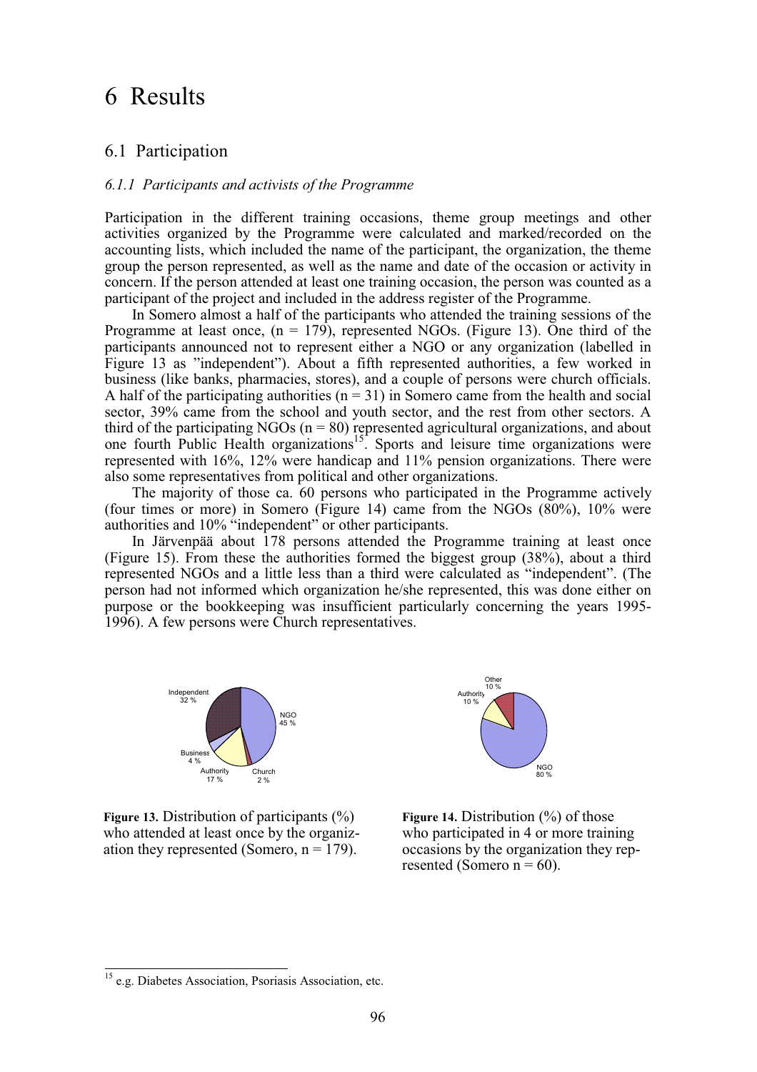# 6 Results

## 6.1 Participation

### *6.1.1 Participants and activists of the Programme*

Participation in the different training occasions, theme group meetings and other activities organized by the Programme were calculated and marked/recorded on the accounting lists, which included the name of the participant, the organization, the theme group the person represented, as well as the name and date of the occasion or activity in concern. If the person attended at least one training occasion, the person was counted as a participant of the project and included in the address register of the Programme.

In Somero almost a half of the participants who attended the training sessions of the Programme at least once, (n = 179), represented NGOs. (Figure 13). One third of the participants announced not to represent either a NGO or any organization (labelled in Figure 13 as "independent"). About a fifth represented authorities, a few worked in business (like banks, pharmacies, stores), and a couple of persons were church officials. A half of the participating authorities (n = 31) in Somero came from the health and social sector, 39% came from the school and youth sector, and the rest from other sectors. A third of the participating NGOs (n = 80) represented agricultural organizations, and about one fourth Public Health organizations[15]. Sports and leisure time organizations were represented with 16%, 12% were handicap and 11% pension organizations. There were also some representatives from political and other organizations.

The majority of those ca. 60 persons who participated in the Programme actively (four times or more) in Somero (Figure 14) came from the NGOs (80%), 10% were authorities and 10% "independent" or other participants.

In Järvenpää about 178 persons attended the Programme training at least once (Figure 15). From these the authorities formed the biggest group (38%), about a third represented NGOs and a little less than a third were calculated as "independent". (The person had not informed which organization he/she represented, this was done either on purpose or the bookkeeping was insufficient particularly concerning the years 1995-1996). A few persons were Church representatives.

| Organization | % |
|---|---|
| NGO | 45 % |
| Church | 2 % |
| Authority | 17 % |
| Business | 4 % |
| Independent | 32 % |

**Figure 13.** Distribution of participants (%) who attended at least once by the organization they represented (Somero, n = 179).

| Organization | % |
|---|---|
| NGO | 80 % |
| Authority | 10 % |
| Other | 10 % |

**Figure 14.** Distribution (%) of those who participated in 4 or more training occasions by the organization they represented (Somero n = 60).

[15] e.g. Diabetes Association, Psoriasis Association, etc.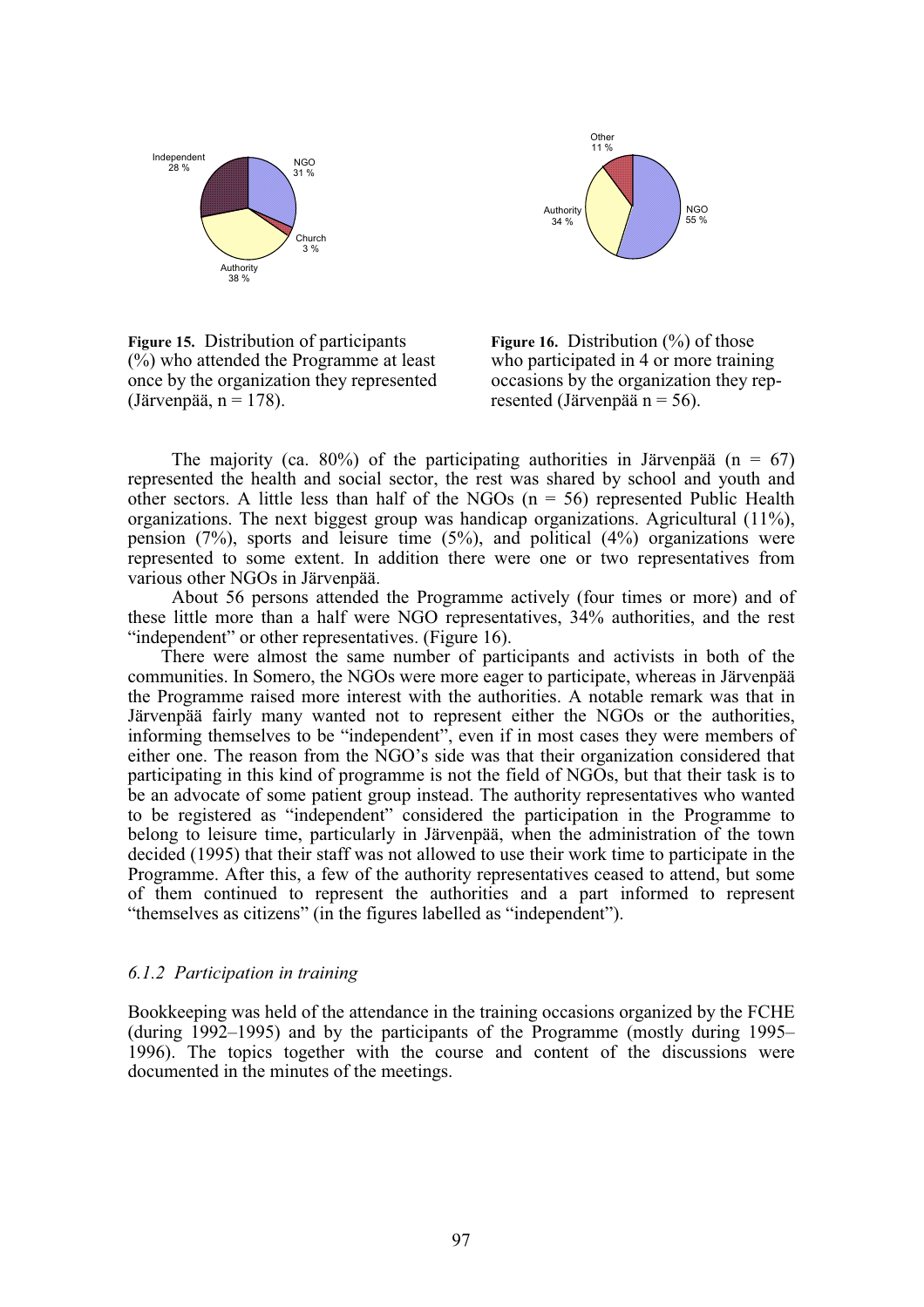Independent 28 %

NGO 31 %

Church 3 %

Authority 38 %

**Figure 15.** Distribution of participants (%) who attended the Programme at least once by the organization they represented (Järvenpää, n = 178).

Other 11 %

Authority 34 %

NGO 55 %

**Figure 16.** Distribution (%) of those who participated in 4 or more training occasions by the organization they represented (Järvenpää n = 56).

The majority (ca. 80%) of the participating authorities in Järvenpää (n = 67) represented the health and social sector, the rest was shared by school and youth and other sectors. A little less than half of the NGOs (n = 56) represented Public Health organizations. The next biggest group was handicap organizations. Agricultural (11%), pension (7%), sports and leisure time (5%), and political (4%) organizations were represented to some extent. In addition there were one or two representatives from various other NGOs in Järvenpää.

About 56 persons attended the Programme actively (four times or more) and of these little more than a half were NGO representatives, 34% authorities, and the rest "independent" or other representatives. (Figure 16).

There were almost the same number of participants and activists in both of the communities. In Somero, the NGOs were more eager to participate, whereas in Järvenpää the Programme raised more interest with the authorities. A notable remark was that in Järvenpää fairly many wanted not to represent either the NGOs or the authorities, informing themselves to be "independent", even if in most cases they were members of either one. The reason from the NGO's side was that their organization considered that participating in this kind of programme is not the field of NGOs, but that their task is to be an advocate of some patient group instead. The authority representatives who wanted to be registered as "independent" considered the participation in the Programme to belong to leisure time, particularly in Järvenpää, when the administration of the town decided (1995) that their staff was not allowed to use their work time to participate in the Programme. After this, a few of the authority representatives ceased to attend, but some of them continued to represent the authorities and a part informed to represent "themselves as citizens" (in the figures labelled as "independent").

### *6.1.2 Participation in training*

Bookkeeping was held of the attendance in the training occasions organized by the FCHE (during 1992–1995) and by the participants of the Programme (mostly during 1995–1996). The topics together with the course and content of the discussions were documented in the minutes of the meetings.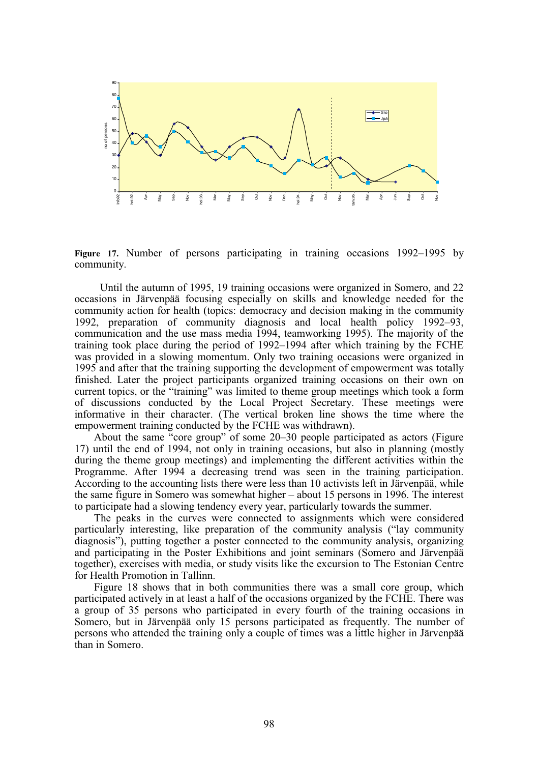**Figure 17.** Number of persons participating in training occasions 1992–1995 by community.

Until the autumn of 1995, 19 training occasions were organized in Somero, and 22 occasions in Järvenpää focusing especially on skills and knowledge needed for the community action for health (topics: democracy and decision making in the community 1992, preparation of community diagnosis and local health policy 1992–93, communication and the use mass media 1994, teamworking 1995). The majority of the training took place during the period of 1992–1994 after which training by the FCHE was provided in a slowing momentum. Only two training occasions were organized in 1995 and after that the training supporting the development of empowerment was totally finished. Later the project participants organized training occasions on their own on current topics, or the "training" was limited to theme group meetings which took a form of discussions conducted by the Local Project Secretary. These meetings were informative in their character. (The vertical broken line shows the time where the empowerment training conducted by the FCHE was withdrawn).

About the same "core group" of some 20–30 people participated as actors (Figure 17) until the end of 1994, not only in training occasions, but also in planning (mostly during the theme group meetings) and implementing the different activities within the Programme. After 1994 a decreasing trend was seen in the training participation. According to the accounting lists there were less than 10 activists left in Järvenpää, while the same figure in Somero was somewhat higher – about 15 persons in 1996. The interest to participate had a slowing tendency every year, particularly towards the summer.

The peaks in the curves were connected to assignments which were considered particularly interesting, like preparation of the community analysis ("lay community diagnosis"), putting together a poster connected to the community analysis, organizing and participating in the Poster Exhibitions and joint seminars (Somero and Järvenpää together), exercises with media, or study visits like the excursion to The Estonian Centre for Health Promotion in Tallinn.

Figure 18 shows that in both communities there was a small core group, which participated actively in at least a half of the occasions organized by the FCHE. There was a group of 35 persons who participated in every fourth of the training occasions in Somero, but in Järvenpää only 15 persons participated as frequently. The number of persons who attended the training only a couple of times was a little higher in Järvenpää than in Somero.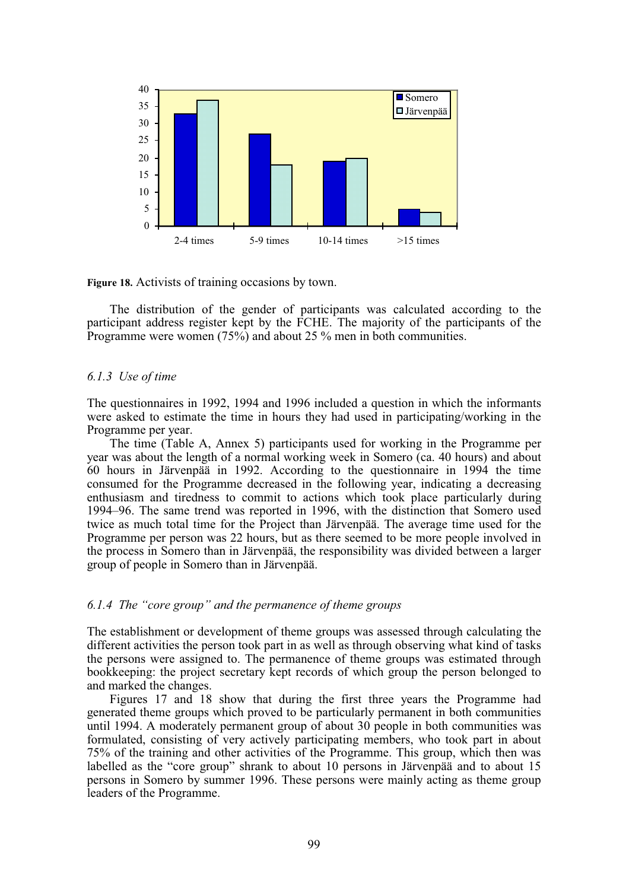**Figure 18.** Activists of training occasions by town.

The distribution of the gender of participants was calculated according to the participant address register kept by the FCHE. The majority of the participants of the Programme were women (75%) and about 25 % men in both communities.

### *6.1.3 Use of time*

The questionnaires in 1992, 1994 and 1996 included a question in which the informants were asked to estimate the time in hours they had used in participating/working in the Programme per year.

The time (Table A, Annex 5) participants used for working in the Programme per year was about the length of a normal working week in Somero (ca. 40 hours) and about 60 hours in Järvenpää in 1992. According to the questionnaire in 1994 the time consumed for the Programme decreased in the following year, indicating a decreasing enthusiasm and tiredness to commit to actions which took place particularly during 1994–96. The same trend was reported in 1996, with the distinction that Somero used twice as much total time for the Project than Järvenpää. The average time used for the Programme per person was 22 hours, but as there seemed to be more people involved in the process in Somero than in Järvenpää, the responsibility was divided between a larger group of people in Somero than in Järvenpää.

### *6.1.4 The "core group" and the permanence of theme groups*

The establishment or development of theme groups was assessed through calculating the different activities the person took part in as well as through observing what kind of tasks the persons were assigned to. The permanence of theme groups was estimated through bookkeeping: the project secretary kept records of which group the person belonged to and marked the changes.

Figures 17 and 18 show that during the first three years the Programme had generated theme groups which proved to be particularly permanent in both communities until 1994. A moderately permanent group of about 30 people in both communities was formulated, consisting of very actively participating members, who took part in about 75% of the training and other activities of the Programme. This group, which then was labelled as the "core group" shrank to about 10 persons in Järvenpää and to about 15 persons in Somero by summer 1996. These persons were mainly acting as theme group leaders of the Programme.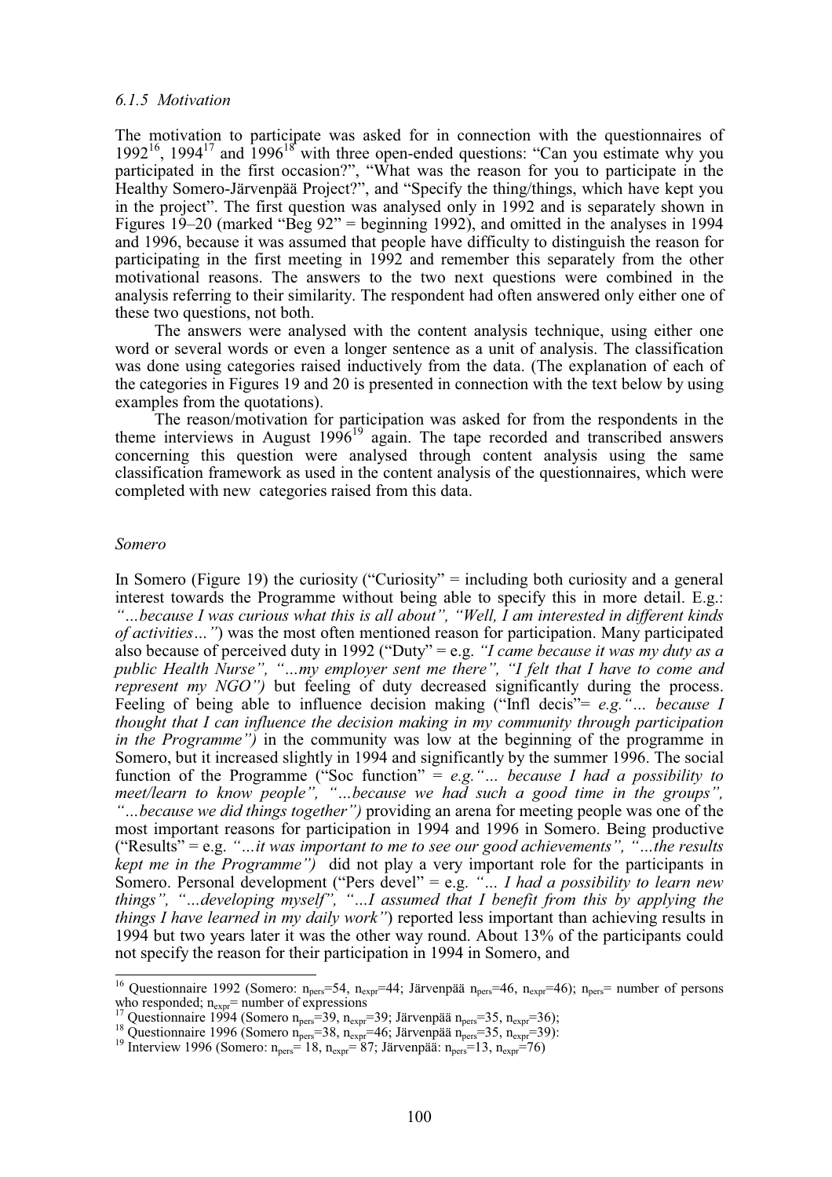### *6.1.5 Motivation*

The motivation to participate was asked for in connection with the questionnaires of 1992[16], 1994[17] and 1996[18] with three open-ended questions: "Can you estimate why you participated in the first occasion?", "What was the reason for you to participate in the Healthy Somero-Järvenpää Project?", and "Specify the thing/things, which have kept you in the project". The first question was analysed only in 1992 and is separately shown in Figures 19–20 (marked "Beg 92" = beginning 1992), and omitted in the analyses in 1994 and 1996, because it was assumed that people have difficulty to distinguish the reason for participating in the first meeting in 1992 and remember this separately from the other motivational reasons. The answers to the two next questions were combined in the analysis referring to their similarity. The respondent had often answered only either one of these two questions, not both.

The answers were analysed with the content analysis technique, using either one word or several words or even a longer sentence as a unit of analysis. The classification was done using categories raised inductively from the data. (The explanation of each of the categories in Figures 19 and 20 is presented in connection with the text below by using examples from the quotations).

The reason/motivation for participation was asked for from the respondents in the theme interviews in August 1996[19] again. The tape recorded and transcribed answers concerning this question were analysed through content analysis using the same classification framework as used in the content analysis of the questionnaires, which were completed with new categories raised from this data.

*Somero*

In Somero (Figure 19) the curiosity ("Curiosity" = including both curiosity and a general interest towards the Programme without being able to specify this in more detail. E.g.: *"…because I was curious what this is all about", "Well, I am interested in different kinds of activities…"*) was the most often mentioned reason for participation. Many participated also because of perceived duty in 1992 ("Duty" = e.g. *"I came because it was my duty as a public Health Nurse", "…my employer sent me there", "I felt that I have to come and represent my NGO")* but feeling of duty decreased significantly during the process. Feeling of being able to influence decision making ("Infl decis"= *e.g."… because I thought that I can influence the decision making in my community through participation in the Programme")* in the community was low at the beginning of the programme in Somero, but it increased slightly in 1994 and significantly by the summer 1996. The social function of the Programme ("Soc function" = *e.g."… because I had a possibility to meet/learn to know people", "…because we had such a good time in the groups", "…because we did things together")* providing an arena for meeting people was one of the most important reasons for participation in 1994 and 1996 in Somero. Being productive ("Results" = e.g. *"…it was important to me to see our good achievements", "…the results kept me in the Programme")* did not play a very important role for the participants in Somero. Personal development ("Pers devel" = e.g. *"… I had a possibility to learn new things", "…developing myself", "…I assumed that I benefit from this by applying the things I have learned in my daily work"*) reported less important than achieving results in 1994 but two years later it was the other way round. About 13% of the participants could not specify the reason for their participation in 1994 in Somero, and

---

[16] Questionnaire 1992 (Somero: $n_{pers}$=54, $n_{expr}$=44; Järvenpää $n_{pers}$=46, $n_{expr}$=46); $n_{pers}$= number of persons who responded; $n_{expr}$= number of expressions

[17] Questionnaire 1994 (Somero $n_{pers}$=39, $n_{expr}$=39; Järvenpää $n_{pers}$=35, $n_{expr}$=36);

[18] Questionnaire 1996 (Somero $n_{pers}$=38, $n_{expr}$=46; Järvenpää $n_{pers}$=35, $n_{expr}$=39):

[19] Interview 1996 (Somero: $n_{pers}$= 18, $n_{expr}$= 87; Järvenpää: $n_{pers}$=13, $n_{expr}$=76)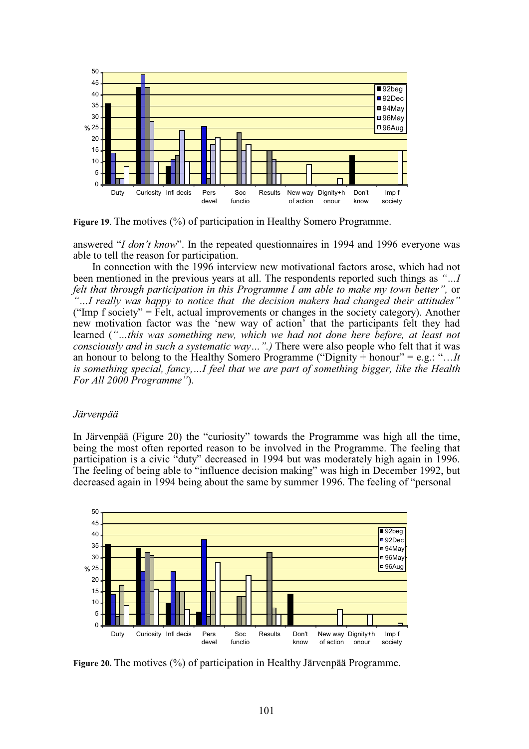**Figure 19**. The motives (%) of participation in Healthy Somero Programme.

answered "*I don't know*". In the repeated questionnaires in 1994 and 1996 everyone was able to tell the reason for participation.

In connection with the 1996 interview new motivational factors arose, which had not been mentioned in the previous years at all. The respondents reported such things as *"…I felt that through participation in this Programme I am able to make my town better",* or *"…I really was happy to notice that the decision makers had changed their attitudes"* ("Imp f society" = Felt, actual improvements or changes in the society category). Another new motivation factor was the 'new way of action' that the participants felt they had learned (*"…this was something new, which we had not done here before, at least not consciously and in such a systematic way…".)* There were also people who felt that it was an honour to belong to the Healthy Somero Programme ("Dignity + honour" = e.g.: "*…It is something special, fancy,…I feel that we are part of something bigger, like the Health For All 2000 Programme"*).

*Järvenpää*

In Järvenpää (Figure 20) the "curiosity" towards the Programme was high all the time, being the most often reported reason to be involved in the Programme. The feeling that participation is a civic "duty" decreased in 1994 but was moderately high again in 1996. The feeling of being able to "influence decision making" was high in December 1992, but decreased again in 1994 being about the same by summer 1996. The feeling of "personal

**Figure 20.** The motives (%) of participation in Healthy Järvenpää Programme.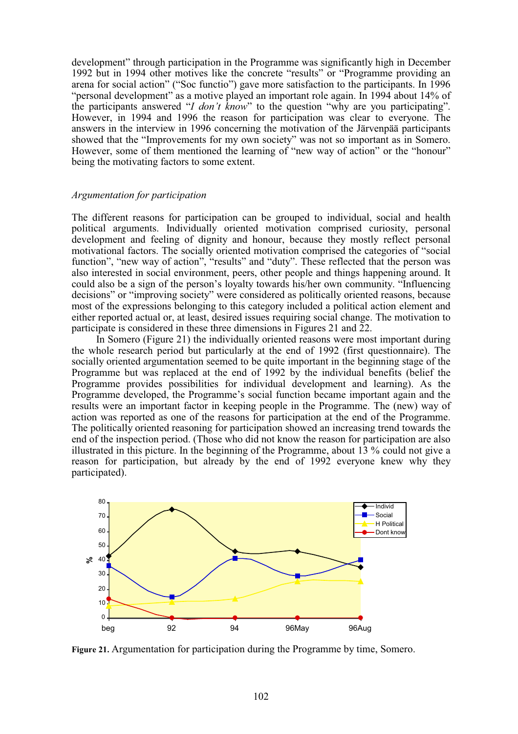development" through participation in the Programme was significantly high in December 1992 but in 1994 other motives like the concrete "results" or "Programme providing an arena for social action" ("Soc functio") gave more satisfaction to the participants. In 1996 "personal development" as a motive played an important role again. In 1994 about 14% of the participants answered "*I don't know*" to the question "why are you participating". However, in 1994 and 1996 the reason for participation was clear to everyone. The answers in the interview in 1996 concerning the motivation of the Järvenpää participants showed that the "Improvements for my own society" was not so important as in Somero. However, some of them mentioned the learning of "new way of action" or the "honour" being the motivating factors to some extent.

*Argumentation for participation*

The different reasons for participation can be grouped to individual, social and health political arguments. Individually oriented motivation comprised curiosity, personal development and feeling of dignity and honour, because they mostly reflect personal motivational factors. The socially oriented motivation comprised the categories of "social function", "new way of action", "results" and "duty". These reflected that the person was also interested in social environment, peers, other people and things happening around. It could also be a sign of the person's loyalty towards his/her own community. "Influencing decisions" or "improving society" were considered as politically oriented reasons, because most of the expressions belonging to this category included a political action element and either reported actual or, at least, desired issues requiring social change. The motivation to participate is considered in these three dimensions in Figures 21 and 22.

In Somero (Figure 21) the individually oriented reasons were most important during the whole research period but particularly at the end of 1992 (first questionnaire). The socially oriented argumentation seemed to be quite important in the beginning stage of the Programme but was replaced at the end of 1992 by the individual benefits (belief the Programme provides possibilities for individual development and learning). As the Programme developed, the Programme's social function became important again and the results were an important factor in keeping people in the Programme. The (new) way of action was reported as one of the reasons for participation at the end of the Programme. The politically oriented reasoning for participation showed an increasing trend towards the end of the inspection period. (Those who did not know the reason for participation are also illustrated in this picture. In the beginning of the Programme, about 13 % could not give a reason for participation, but already by the end of 1992 everyone knew why they participated).

**Figure 21.** Argumentation for participation during the Programme by time, Somero.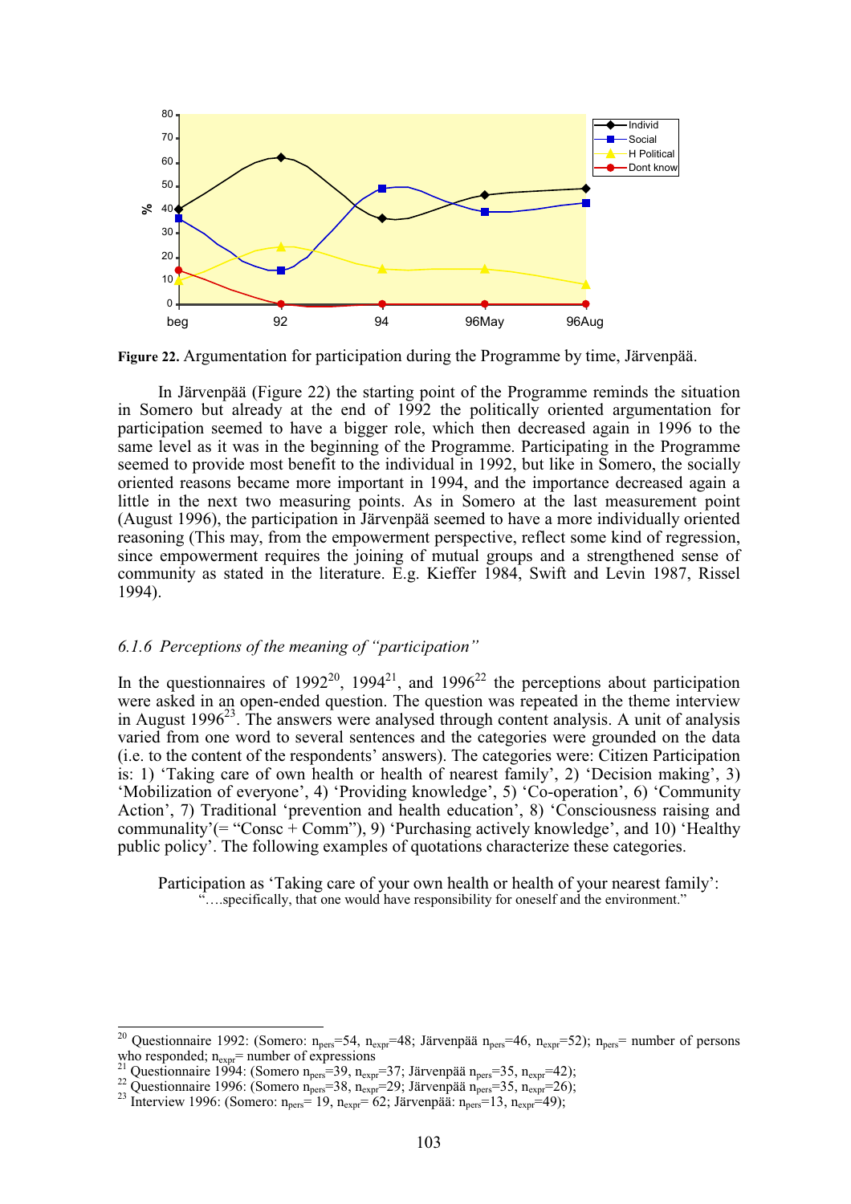**Figure 22.** Argumentation for participation during the Programme by time, Järvenpää.

In Järvenpää (Figure 22) the starting point of the Programme reminds the situation in Somero but already at the end of 1992 the politically oriented argumentation for participation seemed to have a bigger role, which then decreased again in 1996 to the same level as it was in the beginning of the Programme. Participating in the Programme seemed to provide most benefit to the individual in 1992, but like in Somero, the socially oriented reasons became more important in 1994, and the importance decreased again a little in the next two measuring points. As in Somero at the last measurement point (August 1996), the participation in Järvenpää seemed to have a more individually oriented reasoning (This may, from the empowerment perspective, reflect some kind of regression, since empowerment requires the joining of mutual groups and a strengthened sense of community as stated in the literature. E.g. Kieffer 1984, Swift and Levin 1987, Rissel 1994).

### *6.1.6 Perceptions of the meaning of "participation"*

In the questionnaires of 1992[20], 1994[21], and 1996[22] the perceptions about participation were asked in an open-ended question. The question was repeated in the theme interview in August 1996[23]. The answers were analysed through content analysis. A unit of analysis varied from one word to several sentences and the categories were grounded on the data (i.e. to the content of the respondents' answers). The categories were: Citizen Participation is: 1) 'Taking care of own health or health of nearest family', 2) 'Decision making', 3) 'Mobilization of everyone', 4) 'Providing knowledge', 5) 'Co-operation', 6) 'Community Action', 7) Traditional 'prevention and health education', 8) 'Consciousness raising and communality'(= "Consc + Comm"), 9) 'Purchasing actively knowledge', and 10) 'Healthy public policy'. The following examples of quotations characterize these categories.

Participation as 'Taking care of your own health or health of your nearest family':
"….specifically, that one would have responsibility for oneself and the environment."

---

[20] Questionnaire 1992: (Somero: $n_{pers}$=54, $n_{expr}$=48; Järvenpää $n_{pers}$=46, $n_{expr}$=52); $n_{pers}$= number of persons who responded; $n_{expr}$= number of expressions

[21] Questionnaire 1994: (Somero $n_{pers}$=39, $n_{expr}$=37; Järvenpää $n_{pers}$=35, $n_{expr}$=42);

[22] Questionnaire 1996: (Somero $n_{pers}$=38, $n_{expr}$=29; Järvenpää $n_{pers}$=35, $n_{expr}$=26);

[23] Interview 1996: (Somero: $n_{pers}$= 19, $n_{expr}$= 62; Järvenpää: $n_{pers}$=13, $n_{expr}$=49);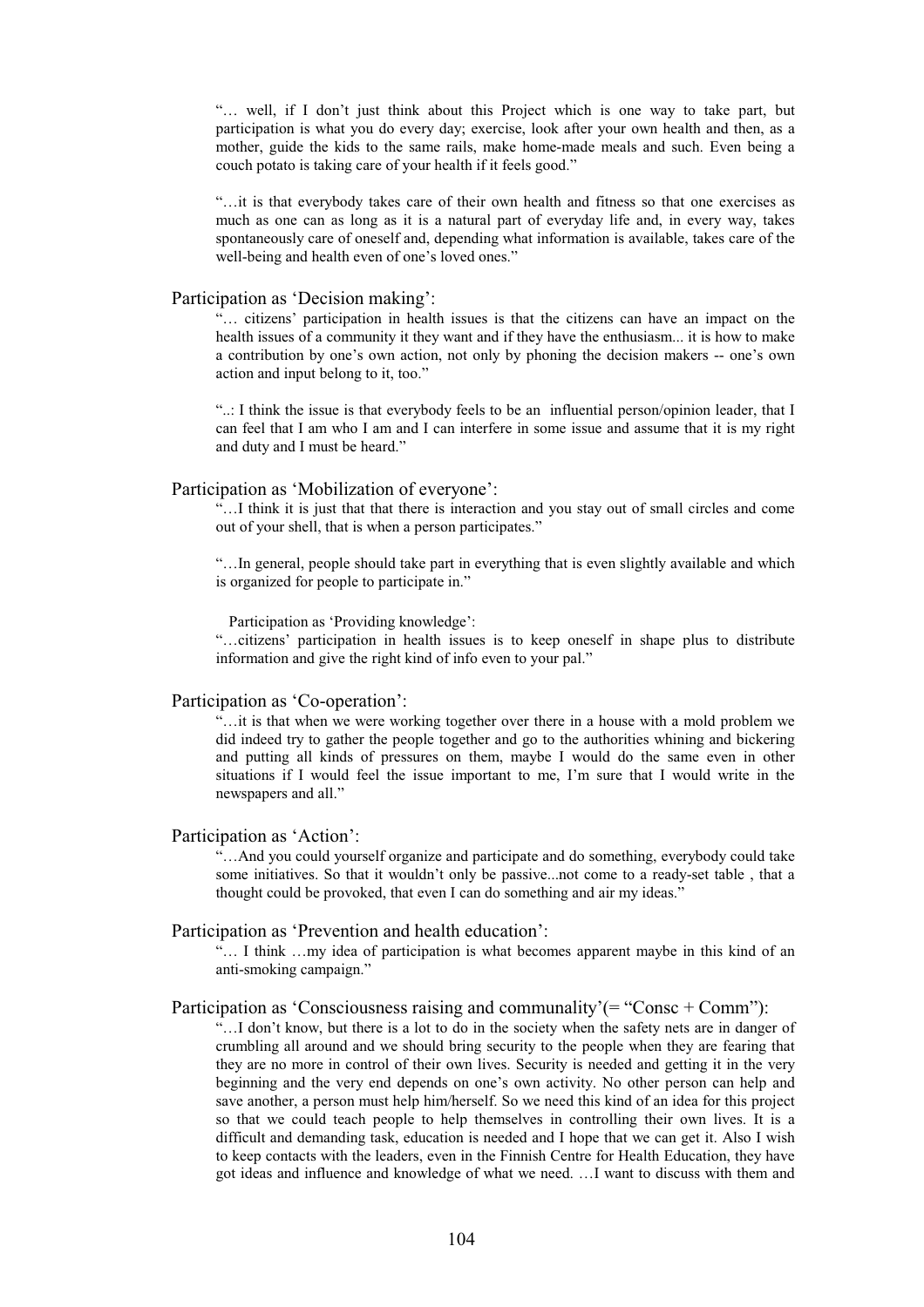"… well, if I don't just think about this Project which is one way to take part, but participation is what you do every day; exercise, look after your own health and then, as a mother, guide the kids to the same rails, make home-made meals and such. Even being a couch potato is taking care of your health if it feels good."

"…it is that everybody takes care of their own health and fitness so that one exercises as much as one can as long as it is a natural part of everyday life and, in every way, takes spontaneously care of oneself and, depending what information is available, takes care of the well-being and health even of one's loved ones."

Participation as 'Decision making':

"… citizens' participation in health issues is that the citizens can have an impact on the health issues of a community it they want and if they have the enthusiasm... it is how to make a contribution by one's own action, not only by phoning the decision makers -- one's own action and input belong to it, too."

"..: I think the issue is that everybody feels to be an influential person/opinion leader, that I can feel that I am who I am and I can interfere in some issue and assume that it is my right and duty and I must be heard."

Participation as 'Mobilization of everyone':

"…I think it is just that that there is interaction and you stay out of small circles and come out of your shell, that is when a person participates."

"…In general, people should take part in everything that is even slightly available and which is organized for people to participate in."

Participation as 'Providing knowledge':

"…citizens' participation in health issues is to keep oneself in shape plus to distribute information and give the right kind of info even to your pal."

Participation as 'Co-operation':

"…it is that when we were working together over there in a house with a mold problem we did indeed try to gather the people together and go to the authorities whining and bickering and putting all kinds of pressures on them, maybe I would do the same even in other situations if I would feel the issue important to me, I'm sure that I would write in the newspapers and all."

Participation as 'Action':

"…And you could yourself organize and participate and do something, everybody could take some initiatives. So that it wouldn't only be passive...not come to a ready-set table , that a thought could be provoked, that even I can do something and air my ideas."

Participation as 'Prevention and health education':

"… I think …my idea of participation is what becomes apparent maybe in this kind of an anti-smoking campaign."

Participation as 'Consciousness raising and communality'(= "Consc + Comm"):

"…I don't know, but there is a lot to do in the society when the safety nets are in danger of crumbling all around and we should bring security to the people when they are fearing that they are no more in control of their own lives. Security is needed and getting it in the very beginning and the very end depends on one's own activity. No other person can help and save another, a person must help him/herself. So we need this kind of an idea for this project so that we could teach people to help themselves in controlling their own lives. It is a difficult and demanding task, education is needed and I hope that we can get it. Also I wish to keep contacts with the leaders, even in the Finnish Centre for Health Education, they have got ideas and influence and knowledge of what we need. …I want to discuss with them and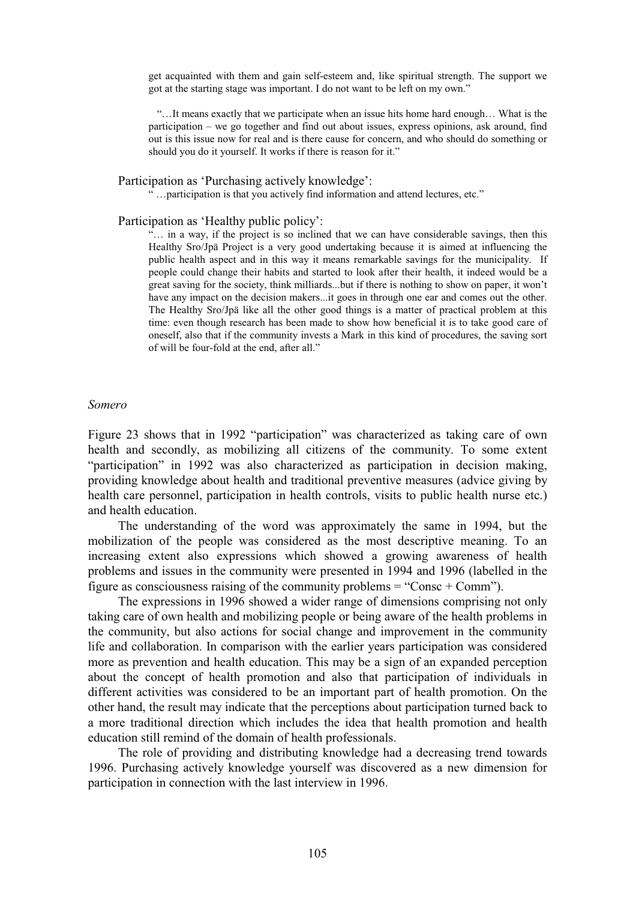get acquainted with them and gain self-esteem and, like spiritual strength. The support we got at the starting stage was important. I do not want to be left on my own."

> "…It means exactly that we participate when an issue hits home hard enough… What is the participation – we go together and find out about issues, express opinions, ask around, find out is this issue now for real and is there cause for concern, and who should do something or should you do it yourself. It works if there is reason for it."

Participation as 'Purchasing actively knowledge':

> " …participation is that you actively find information and attend lectures, etc."

Participation as 'Healthy public policy':

> "… in a way, if the project is so inclined that we can have considerable savings, then this Healthy Sro/Jpä Project is a very good undertaking because it is aimed at influencing the public health aspect and in this way it means remarkable savings for the municipality. If people could change their habits and started to look after their health, it indeed would be a great saving for the society, think milliards...but if there is nothing to show on paper, it won't have any impact on the decision makers...it goes in through one ear and comes out the other. The Healthy Sro/Jpä like all the other good things is a matter of practical problem at this time: even though research has been made to show how beneficial it is to take good care of oneself, also that if the community invests a Mark in this kind of procedures, the saving sort of will be four-fold at the end, after all."

*Somero*

Figure 23 shows that in 1992 "participation" was characterized as taking care of own health and secondly, as mobilizing all citizens of the community. To some extent "participation" in 1992 was also characterized as participation in decision making, providing knowledge about health and traditional preventive measures (advice giving by health care personnel, participation in health controls, visits to public health nurse etc.) and health education.

The understanding of the word was approximately the same in 1994, but the mobilization of the people was considered as the most descriptive meaning. To an increasing extent also expressions which showed a growing awareness of health problems and issues in the community were presented in 1994 and 1996 (labelled in the figure as consciousness raising of the community problems = "Consc + Comm").

The expressions in 1996 showed a wider range of dimensions comprising not only taking care of own health and mobilizing people or being aware of the health problems in the community, but also actions for social change and improvement in the community life and collaboration. In comparison with the earlier years participation was considered more as prevention and health education. This may be a sign of an expanded perception about the concept of health promotion and also that participation of individuals in different activities was considered to be an important part of health promotion. On the other hand, the result may indicate that the perceptions about participation turned back to a more traditional direction which includes the idea that health promotion and health education still remind of the domain of health professionals.

The role of providing and distributing knowledge had a decreasing trend towards 1996. Purchasing actively knowledge yourself was discovered as a new dimension for participation in connection with the last interview in 1996.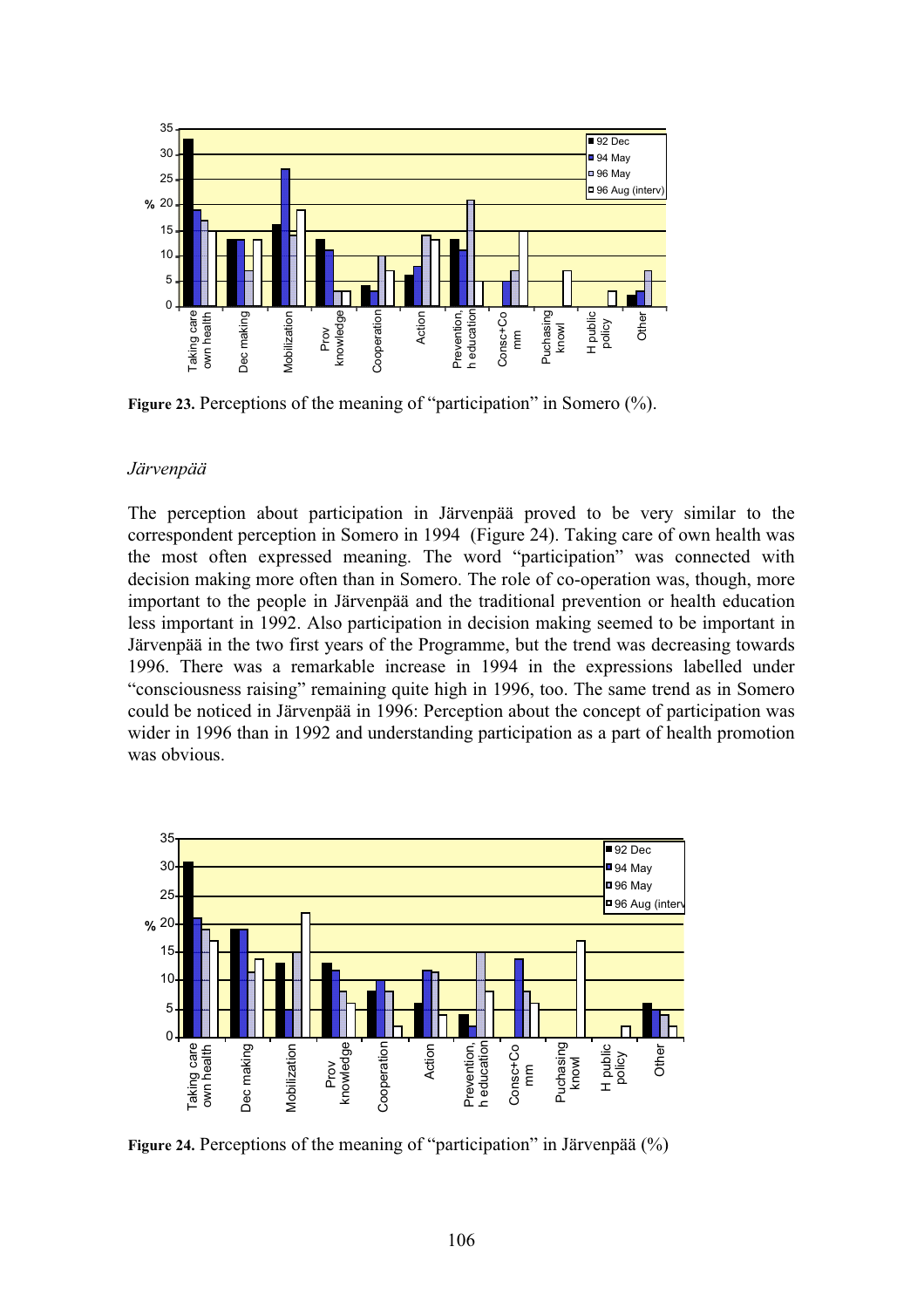**Figure 23.** Perceptions of the meaning of “participation” in Somero (%).

*Järvenpää*

The perception about participation in Järvenpää proved to be very similar to the correspondent perception in Somero in 1994 (Figure 24). Taking care of own health was the most often expressed meaning. The word “participation” was connected with decision making more often than in Somero. The role of co-operation was, though, more important to the people in Järvenpää and the traditional prevention or health education less important in 1992. Also participation in decision making seemed to be important in Järvenpää in the two first years of the Programme, but the trend was decreasing towards 1996. There was a remarkable increase in 1994 in the expressions labelled under “consciousness raising” remaining quite high in 1996, too. The same trend as in Somero could be noticed in Järvenpää in 1996: Perception about the concept of participation was wider in 1996 than in 1992 and understanding participation as a part of health promotion was obvious.

**Figure 24.** Perceptions of the meaning of “participation” in Järvenpää (%)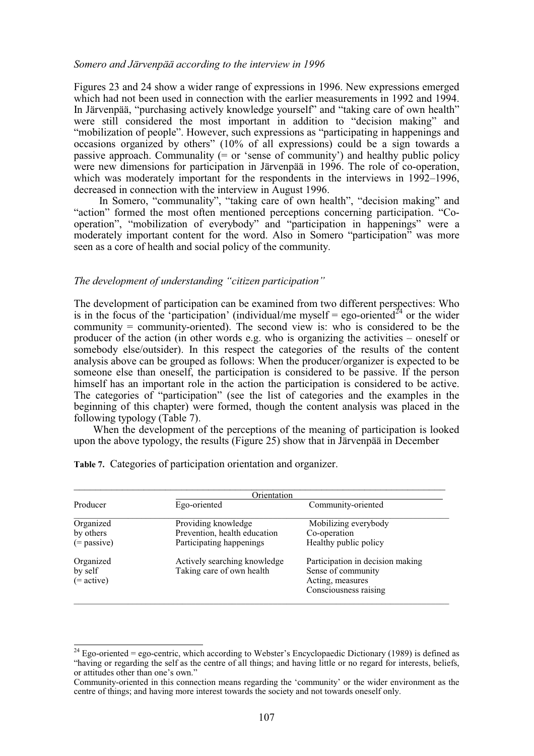*Somero and Järvenpää according to the interview in 1996*

Figures 23 and 24 show a wider range of expressions in 1996. New expressions emerged which had not been used in connection with the earlier measurements in 1992 and 1994. In Järvenpää, "purchasing actively knowledge yourself" and "taking care of own health" were still considered the most important in addition to "decision making" and "mobilization of people". However, such expressions as "participating in happenings and occasions organized by others" (10% of all expressions) could be a sign towards a passive approach. Communality (= or 'sense of community') and healthy public policy were new dimensions for participation in Järvenpää in 1996. The role of co-operation, which was moderately important for the respondents in the interviews in 1992–1996, decreased in connection with the interview in August 1996.

In Somero, "communality", "taking care of own health", "decision making" and "action" formed the most often mentioned perceptions concerning participation. "Co-operation", "mobilization of everybody" and "participation in happenings" were a moderately important content for the word. Also in Somero "participation" was more seen as a core of health and social policy of the community.

*The development of understanding "citizen participation"*

The development of participation can be examined from two different perspectives: Who is in the focus of the 'participation' (individual/me myself = ego-oriented[24] or the wider community = community-oriented). The second view is: who is considered to be the producer of the action (in other words e.g. who is organizing the activities – oneself or somebody else/outsider). In this respect the categories of the results of the content analysis above can be grouped as follows: When the producer/organizer is expected to be someone else than oneself, the participation is considered to be passive. If the person himself has an important role in the action the participation is considered to be active. The categories of "participation" (see the list of categories and the examples in the beginning of this chapter) were formed, though the content analysis was placed in the following typology (Table 7).

When the development of the perceptions of the meaning of participation is looked upon the above typology, the results (Figure 25) show that in Järvenpää in December

**Table 7.** Categories of participation orientation and organizer.

| Producer | Orientation | |
|---|---|---|
| | Ego-oriented | Community-oriented |
| Organized by others (= passive) | Providing knowledge<br>Prevention, health education<br>Participating happenings | Mobilizing everybody<br>Co-operation<br>Healthy public policy |
| Organized by self (= active) | Actively searching knowledge<br>Taking care of own health | Participation in decision making<br>Sense of community<br>Acting, measures<br>Consciousness raising |

[24] Ego-oriented = ego-centric, which according to Webster's Encyclopaedic Dictionary (1989) is defined as "having or regarding the self as the centre of all things; and having little or no regard for interests, beliefs, or attitudes other than one's own."

Community-oriented in this connection means regarding the 'community' or the wider environment as the centre of things; and having more interest towards the society and not towards oneself only.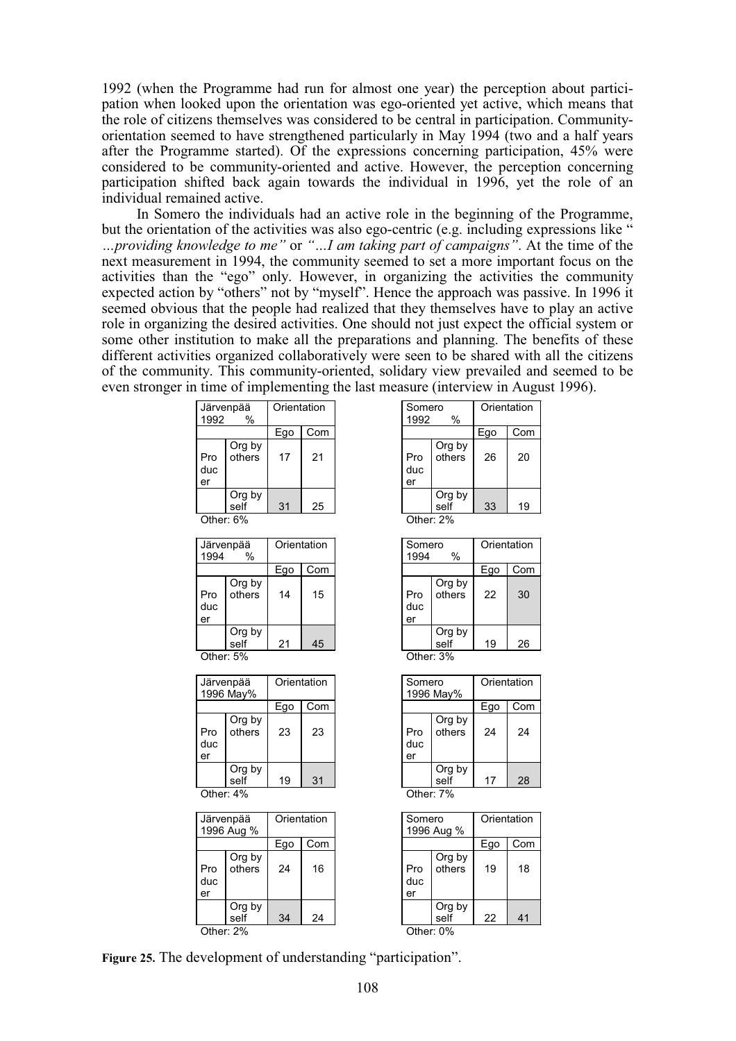1992 (when the Programme had run for almost one year) the perception about participation when looked upon the orientation was ego-oriented yet active, which means that the role of citizens themselves was considered to be central in participation. Community-orientation seemed to have strengthened particularly in May 1994 (two and a half years after the Programme started). Of the expressions concerning participation, 45% were considered to be community-oriented and active. However, the perception concerning participation shifted back again towards the individual in 1996, yet the role of an individual remained active.

In Somero the individuals had an active role in the beginning of the Programme, but the orientation of the activities was also ego-centric (e.g. including expressions like " *…providing knowledge to me"* or *"…I am taking part of campaigns"*. At the time of the next measurement in 1994, the community seemed to set a more important focus on the activities than the "ego" only. However, in organizing the activities the community expected action by "others" not by "myself". Hence the approach was passive. In 1996 it seemed obvious that the people had realized that they themselves have to play an active role in organizing the desired activities. One should not just expect the official system or some other institution to make all the preparations and planning. The benefits of these different activities organized collaboratively were seen to be shared with all the citizens of the community. This community-oriented, solidary view prevailed and seemed to be even stronger in time of implementing the last measure (interview in August 1996).

| Järvenpää 1992 % | | Orientation | |
|---|---|---|---|
| | | Ego | Com |
| Producer | Org by others | 17 | 21 |
| | Org by self | 31 | 25 |

Other: 6%

| Somero 1992 % | | Orientation | |
|---|---|---|---|
| | | Ego | Com |
| Producer | Org by others | 26 | 20 |
| | Org by self | 33 | 19 |

Other: 2%

| Järvenpää 1994 % | | Orientation | |
|---|---|---|---|
| | | Ego | Com |
| Producer | Org by others | 14 | 15 |
| | Org by self | 21 | 45 |

Other: 5%

| Somero 1994 % | | Orientation | |
|---|---|---|---|
| | | Ego | Com |
| Producer | Org by others | 22 | 30 |
| | Org by self | 19 | 26 |

Other: 3%

| Järvenpää 1996 May% | | Orientation | |
|---|---|---|---|
| | | Ego | Com |
| Producer | Org by others | 23 | 23 |
| | Org by self | 19 | 31 |

Other: 4%

| Somero 1996 May% | | Orientation | |
|---|---|---|---|
| | | Ego | Com |
| Producer | Org by others | 24 | 24 |
| | Org by self | 17 | 28 |

Other: 7%

| Järvenpää 1996 Aug % | | Orientation | |
|---|---|---|---|
| | | Ego | Com |
| Producer | Org by others | 24 | 16 |
| | Org by self | 34 | 24 |

Other: 2%

| Somero 1996 Aug % | | Orientation | |
|---|---|---|---|
| | | Ego | Com |
| Producer | Org by others | 19 | 18 |
| | Org by self | 22 | 41 |

Other: 0%

**Figure 25.** The development of understanding "participation".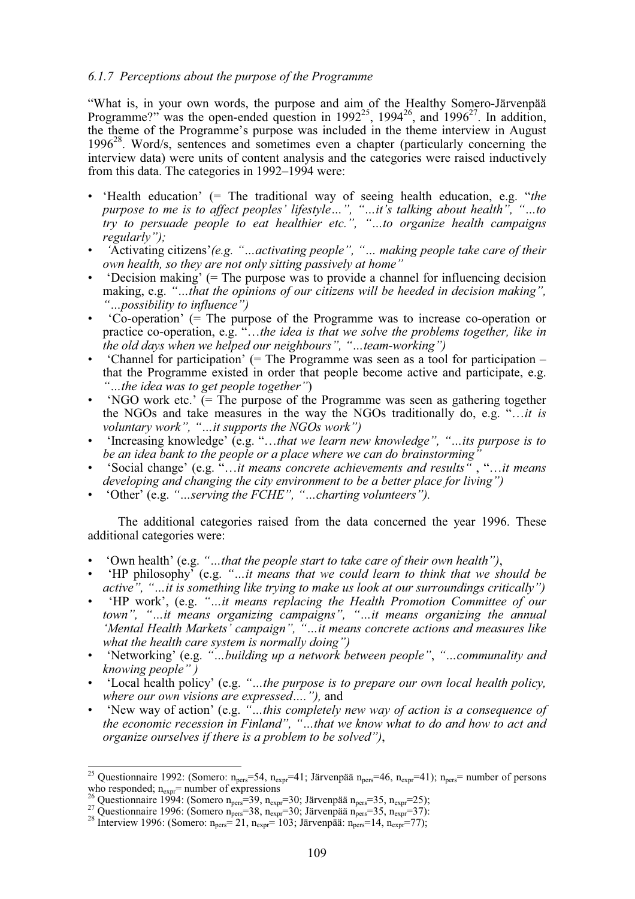### *6.1.7 Perceptions about the purpose of the Programme*

"What is, in your own words, the purpose and aim of the Healthy Somero-Järvenpää Programme?" was the open-ended question in 1992[25], 1994[26], and 1996[27]. In addition, the theme of the Programme's purpose was included in the theme interview in August 1996[28]. Word/s, sentences and sometimes even a chapter (particularly concerning the interview data) were units of content analysis and the categories were raised inductively from this data. The categories in 1992–1994 were:

- 'Health education' (= The traditional way of seeing health education, e.g. "*the purpose to me is to affect peoples' lifestyle…", "…it's talking about health", "…to try to persuade people to eat healthier etc.", "…to organize health campaigns regularly");*
- 'Activating citizens'*(e.g. "…activating people", "… making people take care of their own health, so they are not only sitting passively at home"*
- 'Decision making' (= The purpose was to provide a channel for influencing decision making, e.g. *"…that the opinions of our citizens will be heeded in decision making", "…possibility to influence")*
- 'Co-operation' (= The purpose of the Programme was to increase co-operation or practice co-operation, e.g. "*…the idea is that we solve the problems together, like in the old days when we helped our neighbours", "…team-working")*
- 'Channel for participation' (= The Programme was seen as a tool for participation – that the Programme existed in order that people become active and participate, e.g. *"…the idea was to get people together"*)
- 'NGO work etc.' (= The purpose of the Programme was seen as gathering together the NGOs and take measures in the way the NGOs traditionally do, e.g. "*…it is voluntary work", "…it supports the NGOs work")*
- 'Increasing knowledge' (e.g. "*…that we learn new knowledge", "…its purpose is to be an idea bank to the people or a place where we can do brainstorming"*
- 'Social change' (e.g. "*…it means concrete achievements and results"* , "*…it means developing and changing the city environment to be a better place for living")*
- 'Other' (e.g. *"…serving the FCHE", "…charting volunteers").*

The additional categories raised from the data concerned the year 1996. These additional categories were:

- 'Own health' (e.g. *"…that the people start to take care of their own health")*,
- 'HP philosophy' (e.g. *"…it means that we could learn to think that we should be active", "…it is something like trying to make us look at our surroundings critically")*
- 'HP work', (e.g. *"…it means replacing the Health Promotion Committee of our town", "…it means organizing campaigns", "…it means organizing the annual 'Mental Health Markets' campaign", "…it means concrete actions and measures like what the health care system is normally doing")*
- 'Networking' (e.g. *"…building up a network between people"*, *"…communality and knowing people" )*
- 'Local health policy' (e.g. *"…the purpose is to prepare our own local health policy, where our own visions are expressed…."),* and
- 'New way of action' (e.g. *"…this completely new way of action is a consequence of the economic recession in Finland", "…that we know what to do and how to act and organize ourselves if there is a problem to be solved")*,

---

[25] Questionnaire 1992: (Somero: $n_{pers}$=54, $n_{expr}$=41; Järvenpää $n_{pers}$=46, $n_{expr}$=41); $n_{pers}$= number of persons who responded; $n_{expr}$= number of expressions

[26] Questionnaire 1994: (Somero $n_{pers}$=39, $n_{expr}$=30; Järvenpää $n_{pers}$=35, $n_{expr}$=25);

[27] Questionnaire 1996: (Somero $n_{pers}$=38, $n_{expr}$=30; Järvenpää $n_{pers}$=35, $n_{expr}$=37):

[28] Interview 1996: (Somero: $n_{pers}$= 21, $n_{expr}$= 103; Järvenpää: $n_{pers}$=14, $n_{expr}$=77);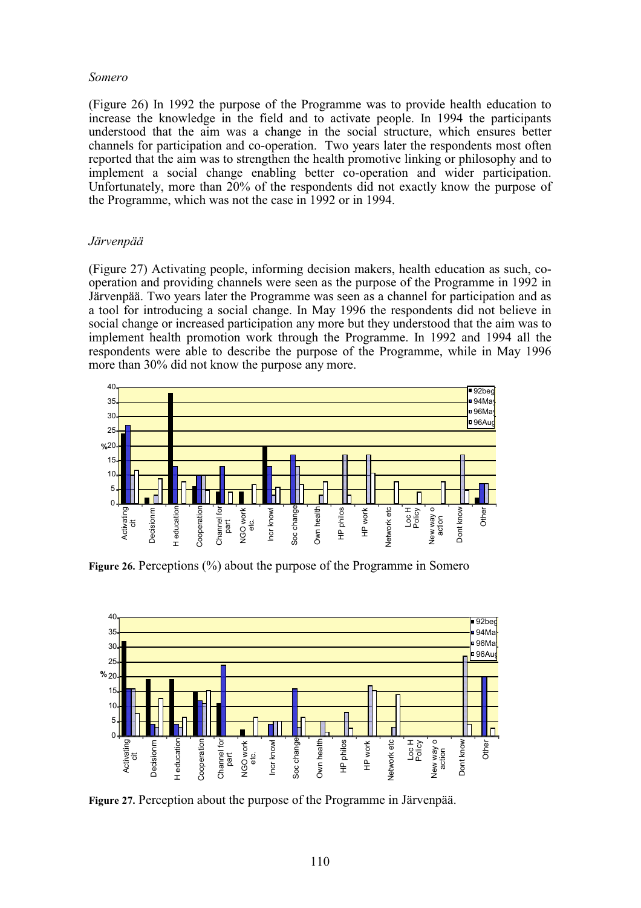*Somero*

(Figure 26) In 1992 the purpose of the Programme was to provide health education to increase the knowledge in the field and to activate people. In 1994 the participants understood that the aim was a change in the social structure, which ensures better channels for participation and co-operation. Two years later the respondents most often reported that the aim was to strengthen the health promotive linking or philosophy and to implement a social change enabling better co-operation and wider participation. Unfortunately, more than 20% of the respondents did not exactly know the purpose of the Programme, which was not the case in 1992 or in 1994.

*Järvenpää*

(Figure 27) Activating people, informing decision makers, health education as such, co-operation and providing channels were seen as the purpose of the Programme in 1992 in Järvenpää. Two years later the Programme was seen as a channel for participation and as a tool for introducing a social change. In May 1996 the respondents did not believe in social change or increased participation any more but they understood that the aim was to implement health promotion work through the Programme. In 1992 and 1994 all the respondents were able to describe the purpose of the Programme, while in May 1996 more than 30% did not know the purpose any more.

**Figure 26.** Perceptions (%) about the purpose of the Programme in Somero

**Figure 27.** Perception about the purpose of the Programme in Järvenpää.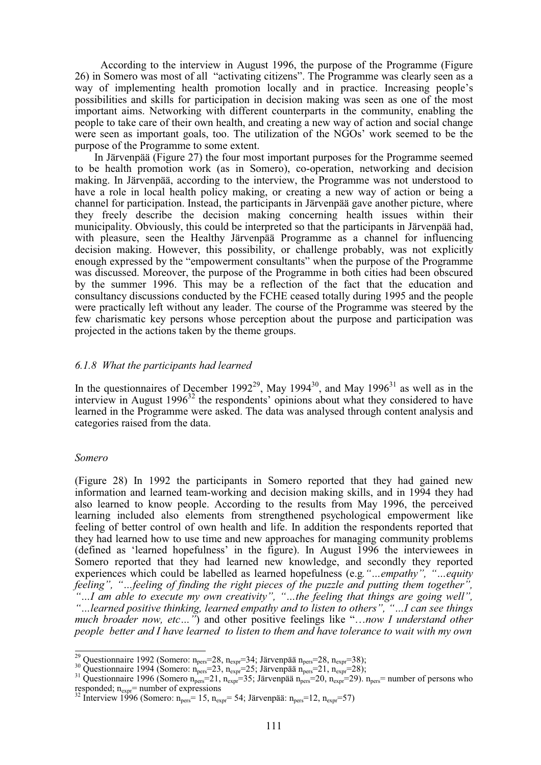According to the interview in August 1996, the purpose of the Programme (Figure 26) in Somero was most of all "activating citizens". The Programme was clearly seen as a way of implementing health promotion locally and in practice. Increasing people's possibilities and skills for participation in decision making was seen as one of the most important aims. Networking with different counterparts in the community, enabling the people to take care of their own health, and creating a new way of action and social change were seen as important goals, too. The utilization of the NGOs' work seemed to be the purpose of the Programme to some extent.

In Järvenpää (Figure 27) the four most important purposes for the Programme seemed to be health promotion work (as in Somero), co-operation, networking and decision making. In Järvenpää, according to the interview, the Programme was not understood to have a role in local health policy making, or creating a new way of action or being a channel for participation. Instead, the participants in Järvenpää gave another picture, where they freely describe the decision making concerning health issues within their municipality. Obviously, this could be interpreted so that the participants in Järvenpää had, with pleasure, seen the Healthy Järvenpää Programme as a channel for influencing decision making. However, this possibility, or challenge probably, was not explicitly enough expressed by the "empowerment consultants" when the purpose of the Programme was discussed. Moreover, the purpose of the Programme in both cities had been obscured by the summer 1996. This may be a reflection of the fact that the education and consultancy discussions conducted by the FCHE ceased totally during 1995 and the people were practically left without any leader. The course of the Programme was steered by the few charismatic key persons whose perception about the purpose and participation was projected in the actions taken by the theme groups.

### *6.1.8 What the participants had learned*

In the questionnaires of December 1992[29], May 1994[30], and May 1996[31] as well as in the interview in August 1996[32] the respondents' opinions about what they considered to have learned in the Programme were asked. The data was analysed through content analysis and categories raised from the data.

#### *Somero*

(Figure 28) In 1992 the participants in Somero reported that they had gained new information and learned team-working and decision making skills, and in 1994 they had also learned to know people. According to the results from May 1996, the perceived learning included also elements from strengthened psychological empowerment like feeling of better control of own health and life. In addition the respondents reported that they had learned how to use time and new approaches for managing community problems (defined as 'learned hopefulness' in the figure). In August 1996 the interviewees in Somero reported that they had learned new knowledge, and secondly they reported experiences which could be labelled as learned hopefulness (e.g. *"…empathy", "…equity feeling", "…feeling of finding the right pieces of the puzzle and putting them together", "…I am able to execute my own creativity", "…the feeling that things are going well", "…learned positive thinking, learned empathy and to listen to others", "…I can see things much broader now, etc…"*) and other positive feelings like "*…now I understand other people better and I have learned to listen to them and have tolerance to wait with my own*

---

[29] Questionnaire 1992 (Somero: $n_{pers}$=28, $n_{expr}$=34; Järvenpää $n_{pers}$=28, $n_{expr}$=38);

[30] Questionnaire 1994 (Somero: $n_{pers}$=23, $n_{expr}$=25; Järvenpää $n_{pers}$=21, $n_{expr}$=28);

[31] Questionnaire 1996 (Somero $n_{pers}$=21, $n_{expr}$=35; Järvenpää $n_{pers}$=20, $n_{expr}$=29). $n_{pers}$= number of persons who responded; $n_{expr}$= number of expressions

[32] Interview 1996 (Somero: $n_{pers}$= 15, $n_{expr}$= 54; Järvenpää: $n_{pers}$=12, $n_{expr}$=57)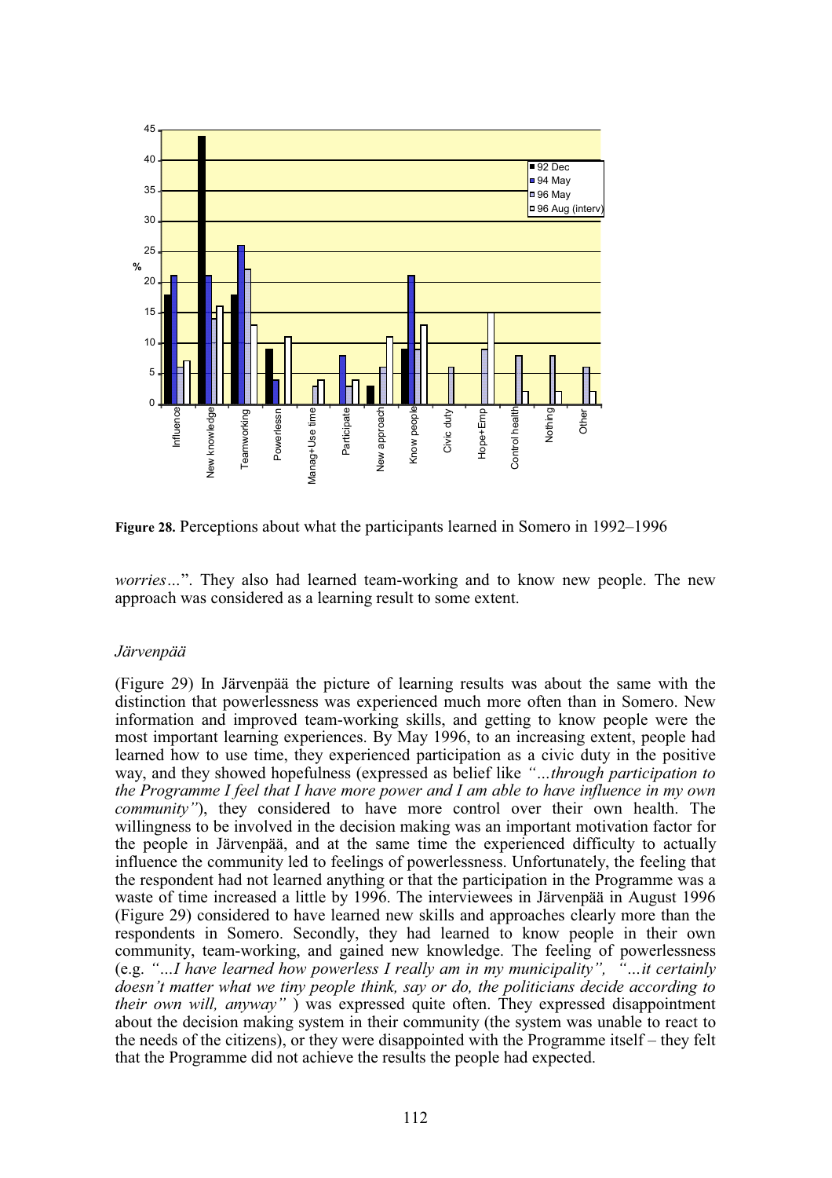**Figure 28.** Perceptions about what the participants learned in Somero in 1992–1996

*worries…*". They also had learned team-working and to know new people. The new approach was considered as a learning result to some extent.

*Järvenpää*

(Figure 29) In Järvenpää the picture of learning results was about the same with the distinction that powerlessness was experienced much more often than in Somero. New information and improved team-working skills, and getting to know people were the most important learning experiences. By May 1996, to an increasing extent, people had learned how to use time, they experienced participation as a civic duty in the positive way, and they showed hopefulness (expressed as belief like *"…through participation to the Programme I feel that I have more power and I am able to have influence in my own community"*), they considered to have more control over their own health. The willingness to be involved in the decision making was an important motivation factor for the people in Järvenpää, and at the same time the experienced difficulty to actually influence the community led to feelings of powerlessness. Unfortunately, the feeling that the respondent had not learned anything or that the participation in the Programme was a waste of time increased a little by 1996. The interviewees in Järvenpää in August 1996 (Figure 29) considered to have learned new skills and approaches clearly more than the respondents in Somero. Secondly, they had learned to know people in their own community, team-working, and gained new knowledge. The feeling of powerlessness (e.g. *"…I have learned how powerless I really am in my municipality"*, *"…it certainly doesn't matter what we tiny people think, say or do, the politicians decide according to their own will, anyway"* ) was expressed quite often. They expressed disappointment about the decision making system in their community (the system was unable to react to the needs of the citizens), or they were disappointed with the Programme itself – they felt that the Programme did not achieve the results the people had expected.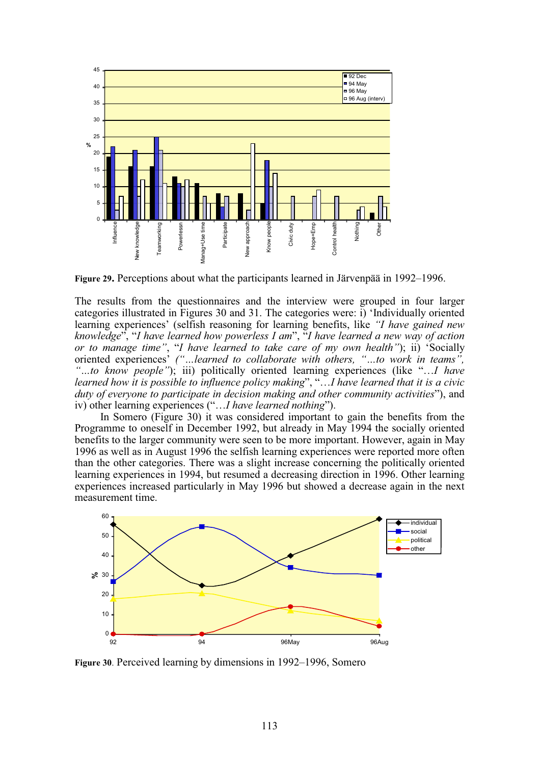**Figure 29.** Perceptions about what the participants learned in Järvenpää in 1992–1996.

The results from the questionnaires and the interview were grouped in four larger categories illustrated in Figures 30 and 31. The categories were: i) 'Individually oriented learning experiences' (selfish reasoning for learning benefits, like *"I have gained new knowledge*", "*I have learned how powerless I am*", "*I have learned a new way of action or to manage time"*, "*I have learned to take care of my own health"*); ii) 'Socially oriented experiences' *("…learned to collaborate with others, "…to work in teams", "…to know people"*); iii) politically oriented learning experiences (like "*…I have learned how it is possible to influence policy making*", "*…I have learned that it is a civic duty of everyone to participate in decision making and other community activities*"), and iv) other learning experiences ("*…I have learned nothing*").

In Somero (Figure 30) it was considered important to gain the benefits from the Programme to oneself in December 1992, but already in May 1994 the socially oriented benefits to the larger community were seen to be more important. However, again in May 1996 as well as in August 1996 the selfish learning experiences were reported more often than the other categories. There was a slight increase concerning the politically oriented learning experiences in 1994, but resumed a decreasing direction in 1996. Other learning experiences increased particularly in May 1996 but showed a decrease again in the next measurement time.

**Figure 30**. Perceived learning by dimensions in 1992–1996, Somero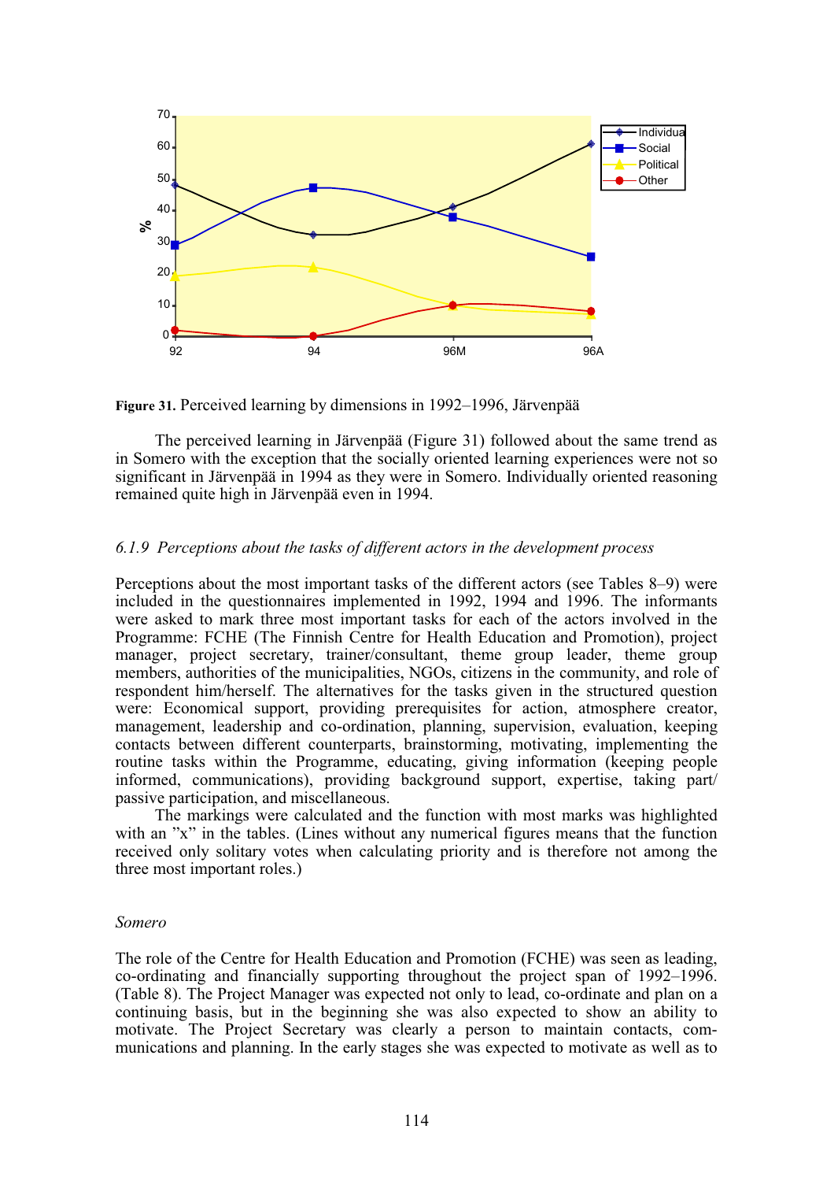**Figure 31.** Perceived learning by dimensions in 1992–1996, Järvenpää

The perceived learning in Järvenpää (Figure 31) followed about the same trend as in Somero with the exception that the socially oriented learning experiences were not so significant in Järvenpää in 1994 as they were in Somero. Individually oriented reasoning remained quite high in Järvenpää even in 1994.

### *6.1.9 Perceptions about the tasks of different actors in the development process*

Perceptions about the most important tasks of the different actors (see Tables 8–9) were included in the questionnaires implemented in 1992, 1994 and 1996. The informants were asked to mark three most important tasks for each of the actors involved in the Programme: FCHE (The Finnish Centre for Health Education and Promotion), project manager, project secretary, trainer/consultant, theme group leader, theme group members, authorities of the municipalities, NGOs, citizens in the community, and role of respondent him/herself. The alternatives for the tasks given in the structured question were: Economical support, providing prerequisites for action, atmosphere creator, management, leadership and co-ordination, planning, supervision, evaluation, keeping contacts between different counterparts, brainstorming, motivating, implementing the routine tasks within the Programme, educating, giving information (keeping people informed, communications), providing background support, expertise, taking part/passive participation, and miscellaneous.

The markings were calculated and the function with most marks was highlighted with an ”x” in the tables. (Lines without any numerical figures means that the function received only solitary votes when calculating priority and is therefore not among the three most important roles.)

#### *Somero*

The role of the Centre for Health Education and Promotion (FCHE) was seen as leading, co-ordinating and financially supporting throughout the project span of 1992–1996. (Table 8). The Project Manager was expected not only to lead, co-ordinate and plan on a continuing basis, but in the beginning she was also expected to show an ability to motivate. The Project Secretary was clearly a person to maintain contacts, communications and planning. In the early stages she was expected to motivate as well as to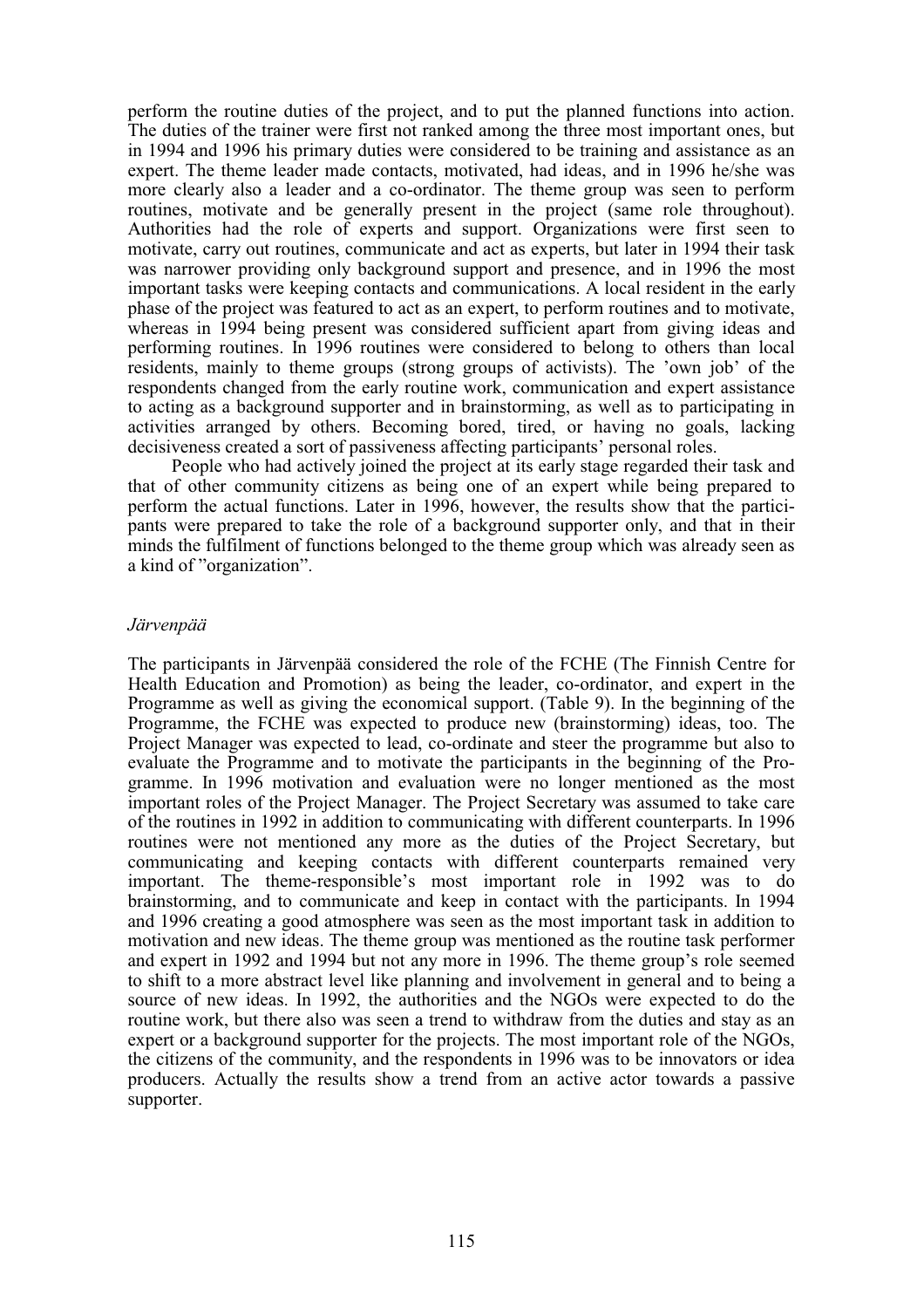perform the routine duties of the project, and to put the planned functions into action. The duties of the trainer were first not ranked among the three most important ones, but in 1994 and 1996 his primary duties were considered to be training and assistance as an expert. The theme leader made contacts, motivated, had ideas, and in 1996 he/she was more clearly also a leader and a co-ordinator. The theme group was seen to perform routines, motivate and be generally present in the project (same role throughout). Authorities had the role of experts and support. Organizations were first seen to motivate, carry out routines, communicate and act as experts, but later in 1994 their task was narrower providing only background support and presence, and in 1996 the most important tasks were keeping contacts and communications. A local resident in the early phase of the project was featured to act as an expert, to perform routines and to motivate, whereas in 1994 being present was considered sufficient apart from giving ideas and performing routines. In 1996 routines were considered to belong to others than local residents, mainly to theme groups (strong groups of activists). The 'own job' of the respondents changed from the early routine work, communication and expert assistance to acting as a background supporter and in brainstorming, as well as to participating in activities arranged by others. Becoming bored, tired, or having no goals, lacking decisiveness created a sort of passiveness affecting participants' personal roles.

People who had actively joined the project at its early stage regarded their task and that of other community citizens as being one of an expert while being prepared to perform the actual functions. Later in 1996, however, the results show that the participants were prepared to take the role of a background supporter only, and that in their minds the fulfilment of functions belonged to the theme group which was already seen as a kind of "organization".

*Järvenpää*

The participants in Järvenpää considered the role of the FCHE (The Finnish Centre for Health Education and Promotion) as being the leader, co-ordinator, and expert in the Programme as well as giving the economical support. (Table 9). In the beginning of the Programme, the FCHE was expected to produce new (brainstorming) ideas, too. The Project Manager was expected to lead, co-ordinate and steer the programme but also to evaluate the Programme and to motivate the participants in the beginning of the Programme. In 1996 motivation and evaluation were no longer mentioned as the most important roles of the Project Manager. The Project Secretary was assumed to take care of the routines in 1992 in addition to communicating with different counterparts. In 1996 routines were not mentioned any more as the duties of the Project Secretary, but communicating and keeping contacts with different counterparts remained very important. The theme-responsible's most important role in 1992 was to do brainstorming, and to communicate and keep in contact with the participants. In 1994 and 1996 creating a good atmosphere was seen as the most important task in addition to motivation and new ideas. The theme group was mentioned as the routine task performer and expert in 1992 and 1994 but not any more in 1996. The theme group's role seemed to shift to a more abstract level like planning and involvement in general and to being a source of new ideas. In 1992, the authorities and the NGOs were expected to do the routine work, but there also was seen a trend to withdraw from the duties and stay as an expert or a background supporter for the projects. The most important role of the NGOs, the citizens of the community, and the respondents in 1996 was to be innovators or idea producers. Actually the results show a trend from an active actor towards a passive supporter.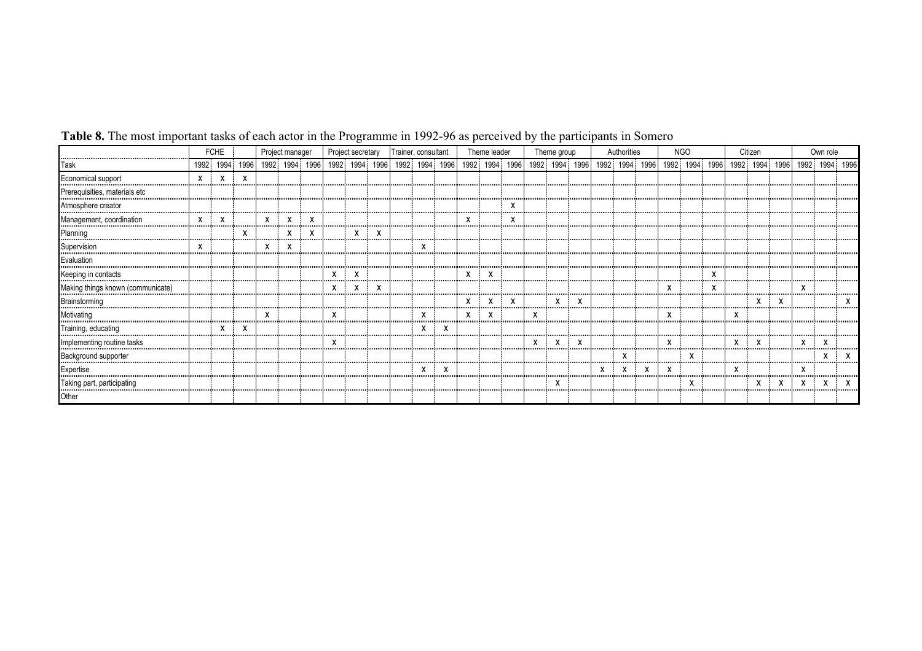**Table 8.** The most important tasks of each actor in the Programme in 1992-96 as perceived by the participants in Somero

| | FCHE | | | Project manager | | | Project secretary | | | Trainer, consultant | | | Theme leader | | | Theme group | | | Authorities | | | NGO | | | Citizen | | | Own role | | |
|---|---|---|---|---|---|---|---|---|---|---|---|---|---|---|---|---|---|---|---|---|---|---|---|---|---|---|---|---|---|---|---|---|
| Task | 1992 | 1994 | 1996 | 1992 | 1994 | 1996 | 1992 | 1994 | 1996 | 1992 | 1994 | 1996 | 1992 | 1994 | 1996 | 1992 | 1994 | 1996 | 1992 | 1994 | 1996 | 1992 | 1994 | 1996 | 1992 | 1994 | 1996 | 1992 | 1994 | 1996 |
| Economical support | X | X | X | | | | | | | | | | | | | | | | | | | | | | | | | | | |
| Prerequisities, materials etc | | | | | | | | | | | | | | | | | | | | | | | | | | | | | | |
| Atmosphere creator | | | | | | | | | | | | | | | X | | | | | | | | | | | | | | | |
| Management, coordination | X | X | | X | X | X | | | | | | | X | | X | | | | | | | | | | | | | | | |
| Planning | | | X | | X | X | | X | X | | | | | | | | | | | | | | | | | | | | | |
| Supervision | X | | | X | X | | | | | | X | | | | | | | | | | | | | | | | | | | |
| Evaluation | | | | | | | | | | | | | | | | | | | | | | | | | | | | | | |
| Keeping in contacts | | | | | | | X | X | | | | | X | X | | | | | | | | | | X | | | | | | |
| Making things known (communicate) | | | | | | | X | X | X | | | | | | | | | | | | | X | | X | | | | X | | |
| Brainstorming | | | | | | | | | | | | | X | X | X | | X | X | | | | | | | | X | X | | | X |
| Motivating | | | | X | | | X | | | | X | | X | X | | X | | | | | | X | | | X | | | | | |
| Training, educating | | X | X | | | | | | | | X | X | | | | | | | | | | | | | | | | | | |
| Implementing routine tasks | | | | | | | X | | | | | | | | | X | X | X | | | | X | | | X | X | | X | X | |
| Background supporter | | | | | | | | | | | | | | | | | | | | X | | | X | | | | | | X | X |
| Expertise | | | | | | | | | | | X | X | | | | | | | X | X | X | X | | | X | | | X | | |
| Taking part, participating | | | | | | | | | | | | | | | | | X | | | | | | X | | | X | X | X | X | X |
| Other | | | | | | | | | | | | | | | | | | | | | | | | | | | | | | |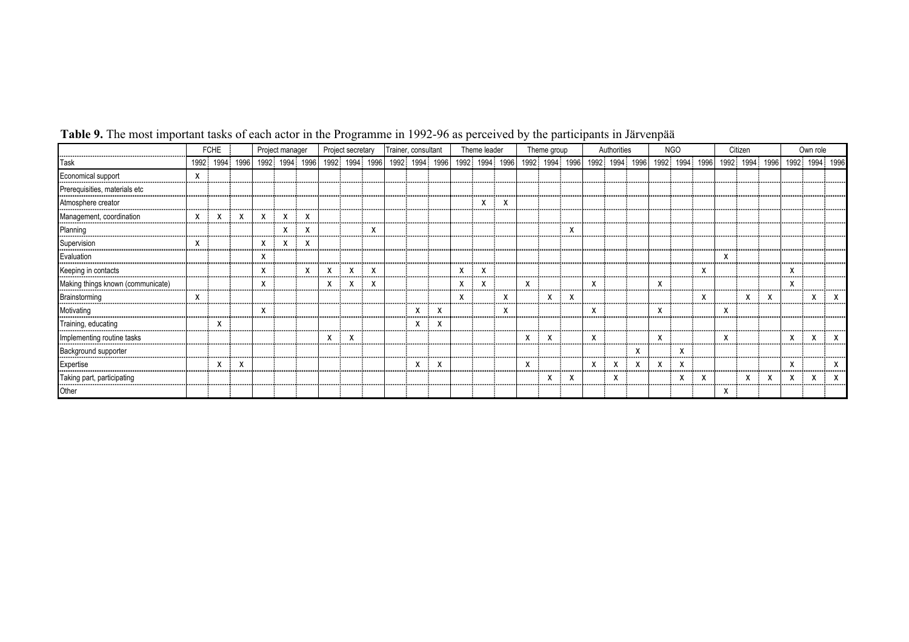**Table 9.** The most important tasks of each actor in the Programme in 1992-96 as perceived by the participants in Järvenpää

| | FCHE | | | Project manager | | | Project secretary | | | Trainer, consultant | | | Theme leader | | | Theme group | | | Authorities | | | NGO | | | Citizen | | | Own role | | |
|---|---|---|---|---|---|---|---|---|---|---|---|---|---|---|---|---|---|---|---|---|---|---|---|---|---|---|---|---|---|---|---|---|---|
| Task | 1992 | 1994 | 1996 | 1992 | 1994 | 1996 | 1992 | 1994 | 1996 | 1992 | 1994 | 1996 | 1992 | 1994 | 1996 | 1992 | 1994 | 1996 | 1992 | 1994 | 1996 | 1992 | 1994 | 1996 | 1992 | 1994 | 1996 | 1992 | 1994 | 1996 |
| Economical support | X | | | | | | | | | | | | | | | | | | | | | | | | | | | | | |
| Prerequisities, materials etc | | | | | | | | | | | | | | | | | | | | | | | | | | | | | | |
| Atmosphere creator | | | | | | | | | | | | | | X | X | | | | | | | | | | | | | | | |
| Management, coordination | X | X | X | X | X | X | | | | | | | | | | | | | | | | | | | | | | | | |
| Planning | | | | | X | X | | | X | | | | | | | | | X | | | | | | | | | | | | |
| Supervision | X | | | X | X | X | | | | | | | | | | | | | | | | | | | | | | | | |
| Evaluation | | | | X | | | | | | | | | | | | | | | | | | | | | X | | | | | |
| Keeping in contacts | | | | X | | X | X | X | X | | | | X | X | | | | | | | | | | X | | | | X | | |
| Making things known (communicate) | | | | X | | | X | X | X | | | | X | X | | X | | | X | | | X | | | | | | X | | |
| Brainstorming | X | | | | | | | | | | | | X | | X | | X | X | | | | | | X | | X | X | | X | X |
| Motivating | | | | X | | | | | | | X | X | | | X | | | | X | | | X | | | X | | | | | |
| Training, educating | | X | | | | | | | | | X | X | | | | | | | | | | | | | | | | | | |
| Implementing routine tasks | | | | | | | X | X | | | | | | | | X | X | | X | | | X | | | X | | | X | X | X |
| Background supporter | | | | | | | | | | | | | | | | | | | | | X | | X | | | | | | | |
| Expertise | | X | X | | | | | | | | X | X | | | | X | | | X | X | X | X | X | | | | | X | | X |
| Taking part, participating | | | | | | | | | | | | | | | | | X | X | | X | | | X | X | | X | X | X | X | X |
| Other | | | | | | | | | | | | | | | | | | | | | | | | | X | | | | | |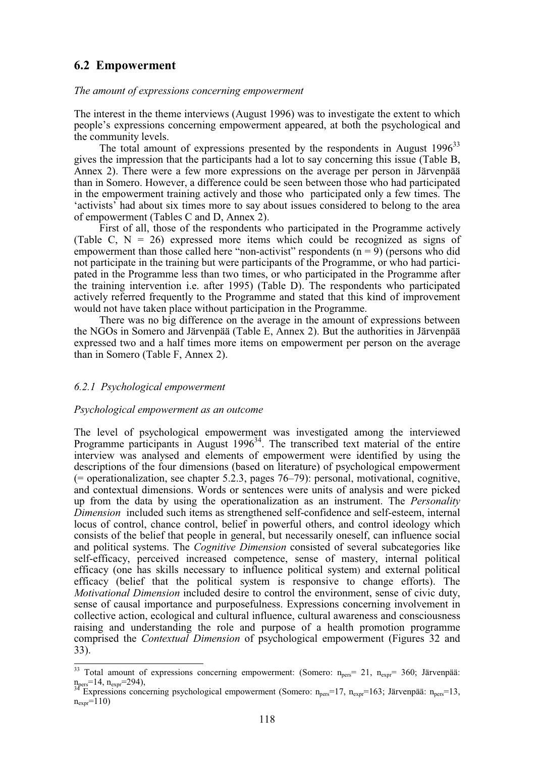## 6.2 Empowerment

*The amount of expressions concerning empowerment*

The interest in the theme interviews (August 1996) was to investigate the extent to which people's expressions concerning empowerment appeared, at both the psychological and the community levels.

The total amount of expressions presented by the respondents in August 1996[33] gives the impression that the participants had a lot to say concerning this issue (Table B, Annex 2). There were a few more expressions on the average per person in Järvenpää than in Somero. However, a difference could be seen between those who had participated in the empowerment training actively and those who participated only a few times. The 'activists' had about six times more to say about issues considered to belong to the area of empowerment (Tables C and D, Annex 2).

First of all, those of the respondents who participated in the Programme actively (Table C, N = 26) expressed more items which could be recognized as signs of empowerment than those called here "non-activist" respondents (n = 9) (persons who did not participate in the training but were participants of the Programme, or who had participated in the Programme less than two times, or who participated in the Programme after the training intervention i.e. after 1995) (Table D). The respondents who participated actively referred frequently to the Programme and stated that this kind of improvement would not have taken place without participation in the Programme.

There was no big difference on the average in the amount of expressions between the NGOs in Somero and Järvenpää (Table E, Annex 2). But the authorities in Järvenpää expressed two and a half times more items on empowerment per person on the average than in Somero (Table F, Annex 2).

### 6.2.1 Psychological empowerment

*Psychological empowerment as an outcome*

The level of psychological empowerment was investigated among the interviewed Programme participants in August 1996[34]. The transcribed text material of the entire interview was analysed and elements of empowerment were identified by using the descriptions of the four dimensions (based on literature) of psychological empowerment (= operationalization, see chapter 5.2.3, pages 76–79): personal, motivational, cognitive, and contextual dimensions. Words or sentences were units of analysis and were picked up from the data by using the operationalization as an instrument. The *Personality Dimension* included such items as strengthened self-confidence and self-esteem, internal locus of control, chance control, belief in powerful others, and control ideology which consists of the belief that people in general, but necessarily oneself, can influence social and political systems. The *Cognitive Dimension* consisted of several subcategories like self-efficacy, perceived increased competence, sense of mastery, internal political efficacy (one has skills necessary to influence political system) and external political efficacy (belief that the political system is responsive to change efforts). The *Motivational Dimension* included desire to control the environment, sense of civic duty, sense of causal importance and purposefulness. Expressions concerning involvement in collective action, ecological and cultural influence, cultural awareness and consciousness raising and understanding the role and purpose of a health promotion programme comprised the *Contextual Dimension* of psychological empowerment (Figures 32 and 33).

---

[33] Total amount of expressions concerning empowerment: (Somero: $n_{pers}$= 21, $n_{expr}$= 360; Järvenpää: $n_{pers}$=14, $n_{expr}$=294),

[34] Expressions concerning psychological empowerment (Somero: $n_{pers}$=17, $n_{expr}$=163; Järvenpää: $n_{pers}$=13, $n_{expr}$=110)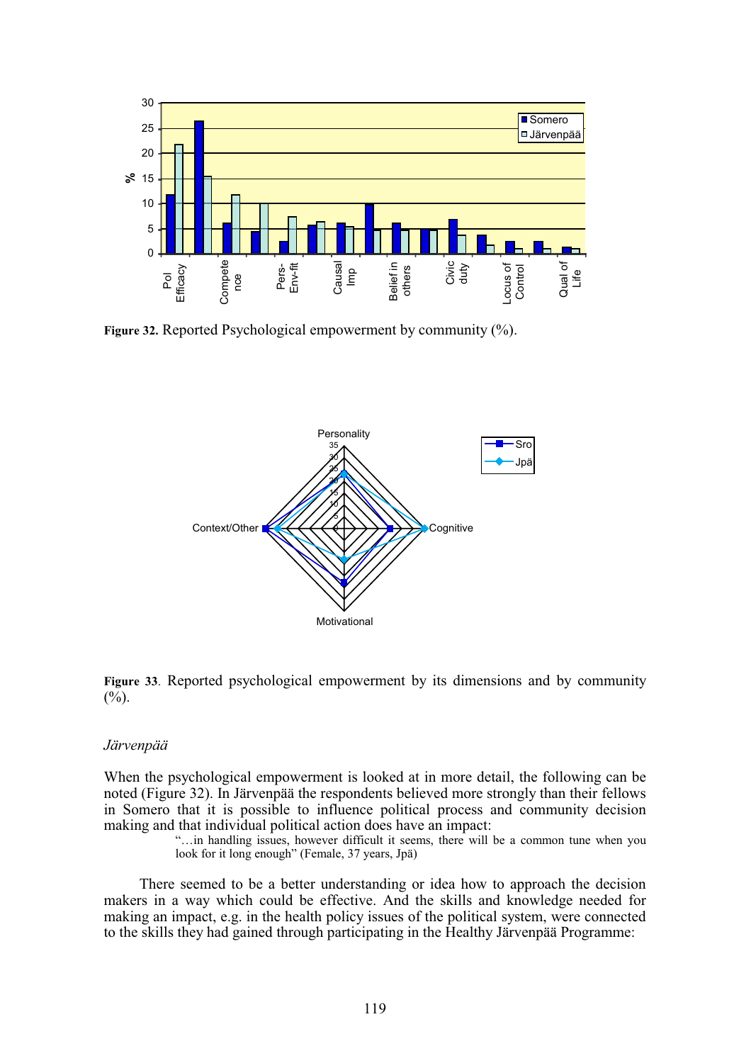Figure 32. Reported Psychological empowerment by community (%).

Figure 33. Reported psychological empowerment by its dimensions and by community (%).

*Järvenpää*

When the psychological empowerment is looked at in more detail, the following can be noted (Figure 32). In Järvenpää the respondents believed more strongly than their fellows in Somero that it is possible to influence political process and community decision making and that individual political action does have an impact:

> "…in handling issues, however difficult it seems, there will be a common tune when you look for it long enough" (Female, 37 years, Jpä)

There seemed to be a better understanding or idea how to approach the decision makers in a way which could be effective. And the skills and knowledge needed for making an impact, e.g. in the health policy issues of the political system, were connected to the skills they had gained through participating in the Healthy Järvenpää Programme: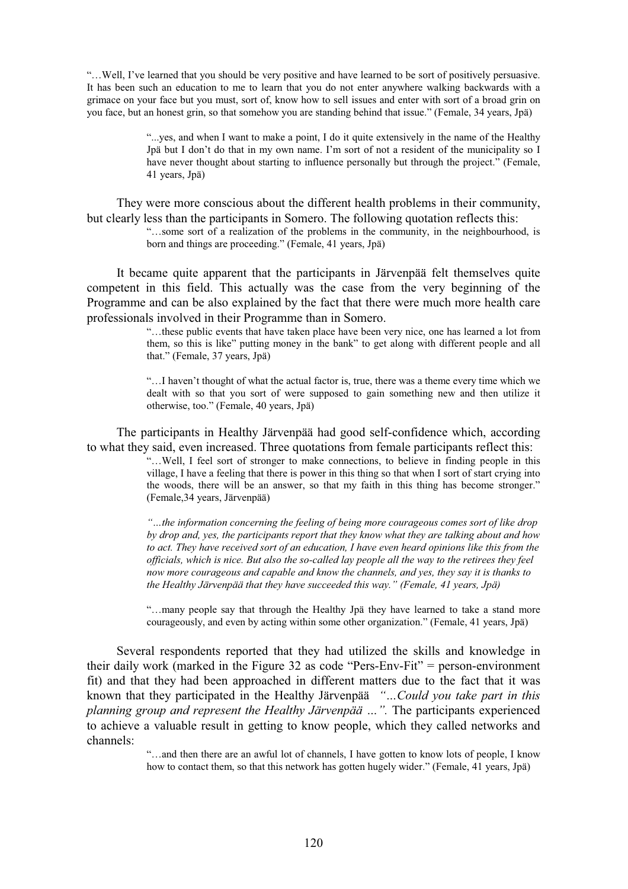"…Well, I've learned that you should be very positive and have learned to be sort of positively persuasive. It has been such an education to me to learn that you do not enter anywhere walking backwards with a grimace on your face but you must, sort of, know how to sell issues and enter with sort of a broad grin on you face, but an honest grin, so that somehow you are standing behind that issue." (Female, 34 years, Jpä)

> "...yes, and when I want to make a point, I do it quite extensively in the name of the Healthy Jpä but I don't do that in my own name. I'm sort of not a resident of the municipality so I have never thought about starting to influence personally but through the project." (Female, 41 years, Jpä)

They were more conscious about the different health problems in their community, but clearly less than the participants in Somero. The following quotation reflects this:

> "…some sort of a realization of the problems in the community, in the neighbourhood, is born and things are proceeding." (Female, 41 years, Jpä)

It became quite apparent that the participants in Järvenpää felt themselves quite competent in this field. This actually was the case from the very beginning of the Programme and can be also explained by the fact that there were much more health care professionals involved in their Programme than in Somero.

> "…these public events that have taken place have been very nice, one has learned a lot from them, so this is like" putting money in the bank" to get along with different people and all that." (Female, 37 years, Jpä)

> "…I haven't thought of what the actual factor is, true, there was a theme every time which we dealt with so that you sort of were supposed to gain something new and then utilize it otherwise, too." (Female, 40 years, Jpä)

The participants in Healthy Järvenpää had good self-confidence which, according to what they said, even increased. Three quotations from female participants reflect this:

> "…Well, I feel sort of stronger to make connections, to believe in finding people in this village, I have a feeling that there is power in this thing so that when I sort of start crying into the woods, there will be an answer, so that my faith in this thing has become stronger." (Female,34 years, Järvenpää)

> *"…the information concerning the feeling of being more courageous comes sort of like drop by drop and, yes, the participants report that they know what they are talking about and how to act. They have received sort of an education, I have even heard opinions like this from the officials, which is nice. But also the so-called lay people all the way to the retirees they feel now more courageous and capable and know the channels, and yes, they say it is thanks to the Healthy Järvenpää that they have succeeded this way." (Female, 41 years, Jpä)*

> "…many people say that through the Healthy Jpä they have learned to take a stand more courageously, and even by acting within some other organization." (Female, 41 years, Jpä)

Several respondents reported that they had utilized the skills and knowledge in their daily work (marked in the Figure 32 as code "Pers-Env-Fit" = person-environment fit) and that they had been approached in different matters due to the fact that it was known that they participated in the Healthy Järvenpää *"…Could you take part in this planning group and represent the Healthy Järvenpää …".* The participants experienced to achieve a valuable result in getting to know people, which they called networks and channels:

> "…and then there are an awful lot of channels, I have gotten to know lots of people, I know how to contact them, so that this network has gotten hugely wider." (Female, 41 years, Jpä)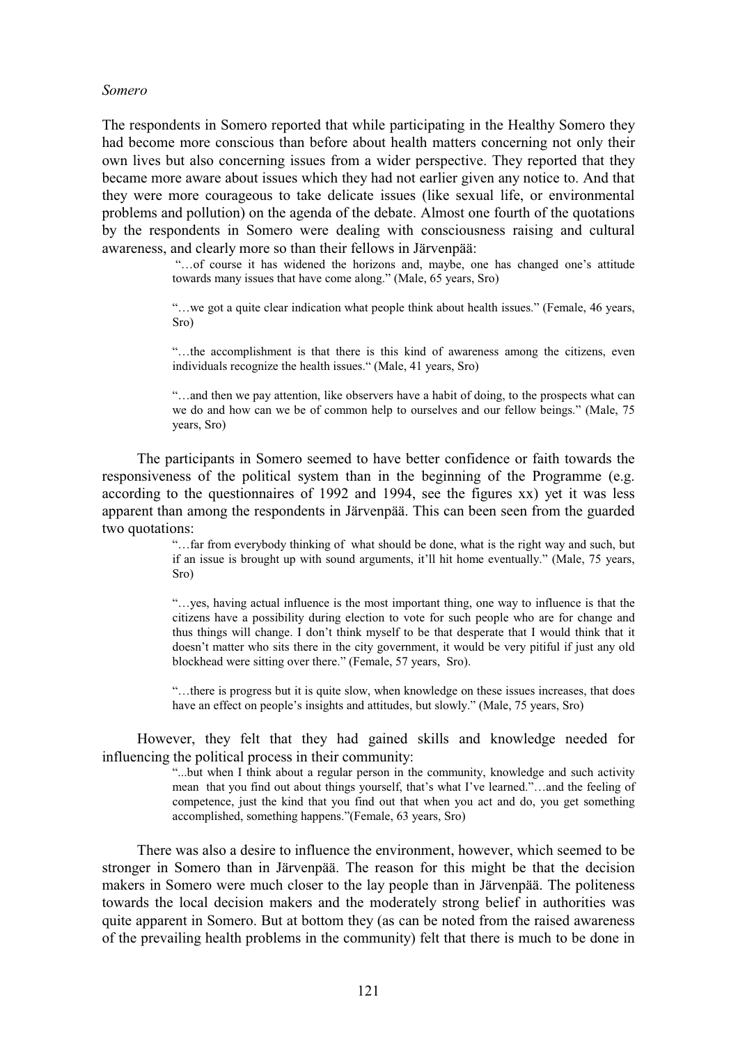*Somero*

The respondents in Somero reported that while participating in the Healthy Somero they had become more conscious than before about health matters concerning not only their own lives but also concerning issues from a wider perspective. They reported that they became more aware about issues which they had not earlier given any notice to. And that they were more courageous to take delicate issues (like sexual life, or environmental problems and pollution) on the agenda of the debate. Almost one fourth of the quotations by the respondents in Somero were dealing with consciousness raising and cultural awareness, and clearly more so than their fellows in Järvenpää:

> "…of course it has widened the horizons and, maybe, one has changed one's attitude towards many issues that have come along." (Male, 65 years, Sro)
>
> "…we got a quite clear indication what people think about health issues." (Female, 46 years, Sro)
>
> "…the accomplishment is that there is this kind of awareness among the citizens, even individuals recognize the health issues." (Male, 41 years, Sro)
>
> "…and then we pay attention, like observers have a habit of doing, to the prospects what can we do and how can we be of common help to ourselves and our fellow beings." (Male, 75 years, Sro)

The participants in Somero seemed to have better confidence or faith towards the responsiveness of the political system than in the beginning of the Programme (e.g. according to the questionnaires of 1992 and 1994, see the figures xx) yet it was less apparent than among the respondents in Järvenpää. This can been seen from the guarded two quotations:

> "…far from everybody thinking of what should be done, what is the right way and such, but if an issue is brought up with sound arguments, it'll hit home eventually." (Male, 75 years, Sro)
>
> "…yes, having actual influence is the most important thing, one way to influence is that the citizens have a possibility during election to vote for such people who are for change and thus things will change. I don't think myself to be that desperate that I would think that it doesn't matter who sits there in the city government, it would be very pitiful if just any old blockhead were sitting over there." (Female, 57 years, Sro).
>
> "…there is progress but it is quite slow, when knowledge on these issues increases, that does have an effect on people's insights and attitudes, but slowly." (Male, 75 years, Sro)

However, they felt that they had gained skills and knowledge needed for influencing the political process in their community:

> "...but when I think about a regular person in the community, knowledge and such activity mean that you find out about things yourself, that's what I've learned."…and the feeling of competence, just the kind that you find out that when you act and do, you get something accomplished, something happens."(Female, 63 years, Sro)

There was also a desire to influence the environment, however, which seemed to be stronger in Somero than in Järvenpää. The reason for this might be that the decision makers in Somero were much closer to the lay people than in Järvenpää. The politeness towards the local decision makers and the moderately strong belief in authorities was quite apparent in Somero. But at bottom they (as can be noted from the raised awareness of the prevailing health problems in the community) felt that there is much to be done in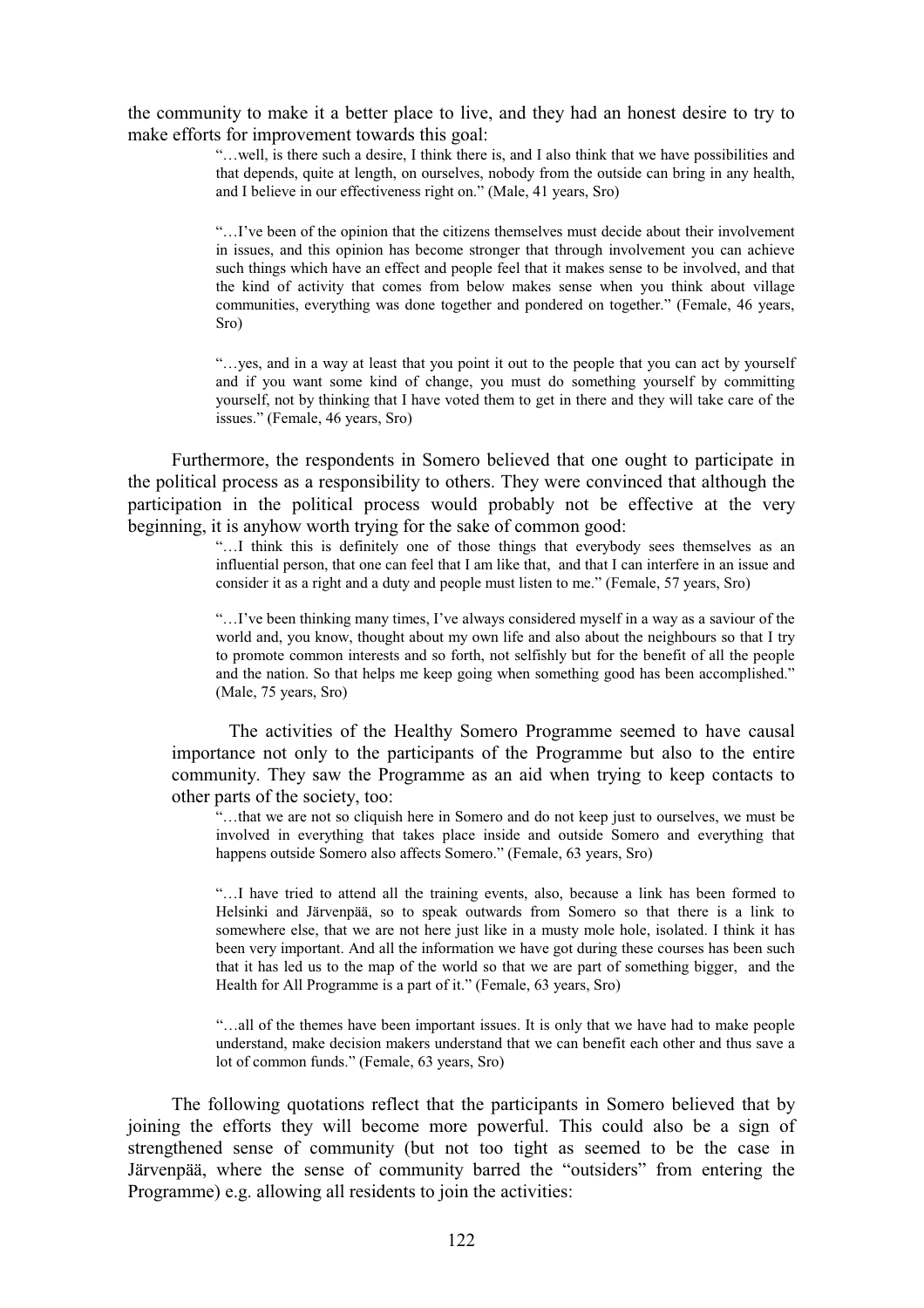the community to make it a better place to live, and they had an honest desire to try to make efforts for improvement towards this goal:

> "…well, is there such a desire, I think there is, and I also think that we have possibilities and that depends, quite at length, on ourselves, nobody from the outside can bring in any health, and I believe in our effectiveness right on." (Male, 41 years, Sro)

> "…I've been of the opinion that the citizens themselves must decide about their involvement in issues, and this opinion has become stronger that through involvement you can achieve such things which have an effect and people feel that it makes sense to be involved, and that the kind of activity that comes from below makes sense when you think about village communities, everything was done together and pondered on together." (Female, 46 years, Sro)

> "…yes, and in a way at least that you point it out to the people that you can act by yourself and if you want some kind of change, you must do something yourself by committing yourself, not by thinking that I have voted them to get in there and they will take care of the issues." (Female, 46 years, Sro)

Furthermore, the respondents in Somero believed that one ought to participate in the political process as a responsibility to others. They were convinced that although the participation in the political process would probably not be effective at the very beginning, it is anyhow worth trying for the sake of common good:

> "…I think this is definitely one of those things that everybody sees themselves as an influential person, that one can feel that I am like that, and that I can interfere in an issue and consider it as a right and a duty and people must listen to me." (Female, 57 years, Sro)

> "…I've been thinking many times, I've always considered myself in a way as a saviour of the world and, you know, thought about my own life and also about the neighbours so that I try to promote common interests and so forth, not selfishly but for the benefit of all the people and the nation. So that helps me keep going when something good has been accomplished." (Male, 75 years, Sro)

The activities of the Healthy Somero Programme seemed to have causal importance not only to the participants of the Programme but also to the entire community. They saw the Programme as an aid when trying to keep contacts to other parts of the society, too:

> "…that we are not so cliquish here in Somero and do not keep just to ourselves, we must be involved in everything that takes place inside and outside Somero and everything that happens outside Somero also affects Somero." (Female, 63 years, Sro)

> "…I have tried to attend all the training events, also, because a link has been formed to Helsinki and Järvenpää, so to speak outwards from Somero so that there is a link to somewhere else, that we are not here just like in a musty mole hole, isolated. I think it has been very important. And all the information we have got during these courses has been such that it has led us to the map of the world so that we are part of something bigger, and the Health for All Programme is a part of it." (Female, 63 years, Sro)

> "…all of the themes have been important issues. It is only that we have had to make people understand, make decision makers understand that we can benefit each other and thus save a lot of common funds." (Female, 63 years, Sro)

The following quotations reflect that the participants in Somero believed that by joining the efforts they will become more powerful. This could also be a sign of strengthened sense of community (but not too tight as seemed to be the case in Järvenpää, where the sense of community barred the "outsiders" from entering the Programme) e.g. allowing all residents to join the activities: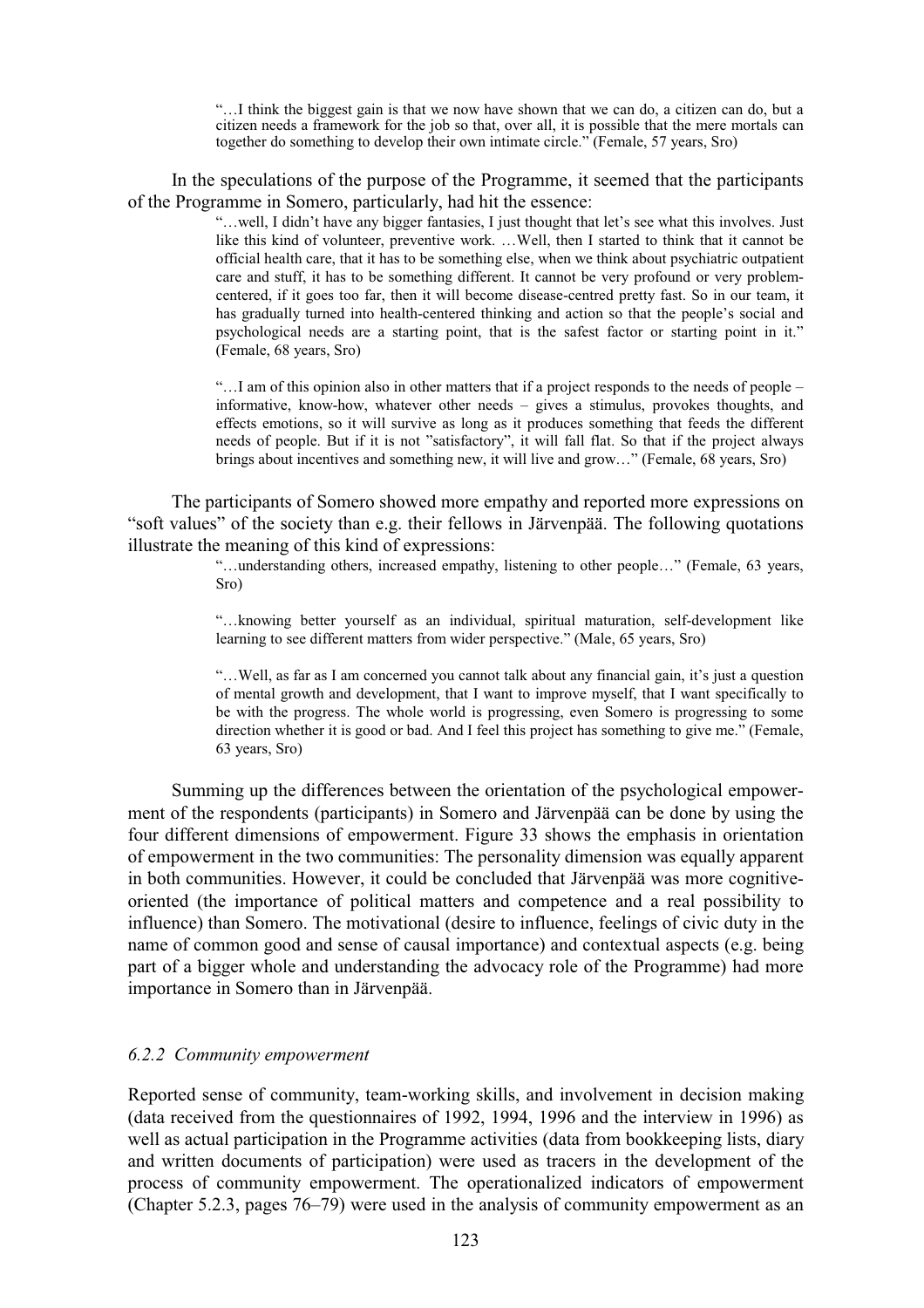> "…I think the biggest gain is that we now have shown that we can do, a citizen can do, but a citizen needs a framework for the job so that, over all, it is possible that the mere mortals can together do something to develop their own intimate circle." (Female, 57 years, Sro)

In the speculations of the purpose of the Programme, it seemed that the participants of the Programme in Somero, particularly, had hit the essence:

> "…well, I didn't have any bigger fantasies, I just thought that let's see what this involves. Just like this kind of volunteer, preventive work. …Well, then I started to think that it cannot be official health care, that it has to be something else, when we think about psychiatric outpatient care and stuff, it has to be something different. It cannot be very profound or very problem-centered, if it goes too far, then it will become disease-centred pretty fast. So in our team, it has gradually turned into health-centered thinking and action so that the people's social and psychological needs are a starting point, that is the safest factor or starting point in it." (Female, 68 years, Sro)

> "…I am of this opinion also in other matters that if a project responds to the needs of people – informative, know-how, whatever other needs – gives a stimulus, provokes thoughts, and effects emotions, so it will survive as long as it produces something that feeds the different needs of people. But if it is not "satisfactory", it will fall flat. So that if the project always brings about incentives and something new, it will live and grow…" (Female, 68 years, Sro)

The participants of Somero showed more empathy and reported more expressions on "soft values" of the society than e.g. their fellows in Järvenpää. The following quotations illustrate the meaning of this kind of expressions:

> "…understanding others, increased empathy, listening to other people…" (Female, 63 years, Sro)

> "…knowing better yourself as an individual, spiritual maturation, self-development like learning to see different matters from wider perspective." (Male, 65 years, Sro)

> "…Well, as far as I am concerned you cannot talk about any financial gain, it's just a question of mental growth and development, that I want to improve myself, that I want specifically to be with the progress. The whole world is progressing, even Somero is progressing to some direction whether it is good or bad. And I feel this project has something to give me." (Female, 63 years, Sro)

Summing up the differences between the orientation of the psychological empowerment of the respondents (participants) in Somero and Järvenpää can be done by using the four different dimensions of empowerment. Figure 33 shows the emphasis in orientation of empowerment in the two communities: The personality dimension was equally apparent in both communities. However, it could be concluded that Järvenpää was more cognitive-oriented (the importance of political matters and competence and a real possibility to influence) than Somero. The motivational (desire to influence, feelings of civic duty in the name of common good and sense of causal importance) and contextual aspects (e.g. being part of a bigger whole and understanding the advocacy role of the Programme) had more importance in Somero than in Järvenpää.

### *6.2.2 Community empowerment*

Reported sense of community, team-working skills, and involvement in decision making (data received from the questionnaires of 1992, 1994, 1996 and the interview in 1996) as well as actual participation in the Programme activities (data from bookkeeping lists, diary and written documents of participation) were used as tracers in the development of the process of community empowerment. The operationalized indicators of empowerment (Chapter 5.2.3, pages 76–79) were used in the analysis of community empowerment as an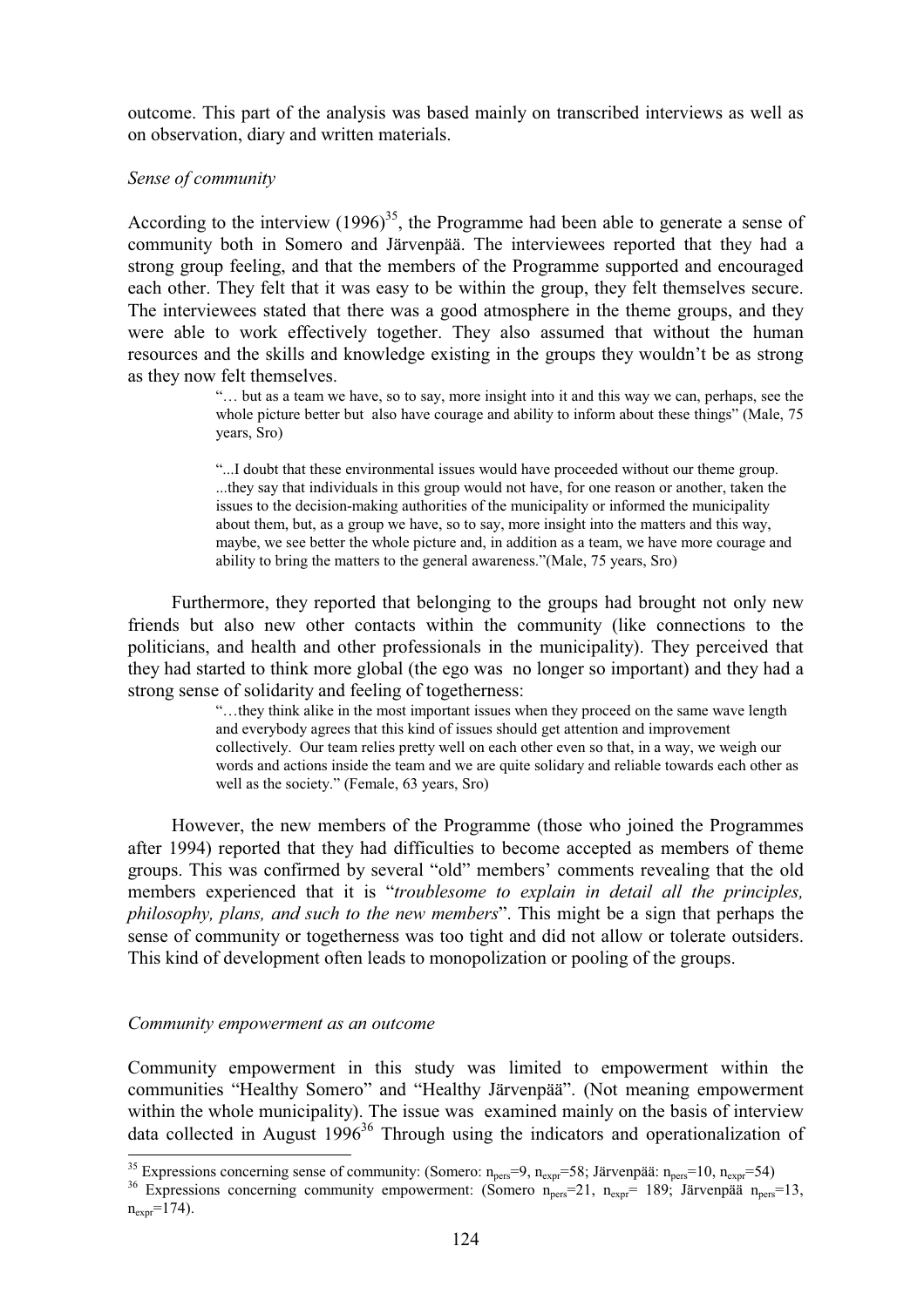outcome. This part of the analysis was based mainly on transcribed interviews as well as on observation, diary and written materials.

*Sense of community*

According to the interview (1996)[35], the Programme had been able to generate a sense of community both in Somero and Järvenpää. The interviewees reported that they had a strong group feeling, and that the members of the Programme supported and encouraged each other. They felt that it was easy to be within the group, they felt themselves secure. The interviewees stated that there was a good atmosphere in the theme groups, and they were able to work effectively together. They also assumed that without the human resources and the skills and knowledge existing in the groups they wouldn't be as strong as they now felt themselves.

> "… but as a team we have, so to say, more insight into it and this way we can, perhaps, see the whole picture better but also have courage and ability to inform about these things" (Male, 75 years, Sro)
>
> "...I doubt that these environmental issues would have proceeded without our theme group. ...they say that individuals in this group would not have, for one reason or another, taken the issues to the decision-making authorities of the municipality or informed the municipality about them, but, as a group we have, so to say, more insight into the matters and this way, maybe, we see better the whole picture and, in addition as a team, we have more courage and ability to bring the matters to the general awareness."(Male, 75 years, Sro)

Furthermore, they reported that belonging to the groups had brought not only new friends but also new other contacts within the community (like connections to the politicians, and health and other professionals in the municipality). They perceived that they had started to think more global (the ego was no longer so important) and they had a strong sense of solidarity and feeling of togetherness:

> "…they think alike in the most important issues when they proceed on the same wave length and everybody agrees that this kind of issues should get attention and improvement collectively. Our team relies pretty well on each other even so that, in a way, we weigh our words and actions inside the team and we are quite solidary and reliable towards each other as well as the society." (Female, 63 years, Sro)

However, the new members of the Programme (those who joined the Programmes after 1994) reported that they had difficulties to become accepted as members of theme groups. This was confirmed by several "old" members' comments revealing that the old members experienced that it is "*troublesome to explain in detail all the principles, philosophy, plans, and such to the new members*". This might be a sign that perhaps the sense of community or togetherness was too tight and did not allow or tolerate outsiders. This kind of development often leads to monopolization or pooling of the groups.

*Community empowerment as an outcome*

Community empowerment in this study was limited to empowerment within the communities "Healthy Somero" and "Healthy Järvenpää". (Not meaning empowerment within the whole municipality). The issue was examined mainly on the basis of interview data collected in August 1996[36] Through using the indicators and operationalization of

[35] Expressions concerning sense of community: (Somero: $n_{pers}$=9, $n_{expr}$=58; Järvenpää: $n_{pers}$=10, $n_{expr}$=54)

[36] Expressions concerning community empowerment: (Somero $n_{pers}$=21, $n_{expr}$= 189; Järvenpää $n_{pers}$=13, $n_{expr}$=174).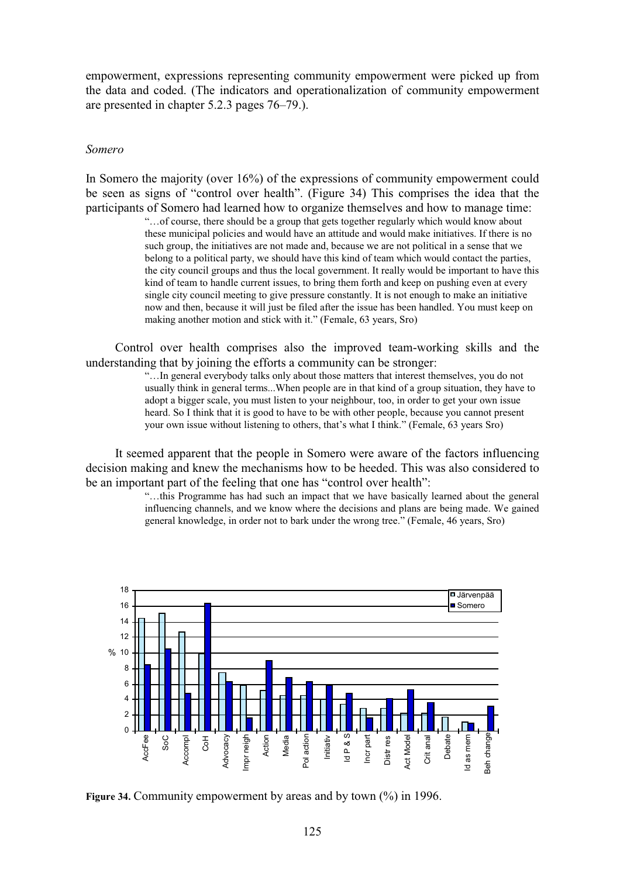empowerment, expressions representing community empowerment were picked up from the data and coded. (The indicators and operationalization of community empowerment are presented in chapter 5.2.3 pages 76–79.).

*Somero*

In Somero the majority (over 16%) of the expressions of community empowerment could be seen as signs of "control over health". (Figure 34) This comprises the idea that the participants of Somero had learned how to organize themselves and how to manage time:

> "…of course, there should be a group that gets together regularly which would know about these municipal policies and would have an attitude and would make initiatives. If there is no such group, the initiatives are not made and, because we are not political in a sense that we belong to a political party, we should have this kind of team which would contact the parties, the city council groups and thus the local government. It really would be important to have this kind of team to handle current issues, to bring them forth and keep on pushing even at every single city council meeting to give pressure constantly. It is not enough to make an initiative now and then, because it will just be filed after the issue has been handled. You must keep on making another motion and stick with it." (Female, 63 years, Sro)

Control over health comprises also the improved team-working skills and the understanding that by joining the efforts a community can be stronger:

> "…In general everybody talks only about those matters that interest themselves, you do not usually think in general terms...When people are in that kind of a group situation, they have to adopt a bigger scale, you must listen to your neighbour, too, in order to get your own issue heard. So I think that it is good to have to be with other people, because you cannot present your own issue without listening to others, that's what I think." (Female, 63 years Sro)

It seemed apparent that the people in Somero were aware of the factors influencing decision making and knew the mechanisms how to be heeded. This was also considered to be an important part of the feeling that one has "control over health":

> "…this Programme has had such an impact that we have basically learned about the general influencing channels, and we know where the decisions and plans are being made. We gained general knowledge, in order not to bark under the wrong tree." (Female, 46 years, Sro)

**Figure 34.** Community empowerment by areas and by town (%) in 1996.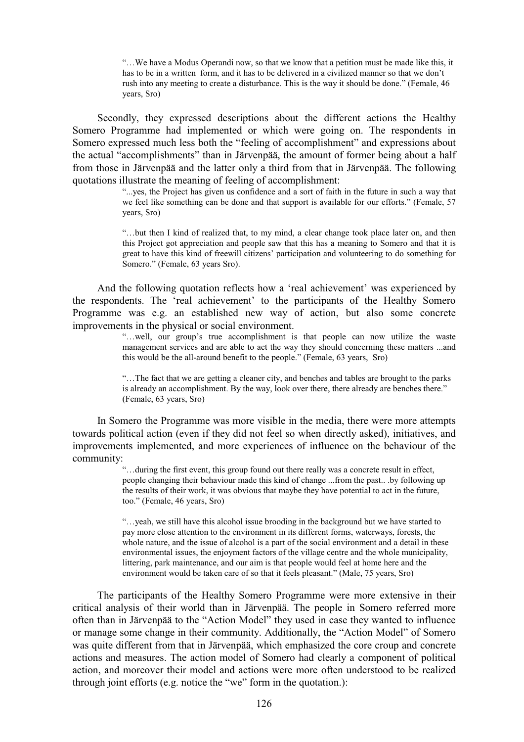> "…We have a Modus Operandi now, so that we know that a petition must be made like this, it has to be in a written form, and it has to be delivered in a civilized manner so that we don't rush into any meeting to create a disturbance. This is the way it should be done." (Female, 46 years, Sro)

Secondly, they expressed descriptions about the different actions the Healthy Somero Programme had implemented or which were going on. The respondents in Somero expressed much less both the "feeling of accomplishment" and expressions about the actual "accomplishments" than in Järvenpää, the amount of former being about a half from those in Järvenpää and the latter only a third from that in Järvenpää. The following quotations illustrate the meaning of feeling of accomplishment:

> "...yes, the Project has given us confidence and a sort of faith in the future in such a way that we feel like something can be done and that support is available for our efforts." (Female, 57 years, Sro)

> "…but then I kind of realized that, to my mind, a clear change took place later on, and then this Project got appreciation and people saw that this has a meaning to Somero and that it is great to have this kind of freewill citizens' participation and volunteering to do something for Somero." (Female, 63 years Sro).

And the following quotation reflects how a 'real achievement' was experienced by the respondents. The 'real achievement' to the participants of the Healthy Somero Programme was e.g. an established new way of action, but also some concrete improvements in the physical or social environment.

> "…well, our group's true accomplishment is that people can now utilize the waste management services and are able to act the way they should concerning these matters ...and this would be the all-around benefit to the people." (Female, 63 years, Sro)

> "…The fact that we are getting a cleaner city, and benches and tables are brought to the parks is already an accomplishment. By the way, look over there, there already are benches there." (Female, 63 years, Sro)

In Somero the Programme was more visible in the media, there were more attempts towards political action (even if they did not feel so when directly asked), initiatives, and improvements implemented, and more experiences of influence on the behaviour of the community:

> "…during the first event, this group found out there really was a concrete result in effect, people changing their behaviour made this kind of change ...from the past.. .by following up the results of their work, it was obvious that maybe they have potential to act in the future, too." (Female, 46 years, Sro)

> "…yeah, we still have this alcohol issue brooding in the background but we have started to pay more close attention to the environment in its different forms, waterways, forests, the whole nature, and the issue of alcohol is a part of the social environment and a detail in these environmental issues, the enjoyment factors of the village centre and the whole municipality, littering, park maintenance, and our aim is that people would feel at home here and the environment would be taken care of so that it feels pleasant." (Male, 75 years, Sro)

The participants of the Healthy Somero Programme were more extensive in their critical analysis of their world than in Järvenpää. The people in Somero referred more often than in Järvenpää to the "Action Model" they used in case they wanted to influence or manage some change in their community. Additionally, the "Action Model" of Somero was quite different from that in Järvenpää, which emphasized the core croup and concrete actions and measures. The action model of Somero had clearly a component of political action, and moreover their model and actions were more often understood to be realized through joint efforts (e.g. notice the "we" form in the quotation.):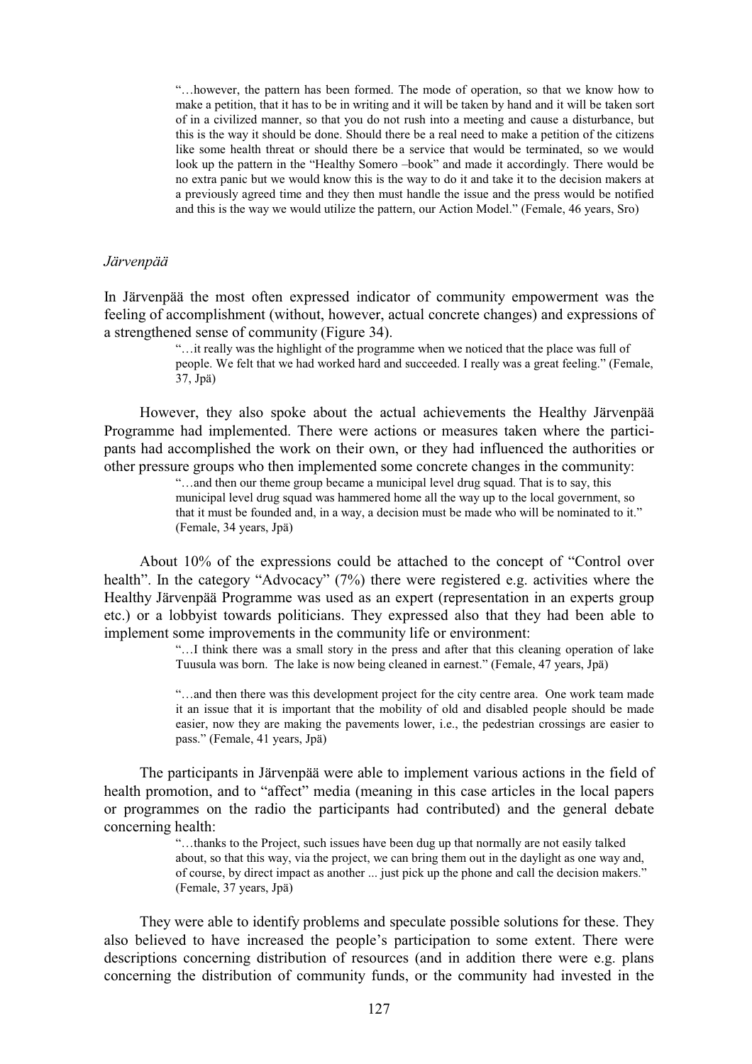> "…however, the pattern has been formed. The mode of operation, so that we know how to make a petition, that it has to be in writing and it will be taken by hand and it will be taken sort of in a civilized manner, so that you do not rush into a meeting and cause a disturbance, but this is the way it should be done. Should there be a real need to make a petition of the citizens like some health threat or should there be a service that would be terminated, so we would look up the pattern in the "Healthy Somero –book" and made it accordingly. There would be no extra panic but we would know this is the way to do it and take it to the decision makers at a previously agreed time and they then must handle the issue and the press would be notified and this is the way we would utilize the pattern, our Action Model." (Female, 46 years, Sro)

*Järvenpää*

In Järvenpää the most often expressed indicator of community empowerment was the feeling of accomplishment (without, however, actual concrete changes) and expressions of a strengthened sense of community (Figure 34).

> "…it really was the highlight of the programme when we noticed that the place was full of people. We felt that we had worked hard and succeeded. I really was a great feeling." (Female, 37, Jpä)

However, they also spoke about the actual achievements the Healthy Järvenpää Programme had implemented. There were actions or measures taken where the participants had accomplished the work on their own, or they had influenced the authorities or other pressure groups who then implemented some concrete changes in the community:

> "…and then our theme group became a municipal level drug squad. That is to say, this municipal level drug squad was hammered home all the way up to the local government, so that it must be founded and, in a way, a decision must be made who will be nominated to it." (Female, 34 years, Jpä)

About 10% of the expressions could be attached to the concept of "Control over health". In the category "Advocacy" (7%) there were registered e.g. activities where the Healthy Järvenpää Programme was used as an expert (representation in an experts group etc.) or a lobbyist towards politicians. They expressed also that they had been able to implement some improvements in the community life or environment:

> "…I think there was a small story in the press and after that this cleaning operation of lake Tuusula was born. The lake is now being cleaned in earnest." (Female, 47 years, Jpä)

> "…and then there was this development project for the city centre area. One work team made it an issue that it is important that the mobility of old and disabled people should be made easier, now they are making the pavements lower, i.e., the pedestrian crossings are easier to pass." (Female, 41 years, Jpä)

The participants in Järvenpää were able to implement various actions in the field of health promotion, and to "affect" media (meaning in this case articles in the local papers or programmes on the radio the participants had contributed) and the general debate concerning health:

> "…thanks to the Project, such issues have been dug up that normally are not easily talked about, so that this way, via the project, we can bring them out in the daylight as one way and, of course, by direct impact as another ... just pick up the phone and call the decision makers." (Female, 37 years, Jpä)

They were able to identify problems and speculate possible solutions for these. They also believed to have increased the people's participation to some extent. There were descriptions concerning distribution of resources (and in addition there were e.g. plans concerning the distribution of community funds, or the community had invested in the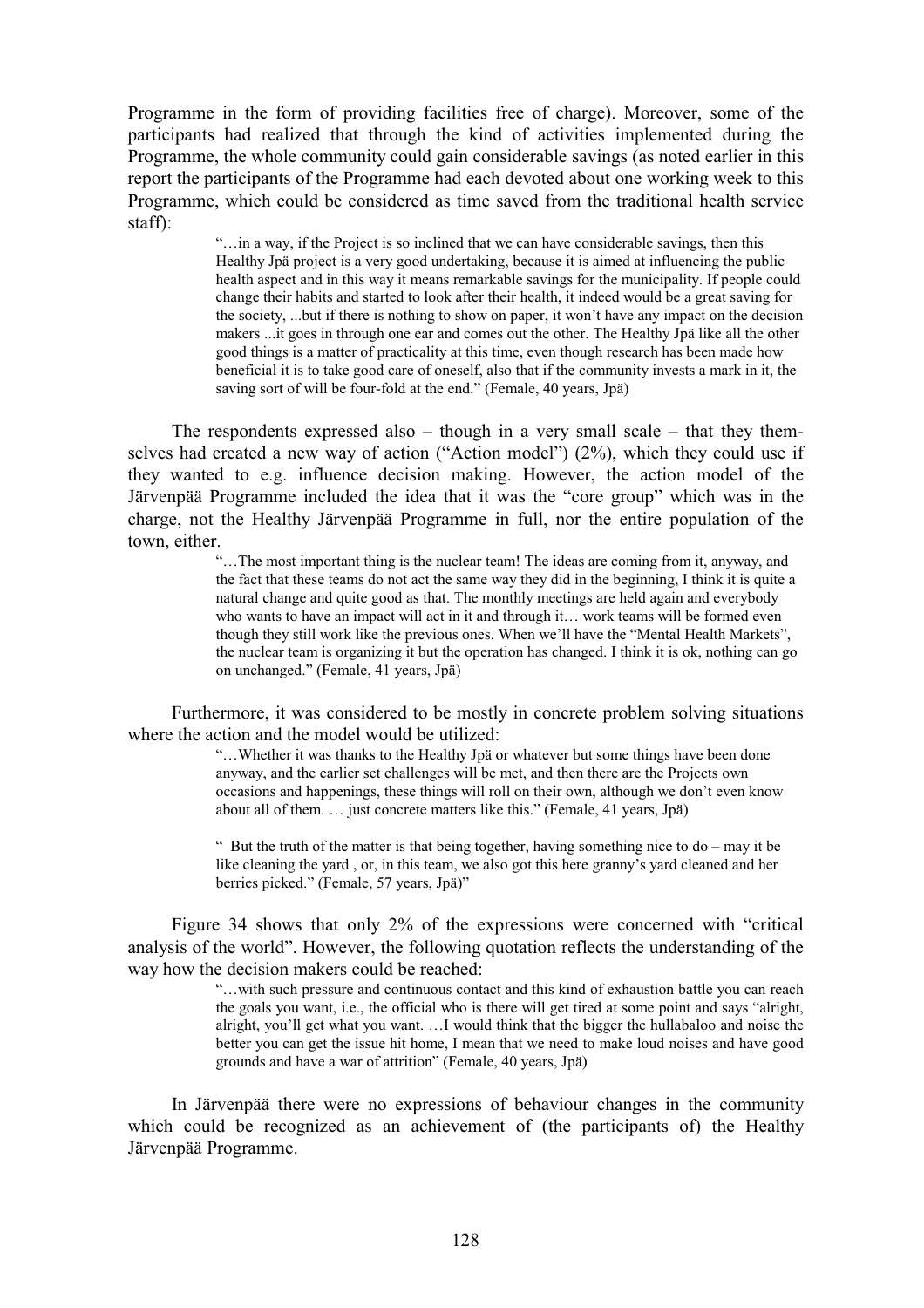Programme in the form of providing facilities free of charge). Moreover, some of the participants had realized that through the kind of activities implemented during the Programme, the whole community could gain considerable savings (as noted earlier in this report the participants of the Programme had each devoted about one working week to this Programme, which could be considered as time saved from the traditional health service staff):

> "…in a way, if the Project is so inclined that we can have considerable savings, then this Healthy Jpä project is a very good undertaking, because it is aimed at influencing the public health aspect and in this way it means remarkable savings for the municipality. If people could change their habits and started to look after their health, it indeed would be a great saving for the society, ...but if there is nothing to show on paper, it won't have any impact on the decision makers ...it goes in through one ear and comes out the other. The Healthy Jpä like all the other good things is a matter of practicality at this time, even though research has been made how beneficial it is to take good care of oneself, also that if the community invests a mark in it, the saving sort of will be four-fold at the end." (Female, 40 years, Jpä)

The respondents expressed also – though in a very small scale – that they themselves had created a new way of action ("Action model") (2%), which they could use if they wanted to e.g. influence decision making. However, the action model of the Järvenpää Programme included the idea that it was the "core group" which was in the charge, not the Healthy Järvenpää Programme in full, nor the entire population of the town, either.

> "…The most important thing is the nuclear team! The ideas are coming from it, anyway, and the fact that these teams do not act the same way they did in the beginning, I think it is quite a natural change and quite good as that. The monthly meetings are held again and everybody who wants to have an impact will act in it and through it… work teams will be formed even though they still work like the previous ones. When we'll have the "Mental Health Markets", the nuclear team is organizing it but the operation has changed. I think it is ok, nothing can go on unchanged." (Female, 41 years, Jpä)

Furthermore, it was considered to be mostly in concrete problem solving situations where the action and the model would be utilized:

> "…Whether it was thanks to the Healthy Jpä or whatever but some things have been done anyway, and the earlier set challenges will be met, and then there are the Projects own occasions and happenings, these things will roll on their own, although we don't even know about all of them. … just concrete matters like this." (Female, 41 years, Jpä)
>
> " But the truth of the matter is that being together, having something nice to do – may it be like cleaning the yard , or, in this team, we also got this here granny's yard cleaned and her berries picked." (Female, 57 years, Jpä)"

Figure 34 shows that only 2% of the expressions were concerned with "critical analysis of the world". However, the following quotation reflects the understanding of the way how the decision makers could be reached:

> "…with such pressure and continuous contact and this kind of exhaustion battle you can reach the goals you want, i.e., the official who is there will get tired at some point and says "alright, alright, you'll get what you want. …I would think that the bigger the hullabaloo and noise the better you can get the issue hit home, I mean that we need to make loud noises and have good grounds and have a war of attrition" (Female, 40 years, Jpä)

In Järvenpää there were no expressions of behaviour changes in the community which could be recognized as an achievement of (the participants of) the Healthy Järvenpää Programme.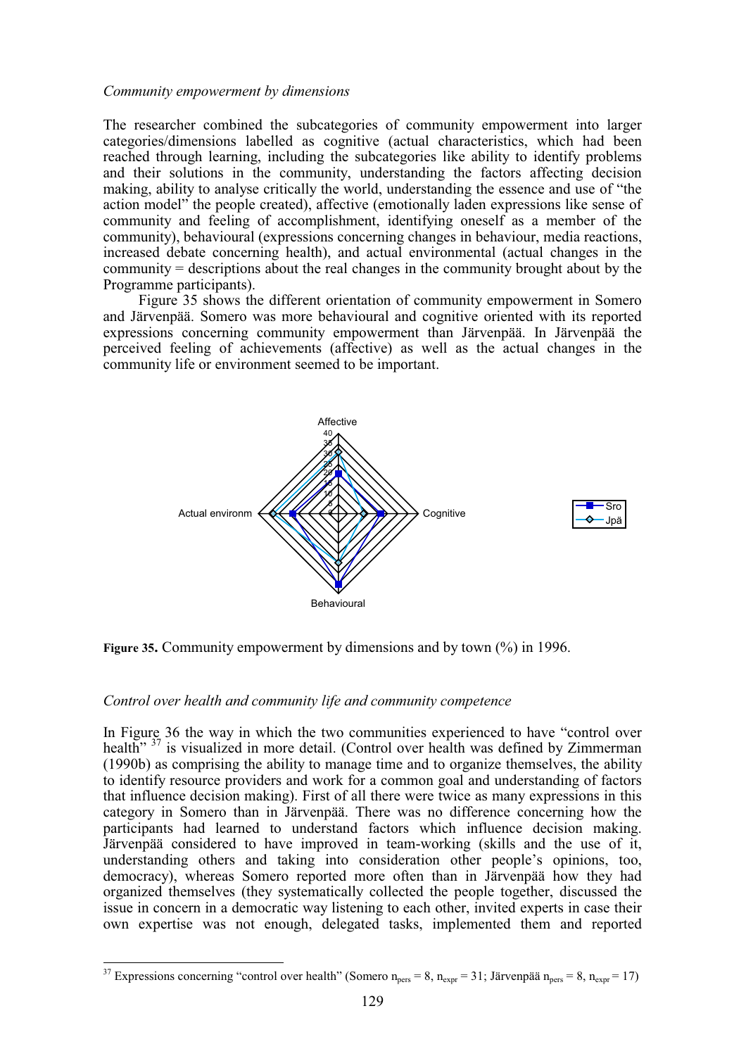*Community empowerment by dimensions*

The researcher combined the subcategories of community empowerment into larger categories/dimensions labelled as cognitive (actual characteristics, which had been reached through learning, including the subcategories like ability to identify problems and their solutions in the community, understanding the factors affecting decision making, ability to analyse critically the world, understanding the essence and use of "the action model" the people created), affective (emotionally laden expressions like sense of community and feeling of accomplishment, identifying oneself as a member of the community), behavioural (expressions concerning changes in behaviour, media reactions, increased debate concerning health), and actual environmental (actual changes in the community = descriptions about the real changes in the community brought about by the Programme participants).

Figure 35 shows the different orientation of community empowerment in Somero and Järvenpää. Somero was more behavioural and cognitive oriented with its reported expressions concerning community empowerment than Järvenpää. In Järvenpää the perceived feeling of achievements (affective) as well as the actual changes in the community life or environment seemed to be important.

**Figure 35.** Community empowerment by dimensions and by town (%) in 1996.

*Control over health and community life and community competence*

In Figure 36 the way in which the two communities experienced to have "control over health"[37] is visualized in more detail. (Control over health was defined by Zimmerman (1990b) as comprising the ability to manage time and to organize themselves, the ability to identify resource providers and work for a common goal and understanding of factors that influence decision making). First of all there were twice as many expressions in this category in Somero than in Järvenpää. There was no difference concerning how the participants had learned to understand factors which influence decision making. Järvenpää considered to have improved in team-working (skills and the use of it, understanding others and taking into consideration other people's opinions, too, democracy), whereas Somero reported more often than in Järvenpää how they had organized themselves (they systematically collected the people together, discussed the issue in concern in a democratic way listening to each other, invited experts in case their own expertise was not enough, delegated tasks, implemented them and reported

[37] Expressions concerning "control over health" (Somero $n_{pers} = 8$, $n_{expr} = 31$; Järvenpää $n_{pers} = 8$, $n_{expr} = 17$)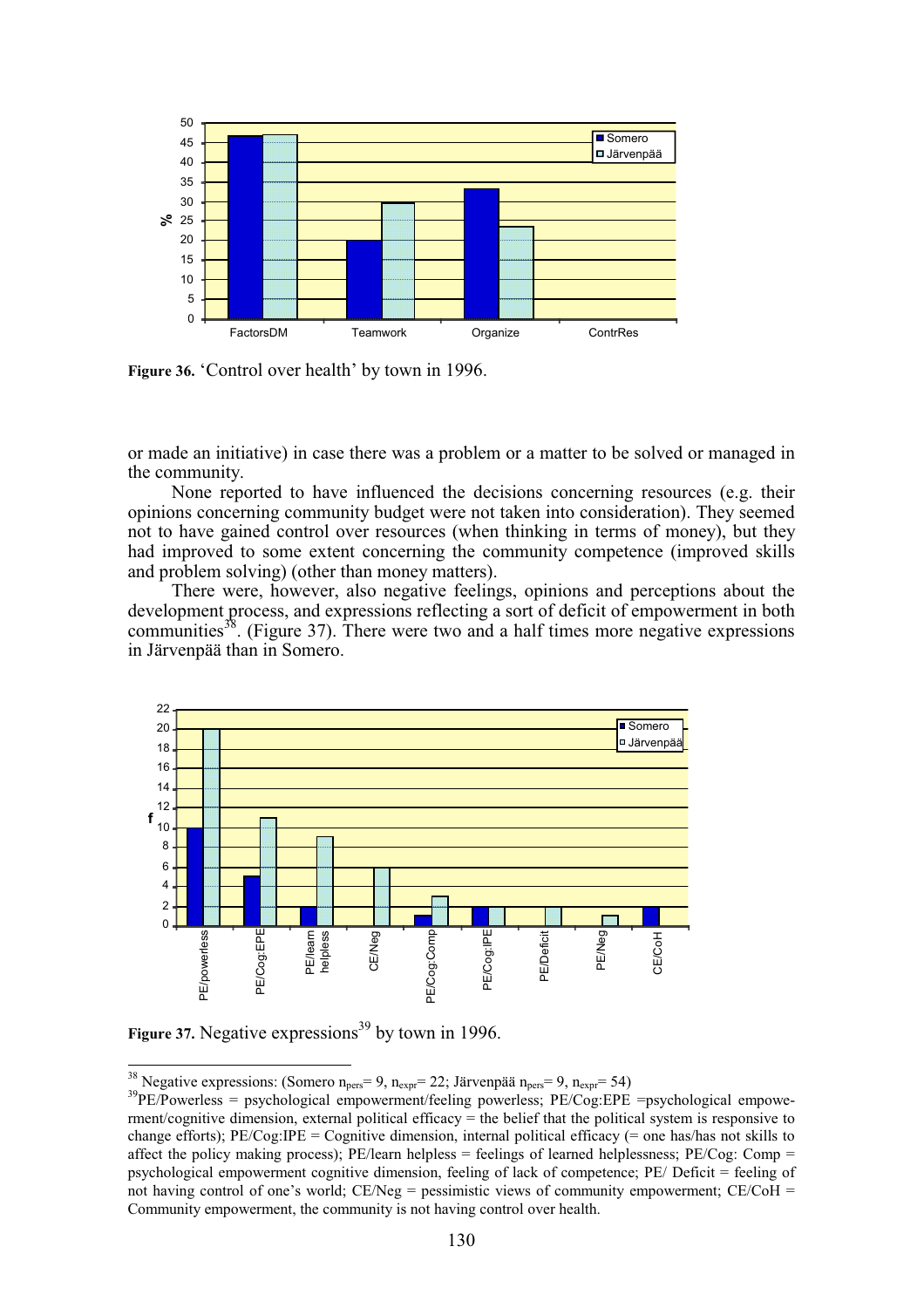**Figure 36.** 'Control over health' by town in 1996.

or made an initiative) in case there was a problem or a matter to be solved or managed in the community.

None reported to have influenced the decisions concerning resources (e.g. their opinions concerning community budget were not taken into consideration). They seemed not to have gained control over resources (when thinking in terms of money), but they had improved to some extent concerning the community competence (improved skills and problem solving) (other than money matters).

There were, however, also negative feelings, opinions and perceptions about the development process, and expressions reflecting a sort of deficit of empowerment in both communities[38]. (Figure 37). There were two and a half times more negative expressions in Järvenpää than in Somero.

**Figure 37.** Negative expressions[39] by town in 1996.

---

[38] Negative expressions: (Somero $n_{pers}$= 9, $n_{expr}$= 22; Järvenpää $n_{pers}$= 9, $n_{expr}$= 54)

[39]PE/Powerless = psychological empowerment/feeling powerless; PE/Cog:EPE =psychological empowerment/cognitive dimension, external political efficacy = the belief that the political system is responsive to change efforts); PE/Cog:IPE = Cognitive dimension, internal political efficacy (= one has/has not skills to affect the policy making process); PE/learn helpless = feelings of learned helplessness; PE/Cog: Comp = psychological empowerment cognitive dimension, feeling of lack of competence; PE/ Deficit = feeling of not having control of one's world; CE/Neg = pessimistic views of community empowerment; CE/CoH = Community empowerment, the community is not having control over health.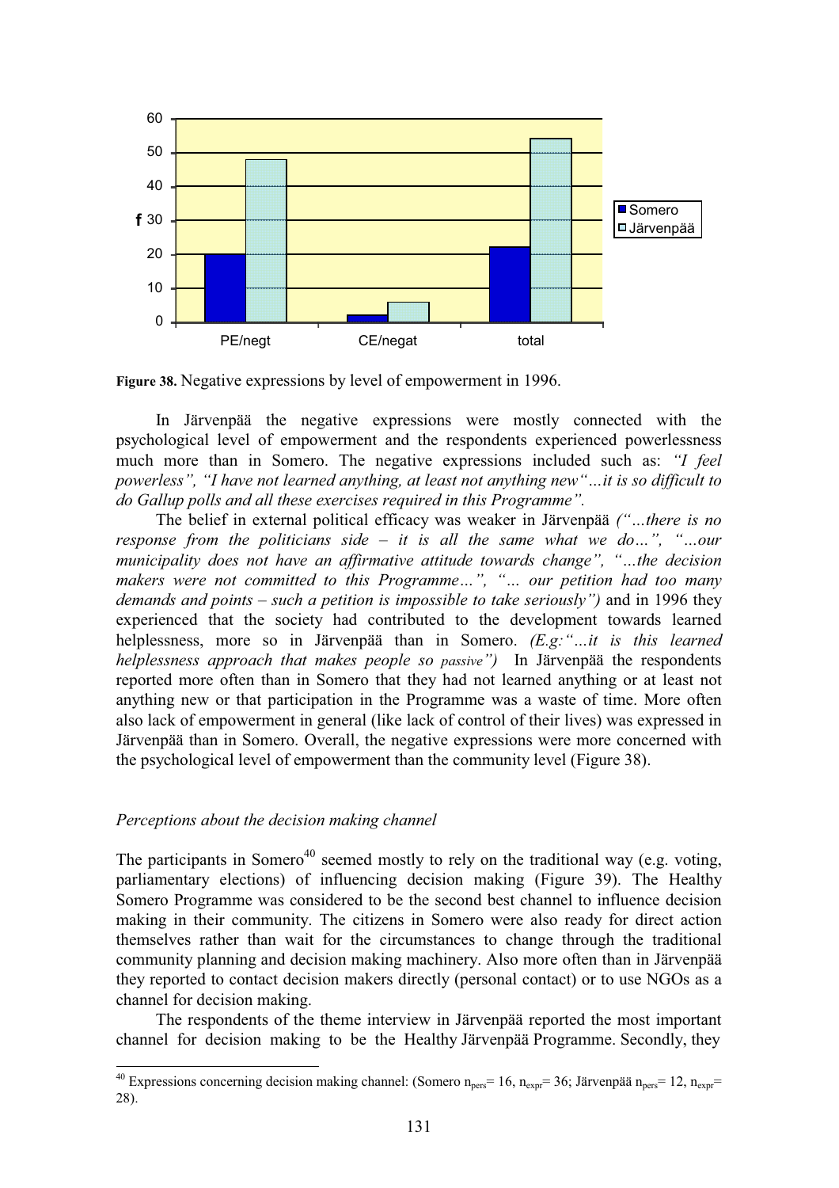**Figure 38.** Negative expressions by level of empowerment in 1996.

In Järvenpää the negative expressions were mostly connected with the psychological level of empowerment and the respondents experienced powerlessness much more than in Somero. The negative expressions included such as: *"I feel powerless", "I have not learned anything, at least not anything new"…it is so difficult to do Gallup polls and all these exercises required in this Programme".*

The belief in external political efficacy was weaker in Järvenpää *("…there is no response from the politicians side – it is all the same what we do…", "…our municipality does not have an affirmative attitude towards change", "…the decision makers were not committed to this Programme…", "… our petition had too many demands and points – such a petition is impossible to take seriously")* and in 1996 they experienced that the society had contributed to the development towards learned helplessness, more so in Järvenpää than in Somero. *(E.g:"…it is this learned helplessness approach that makes people so passive")* In Järvenpää the respondents reported more often than in Somero that they had not learned anything or at least not anything new or that participation in the Programme was a waste of time. More often also lack of empowerment in general (like lack of control of their lives) was expressed in Järvenpää than in Somero. Overall, the negative expressions were more concerned with the psychological level of empowerment than the community level (Figure 38).

### *Perceptions about the decision making channel*

The participants in Somero[40] seemed mostly to rely on the traditional way (e.g. voting, parliamentary elections) of influencing decision making (Figure 39). The Healthy Somero Programme was considered to be the second best channel to influence decision making in their community. The citizens in Somero were also ready for direct action themselves rather than wait for the circumstances to change through the traditional community planning and decision making machinery. Also more often than in Järvenpää they reported to contact decision makers directly (personal contact) or to use NGOs as a channel for decision making.

The respondents of the theme interview in Järvenpää reported the most important channel for decision making to be the Healthy Järvenpää Programme. Secondly, they

[40] Expressions concerning decision making channel: (Somero $n_{pers}$= 16, $n_{expr}$= 36; Järvenpää $n_{pers}$= 12, $n_{expr}$= 28).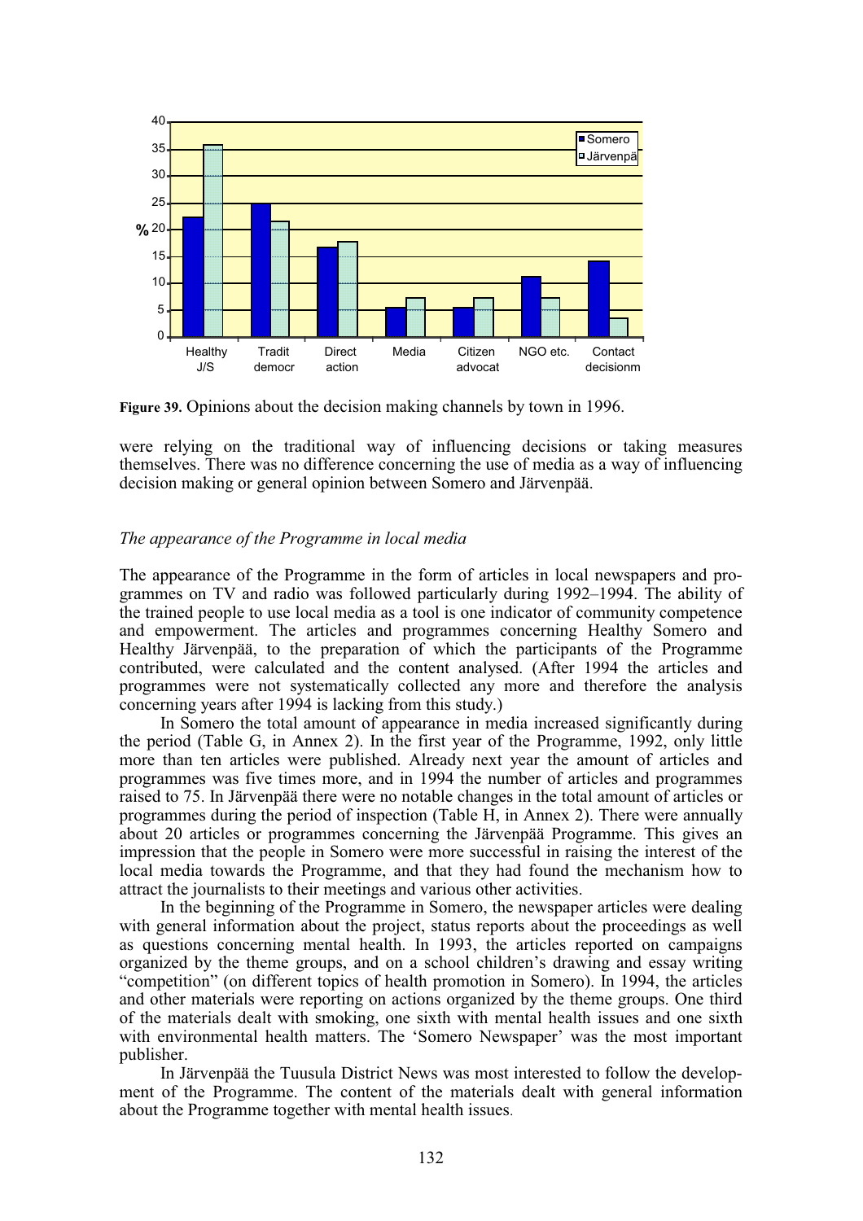**Figure 39.** Opinions about the decision making channels by town in 1996.

were relying on the traditional way of influencing decisions or taking measures themselves. There was no difference concerning the use of media as a way of influencing decision making or general opinion between Somero and Järvenpää.

### *The appearance of the Programme in local media*

The appearance of the Programme in the form of articles in local newspapers and programmes on TV and radio was followed particularly during 1992–1994. The ability of the trained people to use local media as a tool is one indicator of community competence and empowerment. The articles and programmes concerning Healthy Somero and Healthy Järvenpää, to the preparation of which the participants of the Programme contributed, were calculated and the content analysed. (After 1994 the articles and programmes were not systematically collected any more and therefore the analysis concerning years after 1994 is lacking from this study.)

In Somero the total amount of appearance in media increased significantly during the period (Table G, in Annex 2). In the first year of the Programme, 1992, only little more than ten articles were published. Already next year the amount of articles and programmes was five times more, and in 1994 the number of articles and programmes raised to 75. In Järvenpää there were no notable changes in the total amount of articles or programmes during the period of inspection (Table H, in Annex 2). There were annually about 20 articles or programmes concerning the Järvenpää Programme. This gives an impression that the people in Somero were more successful in raising the interest of the local media towards the Programme, and that they had found the mechanism how to attract the journalists to their meetings and various other activities.

In the beginning of the Programme in Somero, the newspaper articles were dealing with general information about the project, status reports about the proceedings as well as questions concerning mental health. In 1993, the articles reported on campaigns organized by the theme groups, and on a school children's drawing and essay writing "competition" (on different topics of health promotion in Somero). In 1994, the articles and other materials were reporting on actions organized by the theme groups. One third of the materials dealt with smoking, one sixth with mental health issues and one sixth with environmental health matters. The 'Somero Newspaper' was the most important publisher.

In Järvenpää the Tuusula District News was most interested to follow the development of the Programme. The content of the materials dealt with general information about the Programme together with mental health issues.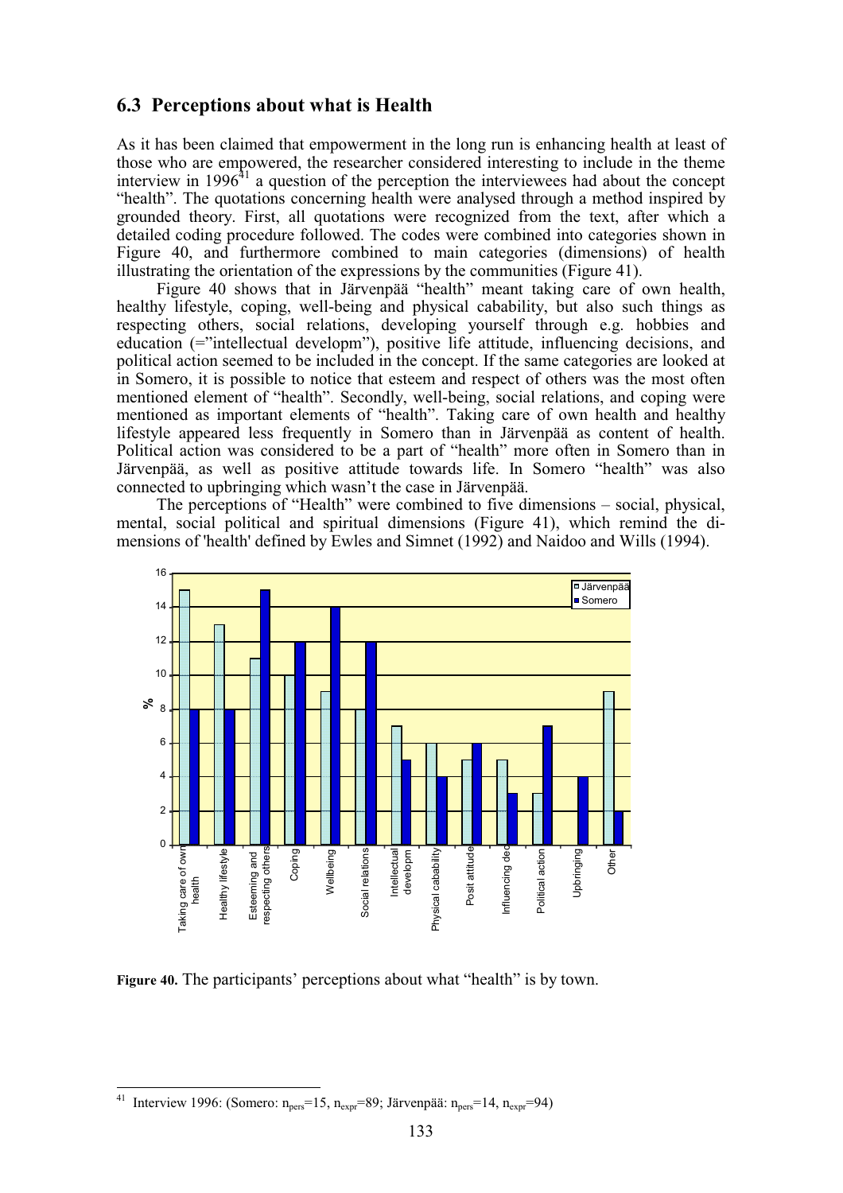## 6.3 Perceptions about what is Health

As it has been claimed that empowerment in the long run is enhancing health at least of those who are empowered, the researcher considered interesting to include in the theme interview in 1996[41] a question of the perception the interviewees had about the concept "health". The quotations concerning health were analysed through a method inspired by grounded theory. First, all quotations were recognized from the text, after which a detailed coding procedure followed. The codes were combined into categories shown in Figure 40, and furthermore combined to main categories (dimensions) of health illustrating the orientation of the expressions by the communities (Figure 41).

Figure 40 shows that in Järvenpää "health" meant taking care of own health, healthy lifestyle, coping, well-being and physical cabability, but also such things as respecting others, social relations, developing yourself through e.g. hobbies and education (="intellectual developm"), positive life attitude, influencing decisions, and political action seemed to be included in the concept. If the same categories are looked at in Somero, it is possible to notice that esteem and respect of others was the most often mentioned element of "health". Secondly, well-being, social relations, and coping were mentioned as important elements of "health". Taking care of own health and healthy lifestyle appeared less frequently in Somero than in Järvenpää as content of health. Political action was considered to be a part of "health" more often in Somero than in Järvenpää, as well as positive attitude towards life. In Somero "health" was also connected to upbringing which wasn't the case in Järvenpää.

The perceptions of "Health" were combined to five dimensions – social, physical, mental, social political and spiritual dimensions (Figure 41), which remind the dimensions of 'health' defined by Ewles and Simnet (1992) and Naidoo and Wills (1994).

| Category (%) | Järvenpää | Somero |
|---|---|---|
| Taking care of own health | 15 | 8 |
| Healthy lifestyle | 13 | 8 |
| Esteeming and respecting others | 11 | 15 |
| Coping | 10 | 12 |
| Wellbeing | 9 | 14 |
| Social relations | 8 | 12 |
| Intellectual developm | 7 | 5 |
| Physical capability | 6 | 4 |
| Posit attitude | 5 | 6 |
| Influencing dec | 5 | 3 |
| Political action | 3 | 7 |
| Upbringing | 0 | 4 |
| Other | 9 | 2 |

**Figure 40.** The participants' perceptions about what "health" is by town.

[41] Interview 1996: (Somero: $n_{pers}$=15, $n_{expr}$=89; Järvenpää: $n_{pers}$=14, $n_{expr}$=94)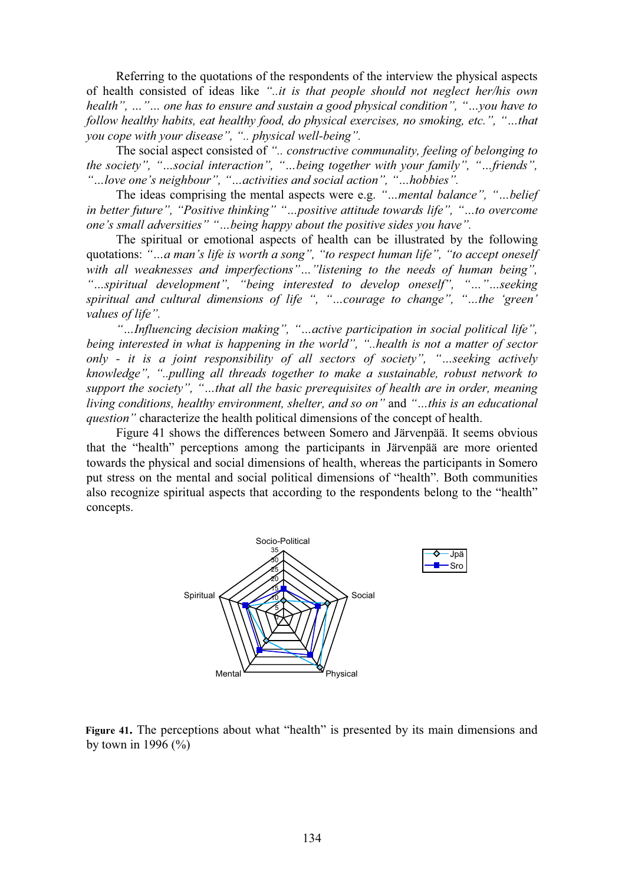Referring to the quotations of the respondents of the interview the physical aspects of health consisted of ideas like *"..it is that people should not neglect her/his own health", …"… one has to ensure and sustain a good physical condition", "…you have to follow healthy habits, eat healthy food, do physical exercises, no smoking, etc.", "…that you cope with your disease", ".. physical well-being".*

The social aspect consisted of *".. constructive communality, feeling of belonging to the society", "…social interaction", "…being together with your family", "…friends", "…love one's neighbour", "…activities and social action", "…hobbies".*

The ideas comprising the mental aspects were e.g. *"…mental balance", "…belief in better future", "Positive thinking" "…positive attitude towards life", "…to overcome one's small adversities" "…being happy about the positive sides you have".*

The spiritual or emotional aspects of health can be illustrated by the following quotations: *"…a man's life is worth a song", "to respect human life", "to accept oneself with all weaknesses and imperfections"…"listening to the needs of human being", "…spiritual development", "being interested to develop oneself", "…"…seeking spiritual and cultural dimensions of life ", "…courage to change", "…the 'green' values of life".*

*"…Influencing decision making", "…active participation in social political life", being interested in what is happening in the world", "..health is not a matter of sector only - it is a joint responsibility of all sectors of society", "…seeking actively knowledge", "..pulling all threads together to make a sustainable, robust network to support the society", "…that all the basic prerequisites of health are in order, meaning living conditions, healthy environment, shelter, and so on"* and *"…this is an educational question"* characterize the health political dimensions of the concept of health.

Figure 41 shows the differences between Somero and Järvenpää. It seems obvious that the "health" perceptions among the participants in Järvenpää are more oriented towards the physical and social dimensions of health, whereas the participants in Somero put stress on the mental and social political dimensions of "health". Both communities also recognize spiritual aspects that according to the respondents belong to the "health" concepts.

**Figure 41.** The perceptions about what "health" is presented by its main dimensions and by town in 1996 (%)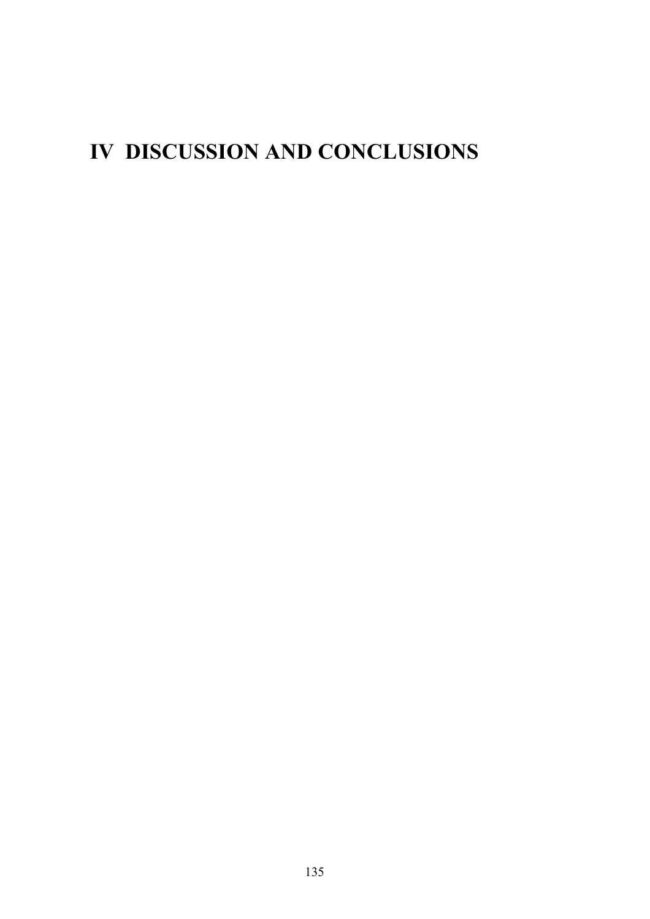# IV DISCUSSION AND CONCLUSIONS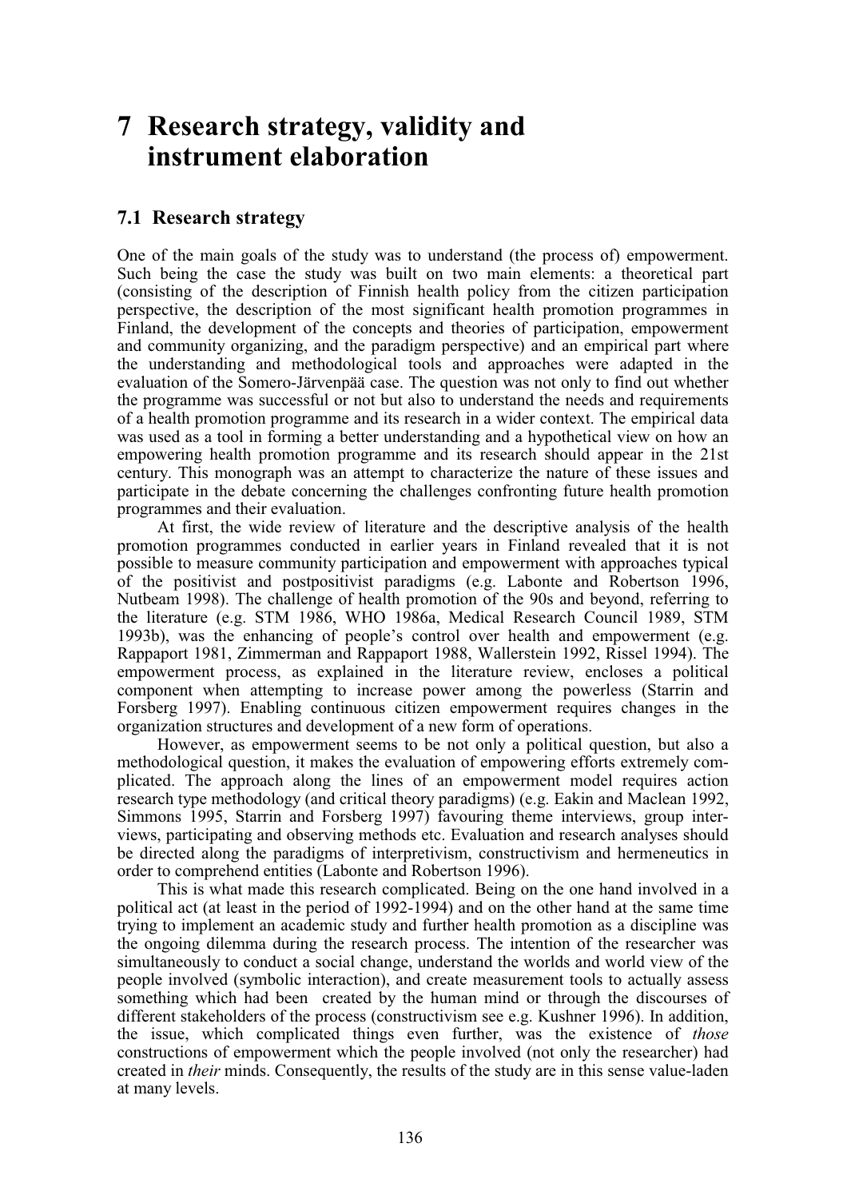# 7 Research strategy, validity and instrument elaboration

## 7.1 Research strategy

One of the main goals of the study was to understand (the process of) empowerment. Such being the case the study was built on two main elements: a theoretical part (consisting of the description of Finnish health policy from the citizen participation perspective, the description of the most significant health promotion programmes in Finland, the development of the concepts and theories of participation, empowerment and community organizing, and the paradigm perspective) and an empirical part where the understanding and methodological tools and approaches were adapted in the evaluation of the Somero-Järvenpää case. The question was not only to find out whether the programme was successful or not but also to understand the needs and requirements of a health promotion programme and its research in a wider context. The empirical data was used as a tool in forming a better understanding and a hypothetical view on how an empowering health promotion programme and its research should appear in the 21st century. This monograph was an attempt to characterize the nature of these issues and participate in the debate concerning the challenges confronting future health promotion programmes and their evaluation.

At first, the wide review of literature and the descriptive analysis of the health promotion programmes conducted in earlier years in Finland revealed that it is not possible to measure community participation and empowerment with approaches typical of the positivist and postpositivist paradigms (e.g. Labonte and Robertson 1996, Nutbeam 1998). The challenge of health promotion of the 90s and beyond, referring to the literature (e.g. STM 1986, WHO 1986a, Medical Research Council 1989, STM 1993b), was the enhancing of people's control over health and empowerment (e.g. Rappaport 1981, Zimmerman and Rappaport 1988, Wallerstein 1992, Rissel 1994). The empowerment process, as explained in the literature review, encloses a political component when attempting to increase power among the powerless (Starrin and Forsberg 1997). Enabling continuous citizen empowerment requires changes in the organization structures and development of a new form of operations.

However, as empowerment seems to be not only a political question, but also a methodological question, it makes the evaluation of empowering efforts extremely complicated. The approach along the lines of an empowerment model requires action research type methodology (and critical theory paradigms) (e.g. Eakin and Maclean 1992, Simmons 1995, Starrin and Forsberg 1997) favouring theme interviews, group interviews, participating and observing methods etc. Evaluation and research analyses should be directed along the paradigms of interpretivism, constructivism and hermeneutics in order to comprehend entities (Labonte and Robertson 1996).

This is what made this research complicated. Being on the one hand involved in a political act (at least in the period of 1992-1994) and on the other hand at the same time trying to implement an academic study and further health promotion as a discipline was the ongoing dilemma during the research process. The intention of the researcher was simultaneously to conduct a social change, understand the worlds and world view of the people involved (symbolic interaction), and create measurement tools to actually assess something which had been created by the human mind or through the discourses of different stakeholders of the process (constructivism see e.g. Kushner 1996). In addition, the issue, which complicated things even further, was the existence of *those* constructions of empowerment which the people involved (not only the researcher) had created in *their* minds. Consequently, the results of the study are in this sense value-laden at many levels.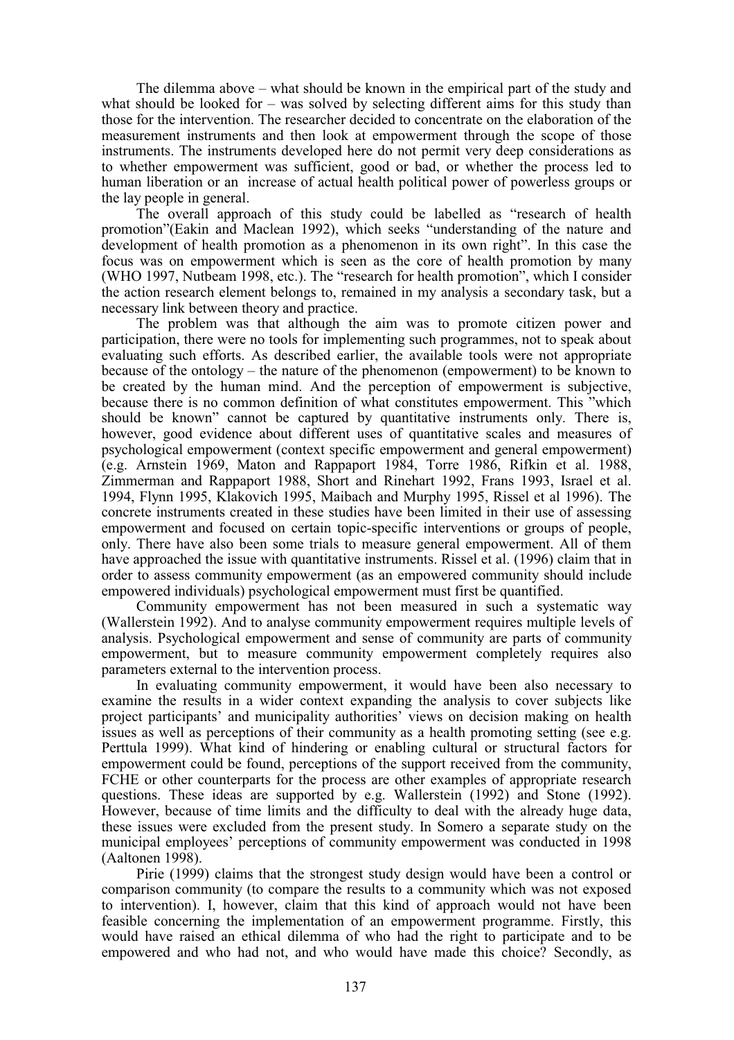The dilemma above – what should be known in the empirical part of the study and what should be looked for – was solved by selecting different aims for this study than those for the intervention. The researcher decided to concentrate on the elaboration of the measurement instruments and then look at empowerment through the scope of those instruments. The instruments developed here do not permit very deep considerations as to whether empowerment was sufficient, good or bad, or whether the process led to human liberation or an increase of actual health political power of powerless groups or the lay people in general.

The overall approach of this study could be labelled as "research of health promotion"(Eakin and Maclean 1992), which seeks "understanding of the nature and development of health promotion as a phenomenon in its own right". In this case the focus was on empowerment which is seen as the core of health promotion by many (WHO 1997, Nutbeam 1998, etc.). The "research for health promotion", which I consider the action research element belongs to, remained in my analysis a secondary task, but a necessary link between theory and practice.

The problem was that although the aim was to promote citizen power and participation, there were no tools for implementing such programmes, not to speak about evaluating such efforts. As described earlier, the available tools were not appropriate because of the ontology – the nature of the phenomenon (empowerment) to be known to be created by the human mind. And the perception of empowerment is subjective, because there is no common definition of what constitutes empowerment. This "which should be known" cannot be captured by quantitative instruments only. There is, however, good evidence about different uses of quantitative scales and measures of psychological empowerment (context specific empowerment and general empowerment) (e.g. Arnstein 1969, Maton and Rappaport 1984, Torre 1986, Rifkin et al. 1988, Zimmerman and Rappaport 1988, Short and Rinehart 1992, Frans 1993, Israel et al. 1994, Flynn 1995, Klakovich 1995, Maibach and Murphy 1995, Rissel et al 1996). The concrete instruments created in these studies have been limited in their use of assessing empowerment and focused on certain topic-specific interventions or groups of people, only. There have also been some trials to measure general empowerment. All of them have approached the issue with quantitative instruments. Rissel et al. (1996) claim that in order to assess community empowerment (as an empowered community should include empowered individuals) psychological empowerment must first be quantified.

Community empowerment has not been measured in such a systematic way (Wallerstein 1992). And to analyse community empowerment requires multiple levels of analysis. Psychological empowerment and sense of community are parts of community empowerment, but to measure community empowerment completely requires also parameters external to the intervention process.

In evaluating community empowerment, it would have been also necessary to examine the results in a wider context expanding the analysis to cover subjects like project participants' and municipality authorities' views on decision making on health issues as well as perceptions of their community as a health promoting setting (see e.g. Perttula 1999). What kind of hindering or enabling cultural or structural factors for empowerment could be found, perceptions of the support received from the community, FCHE or other counterparts for the process are other examples of appropriate research questions. These ideas are supported by e.g. Wallerstein (1992) and Stone (1992). However, because of time limits and the difficulty to deal with the already huge data, these issues were excluded from the present study. In Somero a separate study on the municipal employees' perceptions of community empowerment was conducted in 1998 (Aaltonen 1998).

Pirie (1999) claims that the strongest study design would have been a control or comparison community (to compare the results to a community which was not exposed to intervention). I, however, claim that this kind of approach would not have been feasible concerning the implementation of an empowerment programme. Firstly, this would have raised an ethical dilemma of who had the right to participate and to be empowered and who had not, and who would have made this choice? Secondly, as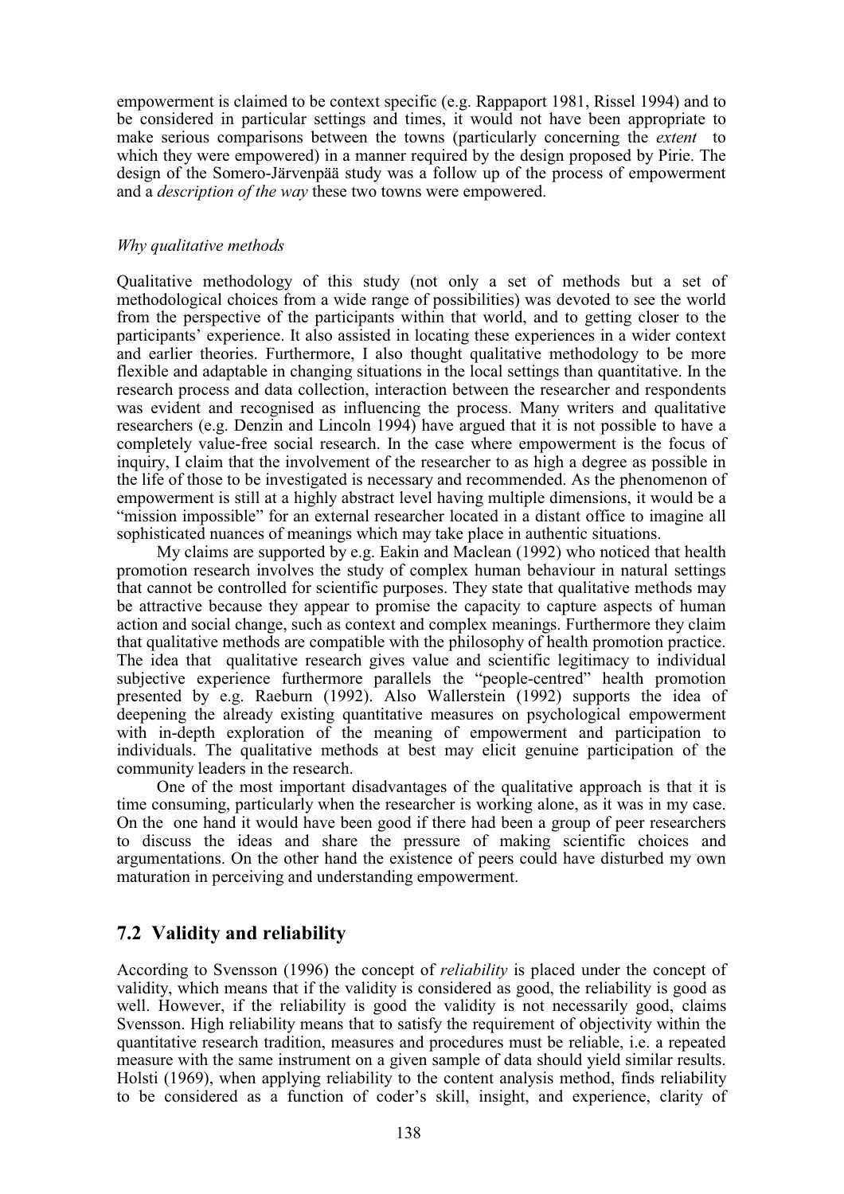empowerment is claimed to be context specific (e.g. Rappaport 1981, Rissel 1994) and to be considered in particular settings and times, it would not have been appropriate to make serious comparisons between the towns (particularly concerning the *extent* to which they were empowered) in a manner required by the design proposed by Pirie. The design of the Somero-Järvenpää study was a follow up of the process of empowerment and a *description of the way* these two towns were empowered.

*Why qualitative methods*

Qualitative methodology of this study (not only a set of methods but a set of methodological choices from a wide range of possibilities) was devoted to see the world from the perspective of the participants within that world, and to getting closer to the participants' experience. It also assisted in locating these experiences in a wider context and earlier theories. Furthermore, I also thought qualitative methodology to be more flexible and adaptable in changing situations in the local settings than quantitative. In the research process and data collection, interaction between the researcher and respondents was evident and recognised as influencing the process. Many writers and qualitative researchers (e.g. Denzin and Lincoln 1994) have argued that it is not possible to have a completely value-free social research. In the case where empowerment is the focus of inquiry, I claim that the involvement of the researcher to as high a degree as possible in the life of those to be investigated is necessary and recommended. As the phenomenon of empowerment is still at a highly abstract level having multiple dimensions, it would be a "mission impossible" for an external researcher located in a distant office to imagine all sophisticated nuances of meanings which may take place in authentic situations.

My claims are supported by e.g. Eakin and Maclean (1992) who noticed that health promotion research involves the study of complex human behaviour in natural settings that cannot be controlled for scientific purposes. They state that qualitative methods may be attractive because they appear to promise the capacity to capture aspects of human action and social change, such as context and complex meanings. Furthermore they claim that qualitative methods are compatible with the philosophy of health promotion practice. The idea that qualitative research gives value and scientific legitimacy to individual subjective experience furthermore parallels the "people-centred" health promotion presented by e.g. Raeburn (1992). Also Wallerstein (1992) supports the idea of deepening the already existing quantitative measures on psychological empowerment with in-depth exploration of the meaning of empowerment and participation to individuals. The qualitative methods at best may elicit genuine participation of the community leaders in the research.

One of the most important disadvantages of the qualitative approach is that it is time consuming, particularly when the researcher is working alone, as it was in my case. On the one hand it would have been good if there had been a group of peer researchers to discuss the ideas and share the pressure of making scientific choices and argumentations. On the other hand the existence of peers could have disturbed my own maturation in perceiving and understanding empowerment.

## 7.2 Validity and reliability

According to Svensson (1996) the concept of *reliability* is placed under the concept of validity, which means that if the validity is considered as good, the reliability is good as well. However, if the reliability is good the validity is not necessarily good, claims Svensson. High reliability means that to satisfy the requirement of objectivity within the quantitative research tradition, measures and procedures must be reliable, i.e. a repeated measure with the same instrument on a given sample of data should yield similar results. Holsti (1969), when applying reliability to the content analysis method, finds reliability to be considered as a function of coder's skill, insight, and experience, clarity of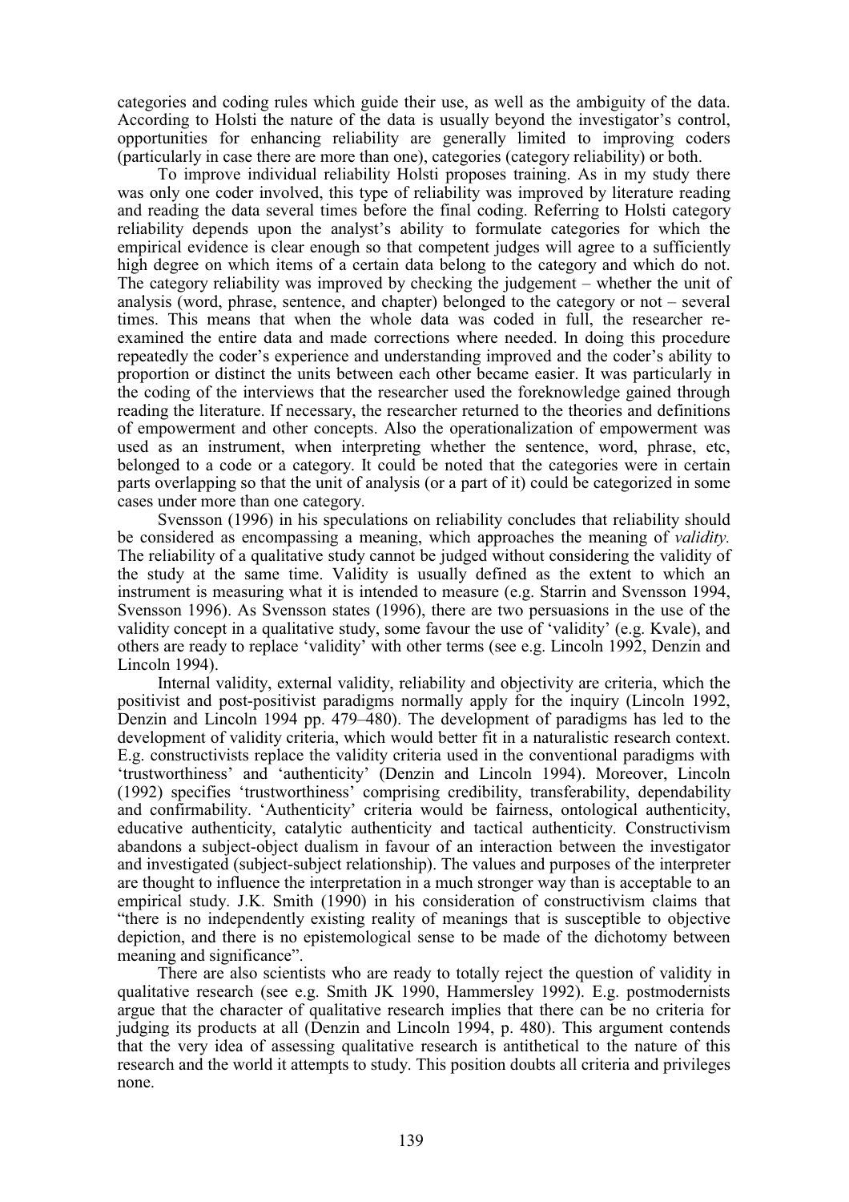categories and coding rules which guide their use, as well as the ambiguity of the data. According to Holsti the nature of the data is usually beyond the investigator's control, opportunities for enhancing reliability are generally limited to improving coders (particularly in case there are more than one), categories (category reliability) or both.

To improve individual reliability Holsti proposes training. As in my study there was only one coder involved, this type of reliability was improved by literature reading and reading the data several times before the final coding. Referring to Holsti category reliability depends upon the analyst's ability to formulate categories for which the empirical evidence is clear enough so that competent judges will agree to a sufficiently high degree on which items of a certain data belong to the category and which do not. The category reliability was improved by checking the judgement – whether the unit of analysis (word, phrase, sentence, and chapter) belonged to the category or not – several times. This means that when the whole data was coded in full, the researcher re-examined the entire data and made corrections where needed. In doing this procedure repeatedly the coder's experience and understanding improved and the coder's ability to proportion or distinct the units between each other became easier. It was particularly in the coding of the interviews that the researcher used the foreknowledge gained through reading the literature. If necessary, the researcher returned to the theories and definitions of empowerment and other concepts. Also the operationalization of empowerment was used as an instrument, when interpreting whether the sentence, word, phrase, etc, belonged to a code or a category. It could be noted that the categories were in certain parts overlapping so that the unit of analysis (or a part of it) could be categorized in some cases under more than one category.

Svensson (1996) in his speculations on reliability concludes that reliability should be considered as encompassing a meaning, which approaches the meaning of *validity.* The reliability of a qualitative study cannot be judged without considering the validity of the study at the same time. Validity is usually defined as the extent to which an instrument is measuring what it is intended to measure (e.g. Starrin and Svensson 1994, Svensson 1996). As Svensson states (1996), there are two persuasions in the use of the validity concept in a qualitative study, some favour the use of 'validity' (e.g. Kvale), and others are ready to replace 'validity' with other terms (see e.g. Lincoln 1992, Denzin and Lincoln 1994).

Internal validity, external validity, reliability and objectivity are criteria, which the positivist and post-positivist paradigms normally apply for the inquiry (Lincoln 1992, Denzin and Lincoln 1994 pp. 479–480). The development of paradigms has led to the development of validity criteria, which would better fit in a naturalistic research context. E.g. constructivists replace the validity criteria used in the conventional paradigms with 'trustworthiness' and 'authenticity' (Denzin and Lincoln 1994). Moreover, Lincoln (1992) specifies 'trustworthiness' comprising credibility, transferability, dependability and confirmability. 'Authenticity' criteria would be fairness, ontological authenticity, educative authenticity, catalytic authenticity and tactical authenticity. Constructivism abandons a subject-object dualism in favour of an interaction between the investigator and investigated (subject-subject relationship). The values and purposes of the interpreter are thought to influence the interpretation in a much stronger way than is acceptable to an empirical study. J.K. Smith (1990) in his consideration of constructivism claims that "there is no independently existing reality of meanings that is susceptible to objective depiction, and there is no epistemological sense to be made of the dichotomy between meaning and significance".

There are also scientists who are ready to totally reject the question of validity in qualitative research (see e.g. Smith JK 1990, Hammersley 1992). E.g. postmodernists argue that the character of qualitative research implies that there can be no criteria for judging its products at all (Denzin and Lincoln 1994, p. 480). This argument contends that the very idea of assessing qualitative research is antithetical to the nature of this research and the world it attempts to study. This position doubts all criteria and privileges none.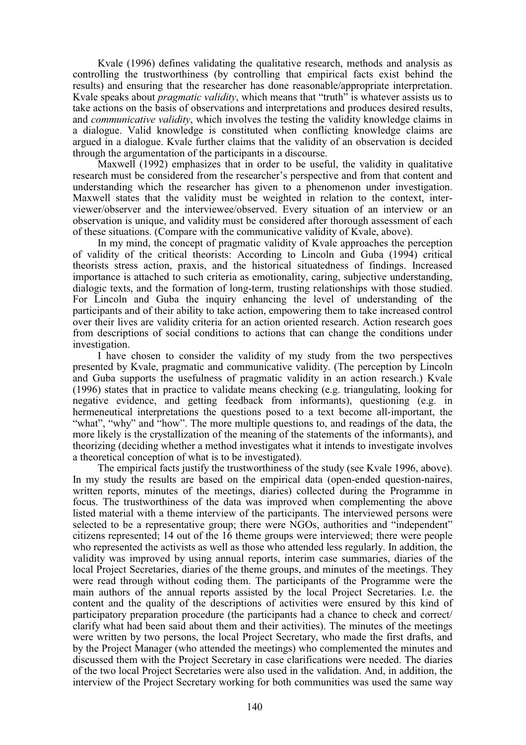Kvale (1996) defines validating the qualitative research, methods and analysis as controlling the trustworthiness (by controlling that empirical facts exist behind the results) and ensuring that the researcher has done reasonable/appropriate interpretation. Kvale speaks about *pragmatic validity*, which means that "truth" is whatever assists us to take actions on the basis of observations and interpretations and produces desired results, and *communicative validity*, which involves the testing the validity knowledge claims in a dialogue. Valid knowledge is constituted when conflicting knowledge claims are argued in a dialogue. Kvale further claims that the validity of an observation is decided through the argumentation of the participants in a discourse.

Maxwell (1992) emphasizes that in order to be useful, the validity in qualitative research must be considered from the researcher's perspective and from that content and understanding which the researcher has given to a phenomenon under investigation. Maxwell states that the validity must be weighted in relation to the context, interviewer/observer and the interviewee/observed. Every situation of an interview or an observation is unique, and validity must be considered after thorough assessment of each of these situations. (Compare with the communicative validity of Kvale, above).

In my mind, the concept of pragmatic validity of Kvale approaches the perception of validity of the critical theorists: According to Lincoln and Guba (1994) critical theorists stress action, praxis, and the historical situatedness of findings. Increased importance is attached to such criteria as emotionality, caring, subjective understanding, dialogic texts, and the formation of long-term, trusting relationships with those studied. For Lincoln and Guba the inquiry enhancing the level of understanding of the participants and of their ability to take action, empowering them to take increased control over their lives are validity criteria for an action oriented research. Action research goes from descriptions of social conditions to actions that can change the conditions under investigation.

I have chosen to consider the validity of my study from the two perspectives presented by Kvale, pragmatic and communicative validity. (The perception by Lincoln and Guba supports the usefulness of pragmatic validity in an action research.) Kvale (1996) states that in practice to validate means checking (e.g. triangulating, looking for negative evidence, and getting feedback from informants), questioning (e.g. in hermeneutical interpretations the questions posed to a text become all-important, the "what", "why" and "how". The more multiple questions to, and readings of the data, the more likely is the crystallization of the meaning of the statements of the informants), and theorizing (deciding whether a method investigates what it intends to investigate involves a theoretical conception of what is to be investigated).

The empirical facts justify the trustworthiness of the study (see Kvale 1996, above). In my study the results are based on the empirical data (open-ended question-naires, written reports, minutes of the meetings, diaries) collected during the Programme in focus. The trustworthiness of the data was improved when complementing the above listed material with a theme interview of the participants. The interviewed persons were selected to be a representative group; there were NGOs, authorities and "independent" citizens represented; 14 out of the 16 theme groups were interviewed; there were people who represented the activists as well as those who attended less regularly. In addition, the validity was improved by using annual reports, interim case summaries, diaries of the local Project Secretaries, diaries of the theme groups, and minutes of the meetings. They were read through without coding them. The participants of the Programme were the main authors of the annual reports assisted by the local Project Secretaries. I.e. the content and the quality of the descriptions of activities were ensured by this kind of participatory preparation procedure (the participants had a chance to check and correct/ clarify what had been said about them and their activities). The minutes of the meetings were written by two persons, the local Project Secretary, who made the first drafts, and by the Project Manager (who attended the meetings) who complemented the minutes and discussed them with the Project Secretary in case clarifications were needed. The diaries of the two local Project Secretaries were also used in the validation. And, in addition, the interview of the Project Secretary working for both communities was used the same way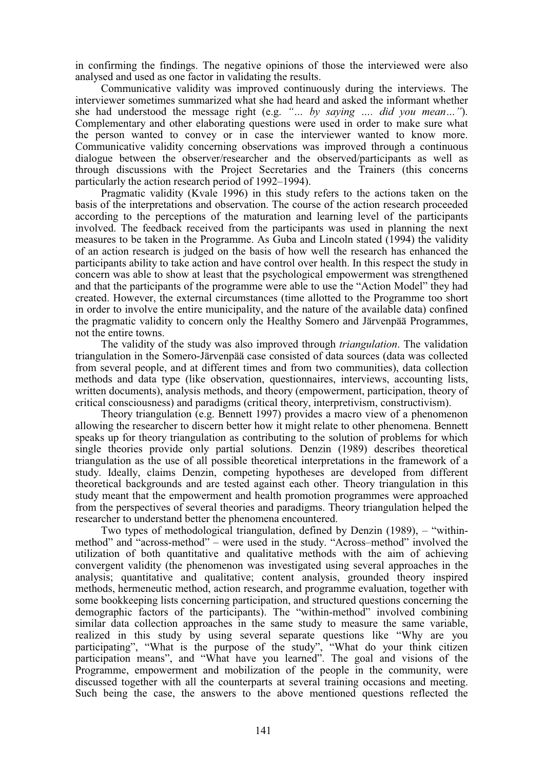in confirming the findings. The negative opinions of those the interviewed were also analysed and used as one factor in validating the results.

Communicative validity was improved continuously during the interviews. The interviewer sometimes summarized what she had heard and asked the informant whether she had understood the message right (e.g. *"… by saying …. did you mean…"*). Complementary and other elaborating questions were used in order to make sure what the person wanted to convey or in case the interviewer wanted to know more. Communicative validity concerning observations was improved through a continuous dialogue between the observer/researcher and the observed/participants as well as through discussions with the Project Secretaries and the Trainers (this concerns particularly the action research period of 1992–1994).

Pragmatic validity (Kvale 1996) in this study refers to the actions taken on the basis of the interpretations and observation. The course of the action research proceeded according to the perceptions of the maturation and learning level of the participants involved. The feedback received from the participants was used in planning the next measures to be taken in the Programme. As Guba and Lincoln stated (1994) the validity of an action research is judged on the basis of how well the research has enhanced the participants ability to take action and have control over health. In this respect the study in concern was able to show at least that the psychological empowerment was strengthened and that the participants of the programme were able to use the "Action Model" they had created. However, the external circumstances (time allotted to the Programme too short in order to involve the entire municipality, and the nature of the available data) confined the pragmatic validity to concern only the Healthy Somero and Järvenpää Programmes, not the entire towns.

The validity of the study was also improved through *triangulation*. The validation triangulation in the Somero-Järvenpää case consisted of data sources (data was collected from several people, and at different times and from two communities), data collection methods and data type (like observation, questionnaires, interviews, accounting lists, written documents), analysis methods, and theory (empowerment, participation, theory of critical consciousness) and paradigms (critical theory, interpretivism, constructivism).

Theory triangulation (e.g. Bennett 1997) provides a macro view of a phenomenon allowing the researcher to discern better how it might relate to other phenomena. Bennett speaks up for theory triangulation as contributing to the solution of problems for which single theories provide only partial solutions. Denzin (1989) describes theoretical triangulation as the use of all possible theoretical interpretations in the framework of a study. Ideally, claims Denzin, competing hypotheses are developed from different theoretical backgrounds and are tested against each other. Theory triangulation in this study meant that the empowerment and health promotion programmes were approached from the perspectives of several theories and paradigms. Theory triangulation helped the researcher to understand better the phenomena encountered.

Two types of methodological triangulation, defined by Denzin (1989), – "within-method" and "across-method" – were used in the study. "Across–method" involved the utilization of both quantitative and qualitative methods with the aim of achieving convergent validity (the phenomenon was investigated using several approaches in the analysis; quantitative and qualitative; content analysis, grounded theory inspired methods, hermeneutic method, action research, and programme evaluation, together with some bookkeeping lists concerning participation, and structured questions concerning the demographic factors of the participants). The "within-method" involved combining similar data collection approaches in the same study to measure the same variable, realized in this study by using several separate questions like "Why are you participating", "What is the purpose of the study", "What do your think citizen participation means", and "What have you learned". The goal and visions of the Programme, empowerment and mobilization of the people in the community, were discussed together with all the counterparts at several training occasions and meeting. Such being the case, the answers to the above mentioned questions reflected the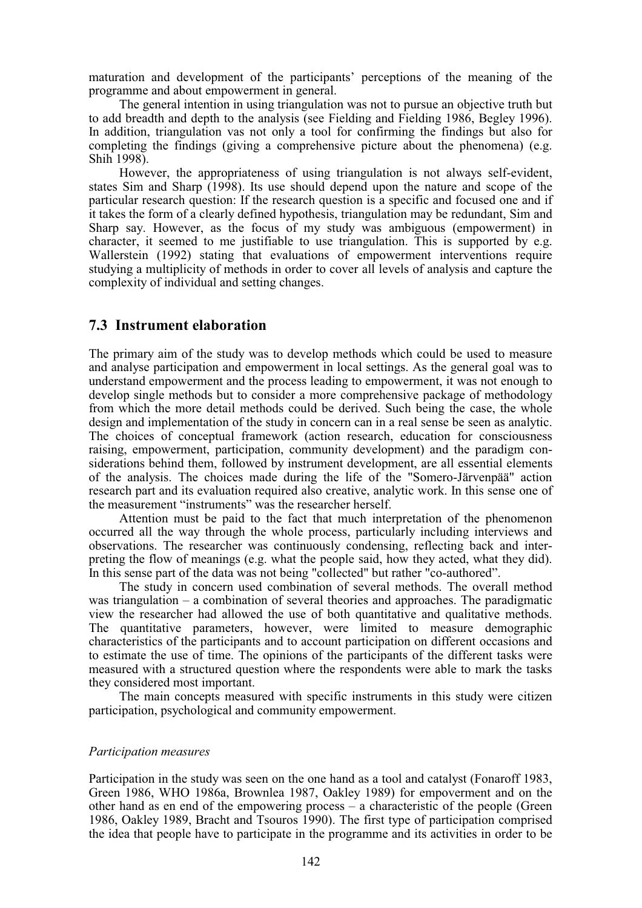maturation and development of the participants' perceptions of the meaning of the programme and about empowerment in general.

The general intention in using triangulation was not to pursue an objective truth but to add breadth and depth to the analysis (see Fielding and Fielding 1986, Begley 1996). In addition, triangulation vas not only a tool for confirming the findings but also for completing the findings (giving a comprehensive picture about the phenomena) (e.g. Shih 1998).

However, the appropriateness of using triangulation is not always self-evident, states Sim and Sharp (1998). Its use should depend upon the nature and scope of the particular research question: If the research question is a specific and focused one and if it takes the form of a clearly defined hypothesis, triangulation may be redundant, Sim and Sharp say. However, as the focus of my study was ambiguous (empowerment) in character, it seemed to me justifiable to use triangulation. This is supported by e.g. Wallerstein (1992) stating that evaluations of empowerment interventions require studying a multiplicity of methods in order to cover all levels of analysis and capture the complexity of individual and setting changes.

## 7.3 Instrument elaboration

The primary aim of the study was to develop methods which could be used to measure and analyse participation and empowerment in local settings. As the general goal was to understand empowerment and the process leading to empowerment, it was not enough to develop single methods but to consider a more comprehensive package of methodology from which the more detail methods could be derived. Such being the case, the whole design and implementation of the study in concern can in a real sense be seen as analytic. The choices of conceptual framework (action research, education for consciousness raising, empowerment, participation, community development) and the paradigm considerations behind them, followed by instrument development, are all essential elements of the analysis. The choices made during the life of the "Somero-Järvenpää" action research part and its evaluation required also creative, analytic work. In this sense one of the measurement "instruments" was the researcher herself.

Attention must be paid to the fact that much interpretation of the phenomenon occurred all the way through the whole process, particularly including interviews and observations. The researcher was continuously condensing, reflecting back and interpreting the flow of meanings (e.g. what the people said, how they acted, what they did). In this sense part of the data was not being "collected" but rather "co-authored".

The study in concern used combination of several methods. The overall method was triangulation – a combination of several theories and approaches. The paradigmatic view the researcher had allowed the use of both quantitative and qualitative methods. The quantitative parameters, however, were limited to measure demographic characteristics of the participants and to account participation on different occasions and to estimate the use of time. The opinions of the participants of the different tasks were measured with a structured question where the respondents were able to mark the tasks they considered most important.

The main concepts measured with specific instruments in this study were citizen participation, psychological and community empowerment.

*Participation measures*

Participation in the study was seen on the one hand as a tool and catalyst (Fonaroff 1983, Green 1986, WHO 1986a, Brownlea 1987, Oakley 1989) for empoverment and on the other hand as en end of the empowering process – a characteristic of the people (Green 1986, Oakley 1989, Bracht and Tsouros 1990). The first type of participation comprised the idea that people have to participate in the programme and its activities in order to be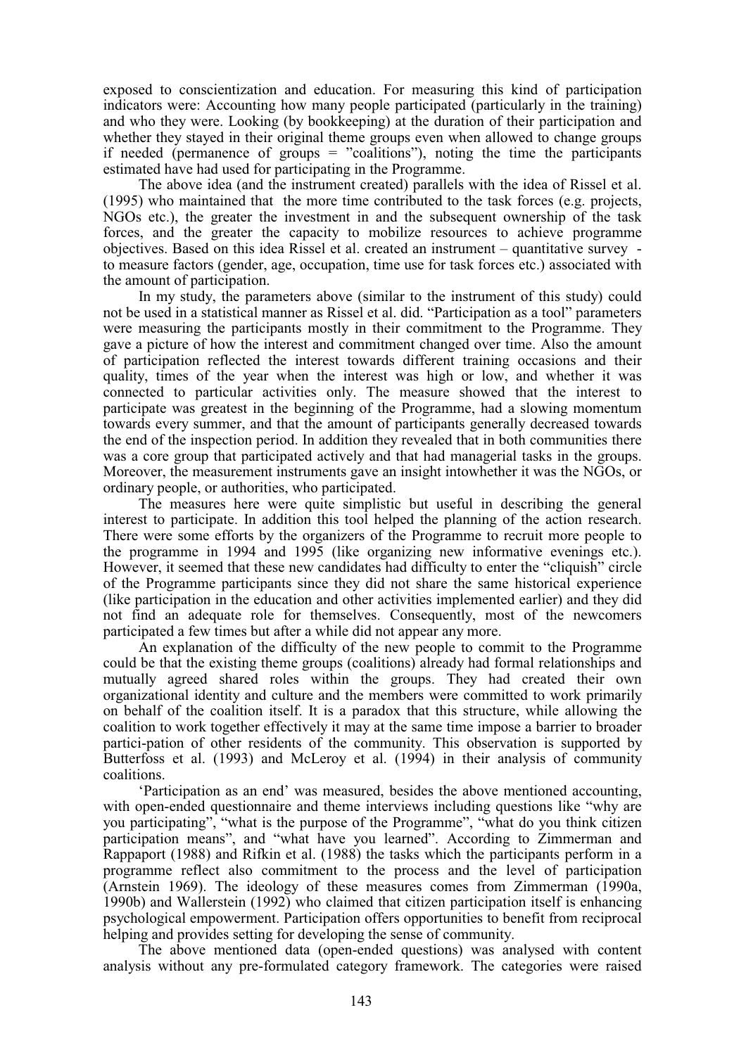exposed to conscientization and education. For measuring this kind of participation indicators were: Accounting how many people participated (particularly in the training) and who they were. Looking (by bookkeeping) at the duration of their participation and whether they stayed in their original theme groups even when allowed to change groups if needed (permanence of groups = "coalitions"), noting the time the participants estimated have had used for participating in the Programme.

The above idea (and the instrument created) parallels with the idea of Rissel et al. (1995) who maintained that the more time contributed to the task forces (e.g. projects, NGOs etc.), the greater the investment in and the subsequent ownership of the task forces, and the greater the capacity to mobilize resources to achieve programme objectives. Based on this idea Rissel et al. created an instrument – quantitative survey - to measure factors (gender, age, occupation, time use for task forces etc.) associated with the amount of participation.

In my study, the parameters above (similar to the instrument of this study) could not be used in a statistical manner as Rissel et al. did. "Participation as a tool" parameters were measuring the participants mostly in their commitment to the Programme. They gave a picture of how the interest and commitment changed over time. Also the amount of participation reflected the interest towards different training occasions and their quality, times of the year when the interest was high or low, and whether it was connected to particular activities only. The measure showed that the interest to participate was greatest in the beginning of the Programme, had a slowing momentum towards every summer, and that the amount of participants generally decreased towards the end of the inspection period. In addition they revealed that in both communities there was a core group that participated actively and that had managerial tasks in the groups. Moreover, the measurement instruments gave an insight intowhether it was the NGOs, or ordinary people, or authorities, who participated.

The measures here were quite simplistic but useful in describing the general interest to participate. In addition this tool helped the planning of the action research. There were some efforts by the organizers of the Programme to recruit more people to the programme in 1994 and 1995 (like organizing new informative evenings etc.). However, it seemed that these new candidates had difficulty to enter the "cliquish" circle of the Programme participants since they did not share the same historical experience (like participation in the education and other activities implemented earlier) and they did not find an adequate role for themselves. Consequently, most of the newcomers participated a few times but after a while did not appear any more.

An explanation of the difficulty of the new people to commit to the Programme could be that the existing theme groups (coalitions) already had formal relationships and mutually agreed shared roles within the groups. They had created their own organizational identity and culture and the members were committed to work primarily on behalf of the coalition itself. It is a paradox that this structure, while allowing the coalition to work together effectively it may at the same time impose a barrier to broader partici-pation of other residents of the community. This observation is supported by Butterfoss et al. (1993) and McLeroy et al. (1994) in their analysis of community coalitions.

'Participation as an end' was measured, besides the above mentioned accounting, with open-ended questionnaire and theme interviews including questions like "why are you participating", "what is the purpose of the Programme", "what do you think citizen participation means", and "what have you learned". According to Zimmerman and Rappaport (1988) and Rifkin et al. (1988) the tasks which the participants perform in a programme reflect also commitment to the process and the level of participation (Arnstein 1969). The ideology of these measures comes from Zimmerman (1990a, 1990b) and Wallerstein (1992) who claimed that citizen participation itself is enhancing psychological empowerment. Participation offers opportunities to benefit from reciprocal helping and provides setting for developing the sense of community.

The above mentioned data (open-ended questions) was analysed with content analysis without any pre-formulated category framework. The categories were raised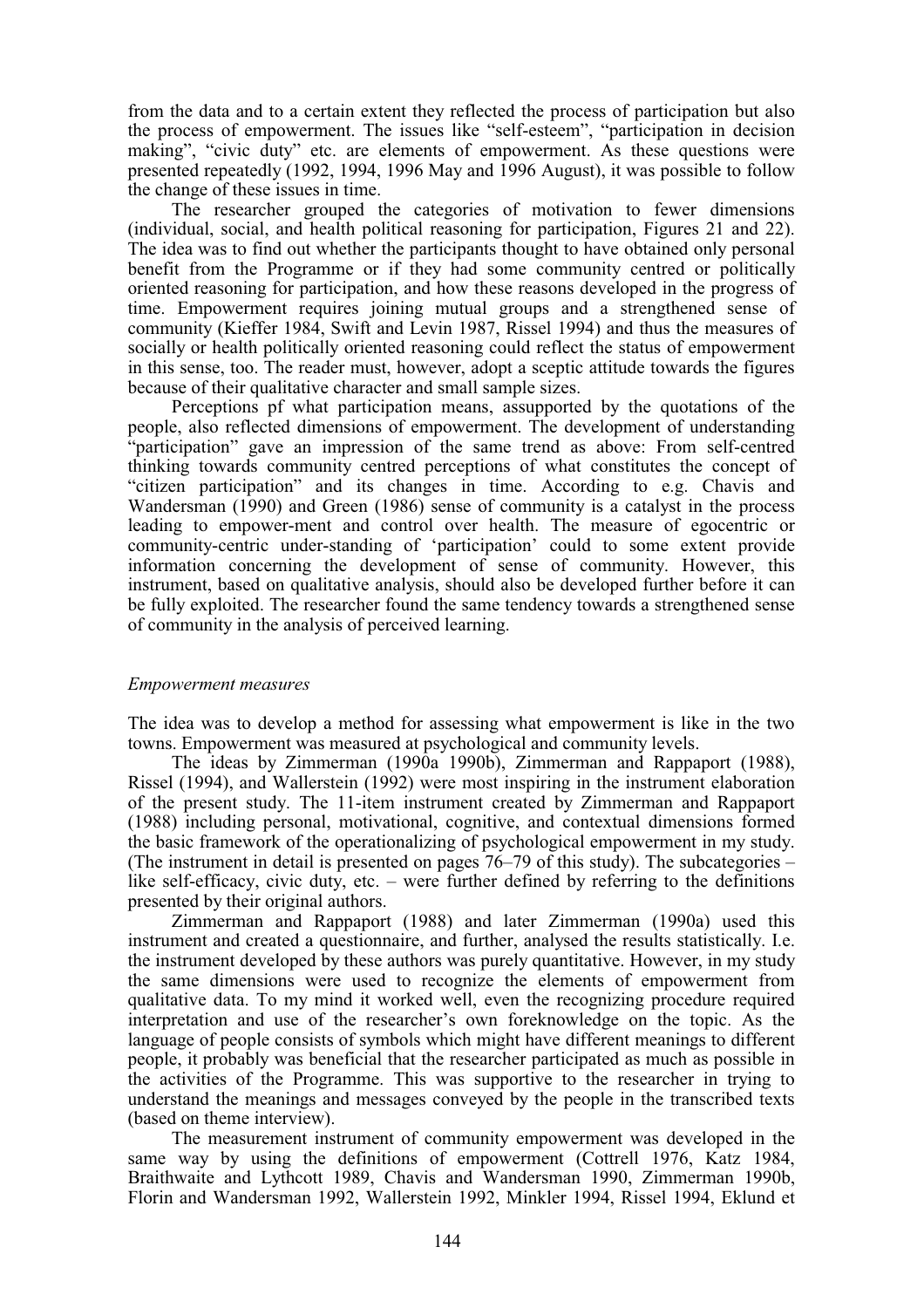from the data and to a certain extent they reflected the process of participation but also the process of empowerment. The issues like "self-esteem", "participation in decision making", "civic duty" etc. are elements of empowerment. As these questions were presented repeatedly (1992, 1994, 1996 May and 1996 August), it was possible to follow the change of these issues in time.

The researcher grouped the categories of motivation to fewer dimensions (individual, social, and health political reasoning for participation, Figures 21 and 22). The idea was to find out whether the participants thought to have obtained only personal benefit from the Programme or if they had some community centred or politically oriented reasoning for participation, and how these reasons developed in the progress of time. Empowerment requires joining mutual groups and a strengthened sense of community (Kieffer 1984, Swift and Levin 1987, Rissel 1994) and thus the measures of socially or health politically oriented reasoning could reflect the status of empowerment in this sense, too. The reader must, however, adopt a sceptic attitude towards the figures because of their qualitative character and small sample sizes.

Perceptions pf what participation means, assupported by the quotations of the people, also reflected dimensions of empowerment. The development of understanding "participation" gave an impression of the same trend as above: From self-centred thinking towards community centred perceptions of what constitutes the concept of "citizen participation" and its changes in time. According to e.g. Chavis and Wandersman (1990) and Green (1986) sense of community is a catalyst in the process leading to empower-ment and control over health. The measure of egocentric or community-centric under-standing of 'participation' could to some extent provide information concerning the development of sense of community. However, this instrument, based on qualitative analysis, should also be developed further before it can be fully exploited. The researcher found the same tendency towards a strengthened sense of community in the analysis of perceived learning.

*Empowerment measures*

The idea was to develop a method for assessing what empowerment is like in the two towns. Empowerment was measured at psychological and community levels.

The ideas by Zimmerman (1990a 1990b), Zimmerman and Rappaport (1988), Rissel (1994), and Wallerstein (1992) were most inspiring in the instrument elaboration of the present study. The 11-item instrument created by Zimmerman and Rappaport (1988) including personal, motivational, cognitive, and contextual dimensions formed the basic framework of the operationalizing of psychological empowerment in my study. (The instrument in detail is presented on pages 76–79 of this study). The subcategories – like self-efficacy, civic duty, etc. – were further defined by referring to the definitions presented by their original authors.

Zimmerman and Rappaport (1988) and later Zimmerman (1990a) used this instrument and created a questionnaire, and further, analysed the results statistically. I.e. the instrument developed by these authors was purely quantitative. However, in my study the same dimensions were used to recognize the elements of empowerment from qualitative data. To my mind it worked well, even the recognizing procedure required interpretation and use of the researcher's own foreknowledge on the topic. As the language of people consists of symbols which might have different meanings to different people, it probably was beneficial that the researcher participated as much as possible in the activities of the Programme. This was supportive to the researcher in trying to understand the meanings and messages conveyed by the people in the transcribed texts (based on theme interview).

The measurement instrument of community empowerment was developed in the same way by using the definitions of empowerment (Cottrell 1976, Katz 1984, Braithwaite and Lythcott 1989, Chavis and Wandersman 1990, Zimmerman 1990b, Florin and Wandersman 1992, Wallerstein 1992, Minkler 1994, Rissel 1994, Eklund et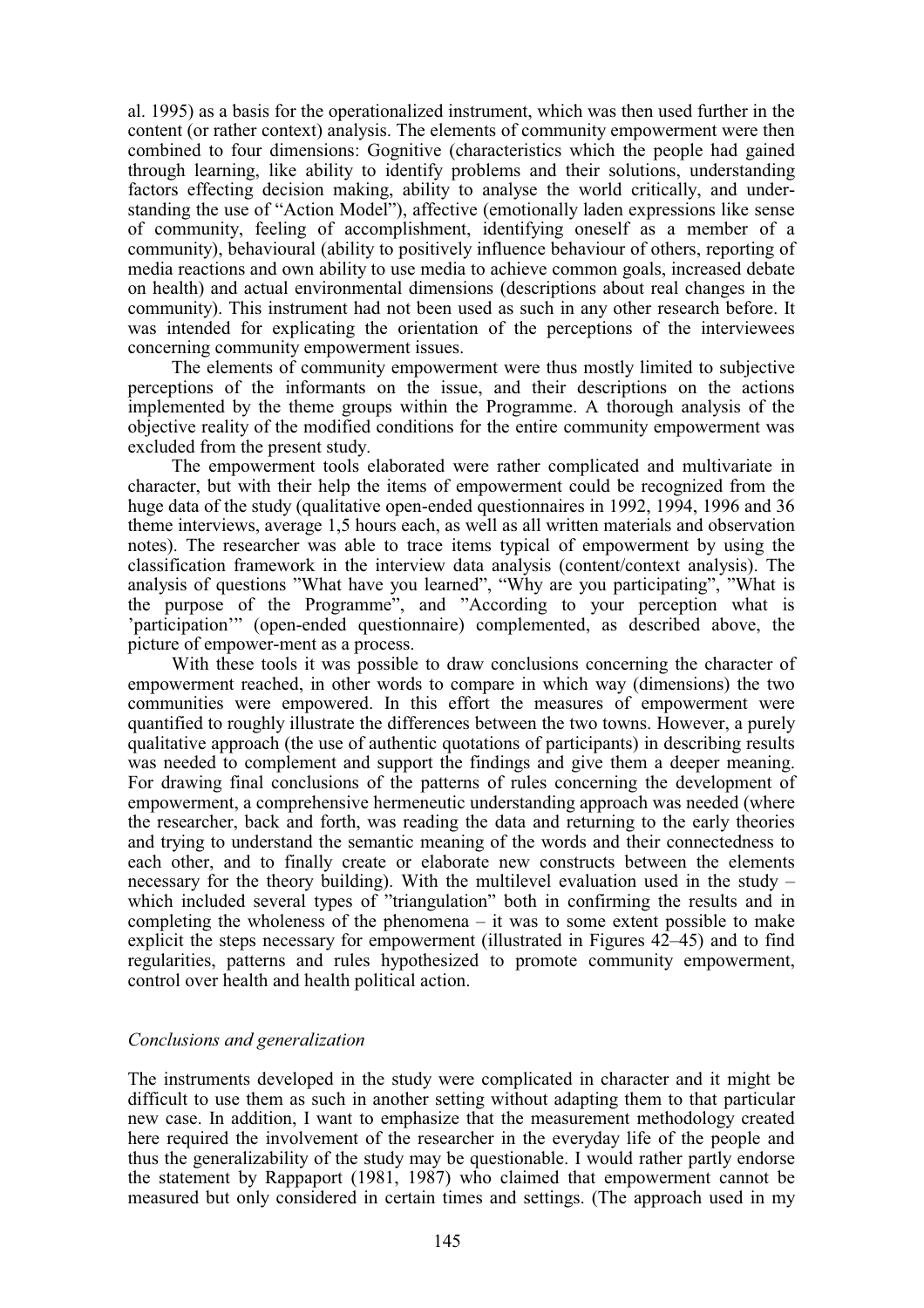al. 1995) as a basis for the operationalized instrument, which was then used further in the content (or rather context) analysis. The elements of community empowerment were then combined to four dimensions: Gognitive (characteristics which the people had gained through learning, like ability to identify problems and their solutions, understanding factors effecting decision making, ability to analyse the world critically, and understanding the use of "Action Model"), affective (emotionally laden expressions like sense of community, feeling of accomplishment, identifying oneself as a member of a community), behavioural (ability to positively influence behaviour of others, reporting of media reactions and own ability to use media to achieve common goals, increased debate on health) and actual environmental dimensions (descriptions about real changes in the community). This instrument had not been used as such in any other research before. It was intended for explicating the orientation of the perceptions of the interviewees concerning community empowerment issues.

The elements of community empowerment were thus mostly limited to subjective perceptions of the informants on the issue, and their descriptions on the actions implemented by the theme groups within the Programme. A thorough analysis of the objective reality of the modified conditions for the entire community empowerment was excluded from the present study.

The empowerment tools elaborated were rather complicated and multivariate in character, but with their help the items of empowerment could be recognized from the huge data of the study (qualitative open-ended questionnaires in 1992, 1994, 1996 and 36 theme interviews, average 1,5 hours each, as well as all written materials and observation notes). The researcher was able to trace items typical of empowerment by using the classification framework in the interview data analysis (content/context analysis). The analysis of questions "What have you learned", "Why are you participating", "What is the purpose of the Programme", and "According to your perception what is 'participation'" (open-ended questionnaire) complemented, as described above, the picture of empower-ment as a process.

With these tools it was possible to draw conclusions concerning the character of empowerment reached, in other words to compare in which way (dimensions) the two communities were empowered. In this effort the measures of empowerment were quantified to roughly illustrate the differences between the two towns. However, a purely qualitative approach (the use of authentic quotations of participants) in describing results was needed to complement and support the findings and give them a deeper meaning. For drawing final conclusions of the patterns of rules concerning the development of empowerment, a comprehensive hermeneutic understanding approach was needed (where the researcher, back and forth, was reading the data and returning to the early theories and trying to understand the semantic meaning of the words and their connectedness to each other, and to finally create or elaborate new constructs between the elements necessary for the theory building). With the multilevel evaluation used in the study – which included several types of "triangulation" both in confirming the results and in completing the wholeness of the phenomena – it was to some extent possible to make explicit the steps necessary for empowerment (illustrated in Figures 42–45) and to find regularities, patterns and rules hypothesized to promote community empowerment, control over health and health political action.

### *Conclusions and generalization*

The instruments developed in the study were complicated in character and it might be difficult to use them as such in another setting without adapting them to that particular new case. In addition, I want to emphasize that the measurement methodology created here required the involvement of the researcher in the everyday life of the people and thus the generalizability of the study may be questionable. I would rather partly endorse the statement by Rappaport (1981, 1987) who claimed that empowerment cannot be measured but only considered in certain times and settings. (The approach used in my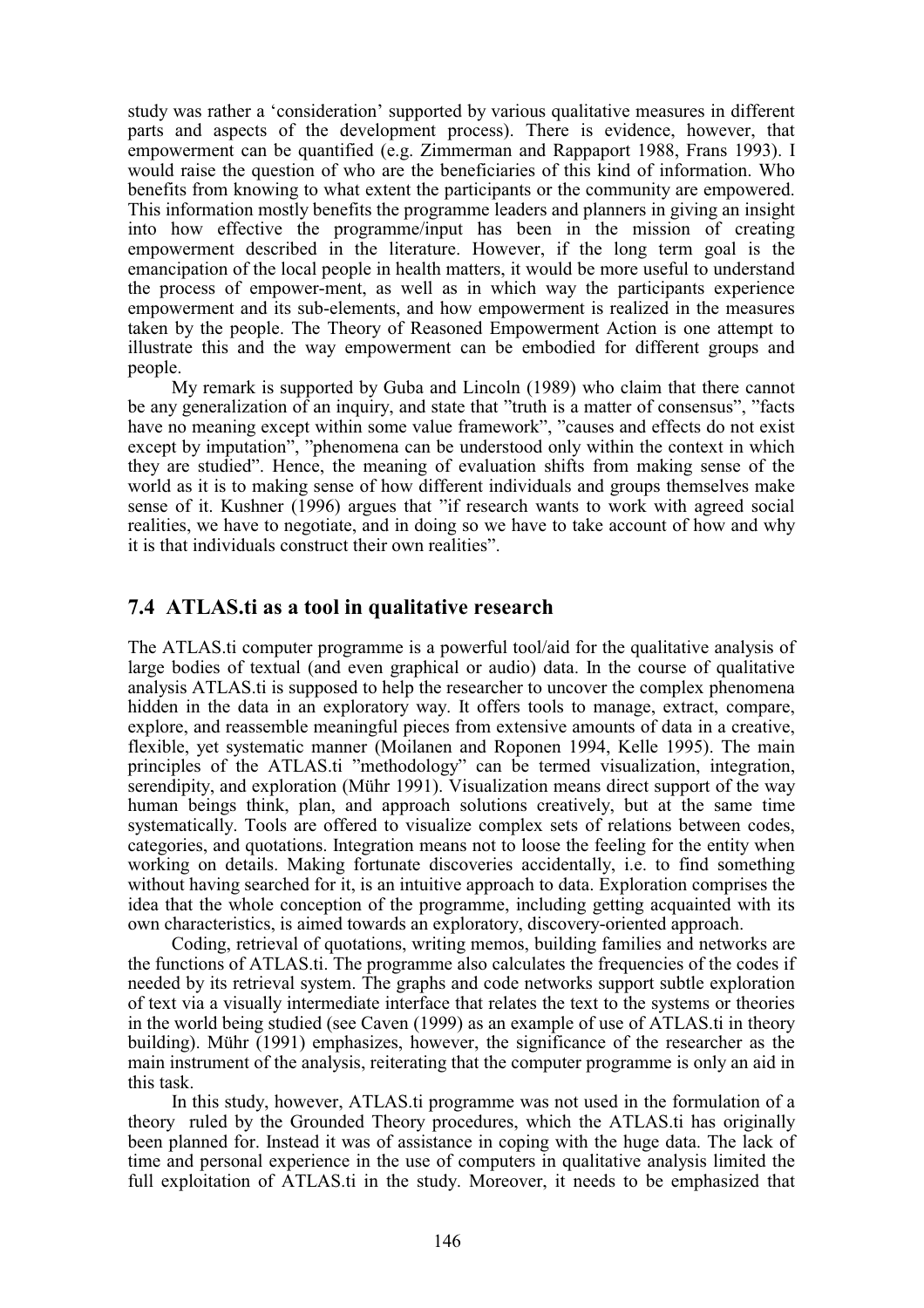study was rather a 'consideration' supported by various qualitative measures in different parts and aspects of the development process). There is evidence, however, that empowerment can be quantified (e.g. Zimmerman and Rappaport 1988, Frans 1993). I would raise the question of who are the beneficiaries of this kind of information. Who benefits from knowing to what extent the participants or the community are empowered. This information mostly benefits the programme leaders and planners in giving an insight into how effective the programme/input has been in the mission of creating empowerment described in the literature. However, if the long term goal is the emancipation of the local people in health matters, it would be more useful to understand the process of empower-ment, as well as in which way the participants experience empowerment and its sub-elements, and how empowerment is realized in the measures taken by the people. The Theory of Reasoned Empowerment Action is one attempt to illustrate this and the way empowerment can be embodied for different groups and people.

My remark is supported by Guba and Lincoln (1989) who claim that there cannot be any generalization of an inquiry, and state that "truth is a matter of consensus", "facts have no meaning except within some value framework", "causes and effects do not exist except by imputation", "phenomena can be understood only within the context in which they are studied". Hence, the meaning of evaluation shifts from making sense of the world as it is to making sense of how different individuals and groups themselves make sense of it. Kushner (1996) argues that "if research wants to work with agreed social realities, we have to negotiate, and in doing so we have to take account of how and why it is that individuals construct their own realities".

## 7.4 ATLAS.ti as a tool in qualitative research

The ATLAS.ti computer programme is a powerful tool/aid for the qualitative analysis of large bodies of textual (and even graphical or audio) data. In the course of qualitative analysis ATLAS.ti is supposed to help the researcher to uncover the complex phenomena hidden in the data in an exploratory way. It offers tools to manage, extract, compare, explore, and reassemble meaningful pieces from extensive amounts of data in a creative, flexible, yet systematic manner (Moilanen and Roponen 1994, Kelle 1995). The main principles of the ATLAS.ti "methodology" can be termed visualization, integration, serendipity, and exploration (Mühr 1991). Visualization means direct support of the way human beings think, plan, and approach solutions creatively, but at the same time systematically. Tools are offered to visualize complex sets of relations between codes, categories, and quotations. Integration means not to loose the feeling for the entity when working on details. Making fortunate discoveries accidentally, i.e. to find something without having searched for it, is an intuitive approach to data. Exploration comprises the idea that the whole conception of the programme, including getting acquainted with its own characteristics, is aimed towards an exploratory, discovery-oriented approach.

Coding, retrieval of quotations, writing memos, building families and networks are the functions of ATLAS.ti. The programme also calculates the frequencies of the codes if needed by its retrieval system. The graphs and code networks support subtle exploration of text via a visually intermediate interface that relates the text to the systems or theories in the world being studied (see Caven (1999) as an example of use of ATLAS.ti in theory building). Mühr (1991) emphasizes, however, the significance of the researcher as the main instrument of the analysis, reiterating that the computer programme is only an aid in this task.

In this study, however, ATLAS.ti programme was not used in the formulation of a theory ruled by the Grounded Theory procedures, which the ATLAS.ti has originally been planned for. Instead it was of assistance in coping with the huge data. The lack of time and personal experience in the use of computers in qualitative analysis limited the full exploitation of ATLAS.ti in the study. Moreover, it needs to be emphasized that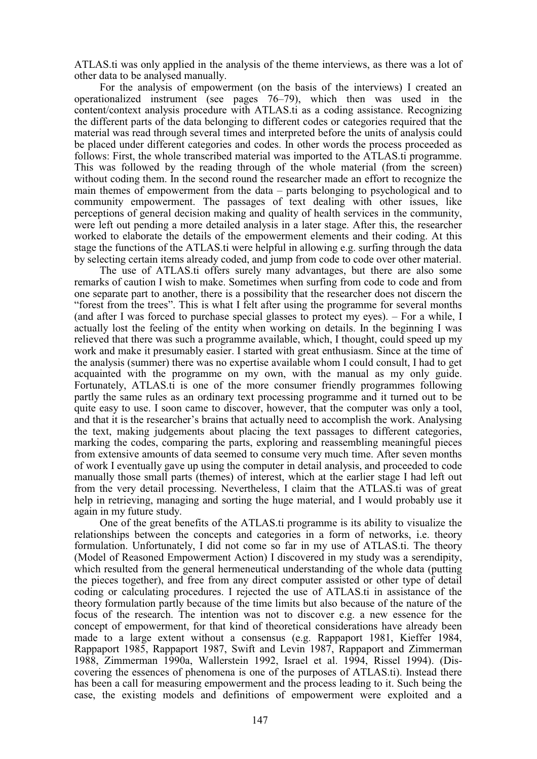ATLAS.ti was only applied in the analysis of the theme interviews, as there was a lot of other data to be analysed manually.

For the analysis of empowerment (on the basis of the interviews) I created an operationalized instrument (see pages 76–79), which then was used in the content/context analysis procedure with ATLAS.ti as a coding assistance. Recognizing the different parts of the data belonging to different codes or categories required that the material was read through several times and interpreted before the units of analysis could be placed under different categories and codes. In other words the process proceeded as follows: First, the whole transcribed material was imported to the ATLAS.ti programme. This was followed by the reading through of the whole material (from the screen) without coding them. In the second round the researcher made an effort to recognize the main themes of empowerment from the data – parts belonging to psychological and to community empowerment. The passages of text dealing with other issues, like perceptions of general decision making and quality of health services in the community, were left out pending a more detailed analysis in a later stage. After this, the researcher worked to elaborate the details of the empowerment elements and their coding. At this stage the functions of the ATLAS.ti were helpful in allowing e.g. surfing through the data by selecting certain items already coded, and jump from code to code over other material.

The use of ATLAS.ti offers surely many advantages, but there are also some remarks of caution I wish to make. Sometimes when surfing from code to code and from one separate part to another, there is a possibility that the researcher does not discern the "forest from the trees". This is what I felt after using the programme for several months (and after I was forced to purchase special glasses to protect my eyes). – For a while, I actually lost the feeling of the entity when working on details. In the beginning I was relieved that there was such a programme available, which, I thought, could speed up my work and make it presumably easier. I started with great enthusiasm. Since at the time of the analysis (summer) there was no expertise available whom I could consult, I had to get acquainted with the programme on my own, with the manual as my only guide. Fortunately, ATLAS.ti is one of the more consumer friendly programmes following partly the same rules as an ordinary text processing programme and it turned out to be quite easy to use. I soon came to discover, however, that the computer was only a tool, and that it is the researcher's brains that actually need to accomplish the work. Analysing the text, making judgements about placing the text passages to different categories, marking the codes, comparing the parts, exploring and reassembling meaningful pieces from extensive amounts of data seemed to consume very much time. After seven months of work I eventually gave up using the computer in detail analysis, and proceeded to code manually those small parts (themes) of interest, which at the earlier stage I had left out from the very detail processing. Nevertheless, I claim that the ATLAS.ti was of great help in retrieving, managing and sorting the huge material, and I would probably use it again in my future study.

One of the great benefits of the ATLAS.ti programme is its ability to visualize the relationships between the concepts and categories in a form of networks, i.e. theory formulation. Unfortunately, I did not come so far in my use of ATLAS.ti. The theory (Model of Reasoned Empowerment Action) I discovered in my study was a serendipity, which resulted from the general hermeneutical understanding of the whole data (putting the pieces together), and free from any direct computer assisted or other type of detail coding or calculating procedures. I rejected the use of ATLAS.ti in assistance of the theory formulation partly because of the time limits but also because of the nature of the focus of the research. The intention was not to discover e.g. a new essence for the concept of empowerment, for that kind of theoretical considerations have already been made to a large extent without a consensus (e.g. Rappaport 1981, Kieffer 1984, Rappaport 1985, Rappaport 1987, Swift and Levin 1987, Rappaport and Zimmerman 1988, Zimmerman 1990a, Wallerstein 1992, Israel et al. 1994, Rissel 1994). (Discovering the essences of phenomena is one of the purposes of ATLAS.ti). Instead there has been a call for measuring empowerment and the process leading to it. Such being the case, the existing models and definitions of empowerment were exploited and a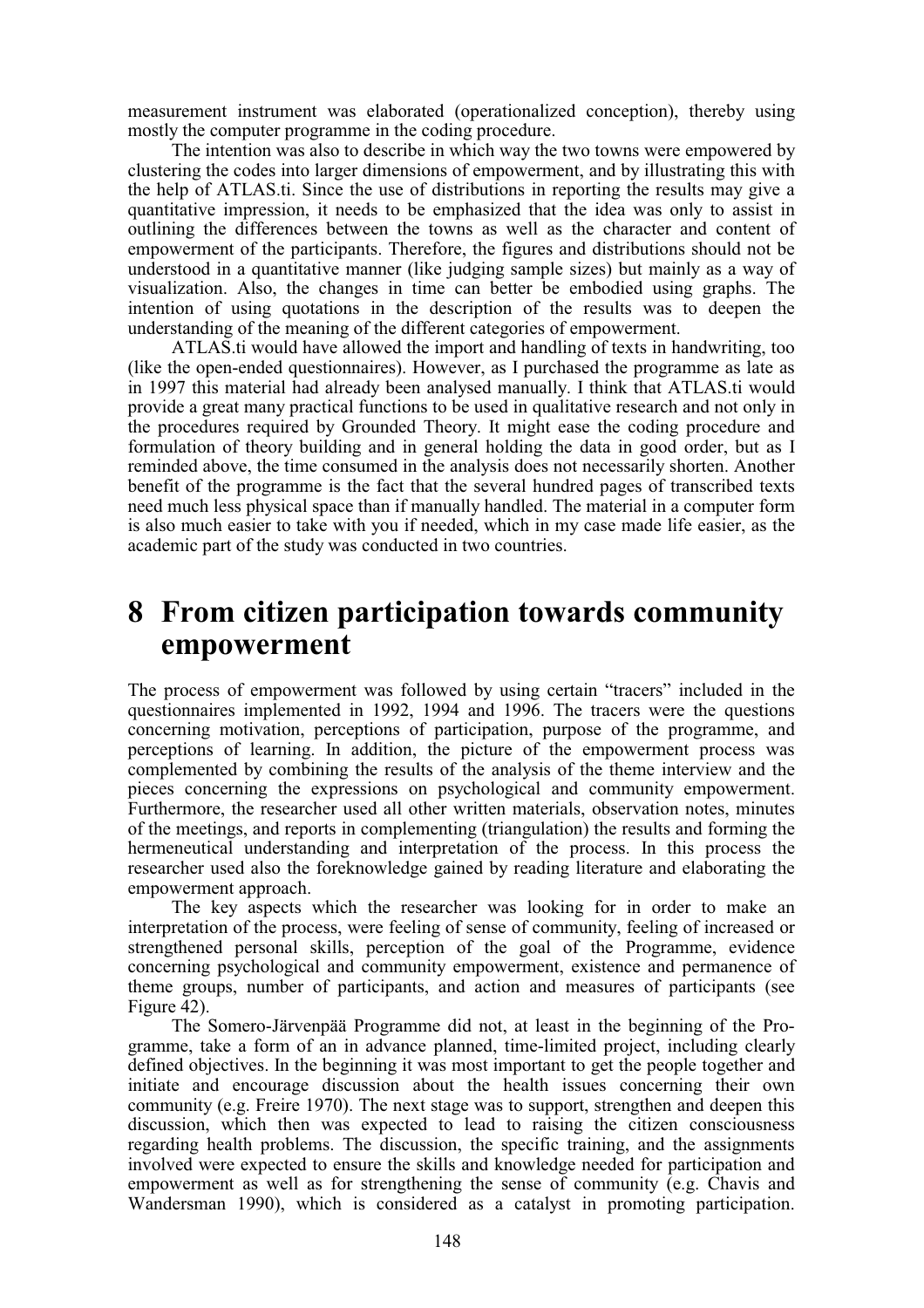measurement instrument was elaborated (operationalized conception), thereby using mostly the computer programme in the coding procedure.

The intention was also to describe in which way the two towns were empowered by clustering the codes into larger dimensions of empowerment, and by illustrating this with the help of ATLAS.ti. Since the use of distributions in reporting the results may give a quantitative impression, it needs to be emphasized that the idea was only to assist in outlining the differences between the towns as well as the character and content of empowerment of the participants. Therefore, the figures and distributions should not be understood in a quantitative manner (like judging sample sizes) but mainly as a way of visualization. Also, the changes in time can better be embodied using graphs. The intention of using quotations in the description of the results was to deepen the understanding of the meaning of the different categories of empowerment.

ATLAS.ti would have allowed the import and handling of texts in handwriting, too (like the open-ended questionnaires). However, as I purchased the programme as late as in 1997 this material had already been analysed manually. I think that ATLAS.ti would provide a great many practical functions to be used in qualitative research and not only in the procedures required by Grounded Theory. It might ease the coding procedure and formulation of theory building and in general holding the data in good order, but as I reminded above, the time consumed in the analysis does not necessarily shorten. Another benefit of the programme is the fact that the several hundred pages of transcribed texts need much less physical space than if manually handled. The material in a computer form is also much easier to take with you if needed, which in my case made life easier, as the academic part of the study was conducted in two countries.

# 8 From citizen participation towards community empowerment

The process of empowerment was followed by using certain "tracers" included in the questionnaires implemented in 1992, 1994 and 1996. The tracers were the questions concerning motivation, perceptions of participation, purpose of the programme, and perceptions of learning. In addition, the picture of the empowerment process was complemented by combining the results of the analysis of the theme interview and the pieces concerning the expressions on psychological and community empowerment. Furthermore, the researcher used all other written materials, observation notes, minutes of the meetings, and reports in complementing (triangulation) the results and forming the hermeneutical understanding and interpretation of the process. In this process the researcher used also the foreknowledge gained by reading literature and elaborating the empowerment approach.

The key aspects which the researcher was looking for in order to make an interpretation of the process, were feeling of sense of community, feeling of increased or strengthened personal skills, perception of the goal of the Programme, evidence concerning psychological and community empowerment, existence and permanence of theme groups, number of participants, and action and measures of participants (see Figure 42).

The Somero-Järvenpää Programme did not, at least in the beginning of the Programme, take a form of an in advance planned, time-limited project, including clearly defined objectives. In the beginning it was most important to get the people together and initiate and encourage discussion about the health issues concerning their own community (e.g. Freire 1970). The next stage was to support, strengthen and deepen this discussion, which then was expected to lead to raising the citizen consciousness regarding health problems. The discussion, the specific training, and the assignments involved were expected to ensure the skills and knowledge needed for participation and empowerment as well as for strengthening the sense of community (e.g. Chavis and Wandersman 1990), which is considered as a catalyst in promoting participation.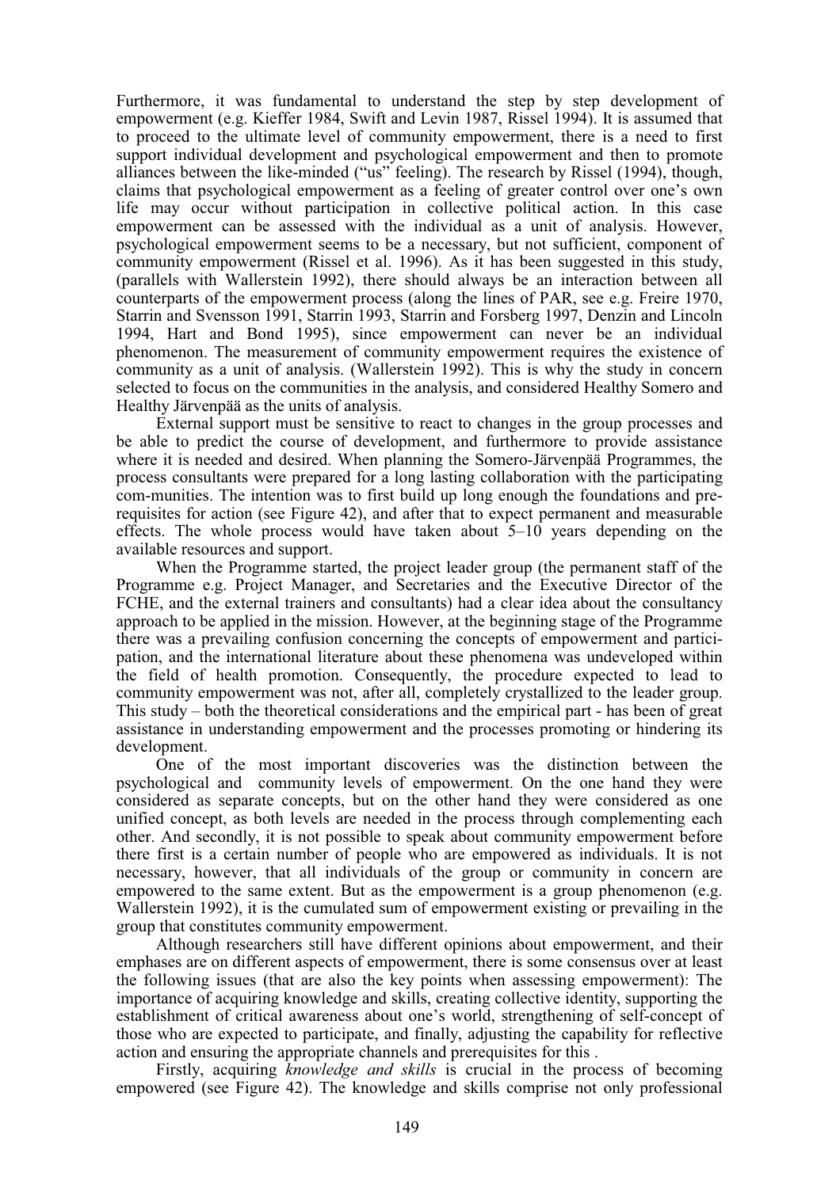Furthermore, it was fundamental to understand the step by step development of empowerment (e.g. Kieffer 1984, Swift and Levin 1987, Rissel 1994). It is assumed that to proceed to the ultimate level of community empowerment, there is a need to first support individual development and psychological empowerment and then to promote alliances between the like-minded ("us" feeling). The research by Rissel (1994), though, claims that psychological empowerment as a feeling of greater control over one's own life may occur without participation in collective political action. In this case empowerment can be assessed with the individual as a unit of analysis. However, psychological empowerment seems to be a necessary, but not sufficient, component of community empowerment (Rissel et al. 1996). As it has been suggested in this study, (parallels with Wallerstein 1992), there should always be an interaction between all counterparts of the empowerment process (along the lines of PAR, see e.g. Freire 1970, Starrin and Svensson 1991, Starrin 1993, Starrin and Forsberg 1997, Denzin and Lincoln 1994, Hart and Bond 1995), since empowerment can never be an individual phenomenon. The measurement of community empowerment requires the existence of community as a unit of analysis. (Wallerstein 1992). This is why the study in concern selected to focus on the communities in the analysis, and considered Healthy Somero and Healthy Järvenpää as the units of analysis.

External support must be sensitive to react to changes in the group processes and be able to predict the course of development, and furthermore to provide assistance where it is needed and desired. When planning the Somero-Järvenpää Programmes, the process consultants were prepared for a long lasting collaboration with the participating com-munities. The intention was to first build up long enough the foundations and pre-requisites for action (see Figure 42), and after that to expect permanent and measurable effects. The whole process would have taken about 5–10 years depending on the available resources and support.

When the Programme started, the project leader group (the permanent staff of the Programme e.g. Project Manager, and Secretaries and the Executive Director of the FCHE, and the external trainers and consultants) had a clear idea about the consultancy approach to be applied in the mission. However, at the beginning stage of the Programme there was a prevailing confusion concerning the concepts of empowerment and partici-pation, and the international literature about these phenomena was undeveloped within the field of health promotion. Consequently, the procedure expected to lead to community empowerment was not, after all, completely crystallized to the leader group. This study – both the theoretical considerations and the empirical part - has been of great assistance in understanding empowerment and the processes promoting or hindering its development.

One of the most important discoveries was the distinction between the psychological and community levels of empowerment. On the one hand they were considered as separate concepts, but on the other hand they were considered as one unified concept, as both levels are needed in the process through complementing each other. And secondly, it is not possible to speak about community empowerment before there first is a certain number of people who are empowered as individuals. It is not necessary, however, that all individuals of the group or community in concern are empowered to the same extent. But as the empowerment is a group phenomenon (e.g. Wallerstein 1992), it is the cumulated sum of empowerment existing or prevailing in the group that constitutes community empowerment.

Although researchers still have different opinions about empowerment, and their emphases are on different aspects of empowerment, there is some consensus over at least the following issues (that are also the key points when assessing empowerment): The importance of acquiring knowledge and skills, creating collective identity, supporting the establishment of critical awareness about one's world, strengthening of self-concept of those who are expected to participate, and finally, adjusting the capability for reflective action and ensuring the appropriate channels and prerequisites for this .

Firstly, acquiring *knowledge and skills* is crucial in the process of becoming empowered (see Figure 42). The knowledge and skills comprise not only professional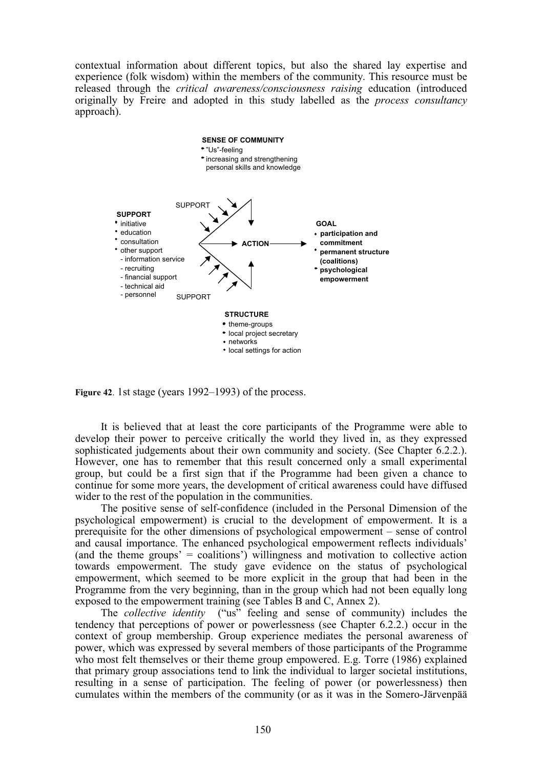contextual information about different topics, but also the shared lay expertise and experience (folk wisdom) within the members of the community. This resource must be released through the *critical awareness/consciousness raising* education (introduced originally by Freire and adopted in this study labelled as the *process consultancy* approach).

**SENSE OF COMMUNITY**
- "Us"-feeling
- increasing and strengthening personal skills and knowledge

**SUPPORT**
- initiative
- education
- consultation
- other support
  - information service
  - recruiting
  - financial support
  - technical aid
  - personnel

SUPPORT

ACTION

SUPPORT

**GOAL**
- **participation and commitment**
- **permanent structure (coalitions)**
- **psychological empowerment**

**STRUCTURE**
- theme-groups
- local project secretary
- networks
- local settings for action

**Figure 42**. 1st stage (years 1992–1993) of the process.

It is believed that at least the core participants of the Programme were able to develop their power to perceive critically the world they lived in, as they expressed sophisticated judgements about their own community and society. (See Chapter 6.2.2.). However, one has to remember that this result concerned only a small experimental group, but could be a first sign that if the Programme had been given a chance to continue for some more years, the development of critical awareness could have diffused wider to the rest of the population in the communities.

The positive sense of self-confidence (included in the Personal Dimension of the psychological empowerment) is crucial to the development of empowerment. It is a prerequisite for the other dimensions of psychological empowerment – sense of control and causal importance. The enhanced psychological empowerment reflects individuals' (and the theme groups' = coalitions') willingness and motivation to collective action towards empowerment. The study gave evidence on the status of psychological empowerment, which seemed to be more explicit in the group that had been in the Programme from the very beginning, than in the group which had not been equally long exposed to the empowerment training (see Tables B and C, Annex 2).

The *collective identity* ("us" feeling and sense of community) includes the tendency that perceptions of power or powerlessness (see Chapter 6.2.2.) occur in the context of group membership. Group experience mediates the personal awareness of power, which was expressed by several members of those participants of the Programme who most felt themselves or their theme group empowered. E.g. Torre (1986) explained that primary group associations tend to link the individual to larger societal institutions, resulting in a sense of participation. The feeling of power (or powerlessness) then cumulates within the members of the community (or as it was in the Somero-Järvenpää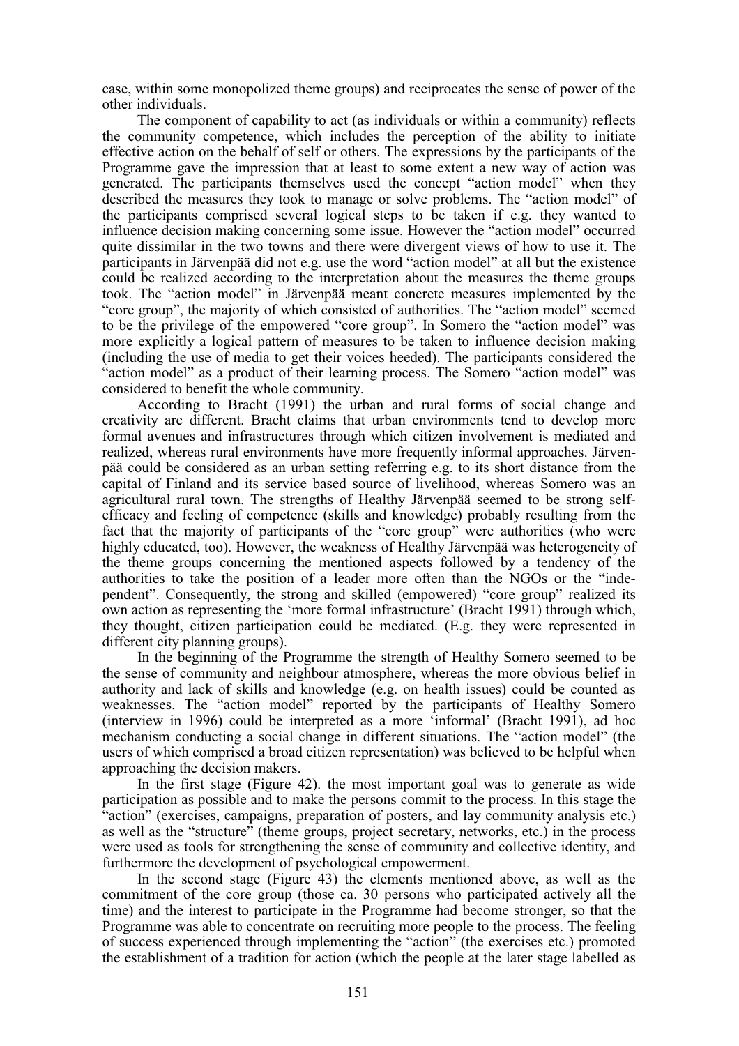case, within some monopolized theme groups) and reciprocates the sense of power of the other individuals.

The component of capability to act (as individuals or within a community) reflects the community competence, which includes the perception of the ability to initiate effective action on the behalf of self or others. The expressions by the participants of the Programme gave the impression that at least to some extent a new way of action was generated. The participants themselves used the concept "action model" when they described the measures they took to manage or solve problems. The "action model" of the participants comprised several logical steps to be taken if e.g. they wanted to influence decision making concerning some issue. However the "action model" occurred quite dissimilar in the two towns and there were divergent views of how to use it. The participants in Järvenpää did not e.g. use the word "action model" at all but the existence could be realized according to the interpretation about the measures the theme groups took. The "action model" in Järvenpää meant concrete measures implemented by the "core group", the majority of which consisted of authorities. The "action model" seemed to be the privilege of the empowered "core group". In Somero the "action model" was more explicitly a logical pattern of measures to be taken to influence decision making (including the use of media to get their voices heeded). The participants considered the "action model" as a product of their learning process. The Somero "action model" was considered to benefit the whole community.

According to Bracht (1991) the urban and rural forms of social change and creativity are different. Bracht claims that urban environments tend to develop more formal avenues and infrastructures through which citizen involvement is mediated and realized, whereas rural environments have more frequently informal approaches. Järvenpää could be considered as an urban setting referring e.g. to its short distance from the capital of Finland and its service based source of livelihood, whereas Somero was an agricultural rural town. The strengths of Healthy Järvenpää seemed to be strong self-efficacy and feeling of competence (skills and knowledge) probably resulting from the fact that the majority of participants of the "core group" were authorities (who were highly educated, too). However, the weakness of Healthy Järvenpää was heterogeneity of the theme groups concerning the mentioned aspects followed by a tendency of the authorities to take the position of a leader more often than the NGOs or the "independent". Consequently, the strong and skilled (empowered) "core group" realized its own action as representing the 'more formal infrastructure' (Bracht 1991) through which, they thought, citizen participation could be mediated. (E.g. they were represented in different city planning groups).

In the beginning of the Programme the strength of Healthy Somero seemed to be the sense of community and neighbour atmosphere, whereas the more obvious belief in authority and lack of skills and knowledge (e.g. on health issues) could be counted as weaknesses. The "action model" reported by the participants of Healthy Somero (interview in 1996) could be interpreted as a more 'informal' (Bracht 1991), ad hoc mechanism conducting a social change in different situations. The "action model" (the users of which comprised a broad citizen representation) was believed to be helpful when approaching the decision makers.

In the first stage (Figure 42). the most important goal was to generate as wide participation as possible and to make the persons commit to the process. In this stage the "action" (exercises, campaigns, preparation of posters, and lay community analysis etc.) as well as the "structure" (theme groups, project secretary, networks, etc.) in the process were used as tools for strengthening the sense of community and collective identity, and furthermore the development of psychological empowerment.

In the second stage (Figure 43) the elements mentioned above, as well as the commitment of the core group (those ca. 30 persons who participated actively all the time) and the interest to participate in the Programme had become stronger, so that the Programme was able to concentrate on recruiting more people to the process. The feeling of success experienced through implementing the "action" (the exercises etc.) promoted the establishment of a tradition for action (which the people at the later stage labelled as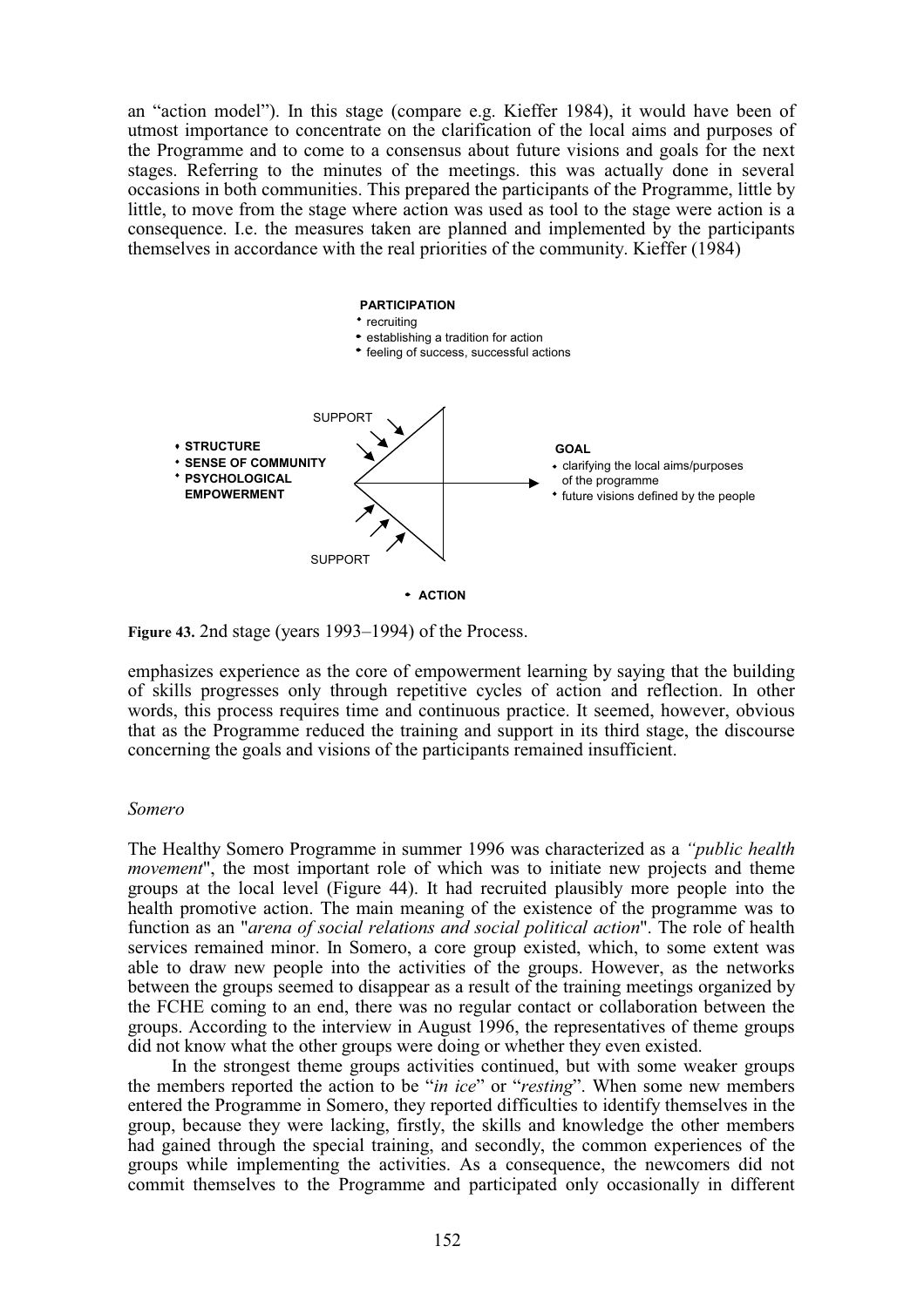an "action model"). In this stage (compare e.g. Kieffer 1984), it would have been of utmost importance to concentrate on the clarification of the local aims and purposes of the Programme and to come to a consensus about future visions and goals for the next stages. Referring to the minutes of the meetings. this was actually done in several occasions in both communities. This prepared the participants of the Programme, little by little, to move from the stage where action was used as tool to the stage were action is a consequence. I.e. the measures taken are planned and implemented by the participants themselves in accordance with the real priorities of the community. Kieffer (1984)

**PARTICIPATION**
- recruiting
- establishing a tradition for action
- feeling of success, successful actions

SUPPORT

- **STRUCTURE**
- **SENSE OF COMMUNITY**
- **PSYCHOLOGICAL EMPOWERMENT**

**GOAL**
- clarifying the local aims/purposes of the programme
- future visions defined by the people

SUPPORT

- **ACTION**

**Figure 43.** 2nd stage (years 1993–1994) of the Process.

emphasizes experience as the core of empowerment learning by saying that the building of skills progresses only through repetitive cycles of action and reflection. In other words, this process requires time and continuous practice. It seemed, however, obvious that as the Programme reduced the training and support in its third stage, the discourse concerning the goals and visions of the participants remained insufficient.

*Somero*

The Healthy Somero Programme in summer 1996 was characterized as a *"public health movement*", the most important role of which was to initiate new projects and theme groups at the local level (Figure 44). It had recruited plausibly more people into the health promotive action. The main meaning of the existence of the programme was to function as an "*arena of social relations and social political action*". The role of health services remained minor. In Somero, a core group existed, which, to some extent was able to draw new people into the activities of the groups. However, as the networks between the groups seemed to disappear as a result of the training meetings organized by the FCHE coming to an end, there was no regular contact or collaboration between the groups. According to the interview in August 1996, the representatives of theme groups did not know what the other groups were doing or whether they even existed.

In the strongest theme groups activities continued, but with some weaker groups the members reported the action to be "*in ice*" or "*resting*". When some new members entered the Programme in Somero, they reported difficulties to identify themselves in the group, because they were lacking, firstly, the skills and knowledge the other members had gained through the special training, and secondly, the common experiences of the groups while implementing the activities. As a consequence, the newcomers did not commit themselves to the Programme and participated only occasionally in different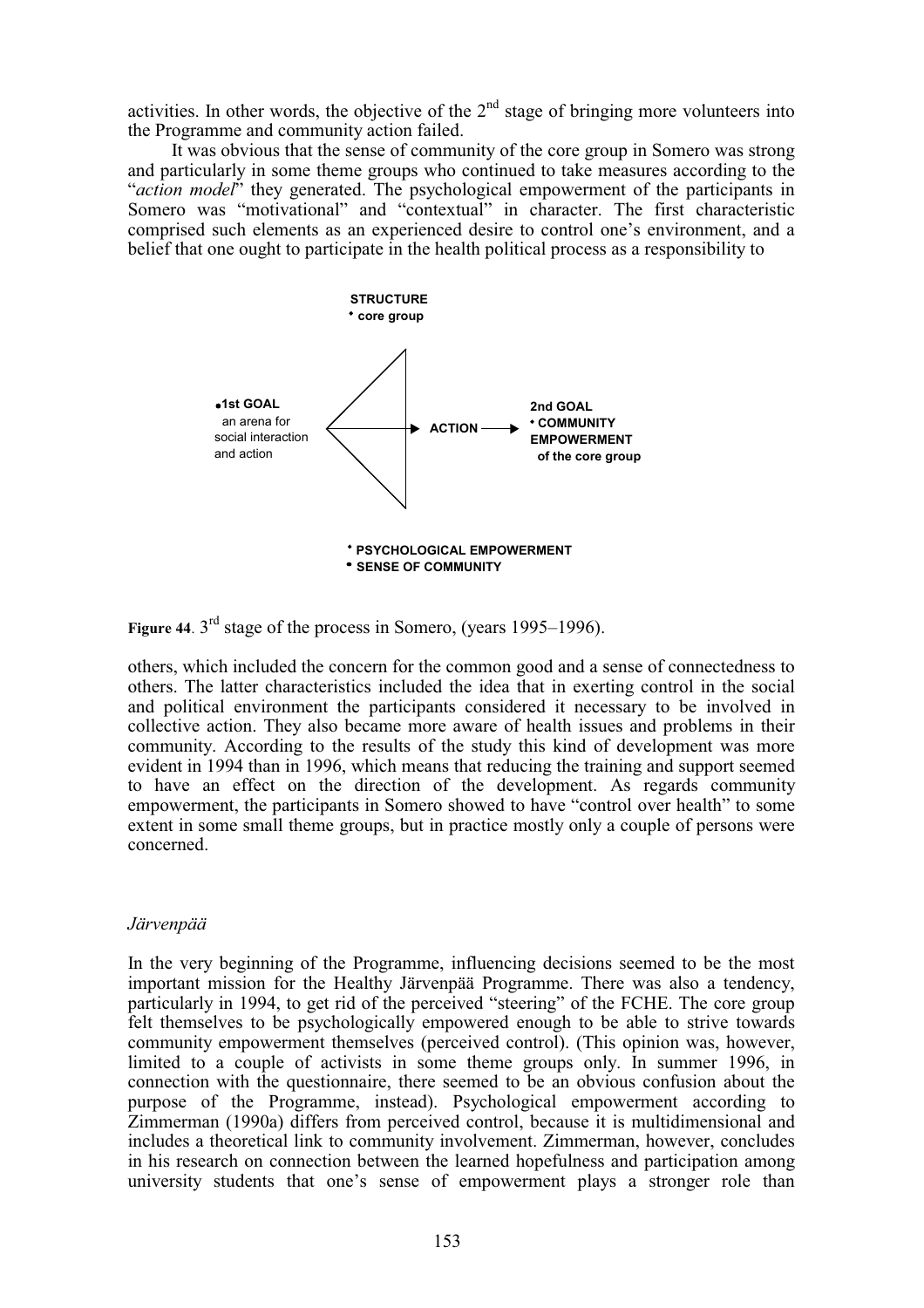activities. In other words, the objective of the 2nd stage of bringing more volunteers into the Programme and community action failed.

It was obvious that the sense of community of the core group in Somero was strong and particularly in some theme groups who continued to take measures according to the "*action model*" they generated. The psychological empowerment of the participants in Somero was "motivational" and "contextual" in character. The first characteristic comprised such elements as an experienced desire to control one's environment, and a belief that one ought to participate in the health political process as a responsibility to

**STRUCTURE**
- **core group**

- **1st GOAL** an arena for social interaction and action

**ACTION**

**2nd GOAL**
- **COMMUNITY EMPOWERMENT of the core group**

- **PSYCHOLOGICAL EMPOWERMENT**
- **SENSE OF COMMUNITY**

**Figure 44**. 3rd stage of the process in Somero, (years 1995–1996).

others, which included the concern for the common good and a sense of connectedness to others. The latter characteristics included the idea that in exerting control in the social and political environment the participants considered it necessary to be involved in collective action. They also became more aware of health issues and problems in their community. According to the results of the study this kind of development was more evident in 1994 than in 1996, which means that reducing the training and support seemed to have an effect on the direction of the development. As regards community empowerment, the participants in Somero showed to have "control over health" to some extent in some small theme groups, but in practice mostly only a couple of persons were concerned.

*Järvenpää*

In the very beginning of the Programme, influencing decisions seemed to be the most important mission for the Healthy Järvenpää Programme. There was also a tendency, particularly in 1994, to get rid of the perceived "steering" of the FCHE. The core group felt themselves to be psychologically empowered enough to be able to strive towards community empowerment themselves (perceived control). (This opinion was, however, limited to a couple of activists in some theme groups only. In summer 1996, in connection with the questionnaire, there seemed to be an obvious confusion about the purpose of the Programme, instead). Psychological empowerment according to Zimmerman (1990a) differs from perceived control, because it is multidimensional and includes a theoretical link to community involvement. Zimmerman, however, concludes in his research on connection between the learned hopefulness and participation among university students that one's sense of empowerment plays a stronger role than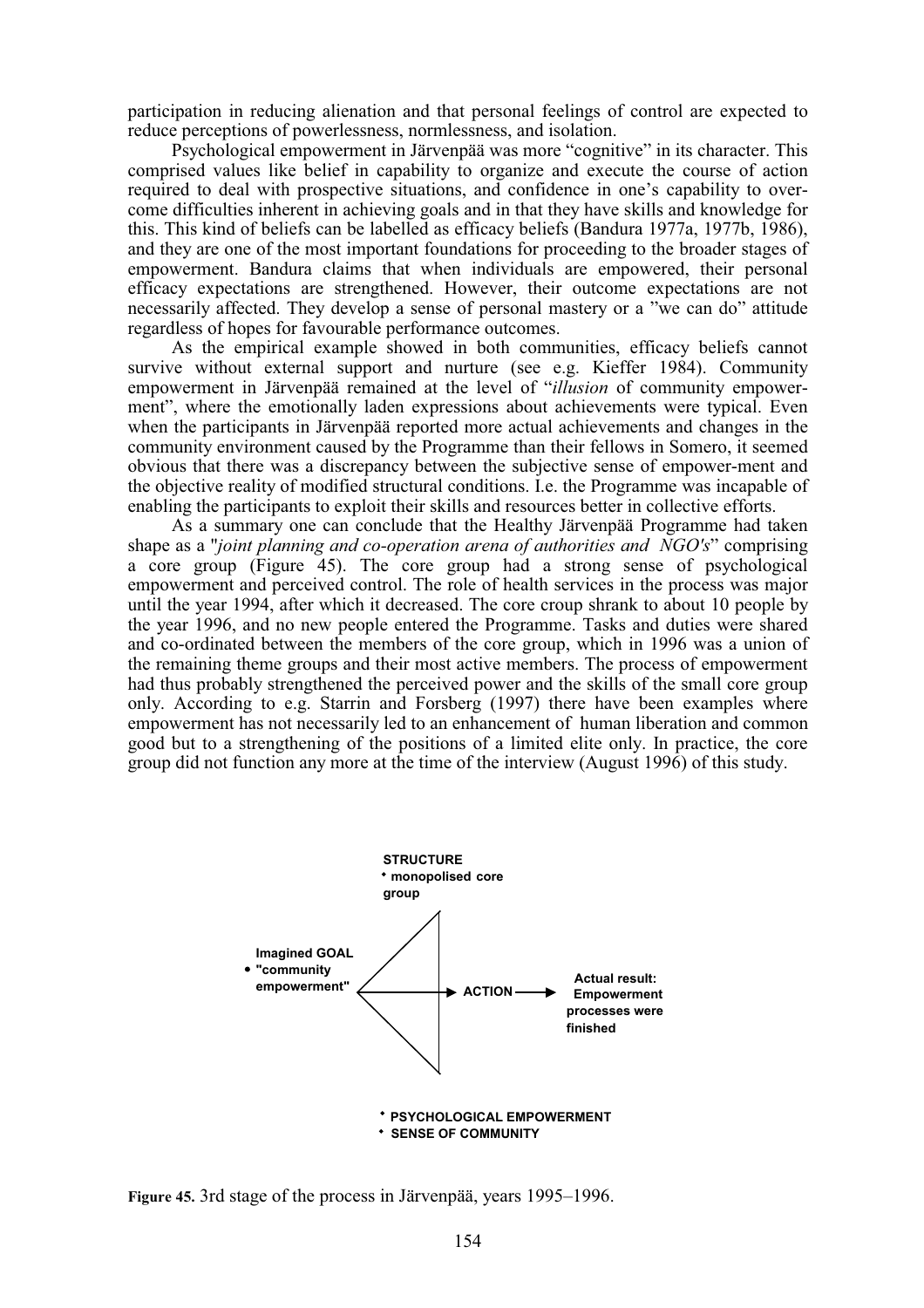participation in reducing alienation and that personal feelings of control are expected to reduce perceptions of powerlessness, normlessness, and isolation.

Psychological empowerment in Järvenpää was more "cognitive" in its character. This comprised values like belief in capability to organize and execute the course of action required to deal with prospective situations, and confidence in one's capability to overcome difficulties inherent in achieving goals and in that they have skills and knowledge for this. This kind of beliefs can be labelled as efficacy beliefs (Bandura 1977a, 1977b, 1986), and they are one of the most important foundations for proceeding to the broader stages of empowerment. Bandura claims that when individuals are empowered, their personal efficacy expectations are strengthened. However, their outcome expectations are not necessarily affected. They develop a sense of personal mastery or a "we can do" attitude regardless of hopes for favourable performance outcomes.

As the empirical example showed in both communities, efficacy beliefs cannot survive without external support and nurture (see e.g. Kieffer 1984). Community empowerment in Järvenpää remained at the level of "*illusion* of community empowerment", where the emotionally laden expressions about achievements were typical. Even when the participants in Järvenpää reported more actual achievements and changes in the community environment caused by the Programme than their fellows in Somero, it seemed obvious that there was a discrepancy between the subjective sense of empower-ment and the objective reality of modified structural conditions. I.e. the Programme was incapable of enabling the participants to exploit their skills and resources better in collective efforts.

As a summary one can conclude that the Healthy Järvenpää Programme had taken shape as a "*joint planning and co-operation arena of authorities and NGO's*" comprising a core group (Figure 45). The core group had a strong sense of psychological empowerment and perceived control. The role of health services in the process was major until the year 1994, after which it decreased. The core croup shrank to about 10 people by the year 1996, and no new people entered the Programme. Tasks and duties were shared and co-ordinated between the members of the core group, which in 1996 was a union of the remaining theme groups and their most active members. The process of empowerment had thus probably strengthened the perceived power and the skills of the small core group only. According to e.g. Starrin and Forsberg (1997) there have been examples where empowerment has not necessarily led to an enhancement of human liberation and common good but to a strengthening of the positions of a limited elite only. In practice, the core group did not function any more at the time of the interview (August 1996) of this study.

**STRUCTURE**
- **monopolised core group**

**Imagined GOAL**
- **"community empowerment"**

→ **ACTION** → **Actual result: Empowerment processes were finished**

- **PSYCHOLOGICAL EMPOWERMENT**
- **SENSE OF COMMUNITY**

**Figure 45.** 3rd stage of the process in Järvenpää, years 1995–1996.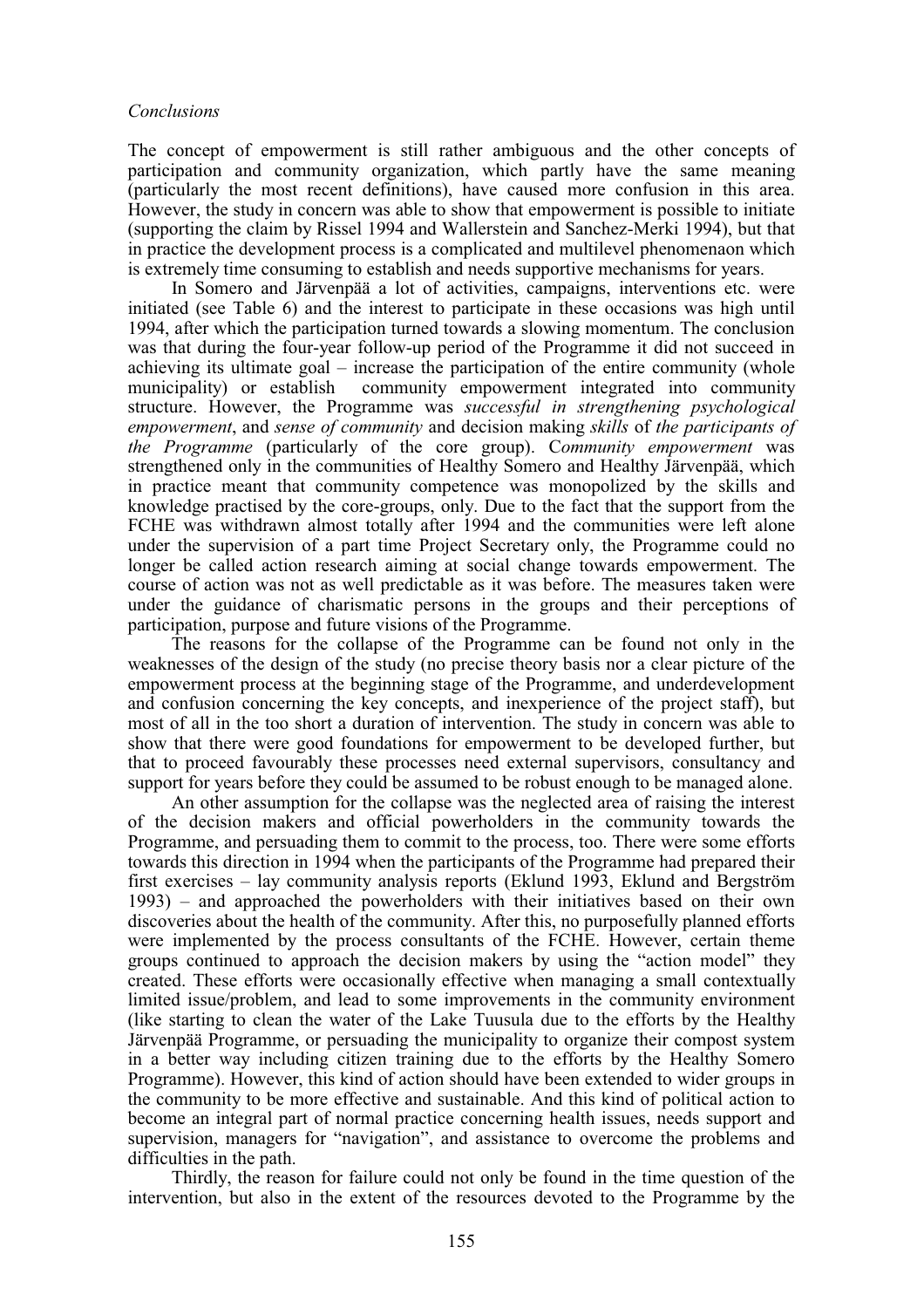*Conclusions*

The concept of empowerment is still rather ambiguous and the other concepts of participation and community organization, which partly have the same meaning (particularly the most recent definitions), have caused more confusion in this area. However, the study in concern was able to show that empowerment is possible to initiate (supporting the claim by Rissel 1994 and Wallerstein and Sanchez-Merki 1994), but that in practice the development process is a complicated and multilevel phenomenaon which is extremely time consuming to establish and needs supportive mechanisms for years.

In Somero and Järvenpää a lot of activities, campaigns, interventions etc. were initiated (see Table 6) and the interest to participate in these occasions was high until 1994, after which the participation turned towards a slowing momentum. The conclusion was that during the four-year follow-up period of the Programme it did not succeed in achieving its ultimate goal – increase the participation of the entire community (whole municipality) or establish community empowerment integrated into community structure. However, the Programme was *successful in strengthening psychological empowerment*, and *sense of community* and decision making *skills* of *the participants of the Programme* (particularly of the core group). C*ommunity empowerment* was strengthened only in the communities of Healthy Somero and Healthy Järvenpää, which in practice meant that community competence was monopolized by the skills and knowledge practised by the core-groups, only. Due to the fact that the support from the FCHE was withdrawn almost totally after 1994 and the communities were left alone under the supervision of a part time Project Secretary only, the Programme could no longer be called action research aiming at social change towards empowerment. The course of action was not as well predictable as it was before. The measures taken were under the guidance of charismatic persons in the groups and their perceptions of participation, purpose and future visions of the Programme.

The reasons for the collapse of the Programme can be found not only in the weaknesses of the design of the study (no precise theory basis nor a clear picture of the empowerment process at the beginning stage of the Programme, and underdevelopment and confusion concerning the key concepts, and inexperience of the project staff), but most of all in the too short a duration of intervention. The study in concern was able to show that there were good foundations for empowerment to be developed further, but that to proceed favourably these processes need external supervisors, consultancy and support for years before they could be assumed to be robust enough to be managed alone.

An other assumption for the collapse was the neglected area of raising the interest of the decision makers and official powerholders in the community towards the Programme, and persuading them to commit to the process, too. There were some efforts towards this direction in 1994 when the participants of the Programme had prepared their first exercises – lay community analysis reports (Eklund 1993, Eklund and Bergström 1993) – and approached the powerholders with their initiatives based on their own discoveries about the health of the community. After this, no purposefully planned efforts were implemented by the process consultants of the FCHE. However, certain theme groups continued to approach the decision makers by using the "action model" they created. These efforts were occasionally effective when managing a small contextually limited issue/problem, and lead to some improvements in the community environment (like starting to clean the water of the Lake Tuusula due to the efforts by the Healthy Järvenpää Programme, or persuading the municipality to organize their compost system in a better way including citizen training due to the efforts by the Healthy Somero Programme). However, this kind of action should have been extended to wider groups in the community to be more effective and sustainable. And this kind of political action to become an integral part of normal practice concerning health issues, needs support and supervision, managers for "navigation", and assistance to overcome the problems and difficulties in the path.

Thirdly, the reason for failure could not only be found in the time question of the intervention, but also in the extent of the resources devoted to the Programme by the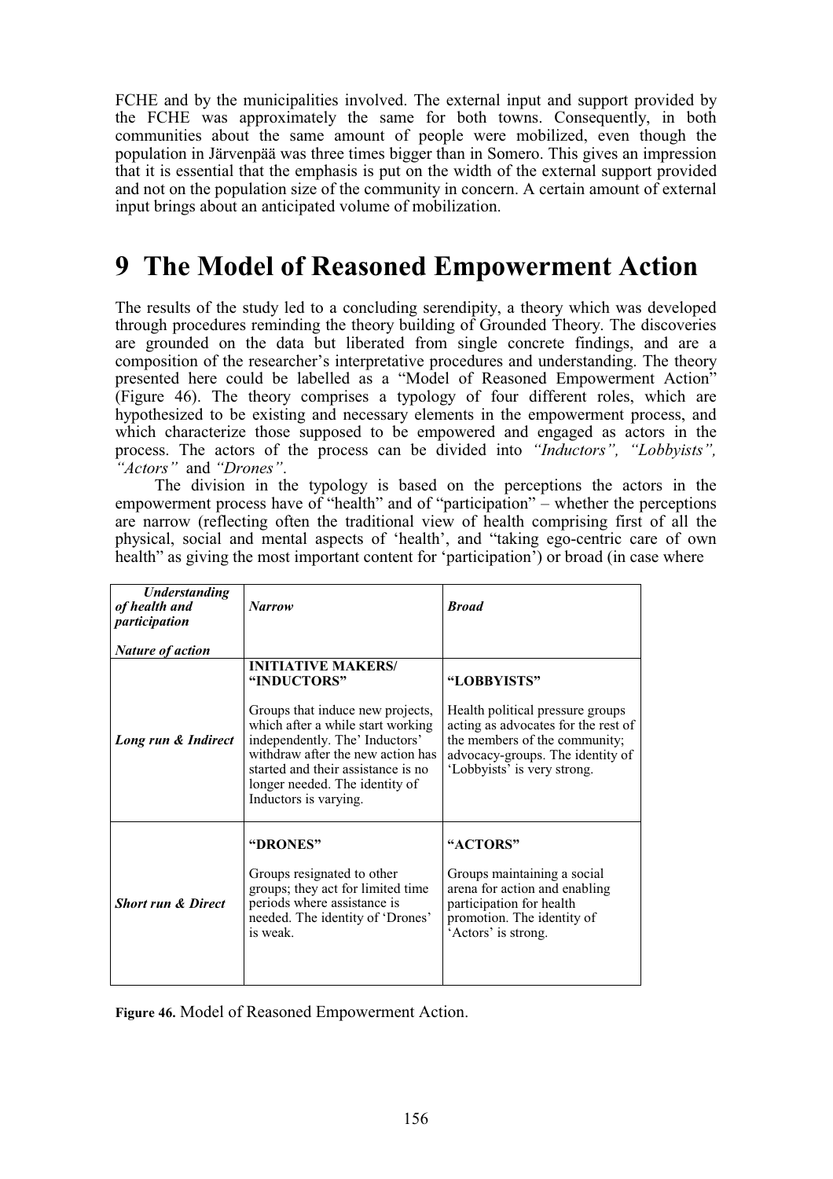FCHE and by the municipalities involved. The external input and support provided by the FCHE was approximately the same for both towns. Consequently, in both communities about the same amount of people were mobilized, even though the population in Järvenpää was three times bigger than in Somero. This gives an impression that it is essential that the emphasis is put on the width of the external support provided and not on the population size of the community in concern. A certain amount of external input brings about an anticipated volume of mobilization.

# 9 The Model of Reasoned Empowerment Action

The results of the study led to a concluding serendipity, a theory which was developed through procedures reminding the theory building of Grounded Theory. The discoveries are grounded on the data but liberated from single concrete findings, and are a composition of the researcher's interpretative procedures and understanding. The theory presented here could be labelled as a "Model of Reasoned Empowerment Action" (Figure 46). The theory comprises a typology of four different roles, which are hypothesized to be existing and necessary elements in the empowerment process, and which characterize those supposed to be empowered and engaged as actors in the process. The actors of the process can be divided into *"Inductors", "Lobbyists", "Actors"* and *"Drones"*.

The division in the typology is based on the perceptions the actors in the empowerment process have of "health" and of "participation" – whether the perceptions are narrow (reflecting often the traditional view of health comprising first of all the physical, social and mental aspects of 'health', and "taking ego-centric care of own health" as giving the most important content for 'participation') or broad (in case where

| ***Understanding of health and participation*** / ***Nature of action*** | ***Narrow*** | ***Broad*** |
|---|---|---|
| ***Long run & Indirect*** | **INITIATIVE MAKERS/ "INDUCTORS"** Groups that induce new projects, which after a while start working independently. The' Inductors' withdraw after the new action has started and their assistance is no longer needed. The identity of Inductors is varying. | **"LOBBYISTS"** Health political pressure groups acting as advocates for the rest of the members of the community; advocacy-groups. The identity of 'Lobbyists' is very strong. |
| ***Short run & Direct*** | **"DRONES"** Groups resignated to other groups; they act for limited time periods where assistance is needed. The identity of 'Drones' is weak. | **"ACTORS"** Groups maintaining a social arena for action and enabling participation for health promotion. The identity of 'Actors' is strong. |

**Figure 46.** Model of Reasoned Empowerment Action.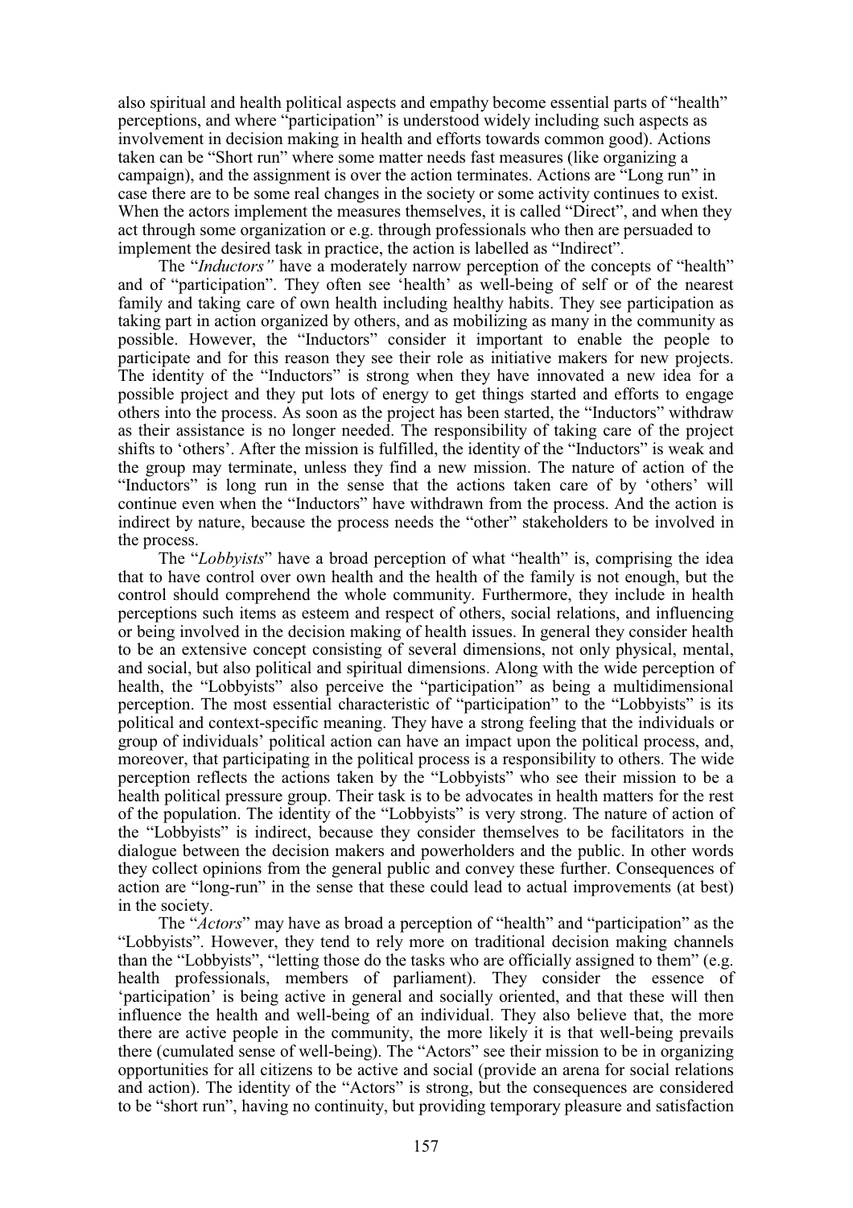also spiritual and health political aspects and empathy become essential parts of "health" perceptions, and where "participation" is understood widely including such aspects as involvement in decision making in health and efforts towards common good). Actions taken can be "Short run" where some matter needs fast measures (like organizing a campaign), and the assignment is over the action terminates. Actions are "Long run" in case there are to be some real changes in the society or some activity continues to exist. When the actors implement the measures themselves, it is called "Direct", and when they act through some organization or e.g. through professionals who then are persuaded to implement the desired task in practice, the action is labelled as "Indirect".

The "*Inductors"* have a moderately narrow perception of the concepts of "health" and of "participation". They often see 'health' as well-being of self or of the nearest family and taking care of own health including healthy habits. They see participation as taking part in action organized by others, and as mobilizing as many in the community as possible. However, the "Inductors" consider it important to enable the people to participate and for this reason they see their role as initiative makers for new projects. The identity of the "Inductors" is strong when they have innovated a new idea for a possible project and they put lots of energy to get things started and efforts to engage others into the process. As soon as the project has been started, the "Inductors" withdraw as their assistance is no longer needed. The responsibility of taking care of the project shifts to 'others'. After the mission is fulfilled, the identity of the "Inductors" is weak and the group may terminate, unless they find a new mission. The nature of action of the "Inductors" is long run in the sense that the actions taken care of by 'others' will continue even when the "Inductors" have withdrawn from the process. And the action is indirect by nature, because the process needs the "other" stakeholders to be involved in the process.

The "*Lobbyists*" have a broad perception of what "health" is, comprising the idea that to have control over own health and the health of the family is not enough, but the control should comprehend the whole community. Furthermore, they include in health perceptions such items as esteem and respect of others, social relations, and influencing or being involved in the decision making of health issues. In general they consider health to be an extensive concept consisting of several dimensions, not only physical, mental, and social, but also political and spiritual dimensions. Along with the wide perception of health, the "Lobbyists" also perceive the "participation" as being a multidimensional perception. The most essential characteristic of "participation" to the "Lobbyists" is its political and context-specific meaning. They have a strong feeling that the individuals or group of individuals' political action can have an impact upon the political process, and, moreover, that participating in the political process is a responsibility to others. The wide perception reflects the actions taken by the "Lobbyists" who see their mission to be a health political pressure group. Their task is to be advocates in health matters for the rest of the population. The identity of the "Lobbyists" is very strong. The nature of action of the "Lobbyists" is indirect, because they consider themselves to be facilitators in the dialogue between the decision makers and powerholders and the public. In other words they collect opinions from the general public and convey these further. Consequences of action are "long-run" in the sense that these could lead to actual improvements (at best) in the society.

The "*Actors*" may have as broad a perception of "health" and "participation" as the "Lobbyists". However, they tend to rely more on traditional decision making channels than the "Lobbyists", "letting those do the tasks who are officially assigned to them" (e.g. health professionals, members of parliament). They consider the essence of 'participation' is being active in general and socially oriented, and that these will then influence the health and well-being of an individual. They also believe that, the more there are active people in the community, the more likely it is that well-being prevails there (cumulated sense of well-being). The "Actors" see their mission to be in organizing opportunities for all citizens to be active and social (provide an arena for social relations and action). The identity of the "Actors" is strong, but the consequences are considered to be "short run", having no continuity, but providing temporary pleasure and satisfaction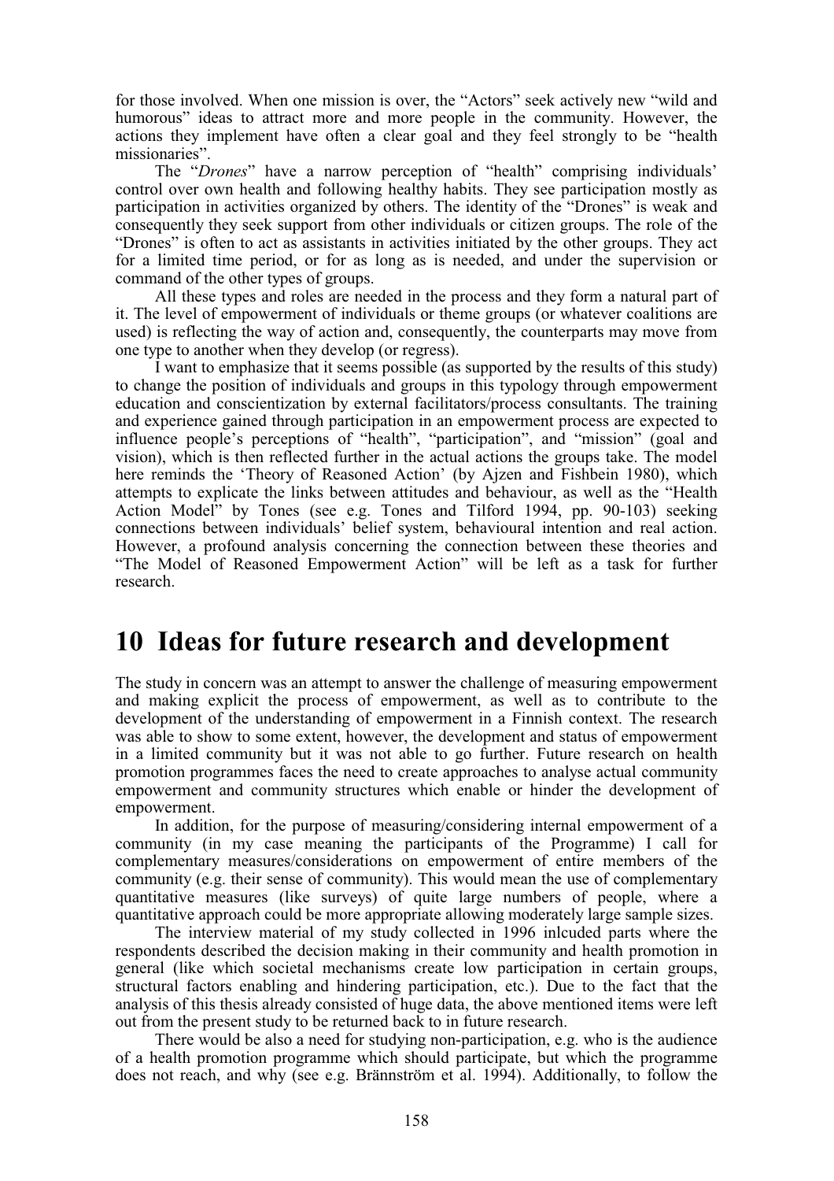for those involved. When one mission is over, the "Actors" seek actively new "wild and humorous" ideas to attract more and more people in the community. However, the actions they implement have often a clear goal and they feel strongly to be "health missionaries".

The "*Drones*" have a narrow perception of "health" comprising individuals' control over own health and following healthy habits. They see participation mostly as participation in activities organized by others. The identity of the "Drones" is weak and consequently they seek support from other individuals or citizen groups. The role of the "Drones" is often to act as assistants in activities initiated by the other groups. They act for a limited time period, or for as long as is needed, and under the supervision or command of the other types of groups.

All these types and roles are needed in the process and they form a natural part of it. The level of empowerment of individuals or theme groups (or whatever coalitions are used) is reflecting the way of action and, consequently, the counterparts may move from one type to another when they develop (or regress).

I want to emphasize that it seems possible (as supported by the results of this study) to change the position of individuals and groups in this typology through empowerment education and conscientization by external facilitators/process consultants. The training and experience gained through participation in an empowerment process are expected to influence people's perceptions of "health", "participation", and "mission" (goal and vision), which is then reflected further in the actual actions the groups take. The model here reminds the 'Theory of Reasoned Action' (by Ajzen and Fishbein 1980), which attempts to explicate the links between attitudes and behaviour, as well as the "Health Action Model" by Tones (see e.g. Tones and Tilford 1994, pp. 90-103) seeking connections between individuals' belief system, behavioural intention and real action. However, a profound analysis concerning the connection between these theories and "The Model of Reasoned Empowerment Action" will be left as a task for further research.

# 10 Ideas for future research and development

The study in concern was an attempt to answer the challenge of measuring empowerment and making explicit the process of empowerment, as well as to contribute to the development of the understanding of empowerment in a Finnish context. The research was able to show to some extent, however, the development and status of empowerment in a limited community but it was not able to go further. Future research on health promotion programmes faces the need to create approaches to analyse actual community empowerment and community structures which enable or hinder the development of empowerment.

In addition, for the purpose of measuring/considering internal empowerment of a community (in my case meaning the participants of the Programme) I call for complementary measures/considerations on empowerment of entire members of the community (e.g. their sense of community). This would mean the use of complementary quantitative measures (like surveys) of quite large numbers of people, where a quantitative approach could be more appropriate allowing moderately large sample sizes.

The interview material of my study collected in 1996 inlcuded parts where the respondents described the decision making in their community and health promotion in general (like which societal mechanisms create low participation in certain groups, structural factors enabling and hindering participation, etc.). Due to the fact that the analysis of this thesis already consisted of huge data, the above mentioned items were left out from the present study to be returned back to in future research.

There would be also a need for studying non-participation, e.g. who is the audience of a health promotion programme which should participate, but which the programme does not reach, and why (see e.g. Brännström et al. 1994). Additionally, to follow the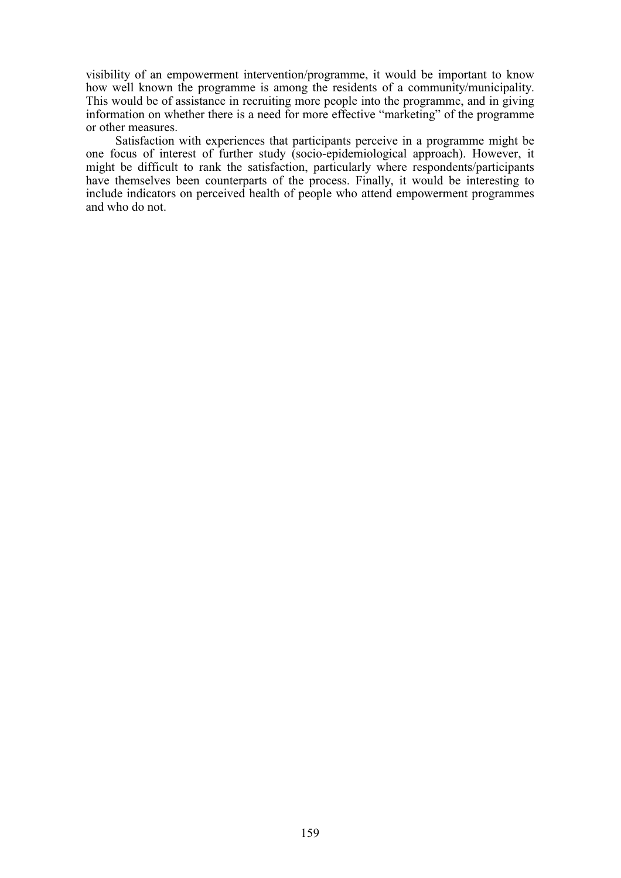visibility of an empowerment intervention/programme, it would be important to know how well known the programme is among the residents of a community/municipality. This would be of assistance in recruiting more people into the programme, and in giving information on whether there is a need for more effective "marketing" of the programme or other measures.

Satisfaction with experiences that participants perceive in a programme might be one focus of interest of further study (socio-epidemiological approach). However, it might be difficult to rank the satisfaction, particularly where respondents/participants have themselves been counterparts of the process. Finally, it would be interesting to include indicators on perceived health of people who attend empowerment programmes and who do not.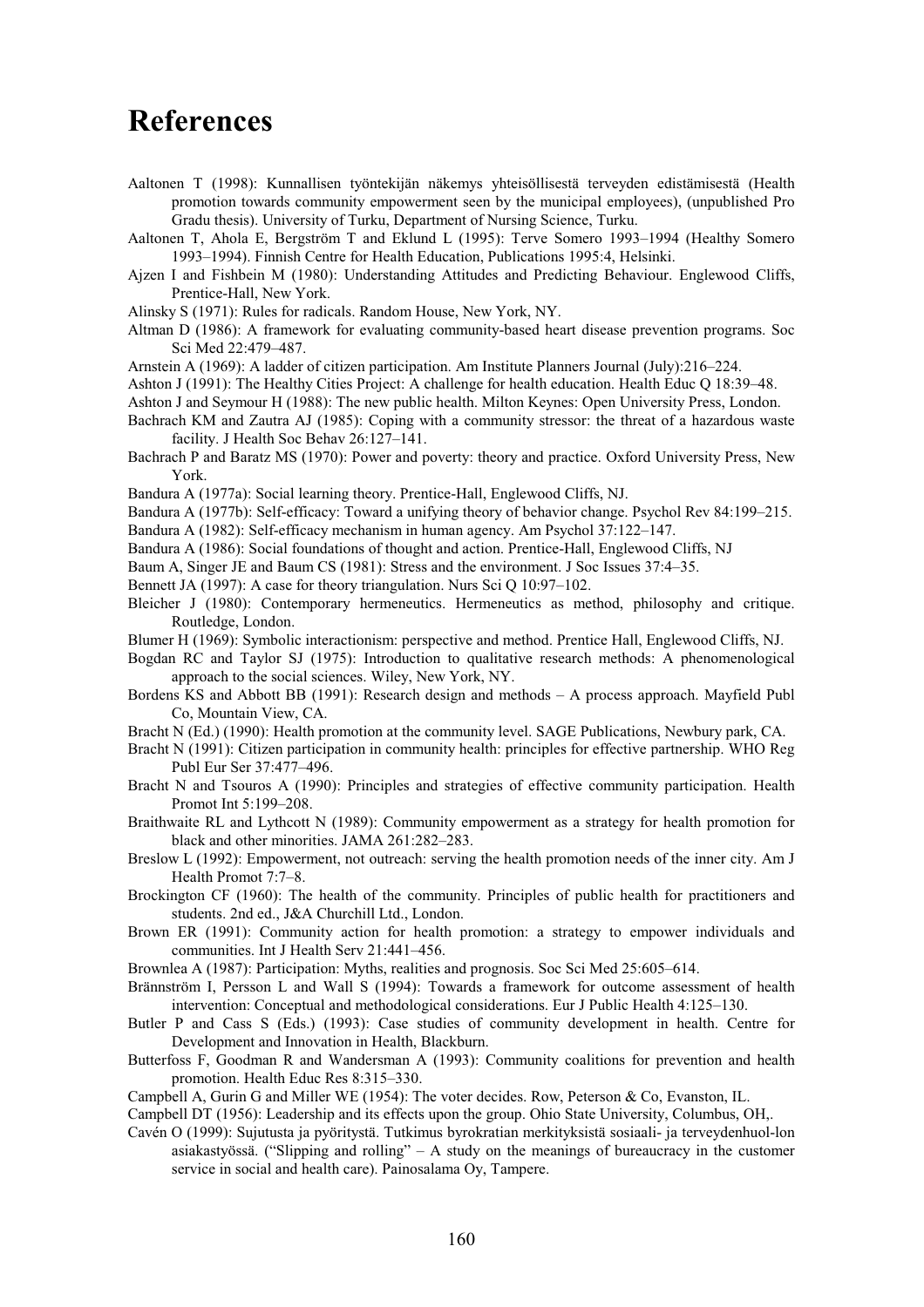# References

Aaltonen T (1998): Kunnallisen työntekijän näkemys yhteisöllisestä terveyden edistämisestä (Health promotion towards community empowerment seen by the municipal employees), (unpublished Pro Gradu thesis). University of Turku, Department of Nursing Science, Turku.

Aaltonen T, Ahola E, Bergström T and Eklund L (1995): Terve Somero 1993–1994 (Healthy Somero 1993–1994). Finnish Centre for Health Education, Publications 1995:4, Helsinki.

Ajzen I and Fishbein M (1980): Understanding Attitudes and Predicting Behaviour. Englewood Cliffs, Prentice-Hall, New York.

Alinsky S (1971): Rules for radicals. Random House, New York, NY.

Altman D (1986): A framework for evaluating community-based heart disease prevention programs. Soc Sci Med 22:479–487.

Arnstein A (1969): A ladder of citizen participation. Am Institute Planners Journal (July):216–224.

Ashton J (1991): The Healthy Cities Project: A challenge for health education. Health Educ Q 18:39–48.

Ashton J and Seymour H (1988): The new public health. Milton Keynes: Open University Press, London.

Bachrach KM and Zautra AJ (1985): Coping with a community stressor: the threat of a hazardous waste facility. J Health Soc Behav 26:127–141.

Bachrach P and Baratz MS (1970): Power and poverty: theory and practice. Oxford University Press, New York.

Bandura A (1977a): Social learning theory. Prentice-Hall, Englewood Cliffs, NJ.

Bandura A (1977b): Self-efficacy: Toward a unifying theory of behavior change. Psychol Rev 84:199–215.

Bandura A (1982): Self-efficacy mechanism in human agency. Am Psychol 37:122–147.

Bandura A (1986): Social foundations of thought and action. Prentice-Hall, Englewood Cliffs, NJ

Baum A, Singer JE and Baum CS (1981): Stress and the environment. J Soc Issues 37:4–35.

Bennett JA (1997): A case for theory triangulation. Nurs Sci Q 10:97–102.

Bleicher J (1980): Contemporary hermeneutics. Hermeneutics as method, philosophy and critique. Routledge, London.

Blumer H (1969): Symbolic interactionism: perspective and method. Prentice Hall, Englewood Cliffs, NJ.

Bogdan RC and Taylor SJ (1975): Introduction to qualitative research methods: A phenomenological approach to the social sciences. Wiley, New York, NY.

Bordens KS and Abbott BB (1991): Research design and methods – A process approach. Mayfield Publ Co, Mountain View, CA.

Bracht N (Ed.) (1990): Health promotion at the community level. SAGE Publications, Newbury park, CA.

Bracht N (1991): Citizen participation in community health: principles for effective partnership. WHO Reg Publ Eur Ser 37:477–496.

Bracht N and Tsouros A (1990): Principles and strategies of effective community participation. Health Promot Int 5:199–208.

Braithwaite RL and Lythcott N (1989): Community empowerment as a strategy for health promotion for black and other minorities. JAMA 261:282–283.

Breslow L (1992): Empowerment, not outreach: serving the health promotion needs of the inner city. Am J Health Promot 7:7–8.

Brockington CF (1960): The health of the community. Principles of public health for practitioners and students. 2nd ed., J&A Churchill Ltd., London.

Brown ER (1991): Community action for health promotion: a strategy to empower individuals and communities. Int J Health Serv 21:441–456.

Brownlea A (1987): Participation: Myths, realities and prognosis. Soc Sci Med 25:605–614.

Brännström I, Persson L and Wall S (1994): Towards a framework for outcome assessment of health intervention: Conceptual and methodological considerations. Eur J Public Health 4:125–130.

Butler P and Cass S (Eds.) (1993): Case studies of community development in health. Centre for Development and Innovation in Health, Blackburn.

Butterfoss F, Goodman R and Wandersman A (1993): Community coalitions for prevention and health promotion. Health Educ Res 8:315–330.

Campbell A, Gurin G and Miller WE (1954): The voter decides. Row, Peterson & Co, Evanston, IL.

Campbell DT (1956): Leadership and its effects upon the group. Ohio State University, Columbus, OH,.

Cavén O (1999): Sujutusta ja pyöritystä. Tutkimus byrokratian merkityksistä sosiaali- ja terveydenhuol-lon asiakastyössä. ("Slipping and rolling" – A study on the meanings of bureaucracy in the customer service in social and health care). Painosalama Oy, Tampere.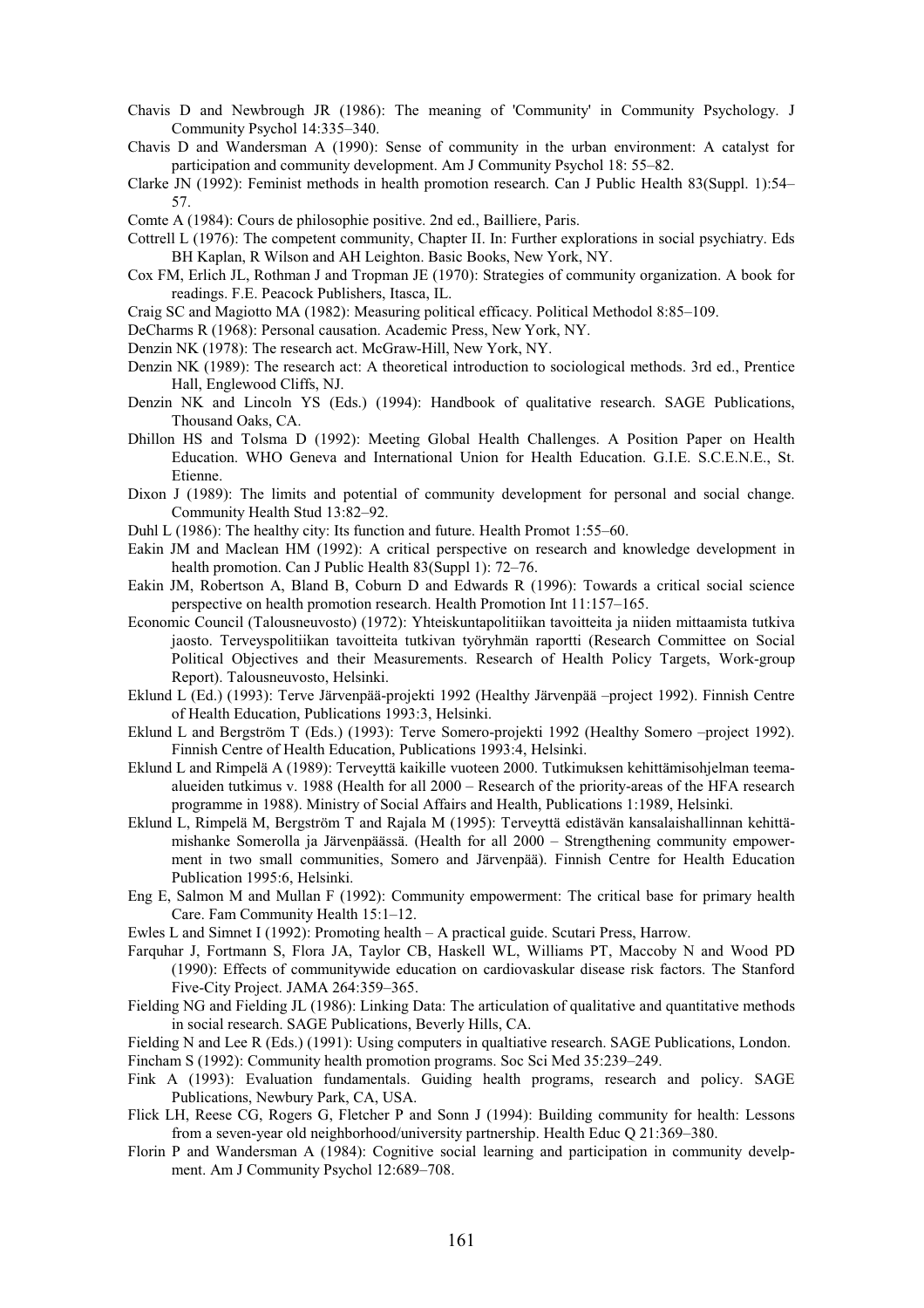Chavis D and Newbrough JR (1986): The meaning of 'Community' in Community Psychology. J Community Psychol 14:335–340.

Chavis D and Wandersman A (1990): Sense of community in the urban environment: A catalyst for participation and community development. Am J Community Psychol 18: 55–82.

Clarke JN (1992): Feminist methods in health promotion research. Can J Public Health 83(Suppl. 1):54–57.

Comte A (1984): Cours de philosophie positive. 2nd ed., Bailliere, Paris.

Cottrell L (1976): The competent community, Chapter II. In: Further explorations in social psychiatry. Eds BH Kaplan, R Wilson and AH Leighton. Basic Books, New York, NY.

Cox FM, Erlich JL, Rothman J and Tropman JE (1970): Strategies of community organization. A book for readings. F.E. Peacock Publishers, Itasca, IL.

Craig SC and Magiotto MA (1982): Measuring political efficacy. Political Methodol 8:85–109.

DeCharms R (1968): Personal causation. Academic Press, New York, NY.

Denzin NK (1978): The research act. McGraw-Hill, New York, NY.

Denzin NK (1989): The research act: A theoretical introduction to sociological methods. 3rd ed., Prentice Hall, Englewood Cliffs, NJ.

Denzin NK and Lincoln YS (Eds.) (1994): Handbook of qualitative research. SAGE Publications, Thousand Oaks, CA.

Dhillon HS and Tolsma D (1992): Meeting Global Health Challenges. A Position Paper on Health Education. WHO Geneva and International Union for Health Education. G.I.E. S.C.E.N.E., St. Etienne.

Dixon J (1989): The limits and potential of community development for personal and social change. Community Health Stud 13:82–92.

Duhl L (1986): The healthy city: Its function and future. Health Promot 1:55–60.

Eakin JM and Maclean HM (1992): A critical perspective on research and knowledge development in health promotion. Can J Public Health 83(Suppl 1): 72–76.

Eakin JM, Robertson A, Bland B, Coburn D and Edwards R (1996): Towards a critical social science perspective on health promotion research. Health Promotion Int 11:157–165.

Economic Council (Talousneuvosto) (1972): Yhteiskuntapolitiikan tavoitteita ja niiden mittaamista tutkiva jaosto. Terveyspolitiikan tavoitteita tutkivan työryhmän raportti (Research Committee on Social Political Objectives and their Measurements. Research of Health Policy Targets, Work-group Report). Talousneuvosto, Helsinki.

Eklund L (Ed.) (1993): Terve Järvenpää-projekti 1992 (Healthy Järvenpää –project 1992). Finnish Centre of Health Education, Publications 1993:3, Helsinki.

Eklund L and Bergström T (Eds.) (1993): Terve Somero-projekti 1992 (Healthy Somero –project 1992). Finnish Centre of Health Education, Publications 1993:4, Helsinki.

Eklund L and Rimpelä A (1989): Terveyttä kaikille vuoteen 2000. Tutkimuksen kehittämisohjelman teema-alueiden tutkimus v. 1988 (Health for all 2000 – Research of the priority-areas of the HFA research programme in 1988). Ministry of Social Affairs and Health, Publications 1:1989, Helsinki.

Eklund L, Rimpelä M, Bergström T and Rajala M (1995): Terveyttä edistävän kansalaishallinnan kehittämishanke Somerolla ja Järvenpäässä. (Health for all 2000 – Strengthening community empowerment in two small communities, Somero and Järvenpää). Finnish Centre for Health Education Publication 1995:6, Helsinki.

Eng E, Salmon M and Mullan F (1992): Community empowerment: The critical base for primary health Care. Fam Community Health 15:1–12.

Ewles L and Simnet I (1992): Promoting health – A practical guide. Scutari Press, Harrow.

Farquhar J, Fortmann S, Flora JA, Taylor CB, Haskell WL, Williams PT, Maccoby N and Wood PD (1990): Effects of communitywide education on cardiovaskular disease risk factors. The Stanford Five-City Project. JAMA 264:359–365.

Fielding NG and Fielding JL (1986): Linking Data: The articulation of qualitative and quantitative methods in social research. SAGE Publications, Beverly Hills, CA.

Fielding N and Lee R (Eds.) (1991): Using computers in qualtiative research. SAGE Publications, London.

Fincham S (1992): Community health promotion programs. Soc Sci Med 35:239–249.

Fink A (1993): Evaluation fundamentals. Guiding health programs, research and policy. SAGE Publications, Newbury Park, CA, USA.

Flick LH, Reese CG, Rogers G, Fletcher P and Sonn J (1994): Building community for health: Lessons from a seven-year old neighborhood/university partnership. Health Educ Q 21:369–380.

Florin P and Wandersman A (1984): Cognitive social learning and participation in community develpment. Am J Community Psychol 12:689–708.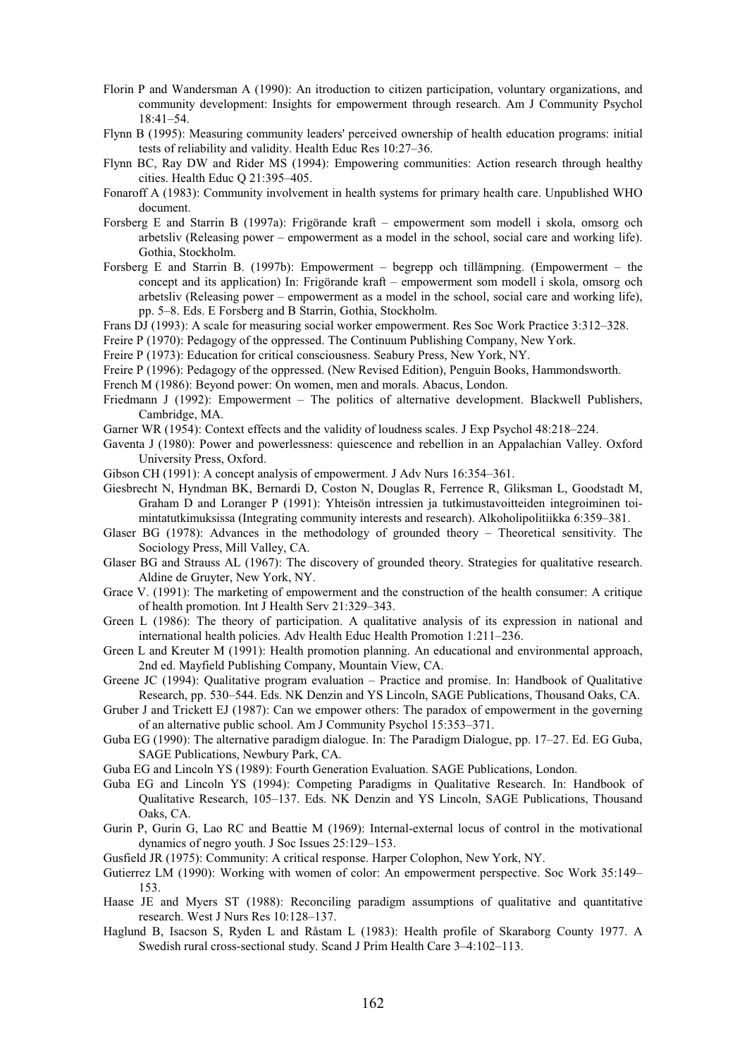Florin P and Wandersman A (1990): An itroduction to citizen participation, voluntary organizations, and community development: Insights for empowerment through research. Am J Community Psychol 18:41–54.

Flynn B (1995): Measuring community leaders' perceived ownership of health education programs: initial tests of reliability and validity. Health Educ Res 10:27–36.

Flynn BC, Ray DW and Rider MS (1994): Empowering communities: Action research through healthy cities. Health Educ Q 21:395–405.

Fonaroff A (1983): Community involvement in health systems for primary health care. Unpublished WHO document.

Forsberg E and Starrin B (1997a): Frigörande kraft – empowerment som modell i skola, omsorg och arbetsliv (Releasing power – empowerment as a model in the school, social care and working life). Gothia, Stockholm.

Forsberg E and Starrin B. (1997b): Empowerment – begrepp och tillämpning. (Empowerment – the concept and its application) In: Frigörande kraft – empowerment som modell i skola, omsorg och arbetsliv (Releasing power – empowerment as a model in the school, social care and working life), pp. 5–8. Eds. E Forsberg and B Starrin, Gothia, Stockholm.

Frans DJ (1993): A scale for measuring social worker empowerment. Res Soc Work Practice 3:312–328.

Freire P (1970): Pedagogy of the oppressed. The Continuum Publishing Company, New York.

Freire P (1973): Education for critical consciousness. Seabury Press, New York, NY.

Freire P (1996): Pedagogy of the oppressed. (New Revised Edition), Penguin Books, Hammondsworth.

French M (1986): Beyond power: On women, men and morals. Abacus, London.

Friedmann J (1992): Empowerment – The politics of alternative development. Blackwell Publishers, Cambridge, MA.

Garner WR (1954): Context effects and the validity of loudness scales. J Exp Psychol 48:218–224.

Gaventa J (1980): Power and powerlessness: quiescence and rebellion in an Appalachian Valley. Oxford University Press, Oxford.

Gibson CH (1991): A concept analysis of empowerment. J Adv Nurs 16:354–361.

Giesbrecht N, Hyndman BK, Bernardi D, Coston N, Douglas R, Ferrence R, Gliksman L, Goodstadt M, Graham D and Loranger P (1991): Yhteisön intressien ja tutkimustavoitteiden integroiminen toimintatutkimuksissa (Integrating community interests and research). Alkoholipolitiikka 6:359–381.

Glaser BG (1978): Advances in the methodology of grounded theory – Theoretical sensitivity. The Sociology Press, Mill Valley, CA.

Glaser BG and Strauss AL (1967): The discovery of grounded theory. Strategies for qualitative research. Aldine de Gruyter, New York, NY.

Grace V. (1991): The marketing of empowerment and the construction of the health consumer: A critique of health promotion. Int J Health Serv 21:329–343.

Green L (1986): The theory of participation. A qualitative analysis of its expression in national and international health policies. Adv Health Educ Health Promotion 1:211–236.

Green L and Kreuter M (1991): Health promotion planning. An educational and environmental approach, 2nd ed. Mayfield Publishing Company, Mountain View, CA.

Greene JC (1994): Qualitative program evaluation – Practice and promise. In: Handbook of Qualitative Research, pp. 530–544. Eds. NK Denzin and YS Lincoln, SAGE Publications, Thousand Oaks, CA.

Gruber J and Trickett EJ (1987): Can we empower others: The paradox of empowerment in the governing of an alternative public school. Am J Community Psychol 15:353–371.

Guba EG (1990): The alternative paradigm dialogue. In: The Paradigm Dialogue, pp. 17–27. Ed. EG Guba, SAGE Publications, Newbury Park, CA.

Guba EG and Lincoln YS (1989): Fourth Generation Evaluation. SAGE Publications, London.

Guba EG and Lincoln YS (1994): Competing Paradigms in Qualitative Research. In: Handbook of Qualitative Research, 105–137. Eds. NK Denzin and YS Lincoln, SAGE Publications, Thousand Oaks, CA.

Gurin P, Gurin G, Lao RC and Beattie M (1969): Internal-external locus of control in the motivational dynamics of negro youth. J Soc Issues 25:129–153.

Gusfield JR (1975): Community: A critical response. Harper Colophon, New York, NY.

Gutierrez LM (1990): Working with women of color: An empowerment perspective. Soc Work 35:149–153.

Haase JE and Myers ST (1988): Reconciling paradigm assumptions of qualitative and quantitative research. West J Nurs Res 10:128–137.

Haglund B, Isacson S, Ryden L and Råstam L (1983): Health profile of Skaraborg County 1977. A Swedish rural cross-sectional study. Scand J Prim Health Care 3–4:102–113.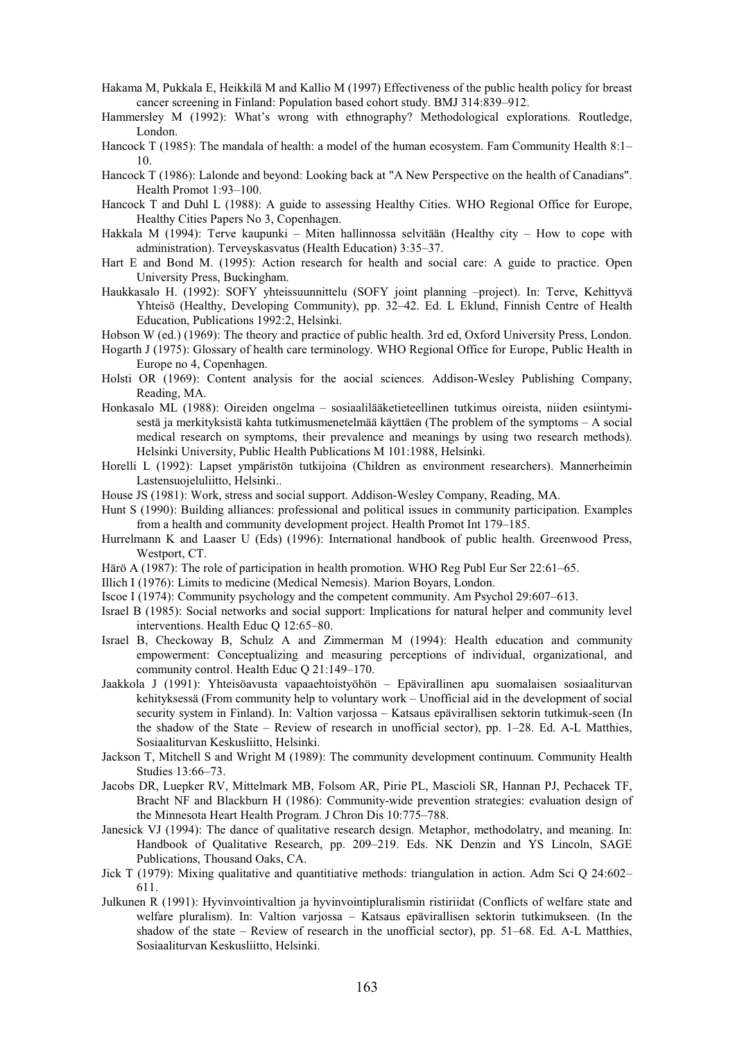Hakama M, Pukkala E, Heikkilä M and Kallio M (1997) Effectiveness of the public health policy for breast cancer screening in Finland: Population based cohort study. BMJ 314:839–912.

Hammersley M (1992): What's wrong with ethnography? Methodological explorations. Routledge, London.

Hancock T (1985): The mandala of health: a model of the human ecosystem. Fam Community Health 8:1–10.

Hancock T (1986): Lalonde and beyond: Looking back at "A New Perspective on the health of Canadians". Health Promot 1:93–100.

Hancock T and Duhl L (1988): A guide to assessing Healthy Cities. WHO Regional Office for Europe, Healthy Cities Papers No 3, Copenhagen.

Hakkala M (1994): Terve kaupunki – Miten hallinnossa selvitään (Healthy city – How to cope with administration). Terveyskasvatus (Health Education) 3:35–37.

Hart E and Bond M. (1995): Action research for health and social care: A guide to practice. Open University Press, Buckingham.

Haukkasalo H. (1992): SOFY yhteissuunnittelu (SOFY joint planning –project). In: Terve, Kehittyvä Yhteisö (Healthy, Developing Community), pp. 32–42. Ed. L Eklund, Finnish Centre of Health Education, Publications 1992:2, Helsinki.

Hobson W (ed.) (1969): The theory and practice of public health. 3rd ed, Oxford University Press, London.

Hogarth J (1975): Glossary of health care terminology. WHO Regional Office for Europe, Public Health in Europe no 4, Copenhagen.

Holsti OR (1969): Content analysis for the aocial sciences. Addison-Wesley Publishing Company, Reading, MA.

Honkasalo ML (1988): Oireiden ongelma – sosiaalilääketieteellinen tutkimus oireista, niiden esiintymisestä ja merkityksistä kahta tutkimusmenetelmää käyttäen (The problem of the symptoms – A social medical research on symptoms, their prevalence and meanings by using two research methods). Helsinki University, Public Health Publications M 101:1988, Helsinki.

Horelli L (1992): Lapset ympäristön tutkijoina (Children as environment researchers). Mannerheimin Lastensuojeluliitto, Helsinki..

House JS (1981): Work, stress and social support. Addison-Wesley Company, Reading, MA.

Hunt S (1990): Building alliances: professional and political issues in community participation. Examples from a health and community development project. Health Promot Int 179–185.

Hurrelmann K and Laaser U (Eds) (1996): International handbook of public health. Greenwood Press, Westport, CT.

Härö A (1987): The role of participation in health promotion. WHO Reg Publ Eur Ser 22:61–65.

Illich I (1976): Limits to medicine (Medical Nemesis). Marion Boyars, London.

Iscoe I (1974): Community psychology and the competent community. Am Psychol 29:607–613.

Israel B (1985): Social networks and social support: Implications for natural helper and community level interventions. Health Educ Q 12:65–80.

Israel B, Checkoway B, Schulz A and Zimmerman M (1994): Health education and community empowerment: Conceptualizing and measuring perceptions of individual, organizational, and community control. Health Educ Q 21:149–170.

Jaakkola J (1991): Yhteisöavusta vapaaehtoistyöhön – Epävirallinen apu suomalaisen sosiaaliturvan kehityksessä (From community help to voluntary work – Unofficial aid in the development of social security system in Finland). In: Valtion varjossa – Katsaus epävirallisen sektorin tutkimuk-seen (In the shadow of the State – Review of research in unofficial sector), pp. 1–28. Ed. A-L Matthies, Sosiaaliturvan Keskusliitto, Helsinki.

Jackson T, Mitchell S and Wright M (1989): The community development continuum. Community Health Studies 13:66–73.

Jacobs DR, Luepker RV, Mittelmark MB, Folsom AR, Pirie PL, Mascioli SR, Hannan PJ, Pechacek TF, Bracht NF and Blackburn H (1986): Community-wide prevention strategies: evaluation design of the Minnesota Heart Health Program. J Chron Dis 10:775–788.

Janesick VJ (1994): The dance of qualitative research design. Metaphor, methodolatry, and meaning. In: Handbook of Qualitative Research, pp. 209–219. Eds. NK Denzin and YS Lincoln, SAGE Publications, Thousand Oaks, CA.

Jick T (1979): Mixing qualitative and quantitiative methods: triangulation in action. Adm Sci Q 24:602–611.

Julkunen R (1991): Hyvinvointivaltion ja hyvinvointipluralismin ristiriidat (Conflicts of welfare state and welfare pluralism). In: Valtion varjossa – Katsaus epävirallisen sektorin tutkimukseen. (In the shadow of the state – Review of research in the unofficial sector), pp. 51–68. Ed. A-L Matthies, Sosiaaliturvan Keskusliitto, Helsinki.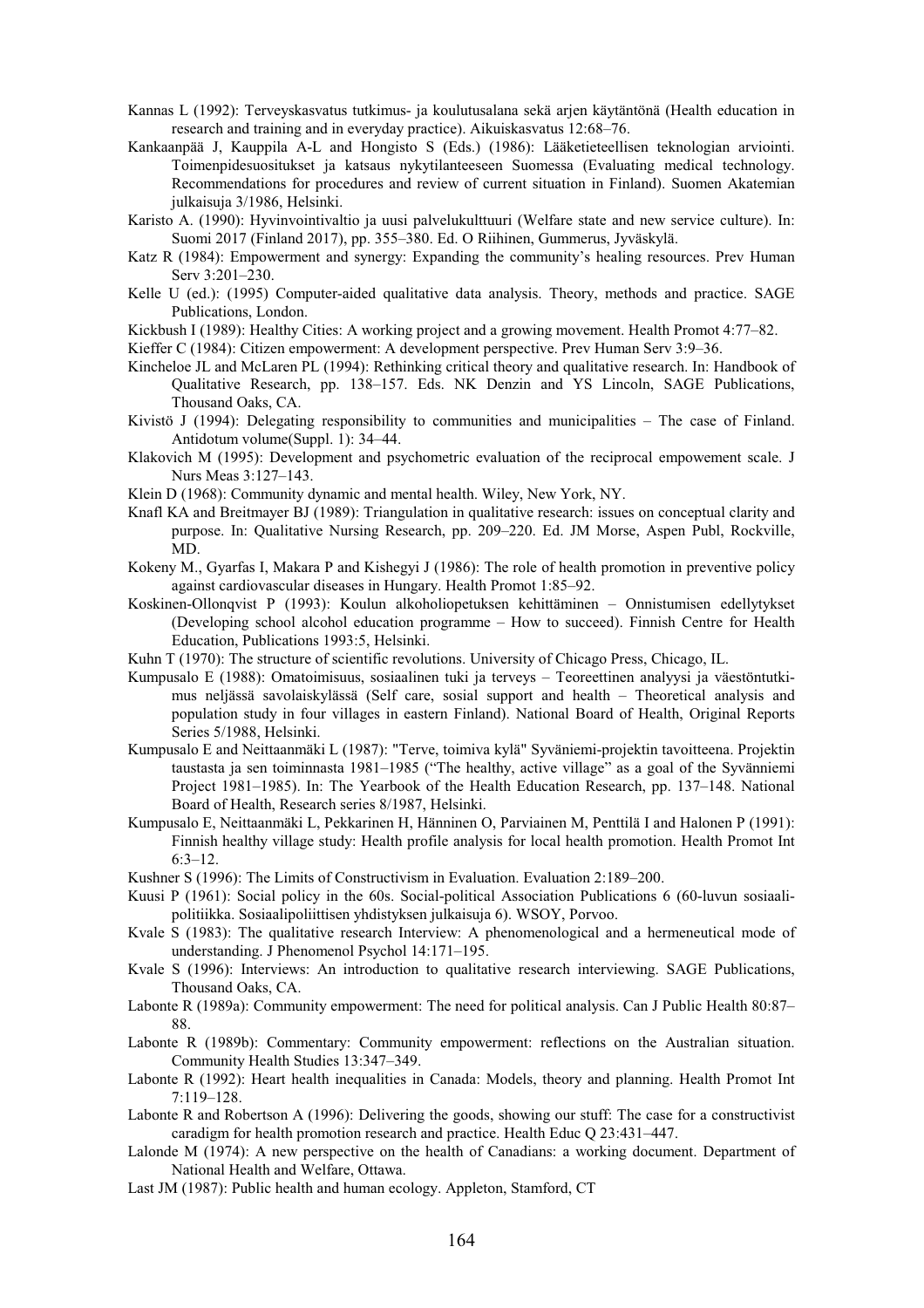Kannas L (1992): Terveyskasvatus tutkimus- ja koulutusalana sekä arjen käytäntönä (Health education in research and training and in everyday practice). Aikuiskasvatus 12:68–76.

Kankaanpää J, Kauppila A-L and Hongisto S (Eds.) (1986): Lääketieteellisen teknologian arviointi. Toimenpidesuositukset ja katsaus nykytilanteeseen Suomessa (Evaluating medical technology. Recommendations for procedures and review of current situation in Finland). Suomen Akatemian julkaisuja 3/1986, Helsinki.

Karisto A. (1990): Hyvinvointivaltio ja uusi palvelukulttuuri (Welfare state and new service culture). In: Suomi 2017 (Finland 2017), pp. 355–380. Ed. O Riihinen, Gummerus, Jyväskylä.

Katz R (1984): Empowerment and synergy: Expanding the community's healing resources. Prev Human Serv 3:201–230.

Kelle U (ed.): (1995) Computer-aided qualitative data analysis. Theory, methods and practice. SAGE Publications, London.

Kickbush I (1989): Healthy Cities: A working project and a growing movement. Health Promot 4:77–82.

Kieffer C (1984): Citizen empowerment: A development perspective. Prev Human Serv 3:9–36.

Kincheloe JL and McLaren PL (1994): Rethinking critical theory and qualitative research. In: Handbook of Qualitative Research, pp. 138–157. Eds. NK Denzin and YS Lincoln, SAGE Publications, Thousand Oaks, CA.

Kivistö J (1994): Delegating responsibility to communities and municipalities – The case of Finland. Antidotum volume(Suppl. 1): 34–44.

Klakovich M (1995): Development and psychometric evaluation of the reciprocal empowement scale. J Nurs Meas 3:127–143.

Klein D (1968): Community dynamic and mental health. Wiley, New York, NY.

Knafl KA and Breitmayer BJ (1989): Triangulation in qualitative research: issues on conceptual clarity and purpose. In: Qualitative Nursing Research, pp. 209–220. Ed. JM Morse, Aspen Publ, Rockville, MD.

Kokeny M., Gyarfas I, Makara P and Kishegyi J (1986): The role of health promotion in preventive policy against cardiovascular diseases in Hungary. Health Promot 1:85–92.

Koskinen-Ollonqvist P (1993): Koulun alkoholiopetuksen kehittäminen – Onnistumisen edellytykset (Developing school alcohol education programme – How to succeed). Finnish Centre for Health Education, Publications 1993:5, Helsinki.

Kuhn T (1970): The structure of scientific revolutions. University of Chicago Press, Chicago, IL.

Kumpusalo E (1988): Omatoimisuus, sosiaalinen tuki ja terveys – Teoreettinen analyysi ja väestöntutkimus neljässä savolaiskylässä (Self care, sosial support and health – Theoretical analysis and population study in four villages in eastern Finland). National Board of Health, Original Reports Series 5/1988, Helsinki.

Kumpusalo E and Neittaanmäki L (1987): "Terve, toimiva kylä" Syväniemi-projektin tavoitteena. Projektin taustasta ja sen toiminnasta 1981–1985 ("The healthy, active village" as a goal of the Syvänniemi Project 1981–1985). In: The Yearbook of the Health Education Research, pp. 137–148. National Board of Health, Research series 8/1987, Helsinki.

Kumpusalo E, Neittaanmäki L, Pekkarinen H, Hänninen O, Parviainen M, Penttilä I and Halonen P (1991): Finnish healthy village study: Health profile analysis for local health promotion. Health Promot Int 6:3–12.

Kushner S (1996): The Limits of Constructivism in Evaluation. Evaluation 2:189–200.

Kuusi P (1961): Social policy in the 60s. Social-political Association Publications 6 (60-luvun sosiaalipolitiikka. Sosiaalipoliittisen yhdistyksen julkaisuja 6). WSOY, Porvoo.

Kvale S (1983): The qualitative research Interview: A phenomenological and a hermeneutical mode of understanding. J Phenomenol Psychol 14:171–195.

Kvale S (1996): Interviews: An introduction to qualitative research interviewing. SAGE Publications, Thousand Oaks, CA.

Labonte R (1989a): Community empowerment: The need for political analysis. Can J Public Health 80:87–88.

Labonte R (1989b): Commentary: Community empowerment: reflections on the Australian situation. Community Health Studies 13:347–349.

Labonte R (1992): Heart health inequalities in Canada: Models, theory and planning. Health Promot Int 7:119–128.

Labonte R and Robertson A (1996): Delivering the goods, showing our stuff: The case for a constructivist caradigm for health promotion research and practice. Health Educ Q 23:431–447.

Lalonde M (1974): A new perspective on the health of Canadians: a working document. Department of National Health and Welfare, Ottawa.

Last JM (1987): Public health and human ecology. Appleton, Stamford, CT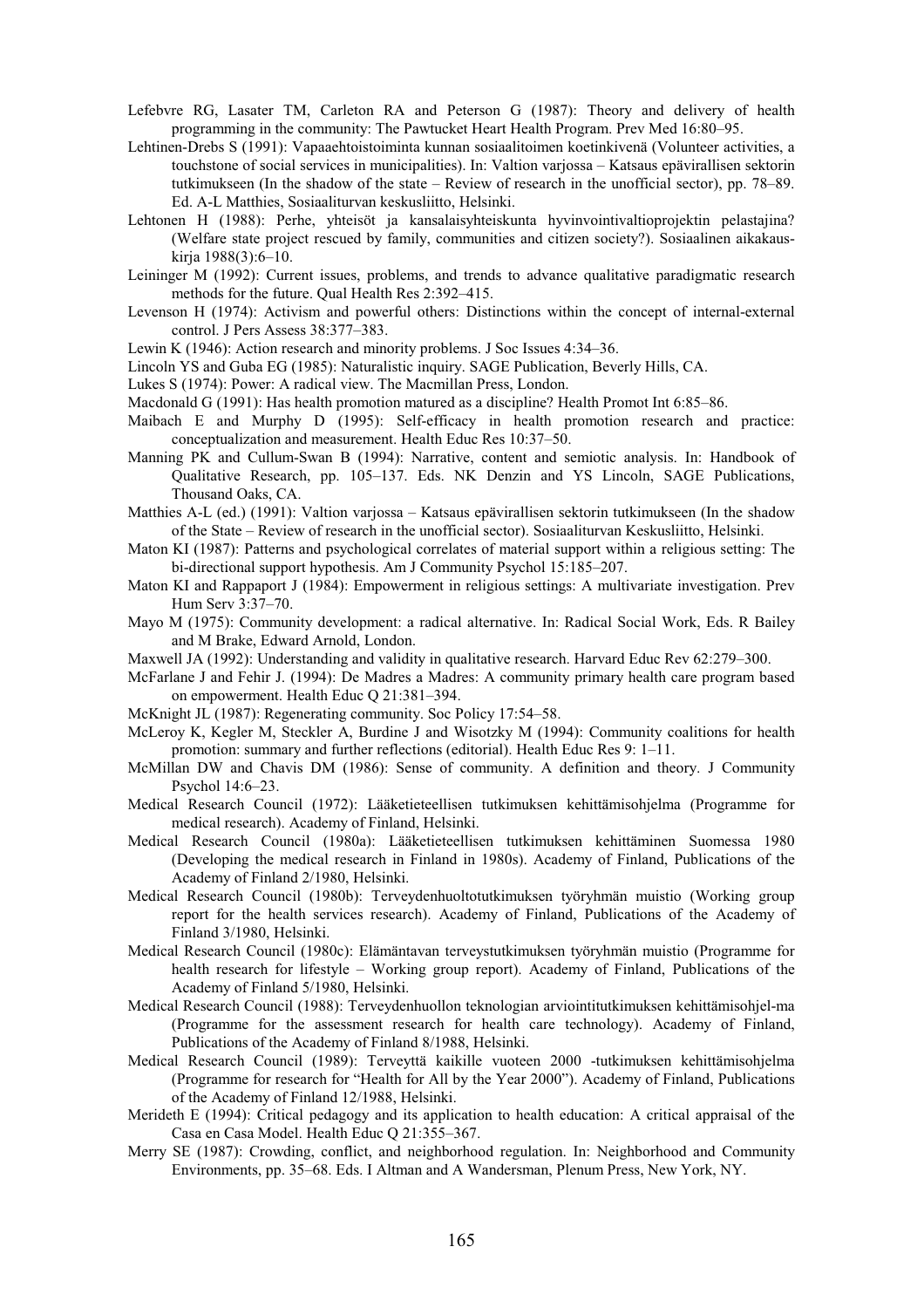Lefebvre RG, Lasater TM, Carleton RA and Peterson G (1987): Theory and delivery of health programming in the community: The Pawtucket Heart Health Program. Prev Med 16:80–95.

Lehtinen-Drebs S (1991): Vapaaehtoistoiminta kunnan sosiaalitoimen koetinkivenä (Volunteer activities, a touchstone of social services in municipalities). In: Valtion varjossa – Katsaus epävirallisen sektorin tutkimukseen (In the shadow of the state – Review of research in the unofficial sector), pp. 78–89. Ed. A-L Matthies, Sosiaaliturvan keskusliitto, Helsinki.

Lehtonen H (1988): Perhe, yhteisöt ja kansalaisyhteiskunta hyvinvointivaltioprojektin pelastajina? (Welfare state project rescued by family, communities and citizen society?). Sosiaalinen aikakauskirja 1988(3):6–10.

Leininger M (1992): Current issues, problems, and trends to advance qualitative paradigmatic research methods for the future. Qual Health Res 2:392–415.

Levenson H (1974): Activism and powerful others: Distinctions within the concept of internal-external control. J Pers Assess 38:377–383.

Lewin K (1946): Action research and minority problems. J Soc Issues 4:34–36.

Lincoln YS and Guba EG (1985): Naturalistic inquiry. SAGE Publication, Beverly Hills, CA.

Lukes S (1974): Power: A radical view. The Macmillan Press, London.

Macdonald G (1991): Has health promotion matured as a discipline? Health Promot Int 6:85–86.

Maibach E and Murphy D (1995): Self-efficacy in health promotion research and practice: conceptualization and measurement. Health Educ Res 10:37–50.

Manning PK and Cullum-Swan B (1994): Narrative, content and semiotic analysis. In: Handbook of Qualitative Research, pp. 105–137. Eds. NK Denzin and YS Lincoln, SAGE Publications, Thousand Oaks, CA.

Matthies A-L (ed.) (1991): Valtion varjossa – Katsaus epävirallisen sektorin tutkimukseen (In the shadow of the State – Review of research in the unofficial sector). Sosiaaliturvan Keskusliitto, Helsinki.

Maton KI (1987): Patterns and psychological correlates of material support within a religious setting: The bi-directional support hypothesis. Am J Community Psychol 15:185–207.

Maton KI and Rappaport J (1984): Empowerment in religious settings: A multivariate investigation. Prev Hum Serv 3:37–70.

Mayo M (1975): Community development: a radical alternative. In: Radical Social Work, Eds. R Bailey and M Brake, Edward Arnold, London.

Maxwell JA (1992): Understanding and validity in qualitative research. Harvard Educ Rev 62:279–300.

McFarlane J and Fehir J. (1994): De Madres a Madres: A community primary health care program based on empowerment. Health Educ Q 21:381–394.

McKnight JL (1987): Regenerating community. Soc Policy 17:54–58.

McLeroy K, Kegler M, Steckler A, Burdine J and Wisotzky M (1994): Community coalitions for health promotion: summary and further reflections (editorial). Health Educ Res 9: 1–11.

McMillan DW and Chavis DM (1986): Sense of community. A definition and theory. J Community Psychol 14:6–23.

Medical Research Council (1972): Lääketieteellisen tutkimuksen kehittämisohjelma (Programme for medical research). Academy of Finland, Helsinki.

Medical Research Council (1980a): Lääketieteellisen tutkimuksen kehittäminen Suomessa 1980 (Developing the medical research in Finland in 1980s). Academy of Finland, Publications of the Academy of Finland 2/1980, Helsinki.

Medical Research Council (1980b): Terveydenhuoltotutkimuksen työryhmän muistio (Working group report for the health services research). Academy of Finland, Publications of the Academy of Finland 3/1980, Helsinki.

Medical Research Council (1980c): Elämäntavan terveystutkimuksen työryhmän muistio (Programme for health research for lifestyle – Working group report). Academy of Finland, Publications of the Academy of Finland 5/1980, Helsinki.

Medical Research Council (1988): Terveydenhuollon teknologian arviointitutkimuksen kehittämisohjel-ma (Programme for the assessment research for health care technology). Academy of Finland, Publications of the Academy of Finland 8/1988, Helsinki.

Medical Research Council (1989): Terveyttä kaikille vuoteen 2000 -tutkimuksen kehittämisohjelma (Programme for research for "Health for All by the Year 2000"). Academy of Finland, Publications of the Academy of Finland 12/1988, Helsinki.

Merideth E (1994): Critical pedagogy and its application to health education: A critical appraisal of the Casa en Casa Model. Health Educ Q 21:355–367.

Merry SE (1987): Crowding, conflict, and neighborhood regulation. In: Neighborhood and Community Environments, pp. 35–68. Eds. I Altman and A Wandersman, Plenum Press, New York, NY.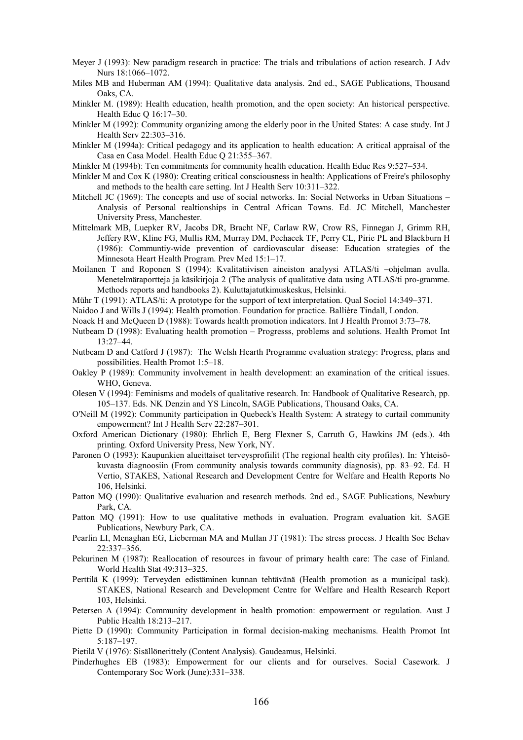Meyer J (1993): New paradigm research in practice: The trials and tribulations of action research. J Adv Nurs 18:1066–1072.

Miles MB and Huberman AM (1994): Qualitative data analysis. 2nd ed., SAGE Publications, Thousand Oaks, CA.

Minkler M. (1989): Health education, health promotion, and the open society: An historical perspective. Health Educ Q 16:17–30.

Minkler M (1992): Community organizing among the elderly poor in the United States: A case study. Int J Health Serv 22:303–316.

Minkler M (1994a): Critical pedagogy and its application to health education: A critical appraisal of the Casa en Casa Model. Health Educ Q 21:355–367.

Minkler M (1994b): Ten commitments for community health education. Health Educ Res 9:527–534.

Minkler M and Cox K (1980): Creating critical consciousness in health: Applications of Freire's philosophy and methods to the health care setting. Int J Health Serv 10:311–322.

Mitchell JC (1969): The concepts and use of social networks. In: Social Networks in Urban Situations – Analysis of Personal realtionships in Central African Towns. Ed. JC Mitchell, Manchester University Press, Manchester.

Mittelmark MB, Luepker RV, Jacobs DR, Bracht NF, Carlaw RW, Crow RS, Finnegan J, Grimm RH, Jeffery RW, Kline FG, Mullis RM, Murray DM, Pechacek TF, Perry CL, Pirie PL and Blackburn H (1986): Communtiy-wide prevention of cardiovascular disease: Education strategies of the Minnesota Heart Health Program. Prev Med 15:1–17.

Moilanen T and Roponen S (1994): Kvalitatiivisen aineiston analyysi ATLAS/ti –ohjelman avulla. Menetelmäraportteja ja käsikirjoja 2 (The analysis of qualitative data using ATLAS/ti pro-gramme. Methods reports and handbooks 2). Kuluttajatutkimuskeskus, Helsinki.

Mühr T (1991): ATLAS/ti: A prototype for the support of text interpretation. Qual Sociol 14:349–371.

Naidoo J and Wills J (1994): Health promotion. Foundation for practice. Ballière Tindall, London.

Noack H and McQueen D (1988): Towards health promotion indicators. Int J Health Promot 3:73–78.

Nutbeam D (1998): Evaluating health promotion – Progresss, problems and solutions. Health Promot Int 13:27–44.

Nutbeam D and Catford J (1987): The Welsh Hearth Programme evaluation strategy: Progress, plans and possibilities. Health Promot 1:5–18.

Oakley P (1989): Community involvement in health development: an examination of the critical issues. WHO, Geneva.

Olesen V (1994): Feminisms and models of qualitative research. In: Handbook of Qualitative Research, pp. 105–137. Eds. NK Denzin and YS Lincoln, SAGE Publications, Thousand Oaks, CA.

O'Neill M (1992): Community participation in Quebeck's Health System: A strategy to curtail community empowerment? Int J Health Serv 22:287–301.

Oxford American Dictionary (1980): Ehrlich E, Berg Flexner S, Carruth G, Hawkins JM (eds.). 4th printing. Oxford University Press, New York, NY.

Paronen O (1993): Kaupunkien alueittaiset terveysprofiilit (The regional health city profiles). In: Yhteisökuvasta diagnoosiin (From community analysis towards community diagnosis), pp. 83–92. Ed. H Vertio, STAKES, National Research and Development Centre for Welfare and Health Reports No 106, Helsinki.

Patton MQ (1990): Qualitative evaluation and research methods. 2nd ed., SAGE Publications, Newbury Park, CA.

Patton MQ (1991): How to use qualitative methods in evaluation. Program evaluation kit. SAGE Publications, Newbury Park, CA.

Pearlin LI, Menaghan EG, Lieberman MA and Mullan JT (1981): The stress process. J Health Soc Behav 22:337–356.

Pekurinen M (1987): Reallocation of resources in favour of primary health care: The case of Finland. World Health Stat 49:313–325.

Perttilä K (1999): Terveyden edistäminen kunnan tehtävänä (Health promotion as a municipal task). STAKES, National Research and Development Centre for Welfare and Health Research Report 103, Helsinki.

Petersen A (1994): Community development in health promotion: empowerment or regulation. Aust J Public Health 18:213–217.

Piette D (1990): Community Participation in formal decision-making mechanisms. Health Promot Int 5:187–197.

Pietilä V (1976): Sisällönerittely (Content Analysis). Gaudeamus, Helsinki.

Pinderhughes EB (1983): Empowerment for our clients and for ourselves. Social Casework. J Contemporary Soc Work (June):331–338.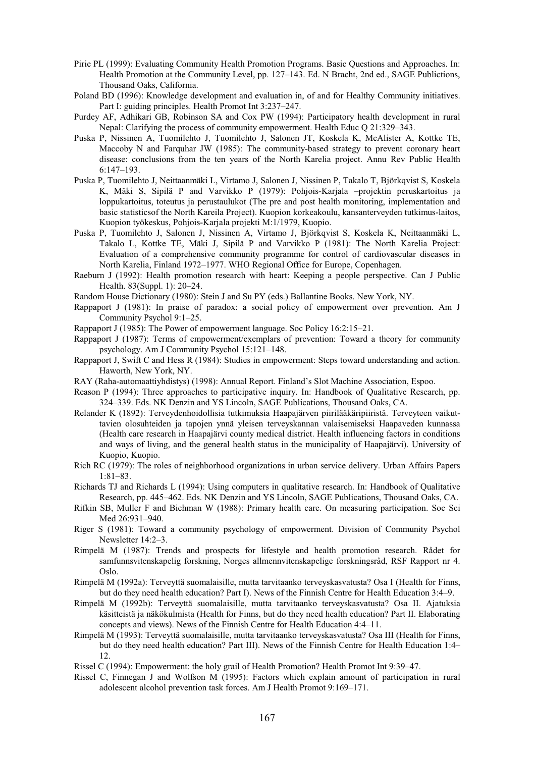Pirie PL (1999): Evaluating Community Health Promotion Programs. Basic Questions and Approaches. In: Health Promotion at the Community Level, pp. 127–143. Ed. N Bracht, 2nd ed., SAGE Publictions, Thousand Oaks, California.

Poland BD (1996): Knowledge development and evaluation in, of and for Healthy Community initiatives. Part I: guiding principles. Health Promot Int 3:237–247.

Purdey AF, Adhikari GB, Robinson SA and Cox PW (1994): Participatory health development in rural Nepal: Clarifying the process of community empowerment. Health Educ Q 21:329–343.

Puska P, Nissinen A, Tuomilehto J, Tuomilehto J, Salonen JT, Koskela K, McAlister A, Kottke TE, Maccoby N and Farquhar JW (1985): The community-based strategy to prevent coronary heart disease: conclusions from the ten years of the North Karelia project. Annu Rev Public Health 6:147–193.

Puska P, Tuomilehto J, Neittaanmäki L, Virtamo J, Salonen J, Nissinen P, Takalo T, Björkqvist S, Koskela K, Mäki S, Sipilä P and Varvikko P (1979): Pohjois-Karjala –projektin peruskartoitus ja loppukartoitus, toteutus ja perustaulukot (The pre and post health monitoring, implementation and basic statisticsof the North Kareila Project). Kuopion korkeakoulu, kansanterveyden tutkimus-laitos, Kuopion työkeskus, Pohjois-Karjala projekti M:1/1979, Kuopio.

Puska P, Tuomilehto J, Salonen J, Nissinen A, Virtamo J, Björkqvist S, Koskela K, Neittaanmäki L, Takalo L, Kottke TE, Mäki J, Sipilä P and Varvikko P (1981): The North Karelia Project: Evaluation of a comprehensive community programme for control of cardiovascular diseases in North Karelia, Finland 1972–1977. WHO Regional Office for Europe, Copenhagen.

Raeburn J (1992): Health promotion research with heart: Keeping a people perspective. Can J Public Health. 83(Suppl. 1): 20–24.

Random House Dictionary (1980): Stein J and Su PY (eds.) Ballantine Books. New York, NY.

Rappaport J (1981): In praise of paradox: a social policy of empowerment over prevention. Am J Community Psychol 9:1–25.

Rappaport J (1985): The Power of empowerment language. Soc Policy 16:2:15–21.

Rappaport J (1987): Terms of empowerment/exemplars of prevention: Toward a theory for community psychology. Am J Community Psychol 15:121–148.

Rappaport J, Swift C and Hess R (1984): Studies in empowerment: Steps toward understanding and action. Haworth, New York, NY.

RAY (Raha-automaattiyhdistys) (1998): Annual Report. Finland's Slot Machine Association, Espoo.

Reason P (1994): Three approaches to participative inquiry. In: Handbook of Qualitative Research, pp. 324–339. Eds. NK Denzin and YS Lincoln, SAGE Publications, Thousand Oaks, CA.

Relander K (1892): Terveydenhoidollisia tutkimuksia Haapajärven piirilääkäripiiristä. Terveyteen vaikuttavien olosuhteiden ja tapojen ynnä yleisen terveyskannan valaisemiseksi Haapaveden kunnassa (Health care research in Haapajärvi county medical district. Health influencing factors in conditions and ways of living, and the general health status in the municipality of Haapajärvi). University of Kuopio, Kuopio.

Rich RC (1979): The roles of neighborhood organizations in urban service delivery. Urban Affairs Papers 1:81–83.

Richards TJ and Richards L (1994): Using computers in qualitative research. In: Handbook of Qualitative Research, pp. 445–462. Eds. NK Denzin and YS Lincoln, SAGE Publications, Thousand Oaks, CA.

Rifkin SB, Muller F and Bichman W (1988): Primary health care. On measuring participation. Soc Sci Med 26:931–940.

Riger S (1981): Toward a community psychology of empowerment. Division of Community Psychol Newsletter 14:2–3.

Rimpelä M (1987): Trends and prospects for lifestyle and health promotion research. Rådet for samfunnsvitenskapelig forskning, Norges allmennvitenskapelige forskningsråd, RSF Rapport nr 4. Oslo.

Rimpelä M (1992a): Terveyttä suomalaisille, mutta tarvitaanko terveyskasvatusta? Osa I (Health for Finns, but do they need health education? Part I). News of the Finnish Centre for Health Education 3:4–9.

Rimpelä M (1992b): Terveyttä suomalaisille, mutta tarvitaanko terveyskasvatusta? Osa II. Ajatuksia käsitteistä ja näkökulmista (Health for Finns, but do they need health education? Part II. Elaborating concepts and views). News of the Finnish Centre for Health Education 4:4–11.

Rimpelä M (1993): Terveyttä suomalaisille, mutta tarvitaanko terveyskasvatusta? Osa III (Health for Finns, but do they need health education? Part III). News of the Finnish Centre for Health Education 1:4–12.

Rissel C (1994): Empowerment: the holy grail of Health Promotion? Health Promot Int 9:39–47.

Rissel C, Finnegan J and Wolfson M (1995): Factors which explain amount of participation in rural adolescent alcohol prevention task forces. Am J Health Promot 9:169–171.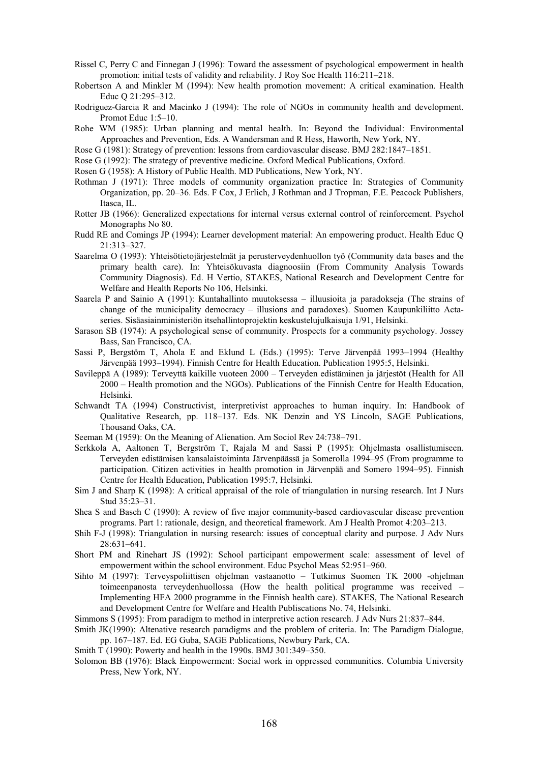Rissel C, Perry C and Finnegan J (1996): Toward the assessment of psychological empowerment in health promotion: initial tests of validity and reliability. J Roy Soc Health 116:211–218.

Robertson A and Minkler M (1994): New health promotion movement: A critical examination. Health Educ Q 21:295–312.

Rodriguez-Garcia R and Macinko J (1994): The role of NGOs in community health and development. Promot Educ 1:5–10.

Rohe WM (1985): Urban planning and mental health. In: Beyond the Individual: Environmental Approaches and Prevention, Eds. A Wandersman and R Hess, Haworth, New York, NY.

Rose G (1981): Strategy of prevention: lessons from cardiovascular disease. BMJ 282:1847–1851.

Rose G (1992): The strategy of preventive medicine. Oxford Medical Publications, Oxford.

Rosen G (1958): A History of Public Health. MD Publications, New York, NY.

Rothman J (1971): Three models of community organization practice In: Strategies of Community Organization, pp. 20–36. Eds. F Cox, J Erlich, J Rothman and J Tropman, F.E. Peacock Publishers, Itasca, IL.

Rotter JB (1966): Generalized expectations for internal versus external control of reinforcement. Psychol Monographs No 80.

Rudd RE and Comings JP (1994): Learner development material: An empowering product. Health Educ Q 21:313–327.

Saarelma O (1993): Yhteisötietojärjestelmät ja perusterveydenhuollon työ (Community data bases and the primary health care). In: Yhteisökuvasta diagnoosiin (From Community Analysis Towards Community Diagnosis). Ed. H Vertio, STAKES, National Research and Development Centre for Welfare and Health Reports No 106, Helsinki.

Saarela P and Sainio A (1991): Kuntahallinto muutoksessa – illuusioita ja paradokseja (The strains of change of the municipality democracy – illusions and paradoxes). Suomen Kaupunkiliitto Acta-series. Sisäasiainministeriön itsehallintoprojektin keskustelujulkaisuja 1/91, Helsinki.

Sarason SB (1974): A psychological sense of community. Prospects for a community psychology. Jossey Bass, San Francisco, CA.

Sassi P, Bergstöm T, Ahola E and Eklund L (Eds.) (1995): Terve Järvenpää 1993–1994 (Healthy Järvenpää 1993–1994). Finnish Centre for Health Education. Publication 1995:5, Helsinki.

Savileppä A (1989): Terveyttä kaikille vuoteen 2000 – Terveyden edistäminen ja järjestöt (Health for All 2000 – Health promotion and the NGOs). Publications of the Finnish Centre for Health Education, Helsinki.

Schwandt TA (1994) Constructivist, interpretivist approaches to human inquiry. In: Handbook of Qualitative Research, pp. 118–137. Eds. NK Denzin and YS Lincoln, SAGE Publications, Thousand Oaks, CA.

Seeman M (1959): On the Meaning of Alienation. Am Sociol Rev 24:738–791.

Serkkola A, Aaltonen T, Bergström T, Rajala M and Sassi P (1995): Ohjelmasta osallistumiseen. Terveyden edistämisen kansalaistoiminta Järvenpäässä ja Somerolla 1994–95 (From programme to participation. Citizen activities in health promotion in Järvenpää and Somero 1994–95). Finnish Centre for Health Education, Publication 1995:7, Helsinki.

Sim J and Sharp K (1998): A critical appraisal of the role of triangulation in nursing research. Int J Nurs Stud 35:23–31.

Shea S and Basch C (1990): A review of five major community-based cardiovascular disease prevention programs. Part 1: rationale, design, and theoretical framework. Am J Health Promot 4:203–213.

Shih F-J (1998): Triangulation in nursing research: issues of conceptual clarity and purpose. J Adv Nurs 28:631–641.

Short PM and Rinehart JS (1992): School participant empowerment scale: assessment of level of empowerment within the school environment. Educ Psychol Meas 52:951–960.

Sihto M (1997): Terveyspoliittisen ohjelman vastaanotto – Tutkimus Suomen TK 2000 -ohjelman toimeenpanosta terveydenhuollossa (How the health political programme was received – Implementing HFA 2000 programme in the Finnish health care). STAKES, The National Research and Development Centre for Welfare and Health Publiscations No. 74, Helsinki.

Simmons S (1995): From paradigm to method in interpretive action research. J Adv Nurs 21:837–844.

Smith JK(1990): Altenative research paradigms and the problem of criteria. In: The Paradigm Dialogue, pp. 167–187. Ed. EG Guba, SAGE Publications, Newbury Park, CA.

Smith T (1990): Powerty and health in the 1990s. BMJ 301:349–350.

Solomon BB (1976): Black Empowerment: Social work in oppressed communities. Columbia University Press, New York, NY.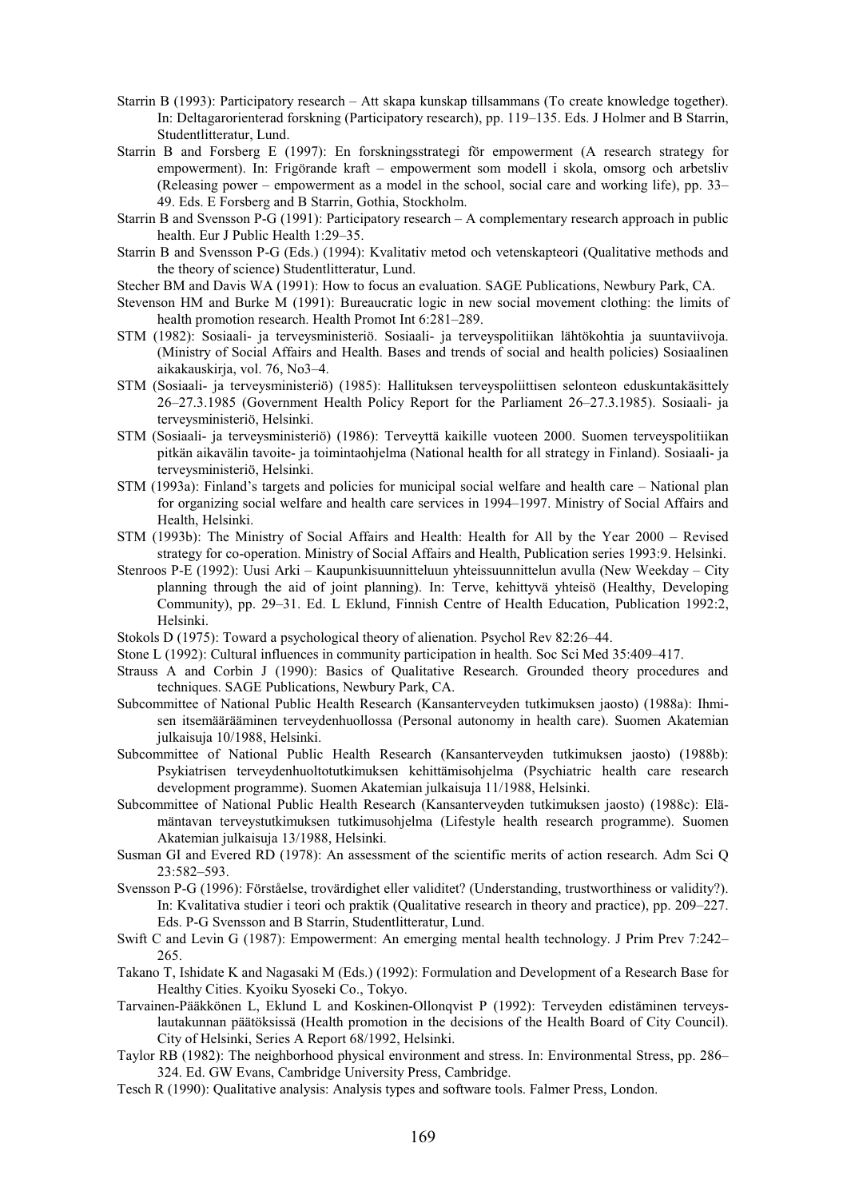Starrin B (1993): Participatory research – Att skapa kunskap tillsammans (To create knowledge together). In: Deltagarorienterad forskning (Participatory research), pp. 119–135. Eds. J Holmer and B Starrin, Studentlitteratur, Lund.

Starrin B and Forsberg E (1997): En forskningsstrategi för empowerment (A research strategy for empowerment). In: Frigörande kraft – empowerment som modell i skola, omsorg och arbetsliv (Releasing power – empowerment as a model in the school, social care and working life), pp. 33–49. Eds. E Forsberg and B Starrin, Gothia, Stockholm.

Starrin B and Svensson P-G (1991): Participatory research – A complementary research approach in public health. Eur J Public Health 1:29–35.

Starrin B and Svensson P-G (Eds.) (1994): Kvalitativ metod och vetenskapteori (Qualitative methods and the theory of science) Studentlitteratur, Lund.

Stecher BM and Davis WA (1991): How to focus an evaluation. SAGE Publications, Newbury Park, CA.

Stevenson HM and Burke M (1991): Bureaucratic logic in new social movement clothing: the limits of health promotion research. Health Promot Int 6:281–289.

STM (1982): Sosiaali- ja terveysministeriö. Sosiaali- ja terveyspolitiikan lähtökohtia ja suuntaviivoja. (Ministry of Social Affairs and Health. Bases and trends of social and health policies) Sosiaalinen aikakauskirja, vol. 76, No3–4.

STM (Sosiaali- ja terveysministeriö) (1985): Hallituksen terveyspoliittisen selonteon eduskuntakäsittely 26–27.3.1985 (Government Health Policy Report for the Parliament 26–27.3.1985). Sosiaali- ja terveysministeriö, Helsinki.

STM (Sosiaali- ja terveysministeriö) (1986): Terveyttä kaikille vuoteen 2000. Suomen terveyspolitiikan pitkän aikavälin tavoite- ja toimintaohjelma (National health for all strategy in Finland). Sosiaali- ja terveysministeriö, Helsinki.

STM (1993a): Finland's targets and policies for municipal social welfare and health care – National plan for organizing social welfare and health care services in 1994–1997. Ministry of Social Affairs and Health, Helsinki.

STM (1993b): The Ministry of Social Affairs and Health: Health for All by the Year 2000 – Revised strategy for co-operation. Ministry of Social Affairs and Health, Publication series 1993:9. Helsinki.

Stenroos P-E (1992): Uusi Arki – Kaupunkisuunnitteluun yhteissuunnittelun avulla (New Weekday – City planning through the aid of joint planning). In: Terve, kehittyvä yhteisö (Healthy, Developing Community), pp. 29–31. Ed. L Eklund, Finnish Centre of Health Education, Publication 1992:2, Helsinki.

Stokols D (1975): Toward a psychological theory of alienation. Psychol Rev 82:26–44.

Stone L (1992): Cultural influences in community participation in health. Soc Sci Med 35:409–417.

Strauss A and Corbin J (1990): Basics of Qualitative Research. Grounded theory procedures and techniques. SAGE Publications, Newbury Park, CA.

Subcommittee of National Public Health Research (Kansanterveyden tutkimuksen jaosto) (1988a): Ihmisen itsemääräämninen terveydenhuollossa (Personal autonomy in health care). Suomen Akatemian julkaisuja 10/1988, Helsinki.

Subcommittee of National Public Health Research (Kansanterveyden tutkimuksen jaosto) (1988b): Psykiatrisen terveydenhuoltotutkimuksen kehittämisohjelma (Psychiatric health care research development programme). Suomen Akatemian julkaisuja 11/1988, Helsinki.

Subcommittee of National Public Health Research (Kansanterveyden tutkimuksen jaosto) (1988c): Elämäntavan terveystutkimuksen tutkimusohjelma (Lifestyle health research programme). Suomen Akatemian julkaisuja 13/1988, Helsinki.

Susman GI and Evered RD (1978): An assessment of the scientific merits of action research. Adm Sci Q 23:582–593.

Svensson P-G (1996): Förståelse, trovärdighet eller validitet? (Understanding, trustworthiness or validity?). In: Kvalitativa studier i teori och praktik (Qualitative research in theory and practice), pp. 209–227. Eds. P-G Svensson and B Starrin, Studentlitteratur, Lund.

Swift C and Levin G (1987): Empowerment: An emerging mental health technology. J Prim Prev 7:242–265.

Takano T, Ishidate K and Nagasaki M (Eds.) (1992): Formulation and Development of a Research Base for Healthy Cities. Kyoiku Syoseki Co., Tokyo.

Tarvainen-Pääkkönen L, Eklund L and Koskinen-Ollonqvist P (1992): Terveyden edistäminen terveyslautakunnan päätöksissä (Health promotion in the decisions of the Health Board of City Council). City of Helsinki, Series A Report 68/1992, Helsinki.

Taylor RB (1982): The neighborhood physical environment and stress. In: Environmental Stress, pp. 286–324. Ed. GW Evans, Cambridge University Press, Cambridge.

Tesch R (1990): Qualitative analysis: Analysis types and software tools. Falmer Press, London.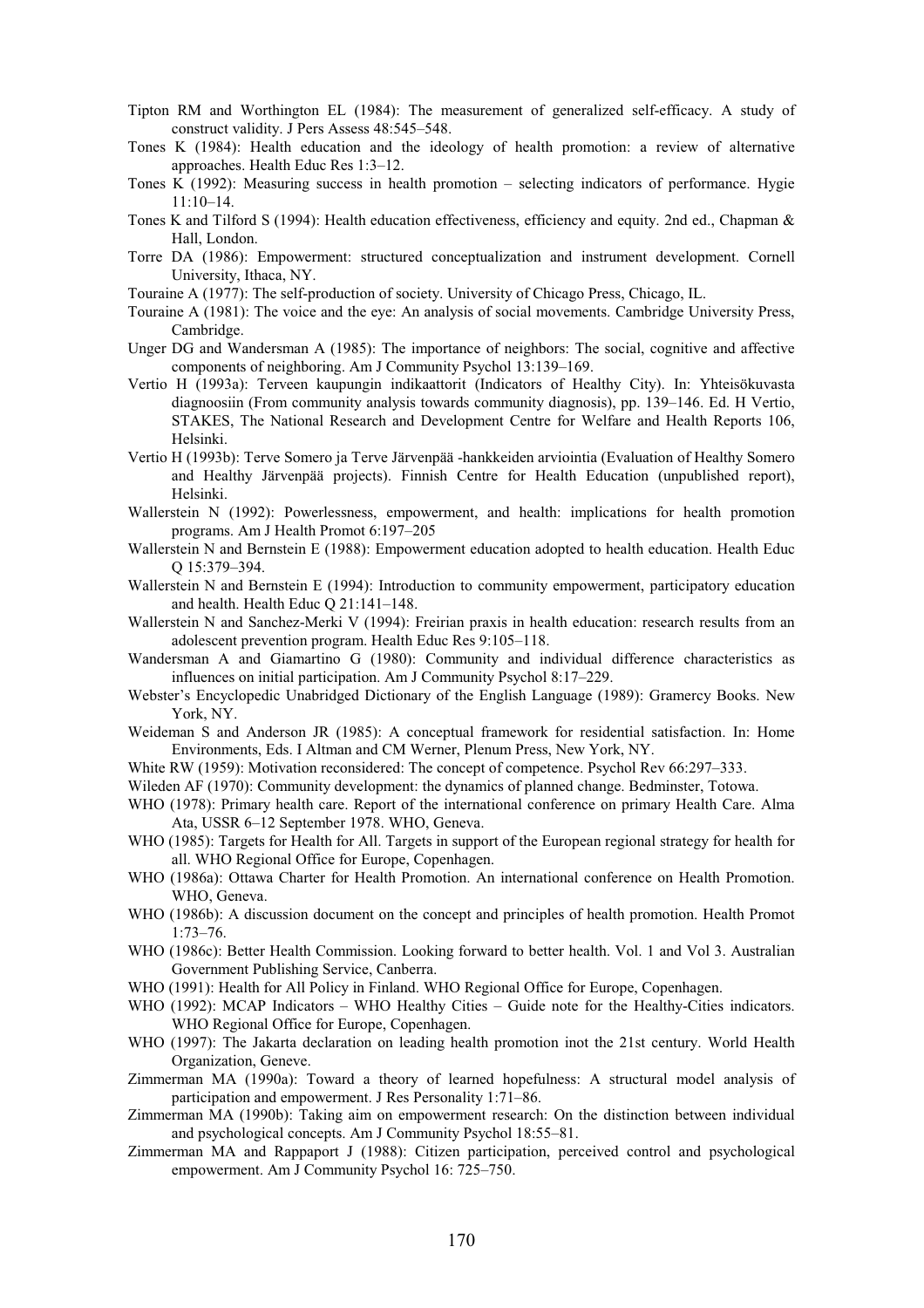Tipton RM and Worthington EL (1984): The measurement of generalized self-efficacy. A study of construct validity. J Pers Assess 48:545–548.

Tones K (1984): Health education and the ideology of health promotion: a review of alternative approaches. Health Educ Res 1:3–12.

Tones K (1992): Measuring success in health promotion – selecting indicators of performance. Hygie 11:10–14.

Tones K and Tilford S (1994): Health education effectiveness, efficiency and equity. 2nd ed., Chapman & Hall, London.

Torre DA (1986): Empowerment: structured conceptualization and instrument development. Cornell University, Ithaca, NY.

Touraine A (1977): The self-production of society. University of Chicago Press, Chicago, IL.

Touraine A (1981): The voice and the eye: An analysis of social movements. Cambridge University Press, Cambridge.

Unger DG and Wandersman A (1985): The importance of neighbors: The social, cognitive and affective components of neighboring. Am J Community Psychol 13:139–169.

Vertio H (1993a): Terveen kaupungin indikaattorit (Indicators of Healthy City). In: Yhteisökuvasta diagnoosiin (From community analysis towards community diagnosis), pp. 139–146. Ed. H Vertio, STAKES, The National Research and Development Centre for Welfare and Health Reports 106, Helsinki.

Vertio H (1993b): Terve Somero ja Terve Järvenpää -hankkeiden arviointia (Evaluation of Healthy Somero and Healthy Järvenpää projects). Finnish Centre for Health Education (unpublished report), Helsinki.

Wallerstein N (1992): Powerlessness, empowerment, and health: implications for health promotion programs. Am J Health Promot 6:197–205

Wallerstein N and Bernstein E (1988): Empowerment education adopted to health education. Health Educ Q 15:379–394.

Wallerstein N and Bernstein E (1994): Introduction to community empowerment, participatory education and health. Health Educ Q 21:141–148.

Wallerstein N and Sanchez-Merki V (1994): Freirian praxis in health education: research results from an adolescent prevention program. Health Educ Res 9:105–118.

Wandersman A and Giamartino G (1980): Community and individual difference characteristics as influences on initial participation. Am J Community Psychol 8:17–229.

Webster's Encyclopedic Unabridged Dictionary of the English Language (1989): Gramercy Books. New York, NY.

Weideman S and Anderson JR (1985): A conceptual framework for residential satisfaction. In: Home Environments, Eds. I Altman and CM Werner, Plenum Press, New York, NY.

White RW (1959): Motivation reconsidered: The concept of competence. Psychol Rev 66:297–333.

Wileden AF (1970): Community development: the dynamics of planned change. Bedminster, Totowa.

WHO (1978): Primary health care. Report of the international conference on primary Health Care. Alma Ata, USSR 6–12 September 1978. WHO, Geneva.

WHO (1985): Targets for Health for All. Targets in support of the European regional strategy for health for all. WHO Regional Office for Europe, Copenhagen.

WHO (1986a): Ottawa Charter for Health Promotion. An international conference on Health Promotion. WHO, Geneva.

WHO (1986b): A discussion document on the concept and principles of health promotion. Health Promot 1:73–76.

WHO (1986c): Better Health Commission. Looking forward to better health. Vol. 1 and Vol 3. Australian Government Publishing Service, Canberra.

WHO (1991): Health for All Policy in Finland. WHO Regional Office for Europe, Copenhagen.

WHO (1992): MCAP Indicators – WHO Healthy Cities – Guide note for the Healthy-Cities indicators. WHO Regional Office for Europe, Copenhagen.

WHO (1997): The Jakarta declaration on leading health promotion inot the 21st century. World Health Organization, Geneve.

Zimmerman MA (1990a): Toward a theory of learned hopefulness: A structural model analysis of participation and empowerment. J Res Personality 1:71–86.

Zimmerman MA (1990b): Taking aim on empowerment research: On the distinction between individual and psychological concepts. Am J Community Psychol 18:55–81.

Zimmerman MA and Rappaport J (1988): Citizen participation, perceived control and psychological empowerment. Am J Community Psychol 16: 725–750.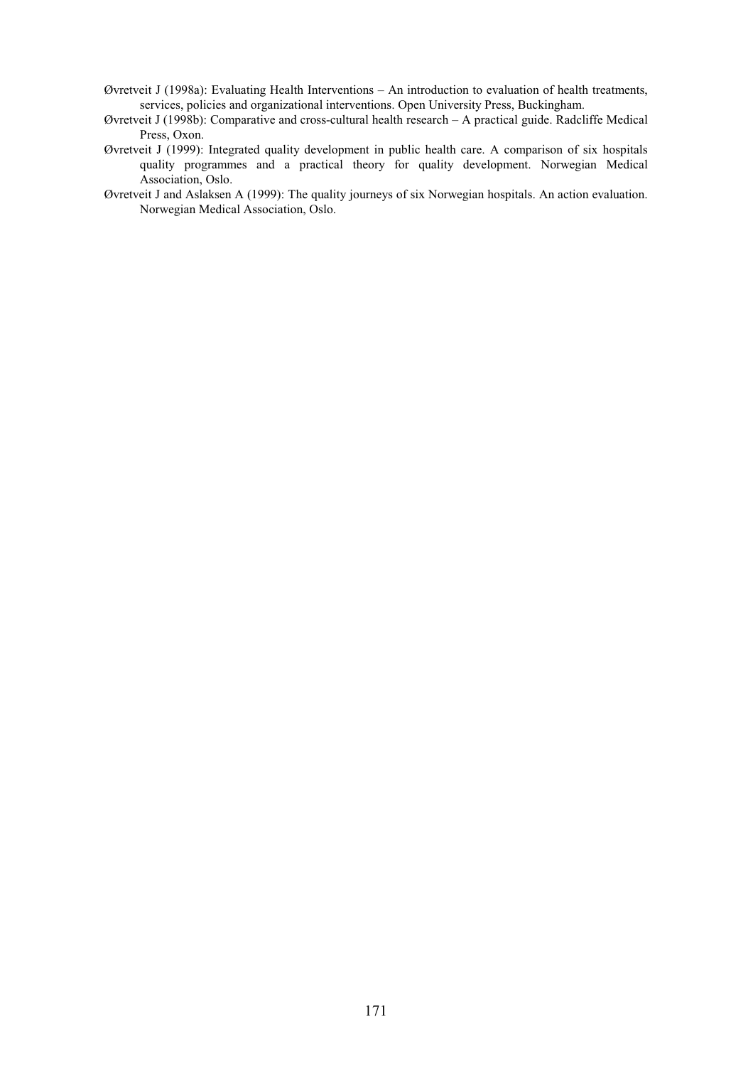Øvretveit J (1998a): Evaluating Health Interventions – An introduction to evaluation of health treatments, services, policies and organizational interventions. Open University Press, Buckingham.

Øvretveit J (1998b): Comparative and cross-cultural health research – A practical guide. Radcliffe Medical Press, Oxon.

Øvretveit J (1999): Integrated quality development in public health care. A comparison of six hospitals quality programmes and a practical theory for quality development. Norwegian Medical Association, Oslo.

Øvretveit J and Aslaksen A (1999): The quality journeys of six Norwegian hospitals. An action evaluation. Norwegian Medical Association, Oslo.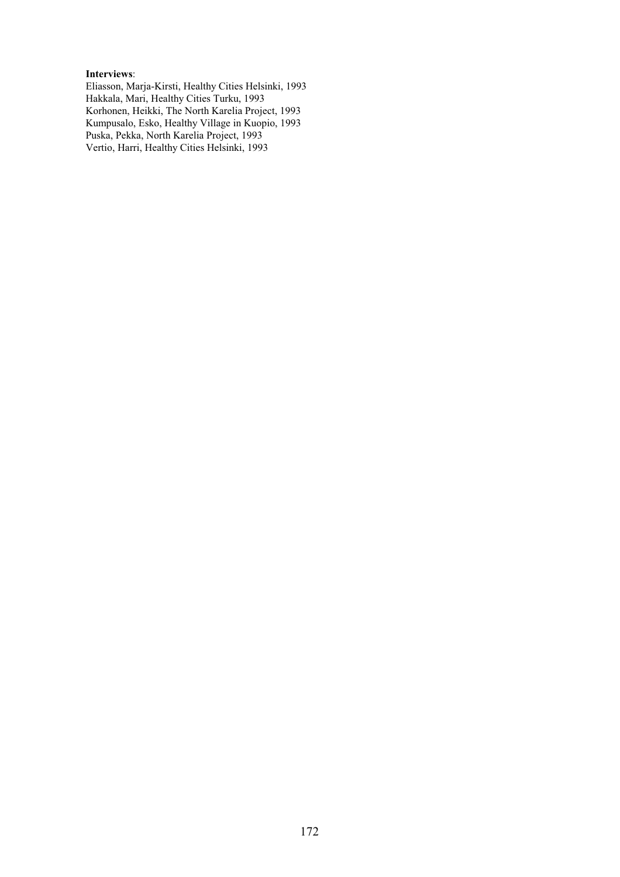**Interviews**:
Eliasson, Marja-Kirsti, Healthy Cities Helsinki, 1993
Hakkala, Mari, Healthy Cities Turku, 1993
Korhonen, Heikki, The North Karelia Project, 1993
Kumpusalo, Esko, Healthy Village in Kuopio, 1993
Puska, Pekka, North Karelia Project, 1993
Vertio, Harri, Healthy Cities Helsinki, 1993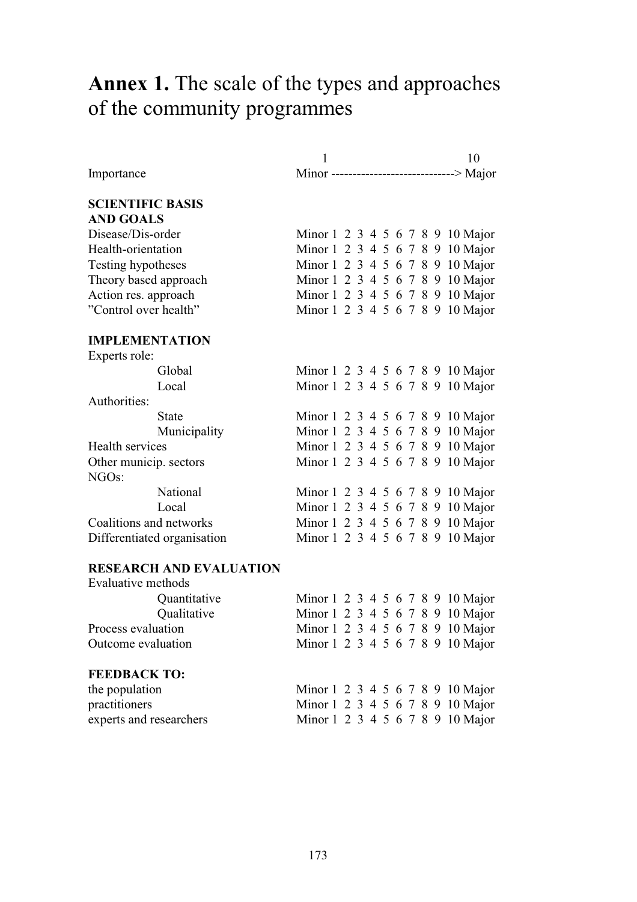# **Annex 1.** The scale of the types and approaches of the community programmes

| | 1 10 |
|---|---|
| Importance | Minor ----------------------------> Major |
| **SCIENTIFIC BASIS AND GOALS** | |
| Disease/Dis-order | Minor 1 2 3 4 5 6 7 8 9 10 Major |
| Health-orientation | Minor 1 2 3 4 5 6 7 8 9 10 Major |
| Testing hypotheses | Minor 1 2 3 4 5 6 7 8 9 10 Major |
| Theory based approach | Minor 1 2 3 4 5 6 7 8 9 10 Major |
| Action res. approach | Minor 1 2 3 4 5 6 7 8 9 10 Major |
| "Control over health" | Minor 1 2 3 4 5 6 7 8 9 10 Major |
| **IMPLEMENTATION** | |
| Experts role: | |
| Global | Minor 1 2 3 4 5 6 7 8 9 10 Major |
| Local | Minor 1 2 3 4 5 6 7 8 9 10 Major |
| Authorities: | |
| State | Minor 1 2 3 4 5 6 7 8 9 10 Major |
| Municipality | Minor 1 2 3 4 5 6 7 8 9 10 Major |
| Health services | Minor 1 2 3 4 5 6 7 8 9 10 Major |
| Other municip. sectors | Minor 1 2 3 4 5 6 7 8 9 10 Major |
| NGOs: | |
| National | Minor 1 2 3 4 5 6 7 8 9 10 Major |
| Local | Minor 1 2 3 4 5 6 7 8 9 10 Major |
| Coalitions and networks | Minor 1 2 3 4 5 6 7 8 9 10 Major |
| Differentiated organisation | Minor 1 2 3 4 5 6 7 8 9 10 Major |
| **RESEARCH AND EVALUATION** | |
| Evaluative methods | |
| Quantitative | Minor 1 2 3 4 5 6 7 8 9 10 Major |
| Qualitative | Minor 1 2 3 4 5 6 7 8 9 10 Major |
| Process evaluation | Minor 1 2 3 4 5 6 7 8 9 10 Major |
| Outcome evaluation | Minor 1 2 3 4 5 6 7 8 9 10 Major |
| **FEEDBACK TO:** | |
| the population | Minor 1 2 3 4 5 6 7 8 9 10 Major |
| practitioners | Minor 1 2 3 4 5 6 7 8 9 10 Major |
| experts and researchers | Minor 1 2 3 4 5 6 7 8 9 10 Major |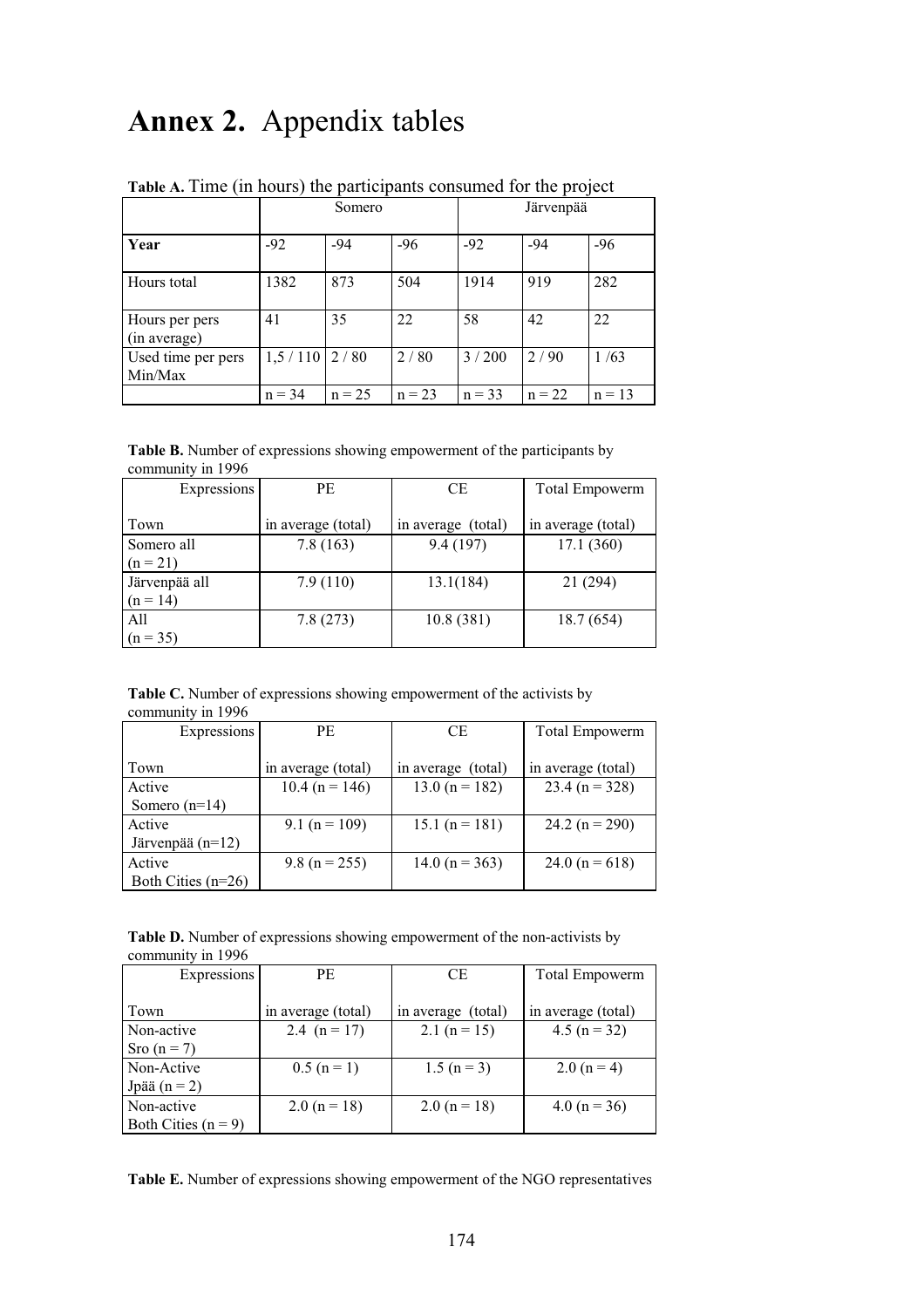# **Annex 2.** Appendix tables

**Table A.** Time (in hours) the participants consumed for the project

| | Somero | | | Järvenpää | | |
|---|---|---|---|---|---|---|
| **Year** | -92 | -94 | -96 | -92 | -94 | -96 |
| Hours total | 1382 | 873 | 504 | 1914 | 919 | 282 |
| Hours per pers (in average) | 41 | 35 | 22 | 58 | 42 | 22 |
| Used time per pers Min/Max | 1,5 / 110 | 2 / 80 | 2 / 80 | 3 / 200 | 2 / 90 | 1 /63 |
| | n = 34 | n = 25 | n = 23 | n = 33 | n = 22 | n = 13 |

**Table B.** Number of expressions showing empowerment of the participants by community in 1996

| Expressions<br><br>Town | PE<br><br>in average (total) | CE<br><br>in average (total) | Total Empowerm<br><br>in average (total) |
|---|---|---|---|
| Somero all (n = 21) | 7.8 (163) | 9.4 (197) | 17.1 (360) |
| Järvenpää all (n = 14) | 7.9 (110) | 13.1(184) | 21 (294) |
| All (n = 35) | 7.8 (273) | 10.8 (381) | 18.7 (654) |

**Table C.** Number of expressions showing empowerment of the activists by community in 1996

| Expressions<br><br>Town | PE<br><br>in average (total) | CE<br><br>in average (total) | Total Empowerm<br><br>in average (total) |
|---|---|---|---|
| Active Somero (n=14) | 10.4 (n = 146) | 13.0 (n = 182) | 23.4 (n = 328) |
| Active Järvenpää (n=12) | 9.1 (n = 109) | 15.1 (n = 181) | 24.2 (n = 290) |
| Active Both Cities (n=26) | 9.8 (n = 255) | 14.0 (n = 363) | 24.0 (n = 618) |

**Table D.** Number of expressions showing empowerment of the non-activists by community in 1996

| Expressions<br><br>Town | PE<br><br>in average (total) | CE<br><br>in average (total) | Total Empowerm<br><br>in average (total) |
|---|---|---|---|
| Non-active Sro (n = 7) | 2.4 (n = 17) | 2.1 (n = 15) | 4.5 (n = 32) |
| Non-Active Jpää (n = 2) | 0.5 (n = 1) | 1.5 (n = 3) | 2.0 (n = 4) |
| Non-active Both Cities (n = 9) | 2.0 (n = 18) | 2.0 (n = 18) | 4.0 (n = 36) |

**Table E.** Number of expressions showing empowerment of the NGO representatives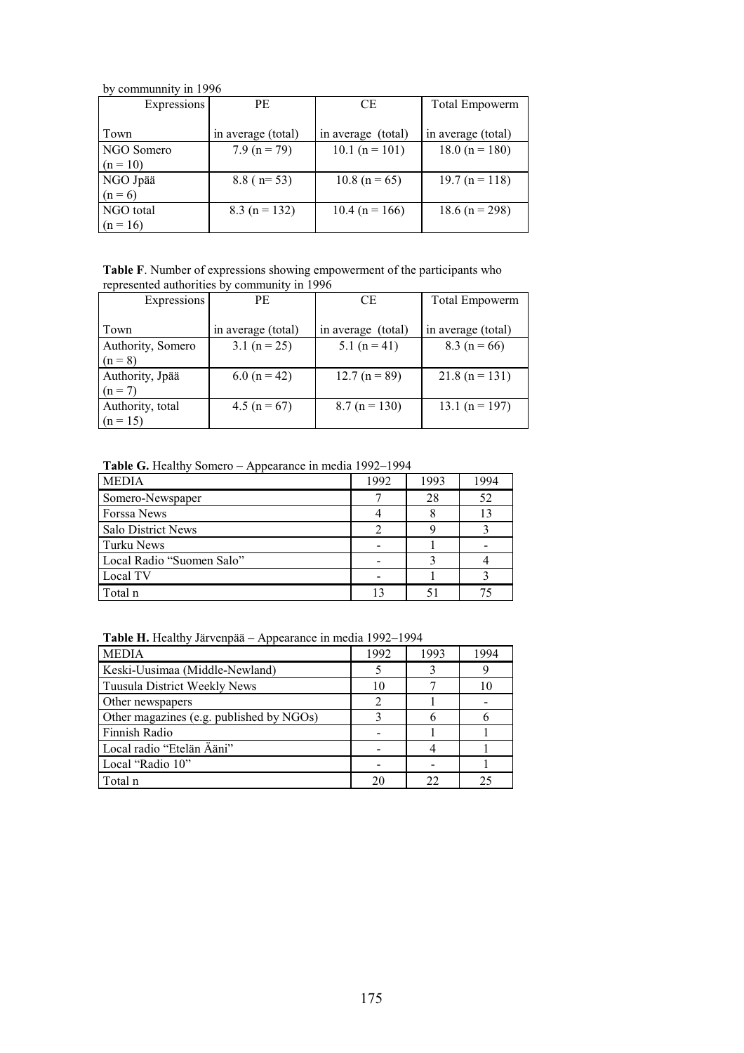by communnity in 1996

| Expressions<br><br>Town | PE<br><br>in average (total) | CE<br><br>in average (total) | Total Empowerm<br><br>in average (total) |
|---|---|---|---|
| NGO Somero (n = 10) | 7.9 (n = 79) | 10.1 (n = 101) | 18.0 (n = 180) |
| NGO Jpää (n = 6) | 8.8 ( n= 53) | 10.8 (n = 65) | 19.7 (n = 118) |
| NGO total (n = 16) | 8.3 (n = 132) | 10.4 (n = 166) | 18.6 (n = 298) |

**Table F**. Number of expressions showing empowerment of the participants who represented authorities by community in 1996

| Expressions<br><br>Town | PE<br><br>in average (total) | CE<br><br>in average (total) | Total Empowerm<br><br>in average (total) |
|---|---|---|---|
| Authority, Somero (n = 8) | 3.1 (n = 25) | 5.1 (n = 41) | 8.3 (n = 66) |
| Authority, Jpää (n = 7) | 6.0 (n = 42) | 12.7 (n = 89) | 21.8 (n = 131) |
| Authority, total (n = 15) | 4.5 (n = 67) | 8.7 (n = 130) | 13.1 (n = 197) |

**Table G.** Healthy Somero – Appearance in media 1992–1994

| MEDIA | 1992 | 1993 | 1994 |
|---|---|---|---|
| Somero-Newspaper | 7 | 28 | 52 |
| Forssa News | 4 | 8 | 13 |
| Salo District News | 2 | 9 | 3 |
| Turku News | - | 1 | - |
| Local Radio "Suomen Salo" | - | 3 | 4 |
| Local TV | - | 1 | 3 |
| Total n | 13 | 51 | 75 |

**Table H.** Healthy Järvenpää – Appearance in media 1992–1994

| MEDIA | 1992 | 1993 | 1994 |
|---|---|---|---|
| Keski-Uusimaa (Middle-Newland) | 5 | 3 | 9 |
| Tuusula District Weekly News | 10 | 7 | 10 |
| Other newspapers | 2 | 1 | - |
| Other magazines (e.g. published by NGOs) | 3 | 6 | 6 |
| Finnish Radio | - | 1 | 1 |
| Local radio "Etelän Ääni" | - | 4 | 1 |
| Local "Radio 10" | - | - | 1 |
| Total n | 20 | 22 | 25 |